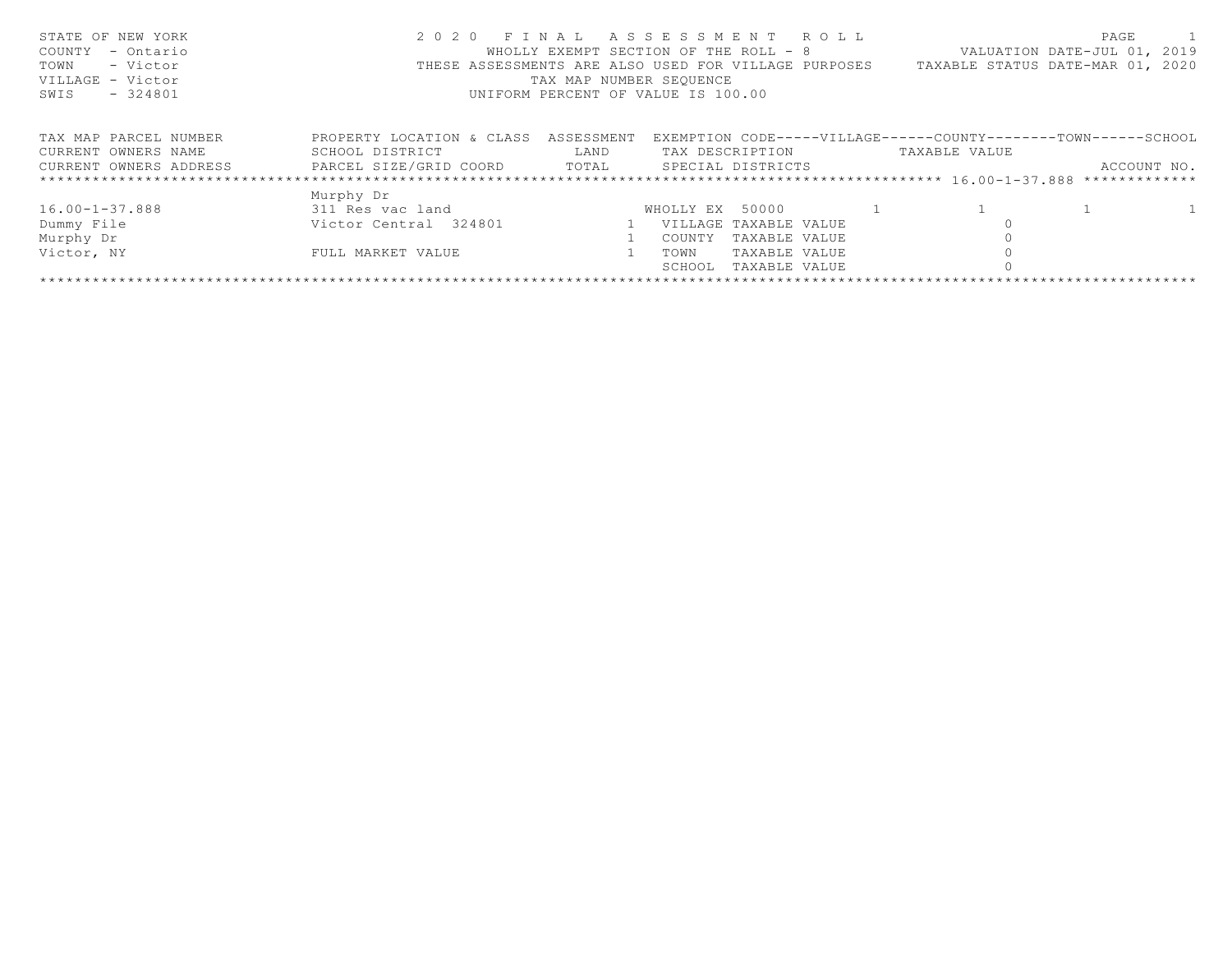STATE OF NEW YORK
COUNTY - Ontario
TOWN - Victor
VILLAGE - Victor
SWIS - 324801

2 0 2 0 F I N A L A S S E S S M E N T R O L L
WHOLLY EXEMPT SECTION OF THE ROLL - 8
THESE ASSESSMENTS ARE ALSO USED FOR VILLAGE PURPOSES
TAX MAP NUMBER SEQUENCE
UNIFORM PERCENT OF VALUE IS 100.00

VALUATION DATE-JUL 01, 2019
TAXABLE STATUS DATE-MAR 01, 2020

| TAX MAP PARCEL NUMBER / CURRENT OWNERS NAME / CURRENT OWNERS ADDRESS | PROPERTY LOCATION & CLASS / SCHOOL DISTRICT / PARCEL SIZE/GRID COORD | ASSESSMENT LAND / TOTAL | EXEMPTION CODE / TAX DESCRIPTION / SPECIAL DISTRICTS | VILLAGE | COUNTY (TAXABLE VALUE) | TOWN | SCHOOL / ACCOUNT NO. |
|---|---|---|---|---|---|---|---|
| 16.00-1-37.888 | Murphy Dr | | | | | | |
| 16.00-1-37.888 | 311 Res vac land | | WHOLLY EX 50000 | 1 | 1 | 1 | 1 |
| Dummy File | Victor Central 324801 | 1 | VILLAGE TAXABLE VALUE | | 0 | | |
| Murphy Dr | | 1 | COUNTY TAXABLE VALUE | | 0 | | |
| Victor, NY | FULL MARKET VALUE | 1 | TOWN TAXABLE VALUE | | 0 | | |
| | | | SCHOOL TAXABLE VALUE | | 0 | | |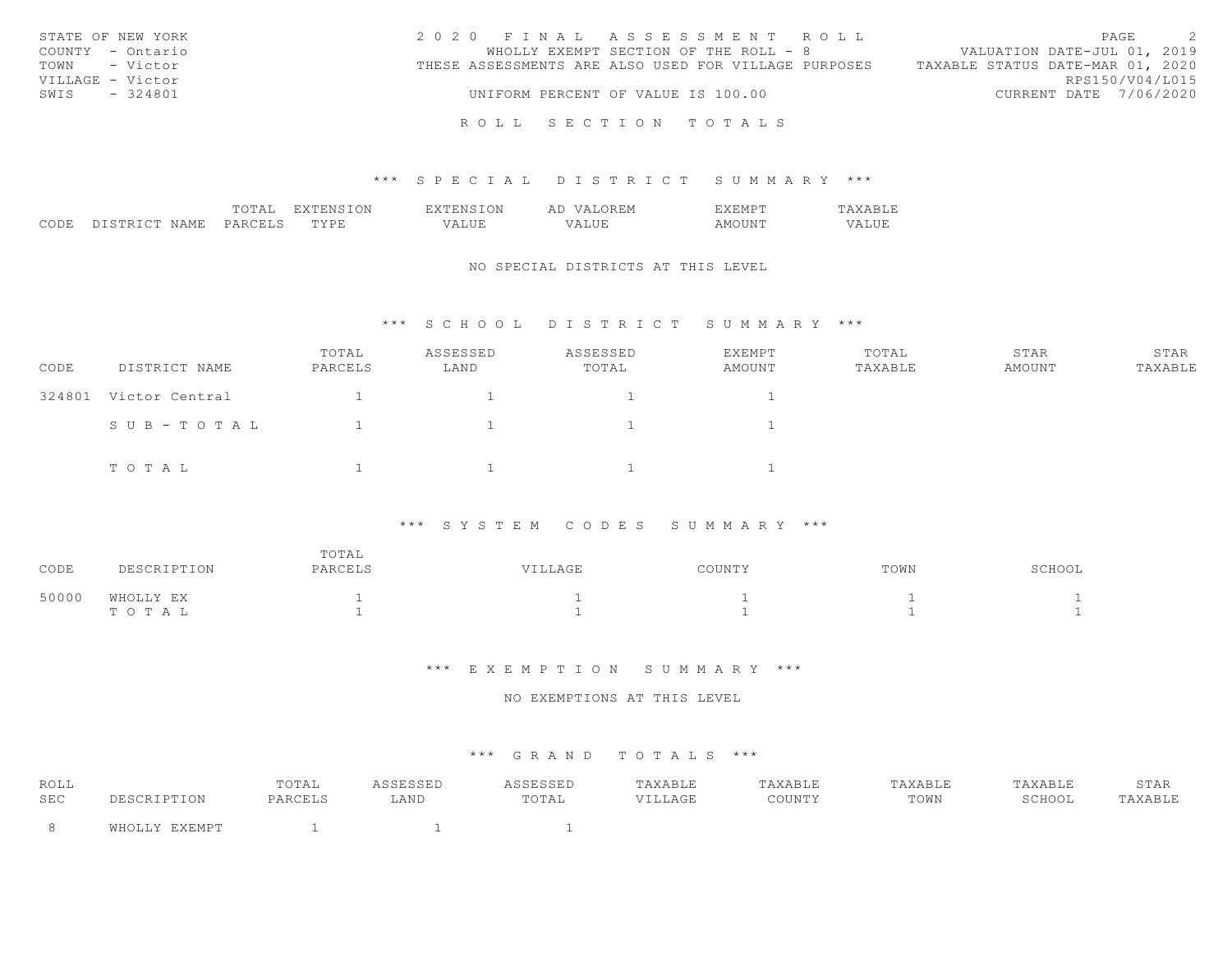STATE OF NEW YORK
COUNTY - Ontario
TOWN - Victor
VILLAGE - Victor
SWIS - 324801

2 0 2 0 F I N A L A S S E S S M E N T R O L L
WHOLLY EXEMPT SECTION OF THE ROLL - 8
THESE ASSESSMENTS ARE ALSO USED FOR VILLAGE PURPOSES
UNIFORM PERCENT OF VALUE IS 100.00

VALUATION DATE-JUL 01, 2019
TAXABLE STATUS DATE-MAR 01, 2020
RPS150/V04/L015
CURRENT DATE 7/06/2020

# R O L L S E C T I O N T O T A L S

## *** S P E C I A L D I S T R I C T S U M M A R Y ***

| CODE | DISTRICT NAME | TOTAL PARCELS | EXTENSION TYPE | EXTENSION VALUE | AD VALOREM VALUE | EXEMPT AMOUNT | TAXABLE VALUE |
|---|---|---|---|---|---|---|---|

NO SPECIAL DISTRICTS AT THIS LEVEL

## *** S C H O O L D I S T R I C T S U M M A R Y ***

| CODE | DISTRICT NAME | TOTAL PARCELS | ASSESSED LAND | ASSESSED TOTAL | EXEMPT AMOUNT | TOTAL TAXABLE | STAR AMOUNT | STAR TAXABLE |
|---|---|---|---|---|---|---|---|---|
| 324801 | Victor Central | 1 | 1 | 1 | 1 | | | |
| | S U B - T O T A L | 1 | 1 | 1 | 1 | | | |
| | T O T A L | 1 | 1 | 1 | 1 | | | |

## *** S Y S T E M C O D E S S U M M A R Y ***

| CODE | DESCRIPTION | TOTAL PARCELS | VILLAGE | COUNTY | TOWN | SCHOOL |
|---|---|---|---|---|---|---|
| 50000 | WHOLLY EX | 1 | 1 | 1 | 1 | 1 |
| | T O T A L | 1 | 1 | 1 | 1 | 1 |

## *** E X E M P T I O N S U M M A R Y ***

NO EXEMPTIONS AT THIS LEVEL

## *** G R A N D T O T A L S ***

| ROLL SEC | DESCRIPTION | TOTAL PARCELS | ASSESSED LAND | ASSESSED TOTAL | TAXABLE VILLAGE | TAXABLE COUNTY | TAXABLE TOWN | TAXABLE SCHOOL | STAR TAXABLE |
|---|---|---|---|---|---|---|---|---|---|
| 8 | WHOLLY EXEMPT | 1 | 1 | 1 | | | | | |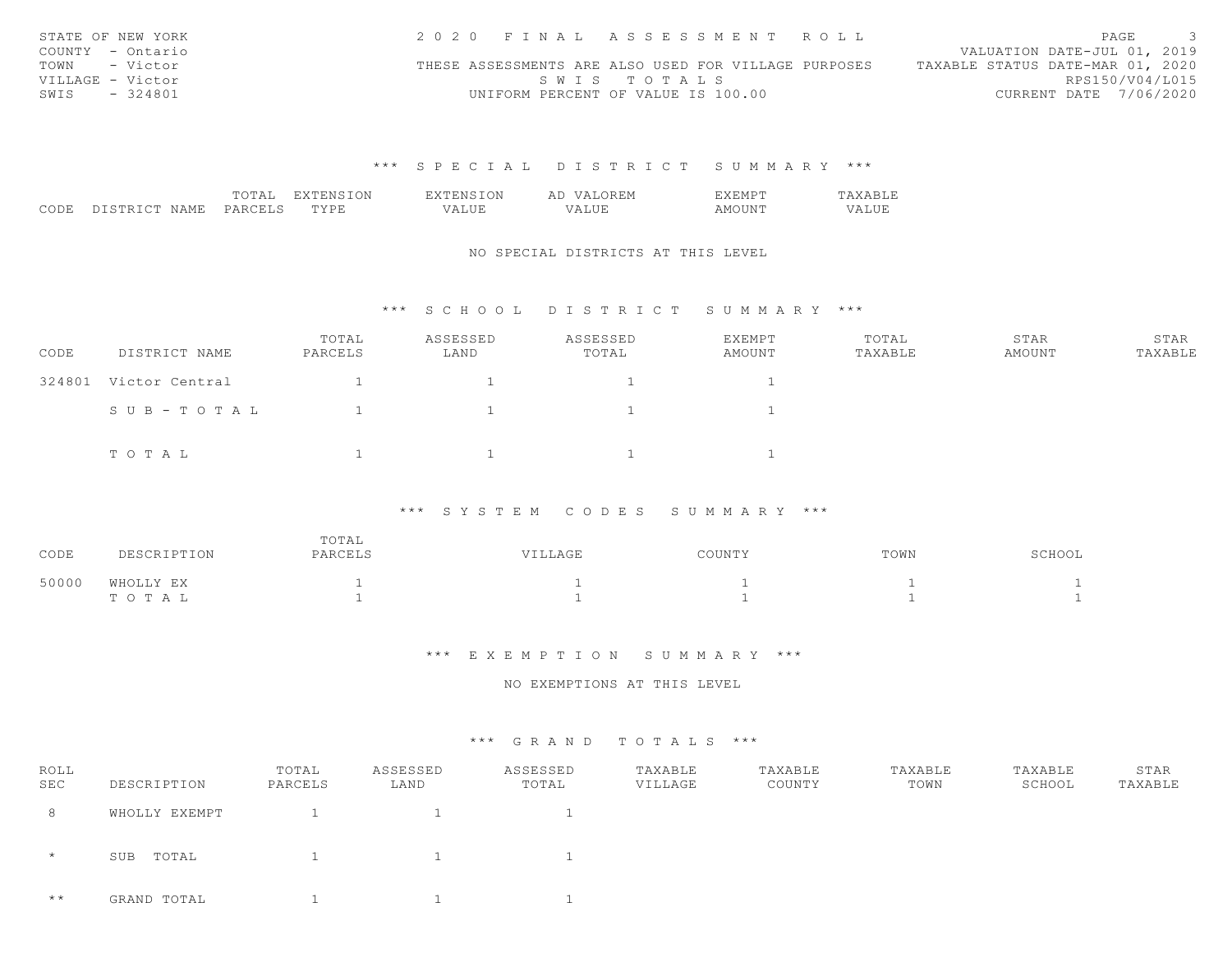STATE OF NEW YORK
COUNTY - Ontario
TOWN - Victor
VILLAGE - Victor
SWIS - 324801

2020 FINAL ASSESSMENT ROLL
THESE ASSESSMENTS ARE ALSO USED FOR VILLAGE PURPOSES
SWIS TOTALS
UNIFORM PERCENT OF VALUE IS 100.00

VALUATION DATE-JUL 01, 2019
TAXABLE STATUS DATE-MAR 01, 2020
RPS150/V04/L015
CURRENT DATE 7/06/2020

## *** SPECIAL DISTRICT SUMMARY ***

| CODE | DISTRICT NAME | TOTAL PARCELS | EXTENSION TYPE | EXTENSION VALUE | AD VALOREM VALUE | EXEMPT AMOUNT | TAXABLE VALUE |
|---|---|---|---|---|---|---|---|

NO SPECIAL DISTRICTS AT THIS LEVEL

## *** SCHOOL DISTRICT SUMMARY ***

| CODE | DISTRICT NAME | TOTAL PARCELS | ASSESSED LAND | ASSESSED TOTAL | EXEMPT AMOUNT | TOTAL TAXABLE | STAR AMOUNT | STAR TAXABLE |
|---|---|---|---|---|---|---|---|---|
| 324801 | Victor Central | 1 | 1 | 1 | 1 | | | |
| | SUB-TOTAL | 1 | 1 | 1 | 1 | | | |
| | TOTAL | 1 | 1 | 1 | 1 | | | |

## *** SYSTEM CODES SUMMARY ***

| CODE | DESCRIPTION | TOTAL PARCELS | VILLAGE | COUNTY | TOWN | SCHOOL |
|---|---|---|---|---|---|---|
| 50000 | WHOLLY EX | 1 | 1 | 1 | 1 | 1 |
| | TOTAL | 1 | 1 | 1 | 1 | 1 |

## *** EXEMPTION SUMMARY ***

NO EXEMPTIONS AT THIS LEVEL

## *** GRAND TOTALS ***

| ROLL SEC | DESCRIPTION | TOTAL PARCELS | ASSESSED LAND | ASSESSED TOTAL | TAXABLE VILLAGE | TAXABLE COUNTY | TAXABLE TOWN | TAXABLE SCHOOL | STAR TAXABLE |
|---|---|---|---|---|---|---|---|---|---|
| 8 | WHOLLY EXEMPT | 1 | 1 | 1 | | | | | |
| * | SUB TOTAL | 1 | 1 | 1 | | | | | |
| ** | GRAND TOTAL | 1 | 1 | 1 | | | | | |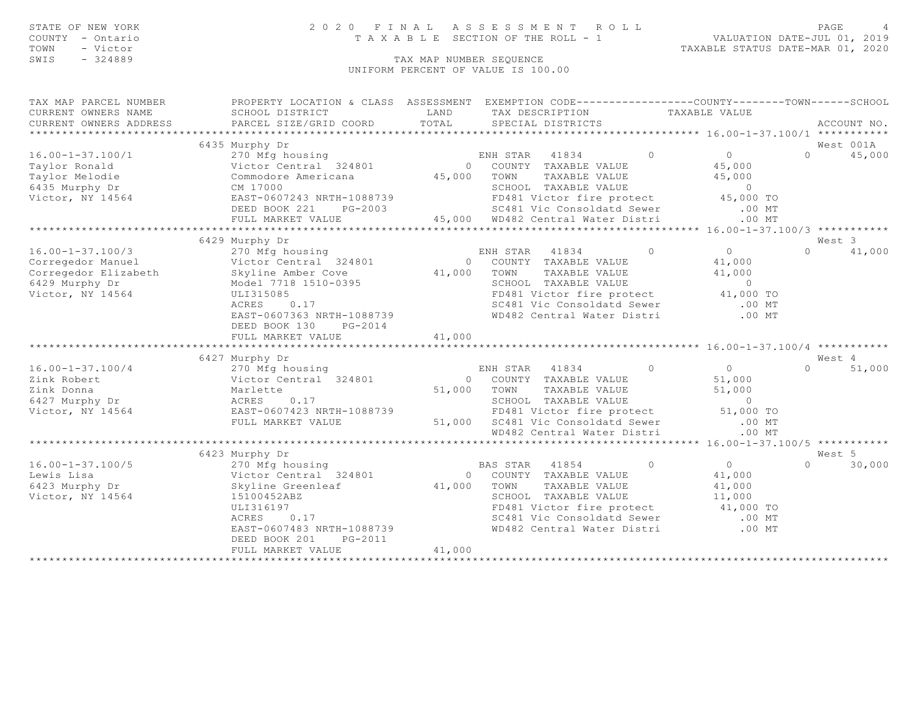STATE OF NEW YORK
COUNTY - Ontario
TOWN - Victor
SWIS - 324889

# 2020 FINAL ASSESSMENT ROLL

TAXABLE SECTION OF THE ROLL - 1

VALUATION DATE-JUL 01, 2019
TAXABLE STATUS DATE-MAR 01, 2020

TAX MAP NUMBER SEQUENCE
UNIFORM PERCENT OF VALUE IS 100.00

| TAX MAP PARCEL NUMBER / CURRENT OWNERS NAME / CURRENT OWNERS ADDRESS | PROPERTY LOCATION & CLASS / SCHOOL DISTRICT / PARCEL SIZE/GRID COORD | ASSESSMENT LAND / TOTAL | EXEMPTION CODE / TAX DESCRIPTION / SPECIAL DISTRICTS | COUNTY | TOWN | SCHOOL / ACCOUNT NO. |
|---|---|---|---|---|---|---|
| **16.00-1-37.100/1** | 6435 Murphy Dr | | | | | West 001A |
| 16.00-1-37.100/1 | 270 Mfg housing | | ENH STAR 41834 | 0 | 0 | 45,000 |
| Taylor Ronald | Victor Central 324801 | 0 | COUNTY TAXABLE VALUE | 45,000 | | |
| Taylor Melodie | Commodore Americana | 45,000 | TOWN TAXABLE VALUE | | 45,000 | |
| 6435 Murphy Dr | CM 17000 | | SCHOOL TAXABLE VALUE | | | 0 |
| Victor, NY 14564 | EAST-0607243 NRTH-1088739 | | FD481 Victor fire protect | 45,000 TO | | |
| | DEED BOOK 221 PG-2003 | | SC481 Vic Consoldatd Sewer | .00 MT | | |
| | FULL MARKET VALUE | 45,000 | WD482 Central Water Distri | .00 MT | | |
| **16.00-1-37.100/3** | 6429 Murphy Dr | | | | | West 3 |
| 16.00-1-37.100/3 | 270 Mfg housing | | ENH STAR 41834 | 0 | 0 | 41,000 |
| Corregedor Manuel | Victor Central 324801 | 0 | COUNTY TAXABLE VALUE | 41,000 | | |
| Corregedor Elizabeth | Skyline Amber Cove | 41,000 | TOWN TAXABLE VALUE | | 41,000 | |
| 6429 Murphy Dr | Model 7718 1510-0395 | | SCHOOL TAXABLE VALUE | | | 0 |
| Victor, NY 14564 | ULI315085 | | FD481 Victor fire protect | 41,000 TO | | |
| | ACRES 0.17 | | SC481 Vic Consoldatd Sewer | .00 MT | | |
| | EAST-0607363 NRTH-1088739 | | WD482 Central Water Distri | .00 MT | | |
| | DEED BOOK 130 PG-2014 | | | | | |
| | FULL MARKET VALUE | 41,000 | | | | |
| **16.00-1-37.100/4** | 6427 Murphy Dr | | | | | West 4 |
| 16.00-1-37.100/4 | 270 Mfg housing | | ENH STAR 41834 | 0 | 0 | 51,000 |
| Zink Robert | Victor Central 324801 | 0 | COUNTY TAXABLE VALUE | 51,000 | | |
| Zink Donna | Marlette | 51,000 | TOWN TAXABLE VALUE | | 51,000 | |
| 6427 Murphy Dr | ACRES 0.17 | | SCHOOL TAXABLE VALUE | | | 0 |
| Victor, NY 14564 | EAST-0607423 NRTH-1088739 | | FD481 Victor fire protect | 51,000 TO | | |
| | FULL MARKET VALUE | 51,000 | SC481 Vic Consoldatd Sewer | .00 MT | | |
| | | | WD482 Central Water Distri | .00 MT | | |
| **16.00-1-37.100/5** | 6423 Murphy Dr | | | | | West 5 |
| 16.00-1-37.100/5 | 270 Mfg housing | | BAS STAR 41854 | 0 | 0 | 30,000 |
| Lewis Lisa | Victor Central 324801 | 0 | COUNTY TAXABLE VALUE | 41,000 | | |
| 6423 Murphy Dr | Skyline Greenleaf | 41,000 | TOWN TAXABLE VALUE | | 41,000 | |
| Victor, NY 14564 | 15100452ABZ | | SCHOOL TAXABLE VALUE | | | 11,000 |
| | ULI316197 | | FD481 Victor fire protect | 41,000 TO | | |
| | ACRES 0.17 | | SC481 Vic Consoldatd Sewer | .00 MT | | |
| | EAST-0607483 NRTH-1088739 | | WD482 Central Water Distri | .00 MT | | |
| | DEED BOOK 201 PG-2011 | | | | | |
| | FULL MARKET VALUE | 41,000 | | | | |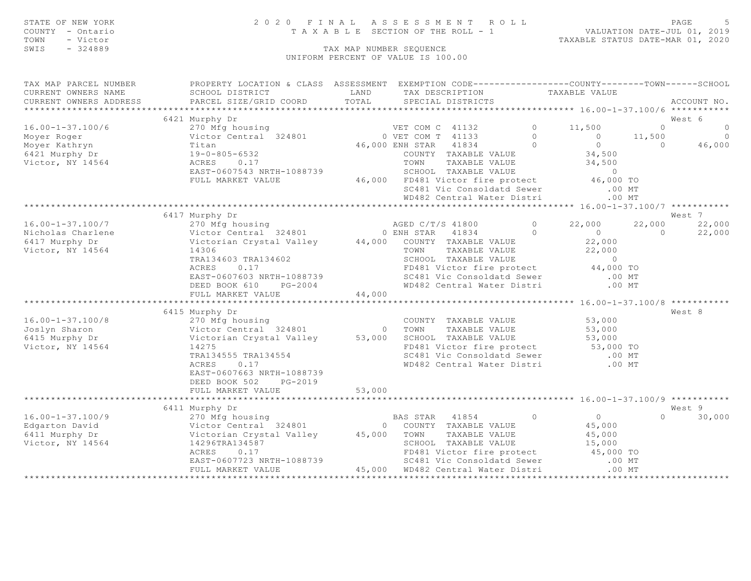STATE OF NEW YORK
COUNTY - Ontario
TOWN - Victor
SWIS - 324889

# 2020 FINAL ASSESSMENT ROLL

TAXABLE SECTION OF THE ROLL - 1

VALUATION DATE-JUL 01, 2019
TAXABLE STATUS DATE-MAR 01, 2020

TAX MAP NUMBER SEQUENCE
UNIFORM PERCENT OF VALUE IS 100.00

| TAX MAP PARCEL NUMBER / CURRENT OWNERS NAME / CURRENT OWNERS ADDRESS | PROPERTY LOCATION & CLASS / SCHOOL DISTRICT / PARCEL SIZE/GRID COORD | ASSESSMENT LAND / TOTAL | EXEMPTION CODE / TAX DESCRIPTION / SPECIAL DISTRICTS | COUNTY TAXABLE VALUE | TOWN | SCHOOL | ACCOUNT NO. |
|---|---|---|---|---|---|---|---|
| **16.00-1-37.100/6** | 6421 Murphy Dr | | | | | | West 6 |
| 16.00-1-37.100/6 | 270 Mfg housing | | VET COM C 41132 0 | 11,500 | 0 | 0 | |
| Moyer Roger | Victor Central 324801 | 0 | VET COM T 41133 0 | 0 | 11,500 | 0 | |
| Moyer Kathryn | Titan | 46,000 | ENH STAR 41834 0 | 0 | 0 | 46,000 | |
| 6421 Murphy Dr | 19-0-805-6532 | | COUNTY TAXABLE VALUE | 34,500 | | | |
| Victor, NY 14564 | ACRES 0.17 | | TOWN TAXABLE VALUE | 34,500 | | | |
| | EAST-0607543 NRTH-1088739 | | SCHOOL TAXABLE VALUE | 0 | | | |
| | FULL MARKET VALUE | 46,000 | FD481 Victor fire protect | 46,000 TO | | | |
| | | | SC481 Vic Consoldatd Sewer | .00 MT | | | |
| | | | WD482 Central Water Distri | .00 MT | | | |
| **16.00-1-37.100/7** | 6417 Murphy Dr | | | | | | West 7 |
| 16.00-1-37.100/7 | 270 Mfg housing | | AGED C/T/S 41800 0 | 22,000 | 22,000 | 22,000 | |
| Nicholas Charlene | Victor Central 324801 | 0 | ENH STAR 41834 0 | 0 | 0 | 22,000 | |
| 6417 Murphy Dr | Victorian Crystal Valley | 44,000 | COUNTY TAXABLE VALUE | 22,000 | | | |
| Victor, NY 14564 | 14306 | | TOWN TAXABLE VALUE | 22,000 | | | |
| | TRA134603 TRA134602 | | SCHOOL TAXABLE VALUE | 0 | | | |
| | ACRES 0.17 | | FD481 Victor fire protect | 44,000 TO | | | |
| | EAST-0607603 NRTH-1088739 | | SC481 Vic Consoldatd Sewer | .00 MT | | | |
| | DEED BOOK 610 PG-2004 | | WD482 Central Water Distri | .00 MT | | | |
| | FULL MARKET VALUE | 44,000 | | | | | |
| **16.00-1-37.100/8** | 6415 Murphy Dr | | | | | | West 8 |
| 16.00-1-37.100/8 | 270 Mfg housing | | COUNTY TAXABLE VALUE | 53,000 | | | |
| Joslyn Sharon | Victor Central 324801 | 0 | TOWN TAXABLE VALUE | 53,000 | | | |
| 6415 Murphy Dr | Victorian Crystal Valley | 53,000 | SCHOOL TAXABLE VALUE | 53,000 | | | |
| Victor, NY 14564 | 14275 | | FD481 Victor fire protect | 53,000 TO | | | |
| | TRA134555 TRA134554 | | SC481 Vic Consoldatd Sewer | .00 MT | | | |
| | ACRES 0.17 | | WD482 Central Water Distri | .00 MT | | | |
| | EAST-0607663 NRTH-1088739 | | | | | | |
| | DEED BOOK 502 PG-2019 | | | | | | |
| | FULL MARKET VALUE | 53,000 | | | | | |
| **16.00-1-37.100/9** | 6411 Murphy Dr | | | | | | West 9 |
| 16.00-1-37.100/9 | 270 Mfg housing | | BAS STAR 41854 0 | 0 | 0 | 30,000 | |
| Edgarton David | Victor Central 324801 | 0 | COUNTY TAXABLE VALUE | 45,000 | | | |
| 6411 Murphy Dr | Victorian Crystal Valley | 45,000 | TOWN TAXABLE VALUE | 45,000 | | | |
| Victor, NY 14564 | 14296TRA134587 | | SCHOOL TAXABLE VALUE | 15,000 | | | |
| | ACRES 0.17 | | FD481 Victor fire protect | 45,000 TO | | | |
| | EAST-0607723 NRTH-1088739 | | SC481 Vic Consoldatd Sewer | .00 MT | | | |
| | FULL MARKET VALUE | 45,000 | WD482 Central Water Distri | .00 MT | | | |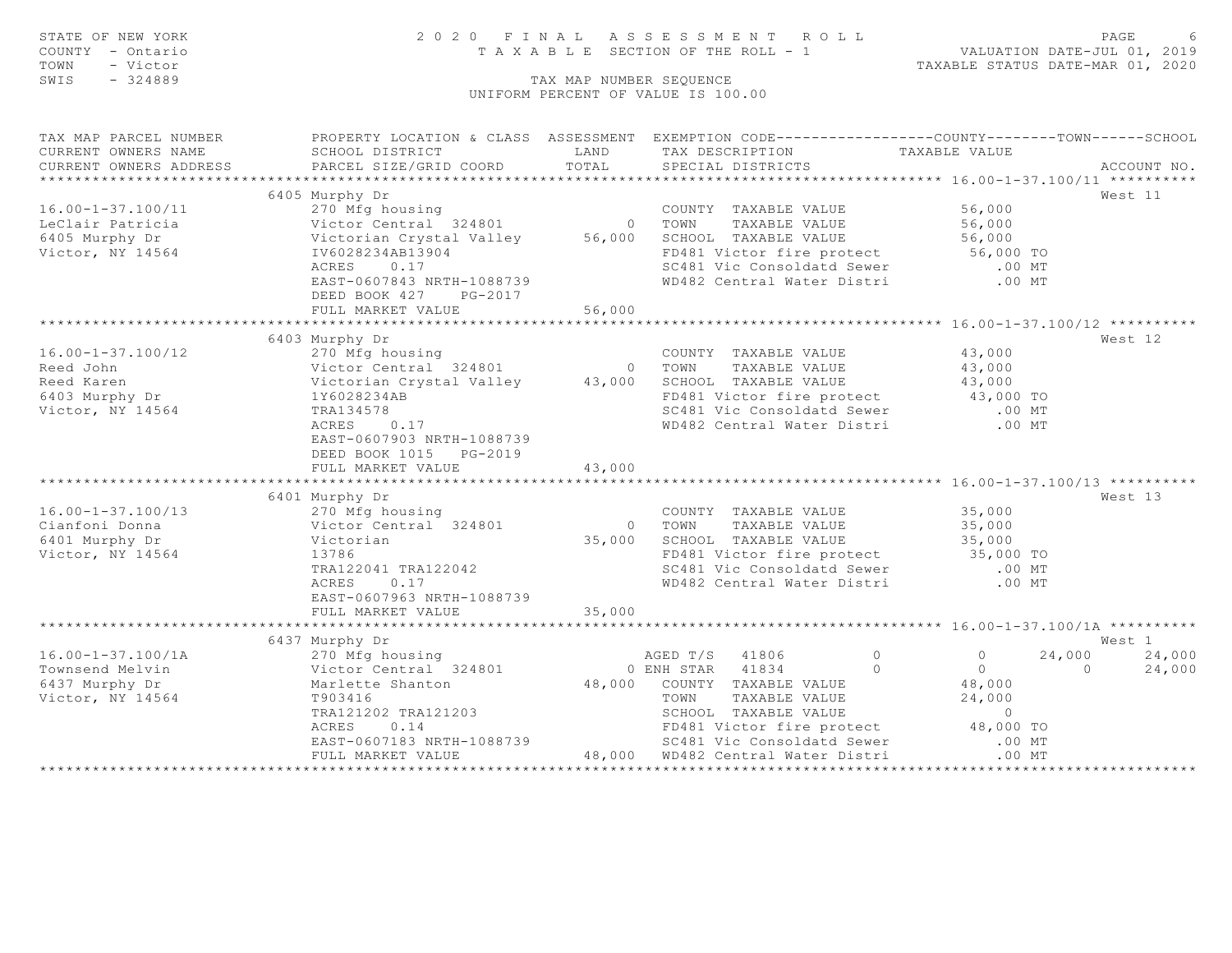STATE OF NEW YORK — 2020 FINAL ASSESSMENT ROLL
COUNTY - Ontario — TAXABLE SECTION OF THE ROLL - 1 — VALUATION DATE-JUL 01, 2019
TOWN - Victor — TAXABLE STATUS DATE-MAR 01, 2020
SWIS - 324889 — TAX MAP NUMBER SEQUENCE
UNIFORM PERCENT OF VALUE IS 100.00

| TAX MAP PARCEL NUMBER / CURRENT OWNERS NAME / CURRENT OWNERS ADDRESS | PROPERTY LOCATION & CLASS / SCHOOL DISTRICT / PARCEL SIZE/GRID COORD | ASSESSMENT LAND / TOTAL | EXEMPTION CODE / TAX DESCRIPTION / SPECIAL DISTRICTS | COUNTY | TOWN | SCHOOL / TAXABLE VALUE | ACCOUNT NO. |
|---|---|---|---|---|---|---|---|
| **16.00-1-37.100/11** | 6405 Murphy Dr | | | | | | West 11 |
| LeClair Patricia | 270 Mfg housing | | COUNTY TAXABLE VALUE | 56,000 | | | |
| 6405 Murphy Dr | Victor Central 324801 | 0 | TOWN TAXABLE VALUE | 56,000 | | | |
| Victor, NY 14564 | Victorian Crystal Valley | 56,000 | SCHOOL TAXABLE VALUE | 56,000 | | | |
| | IV6028234AB13904 | | FD481 Victor fire protect | 56,000 TO | | | |
| | ACRES 0.17 | | SC481 Vic Consoldatd Sewer | .00 MT | | | |
| | EAST-0607843 NRTH-1088739 | | WD482 Central Water Distri | .00 MT | | | |
| | DEED BOOK 427 PG-2017 | | | | | | |
| | FULL MARKET VALUE | 56,000 | | | | | |
| **16.00-1-37.100/12** | 6403 Murphy Dr | | | | | | West 12 |
| Reed John | 270 Mfg housing | | COUNTY TAXABLE VALUE | 43,000 | | | |
| Reed Karen | Victor Central 324801 | 0 | TOWN TAXABLE VALUE | 43,000 | | | |
| 6403 Murphy Dr | Victorian Crystal Valley | 43,000 | SCHOOL TAXABLE VALUE | 43,000 | | | |
| Victor, NY 14564 | 1Y6028234AB | | FD481 Victor fire protect | 43,000 TO | | | |
| | TRA134578 | | SC481 Vic Consoldatd Sewer | .00 MT | | | |
| | ACRES 0.17 | | WD482 Central Water Distri | .00 MT | | | |
| | EAST-0607903 NRTH-1088739 | | | | | | |
| | DEED BOOK 1015 PG-2019 | | | | | | |
| | FULL MARKET VALUE | 43,000 | | | | | |
| **16.00-1-37.100/13** | 6401 Murphy Dr | | | | | | West 13 |
| Cianfoni Donna | 270 Mfg housing | | COUNTY TAXABLE VALUE | 35,000 | | | |
| 6401 Murphy Dr | Victor Central 324801 | 0 | TOWN TAXABLE VALUE | 35,000 | | | |
| Victor, NY 14564 | Victorian | 35,000 | SCHOOL TAXABLE VALUE | 35,000 | | | |
| | 13786 | | FD481 Victor fire protect | 35,000 TO | | | |
| | TRA122041 TRA122042 | | SC481 Vic Consoldatd Sewer | .00 MT | | | |
| | ACRES 0.17 | | WD482 Central Water Distri | .00 MT | | | |
| | EAST-0607963 NRTH-1088739 | | | | | | |
| | FULL MARKET VALUE | 35,000 | | | | | |
| **16.00-1-37.100/1A** | 6437 Murphy Dr | | | | | | West 1 |
| Townsend Melvin | 270 Mfg housing | | AGED T/S 41806 0 | 0 | 24,000 | 24,000 | |
| 6437 Murphy Dr | Victor Central 324801 | 0 | ENH STAR 41834 0 | 0 | 0 | 24,000 | |
| Victor, NY 14564 | Marlette Shanton | 48,000 | COUNTY TAXABLE VALUE | 48,000 | | | |
| | T903416 | | TOWN TAXABLE VALUE | 24,000 | | | |
| | TRA121202 TRA121203 | | SCHOOL TAXABLE VALUE | 0 | | | |
| | ACRES 0.14 | | FD481 Victor fire protect | 48,000 TO | | | |
| | EAST-0607183 NRTH-1088739 | | SC481 Vic Consoldatd Sewer | .00 MT | | | |
| | FULL MARKET VALUE | 48,000 | WD482 Central Water Distri | .00 MT | | | |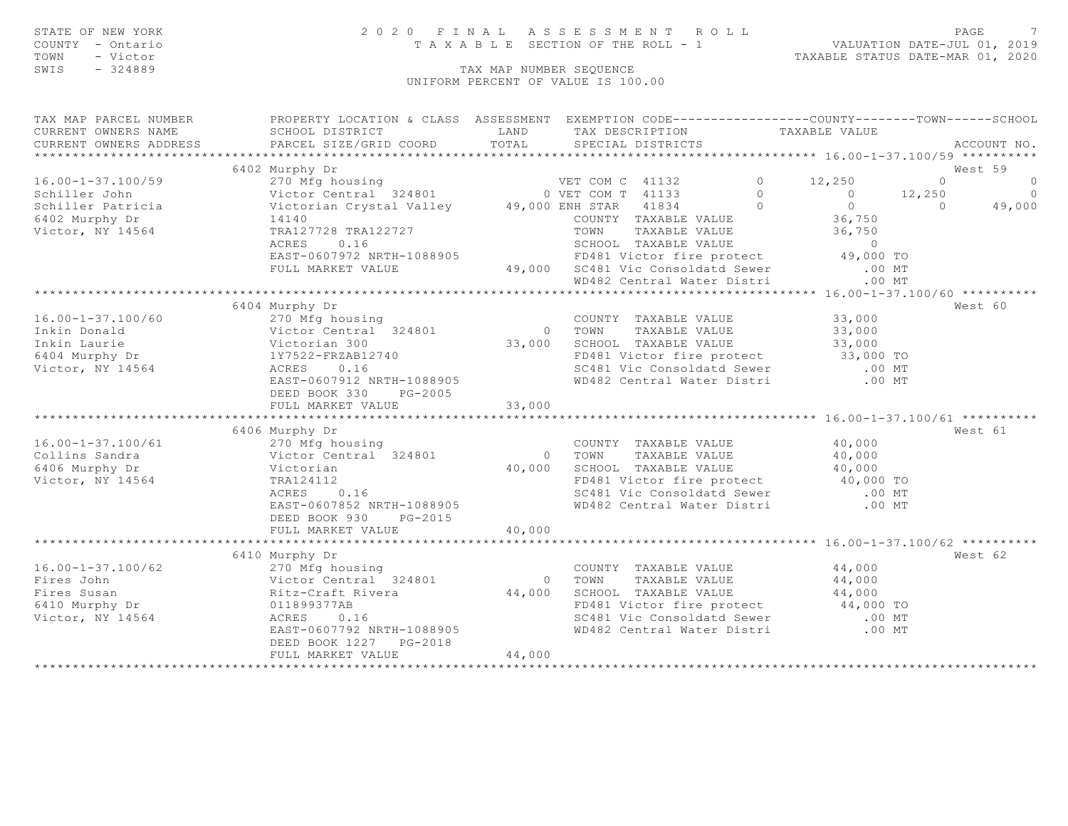STATE OF NEW YORK
COUNTY - Ontario
TOWN - Victor
SWIS - 324889

# 2020 FINAL ASSESSMENT ROLL

TAXABLE SECTION OF THE ROLL - 1

VALUATION DATE-JUL 01, 2019
TAXABLE STATUS DATE-MAR 01, 2020

TAX MAP NUMBER SEQUENCE
UNIFORM PERCENT OF VALUE IS 100.00

| TAX MAP PARCEL NUMBER / CURRENT OWNERS NAME / CURRENT OWNERS ADDRESS | PROPERTY LOCATION & CLASS / SCHOOL DISTRICT / PARCEL SIZE/GRID COORD | ASSESSMENT LAND / TOTAL | EXEMPTION CODE / TAX DESCRIPTION / SPECIAL DISTRICTS | | COUNTY TAXABLE VALUE | TOWN | SCHOOL | ACCOUNT NO. |
|---|---|---|---|---|---|---|---|---|
| **16.00-1-37.100/59** | 6402 Murphy Dr | | | | | | | West 59 |
| 16.00-1-37.100/59 | 270 Mfg housing | | VET COM C 41132 | 0 | 12,250 | 0 | 0 | |
| Schiller John | Victor Central 324801 | 0 | VET COM T 41133 | 0 | 0 | 12,250 | 0 | |
| Schiller Patricia | Victorian Crystal Valley | 49,000 | ENH STAR 41834 | 0 | 0 | 0 | 49,000 | |
| 6402 Murphy Dr | 14140 | | COUNTY TAXABLE VALUE | | 36,750 | | | |
| Victor, NY 14564 | TRA127728 TRA122727 | | TOWN TAXABLE VALUE | | 36,750 | | | |
| | ACRES 0.16 | | SCHOOL TAXABLE VALUE | | 0 | | | |
| | EAST-0607972 NRTH-1088905 | | FD481 Victor fire protect | | 49,000 TO | | | |
| | FULL MARKET VALUE | 49,000 | SC481 Vic Consoldatd Sewer | | .00 MT | | | |
| | | | WD482 Central Water Distri | | .00 MT | | | |
| **16.00-1-37.100/60** | 6404 Murphy Dr | | | | | | | West 60 |
| 16.00-1-37.100/60 | 270 Mfg housing | | COUNTY TAXABLE VALUE | | 33,000 | | | |
| Inkin Donald | Victor Central 324801 | 0 | TOWN TAXABLE VALUE | | 33,000 | | | |
| Inkin Laurie | Victorian 300 | 33,000 | SCHOOL TAXABLE VALUE | | 33,000 | | | |
| 6404 Murphy Dr | 1Y7522-FRZAB12740 | | FD481 Victor fire protect | | 33,000 TO | | | |
| Victor, NY 14564 | ACRES 0.16 | | SC481 Vic Consoldatd Sewer | | .00 MT | | | |
| | EAST-0607912 NRTH-1088905 | | WD482 Central Water Distri | | .00 MT | | | |
| | DEED BOOK 330 PG-2005 | | | | | | | |
| | FULL MARKET VALUE | 33,000 | | | | | | |
| **16.00-1-37.100/61** | 6406 Murphy Dr | | | | | | | West 61 |
| 16.00-1-37.100/61 | 270 Mfg housing | | COUNTY TAXABLE VALUE | | 40,000 | | | |
| Collins Sandra | Victor Central 324801 | 0 | TOWN TAXABLE VALUE | | 40,000 | | | |
| 6406 Murphy Dr | Victorian | 40,000 | SCHOOL TAXABLE VALUE | | 40,000 | | | |
| Victor, NY 14564 | TRA124112 | | FD481 Victor fire protect | | 40,000 TO | | | |
| | ACRES 0.16 | | SC481 Vic Consoldatd Sewer | | .00 MT | | | |
| | EAST-0607852 NRTH-1088905 | | WD482 Central Water Distri | | .00 MT | | | |
| | DEED BOOK 930 PG-2015 | | | | | | | |
| | FULL MARKET VALUE | 40,000 | | | | | | |
| **16.00-1-37.100/62** | 6410 Murphy Dr | | | | | | | West 62 |
| 16.00-1-37.100/62 | 270 Mfg housing | | COUNTY TAXABLE VALUE | | 44,000 | | | |
| Fires John | Victor Central 324801 | 0 | TOWN TAXABLE VALUE | | 44,000 | | | |
| Fires Susan | Ritz-Craft Rivera | 44,000 | SCHOOL TAXABLE VALUE | | 44,000 | | | |
| 6410 Murphy Dr | 011899377AB | | FD481 Victor fire protect | | 44,000 TO | | | |
| Victor, NY 14564 | ACRES 0.16 | | SC481 Vic Consoldatd Sewer | | .00 MT | | | |
| | EAST-0607792 NRTH-1088905 | | WD482 Central Water Distri | | .00 MT | | | |
| | DEED BOOK 1227 PG-2018 | | | | | | | |
| | FULL MARKET VALUE | 44,000 | | | | | | |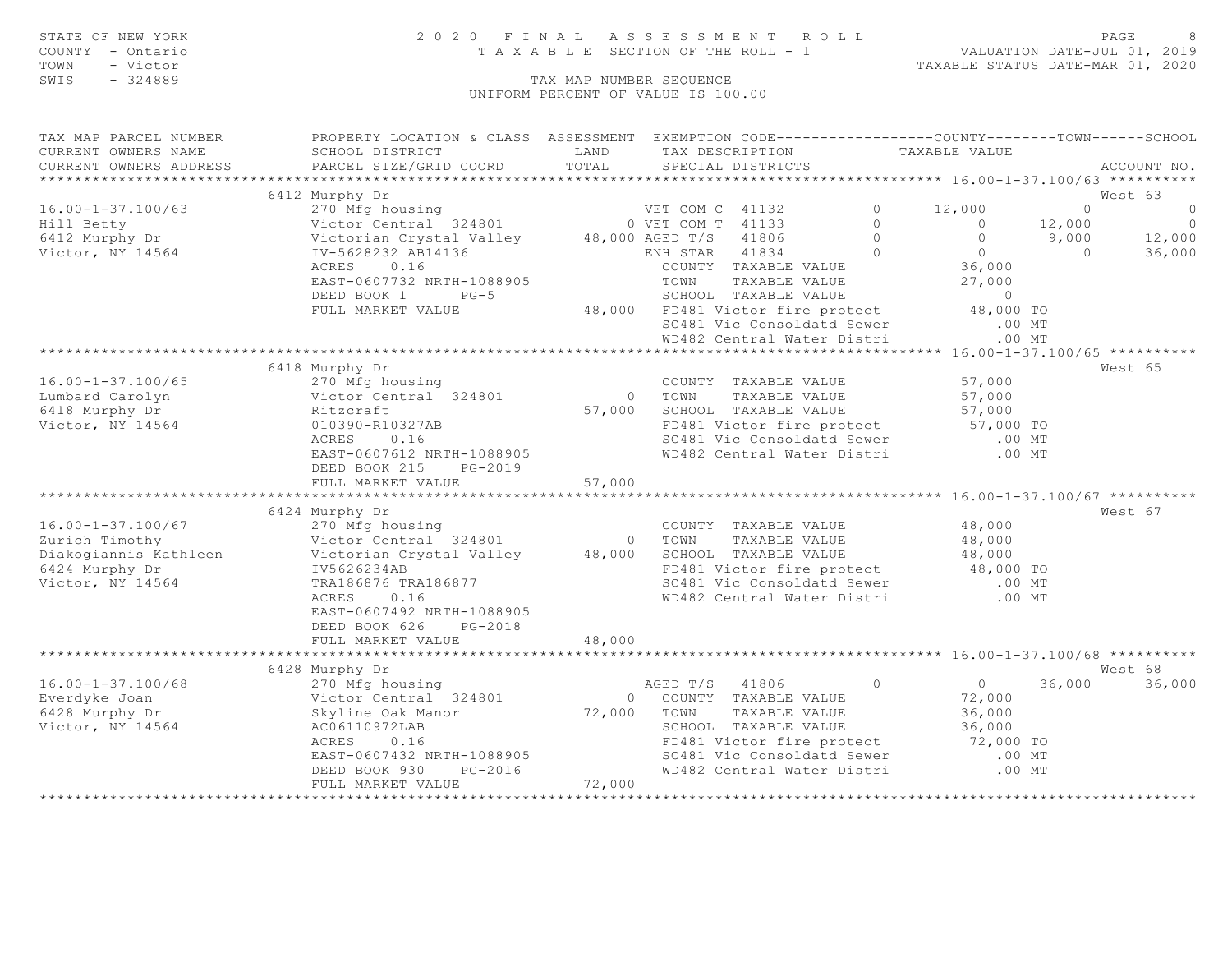STATE OF NEW YORK — COUNTY - Ontario — TOWN - Victor — SWIS - 324889

# 2020 FINAL ASSESSMENT ROLL

TAXABLE SECTION OF THE ROLL - 1

VALUATION DATE-JUL 01, 2019
TAXABLE STATUS DATE-MAR 01, 2020

TAX MAP NUMBER SEQUENCE
UNIFORM PERCENT OF VALUE IS 100.00

| TAX MAP PARCEL NUMBER / CURRENT OWNERS NAME / CURRENT OWNERS ADDRESS | PROPERTY LOCATION & CLASS / SCHOOL DISTRICT / PARCEL SIZE/GRID COORD | ASSESSMENT LAND / TOTAL | EXEMPTION CODE / TAX DESCRIPTION / SPECIAL DISTRICTS | | COUNTY / TAXABLE VALUE | TOWN | SCHOOL / ACCOUNT NO. |
|---|---|---|---|---|---|---|---|
| **16.00-1-37.100/63** | 6412 Murphy Dr | | | | | | West 63 |
| 16.00-1-37.100/63 | 270 Mfg housing | | VET COM C 41132 | 0 | 12,000 | 0 | 0 |
| Hill Betty | Victor Central 324801 | 0 | VET COM T 41133 | 0 | 0 | 12,000 | 0 |
| 6412 Murphy Dr | Victorian Crystal Valley | 48,000 | AGED T/S 41806 | 0 | 0 | 9,000 | 12,000 |
| Victor, NY 14564 | IV-5628232 AB14136 | | ENH STAR 41834 | 0 | 0 | 0 | 36,000 |
| | ACRES 0.16 | | COUNTY TAXABLE VALUE | | 36,000 | | |
| | EAST-0607732 NRTH-1088905 | | TOWN TAXABLE VALUE | | 27,000 | | |
| | DEED BOOK 1 PG-5 | | SCHOOL TAXABLE VALUE | | 0 | | |
| | FULL MARKET VALUE | 48,000 | FD481 Victor fire protect | | 48,000 TO | | |
| | | | SC481 Vic Consoldatd Sewer | | .00 MT | | |
| | | | WD482 Central Water Distri | | .00 MT | | |
| **16.00-1-37.100/65** | 6418 Murphy Dr | | | | | | West 65 |
| 16.00-1-37.100/65 | 270 Mfg housing | | COUNTY TAXABLE VALUE | | 57,000 | | |
| Lumbard Carolyn | Victor Central 324801 | 0 | TOWN TAXABLE VALUE | | 57,000 | | |
| 6418 Murphy Dr | Ritzcraft | 57,000 | SCHOOL TAXABLE VALUE | | 57,000 | | |
| Victor, NY 14564 | 010390-R10327AB | | FD481 Victor fire protect | | 57,000 TO | | |
| | ACRES 0.16 | | SC481 Vic Consoldatd Sewer | | .00 MT | | |
| | EAST-0607612 NRTH-1088905 | | WD482 Central Water Distri | | .00 MT | | |
| | DEED BOOK 215 PG-2019 | | | | | | |
| | FULL MARKET VALUE | 57,000 | | | | | |
| **16.00-1-37.100/67** | 6424 Murphy Dr | | | | | | West 67 |
| 16.00-1-37.100/67 | 270 Mfg housing | | COUNTY TAXABLE VALUE | | 48,000 | | |
| Zurich Timothy | Victor Central 324801 | 0 | TOWN TAXABLE VALUE | | 48,000 | | |
| Diakogiannis Kathleen | Victorian Crystal Valley | 48,000 | SCHOOL TAXABLE VALUE | | 48,000 | | |
| 6424 Murphy Dr | IV5626234AB | | FD481 Victor fire protect | | 48,000 TO | | |
| Victor, NY 14564 | TRA186876 TRA186877 | | SC481 Vic Consoldatd Sewer | | .00 MT | | |
| | ACRES 0.16 | | WD482 Central Water Distri | | .00 MT | | |
| | EAST-0607492 NRTH-1088905 | | | | | | |
| | DEED BOOK 626 PG-2018 | | | | | | |
| | FULL MARKET VALUE | 48,000 | | | | | |
| **16.00-1-37.100/68** | 6428 Murphy Dr | | | | | | West 68 |
| 16.00-1-37.100/68 | 270 Mfg housing | | AGED T/S 41806 | 0 | 0 | 36,000 | 36,000 |
| Everdyke Joan | Victor Central 324801 | 0 | COUNTY TAXABLE VALUE | | 72,000 | | |
| 6428 Murphy Dr | Skyline Oak Manor | 72,000 | TOWN TAXABLE VALUE | | 36,000 | | |
| Victor, NY 14564 | AC06110972LAB | | SCHOOL TAXABLE VALUE | | 36,000 | | |
| | ACRES 0.16 | | FD481 Victor fire protect | | 72,000 TO | | |
| | EAST-0607432 NRTH-1088905 | | SC481 Vic Consoldatd Sewer | | .00 MT | | |
| | DEED BOOK 930 PG-2016 | | WD482 Central Water Distri | | .00 MT | | |
| | FULL MARKET VALUE | 72,000 | | | | | |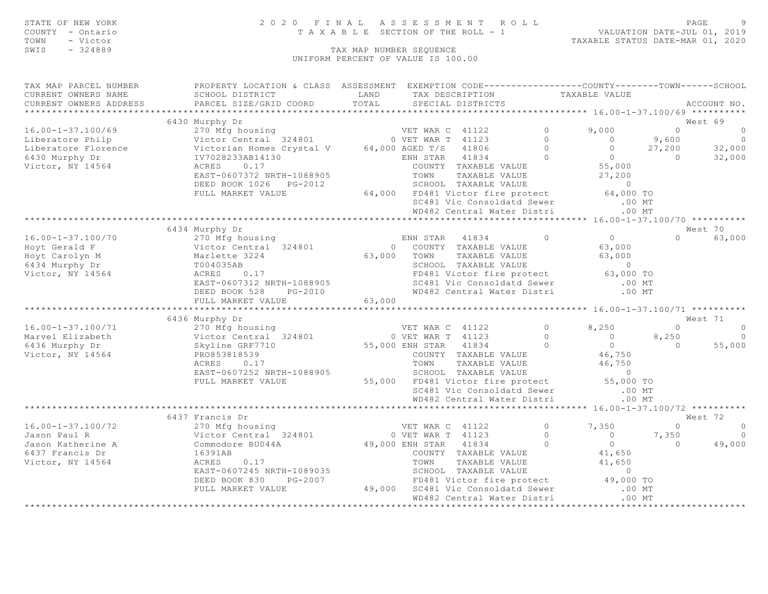STATE OF NEW YORK  
COUNTY - Ontario  
TOWN - Victor  
SWIS - 324889

2 0 2 0 F I N A L A S S E S S M E N T R O L L  
T A X A B L E SECTION OF THE ROLL - 1  
TAX MAP NUMBER SEQUENCE  
UNIFORM PERCENT OF VALUE IS 100.00

VALUATION DATE-JUL 01, 2019  
TAXABLE STATUS DATE-MAR 01, 2020

| TAX MAP PARCEL NUMBER / CURRENT OWNERS NAME / CURRENT OWNERS ADDRESS | PROPERTY LOCATION & CLASS / SCHOOL DISTRICT / PARCEL SIZE/GRID COORD | ASSESSMENT LAND / TOTAL | EXEMPTION CODE / TAX DESCRIPTION / SPECIAL DISTRICTS | | COUNTY / TAXABLE VALUE | TOWN | SCHOOL / ACCOUNT NO. |
|---|---|---|---|---|---|---|---|
| **16.00-1-37.100/69** | 6430 Murphy Dr | | | | | | West 69 |
| 16.00-1-37.100/69 | 270 Mfg housing | | VET WAR C 41122 | 0 | 9,000 | 0 | 0 |
| Liberatore Philp | Victor Central 324801 | 0 | VET WAR T 41123 | 0 | 0 | 9,600 | 0 |
| Liberatore Florence | Victorian Homes Crystal V | 64,000 | AGED T/S 41806 | 0 | 0 | 27,200 | 32,000 |
| 6430 Murphy Dr | IV7028233AB14130 | | ENH STAR 41834 | 0 | 0 | 0 | 32,000 |
| Victor, NY 14564 | ACRES 0.17 | | COUNTY TAXABLE VALUE | | 55,000 | | |
| | EAST-0607372 NRTH-1088905 | | TOWN TAXABLE VALUE | | 27,200 | | |
| | DEED BOOK 1026 PG-2012 | | SCHOOL TAXABLE VALUE | | 0 | | |
| | FULL MARKET VALUE | 64,000 | FD481 Victor fire protect | | 64,000 TO | | |
| | | | SC481 Vic Consoldatd Sewer | | .00 MT | | |
| | | | WD482 Central Water Distri | | .00 MT | | |
| **16.00-1-37.100/70** | 6434 Murphy Dr | | | | | | West 70 |
| 16.00-1-37.100/70 | 270 Mfg housing | | ENH STAR 41834 | 0 | 0 | 0 | 63,000 |
| Hoyt Gerald F | Victor Central 324801 | 0 | COUNTY TAXABLE VALUE | | 63,000 | | |
| Hoyt Carolyn M | Marlette 3224 | 63,000 | TOWN TAXABLE VALUE | | 63,000 | | |
| 6434 Murphy Dr | T004035AB | | SCHOOL TAXABLE VALUE | | 0 | | |
| Victor, NY 14564 | ACRES 0.17 | | FD481 Victor fire protect | | 63,000 TO | | |
| | EAST-0607312 NRTH-1088905 | | SC481 Vic Consoldatd Sewer | | .00 MT | | |
| | DEED BOOK 528 PG-2010 | | WD482 Central Water Distri | | .00 MT | | |
| | FULL MARKET VALUE | 63,000 | | | | | |
| **16.00-1-37.100/71** | 6436 Murphy Dr | | | | | | West 71 |
| 16.00-1-37.100/71 | 270 Mfg housing | | VET WAR C 41122 | 0 | 8,250 | 0 | 0 |
| Marvel Elizabeth | Victor Central 324801 | 0 | VET WAR T 41123 | 0 | 0 | 8,250 | 0 |
| 6436 Murphy Dr | Skyline GRF7710 | 55,000 | ENH STAR 41834 | 0 | 0 | 0 | 55,000 |
| Victor, NY 14564 | PR0853818539 | | COUNTY TAXABLE VALUE | | 46,750 | | |
| | ACRES 0.17 | | TOWN TAXABLE VALUE | | 46,750 | | |
| | EAST-0607252 NRTH-1088905 | | SCHOOL TAXABLE VALUE | | 0 | | |
| | FULL MARKET VALUE | 55,000 | FD481 Victor fire protect | | 55,000 TO | | |
| | | | SC481 Vic Consoldatd Sewer | | .00 MT | | |
| | | | WD482 Central Water Distri | | .00 MT | | |
| **16.00-1-37.100/72** | 6437 Francis Dr | | | | | | West 72 |
| 16.00-1-37.100/72 | 270 Mfg housing | | VET WAR C 41122 | 0 | 7,350 | 0 | 0 |
| Jason Paul R | Victor Central 324801 | 0 | VET WAR T 41123 | 0 | 0 | 7,350 | 0 |
| Jason Katherine A | Commodore BU044A | 49,000 | ENH STAR 41834 | 0 | 0 | 0 | 49,000 |
| 6437 Francis Dr | 16391AB | | COUNTY TAXABLE VALUE | | 41,650 | | |
| Victor, NY 14564 | ACRES 0.17 | | TOWN TAXABLE VALUE | | 41,650 | | |
| | EAST-0607245 NRTH-1089035 | | SCHOOL TAXABLE VALUE | | 0 | | |
| | DEED BOOK 830 PG-2007 | | FD481 Victor fire protect | | 49,000 TO | | |
| | FULL MARKET VALUE | 49,000 | SC481 Vic Consoldatd Sewer | | .00 MT | | |
| | | | WD482 Central Water Distri | | .00 MT | | |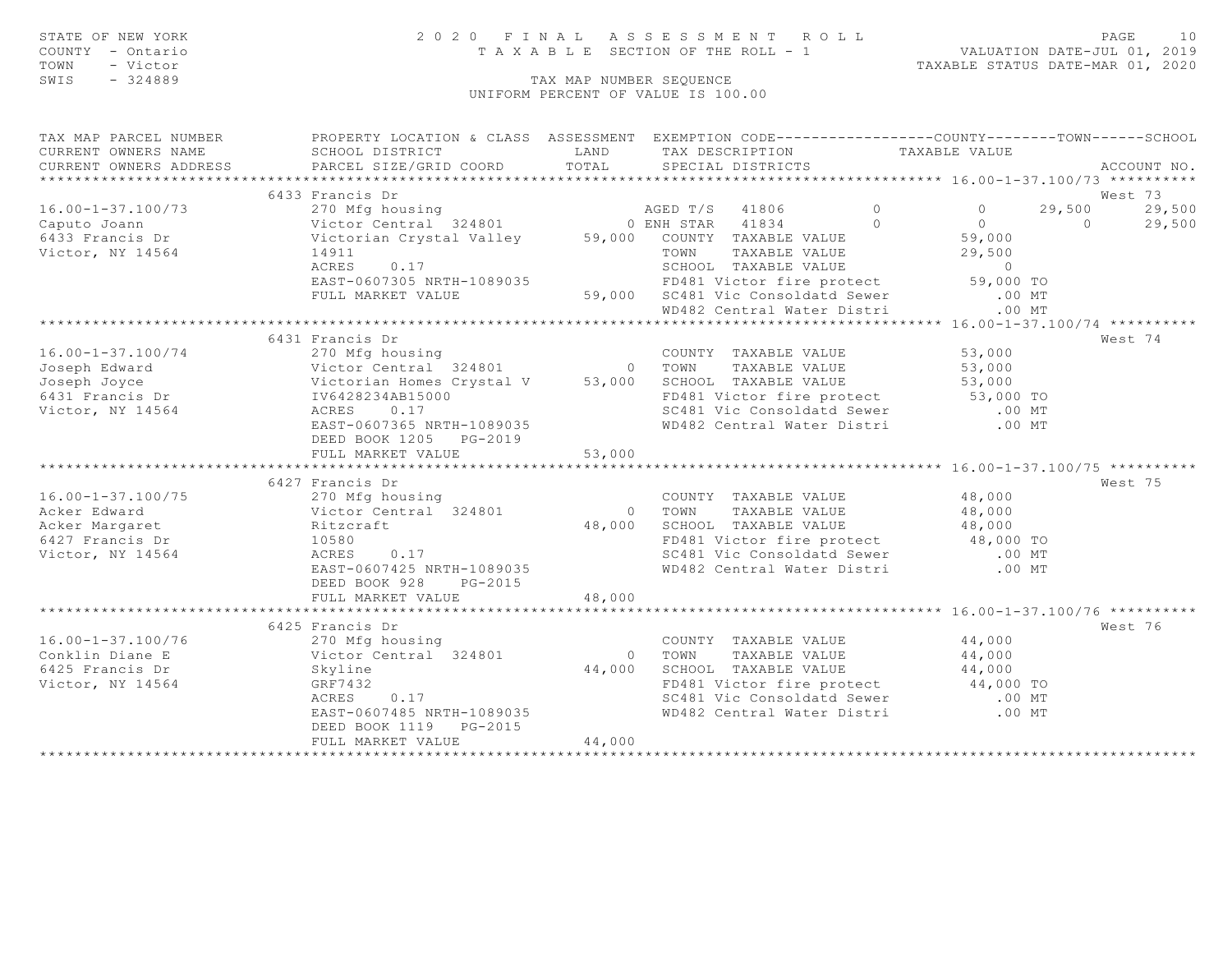STATE OF NEW YORK
COUNTY - Ontario
TOWN - Victor
SWIS - 324889

2020 FINAL ASSESSMENT ROLL
TAXABLE SECTION OF THE ROLL - 1
TAX MAP NUMBER SEQUENCE
UNIFORM PERCENT OF VALUE IS 100.00

VALUATION DATE-JUL 01, 2019
TAXABLE STATUS DATE-MAR 01, 2020

| TAX MAP PARCEL NUMBER / CURRENT OWNERS NAME / CURRENT OWNERS ADDRESS | PROPERTY LOCATION & CLASS / SCHOOL DISTRICT / PARCEL SIZE/GRID COORD | ASSESSMENT LAND / TOTAL | EXEMPTION CODE / TAX DESCRIPTION / SPECIAL DISTRICTS | COUNTY | TOWN | SCHOOL | ACCOUNT NO. |
|---|---|---|---|---|---|---|---|
| **16.00-1-37.100/73** | 6433 Francis Dr | | | | | | West 73 |
| 16.00-1-37.100/73 | 270 Mfg housing | | AGED T/S 41806 0 | 0 | 29,500 | 29,500 | |
| Caputo Joann | Victor Central 324801 | 0 | ENH STAR 41834 0 | 0 | 0 | 29,500 | |
| 6433 Francis Dr | Victorian Crystal Valley | 59,000 | COUNTY TAXABLE VALUE | 59,000 | | | |
| Victor, NY 14564 | 14911 | | TOWN TAXABLE VALUE | | 29,500 | | |
| | ACRES 0.17 | | SCHOOL TAXABLE VALUE | | | 0 | |
| | EAST-0607305 NRTH-1089035 | | FD481 Victor fire protect | 59,000 TO | | | |
| | FULL MARKET VALUE | 59,000 | SC481 Vic Consoldatd Sewer | .00 MT | | | |
| | | | WD482 Central Water Distri | .00 MT | | | |
| **16.00-1-37.100/74** | 6431 Francis Dr | | | | | | West 74 |
| 16.00-1-37.100/74 | 270 Mfg housing | | COUNTY TAXABLE VALUE | 53,000 | | | |
| Joseph Edward | Victor Central 324801 | 0 | TOWN TAXABLE VALUE | | 53,000 | | |
| Joseph Joyce | Victorian Homes Crystal V | 53,000 | SCHOOL TAXABLE VALUE | | | 53,000 | |
| 6431 Francis Dr | IV6428234AB15000 | | FD481 Victor fire protect | 53,000 TO | | | |
| Victor, NY 14564 | ACRES 0.17 | | SC481 Vic Consoldatd Sewer | .00 MT | | | |
| | EAST-0607365 NRTH-1089035 | | WD482 Central Water Distri | .00 MT | | | |
| | DEED BOOK 1205 PG-2019 | | | | | | |
| | FULL MARKET VALUE | 53,000 | | | | | |
| **16.00-1-37.100/75** | 6427 Francis Dr | | | | | | West 75 |
| 16.00-1-37.100/75 | 270 Mfg housing | | COUNTY TAXABLE VALUE | 48,000 | | | |
| Acker Edward | Victor Central 324801 | 0 | TOWN TAXABLE VALUE | | 48,000 | | |
| Acker Margaret | Ritzcraft | 48,000 | SCHOOL TAXABLE VALUE | | | 48,000 | |
| 6427 Francis Dr | 10580 | | FD481 Victor fire protect | 48,000 TO | | | |
| Victor, NY 14564 | ACRES 0.17 | | SC481 Vic Consoldatd Sewer | .00 MT | | | |
| | EAST-0607425 NRTH-1089035 | | WD482 Central Water Distri | .00 MT | | | |
| | DEED BOOK 928 PG-2015 | | | | | | |
| | FULL MARKET VALUE | 48,000 | | | | | |
| **16.00-1-37.100/76** | 6425 Francis Dr | | | | | | West 76 |
| 16.00-1-37.100/76 | 270 Mfg housing | | COUNTY TAXABLE VALUE | 44,000 | | | |
| Conklin Diane E | Victor Central 324801 | 0 | TOWN TAXABLE VALUE | | 44,000 | | |
| 6425 Francis Dr | Skyline | 44,000 | SCHOOL TAXABLE VALUE | | | 44,000 | |
| Victor, NY 14564 | GRF7432 | | FD481 Victor fire protect | 44,000 TO | | | |
| | ACRES 0.17 | | SC481 Vic Consoldatd Sewer | .00 MT | | | |
| | EAST-0607485 NRTH-1089035 | | WD482 Central Water Distri | .00 MT | | | |
| | DEED BOOK 1119 PG-2015 | | | | | | |
| | FULL MARKET VALUE | 44,000 | | | | | |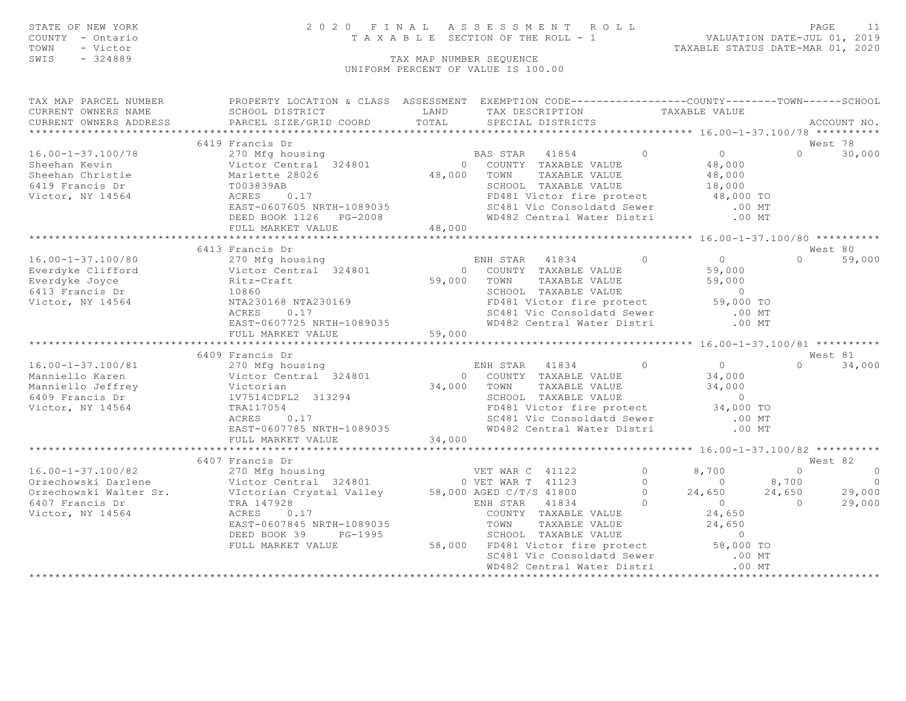STATE OF NEW YORK
COUNTY - Ontario
TOWN - Victor
SWIS - 324889

# 2020 FINAL ASSESSMENT ROLL
TAXABLE SECTION OF THE ROLL - 1

VALUATION DATE-JUL 01, 2019
TAXABLE STATUS DATE-MAR 01, 2020

TAX MAP NUMBER SEQUENCE
UNIFORM PERCENT OF VALUE IS 100.00

| TAX MAP PARCEL NUMBER / CURRENT OWNERS NAME / CURRENT OWNERS ADDRESS | PROPERTY LOCATION & CLASS / SCHOOL DISTRICT / PARCEL SIZE/GRID COORD | ASSESSMENT LAND / TOTAL | EXEMPTION CODE / TAX DESCRIPTION / SPECIAL DISTRICTS | | COUNTY TAXABLE VALUE | TOWN | SCHOOL | ACCOUNT NO. |
|---|---|---|---|---|---|---|---|---|
| **16.00-1-37.100/78** | 6419 Francis Dr | | | | | | | West 78 |
| 16.00-1-37.100/78 | 270 Mfg housing | | BAS STAR 41854 | 0 | 0 | 0 | 30,000 | |
| Sheehan Kevin | Victor Central 324801 | 0 | COUNTY TAXABLE VALUE | | 48,000 | | | |
| Sheehan Christie | Marlette 28026 | 48,000 | TOWN TAXABLE VALUE | | 48,000 | | | |
| 6419 Francis Dr | T003839AB | | SCHOOL TAXABLE VALUE | | 18,000 | | | |
| Victor, NY 14564 | ACRES 0.17 | | FD481 Victor fire protect | | 48,000 TO | | | |
| | EAST-0607605 NRTH-1089035 | | SC481 Vic Consoldatd Sewer | | .00 MT | | | |
| | DEED BOOK 1126 PG-2008 | | WD482 Central Water Distri | | .00 MT | | | |
| | FULL MARKET VALUE | 48,000 | | | | | | |
| **16.00-1-37.100/80** | 6413 Francis Dr | | | | | | | West 80 |
| 16.00-1-37.100/80 | 270 Mfg housing | | ENH STAR 41834 | 0 | 0 | 0 | 59,000 | |
| Everdyke Clifford | Victor Central 324801 | 0 | COUNTY TAXABLE VALUE | | 59,000 | | | |
| Everdyke Joyce | Ritz-Craft | 59,000 | TOWN TAXABLE VALUE | | 59,000 | | | |
| 6413 Francis Dr | 10860 | | SCHOOL TAXABLE VALUE | | 0 | | | |
| Victor, NY 14564 | NTA230168 NTA230169 | | FD481 Victor fire protect | | 59,000 TO | | | |
| | ACRES 0.17 | | SC481 Vic Consoldatd Sewer | | .00 MT | | | |
| | EAST-0607725 NRTH-1089035 | | WD482 Central Water Distri | | .00 MT | | | |
| | FULL MARKET VALUE | 59,000 | | | | | | |
| **16.00-1-37.100/81** | 6409 Francis Dr | | | | | | | West 81 |
| 16.00-1-37.100/81 | 270 Mfg housing | | ENH STAR 41834 | 0 | 0 | 0 | 34,000 | |
| Manniello Karen | Victor Central 324801 | 0 | COUNTY TAXABLE VALUE | | 34,000 | | | |
| Manniello Jeffrey | Victorian | 34,000 | TOWN TAXABLE VALUE | | 34,000 | | | |
| 6409 Francis Dr | 1V7514CDFL2 313294 | | SCHOOL TAXABLE VALUE | | 0 | | | |
| Victor, NY 14564 | TRA117054 | | FD481 Victor fire protect | | 34,000 TO | | | |
| | ACRES 0.17 | | SC481 Vic Consoldatd Sewer | | .00 MT | | | |
| | EAST-0607785 NRTH-1089035 | | WD482 Central Water Distri | | .00 MT | | | |
| | FULL MARKET VALUE | 34,000 | | | | | | |
| **16.00-1-37.100/82** | 6407 Francis Dr | | | | | | | West 82 |
| 16.00-1-37.100/82 | 270 Mfg housing | | VET WAR C 41122 | 0 | 8,700 | 0 | 0 | |
| Orzechowski Darlene | Victor Central 324801 | 0 | VET WAR T 41123 | 0 | 0 | 8,700 | 0 | |
| Orzechowski Walter Sr. | VIctorian Crystal Valley | 58,000 | AGED C/T/S 41800 | 0 | 24,650 | 24,650 | 29,000 | |
| 6407 Francis Dr | TRA 147928 | | ENH STAR 41834 | 0 | 0 | 0 | 29,000 | |
| Victor, NY 14564 | ACRES 0.17 | | COUNTY TAXABLE VALUE | | 24,650 | | | |
| | EAST-0607845 NRTH-1089035 | | TOWN TAXABLE VALUE | | 24,650 | | | |
| | DEED BOOK 39 PG-1995 | | SCHOOL TAXABLE VALUE | | 0 | | | |
| | FULL MARKET VALUE | 58,000 | FD481 Victor fire protect | | 58,000 TO | | | |
| | | | SC481 Vic Consoldatd Sewer | | .00 MT | | | |
| | | | WD482 Central Water Distri | | .00 MT | | | |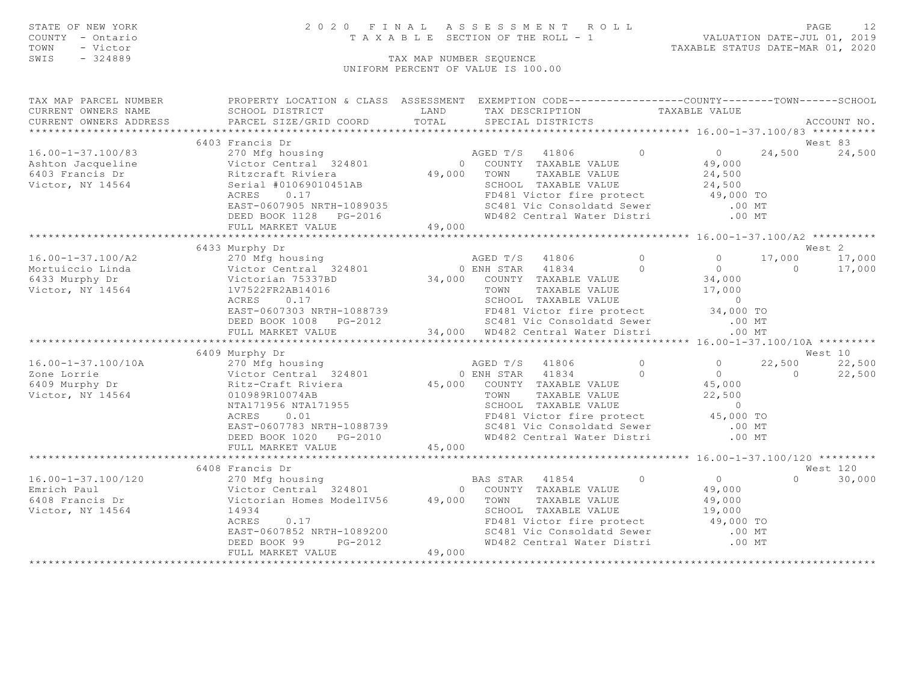STATE OF NEW YORK — 2020 FINAL ASSESSMENT ROLL
COUNTY - Ontario — TAXABLE SECTION OF THE ROLL - 1 — VALUATION DATE-JUL 01, 2019
TOWN - Victor — TAXABLE STATUS DATE-MAR 01, 2020
SWIS - 324889 — TAX MAP NUMBER SEQUENCE
UNIFORM PERCENT OF VALUE IS 100.00

```
TAX MAP PARCEL NUMBER          PROPERTY LOCATION & CLASS  ASSESSMENT  EXEMPTION CODE------------------COUNTY--------TOWN------SCHOOL
CURRENT OWNERS NAME            SCHOOL DISTRICT               LAND      TAX DESCRIPTION            TAXABLE VALUE
CURRENT OWNERS ADDRESS         PARCEL SIZE/GRID COORD        TOTAL     SPECIAL DISTRICTS                                        ACCOUNT NO.
*********************************************************************************************** 16.00-1-37.100/83 **********
                               6403 Francis Dr                                                                              West 83
16.00-1-37.100/83              270 Mfg housing                          AGED T/S  41806          0           0     24,500     24,500
Ashton Jacqueline              Victor Central  324801            0      COUNTY  TAXABLE VALUE              49,000
6403 Francis Dr                Ritzcraft Riviera             49,000     TOWN    TAXABLE VALUE              24,500
Victor, NY 14564               Serial #01069010451AB                    SCHOOL  TAXABLE VALUE              24,500
                               ACRES     0.17                           FD481 Victor fire protect          49,000 TO
                               EAST-0607905 NRTH-1089035                SC481 Vic Consoldatd Sewer            .00 MT
                               DEED BOOK 1128   PG-2016                 WD482 Central Water Distri            .00 MT
                               FULL MARKET VALUE             49,000
*********************************************************************************************** 16.00-1-37.100/A2 **********
                               6433 Murphy Dr                                                                               West 2
16.00-1-37.100/A2              270 Mfg housing                          AGED T/S  41806          0           0     17,000     17,000
Mortuiccio Linda               Victor Central  324801            0 ENH STAR  41834               0           0          0     17,000
6433 Murphy Dr                 Victorian 75337BD             34,000     COUNTY  TAXABLE VALUE              34,000
Victor, NY 14564               1V7522FR2AB14016                         TOWN    TAXABLE VALUE              17,000
                               ACRES     0.17                           SCHOOL  TAXABLE VALUE                   0
                               EAST-0607303 NRTH-1088739                FD481 Victor fire protect          34,000 TO
                               DEED BOOK 1008   PG-2012                 SC481 Vic Consoldatd Sewer            .00 MT
                               FULL MARKET VALUE             34,000     WD482 Central Water Distri            .00 MT
*********************************************************************************************** 16.00-1-37.100/10A *********
                               6409 Murphy Dr                                                                               West 10
16.00-1-37.100/10A             270 Mfg housing                          AGED T/S  41806          0           0     22,500     22,500
Zone Lorrie                    Victor Central  324801            0 ENH STAR  41834               0           0          0     22,500
6409 Murphy Dr                 Ritz-Craft Riviera            45,000     COUNTY  TAXABLE VALUE              45,000
Victor, NY 14564               010989R10074AB                           TOWN    TAXABLE VALUE              22,500
                               NTA171956 NTA171955                      SCHOOL  TAXABLE VALUE                   0
                               ACRES     0.01                           FD481 Victor fire protect          45,000 TO
                               EAST-0607783 NRTH-1088739                SC481 Vic Consoldatd Sewer            .00 MT
                               DEED BOOK 1020   PG-2010                 WD482 Central Water Distri            .00 MT
                               FULL MARKET VALUE             45,000
*********************************************************************************************** 16.00-1-37.100/120 *********
                               6408 Francis Dr                                                                              West 120
16.00-1-37.100/120             270 Mfg housing                          BAS STAR  41854          0           0          0     30,000
Emrich Paul                    Victor Central  324801            0      COUNTY  TAXABLE VALUE              49,000
6408 Francis Dr                Victorian Homes ModelIV56     49,000     TOWN    TAXABLE VALUE              49,000
Victor, NY 14564               14934                                    SCHOOL  TAXABLE VALUE              19,000
                               ACRES     0.17                           FD481 Victor fire protect          49,000 TO
                               EAST-0607852 NRTH-1089200                SC481 Vic Consoldatd Sewer            .00 MT
                               DEED BOOK 99     PG-2012                 WD482 Central Water Distri            .00 MT
                               FULL MARKET VALUE             49,000
******************************************************************************************************************************
```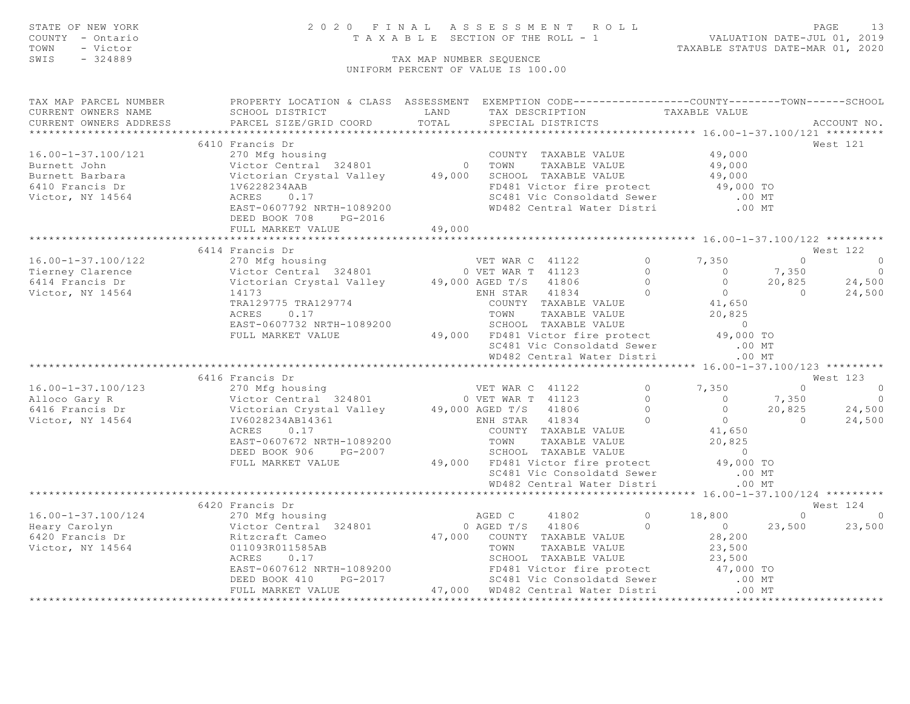STATE OF NEW YORK
COUNTY - Ontario
TOWN - Victor
SWIS - 324889

2020 FINAL ASSESSMENT ROLL
TAXABLE SECTION OF THE ROLL - 1
TAX MAP NUMBER SEQUENCE
UNIFORM PERCENT OF VALUE IS 100.00

VALUATION DATE-JUL 01, 2019
TAXABLE STATUS DATE-MAR 01, 2020

```
TAX MAP PARCEL NUMBER          PROPERTY LOCATION & CLASS  ASSESSMENT  EXEMPTION CODE------------------COUNTY--------TOWN------SCHOOL
CURRENT OWNERS NAME            SCHOOL DISTRICT               LAND      TAX DESCRIPTION              TAXABLE VALUE
CURRENT OWNERS ADDRESS         PARCEL SIZE/GRID COORD       TOTAL      SPECIAL DISTRICTS                                          ACCOUNT NO.
******************************************************************************************************* 16.00-1-37.100/121 *********
                               6410 Francis Dr                                                                                  West 121
16.00-1-37.100/121             270 Mfg housing                           COUNTY  TAXABLE VALUE             49,000
Burnett John                   Victor Central  324801          0        TOWN    TAXABLE VALUE             49,000
Burnett Barbara                Victorian Crystal Valley    49,000        SCHOOL  TAXABLE VALUE             49,000
6410 Francis Dr                1V6228234AAB                              FD481 Victor fire protect          49,000 TO
Victor, NY 14564               ACRES    0.17                             SC481 Vic Consoldatd Sewer            .00 MT
                               EAST-0607792 NRTH-1089200                 WD482 Central Water Distri            .00 MT
                               DEED BOOK 708    PG-2016
                               FULL MARKET VALUE             49,000
******************************************************************************************************* 16.00-1-37.100/122 *********
                               6414 Francis Dr                                                                                  West 122
16.00-1-37.100/122             270 Mfg housing                        VET WAR C  41122         0      7,350          0              0
Tierney Clarence               Victor Central  324801           0 VET WAR T  41123         0          0      7,350              0
6414 Francis Dr                Victorian Crystal Valley     49,000 AGED T/S   41806         0          0     20,825         24,500
Victor, NY 14564               14173                                  ENH STAR   41834         0          0          0         24,500
                               TRA129775 TRA129774                       COUNTY  TAXABLE VALUE             41,650
                               ACRES    0.17                             TOWN    TAXABLE VALUE             20,825
                               EAST-0607732 NRTH-1089200                 SCHOOL  TAXABLE VALUE                  0
                               FULL MARKET VALUE             49,000     FD481 Victor fire protect          49,000 TO
                                                                         SC481 Vic Consoldatd Sewer            .00 MT
                                                                         WD482 Central Water Distri            .00 MT
******************************************************************************************************* 16.00-1-37.100/123 *********
                               6416 Francis Dr                                                                                  West 123
16.00-1-37.100/123             270 Mfg housing                        VET WAR C  41122         0      7,350          0              0
Alloco Gary R                  Victor Central  324801           0 VET WAR T  41123         0          0      7,350              0
6416 Francis Dr                Victorian Crystal Valley     49,000 AGED T/S   41806         0          0     20,825         24,500
Victor, NY 14564               IV6028234AB14361                       ENH STAR   41834         0          0          0         24,500
                               ACRES    0.17                             COUNTY  TAXABLE VALUE             41,650
                               EAST-0607672 NRTH-1089200                 TOWN    TAXABLE VALUE             20,825
                               DEED BOOK 906    PG-2007                  SCHOOL  TAXABLE VALUE                  0
                               FULL MARKET VALUE             49,000     FD481 Victor fire protect          49,000 TO
                                                                         SC481 Vic Consoldatd Sewer            .00 MT
                                                                         WD482 Central Water Distri            .00 MT
******************************************************************************************************* 16.00-1-37.100/124 *********
                               6420 Francis Dr                                                                                  West 124
16.00-1-37.100/124             270 Mfg housing                        AGED C     41802         0     18,800          0              0
Heary Carolyn                  Victor Central  324801           0 AGED T/S   41806         0          0     23,500         23,500
6420 Francis Dr                Ritzcraft Cameo              47,000     COUNTY  TAXABLE VALUE             28,200
Victor, NY 14564               011093R011585AB                           TOWN    TAXABLE VALUE             23,500
                               ACRES    0.17                             SCHOOL  TAXABLE VALUE             23,500
                               EAST-0607612 NRTH-1089200                 FD481 Victor fire protect          47,000 TO
                               DEED BOOK 410    PG-2017                  SC481 Vic Consoldatd Sewer            .00 MT
                               FULL MARKET VALUE             47,000     WD482 Central Water Distri            .00 MT
************************************************************************************************************************************
```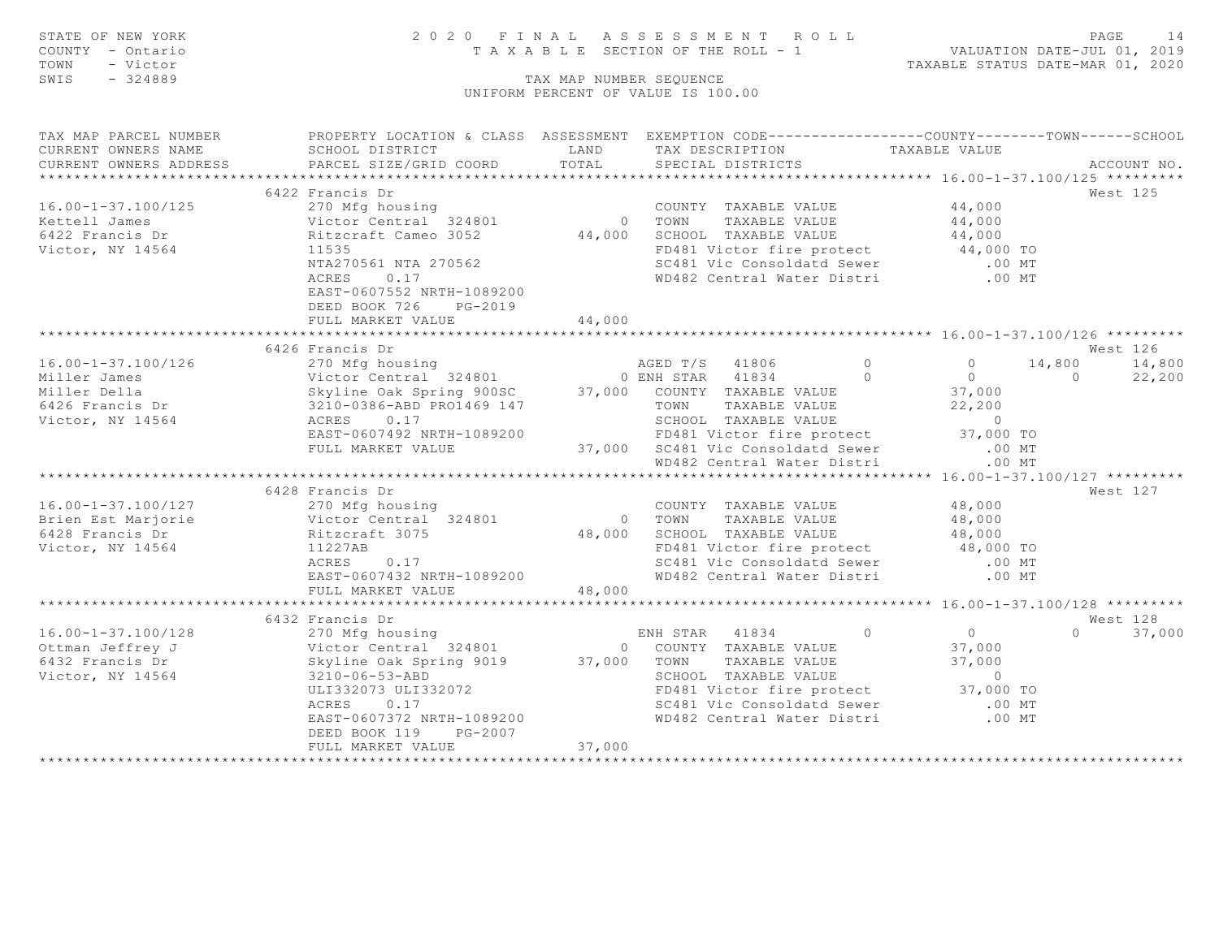STATE OF NEW YORK 2020 FINAL ASSESSMENT ROLL
COUNTY - Ontario TAXABLE SECTION OF THE ROLL - 1 VALUATION DATE-JUL 01, 2019
TOWN - Victor TAXABLE STATUS DATE-MAR 01, 2020
SWIS - 324889 TAX MAP NUMBER SEQUENCE
UNIFORM PERCENT OF VALUE IS 100.00

| TAX MAP PARCEL NUMBER / CURRENT OWNERS NAME / CURRENT OWNERS ADDRESS | PROPERTY LOCATION & CLASS / SCHOOL DISTRICT / PARCEL SIZE/GRID COORD | ASSESSMENT LAND / TOTAL | EXEMPTION CODE / TAX DESCRIPTION / SPECIAL DISTRICTS | COUNTY TAXABLE VALUE | TOWN | SCHOOL | ACCOUNT NO. |
|---|---|---|---|---|---|---|---|
| **16.00-1-37.100/125** | 6422 Francis Dr | | | | | | West 125 |
| 16.00-1-37.100/125 | 270 Mfg housing | | COUNTY TAXABLE VALUE | 44,000 | | | |
| Kettell James | Victor Central 324801 | 0 | TOWN TAXABLE VALUE | 44,000 | | | |
| 6422 Francis Dr | Ritzcraft Cameo 3052 | 44,000 | SCHOOL TAXABLE VALUE | 44,000 | | | |
| Victor, NY 14564 | 11535 | | FD481 Victor fire protect | 44,000 TO | | | |
| | NTA270561 NTA 270562 | | SC481 Vic Consoldatd Sewer | .00 MT | | | |
| | ACRES 0.17 | | WD482 Central Water Distri | .00 MT | | | |
| | EAST-0607552 NRTH-1089200 | | | | | | |
| | DEED BOOK 726 PG-2019 | | | | | | |
| | FULL MARKET VALUE | 44,000 | | | | | |
| **16.00-1-37.100/126** | 6426 Francis Dr | | | | | | West 126 |
| 16.00-1-37.100/126 | 270 Mfg housing | | AGED T/S 41806 0 | 0 | 14,800 | 14,800 | |
| Miller James | Victor Central 324801 | 0 | ENH STAR 41834 0 | 0 | 0 | 22,200 | |
| Miller Della | Skyline Oak Spring 900SC | 37,000 | COUNTY TAXABLE VALUE | 37,000 | | | |
| 6426 Francis Dr | 3210-0386-ABD PRO1469 147 | | TOWN TAXABLE VALUE | 22,200 | | | |
| Victor, NY 14564 | ACRES 0.17 | | SCHOOL TAXABLE VALUE | 0 | | | |
| | EAST-0607492 NRTH-1089200 | | FD481 Victor fire protect | 37,000 TO | | | |
| | FULL MARKET VALUE | 37,000 | SC481 Vic Consoldatd Sewer | .00 MT | | | |
| | | | WD482 Central Water Distri | .00 MT | | | |
| **16.00-1-37.100/127** | 6428 Francis Dr | | | | | | West 127 |
| 16.00-1-37.100/127 | 270 Mfg housing | | COUNTY TAXABLE VALUE | 48,000 | | | |
| Brien Est Marjorie | Victor Central 324801 | 0 | TOWN TAXABLE VALUE | 48,000 | | | |
| 6428 Francis Dr | Ritzcraft 3075 | 48,000 | SCHOOL TAXABLE VALUE | 48,000 | | | |
| Victor, NY 14564 | 11227AB | | FD481 Victor fire protect | 48,000 TO | | | |
| | ACRES 0.17 | | SC481 Vic Consoldatd Sewer | .00 MT | | | |
| | EAST-0607432 NRTH-1089200 | | WD482 Central Water Distri | .00 MT | | | |
| | FULL MARKET VALUE | 48,000 | | | | | |
| **16.00-1-37.100/128** | 6432 Francis Dr | | | | | | West 128 |
| 16.00-1-37.100/128 | 270 Mfg housing | | ENH STAR 41834 0 | 0 | 0 | 37,000 | |
| Ottman Jeffrey J | Victor Central 324801 | 0 | COUNTY TAXABLE VALUE | 37,000 | | | |
| 6432 Francis Dr | Skyline Oak Spring 9019 | 37,000 | TOWN TAXABLE VALUE | 37,000 | | | |
| Victor, NY 14564 | 3210-06-53-ABD | | SCHOOL TAXABLE VALUE | 0 | | | |
| | ULI332073 ULI332072 | | FD481 Victor fire protect | 37,000 TO | | | |
| | ACRES 0.17 | | SC481 Vic Consoldatd Sewer | .00 MT | | | |
| | EAST-0607372 NRTH-1089200 | | WD482 Central Water Distri | .00 MT | | | |
| | DEED BOOK 119 PG-2007 | | | | | | |
| | FULL MARKET VALUE | 37,000 | | | | | |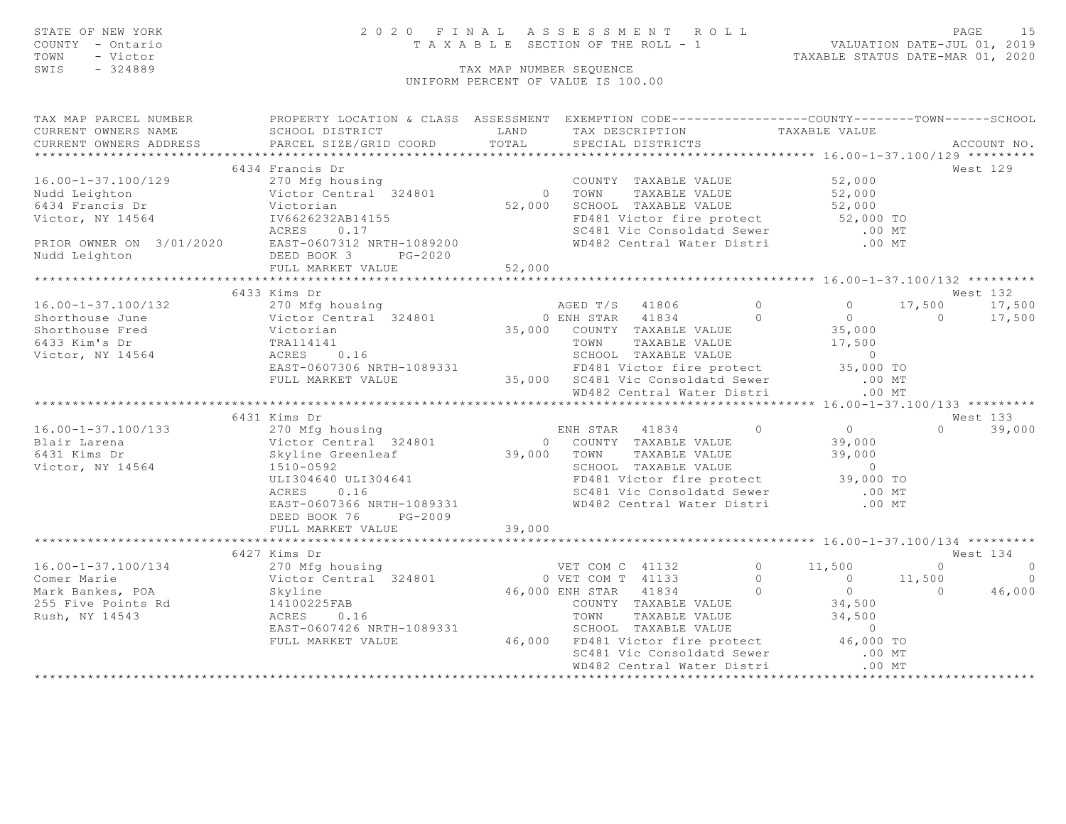STATE OF NEW YORK
COUNTY - Ontario
TOWN - Victor
SWIS - 324889

2020 FINAL ASSESSMENT ROLL
TAXABLE SECTION OF THE ROLL - 1
TAX MAP NUMBER SEQUENCE
UNIFORM PERCENT OF VALUE IS 100.00

VALUATION DATE-JUL 01, 2019
TAXABLE STATUS DATE-MAR 01, 2020

| TAX MAP PARCEL NUMBER / CURRENT OWNERS NAME / CURRENT OWNERS ADDRESS | PROPERTY LOCATION & CLASS / SCHOOL DISTRICT / PARCEL SIZE/GRID COORD | ASSESSMENT LAND / TOTAL | EXEMPTION CODE / TAX DESCRIPTION / SPECIAL DISTRICTS | | COUNTY TAXABLE VALUE | TOWN | SCHOOL | ACCOUNT NO. |
|---|---|---|---|---|---|---|---|---|
| **16.00-1-37.100/129** | 6434 Francis Dr | | | | | | | West 129 |
| 16.00-1-37.100/129 | 270 Mfg housing | | COUNTY TAXABLE VALUE | | 52,000 | | | |
| Nudd Leighton | Victor Central 324801 | 0 | TOWN TAXABLE VALUE | | 52,000 | | | |
| 6434 Francis Dr | Victorian | 52,000 | SCHOOL TAXABLE VALUE | | 52,000 | | | |
| Victor, NY 14564 | IV6626232AB14155 | | FD481 Victor fire protect | | 52,000 TO | | | |
| | ACRES 0.17 | | SC481 Vic Consoldatd Sewer | | .00 MT | | | |
| PRIOR OWNER ON 3/01/2020 | EAST-0607312 NRTH-1089200 | | WD482 Central Water Distri | | .00 MT | | | |
| Nudd Leighton | DEED BOOK 3 PG-2020 | | | | | | | |
| | FULL MARKET VALUE | 52,000 | | | | | | |
| **16.00-1-37.100/132** | 6433 Kims Dr | | | | | | | West 132 |
| 16.00-1-37.100/132 | 270 Mfg housing | | AGED T/S 41806 | 0 | 0 | 17,500 | 17,500 | |
| Shorthouse June | Victor Central 324801 | 0 | ENH STAR 41834 | 0 | 0 | 0 | 17,500 | |
| Shorthouse Fred | Victorian | 35,000 | COUNTY TAXABLE VALUE | | 35,000 | | | |
| 6433 Kim's Dr | TRA114141 | | TOWN TAXABLE VALUE | | 17,500 | | | |
| Victor, NY 14564 | ACRES 0.16 | | SCHOOL TAXABLE VALUE | | 0 | | | |
| | EAST-0607306 NRTH-1089331 | | FD481 Victor fire protect | | 35,000 TO | | | |
| | FULL MARKET VALUE | 35,000 | SC481 Vic Consoldatd Sewer | | .00 MT | | | |
| | | | WD482 Central Water Distri | | .00 MT | | | |
| **16.00-1-37.100/133** | 6431 Kims Dr | | | | | | | West 133 |
| 16.00-1-37.100/133 | 270 Mfg housing | | ENH STAR 41834 | 0 | 0 | 0 | 39,000 | |
| Blair Larena | Victor Central 324801 | 0 | COUNTY TAXABLE VALUE | | 39,000 | | | |
| 6431 Kims Dr | Skyline Greenleaf | 39,000 | TOWN TAXABLE VALUE | | 39,000 | | | |
| Victor, NY 14564 | 1510-0592 | | SCHOOL TAXABLE VALUE | | 0 | | | |
| | ULI304640 ULI304641 | | FD481 Victor fire protect | | 39,000 TO | | | |
| | ACRES 0.16 | | SC481 Vic Consoldatd Sewer | | .00 MT | | | |
| | EAST-0607366 NRTH-1089331 | | WD482 Central Water Distri | | .00 MT | | | |
| | DEED BOOK 76 PG-2009 | | | | | | | |
| | FULL MARKET VALUE | 39,000 | | | | | | |
| **16.00-1-37.100/134** | 6427 Kims Dr | | | | | | | West 134 |
| 16.00-1-37.100/134 | 270 Mfg housing | | VET COM C 41132 | 0 | 11,500 | 0 | 0 | |
| Comer Marie | Victor Central 324801 | 0 | VET COM T 41133 | 0 | 0 | 11,500 | 0 | |
| Mark Bankes, POA | Skyline | 46,000 | ENH STAR 41834 | 0 | 0 | 0 | 46,000 | |
| 255 Five Points Rd | 14100225FAB | | COUNTY TAXABLE VALUE | | 34,500 | | | |
| Rush, NY 14543 | ACRES 0.16 | | TOWN TAXABLE VALUE | | 34,500 | | | |
| | EAST-0607426 NRTH-1089331 | | SCHOOL TAXABLE VALUE | | 0 | | | |
| | FULL MARKET VALUE | 46,000 | FD481 Victor fire protect | | 46,000 TO | | | |
| | | | SC481 Vic Consoldatd Sewer | | .00 MT | | | |
| | | | WD482 Central Water Distri | | .00 MT | | | |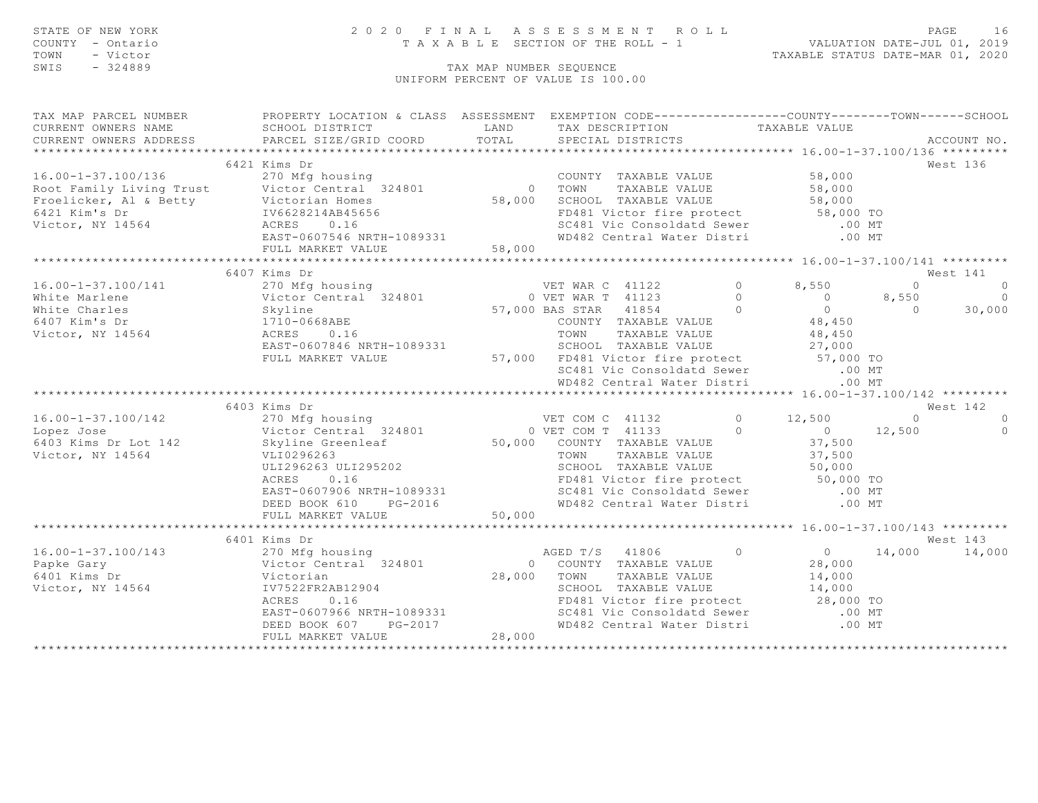STATE OF NEW YORK
COUNTY - Ontario
TOWN - Victor
SWIS - 324889

# 2020 FINAL ASSESSMENT ROLL
TAXABLE SECTION OF THE ROLL - 1

VALUATION DATE-JUL 01, 2019
TAXABLE STATUS DATE-MAR 01, 2020

TAX MAP NUMBER SEQUENCE
UNIFORM PERCENT OF VALUE IS 100.00

```
TAX MAP PARCEL NUMBER          PROPERTY LOCATION & CLASS  ASSESSMENT  EXEMPTION CODE------------------COUNTY--------TOWN------SCHOOL
CURRENT OWNERS NAME            SCHOOL DISTRICT               LAND      TAX DESCRIPTION            TAXABLE VALUE
CURRENT OWNERS ADDRESS         PARCEL SIZE/GRID COORD        TOTAL     SPECIAL DISTRICTS                                    ACCOUNT NO.
******************************************************************************************************* 16.00-1-37.100/136 *********
                               6421 Kims Dr                                                                                 West 136
16.00-1-37.100/136             270 Mfg housing                         COUNTY  TAXABLE VALUE           58,000
Root Family Living Trust       Victor Central  324801           0      TOWN    TAXABLE VALUE           58,000
Froelicker, Al & Betty         Victorian Homes              58,000     SCHOOL  TAXABLE VALUE           58,000
6421 Kim's Dr                  IV6628214AB45656                        FD481 Victor fire protect        58,000 TO
Victor, NY 14564               ACRES     0.16                          SC481 Vic Consoldatd Sewer          .00 MT
                               EAST-0607546 NRTH-1089331               WD482 Central Water Distri          .00 MT
                               FULL MARKET VALUE            58,000
******************************************************************************************************* 16.00-1-37.100/141 *********
                               6407 Kims Dr                                                                                 West 141
16.00-1-37.100/141             270 Mfg housing                  VET WAR C  41122          0       8,550          0            0
White Marlene                  Victor Central  324801         0 VET WAR T  41123          0           0      8,550            0
White Charles                  Skyline                     57,000 BAS STAR  41854          0           0          0       30,000
6407 Kim's Dr                  1710-0668ABE                            COUNTY  TAXABLE VALUE           48,450
Victor, NY 14564               ACRES     0.16                          TOWN    TAXABLE VALUE           48,450
                               EAST-0607846 NRTH-1089331               SCHOOL  TAXABLE VALUE           27,000
                               FULL MARKET VALUE            57,000     FD481 Victor fire protect        57,000 TO
                                                                       SC481 Vic Consoldatd Sewer          .00 MT
                                                                       WD482 Central Water Distri          .00 MT
******************************************************************************************************* 16.00-1-37.100/142 *********
                               6403 Kims Dr                                                                                 West 142
16.00-1-37.100/142             270 Mfg housing                  VET COM C  41132          0      12,500          0            0
Lopez Jose                     Victor Central  324801         0 VET COM T  41133          0           0     12,500            0
6403 Kims Dr Lot 142           Skyline Greenleaf            50,000     COUNTY  TAXABLE VALUE           37,500
Victor, NY 14564               VLI0296263                              TOWN    TAXABLE VALUE           37,500
                               ULI296263 ULI295202                     SCHOOL  TAXABLE VALUE           50,000
                               ACRES     0.16                          FD481 Victor fire protect        50,000 TO
                               EAST-0607906 NRTH-1089331               SC481 Vic Consoldatd Sewer          .00 MT
                               DEED BOOK 610     PG-2016               WD482 Central Water Distri          .00 MT
                               FULL MARKET VALUE            50,000
******************************************************************************************************* 16.00-1-37.100/143 *********
                               6401 Kims Dr                                                                                 West 143
16.00-1-37.100/143             270 Mfg housing                         AGED T/S  41806          0           0     14,000       14,000
Papke Gary                     Victor Central  324801           0      COUNTY  TAXABLE VALUE           28,000
6401 Kims Dr                   Victorian                    28,000     TOWN    TAXABLE VALUE           14,000
Victor, NY 14564               IV7522FR2AB12904                        SCHOOL  TAXABLE VALUE           14,000
                               ACRES     0.16                          FD481 Victor fire protect        28,000 TO
                               EAST-0607966 NRTH-1089331               SC481 Vic Consoldatd Sewer          .00 MT
                               DEED BOOK 607     PG-2017               WD482 Central Water Distri          .00 MT
                               FULL MARKET VALUE            28,000
************************************************************************************************************************************
```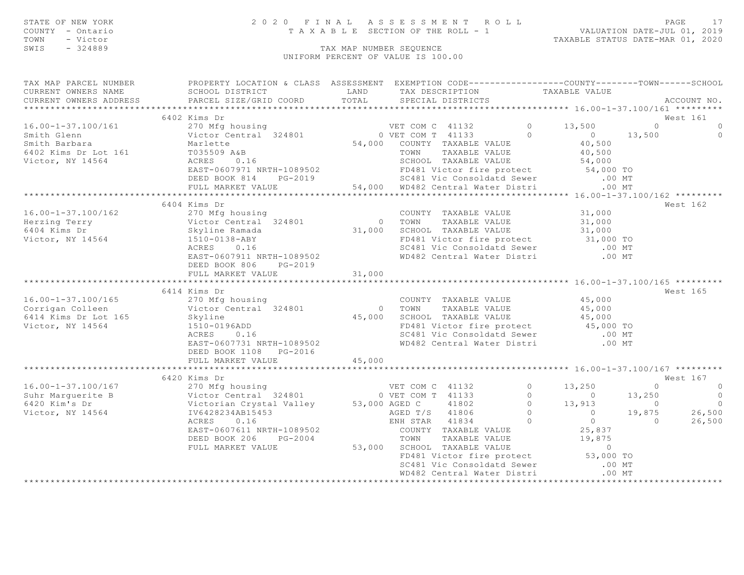STATE OF NEW YORK
COUNTY - Ontario
TOWN - Victor
SWIS - 324889

2 0 2 0 F I N A L A S S E S S M E N T R O L L
T A X A B L E SECTION OF THE ROLL - 1

VALUATION DATE-JUL 01, 2019
TAXABLE STATUS DATE-MAR 01, 2020

TAX MAP NUMBER SEQUENCE
UNIFORM PERCENT OF VALUE IS 100.00

| TAX MAP PARCEL NUMBER / CURRENT OWNERS NAME / CURRENT OWNERS ADDRESS | PROPERTY LOCATION & CLASS / SCHOOL DISTRICT / PARCEL SIZE/GRID COORD | ASSESSMENT LAND / TOTAL | EXEMPTION CODE / TAX DESCRIPTION / SPECIAL DISTRICTS | | COUNTY TAXABLE VALUE | TOWN | SCHOOL | ACCOUNT NO. |
|---|---|---|---|---|---|---|---|---|
| **16.00-1-37.100/161** | 6402 Kims Dr | | | | | | | West 161 |
| 16.00-1-37.100/161 | 270 Mfg housing | | VET COM C 41132 | 0 | 13,500 | 0 | 0 | |
| Smith Glenn | Victor Central 324801 | 0 | VET COM T 41133 | 0 | 0 | 13,500 | 0 | |
| Smith Barbara | Marlette | 54,000 | COUNTY TAXABLE VALUE | | 40,500 | | | |
| 6402 Kims Dr Lot 161 | T035509 A&B | | TOWN TAXABLE VALUE | | 40,500 | | | |
| Victor, NY 14564 | ACRES 0.16 | | SCHOOL TAXABLE VALUE | | 54,000 | | | |
| | EAST-0607971 NRTH-1089502 | | FD481 Victor fire protect | | 54,000 TO | | | |
| | DEED BOOK 814 PG-2019 | | SC481 Vic Consoldatd Sewer | | .00 MT | | | |
| | FULL MARKET VALUE | 54,000 | WD482 Central Water Distri | | .00 MT | | | |
| **16.00-1-37.100/162** | 6404 Kims Dr | | | | | | | West 162 |
| 16.00-1-37.100/162 | 270 Mfg housing | | COUNTY TAXABLE VALUE | | 31,000 | | | |
| Herzing Terry | Victor Central 324801 | 0 | TOWN TAXABLE VALUE | | 31,000 | | | |
| 6404 Kims Dr | Skyline Ramada | 31,000 | SCHOOL TAXABLE VALUE | | 31,000 | | | |
| Victor, NY 14564 | 1510-0138-ABY | | FD481 Victor fire protect | | 31,000 TO | | | |
| | ACRES 0.16 | | SC481 Vic Consoldatd Sewer | | .00 MT | | | |
| | EAST-0607911 NRTH-1089502 | | WD482 Central Water Distri | | .00 MT | | | |
| | DEED BOOK 806 PG-2019 | | | | | | | |
| | FULL MARKET VALUE | 31,000 | | | | | | |
| **16.00-1-37.100/165** | 6414 Kims Dr | | | | | | | West 165 |
| 16.00-1-37.100/165 | 270 Mfg housing | | COUNTY TAXABLE VALUE | | 45,000 | | | |
| Corrigan Colleen | Victor Central 324801 | 0 | TOWN TAXABLE VALUE | | 45,000 | | | |
| 6414 Kims Dr Lot 165 | Skyline | 45,000 | SCHOOL TAXABLE VALUE | | 45,000 | | | |
| Victor, NY 14564 | 1510-0196ADD | | FD481 Victor fire protect | | 45,000 TO | | | |
| | ACRES 0.16 | | SC481 Vic Consoldatd Sewer | | .00 MT | | | |
| | EAST-0607731 NRTH-1089502 | | WD482 Central Water Distri | | .00 MT | | | |
| | DEED BOOK 1108 PG-2016 | | | | | | | |
| | FULL MARKET VALUE | 45,000 | | | | | | |
| **16.00-1-37.100/167** | 6420 Kims Dr | | | | | | | West 167 |
| 16.00-1-37.100/167 | 270 Mfg housing | | VET COM C 41132 | 0 | 13,250 | 0 | 0 | |
| Suhr Marguerite B | Victor Central 324801 | 0 | VET COM T 41133 | 0 | 0 | 13,250 | 0 | |
| 6420 Kim's Dr | Victorian Crystal Valley | 53,000 | AGED C 41802 | 0 | 13,913 | 0 | 0 | |
| Victor, NY 14564 | IV6428234AB15453 | | AGED T/S 41806 | 0 | 0 | 19,875 | 26,500 | |
| | ACRES 0.16 | | ENH STAR 41834 | 0 | 0 | 0 | 26,500 | |
| | EAST-0607611 NRTH-1089502 | | COUNTY TAXABLE VALUE | | 25,837 | | | |
| | DEED BOOK 206 PG-2004 | | TOWN TAXABLE VALUE | | 19,875 | | | |
| | FULL MARKET VALUE | 53,000 | SCHOOL TAXABLE VALUE | | 0 | | | |
| | | | FD481 Victor fire protect | | 53,000 TO | | | |
| | | | SC481 Vic Consoldatd Sewer | | .00 MT | | | |
| | | | WD482 Central Water Distri | | .00 MT | | | |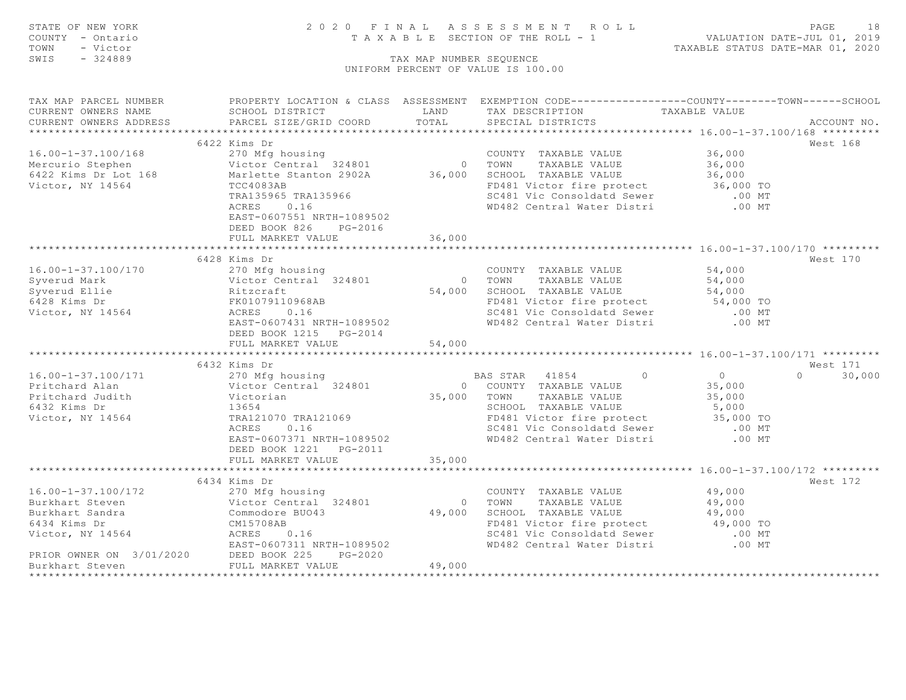STATE OF NEW YORK
COUNTY - Ontario
TOWN - Victor
SWIS - 324889

2020 FINAL ASSESSMENT ROLL
TAXABLE SECTION OF THE ROLL - 1
TAX MAP NUMBER SEQUENCE
UNIFORM PERCENT OF VALUE IS 100.00

VALUATION DATE-JUL 01, 2019
TAXABLE STATUS DATE-MAR 01, 2020

```
TAX MAP PARCEL NUMBER          PROPERTY LOCATION & CLASS  ASSESSMENT  EXEMPTION CODE------------------COUNTY--------TOWN------SCHOOL
CURRENT OWNERS NAME            SCHOOL DISTRICT               LAND      TAX DESCRIPTION             TAXABLE VALUE
CURRENT OWNERS ADDRESS         PARCEL SIZE/GRID COORD        TOTAL     SPECIAL DISTRICTS                                      ACCOUNT NO.
****************************************************************************************************** 16.00-1-37.100/168 *********
                          6422 Kims Dr                                                                                        West 168
16.00-1-37.100/168        270 Mfg housing                           COUNTY  TAXABLE VALUE             36,000
Mercurio Stephen          Victor Central  324801          0   TOWN    TAXABLE VALUE             36,000
6422 Kims Dr Lot 168      Marlette Stanton 2902A      36,000   SCHOOL  TAXABLE VALUE             36,000
Victor, NY 14564          TCC4083AB                                 FD481 Victor fire protect         36,000 TO
                          TRA135965 TRA135966                       SC481 Vic Consoldatd Sewer           .00 MT
                          ACRES    0.16                             WD482 Central Water Distri           .00 MT
                          EAST-0607551 NRTH-1089502
                          DEED BOOK 826    PG-2016
                          FULL MARKET VALUE             36,000
****************************************************************************************************** 16.00-1-37.100/170 *********
                          6428 Kims Dr                                                                                        West 170
16.00-1-37.100/170        270 Mfg housing                           COUNTY  TAXABLE VALUE             54,000
Syverud Mark              Victor Central  324801          0   TOWN    TAXABLE VALUE             54,000
Syverud Ellie             Ritzcraft                   54,000   SCHOOL  TAXABLE VALUE             54,000
6428 Kims Dr              FK01079110968AB                           FD481 Victor fire protect         54,000 TO
Victor, NY 14564          ACRES    0.16                             SC481 Vic Consoldatd Sewer           .00 MT
                          EAST-0607431 NRTH-1089502                 WD482 Central Water Distri           .00 MT
                          DEED BOOK 1215   PG-2014
                          FULL MARKET VALUE             54,000
****************************************************************************************************** 16.00-1-37.100/171 *********
                          6432 Kims Dr                                                                                        West 171
16.00-1-37.100/171        270 Mfg housing                      BAS STAR   41854          0            0             0      30,000
Pritchard Alan            Victor Central  324801          0   COUNTY  TAXABLE VALUE             35,000
Pritchard Judith          Victorian                   35,000   TOWN    TAXABLE VALUE             35,000
6432 Kims Dr              13654                                     SCHOOL  TAXABLE VALUE              5,000
Victor, NY 14564          TRA121070 TRA121069                       FD481 Victor fire protect         35,000 TO
                          ACRES    0.16                             SC481 Vic Consoldatd Sewer           .00 MT
                          EAST-0607371 NRTH-1089502                 WD482 Central Water Distri           .00 MT
                          DEED BOOK 1221   PG-2011
                          FULL MARKET VALUE             35,000
****************************************************************************************************** 16.00-1-37.100/172 *********
                          6434 Kims Dr                                                                                        West 172
16.00-1-37.100/172        270 Mfg housing                           COUNTY  TAXABLE VALUE             49,000
Burkhart Steven           Victor Central  324801          0   TOWN    TAXABLE VALUE             49,000
Burkhart Sandra           Commodore BUO43             49,000   SCHOOL  TAXABLE VALUE             49,000
6434 Kims Dr              CM15708AB                                 FD481 Victor fire protect         49,000 TO
Victor, NY 14564          ACRES    0.16                             SC481 Vic Consoldatd Sewer           .00 MT
                          EAST-0607311 NRTH-1089502                 WD482 Central Water Distri           .00 MT
PRIOR OWNER ON 3/01/2020  DEED BOOK 225    PG-2020
Burkhart Steven           FULL MARKET VALUE             49,000
************************************************************************************************************************************
```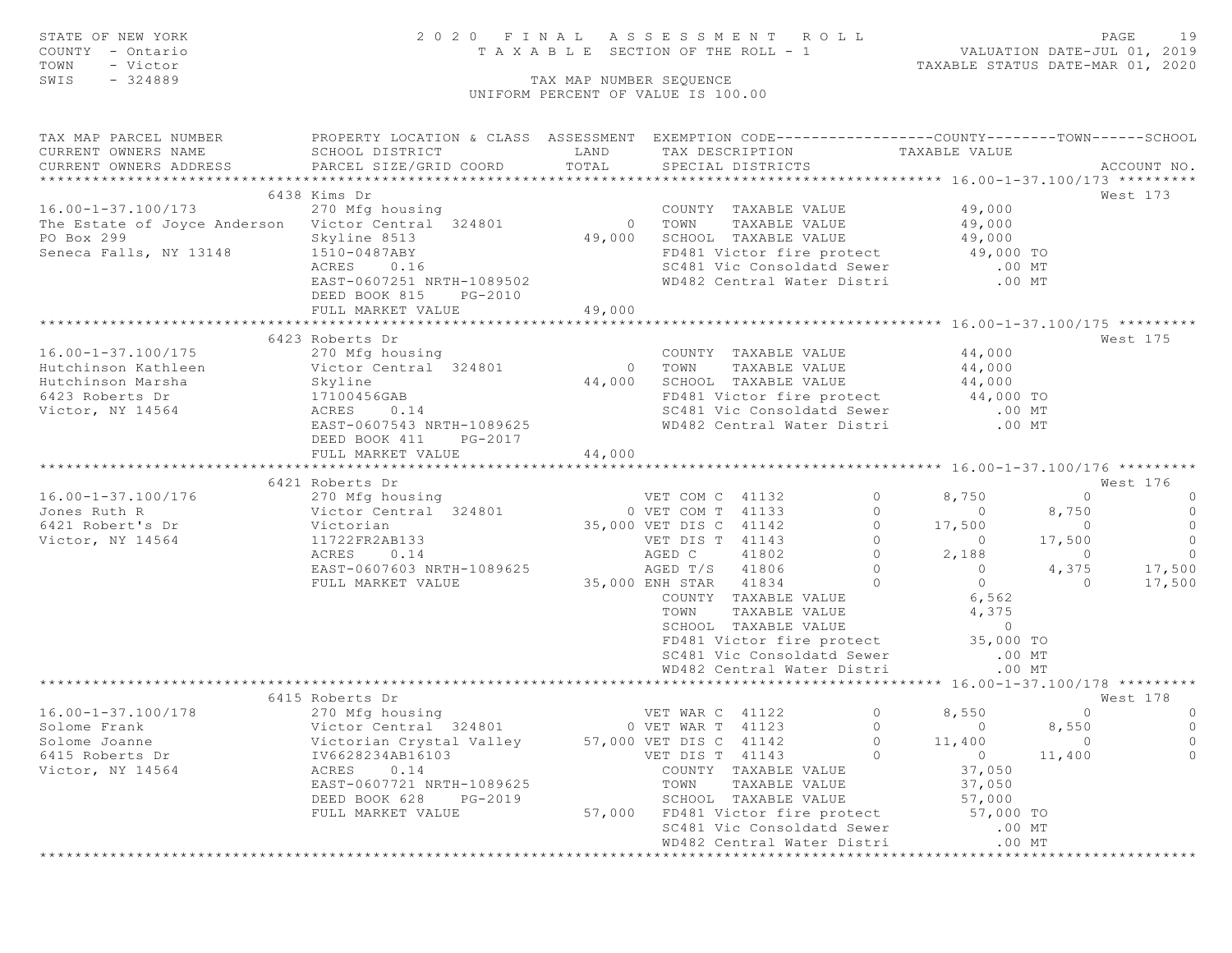STATE OF NEW YORK
COUNTY - Ontario
TOWN - Victor
SWIS - 324889

# 2020 FINAL ASSESSMENT ROLL

TAXABLE SECTION OF THE ROLL - 1

VALUATION DATE-JUL 01, 2019
TAXABLE STATUS DATE-MAR 01, 2020

TAX MAP NUMBER SEQUENCE
UNIFORM PERCENT OF VALUE IS 100.00

| TAX MAP PARCEL NUMBER / CURRENT OWNERS NAME / CURRENT OWNERS ADDRESS | PROPERTY LOCATION & CLASS / SCHOOL DISTRICT / PARCEL SIZE/GRID COORD | ASSESSMENT LAND / TOTAL | EXEMPTION CODE / TAX DESCRIPTION / SPECIAL DISTRICTS | | COUNTY TAXABLE VALUE | TOWN | SCHOOL | ACCOUNT NO. |
|---|---|---|---|---|---|---|---|---|
| **16.00-1-37.100/173** | 6438 Kims Dr | | | | | | | West 173 |
| 16.00-1-37.100/173 | 270 Mfg housing | | COUNTY TAXABLE VALUE | | 49,000 | | | |
| The Estate of Joyce Anderson | Victor Central 324801 | 0 | TOWN TAXABLE VALUE | | 49,000 | | | |
| PO Box 299 | Skyline 8513 | 49,000 | SCHOOL TAXABLE VALUE | | 49,000 | | | |
| Seneca Falls, NY 13148 | 1510-0487ABY | | FD481 Victor fire protect | | 49,000 TO | | | |
| | ACRES 0.16 | | SC481 Vic Consoldatd Sewer | | .00 MT | | | |
| | EAST-0607251 NRTH-1089502 | | WD482 Central Water Distri | | .00 MT | | | |
| | DEED BOOK 815 PG-2010 | | | | | | | |
| | FULL MARKET VALUE | 49,000 | | | | | | |
| **16.00-1-37.100/175** | 6423 Roberts Dr | | | | | | | West 175 |
| 16.00-1-37.100/175 | 270 Mfg housing | | COUNTY TAXABLE VALUE | | 44,000 | | | |
| Hutchinson Kathleen | Victor Central 324801 | 0 | TOWN TAXABLE VALUE | | 44,000 | | | |
| Hutchinson Marsha | Skyline | 44,000 | SCHOOL TAXABLE VALUE | | 44,000 | | | |
| 6423 Roberts Dr | 17100456GAB | | FD481 Victor fire protect | | 44,000 TO | | | |
| Victor, NY 14564 | ACRES 0.14 | | SC481 Vic Consoldatd Sewer | | .00 MT | | | |
| | EAST-0607543 NRTH-1089625 | | WD482 Central Water Distri | | .00 MT | | | |
| | DEED BOOK 411 PG-2017 | | | | | | | |
| | FULL MARKET VALUE | 44,000 | | | | | | |
| **16.00-1-37.100/176** | 6421 Roberts Dr | | | | | | | West 176 |
| 16.00-1-37.100/176 | 270 Mfg housing | | VET COM C 41132 | 0 | 8,750 | 0 | 0 | |
| Jones Ruth R | Victor Central 324801 | 0 | VET COM T 41133 | 0 | 0 | 8,750 | 0 | |
| 6421 Robert's Dr | Victorian | 35,000 | VET DIS C 41142 | 0 | 17,500 | 0 | 0 | |
| Victor, NY 14564 | 11722FR2AB133 | | VET DIS T 41143 | 0 | 0 | 17,500 | 0 | |
| | ACRES 0.14 | | AGED C 41802 | 0 | 2,188 | 0 | 0 | |
| | EAST-0607603 NRTH-1089625 | | AGED T/S 41806 | 0 | 0 | 4,375 | 17,500 | |
| | FULL MARKET VALUE | 35,000 | ENH STAR 41834 | 0 | 0 | 0 | 17,500 | |
| | | | COUNTY TAXABLE VALUE | | 6,562 | | | |
| | | | TOWN TAXABLE VALUE | | 4,375 | | | |
| | | | SCHOOL TAXABLE VALUE | | 0 | | | |
| | | | FD481 Victor fire protect | | 35,000 TO | | | |
| | | | SC481 Vic Consoldatd Sewer | | .00 MT | | | |
| | | | WD482 Central Water Distri | | .00 MT | | | |
| **16.00-1-37.100/178** | 6415 Roberts Dr | | | | | | | West 178 |
| 16.00-1-37.100/178 | 270 Mfg housing | | VET WAR C 41122 | 0 | 8,550 | 0 | 0 | |
| Solome Frank | Victor Central 324801 | 0 | VET WAR T 41123 | 0 | 0 | 8,550 | 0 | |
| Solome Joanne | Victorian Crystal Valley | 57,000 | VET DIS C 41142 | 0 | 11,400 | 0 | 0 | |
| 6415 Roberts Dr | IV6628234AB16103 | | VET DIS T 41143 | 0 | 0 | 11,400 | 0 | |
| Victor, NY 14564 | ACRES 0.14 | | COUNTY TAXABLE VALUE | | 37,050 | | | |
| | EAST-0607721 NRTH-1089625 | | TOWN TAXABLE VALUE | | 37,050 | | | |
| | DEED BOOK 628 PG-2019 | | SCHOOL TAXABLE VALUE | | 57,000 | | | |
| | FULL MARKET VALUE | 57,000 | FD481 Victor fire protect | | 57,000 TO | | | |
| | | | SC481 Vic Consoldatd Sewer | | .00 MT | | | |
| | | | WD482 Central Water Distri | | .00 MT | | | |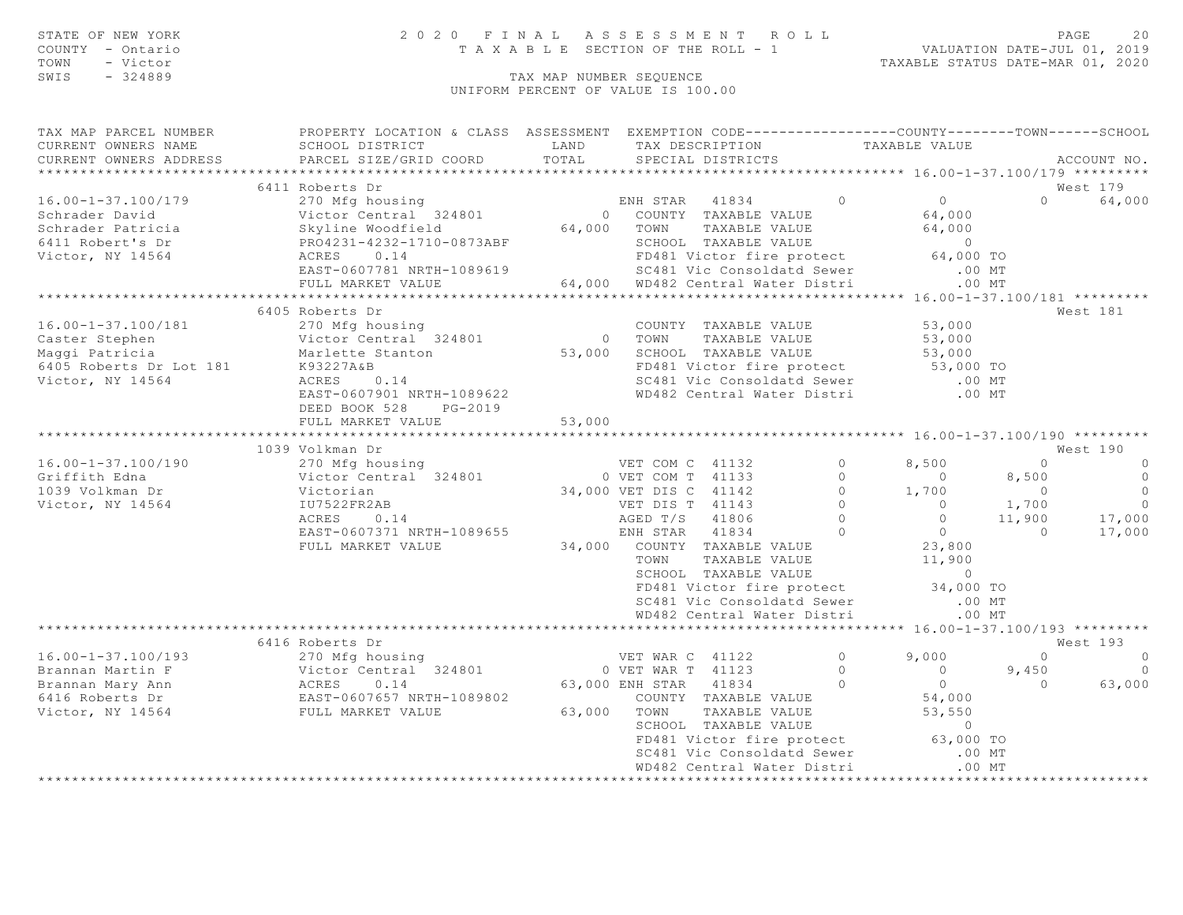STATE OF NEW YORK
COUNTY - Ontario
TOWN - Victor
SWIS - 324889

# 2020 FINAL ASSESSMENT ROLL

TAXABLE SECTION OF THE ROLL - 1

VALUATION DATE-JUL 01, 2019
TAXABLE STATUS DATE-MAR 01, 2020

TAX MAP NUMBER SEQUENCE
UNIFORM PERCENT OF VALUE IS 100.00

```
TAX MAP PARCEL NUMBER          PROPERTY LOCATION & CLASS  ASSESSMENT  EXEMPTION CODE------------------COUNTY--------TOWN------SCHOOL
CURRENT OWNERS NAME            SCHOOL DISTRICT               LAND      TAX DESCRIPTION            TAXABLE VALUE
CURRENT OWNERS ADDRESS         PARCEL SIZE/GRID COORD        TOTAL     SPECIAL DISTRICTS                                          ACCOUNT NO.
******************************************************************************************************* 16.00-1-37.100/179 *********
                               6411 Roberts Dr                                                                              West 179
16.00-1-37.100/179             270 Mfg housing                         ENH STAR  41834          0          0            0     64,000
Schrader David                 Victor Central  324801          0    COUNTY  TAXABLE VALUE              64,000
Schrader Patricia              Skyline Woodfield           64,000   TOWN    TAXABLE VALUE              64,000
6411 Robert's Dr               PRO4231-4232-1710-0873ABF            SCHOOL  TAXABLE VALUE                   0
Victor, NY 14564               ACRES     0.14                       FD481 Victor fire protect          64,000 TO
                               EAST-0607781 NRTH-1089619            SC481 Vic Consoldatd Sewer            .00 MT
                               FULL MARKET VALUE           64,000   WD482 Central Water Distri            .00 MT
******************************************************************************************************* 16.00-1-37.100/181 *********
                               6405 Roberts Dr                                                                              West 181
16.00-1-37.100/181             270 Mfg housing                      COUNTY  TAXABLE VALUE              53,000
Caster Stephen                 Victor Central  324801          0    TOWN    TAXABLE VALUE              53,000
Maggi Patricia                 Marlette Stanton            53,000   SCHOOL  TAXABLE VALUE              53,000
6405 Roberts Dr Lot 181        K93227A&B                            FD481 Victor fire protect          53,000 TO
Victor, NY 14564               ACRES     0.14                       SC481 Vic Consoldatd Sewer            .00 MT
                               EAST-0607901 NRTH-1089622            WD482 Central Water Distri            .00 MT
                               DEED BOOK 528     PG-2019
                               FULL MARKET VALUE           53,000
******************************************************************************************************* 16.00-1-37.100/190 *********
                               1039 Volkman Dr                                                                              West 190
16.00-1-37.100/190             270 Mfg housing                      VET COM C  41132            0      8,500            0          0
Griffith Edna                  Victor Central  324801          0 VET COM T  41133               0          0        8,500          0
1039 Volkman Dr                Victorian                   34,000 VET DIS C  41142              0      1,700            0          0
Victor, NY 14564               IU7522FR2AB                          VET DIS T  41143            0          0        1,700          0
                               ACRES     0.14                       AGED T/S   41806            0          0       11,900     17,000
                               EAST-0607371 NRTH-1089655            ENH STAR   41834            0          0            0     17,000
                               FULL MARKET VALUE           34,000   COUNTY  TAXABLE VALUE              23,800
                                                                    TOWN    TAXABLE VALUE              11,900
                                                                    SCHOOL  TAXABLE VALUE                   0
                                                                    FD481 Victor fire protect          34,000 TO
                                                                    SC481 Vic Consoldatd Sewer            .00 MT
                                                                    WD482 Central Water Distri            .00 MT
******************************************************************************************************* 16.00-1-37.100/193 *********
                               6416 Roberts Dr                                                                              West 193
16.00-1-37.100/193             270 Mfg housing                      VET WAR C  41122            0      9,000            0          0
Brannan Martin F               Victor Central  324801          0 VET WAR T  41123               0          0        9,450          0
Brannan Mary Ann               ACRES     0.14              63,000 ENH STAR  41834               0          0            0     63,000
6416 Roberts Dr                EAST-0607657 NRTH-1089802            COUNTY  TAXABLE VALUE              54,000
Victor, NY 14564               FULL MARKET VALUE           63,000   TOWN    TAXABLE VALUE              53,550
                                                                    SCHOOL  TAXABLE VALUE                   0
                                                                    FD481 Victor fire protect          63,000 TO
                                                                    SC481 Vic Consoldatd Sewer            .00 MT
                                                                    WD482 Central Water Distri            .00 MT
************************************************************************************************************************************
```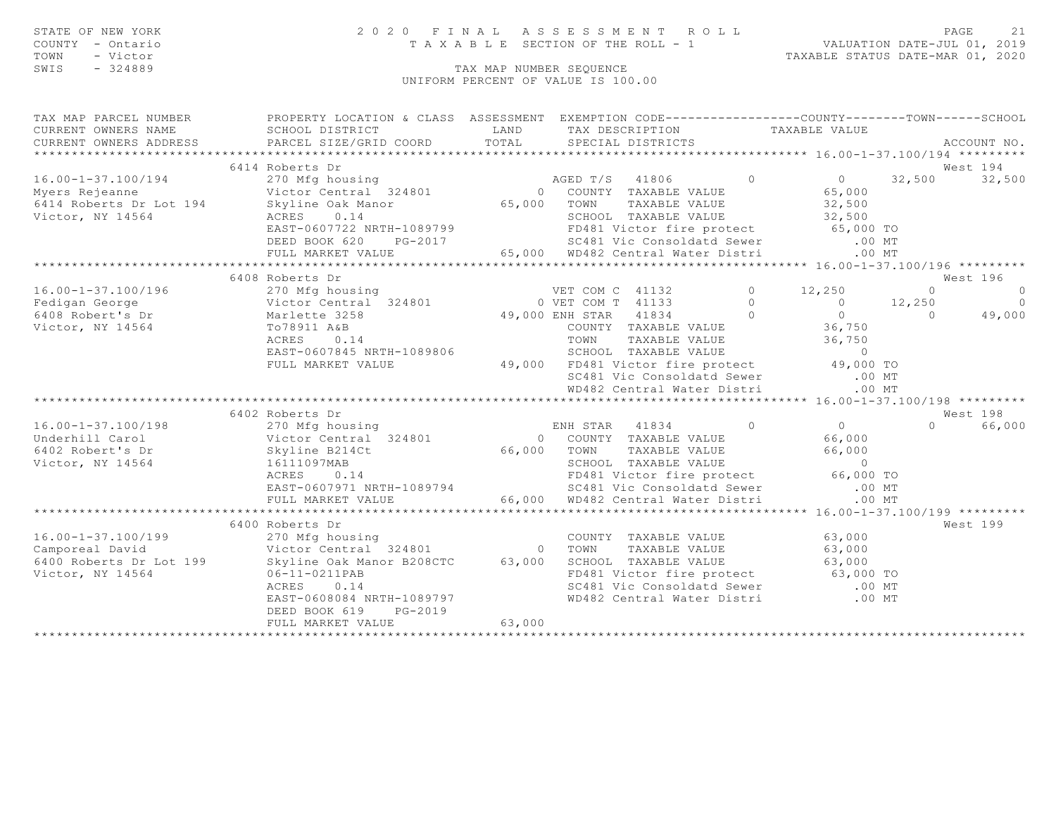STATE OF NEW YORK
COUNTY - Ontario
TOWN - Victor
SWIS - 324889

# 2020 FINAL ASSESSMENT ROLL

TAXABLE SECTION OF THE ROLL - 1

VALUATION DATE-JUL 01, 2019
TAXABLE STATUS DATE-MAR 01, 2020

TAX MAP NUMBER SEQUENCE
UNIFORM PERCENT OF VALUE IS 100.00

```
TAX MAP PARCEL NUMBER          PROPERTY LOCATION & CLASS  ASSESSMENT  EXEMPTION CODE------------------COUNTY--------TOWN------SCHOOL
CURRENT OWNERS NAME            SCHOOL DISTRICT               LAND      TAX DESCRIPTION            TAXABLE VALUE
CURRENT OWNERS ADDRESS         PARCEL SIZE/GRID COORD        TOTAL     SPECIAL DISTRICTS                                        ACCOUNT NO.
******************************************************************************************************* 16.00-1-37.100/194 *********
                               6414 Roberts Dr                                                                               West 194
16.00-1-37.100/194             270 Mfg housing                      AGED T/S  41806        0           0     32,500      32,500
Myers Rejeanne                 Victor Central  324801           0   COUNTY  TAXABLE VALUE            65,000
6414 Roberts Dr Lot 194        Skyline Oak Manor           65,000   TOWN    TAXABLE VALUE            32,500
Victor, NY 14564               ACRES    0.14                        SCHOOL  TAXABLE VALUE            32,500
                               EAST-0607722 NRTH-1089799            FD481 Victor fire protect        65,000 TO
                               DEED BOOK 620    PG-2017             SC481 Vic Consoldatd Sewer          .00 MT
                               FULL MARKET VALUE           65,000   WD482 Central Water Distri          .00 MT
******************************************************************************************************* 16.00-1-37.100/196 *********
                               6408 Roberts Dr                                                                               West 196
16.00-1-37.100/196             270 Mfg housing                      VET COM C  41132       0      12,250          0           0
Fedigan George                 Victor Central  324801           0 VET COM T  41133         0           0     12,250           0
6408 Robert's Dr               Marlette 3258               49,000 ENH STAR   41834         0           0          0      49,000
Victor, NY 14564               To78911 A&B                          COUNTY  TAXABLE VALUE            36,750
                               ACRES    0.14                        TOWN    TAXABLE VALUE            36,750
                               EAST-0607845 NRTH-1089806            SCHOOL  TAXABLE VALUE                 0
                               FULL MARKET VALUE           49,000   FD481 Victor fire protect        49,000 TO
                                                                    SC481 Vic Consoldatd Sewer          .00 MT
                                                                    WD482 Central Water Distri          .00 MT
******************************************************************************************************* 16.00-1-37.100/198 *********
                               6402 Roberts Dr                                                                               West 198
16.00-1-37.100/198             270 Mfg housing                      ENH STAR   41834       0           0          0      66,000
Underhill Carol                Victor Central  324801           0   COUNTY  TAXABLE VALUE            66,000
6402 Robert's Dr               Skyline B214Ct              66,000   TOWN    TAXABLE VALUE            66,000
Victor, NY 14564               16111097MAB                          SCHOOL  TAXABLE VALUE                 0
                               ACRES    0.14                        FD481 Victor fire protect        66,000 TO
                               EAST-0607971 NRTH-1089794            SC481 Vic Consoldatd Sewer          .00 MT
                               FULL MARKET VALUE           66,000   WD482 Central Water Distri          .00 MT
******************************************************************************************************* 16.00-1-37.100/199 *********
                               6400 Roberts Dr                                                                               West 199
16.00-1-37.100/199             270 Mfg housing                      COUNTY  TAXABLE VALUE            63,000
Camporeal David                Victor Central  324801           0   TOWN    TAXABLE VALUE            63,000
6400 Roberts Dr Lot 199        Skyline Oak Manor B208CTC   63,000   SCHOOL  TAXABLE VALUE            63,000
Victor, NY 14564               06-11-0211PAB                        FD481 Victor fire protect        63,000 TO
                               ACRES    0.14                        SC481 Vic Consoldatd Sewer          .00 MT
                               EAST-0608084 NRTH-1089797            WD482 Central Water Distri          .00 MT
                               DEED BOOK 619    PG-2019
                               FULL MARKET VALUE           63,000
************************************************************************************************************************************
```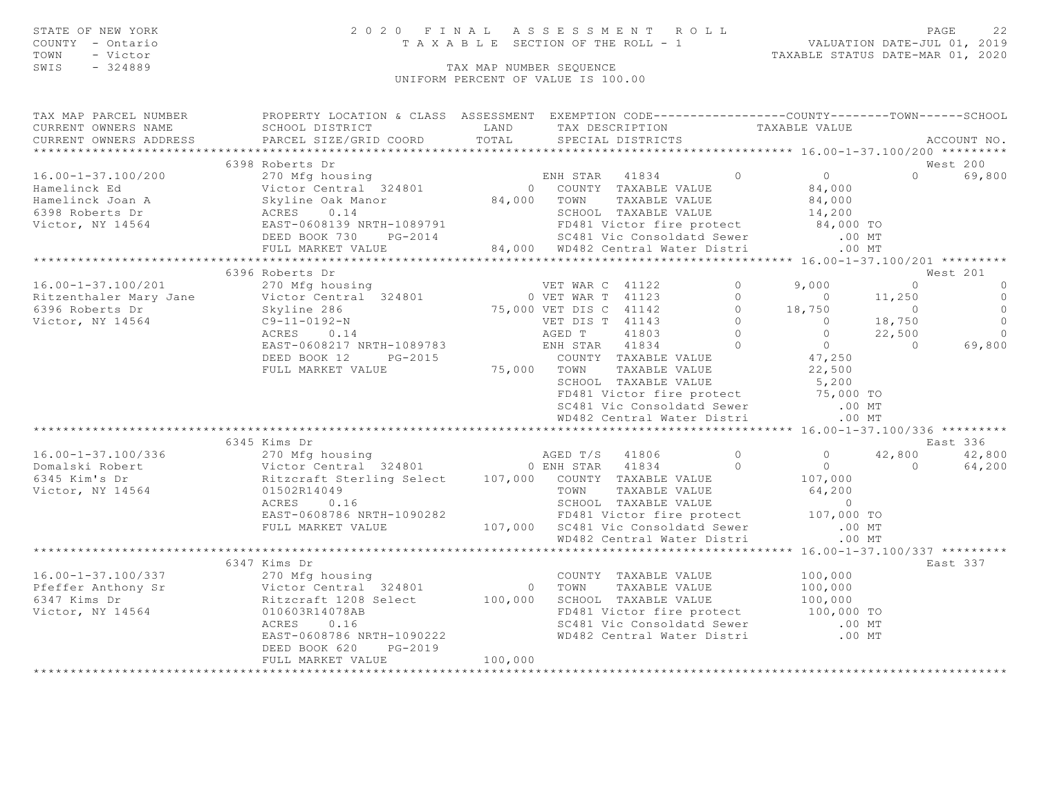STATE OF NEW YORK
COUNTY - Ontario
TOWN - Victor
SWIS - 324889

2020 FINAL ASSESSMENT ROLL
TAXABLE SECTION OF THE ROLL - 1

VALUATION DATE-JUL 01, 2019
TAXABLE STATUS DATE-MAR 01, 2020

TAX MAP NUMBER SEQUENCE
UNIFORM PERCENT OF VALUE IS 100.00

```
TAX MAP PARCEL NUMBER          PROPERTY LOCATION & CLASS  ASSESSMENT  EXEMPTION CODE------------------COUNTY--------TOWN------SCHOOL
CURRENT OWNERS NAME            SCHOOL DISTRICT               LAND      TAX DESCRIPTION            TAXABLE VALUE
CURRENT OWNERS ADDRESS         PARCEL SIZE/GRID COORD        TOTAL     SPECIAL DISTRICTS                                        ACCOUNT NO.
****************************************************************************************************** 16.00-1-37.100/200 *********
                            6398 Roberts Dr                                                                                  West 200
16.00-1-37.100/200             270 Mfg housing                         ENH STAR   41834          0          0             0     69,800
Hamelinck Ed                   Victor Central  324801            0     COUNTY  TAXABLE VALUE              84,000
Hamelinck Joan A               Skyline Oak Manor             84,000    TOWN    TAXABLE VALUE              84,000
6398 Roberts Dr                ACRES     0.14                          SCHOOL  TAXABLE VALUE              14,200
Victor, NY 14564               EAST-0608139 NRTH-1089791               FD481 Victor fire protect          84,000 TO
                               DEED BOOK 730     PG-2014               SC481 Vic Consoldatd Sewer            .00 MT
                               FULL MARKET VALUE             84,000    WD482 Central Water Distri            .00 MT
****************************************************************************************************** 16.00-1-37.100/201 *********
                            6396 Roberts Dr                                                                                  West 201
16.00-1-37.100/201             270 Mfg housing                         VET WAR C  41122          0      9,000             0          0
Ritzenthaler Mary Jane         Victor Central  324801            0 VET WAR T  41123              0          0        11,250          0
6396 Roberts Dr                Skyline 286                   75,000 VET DIS C  41142             0     18,750             0          0
Victor, NY 14564               C9-11-0192-N                            VET DIS T  41143          0          0        18,750          0
                               ACRES     0.14                          AGED T     41803          0          0        22,500          0
                               EAST-0608217 NRTH-1089783               ENH STAR   41834          0          0             0     69,800
                               DEED BOOK 12      PG-2015               COUNTY  TAXABLE VALUE              47,250
                               FULL MARKET VALUE             75,000    TOWN    TAXABLE VALUE              22,500
                                                                       SCHOOL  TAXABLE VALUE               5,200
                                                                       FD481 Victor fire protect          75,000 TO
                                                                       SC481 Vic Consoldatd Sewer            .00 MT
                                                                       WD482 Central Water Distri            .00 MT
****************************************************************************************************** 16.00-1-37.100/336 *********
                            6345 Kims Dr                                                                                     East 336
16.00-1-37.100/336             270 Mfg housing                         AGED T/S   41806          0          0        42,800     42,800
Domalski Robert                Victor Central  324801            0 ENH STAR   41834              0          0             0     64,200
6345 Kim's Dr                  Ritzcraft Sterling Select    107,000    COUNTY  TAXABLE VALUE             107,000
Victor, NY 14564               01502R14049                             TOWN    TAXABLE VALUE              64,200
                               ACRES     0.16                          SCHOOL  TAXABLE VALUE                   0
                               EAST-0608786 NRTH-1090282               FD481 Victor fire protect         107,000 TO
                               FULL MARKET VALUE            107,000    SC481 Vic Consoldatd Sewer            .00 MT
                                                                       WD482 Central Water Distri            .00 MT
****************************************************************************************************** 16.00-1-37.100/337 *********
                            6347 Kims Dr                                                                                     East 337
16.00-1-37.100/337             270 Mfg housing                         COUNTY  TAXABLE VALUE             100,000
Pfeffer Anthony Sr             Victor Central  324801            0     TOWN    TAXABLE VALUE             100,000
6347 Kims Dr                   Ritzcraft 1208 Select        100,000    SCHOOL  TAXABLE VALUE             100,000
Victor, NY 14564               010603R14078AB                          FD481 Victor fire protect         100,000 TO
                               ACRES     0.16                          SC481 Vic Consoldatd Sewer            .00 MT
                               EAST-0608786 NRTH-1090222               WD482 Central Water Distri            .00 MT
                               DEED BOOK 620     PG-2019
                               FULL MARKET VALUE            100,000
************************************************************************************************************************************
```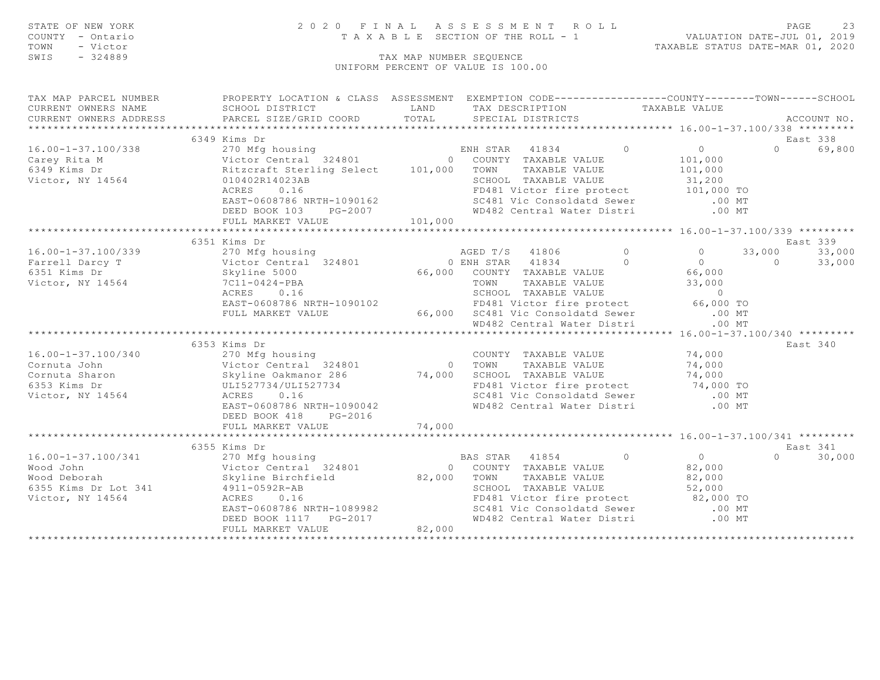STATE OF NEW YORK
COUNTY - Ontario
TOWN - Victor
SWIS - 324889

2020 FINAL ASSESSMENT ROLL
TAXABLE SECTION OF THE ROLL - 1
TAX MAP NUMBER SEQUENCE
UNIFORM PERCENT OF VALUE IS 100.00

VALUATION DATE-JUL 01, 2019
TAXABLE STATUS DATE-MAR 01, 2020

| TAX MAP PARCEL NUMBER / CURRENT OWNERS NAME / CURRENT OWNERS ADDRESS | PROPERTY LOCATION & CLASS / SCHOOL DISTRICT / PARCEL SIZE/GRID COORD | ASSESSMENT LAND / TOTAL | EXEMPTION CODE / TAX DESCRIPTION / SPECIAL DISTRICTS | COUNTY | TOWN | SCHOOL | ACCOUNT NO. |
|---|---|---|---|---|---|---|---|
| **16.00-1-37.100/338** | 6349 Kims Dr | | | | | | East 338 |
| | 270 Mfg housing | | ENH STAR 41834 0 | 0 | 0 | 69,800 | |
| Carey Rita M | Victor Central 324801 | 0 | COUNTY TAXABLE VALUE | 101,000 | | | |
| 6349 Kims Dr | Ritzcraft Sterling Select | 101,000 | TOWN TAXABLE VALUE | | 101,000 | | |
| Victor, NY 14564 | 010402R14023AB | | SCHOOL TAXABLE VALUE | | | 31,200 | |
| | ACRES 0.16 | | FD481 Victor fire protect | 101,000 TO | | | |
| | EAST-0608786 NRTH-1090162 | | SC481 Vic Consoldatd Sewer | .00 MT | | | |
| | DEED BOOK 103 PG-2007 | | WD482 Central Water Distri | .00 MT | | | |
| | FULL MARKET VALUE | 101,000 | | | | | |
| **16.00-1-37.100/339** | 6351 Kims Dr | | | | | | East 339 |
| | 270 Mfg housing | | AGED T/S 41806 0 | 0 | 33,000 | 33,000 | |
| Farrell Darcy T | Victor Central 324801 | 0 | ENH STAR 41834 0 | 0 | 0 | 33,000 | |
| 6351 Kims Dr | Skyline 5000 | 66,000 | COUNTY TAXABLE VALUE | 66,000 | | | |
| Victor, NY 14564 | 7C11-0424-PBA | | TOWN TAXABLE VALUE | | 33,000 | | |
| | ACRES 0.16 | | SCHOOL TAXABLE VALUE | | | 0 | |
| | EAST-0608786 NRTH-1090102 | | FD481 Victor fire protect | 66,000 TO | | | |
| | FULL MARKET VALUE | 66,000 | SC481 Vic Consoldatd Sewer | .00 MT | | | |
| | | | WD482 Central Water Distri | .00 MT | | | |
| **16.00-1-37.100/340** | 6353 Kims Dr | | | | | | East 340 |
| | 270 Mfg housing | | COUNTY TAXABLE VALUE | 74,000 | | | |
| Cornuta John | Victor Central 324801 | 0 | TOWN TAXABLE VALUE | | 74,000 | | |
| Cornuta Sharon | Skyline Oakmanor 286 | 74,000 | SCHOOL TAXABLE VALUE | | | 74,000 | |
| 6353 Kims Dr | ULI527734/ULI527734 | | FD481 Victor fire protect | 74,000 TO | | | |
| Victor, NY 14564 | ACRES 0.16 | | SC481 Vic Consoldatd Sewer | .00 MT | | | |
| | EAST-0608786 NRTH-1090042 | | WD482 Central Water Distri | .00 MT | | | |
| | DEED BOOK 418 PG-2016 | | | | | | |
| | FULL MARKET VALUE | 74,000 | | | | | |
| **16.00-1-37.100/341** | 6355 Kims Dr | | | | | | East 341 |
| | 270 Mfg housing | | BAS STAR 41854 0 | 0 | 0 | 30,000 | |
| Wood John | Victor Central 324801 | 0 | COUNTY TAXABLE VALUE | 82,000 | | | |
| Wood Deborah | Skyline Birchfield | 82,000 | TOWN TAXABLE VALUE | | 82,000 | | |
| 6355 Kims Dr Lot 341 | 4911-0592R-AB | | SCHOOL TAXABLE VALUE | | | 52,000 | |
| Victor, NY 14564 | ACRES 0.16 | | FD481 Victor fire protect | 82,000 TO | | | |
| | EAST-0608786 NRTH-1089982 | | SC481 Vic Consoldatd Sewer | .00 MT | | | |
| | DEED BOOK 1117 PG-2017 | | WD482 Central Water Distri | .00 MT | | | |
| | FULL MARKET VALUE | 82,000 | | | | | |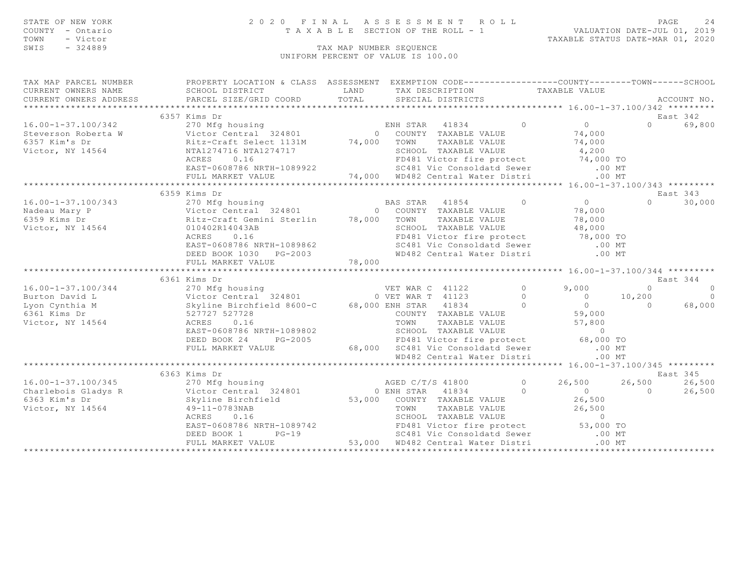STATE OF NEW YORK — COUNTY - Ontario — TOWN - Victor — SWIS - 324889

# 2020 FINAL ASSESSMENT ROLL

TAXABLE SECTION OF THE ROLL - 1

VALUATION DATE-JUL 01, 2019
TAXABLE STATUS DATE-MAR 01, 2020

TAX MAP NUMBER SEQUENCE
UNIFORM PERCENT OF VALUE IS 100.00

| TAX MAP PARCEL NUMBER / CURRENT OWNERS NAME / CURRENT OWNERS ADDRESS | PROPERTY LOCATION & CLASS / SCHOOL DISTRICT / PARCEL SIZE/GRID COORD | ASSESSMENT LAND | TOTAL | EXEMPTION CODE / TAX DESCRIPTION / SPECIAL DISTRICTS | COUNTY | TOWN | SCHOOL | ACCOUNT NO. |
|---|---|---|---|---|---|---|---|---|
| **16.00-1-37.100/342** | 6357 Kims Dr | | | | | | | East 342 |
| Steverson Roberta W | 270 Mfg housing | | | ENH STAR 41834 0 | 0 | 0 | 69,800 | |
| 6357 Kim's Dr | Victor Central 324801 | 0 | | COUNTY TAXABLE VALUE | 74,000 | | | |
| Victor, NY 14564 | Ritz-Craft Select 1131M | | 74,000 | TOWN TAXABLE VALUE | | 74,000 | | |
| | NTA1274716 NTA1274717 | | | SCHOOL TAXABLE VALUE | | | 4,200 | |
| | ACRES 0.16 | | | FD481 Victor fire protect | 74,000 TO | | | |
| | EAST-0608786 NRTH-1089922 | | | SC481 Vic Consoldatd Sewer | .00 MT | | | |
| | FULL MARKET VALUE | | 74,000 | WD482 Central Water Distri | .00 MT | | | |
| **16.00-1-37.100/343** | 6359 Kims Dr | | | | | | | East 343 |
| Nadeau Mary P | 270 Mfg housing | | | BAS STAR 41854 0 | 0 | 0 | 30,000 | |
| 6359 Kims Dr | Victor Central 324801 | 0 | | COUNTY TAXABLE VALUE | 78,000 | | | |
| Victor, NY 14564 | Ritz-Craft Gemini Sterlin | | 78,000 | TOWN TAXABLE VALUE | | 78,000 | | |
| | 010402R14043AB | | | SCHOOL TAXABLE VALUE | | | 48,000 | |
| | ACRES 0.16 | | | FD481 Victor fire protect | 78,000 TO | | | |
| | EAST-0608786 NRTH-1089862 | | | SC481 Vic Consoldatd Sewer | .00 MT | | | |
| | DEED BOOK 1030 PG-2003 | | | WD482 Central Water Distri | .00 MT | | | |
| | FULL MARKET VALUE | | 78,000 | | | | | |
| **16.00-1-37.100/344** | 6361 Kims Dr | | | | | | | East 344 |
| Burton David L | 270 Mfg housing | | | VET WAR C 41122 0 | 9,000 | 0 | 0 | |
| Lyon Cynthia M | Victor Central 324801 | 0 | | VET WAR T 41123 0 | 0 | 10,200 | 0 | |
| 6361 Kims Dr | Skyline Birchfield 8600-C | | 68,000 | ENH STAR 41834 0 | 0 | 0 | 68,000 | |
| Victor, NY 14564 | 527727 527728 | | | COUNTY TAXABLE VALUE | 59,000 | | | |
| | ACRES 0.16 | | | TOWN TAXABLE VALUE | | 57,800 | | |
| | EAST-0608786 NRTH-1089802 | | | SCHOOL TAXABLE VALUE | | | 0 | |
| | DEED BOOK 24 PG-2005 | | | FD481 Victor fire protect | 68,000 TO | | | |
| | FULL MARKET VALUE | | 68,000 | SC481 Vic Consoldatd Sewer | .00 MT | | | |
| | | | | WD482 Central Water Distri | .00 MT | | | |
| **16.00-1-37.100/345** | 6363 Kims Dr | | | | | | | East 345 |
| Charlebois Gladys R | 270 Mfg housing | | | AGED C/T/S 41800 0 | 26,500 | 26,500 | 26,500 | |
| 6363 Kim's Dr | Victor Central 324801 | 0 | | ENH STAR 41834 0 | 0 | 0 | 26,500 | |
| Victor, NY 14564 | Skyline Birchfield | | 53,000 | COUNTY TAXABLE VALUE | 26,500 | | | |
| | 49-11-0783NAB | | | TOWN TAXABLE VALUE | | 26,500 | | |
| | ACRES 0.16 | | | SCHOOL TAXABLE VALUE | | | 0 | |
| | EAST-0608786 NRTH-1089742 | | | FD481 Victor fire protect | 53,000 TO | | | |
| | DEED BOOK 1 PG-19 | | | SC481 Vic Consoldatd Sewer | .00 MT | | | |
| | FULL MARKET VALUE | | 53,000 | WD482 Central Water Distri | .00 MT | | | |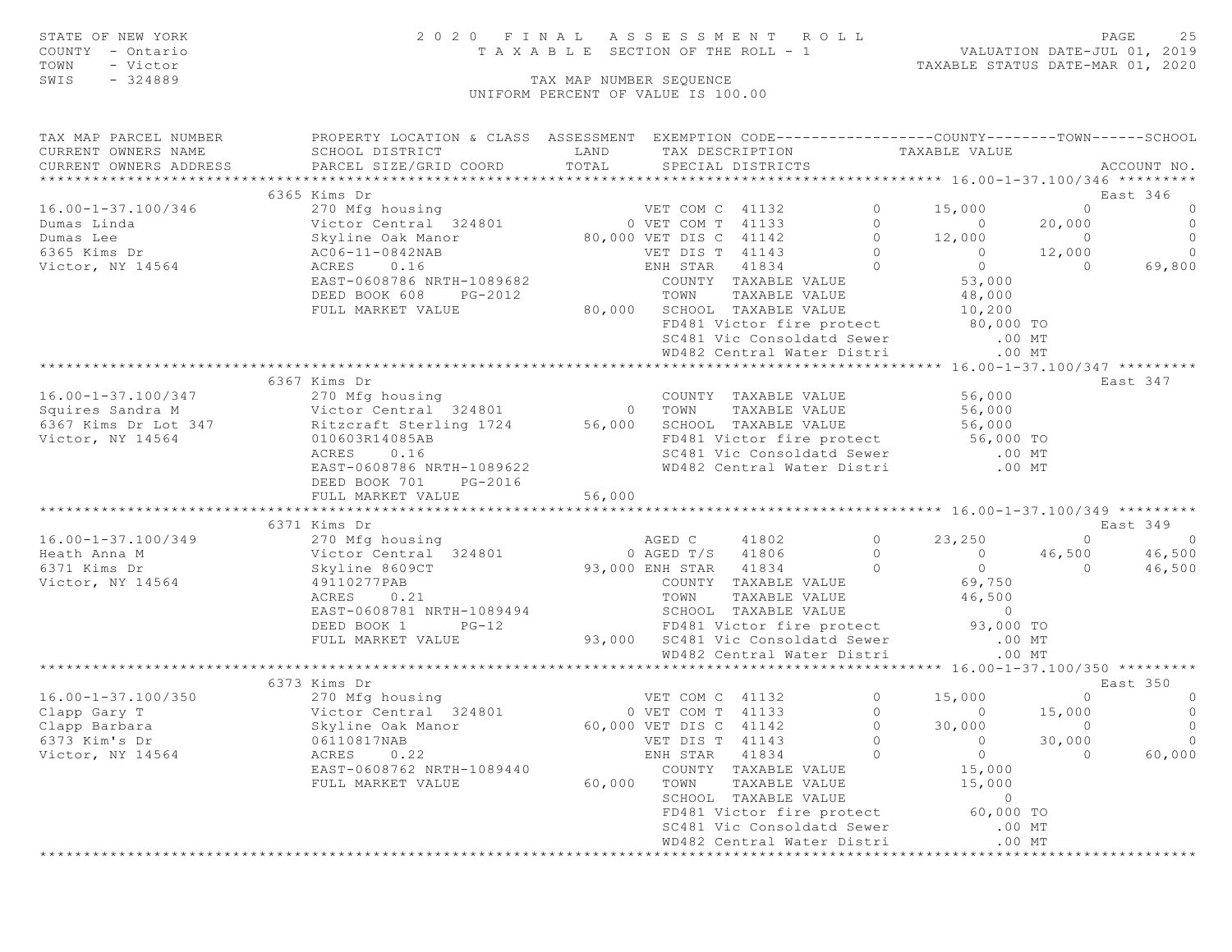STATE OF NEW YORK
COUNTY - Ontario
TOWN - Victor
SWIS - 324889

2020 FINAL ASSESSMENT ROLL
TAXABLE SECTION OF THE ROLL - 1

VALUATION DATE-JUL 01, 2019
TAXABLE STATUS DATE-MAR 01, 2020

TAX MAP NUMBER SEQUENCE
UNIFORM PERCENT OF VALUE IS 100.00

```
TAX MAP PARCEL NUMBER          PROPERTY LOCATION & CLASS  ASSESSMENT  EXEMPTION CODE------------------COUNTY--------TOWN------SCHOOL
CURRENT OWNERS NAME            SCHOOL DISTRICT               LAND      TAX DESCRIPTION            TAXABLE VALUE
CURRENT OWNERS ADDRESS         PARCEL SIZE/GRID COORD       TOTAL      SPECIAL DISTRICTS                                        ACCOUNT NO.
****************************************************************************************************** 16.00-1-37.100/346 *********
                         6365 Kims Dr                                                                                   East 346
16.00-1-37.100/346             270 Mfg housing                      VET COM C  41132          0     15,000          0            0
Dumas Linda                    Victor Central  324801             0 VET COM T  41133          0          0     20,000            0
Dumas Lee                      Skyline Oak Manor             80,000 VET DIS C  41142          0     12,000          0            0
6365 Kims Dr                   AC06-11-0842NAB                      VET DIS T  41143          0          0     12,000            0
Victor, NY 14564               ACRES     0.16                       ENH STAR   41834          0          0          0       69,800
                               EAST-0608786 NRTH-1089682             COUNTY  TAXABLE VALUE            53,000
                               DEED BOOK 608    PG-2012              TOWN    TAXABLE VALUE            48,000
                               FULL MARKET VALUE             80,000  SCHOOL  TAXABLE VALUE            10,200
                                                                     FD481 Victor fire protect         80,000 TO
                                                                     SC481 Vic Consoldatd Sewer            .00 MT
                                                                     WD482 Central Water Distri            .00 MT
****************************************************************************************************** 16.00-1-37.100/347 *********
                         6367 Kims Dr                                                                                   East 347
16.00-1-37.100/347             270 Mfg housing                       COUNTY  TAXABLE VALUE            56,000
Squires Sandra M               Victor Central  324801             0  TOWN    TAXABLE VALUE            56,000
6367 Kims Dr Lot 347           Ritzcraft Sterling 1724       56,000  SCHOOL  TAXABLE VALUE            56,000
Victor, NY 14564               010603R14085AB                        FD481 Victor fire protect         56,000 TO
                               ACRES     0.16                        SC481 Vic Consoldatd Sewer            .00 MT
                               EAST-0608786 NRTH-1089622             WD482 Central Water Distri            .00 MT
                               DEED BOOK 701    PG-2016
                               FULL MARKET VALUE             56,000
****************************************************************************************************** 16.00-1-37.100/349 *********
                         6371 Kims Dr                                                                                   East 349
16.00-1-37.100/349             270 Mfg housing                      AGED C     41802          0     23,250          0            0
Heath Anna M                   Victor Central  324801             0 AGED T/S   41806          0          0     46,500       46,500
6371 Kims Dr                   Skyline 8609CT                93,000 ENH STAR   41834          0          0          0       46,500
Victor, NY 14564               49110277PAB                           COUNTY  TAXABLE VALUE            69,750
                               ACRES     0.21                        TOWN    TAXABLE VALUE            46,500
                               EAST-0608781 NRTH-1089494             SCHOOL  TAXABLE VALUE                 0
                               DEED BOOK 1      PG-12                FD481 Victor fire protect         93,000 TO
                               FULL MARKET VALUE             93,000  SC481 Vic Consoldatd Sewer            .00 MT
                                                                     WD482 Central Water Distri            .00 MT
****************************************************************************************************** 16.00-1-37.100/350 *********
                         6373 Kims Dr                                                                                   East 350
16.00-1-37.100/350             270 Mfg housing                      VET COM C  41132          0     15,000          0            0
Clapp Gary T                   Victor Central  324801             0 VET COM T  41133          0          0     15,000            0
Clapp Barbara                  Skyline Oak Manor             60,000 VET DIS C  41142          0     30,000          0            0
6373 Kim's Dr                  06110817NAB                          VET DIS T  41143          0          0     30,000            0
Victor, NY 14564               ACRES     0.22                       ENH STAR   41834          0          0          0       60,000
                               EAST-0608762 NRTH-1089440             COUNTY  TAXABLE VALUE            15,000
                               FULL MARKET VALUE             60,000  TOWN    TAXABLE VALUE            15,000
                                                                     SCHOOL  TAXABLE VALUE                 0
                                                                     FD481 Victor fire protect         60,000 TO
                                                                     SC481 Vic Consoldatd Sewer            .00 MT
                                                                     WD482 Central Water Distri            .00 MT
************************************************************************************************************************************
```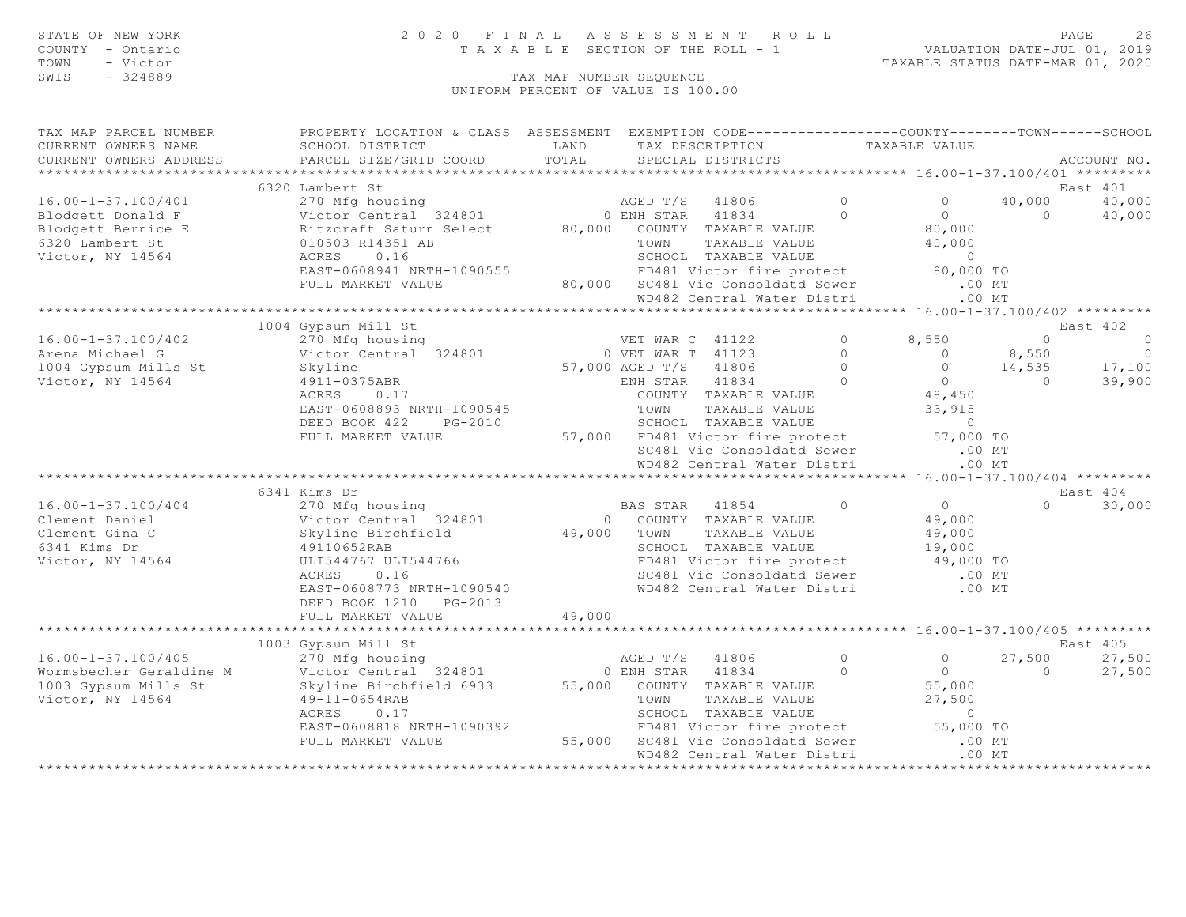STATE OF NEW YORK
COUNTY - Ontario
TOWN - Victor
SWIS - 324889

# 2020 FINAL ASSESSMENT ROLL

TAXABLE SECTION OF THE ROLL - 1

VALUATION DATE-JUL 01, 2019
TAXABLE STATUS DATE-MAR 01, 2020

TAX MAP NUMBER SEQUENCE
UNIFORM PERCENT OF VALUE IS 100.00

```
TAX MAP PARCEL NUMBER          PROPERTY LOCATION & CLASS  ASSESSMENT  EXEMPTION CODE------------------COUNTY--------TOWN------SCHOOL
CURRENT OWNERS NAME            SCHOOL DISTRICT               LAND      TAX DESCRIPTION            TAXABLE VALUE
CURRENT OWNERS ADDRESS         PARCEL SIZE/GRID COORD       TOTAL      SPECIAL DISTRICTS                                         ACCOUNT NO.
******************************************************************************************************* 16.00-1-37.100/401 *********
                               6320 Lambert St                                                                                 East 401
16.00-1-37.100/401             270 Mfg housing                      AGED T/S  41806           0           0      40,000      40,000
Blodgett Donald F              Victor Central  324801             0 ENH STAR  41834           0           0           0      40,000
Blodgett Bernice E             Ritzcraft Saturn Select      80,000   COUNTY  TAXABLE VALUE              80,000
6320 Lambert St                010503 R14351 AB                      TOWN    TAXABLE VALUE              40,000
Victor, NY 14564               ACRES    0.16                         SCHOOL  TAXABLE VALUE                   0
                               EAST-0608941 NRTH-1090555             FD481 Victor fire protect          80,000 TO
                               FULL MARKET VALUE            80,000   SC481 Vic Consoldatd Sewer            .00 MT
                                                                     WD482 Central Water Distri            .00 MT
******************************************************************************************************* 16.00-1-37.100/402 *********
                               1004 Gypsum Mill St                                                                             East 402
16.00-1-37.100/402             270 Mfg housing                      VET WAR C 41122           0       8,550           0           0
Arena Michael G                Victor Central  324801             0 VET WAR T 41123           0           0       8,550           0
1004 Gypsum Mills St           Skyline                      57,000 AGED T/S  41806           0           0      14,535      17,100
Victor, NY 14564               4911-0375ABR                          ENH STAR  41834           0           0           0      39,900
                               ACRES    0.17                         COUNTY  TAXABLE VALUE              48,450
                               EAST-0608893 NRTH-1090545             TOWN    TAXABLE VALUE              33,915
                               DEED BOOK 422    PG-2010              SCHOOL  TAXABLE VALUE                   0
                               FULL MARKET VALUE            57,000   FD481 Victor fire protect          57,000 TO
                                                                     SC481 Vic Consoldatd Sewer            .00 MT
                                                                     WD482 Central Water Distri            .00 MT
******************************************************************************************************* 16.00-1-37.100/404 *********
                               6341 Kims Dr                                                                                    East 404
16.00-1-37.100/404             270 Mfg housing                      BAS STAR  41854           0           0           0      30,000
Clement Daniel                 Victor Central  324801             0   COUNTY  TAXABLE VALUE              49,000
Clement Gina C                 Skyline Birchfield           49,000   TOWN    TAXABLE VALUE              49,000
6341 Kims Dr                   49110652RAB                           SCHOOL  TAXABLE VALUE              19,000
Victor, NY 14564               ULI544767 ULI544766                   FD481 Victor fire protect          49,000 TO
                               ACRES    0.16                         SC481 Vic Consoldatd Sewer            .00 MT
                               EAST-0608773 NRTH-1090540             WD482 Central Water Distri            .00 MT
                               DEED BOOK 1210   PG-2013
                               FULL MARKET VALUE            49,000
******************************************************************************************************* 16.00-1-37.100/405 *********
                               1003 Gypsum Mill St                                                                             East 405
16.00-1-37.100/405             270 Mfg housing                      AGED T/S  41806           0           0      27,500      27,500
Wormsbecher Geraldine M        Victor Central  324801             0 ENH STAR  41834           0           0           0      27,500
1003 Gypsum Mills St           Skyline Birchfield 6933      55,000   COUNTY  TAXABLE VALUE              55,000
Victor, NY 14564               49-11-0654RAB                         TOWN    TAXABLE VALUE              27,500
                               ACRES    0.17                         SCHOOL  TAXABLE VALUE                   0
                               EAST-0608818 NRTH-1090392             FD481 Victor fire protect          55,000 TO
                               FULL MARKET VALUE            55,000   SC481 Vic Consoldatd Sewer            .00 MT
                                                                     WD482 Central Water Distri            .00 MT
************************************************************************************************************************************
```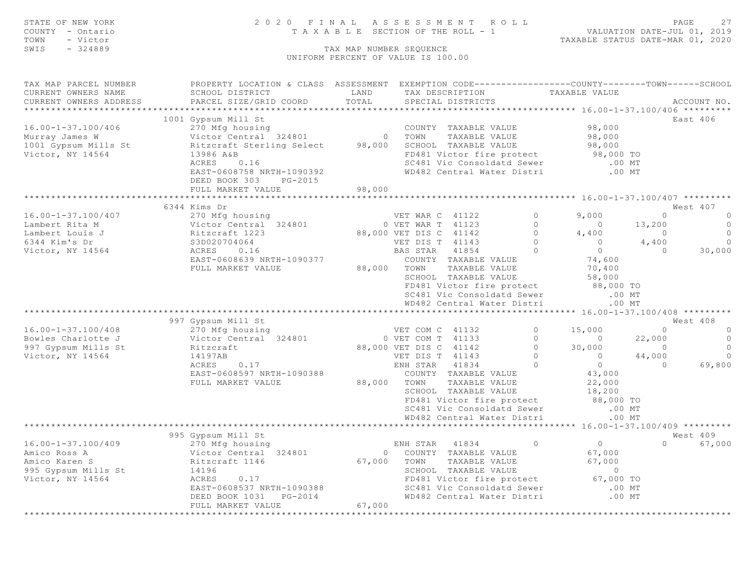STATE OF NEW YORK — 2020 FINAL ASSESSMENT ROLL
COUNTY - Ontario — TAXABLE SECTION OF THE ROLL - 1 — VALUATION DATE-JUL 01, 2019
TOWN - Victor — TAXABLE STATUS DATE-MAR 01, 2020
SWIS - 324889 — TAX MAP NUMBER SEQUENCE
UNIFORM PERCENT OF VALUE IS 100.00

```
TAX MAP PARCEL NUMBER          PROPERTY LOCATION & CLASS  ASSESSMENT  EXEMPTION CODE------------------COUNTY--------TOWN------SCHOOL
CURRENT OWNERS NAME            SCHOOL DISTRICT               LAND      TAX DESCRIPTION            TAXABLE VALUE
CURRENT OWNERS ADDRESS         PARCEL SIZE/GRID COORD        TOTAL     SPECIAL DISTRICTS                                    ACCOUNT NO.
******************************************************************************************************* 16.00-1-37.100/406 *********
                             1001 Gypsum Mill St                                                                         East 406
16.00-1-37.100/406           270 Mfg housing                       COUNTY  TAXABLE VALUE             98,000
Murray James W               Victor Central  324801           0    TOWN    TAXABLE VALUE             98,000
1001 Gypsum Mills St         Ritzcraft Sterling Select   98,000    SCHOOL  TAXABLE VALUE             98,000
Victor, NY 14564             13986 A&B                             FD481 Victor fire protect          98,000 TO
                             ACRES    0.16                         SC481 Vic Consoldatd Sewer            .00 MT
                             EAST-0608758 NRTH-1090392             WD482 Central Water Distri            .00 MT
                             DEED BOOK 303    PG-2015
                             FULL MARKET VALUE           98,000
******************************************************************************************************* 16.00-1-37.100/407 *********
                             6344 Kims Dr                                                                                West 407
16.00-1-37.100/407           270 Mfg housing                  VET WAR C  41122          0         9,000          0             0
Lambert Rita M               Victor Central  324801         0 VET WAR T  41123          0             0     13,200             0
Lambert Louis J              Ritzcraft 1223            88,000 VET DIS C  41142          0         4,400          0             0
6344 Kim's Dr                S3D020704064                     VET DIS T  41143          0             0      4,400             0
Victor, NY 14564             ACRES    0.16                    BAS STAR   41854          0             0          0        30,000
                             EAST-0608639 NRTH-1090377             COUNTY  TAXABLE VALUE             74,600
                             FULL MARKET VALUE           88,000    TOWN    TAXABLE VALUE             70,400
                                                                   SCHOOL  TAXABLE VALUE             58,000
                                                                   FD481 Victor fire protect          88,000 TO
                                                                   SC481 Vic Consoldatd Sewer            .00 MT
                                                                   WD482 Central Water Distri            .00 MT
******************************************************************************************************* 16.00-1-37.100/408 *********
                             997 Gypsum Mill St                                                                          West 408
16.00-1-37.100/408           270 Mfg housing                  VET COM C  41132          0        15,000          0             0
Bowles Charlotte J           Victor Central  324801         0 VET COM T  41133          0             0     22,000             0
997 Gypsum Mills St          Ritzcraft                 88,000 VET DIS C  41142          0        30,000          0             0
Victor, NY 14564             14197AB                          VET DIS T  41143          0             0     44,000             0
                             ACRES    0.17                    ENH STAR   41834          0             0          0        69,800
                             EAST-0608597 NRTH-1090388             COUNTY  TAXABLE VALUE             43,000
                             FULL MARKET VALUE           88,000    TOWN    TAXABLE VALUE             22,000
                                                                   SCHOOL  TAXABLE VALUE             18,200
                                                                   FD481 Victor fire protect          88,000 TO
                                                                   SC481 Vic Consoldatd Sewer            .00 MT
                                                                   WD482 Central Water Distri            .00 MT
******************************************************************************************************* 16.00-1-37.100/409 *********
                             995 Gypsum Mill St                                                                          West 409
16.00-1-37.100/409           270 Mfg housing                  ENH STAR   41834          0             0          0        67,000
Amico Ross A                 Victor Central  324801         0    COUNTY  TAXABLE VALUE             67,000
Amico Karen S                Ritzcraft 1146            67,000    TOWN    TAXABLE VALUE             67,000
995 Gypsum Mills St          14196                               SCHOOL  TAXABLE VALUE                  0
Victor, NY 14564             ACRES    0.17                       FD481 Victor fire protect          67,000 TO
                             EAST-0608537 NRTH-1090388           SC481 Vic Consoldatd Sewer            .00 MT
                             DEED BOOK 1031   PG-2014            WD482 Central Water Distri            .00 MT
                             FULL MARKET VALUE           67,000
************************************************************************************************************************************
```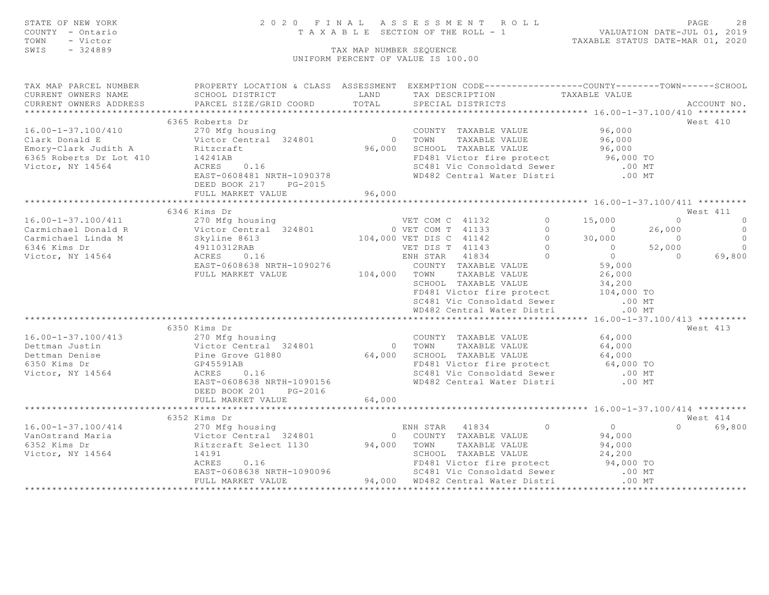STATE OF NEW YORK — 2020 FINAL ASSESSMENT ROLL
COUNTY - Ontario — TAXABLE SECTION OF THE ROLL - 1
TOWN - Victor
SWIS - 324889

VALUATION DATE-JUL 01, 2019
TAXABLE STATUS DATE-MAR 01, 2020

TAX MAP NUMBER SEQUENCE
UNIFORM PERCENT OF VALUE IS 100.00

```
TAX MAP PARCEL NUMBER          PROPERTY LOCATION & CLASS  ASSESSMENT  EXEMPTION CODE------------------COUNTY--------TOWN------SCHOOL
CURRENT OWNERS NAME            SCHOOL DISTRICT               LAND      TAX DESCRIPTION            TAXABLE VALUE
CURRENT OWNERS ADDRESS         PARCEL SIZE/GRID COORD       TOTAL      SPECIAL DISTRICTS                                    ACCOUNT NO.
******************************************************************************************************* 16.00-1-37.100/410 *********
                          6365 Roberts Dr                                                                              West 410
16.00-1-37.100/410             270 Mfg housing                         COUNTY  TAXABLE VALUE             96,000
Clark Donald E                 Victor Central  324801            0     TOWN    TAXABLE VALUE             96,000
Emory-Clark Judith A           Ritzcraft                    96,000     SCHOOL  TAXABLE VALUE             96,000
6365 Roberts Dr Lot 410        14241AB                                 FD481 Victor fire protect         96,000 TO
Victor, NY 14564               ACRES    0.16                           SC481 Vic Consoldatd Sewer           .00 MT
                               EAST-0608481 NRTH-1090378               WD482 Central Water Distri           .00 MT
                               DEED BOOK 217    PG-2015
                               FULL MARKET VALUE            96,000
******************************************************************************************************* 16.00-1-37.100/411 *********
                          6346 Kims Dr                                                                                 West 411
16.00-1-37.100/411             270 Mfg housing                     VET COM C  41132         0      15,000          0            0
Carmichael Donald R            Victor Central  324801            0 VET COM T  41133         0           0     26,000            0
Carmichael Linda M             Skyline 8613                104,000 VET DIS C  41142         0      30,000          0            0
6346 Kims Dr                   49110312RAB                         VET DIS T  41143         0           0     52,000            0
Victor, NY 14564               ACRES    0.16                       ENH STAR   41834         0           0          0       69,800
                               EAST-0608638 NRTH-1090276               COUNTY  TAXABLE VALUE             59,000
                               FULL MARKET VALUE           104,000     TOWN    TAXABLE VALUE             26,000
                                                                       SCHOOL  TAXABLE VALUE             34,200
                                                                       FD481 Victor fire protect        104,000 TO
                                                                       SC481 Vic Consoldatd Sewer           .00 MT
                                                                       WD482 Central Water Distri           .00 MT
******************************************************************************************************* 16.00-1-37.100/413 *********
                          6350 Kims Dr                                                                                 West 413
16.00-1-37.100/413             270 Mfg housing                         COUNTY  TAXABLE VALUE             64,000
Dettman Justin                 Victor Central  324801            0     TOWN    TAXABLE VALUE             64,000
Dettman Denise                 Pine Grove G1880             64,000     SCHOOL  TAXABLE VALUE             64,000
6350 Kims Dr                   GP45591AB                               FD481 Victor fire protect         64,000 TO
Victor, NY 14564               ACRES    0.16                           SC481 Vic Consoldatd Sewer           .00 MT
                               EAST-0608638 NRTH-1090156               WD482 Central Water Distri           .00 MT
                               DEED BOOK 201    PG-2016
                               FULL MARKET VALUE            64,000
******************************************************************************************************* 16.00-1-37.100/414 *********
                          6352 Kims Dr                                                                                 West 414
16.00-1-37.100/414             270 Mfg housing                     ENH STAR   41834         0           0          0       69,800
VanOstrand Maria               Victor Central  324801            0     COUNTY  TAXABLE VALUE             94,000
6352 Kims Dr                   Ritzcraft Select 1130        94,000     TOWN    TAXABLE VALUE             94,000
Victor, NY 14564               14191                                   SCHOOL  TAXABLE VALUE             24,200
                               ACRES    0.16                           FD481 Victor fire protect         94,000 TO
                               EAST-0608638 NRTH-1090096               SC481 Vic Consoldatd Sewer           .00 MT
                               FULL MARKET VALUE            94,000     WD482 Central Water Distri           .00 MT
************************************************************************************************************************************
```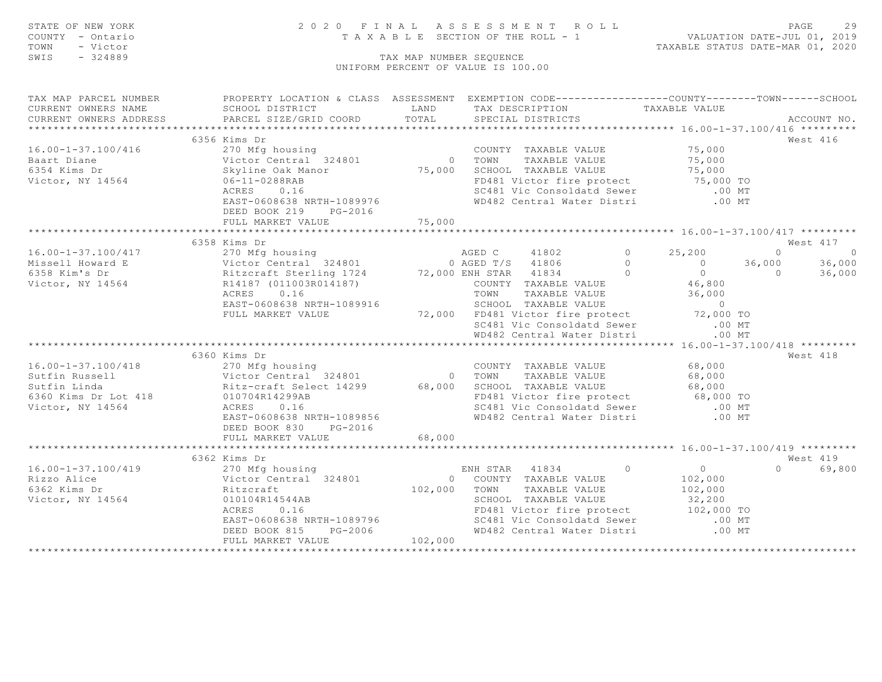STATE OF NEW YORK — 2020 FINAL ASSESSMENT ROLL — PAGE 29
COUNTY - Ontario — TAXABLE SECTION OF THE ROLL - 1 — VALUATION DATE-JUL 01, 2019
TOWN - Victor — TAXABLE STATUS DATE-MAR 01, 2020
SWIS - 324889 — TAX MAP NUMBER SEQUENCE
UNIFORM PERCENT OF VALUE IS 100.00

| TAX MAP PARCEL NUMBER / CURRENT OWNERS NAME / CURRENT OWNERS ADDRESS | PROPERTY LOCATION & CLASS / SCHOOL DISTRICT / PARCEL SIZE/GRID COORD | ASSESSMENT LAND / TOTAL | EXEMPTION CODE / TAX DESCRIPTION / SPECIAL DISTRICTS | COUNTY | TOWN | SCHOOL | ACCOUNT NO. |
|---|---|---|---|---|---|---|---|
| **16.00-1-37.100/416** | 6356 Kims Dr | | | | | | West 416 |
| Baart Diane | 270 Mfg housing | | COUNTY TAXABLE VALUE | 75,000 | | | |
| 6354 Kims Dr | Victor Central 324801 | 0 | TOWN TAXABLE VALUE | | 75,000 | | |
| Victor, NY 14564 | Skyline Oak Manor | 75,000 | SCHOOL TAXABLE VALUE | | | 75,000 | |
| | 06-11-0288RAB | | FD481 Victor fire protect | 75,000 TO | | | |
| | ACRES 0.16 | | SC481 Vic Consoldatd Sewer | .00 MT | | | |
| | EAST-0608638 NRTH-1089976 | | WD482 Central Water Distri | .00 MT | | | |
| | DEED BOOK 219 PG-2016 | | | | | | |
| | FULL MARKET VALUE | 75,000 | | | | | |
| **16.00-1-37.100/417** | 6358 Kims Dr | | | | | | West 417 |
| Missell Howard E | 270 Mfg housing | | AGED C 41802 0 | 25,200 | 0 | 0 | |
| 6358 Kim's Dr | Victor Central 324801 | 0 | AGED T/S 41806 0 | 0 | 36,000 | 36,000 | |
| Victor, NY 14564 | Ritzcraft Sterling 1724 | 72,000 | ENH STAR 41834 0 | 0 | 0 | 36,000 | |
| | R14187 (011003R014187) | | COUNTY TAXABLE VALUE | 46,800 | | | |
| | ACRES 0.16 | | TOWN TAXABLE VALUE | | 36,000 | | |
| | EAST-0608638 NRTH-1089916 | | SCHOOL TAXABLE VALUE | | | 0 | |
| | FULL MARKET VALUE | 72,000 | FD481 Victor fire protect | 72,000 TO | | | |
| | | | SC481 Vic Consoldatd Sewer | .00 MT | | | |
| | | | WD482 Central Water Distri | .00 MT | | | |
| **16.00-1-37.100/418** | 6360 Kims Dr | | | | | | West 418 |
| Sutfin Russell | 270 Mfg housing | | COUNTY TAXABLE VALUE | 68,000 | | | |
| Sutfin Linda | Victor Central 324801 | 0 | TOWN TAXABLE VALUE | | 68,000 | | |
| 6360 Kims Dr Lot 418 | Ritz-craft Select 14299 | 68,000 | SCHOOL TAXABLE VALUE | | | 68,000 | |
| Victor, NY 14564 | 010704R14299AB | | FD481 Victor fire protect | 68,000 TO | | | |
| | ACRES 0.16 | | SC481 Vic Consoldatd Sewer | .00 MT | | | |
| | EAST-0608638 NRTH-1089856 | | WD482 Central Water Distri | .00 MT | | | |
| | DEED BOOK 830 PG-2016 | | | | | | |
| | FULL MARKET VALUE | 68,000 | | | | | |
| **16.00-1-37.100/419** | 6362 Kims Dr | | | | | | West 419 |
| Rizzo Alice | 270 Mfg housing | | ENH STAR 41834 0 | 0 | 0 | 69,800 | |
| 6362 Kims Dr | Victor Central 324801 | 0 | COUNTY TAXABLE VALUE | 102,000 | | | |
| Victor, NY 14564 | Ritzcraft | 102,000 | TOWN TAXABLE VALUE | | 102,000 | | |
| | 010104R14544AB | | SCHOOL TAXABLE VALUE | | | 32,200 | |
| | ACRES 0.16 | | FD481 Victor fire protect | 102,000 TO | | | |
| | EAST-0608638 NRTH-1089796 | | SC481 Vic Consoldatd Sewer | .00 MT | | | |
| | DEED BOOK 815 PG-2006 | | WD482 Central Water Distri | .00 MT | | | |
| | FULL MARKET VALUE | 102,000 | | | | | |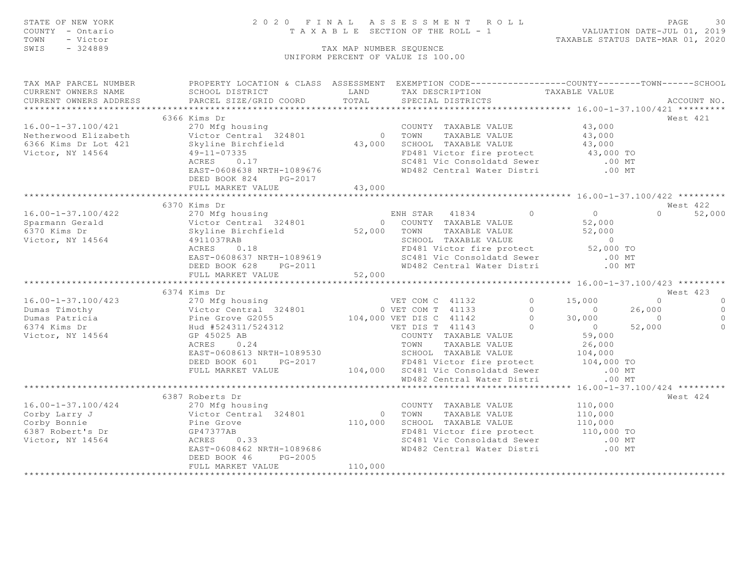STATE OF NEW YORK
COUNTY - Ontario
TOWN - Victor
SWIS - 324889

2020 FINAL ASSESSMENT ROLL
TAXABLE SECTION OF THE ROLL - 1
TAX MAP NUMBER SEQUENCE
UNIFORM PERCENT OF VALUE IS 100.00

VALUATION DATE-JUL 01, 2019
TAXABLE STATUS DATE-MAR 01, 2020

| TAX MAP PARCEL NUMBER / CURRENT OWNERS NAME / CURRENT OWNERS ADDRESS | PROPERTY LOCATION & CLASS / SCHOOL DISTRICT / PARCEL SIZE/GRID COORD | ASSESSMENT LAND / TOTAL | EXEMPTION CODE / TAX DESCRIPTION / SPECIAL DISTRICTS | COUNTY | TOWN | SCHOOL | ACCOUNT NO. |
|---|---|---|---|---|---|---|---|
| **16.00-1-37.100/421** | 6366 Kims Dr | | | | | | West 421 |
| 16.00-1-37.100/421 | 270 Mfg housing | | COUNTY TAXABLE VALUE | 43,000 | | | |
| Netherwood Elizabeth | Victor Central 324801 | 0 | TOWN TAXABLE VALUE | 43,000 | | | |
| 6366 Kims Dr Lot 421 | Skyline Birchfield | 43,000 | SCHOOL TAXABLE VALUE | 43,000 | | | |
| Victor, NY 14564 | 49-11-07335 | | FD481 Victor fire protect | 43,000 TO | | | |
| | ACRES 0.17 | | SC481 Vic Consoldatd Sewer | .00 MT | | | |
| | EAST-0608638 NRTH-1089676 | | WD482 Central Water Distri | .00 MT | | | |
| | DEED BOOK 824 PG-2017 | | | | | | |
| | FULL MARKET VALUE | 43,000 | | | | | |
| **16.00-1-37.100/422** | 6370 Kims Dr | | | | | | West 422 |
| 16.00-1-37.100/422 | 270 Mfg housing | | ENH STAR 41834 0 | 0 | 0 | 52,000 | |
| Sparmann Gerald | Victor Central 324801 | 0 | COUNTY TAXABLE VALUE | 52,000 | | | |
| 6370 Kims Dr | Skyline Birchfield | 52,000 | TOWN TAXABLE VALUE | 52,000 | | | |
| Victor, NY 14564 | 4911037RAB | | SCHOOL TAXABLE VALUE | 0 | | | |
| | ACRES 0.18 | | FD481 Victor fire protect | 52,000 TO | | | |
| | EAST-0608637 NRTH-1089619 | | SC481 Vic Consoldatd Sewer | .00 MT | | | |
| | DEED BOOK 628 PG-2011 | | WD482 Central Water Distri | .00 MT | | | |
| | FULL MARKET VALUE | 52,000 | | | | | |
| **16.00-1-37.100/423** | 6374 Kims Dr | | | | | | West 423 |
| 16.00-1-37.100/423 | 270 Mfg housing | | VET COM C 41132 0 | 15,000 | 0 | 0 | |
| Dumas Timothy | Victor Central 324801 | 0 | VET COM T 41133 0 | 0 | 26,000 | 0 | |
| Dumas Patricia | Pine Grove G2055 | 104,000 | VET DIS C 41142 0 | 30,000 | 0 | 0 | |
| 6374 Kims Dr | Hud #524311/524312 | | VET DIS T 41143 0 | 0 | 52,000 | 0 | |
| Victor, NY 14564 | GP 45025 AB | | COUNTY TAXABLE VALUE | 59,000 | | | |
| | ACRES 0.24 | | TOWN TAXABLE VALUE | 26,000 | | | |
| | EAST-0608613 NRTH-1089530 | | SCHOOL TAXABLE VALUE | 104,000 | | | |
| | DEED BOOK 601 PG-2017 | | FD481 Victor fire protect | 104,000 TO | | | |
| | FULL MARKET VALUE | 104,000 | SC481 Vic Consoldatd Sewer | .00 MT | | | |
| | | | WD482 Central Water Distri | .00 MT | | | |
| **16.00-1-37.100/424** | 6387 Roberts Dr | | | | | | West 424 |
| 16.00-1-37.100/424 | 270 Mfg housing | | COUNTY TAXABLE VALUE | 110,000 | | | |
| Corby Larry J | Victor Central 324801 | 0 | TOWN TAXABLE VALUE | 110,000 | | | |
| Corby Bonnie | Pine Grove | 110,000 | SCHOOL TAXABLE VALUE | 110,000 | | | |
| 6387 Robert's Dr | GP47377AB | | FD481 Victor fire protect | 110,000 TO | | | |
| Victor, NY 14564 | ACRES 0.33 | | SC481 Vic Consoldatd Sewer | .00 MT | | | |
| | EAST-0608462 NRTH-1089686 | | WD482 Central Water Distri | .00 MT | | | |
| | DEED BOOK 46 PG-2005 | | | | | | |
| | FULL MARKET VALUE | 110,000 | | | | | |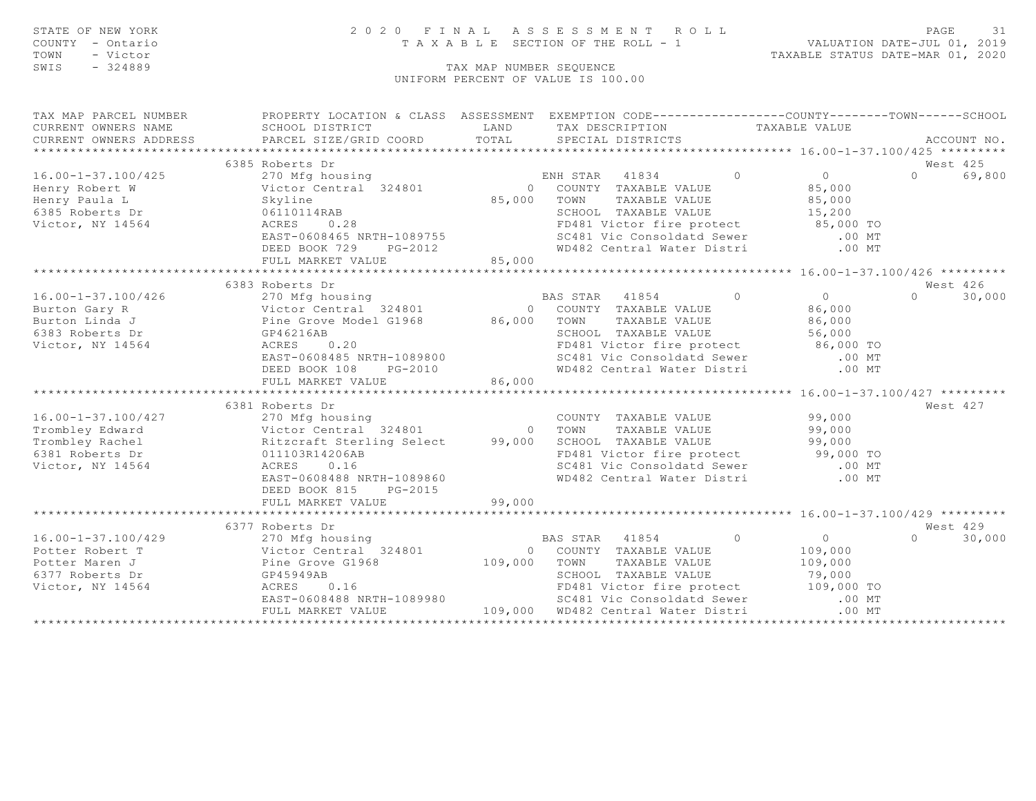STATE OF NEW YORK
COUNTY - Ontario
TOWN - Victor
SWIS - 324889

2020 FINAL ASSESSMENT ROLL
TAXABLE SECTION OF THE ROLL - 1
TAX MAP NUMBER SEQUENCE
UNIFORM PERCENT OF VALUE IS 100.00

VALUATION DATE-JUL 01, 2019
TAXABLE STATUS DATE-MAR 01, 2020

| TAX MAP PARCEL NUMBER / CURRENT OWNERS NAME / CURRENT OWNERS ADDRESS | PROPERTY LOCATION & CLASS / SCHOOL DISTRICT / PARCEL SIZE/GRID COORD | ASSESSMENT LAND / TOTAL | EXEMPTION CODE / TAX DESCRIPTION / SPECIAL DISTRICTS | COUNTY | TAXABLE VALUE | TOWN / SCHOOL / ACCOUNT NO. |
|---|---|---|---|---|---|---|
| 16.00-1-37.100/425 | 6385 Roberts Dr | | | | | West 425 |
| 16.00-1-37.100/425 | 270 Mfg housing | | ENH STAR 41834 | 0 | 0 | 0 69,800 |
| Henry Robert W | Victor Central 324801 | 0 | COUNTY TAXABLE VALUE | | 85,000 | |
| Henry Paula L | Skyline | 85,000 | TOWN TAXABLE VALUE | | 85,000 | |
| 6385 Roberts Dr | 06110114RAB | | SCHOOL TAXABLE VALUE | | 15,200 | |
| Victor, NY 14564 | ACRES 0.28 | | FD481 Victor fire protect | | 85,000 TO | |
| | EAST-0608465 NRTH-1089755 | | SC481 Vic Consoldatd Sewer | | .00 MT | |
| | DEED BOOK 729 PG-2012 | | WD482 Central Water Distri | | .00 MT | |
| | FULL MARKET VALUE | 85,000 | | | | |
| 16.00-1-37.100/426 | 6383 Roberts Dr | | | | | West 426 |
| 16.00-1-37.100/426 | 270 Mfg housing | | BAS STAR 41854 | 0 | 0 | 0 30,000 |
| Burton Gary R | Victor Central 324801 | 0 | COUNTY TAXABLE VALUE | | 86,000 | |
| Burton Linda J | Pine Grove Model G1968 | 86,000 | TOWN TAXABLE VALUE | | 86,000 | |
| 6383 Roberts Dr | GP46216AB | | SCHOOL TAXABLE VALUE | | 56,000 | |
| Victor, NY 14564 | ACRES 0.20 | | FD481 Victor fire protect | | 86,000 TO | |
| | EAST-0608485 NRTH-1089800 | | SC481 Vic Consoldatd Sewer | | .00 MT | |
| | DEED BOOK 108 PG-2010 | | WD482 Central Water Distri | | .00 MT | |
| | FULL MARKET VALUE | 86,000 | | | | |
| 16.00-1-37.100/427 | 6381 Roberts Dr | | | | | West 427 |
| 16.00-1-37.100/427 | 270 Mfg housing | | COUNTY TAXABLE VALUE | | 99,000 | |
| Trombley Edward | Victor Central 324801 | 0 | TOWN TAXABLE VALUE | | 99,000 | |
| Trombley Rachel | Ritzcraft Sterling Select | 99,000 | SCHOOL TAXABLE VALUE | | 99,000 | |
| 6381 Roberts Dr | 011103R14206AB | | FD481 Victor fire protect | | 99,000 TO | |
| Victor, NY 14564 | ACRES 0.16 | | SC481 Vic Consoldatd Sewer | | .00 MT | |
| | EAST-0608488 NRTH-1089860 | | WD482 Central Water Distri | | .00 MT | |
| | DEED BOOK 815 PG-2015 | | | | | |
| | FULL MARKET VALUE | 99,000 | | | | |
| 16.00-1-37.100/429 | 6377 Roberts Dr | | | | | West 429 |
| 16.00-1-37.100/429 | 270 Mfg housing | | BAS STAR 41854 | 0 | 0 | 0 30,000 |
| Potter Robert T | Victor Central 324801 | 0 | COUNTY TAXABLE VALUE | | 109,000 | |
| Potter Maren J | Pine Grove G1968 | 109,000 | TOWN TAXABLE VALUE | | 109,000 | |
| 6377 Roberts Dr | GP45949AB | | SCHOOL TAXABLE VALUE | | 79,000 | |
| Victor, NY 14564 | ACRES 0.16 | | FD481 Victor fire protect | | 109,000 TO | |
| | EAST-0608488 NRTH-1089980 | | SC481 Vic Consoldatd Sewer | | .00 MT | |
| | FULL MARKET VALUE | 109,000 | WD482 Central Water Distri | | .00 MT | |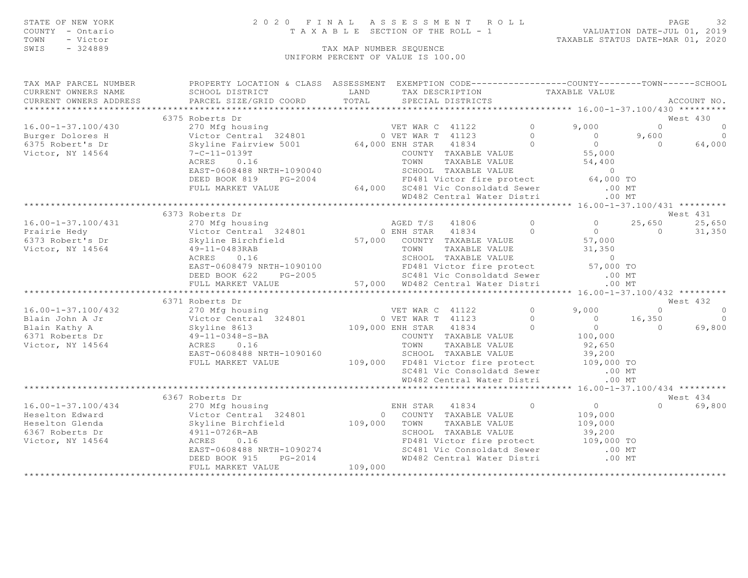STATE OF NEW YORK
COUNTY - Ontario
TOWN - Victor
SWIS - 324889

# 2020 FINAL ASSESSMENT ROLL

TAXABLE SECTION OF THE ROLL - 1

VALUATION DATE-JUL 01, 2019
TAXABLE STATUS DATE-MAR 01, 2020

TAX MAP NUMBER SEQUENCE
UNIFORM PERCENT OF VALUE IS 100.00

```
TAX MAP PARCEL NUMBER          PROPERTY LOCATION & CLASS  ASSESSMENT  EXEMPTION CODE------------------COUNTY--------TOWN------SCHOOL
CURRENT OWNERS NAME            SCHOOL DISTRICT              LAND       TAX DESCRIPTION            TAXABLE VALUE
CURRENT OWNERS ADDRESS         PARCEL SIZE/GRID COORD       TOTAL      SPECIAL DISTRICTS                                    ACCOUNT NO.
******************************************************************************************************* 16.00-1-37.100/430 *********
                               6375 Roberts Dr                                                                            West 430
16.00-1-37.100/430             270 Mfg housing                      VET WAR C  41122         0        9,000           0          0
Burger Dolores H               Victor Central  324801             0 VET WAR T  41123         0            0       9,600          0
6375 Robert's Dr               Skyline Fairview 5001         64,000 ENH STAR   41834         0            0           0     64,000
Victor, NY 14564               7-C-11-0139T                         COUNTY  TAXABLE VALUE              55,000
                               ACRES     0.16                       TOWN    TAXABLE VALUE              54,400
                               EAST-0608488 NRTH-1090040            SCHOOL  TAXABLE VALUE                   0
                               DEED BOOK 819    PG-2004             FD481 Victor fire protect          64,000 TO
                               FULL MARKET VALUE             64,000  SC481 Vic Consoldatd Sewer            .00 MT
                                                                    WD482 Central Water Distri            .00 MT
******************************************************************************************************* 16.00-1-37.100/431 *********
                               6373 Roberts Dr                                                                            West 431
16.00-1-37.100/431             270 Mfg housing                      AGED T/S   41806         0            0      25,650     25,650
Prairie Hedy                   Victor Central  324801             0 ENH STAR   41834         0            0           0     31,350
6373 Robert's Dr               Skyline Birchfield            57,000  COUNTY  TAXABLE VALUE              57,000
Victor, NY 14564               49-11-0483RAB                        TOWN    TAXABLE VALUE              31,350
                               ACRES     0.16                       SCHOOL  TAXABLE VALUE                   0
                               EAST-0608479 NRTH-1090100            FD481 Victor fire protect          57,000 TO
                               DEED BOOK 622    PG-2005             SC481 Vic Consoldatd Sewer            .00 MT
                               FULL MARKET VALUE             57,000  WD482 Central Water Distri            .00 MT
******************************************************************************************************* 16.00-1-37.100/432 *********
                               6371 Roberts Dr                                                                            West 432
16.00-1-37.100/432             270 Mfg housing                      VET WAR C  41122         0        9,000           0          0
Blain John A Jr                Victor Central  324801             0 VET WAR T  41123         0            0      16,350          0
Blain Kathy A                  Skyline 8613                 109,000 ENH STAR   41834         0            0           0     69,800
6371 Roberts Dr                49-11-0348-S-BA                      COUNTY  TAXABLE VALUE             100,000
Victor, NY 14564               ACRES     0.16                       TOWN    TAXABLE VALUE              92,650
                               EAST-0608488 NRTH-1090160            SCHOOL  TAXABLE VALUE              39,200
                               FULL MARKET VALUE            109,000  FD481 Victor fire protect         109,000 TO
                                                                    SC481 Vic Consoldatd Sewer            .00 MT
                                                                    WD482 Central Water Distri            .00 MT
******************************************************************************************************* 16.00-1-37.100/434 *********
                               6367 Roberts Dr                                                                            West 434
16.00-1-37.100/434             270 Mfg housing                      ENH STAR   41834         0            0           0     69,800
Heselton Edward                Victor Central  324801             0  COUNTY  TAXABLE VALUE             109,000
Heselton Glenda                Skyline Birchfield           109,000  TOWN    TAXABLE VALUE             109,000
6367 Roberts Dr                4911-0726R-AB                        SCHOOL  TAXABLE VALUE              39,200
Victor, NY 14564               ACRES     0.16                       FD481 Victor fire protect         109,000 TO
                               EAST-0608488 NRTH-1090274            SC481 Vic Consoldatd Sewer            .00 MT
                               DEED BOOK 915    PG-2014             WD482 Central Water Distri            .00 MT
                               FULL MARKET VALUE            109,000
************************************************************************************************************************************
```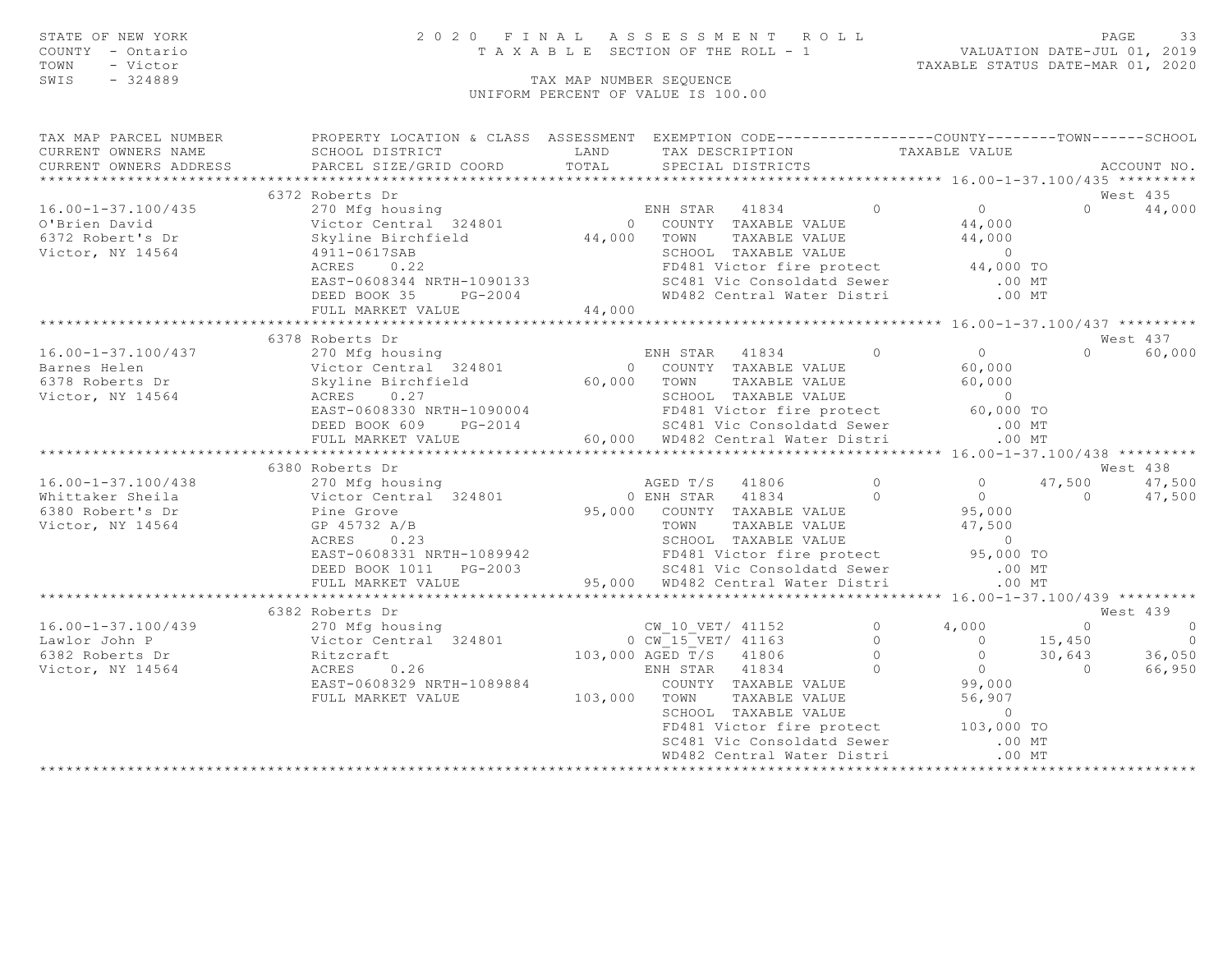STATE OF NEW YORK — 2020 FINAL ASSESSMENT ROLL — PAGE 33
COUNTY - Ontario — TAXABLE SECTION OF THE ROLL - 1 — VALUATION DATE-JUL 01, 2019
TOWN - Victor — TAXABLE STATUS DATE-MAR 01, 2020
SWIS - 324889 — TAX MAP NUMBER SEQUENCE
UNIFORM PERCENT OF VALUE IS 100.00

| TAX MAP PARCEL NUMBER / CURRENT OWNERS NAME / CURRENT OWNERS ADDRESS | PROPERTY LOCATION & CLASS / SCHOOL DISTRICT / PARCEL SIZE/GRID COORD | ASSESSMENT LAND / TOTAL | EXEMPTION CODE / TAX DESCRIPTION / SPECIAL DISTRICTS | | COUNTY | TOWN | SCHOOL | ACCOUNT NO. |
|---|---|---|---|---|---|---|---|---|
| **16.00-1-37.100/435** | 6372 Roberts Dr | | | | | | | West 435 |
| 16.00-1-37.100/435 | 270 Mfg housing | | ENH STAR 41834 | 0 | 0 | 0 | 44,000 | |
| O'Brien David | Victor Central 324801 | 0 | COUNTY TAXABLE VALUE | | 44,000 | | | |
| 6372 Robert's Dr | Skyline Birchfield | 44,000 | TOWN TAXABLE VALUE | | 44,000 | | | |
| Victor, NY 14564 | 4911-0617SAB | | SCHOOL TAXABLE VALUE | | 0 | | | |
| | ACRES 0.22 | | FD481 Victor fire protect | | 44,000 TO | | | |
| | EAST-0608344 NRTH-1090133 | | SC481 Vic Consoldatd Sewer | | .00 MT | | | |
| | DEED BOOK 35 PG-2004 | | WD482 Central Water Distri | | .00 MT | | | |
| | FULL MARKET VALUE | 44,000 | | | | | | |
| **16.00-1-37.100/437** | 6378 Roberts Dr | | | | | | | West 437 |
| 16.00-1-37.100/437 | 270 Mfg housing | | ENH STAR 41834 | 0 | 0 | 0 | 60,000 | |
| Barnes Helen | Victor Central 324801 | 0 | COUNTY TAXABLE VALUE | | 60,000 | | | |
| 6378 Roberts Dr | Skyline Birchfield | 60,000 | TOWN TAXABLE VALUE | | 60,000 | | | |
| Victor, NY 14564 | ACRES 0.27 | | SCHOOL TAXABLE VALUE | | 0 | | | |
| | EAST-0608330 NRTH-1090004 | | FD481 Victor fire protect | | 60,000 TO | | | |
| | DEED BOOK 609 PG-2014 | | SC481 Vic Consoldatd Sewer | | .00 MT | | | |
| | FULL MARKET VALUE | 60,000 | WD482 Central Water Distri | | .00 MT | | | |
| **16.00-1-37.100/438** | 6380 Roberts Dr | | | | | | | West 438 |
| 16.00-1-37.100/438 | 270 Mfg housing | | AGED T/S 41806 | 0 | 0 | 47,500 | 47,500 | |
| Whittaker Sheila | Victor Central 324801 | 0 | ENH STAR 41834 | 0 | 0 | 0 | 47,500 | |
| 6380 Robert's Dr | Pine Grove | 95,000 | COUNTY TAXABLE VALUE | | 95,000 | | | |
| Victor, NY 14564 | GP 45732 A/B | | TOWN TAXABLE VALUE | | 47,500 | | | |
| | ACRES 0.23 | | SCHOOL TAXABLE VALUE | | 0 | | | |
| | EAST-0608331 NRTH-1089942 | | FD481 Victor fire protect | | 95,000 TO | | | |
| | DEED BOOK 1011 PG-2003 | | SC481 Vic Consoldatd Sewer | | .00 MT | | | |
| | FULL MARKET VALUE | 95,000 | WD482 Central Water Distri | | .00 MT | | | |
| **16.00-1-37.100/439** | 6382 Roberts Dr | | | | | | | West 439 |
| 16.00-1-37.100/439 | 270 Mfg housing | | CW_10_VET/ 41152 | 0 | 4,000 | 0 | 0 | |
| Lawlor John P | Victor Central 324801 | 0 | CW_15_VET/ 41163 | 0 | 0 | 15,450 | 0 | |
| 6382 Roberts Dr | Ritzcraft | 103,000 | AGED T/S 41806 | 0 | 0 | 30,643 | 36,050 | |
| Victor, NY 14564 | ACRES 0.26 | | ENH STAR 41834 | 0 | 0 | 0 | 66,950 | |
| | EAST-0608329 NRTH-1089884 | | COUNTY TAXABLE VALUE | | 99,000 | | | |
| | FULL MARKET VALUE | 103,000 | TOWN TAXABLE VALUE | | 56,907 | | | |
| | | | SCHOOL TAXABLE VALUE | | 0 | | | |
| | | | FD481 Victor fire protect | | 103,000 TO | | | |
| | | | SC481 Vic Consoldatd Sewer | | .00 MT | | | |
| | | | WD482 Central Water Distri | | .00 MT | | | |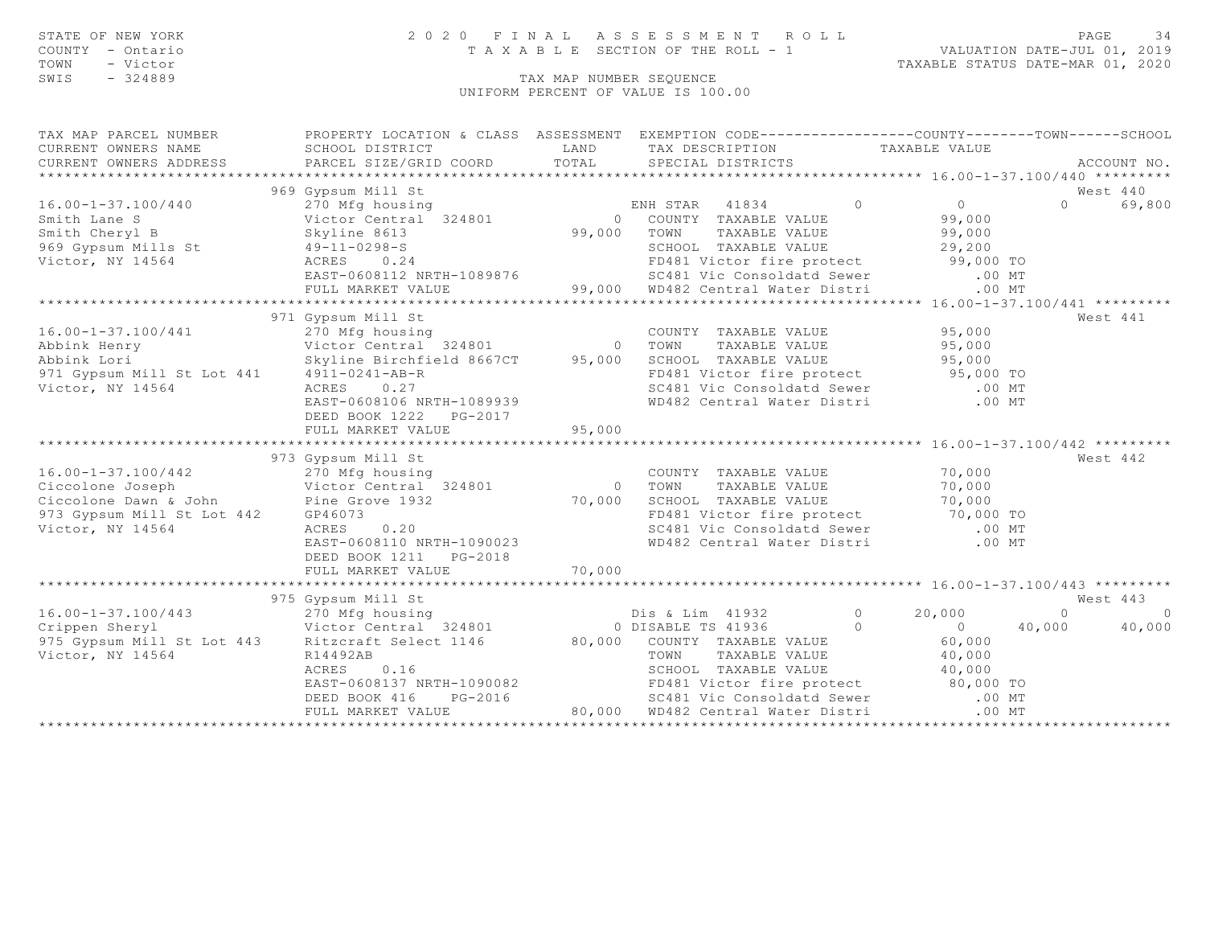STATE OF NEW YORK
COUNTY - Ontario
TOWN - Victor
SWIS - 324889

2020 FINAL ASSESSMENT ROLL
TAXABLE SECTION OF THE ROLL - 1

VALUATION DATE-JUL 01, 2019
TAXABLE STATUS DATE-MAR 01, 2020

TAX MAP NUMBER SEQUENCE
UNIFORM PERCENT OF VALUE IS 100.00

| TAX MAP PARCEL NUMBER / CURRENT OWNERS NAME / CURRENT OWNERS ADDRESS | PROPERTY LOCATION & CLASS / SCHOOL DISTRICT / PARCEL SIZE/GRID COORD | ASSESSMENT LAND | TOTAL | EXEMPTION CODE / TAX DESCRIPTION / SPECIAL DISTRICTS | COUNTY TAXABLE VALUE | TOWN | SCHOOL | ACCOUNT NO. |
|---|---|---|---|---|---|---|---|---|
| **16.00-1-37.100/440** | 969 Gypsum Mill St | | | | | | | West 440 |
| 16.00-1-37.100/440 | 270 Mfg housing | | | ENH STAR 41834 0 | 0 | 0 | 69,800 | |
| Smith Lane S | Victor Central 324801 | 0 | | COUNTY TAXABLE VALUE | 99,000 | | | |
| Smith Cheryl B | Skyline 8613 | | 99,000 | TOWN TAXABLE VALUE | 99,000 | | | |
| 969 Gypsum Mills St | 49-11-0298-S | | | SCHOOL TAXABLE VALUE | 29,200 | | | |
| Victor, NY 14564 | ACRES 0.24 | | | FD481 Victor fire protect | 99,000 TO | | | |
| | EAST-0608112 NRTH-1089876 | | | SC481 Vic Consoldatd Sewer | .00 MT | | | |
| | FULL MARKET VALUE | | 99,000 | WD482 Central Water Distri | .00 MT | | | |
| **16.00-1-37.100/441** | 971 Gypsum Mill St | | | | | | | West 441 |
| 16.00-1-37.100/441 | 270 Mfg housing | | | COUNTY TAXABLE VALUE | 95,000 | | | |
| Abbink Henry | Victor Central 324801 | 0 | | TOWN TAXABLE VALUE | 95,000 | | | |
| Abbink Lori | Skyline Birchfield 8667CT | | 95,000 | SCHOOL TAXABLE VALUE | 95,000 | | | |
| 971 Gypsum Mill St Lot 441 | 4911-0241-AB-R | | | FD481 Victor fire protect | 95,000 TO | | | |
| Victor, NY 14564 | ACRES 0.27 | | | SC481 Vic Consoldatd Sewer | .00 MT | | | |
| | EAST-0608106 NRTH-1089939 | | | WD482 Central Water Distri | .00 MT | | | |
| | DEED BOOK 1222 PG-2017 | | | | | | | |
| | FULL MARKET VALUE | | 95,000 | | | | | |
| **16.00-1-37.100/442** | 973 Gypsum Mill St | | | | | | | West 442 |
| 16.00-1-37.100/442 | 270 Mfg housing | | | COUNTY TAXABLE VALUE | 70,000 | | | |
| Ciccolone Joseph | Victor Central 324801 | 0 | | TOWN TAXABLE VALUE | 70,000 | | | |
| Ciccolone Dawn & John | Pine Grove 1932 | | 70,000 | SCHOOL TAXABLE VALUE | 70,000 | | | |
| 973 Gypsum Mill St Lot 442 | GP46073 | | | FD481 Victor fire protect | 70,000 TO | | | |
| Victor, NY 14564 | ACRES 0.20 | | | SC481 Vic Consoldatd Sewer | .00 MT | | | |
| | EAST-0608110 NRTH-1090023 | | | WD482 Central Water Distri | .00 MT | | | |
| | DEED BOOK 1211 PG-2018 | | | | | | | |
| | FULL MARKET VALUE | | 70,000 | | | | | |
| **16.00-1-37.100/443** | 975 Gypsum Mill St | | | | | | | West 443 |
| 16.00-1-37.100/443 | 270 Mfg housing | | | Dis & Lim 41932 0 | 20,000 | 0 | 0 | |
| Crippen Sheryl | Victor Central 324801 | 0 | | DISABLE TS 41936 0 | 0 | 40,000 | 40,000 | |
| 975 Gypsum Mill St Lot 443 | Ritzcraft Select 1146 | | 80,000 | COUNTY TAXABLE VALUE | 60,000 | | | |
| Victor, NY 14564 | R14492AB | | | TOWN TAXABLE VALUE | 40,000 | | | |
| | ACRES 0.16 | | | SCHOOL TAXABLE VALUE | 40,000 | | | |
| | EAST-0608137 NRTH-1090082 | | | FD481 Victor fire protect | 80,000 TO | | | |
| | DEED BOOK 416 PG-2016 | | | SC481 Vic Consoldatd Sewer | .00 MT | | | |
| | FULL MARKET VALUE | | 80,000 | WD482 Central Water Distri | .00 MT | | | |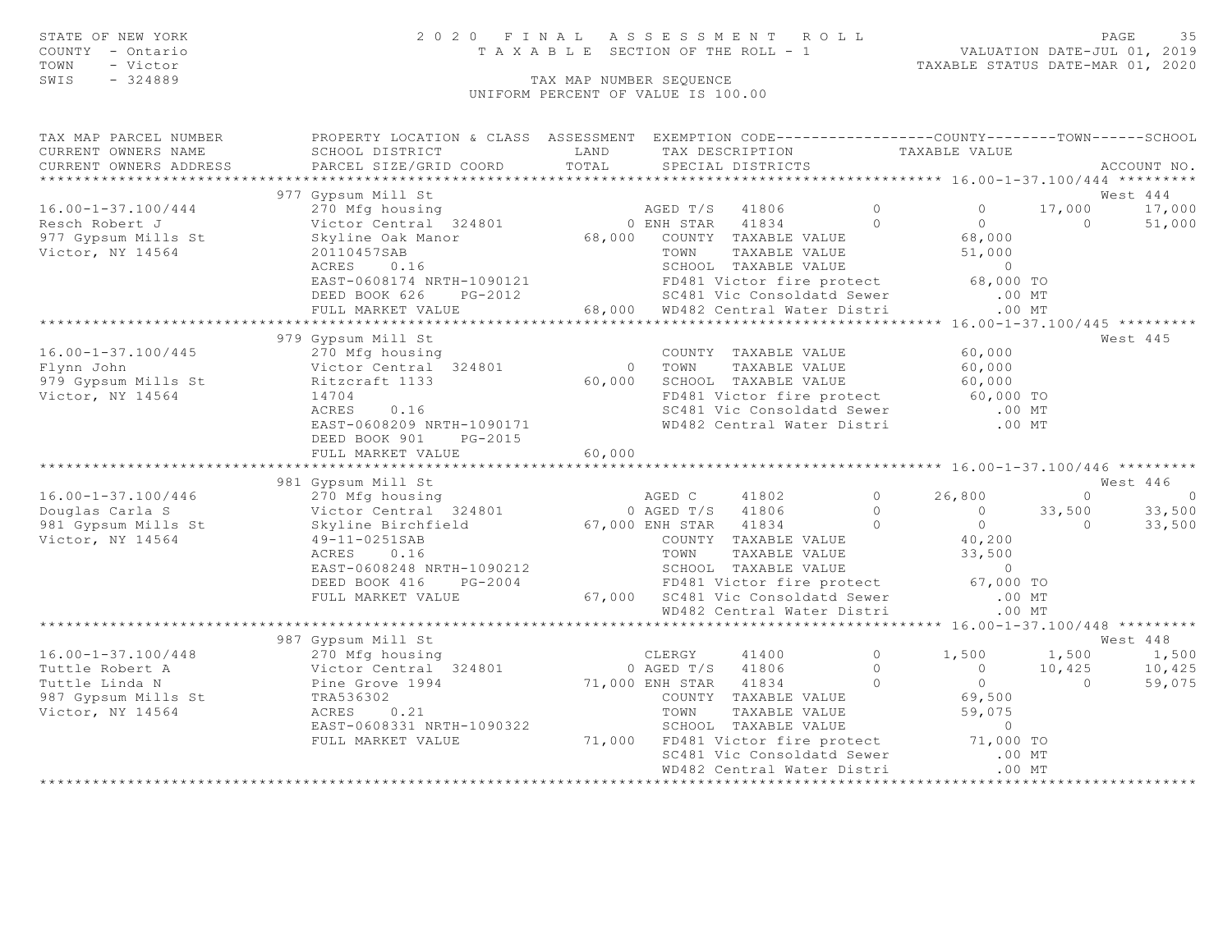STATE OF NEW YORK 2 0 2 0 F I N A L A S S E S S M E N T R O L L
COUNTY - Ontario T A X A B L E SECTION OF THE ROLL - 1 VALUATION DATE-JUL 01, 2019
TOWN - Victor TAXABLE STATUS DATE-MAR 01, 2020
SWIS - 324889 TAX MAP NUMBER SEQUENCE
UNIFORM PERCENT OF VALUE IS 100.00

```
TAX MAP PARCEL NUMBER          PROPERTY LOCATION & CLASS  ASSESSMENT  EXEMPTION CODE------------------COUNTY--------TOWN------SCHOOL
CURRENT OWNERS NAME            SCHOOL DISTRICT               LAND      TAX DESCRIPTION            TAXABLE VALUE
CURRENT OWNERS ADDRESS         PARCEL SIZE/GRID COORD        TOTAL     SPECIAL DISTRICTS                                  ACCOUNT NO.
****************************************************************************************************** 16.00-1-37.100/444 *********
                         977 Gypsum Mill St                                                                          West 444
16.00-1-37.100/444             270 Mfg housing                       AGED T/S  41806           0            0     17,000      17,000
Resch Robert J                 Victor Central  324801          0 ENH STAR  41834           0            0          0      51,000
977 Gypsum Mills St            Skyline Oak Manor          68,000    COUNTY  TAXABLE VALUE              68,000
Victor, NY 14564               20110457SAB                          TOWN    TAXABLE VALUE              51,000
                               ACRES    0.16                        SCHOOL  TAXABLE VALUE                   0
                               EAST-0608174 NRTH-1090121            FD481 Victor fire protect          68,000 TO
                               DEED BOOK 626    PG-2012             SC481 Vic Consoldatd Sewer            .00 MT
                               FULL MARKET VALUE          68,000    WD482 Central Water Distri            .00 MT
****************************************************************************************************** 16.00-1-37.100/445 *********
                         979 Gypsum Mill St                                                                          West 445
16.00-1-37.100/445             270 Mfg housing                      COUNTY  TAXABLE VALUE              60,000
Flynn John                     Victor Central  324801          0    TOWN    TAXABLE VALUE              60,000
979 Gypsum Mills St            Ritzcraft 1133             60,000    SCHOOL  TAXABLE VALUE              60,000
Victor, NY 14564               14704                                FD481 Victor fire protect          60,000 TO
                               ACRES    0.16                        SC481 Vic Consoldatd Sewer            .00 MT
                               EAST-0608209 NRTH-1090171            WD482 Central Water Distri            .00 MT
                               DEED BOOK 901    PG-2015
                               FULL MARKET VALUE          60,000
****************************************************************************************************** 16.00-1-37.100/446 *********
                         981 Gypsum Mill St                                                                          West 446
16.00-1-37.100/446             270 Mfg housing                       AGED C    41802           0       26,800          0           0
Douglas Carla S                Victor Central  324801          0 AGED T/S  41806           0            0     33,500      33,500
981 Gypsum Mills St            Skyline Birchfield         67,000 ENH STAR  41834           0            0          0      33,500
Victor, NY 14564               49-11-0251SAB                        COUNTY  TAXABLE VALUE              40,200
                               ACRES    0.16                        TOWN    TAXABLE VALUE              33,500
                               EAST-0608248 NRTH-1090212            SCHOOL  TAXABLE VALUE                   0
                               DEED BOOK 416    PG-2004             FD481 Victor fire protect          67,000 TO
                               FULL MARKET VALUE          67,000    SC481 Vic Consoldatd Sewer            .00 MT
                                                                    WD482 Central Water Distri            .00 MT
****************************************************************************************************** 16.00-1-37.100/448 *********
                         987 Gypsum Mill St                                                                          West 448
16.00-1-37.100/448             270 Mfg housing                       CLERGY    41400           0        1,500      1,500       1,500
Tuttle Robert A                Victor Central  324801          0 AGED T/S  41806           0            0     10,425      10,425
Tuttle Linda N                 Pine Grove 1994            71,000 ENH STAR  41834           0            0          0      59,075
987 Gypsum Mills St            TRA536302                            COUNTY  TAXABLE VALUE              69,500
Victor, NY 14564               ACRES    0.21                        TOWN    TAXABLE VALUE              59,075
                               EAST-0608331 NRTH-1090322            SCHOOL  TAXABLE VALUE                   0
                               FULL MARKET VALUE          71,000    FD481 Victor fire protect          71,000 TO
                                                                    SC481 Vic Consoldatd Sewer            .00 MT
                                                                    WD482 Central Water Distri            .00 MT
************************************************************************************************************************************
```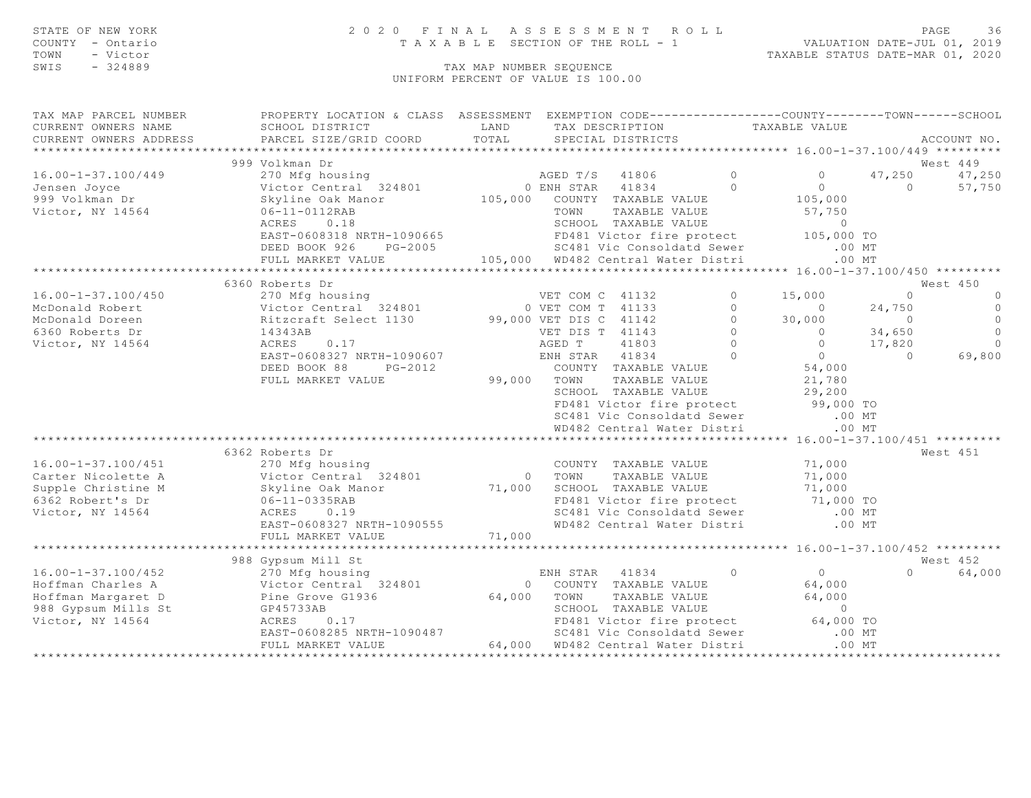STATE OF NEW YORK — 2020 FINAL ASSESSMENT ROLL
COUNTY - Ontario — TAXABLE SECTION OF THE ROLL - 1 — VALUATION DATE-JUL 01, 2019
TOWN - Victor — TAXABLE STATUS DATE-MAR 01, 2020
SWIS - 324889 — TAX MAP NUMBER SEQUENCE
UNIFORM PERCENT OF VALUE IS 100.00

```
TAX MAP PARCEL NUMBER          PROPERTY LOCATION & CLASS  ASSESSMENT  EXEMPTION CODE------------------COUNTY--------TOWN------SCHOOL
CURRENT OWNERS NAME            SCHOOL DISTRICT               LAND      TAX DESCRIPTION            TAXABLE VALUE
CURRENT OWNERS ADDRESS         PARCEL SIZE/GRID COORD       TOTAL      SPECIAL DISTRICTS                                     ACCOUNT NO.
******************************************************************************************************* 16.00-1-37.100/449 *********
                               999 Volkman Dr                                                                          West 449
16.00-1-37.100/449             270 Mfg housing                         AGED T/S  41806         0           0      47,250     47,250
Jensen Joyce                   Victor Central  324801             0 ENH STAR  41834         0           0           0     57,750
999 Volkman Dr                 Skyline Oak Manor            105,000    COUNTY  TAXABLE VALUE          105,000
Victor, NY 14564               06-11-0112RAB                           TOWN    TAXABLE VALUE           57,750
                               ACRES     0.18                          SCHOOL  TAXABLE VALUE                0
                               EAST-0608318 NRTH-1090665               FD481 Victor fire protect       105,000 TO
                               DEED BOOK 926     PG-2005               SC481 Vic Consoldatd Sewer          .00 MT
                               FULL MARKET VALUE            105,000    WD482 Central Water Distri          .00 MT
******************************************************************************************************* 16.00-1-37.100/450 *********
                               6360 Roberts Dr                                                                         West 450
16.00-1-37.100/450             270 Mfg housing                         VET COM C  41132        0      15,000           0          0
McDonald Robert                Victor Central  324801             0 VET COM T  41133        0           0      24,750          0
McDonald Doreen                Ritzcraft Select 1130         99,000 VET DIS C  41142        0      30,000           0          0
6360 Roberts Dr                14343AB                                 VET DIS T  41143        0           0      34,650          0
Victor, NY 14564               ACRES     0.17                          AGED T     41803        0           0      17,820          0
                               EAST-0608327 NRTH-1090607               ENH STAR   41834        0           0           0     69,800
                               DEED BOOK 88      PG-2012               COUNTY  TAXABLE VALUE           54,000
                               FULL MARKET VALUE             99,000    TOWN    TAXABLE VALUE           21,780
                                                                       SCHOOL  TAXABLE VALUE           29,200
                                                                       FD481 Victor fire protect        99,000 TO
                                                                       SC481 Vic Consoldatd Sewer          .00 MT
                                                                       WD482 Central Water Distri          .00 MT
******************************************************************************************************* 16.00-1-37.100/451 *********
                               6362 Roberts Dr                                                                         West 451
16.00-1-37.100/451             270 Mfg housing                         COUNTY  TAXABLE VALUE           71,000
Carter Nicolette A             Victor Central  324801             0    TOWN    TAXABLE VALUE           71,000
Supple Christine M             Skyline Oak Manor             71,000    SCHOOL  TAXABLE VALUE           71,000
6362 Robert's Dr               06-11-0335RAB                           FD481 Victor fire protect        71,000 TO
Victor, NY 14564               ACRES     0.19                          SC481 Vic Consoldatd Sewer          .00 MT
                               EAST-0608327 NRTH-1090555               WD482 Central Water Distri          .00 MT
                               FULL MARKET VALUE             71,000
******************************************************************************************************* 16.00-1-37.100/452 *********
                               988 Gypsum Mill St                                                                      West 452
16.00-1-37.100/452             270 Mfg housing                         ENH STAR   41834        0           0           0     64,000
Hoffman Charles A              Victor Central  324801             0    COUNTY  TAXABLE VALUE           64,000
Hoffman Margaret D             Pine Grove G1936              64,000    TOWN    TAXABLE VALUE           64,000
988 Gypsum Mills St            GP45733AB                               SCHOOL  TAXABLE VALUE                0
Victor, NY 14564               ACRES     0.17                          FD481 Victor fire protect        64,000 TO
                               EAST-0608285 NRTH-1090487               SC481 Vic Consoldatd Sewer          .00 MT
                               FULL MARKET VALUE             64,000    WD482 Central Water Distri          .00 MT
************************************************************************************************************************************
```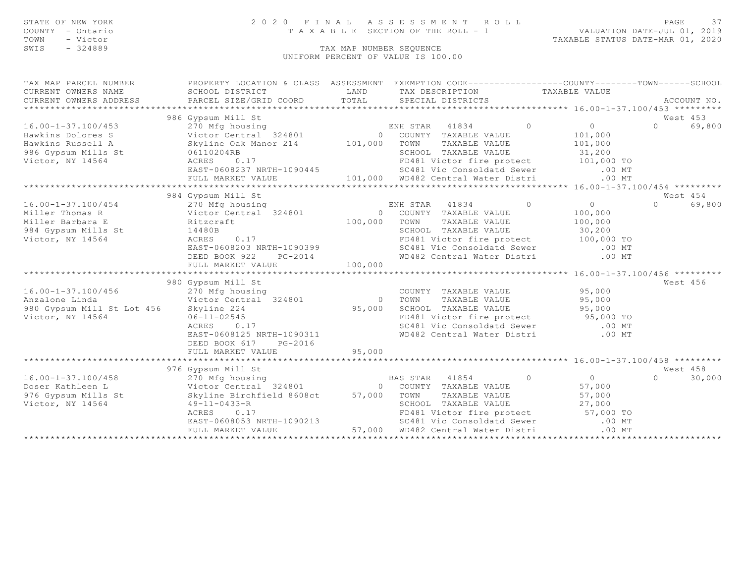STATE OF NEW YORK
COUNTY - Ontario
TOWN - Victor
SWIS - 324889

# 2020 FINAL ASSESSMENT ROLL

TAXABLE SECTION OF THE ROLL - 1

VALUATION DATE-JUL 01, 2019
TAXABLE STATUS DATE-MAR 01, 2020

TAX MAP NUMBER SEQUENCE
UNIFORM PERCENT OF VALUE IS 100.00

| TAX MAP PARCEL NUMBER / CURRENT OWNERS NAME / CURRENT OWNERS ADDRESS | PROPERTY LOCATION & CLASS / SCHOOL DISTRICT / PARCEL SIZE/GRID COORD | ASSESSMENT LAND / TOTAL | EXEMPTION CODE / TAX DESCRIPTION / SPECIAL DISTRICTS | COUNTY | TOWN | SCHOOL | ACCOUNT NO. |
|---|---|---|---|---|---|---|---|
| **16.00-1-37.100/453** | 986 Gypsum Mill St | | | | | | West 453 |
| 16.00-1-37.100/453 | 270 Mfg housing | | ENH STAR 41834 | 0 | 0 | 0 | 69,800 |
| Hawkins Dolores S | Victor Central 324801 | 0 | COUNTY TAXABLE VALUE | 101,000 | | | |
| Hawkins Russell A | Skyline Oak Manor 214 | 101,000 | TOWN TAXABLE VALUE | 101,000 | | | |
| 986 Gypsum Mills St | 06110204RB | | SCHOOL TAXABLE VALUE | 31,200 | | | |
| Victor, NY 14564 | ACRES 0.17 | | FD481 Victor fire protect | 101,000 TO | | | |
| | EAST-0608237 NRTH-1090445 | | SC481 Vic Consoldatd Sewer | .00 MT | | | |
| | FULL MARKET VALUE | 101,000 | WD482 Central Water Distri | .00 MT | | | |
| **16.00-1-37.100/454** | 984 Gypsum Mill St | | | | | | West 454 |
| 16.00-1-37.100/454 | 270 Mfg housing | | ENH STAR 41834 | 0 | 0 | 0 | 69,800 |
| Miller Thomas R | Victor Central 324801 | 0 | COUNTY TAXABLE VALUE | 100,000 | | | |
| Miller Barbara E | Ritzcraft | 100,000 | TOWN TAXABLE VALUE | 100,000 | | | |
| 984 Gypsum Mills St | 14480B | | SCHOOL TAXABLE VALUE | 30,200 | | | |
| Victor, NY 14564 | ACRES 0.17 | | FD481 Victor fire protect | 100,000 TO | | | |
| | EAST-0608203 NRTH-1090399 | | SC481 Vic Consoldatd Sewer | .00 MT | | | |
| | DEED BOOK 922 PG-2014 | | WD482 Central Water Distri | .00 MT | | | |
| | FULL MARKET VALUE | 100,000 | | | | | |
| **16.00-1-37.100/456** | 980 Gypsum Mill St | | | | | | West 456 |
| 16.00-1-37.100/456 | 270 Mfg housing | | COUNTY TAXABLE VALUE | 95,000 | | | |
| Anzalone Linda | Victor Central 324801 | 0 | TOWN TAXABLE VALUE | 95,000 | | | |
| 980 Gypsum Mill St Lot 456 | Skyline 224 | 95,000 | SCHOOL TAXABLE VALUE | 95,000 | | | |
| Victor, NY 14564 | 06-11-02545 | | FD481 Victor fire protect | 95,000 TO | | | |
| | ACRES 0.17 | | SC481 Vic Consoldatd Sewer | .00 MT | | | |
| | EAST-0608125 NRTH-1090311 | | WD482 Central Water Distri | .00 MT | | | |
| | DEED BOOK 617 PG-2016 | | | | | | |
| | FULL MARKET VALUE | 95,000 | | | | | |
| **16.00-1-37.100/458** | 976 Gypsum Mill St | | | | | | West 458 |
| 16.00-1-37.100/458 | 270 Mfg housing | | BAS STAR 41854 | 0 | 0 | 0 | 30,000 |
| Doser Kathleen L | Victor Central 324801 | 0 | COUNTY TAXABLE VALUE | 57,000 | | | |
| 976 Gypsum Mills St | Skyline Birchfield 8608ct | 57,000 | TOWN TAXABLE VALUE | 57,000 | | | |
| Victor, NY 14564 | 49-11-0433-R | | SCHOOL TAXABLE VALUE | 27,000 | | | |
| | ACRES 0.17 | | FD481 Victor fire protect | 57,000 TO | | | |
| | EAST-0608053 NRTH-1090213 | | SC481 Vic Consoldatd Sewer | .00 MT | | | |
| | FULL MARKET VALUE | 57,000 | WD482 Central Water Distri | .00 MT | | | |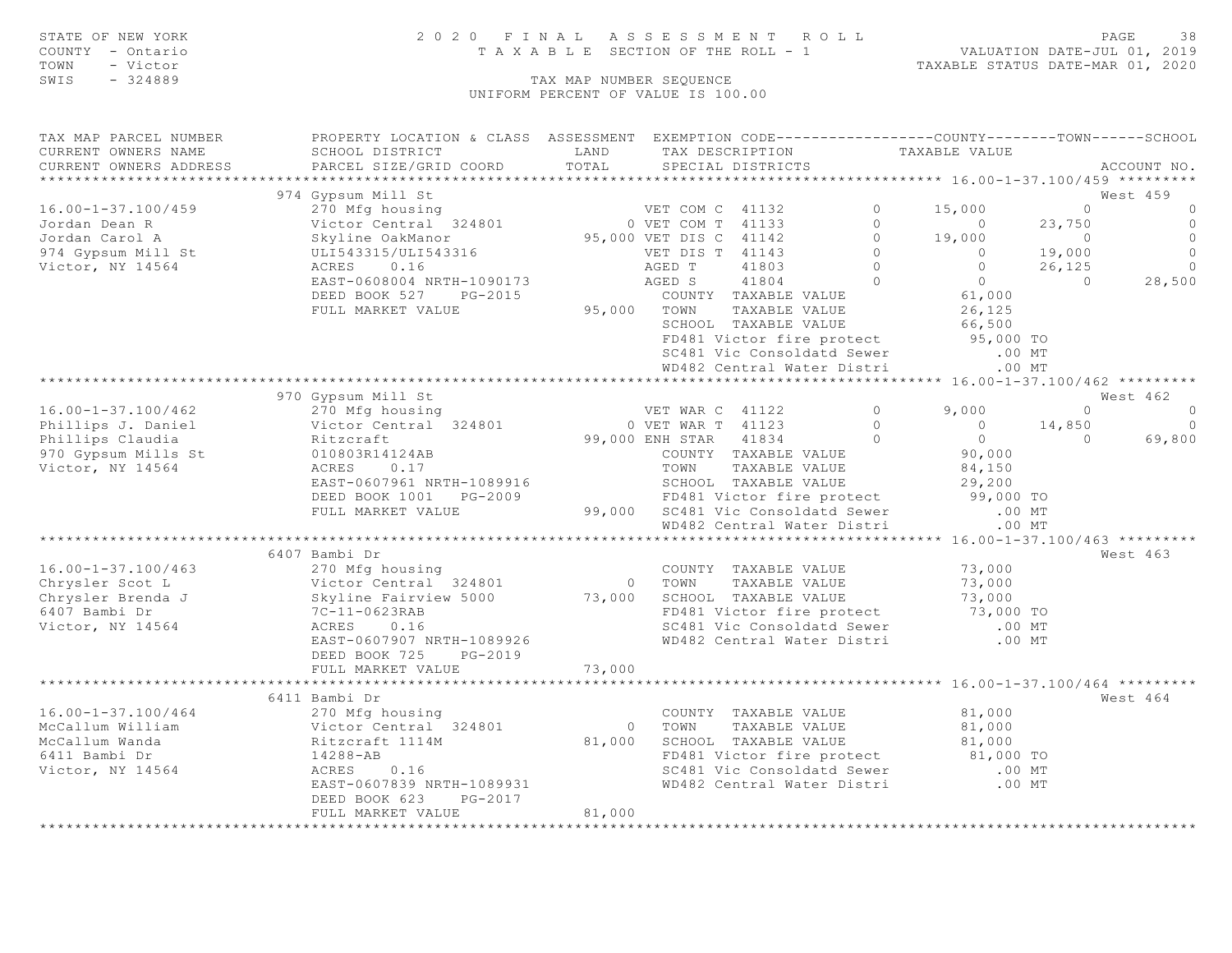STATE OF NEW YORK — 2020 FINAL ASSESSMENT ROLL
COUNTY - Ontario — TAXABLE SECTION OF THE ROLL - 1 — VALUATION DATE-JUL 01, 2019
TOWN - Victor — TAXABLE STATUS DATE-MAR 01, 2020
SWIS - 324889 — TAX MAP NUMBER SEQUENCE
UNIFORM PERCENT OF VALUE IS 100.00

```
TAX MAP PARCEL NUMBER          PROPERTY LOCATION & CLASS  ASSESSMENT  EXEMPTION CODE------------------COUNTY--------TOWN------SCHOOL
CURRENT OWNERS NAME            SCHOOL DISTRICT               LAND      TAX DESCRIPTION            TAXABLE VALUE
CURRENT OWNERS ADDRESS         PARCEL SIZE/GRID COORD        TOTAL     SPECIAL DISTRICTS                                      ACCOUNT NO.
******************************************************************************************************* 16.00-1-37.100/459 *********
                               974 Gypsum Mill St                                                                             West 459
16.00-1-37.100/459             270 Mfg housing                       VET COM C  41132          0      15,000          0              0
Jordan Dean R                  Victor Central  324801            0 VET COM T  41133            0           0     23,750              0
Jordan Carol A                 Skyline OakManor             95,000 VET DIS C  41142            0      19,000          0              0
974 Gypsum Mill St             ULI543315/ULI543316                   VET DIS T  41143          0           0     19,000              0
Victor, NY 14564               ACRES     0.16                        AGED T     41803          0           0     26,125              0
                               EAST-0608004 NRTH-1090173             AGED S     41804          0           0          0         28,500
                               DEED BOOK 527     PG-2015             COUNTY  TAXABLE VALUE            61,000
                               FULL MARKET VALUE             95,000  TOWN    TAXABLE VALUE            26,125
                                                                     SCHOOL  TAXABLE VALUE            66,500
                                                                     FD481 Victor fire protect        95,000 TO
                                                                     SC481 Vic Consoldatd Sewer          .00 MT
                                                                     WD482 Central Water Distri          .00 MT
******************************************************************************************************* 16.00-1-37.100/462 *********
                               970 Gypsum Mill St                                                                             West 462
16.00-1-37.100/462             270 Mfg housing                       VET WAR C  41122          0       9,000          0              0
Phillips J. Daniel             Victor Central  324801            0 VET WAR T  41123            0           0     14,850              0
Phillips Claudia               Ritzcraft                    99,000 ENH STAR   41834            0           0          0         69,800
970 Gypsum Mills St            010803R14124AB                        COUNTY  TAXABLE VALUE            90,000
Victor, NY 14564               ACRES     0.17                        TOWN    TAXABLE VALUE            84,150
                               EAST-0607961 NRTH-1089916             SCHOOL  TAXABLE VALUE            29,200
                               DEED BOOK 1001    PG-2009             FD481 Victor fire protect        99,000 TO
                               FULL MARKET VALUE             99,000  SC481 Vic Consoldatd Sewer          .00 MT
                                                                     WD482 Central Water Distri          .00 MT
******************************************************************************************************* 16.00-1-37.100/463 *********
                               6407 Bambi Dr                                                                                  West 463
16.00-1-37.100/463             270 Mfg housing                       COUNTY  TAXABLE VALUE            73,000
Chrysler Scot L                Victor Central  324801            0   TOWN    TAXABLE VALUE            73,000
Chrysler Brenda J              Skyline Fairview 5000        73,000   SCHOOL  TAXABLE VALUE            73,000
6407 Bambi Dr                  7C-11-0623RAB                         FD481 Victor fire protect        73,000 TO
Victor, NY 14564               ACRES     0.16                        SC481 Vic Consoldatd Sewer          .00 MT
                               EAST-0607907 NRTH-1089926             WD482 Central Water Distri          .00 MT
                               DEED BOOK 725     PG-2019
                               FULL MARKET VALUE             73,000
******************************************************************************************************* 16.00-1-37.100/464 *********
                               6411 Bambi Dr                                                                                  West 464
16.00-1-37.100/464             270 Mfg housing                       COUNTY  TAXABLE VALUE            81,000
McCallum William               Victor Central  324801            0   TOWN    TAXABLE VALUE            81,000
McCallum Wanda                 Ritzcraft 1114M              81,000   SCHOOL  TAXABLE VALUE            81,000
6411 Bambi Dr                  14288-AB                              FD481 Victor fire protect        81,000 TO
Victor, NY 14564               ACRES     0.16                        SC481 Vic Consoldatd Sewer          .00 MT
                               EAST-0607839 NRTH-1089931             WD482 Central Water Distri          .00 MT
                               DEED BOOK 623     PG-2017
                               FULL MARKET VALUE             81,000
************************************************************************************************************************************
```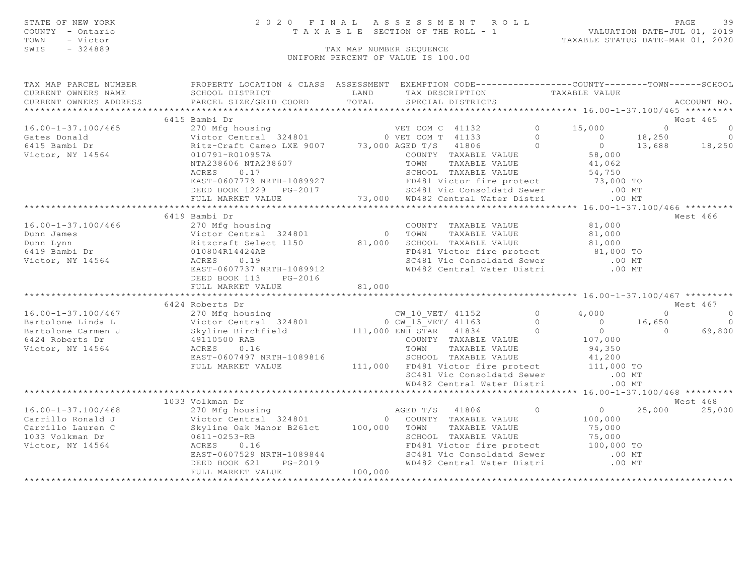STATE OF NEW YORK
COUNTY - Ontario
TOWN - Victor
SWIS - 324889

2020 FINAL ASSESSMENT ROLL
TAXABLE SECTION OF THE ROLL - 1

VALUATION DATE-JUL 01, 2019
TAXABLE STATUS DATE-MAR 01, 2020

TAX MAP NUMBER SEQUENCE
UNIFORM PERCENT OF VALUE IS 100.00

```
TAX MAP PARCEL NUMBER          PROPERTY LOCATION & CLASS  ASSESSMENT  EXEMPTION CODE------------------COUNTY--------TOWN------SCHOOL
CURRENT OWNERS NAME            SCHOOL DISTRICT               LAND      TAX DESCRIPTION            TAXABLE VALUE
CURRENT OWNERS ADDRESS         PARCEL SIZE/GRID COORD        TOTAL     SPECIAL DISTRICTS                                        ACCOUNT NO.
******************************************************************************************************* 16.00-1-37.100/465 *********
                               6415 Bambi Dr                                                                                West 465
16.00-1-37.100/465             270 Mfg housing                       VET COM C  41132        0      15,000           0           0
Gates Donald                   Victor Central  324801           0 VET COM T  41133          0           0      18,250           0
6415 Bambi Dr                  Ritz-Craft Cameo LXE 9007   73,000 AGED T/S   41806          0           0      13,688      18,250
Victor, NY 14564               010791-R010957A                     COUNTY  TAXABLE VALUE              58,000
                               NTA238606 NTA238607                 TOWN    TAXABLE VALUE              41,062
                               ACRES    0.17                       SCHOOL  TAXABLE VALUE              54,750
                               EAST-0607779 NRTH-1089927           FD481 Victor fire protect          73,000 TO
                               DEED BOOK 1229   PG-2017            SC481 Vic Consoldatd Sewer            .00 MT
                               FULL MARKET VALUE            73,000 WD482 Central Water Distri            .00 MT
******************************************************************************************************* 16.00-1-37.100/466 *********
                               6419 Bambi Dr                                                                                West 466
16.00-1-37.100/466             270 Mfg housing                     COUNTY  TAXABLE VALUE              81,000
Dunn James                     Victor Central  324801           0  TOWN    TAXABLE VALUE              81,000
Dunn Lynn                      Ritzcraft Select 1150       81,000  SCHOOL  TAXABLE VALUE              81,000
6419 Bambi Dr                  010804R14424AB                      FD481 Victor fire protect          81,000 TO
Victor, NY 14564               ACRES    0.19                       SC481 Vic Consoldatd Sewer            .00 MT
                               EAST-0607737 NRTH-1089912           WD482 Central Water Distri            .00 MT
                               DEED BOOK 113    PG-2016
                               FULL MARKET VALUE            81,000
******************************************************************************************************* 16.00-1-37.100/467 *********
                               6424 Roberts Dr                                                                              West 467
16.00-1-37.100/467             270 Mfg housing                       CW_10_VET/ 41152        0       4,000           0           0
Bartolone Linda L              Victor Central  324801           0 CW_15_VET/ 41163          0           0      16,650           0
Bartolone Carmen J             Skyline Birchfield         111,000 ENH STAR   41834          0           0           0      69,800
6424 Roberts Dr                49110500 RAB                        COUNTY  TAXABLE VALUE             107,000
Victor, NY 14564               ACRES    0.16                       TOWN    TAXABLE VALUE              94,350
                               EAST-0607497 NRTH-1089816           SCHOOL  TAXABLE VALUE              41,200
                               FULL MARKET VALUE           111,000 FD481 Victor fire protect         111,000 TO
                                                                   SC481 Vic Consoldatd Sewer            .00 MT
                                                                   WD482 Central Water Distri            .00 MT
******************************************************************************************************* 16.00-1-37.100/468 *********
                               1033 Volkman Dr                                                                              West 468
16.00-1-37.100/468             270 Mfg housing                       AGED T/S   41806          0           0      25,000      25,000
Carrillo Ronald J              Victor Central  324801           0  COUNTY  TAXABLE VALUE             100,000
Carrillo Lauren C              Skyline Oak Manor B261ct   100,000  TOWN    TAXABLE VALUE              75,000
1033 Volkman Dr                0611-0253-RB                        SCHOOL  TAXABLE VALUE              75,000
Victor, NY 14564               ACRES    0.16                       FD481 Victor fire protect         100,000 TO
                               EAST-0607529 NRTH-1089844           SC481 Vic Consoldatd Sewer            .00 MT
                               DEED BOOK 621    PG-2019            WD482 Central Water Distri            .00 MT
                               FULL MARKET VALUE           100,000
************************************************************************************************************************************
```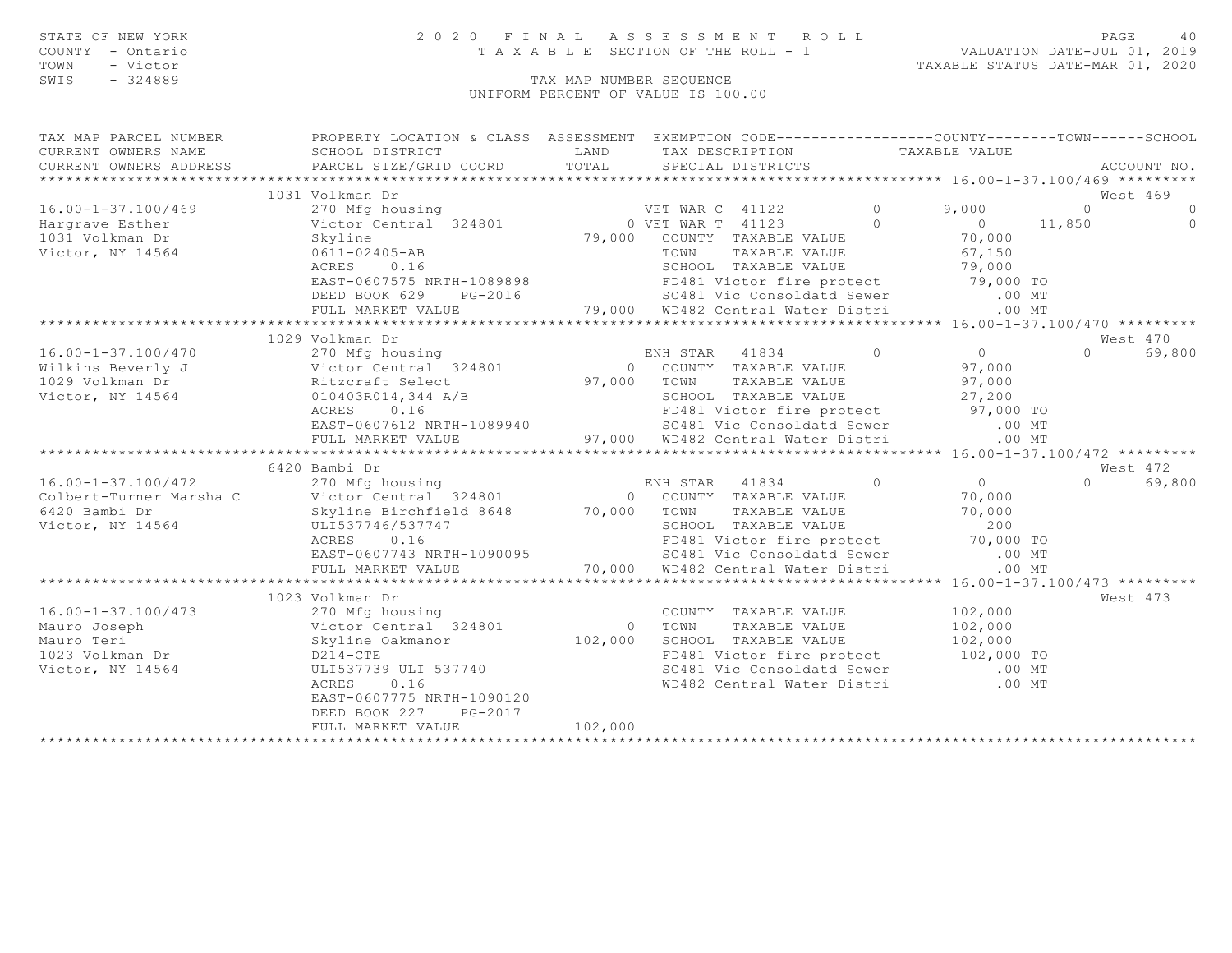STATE OF NEW YORK  
COUNTY - Ontario  
TOWN - Victor  
SWIS - 324889

2020 FINAL ASSESSMENT ROLL  
TAXABLE SECTION OF THE ROLL - 1  
TAX MAP NUMBER SEQUENCE  
UNIFORM PERCENT OF VALUE IS 100.00

VALUATION DATE-JUL 01, 2019  
TAXABLE STATUS DATE-MAR 01, 2020

| TAX MAP PARCEL NUMBER / CURRENT OWNERS NAME / CURRENT OWNERS ADDRESS | PROPERTY LOCATION & CLASS / SCHOOL DISTRICT / PARCEL SIZE/GRID COORD | ASSESSMENT LAND / TOTAL | EXEMPTION CODE / TAX DESCRIPTION / SPECIAL DISTRICTS | COUNTY | TOWN | SCHOOL | ACCOUNT NO. |
|---|---|---|---|---|---|---|---|
| 16.00-1-37.100/469 | 1031 Volkman Dr | | | | | | West 469 |
| | 270 Mfg housing | | VET WAR C 41122 0 | 9,000 | 0 | 0 | |
| Hargrave Esther | Victor Central 324801 | 0 | VET WAR T 41123 0 | 0 | 11,850 | 0 | |
| 1031 Volkman Dr | Skyline | 79,000 | COUNTY TAXABLE VALUE | 70,000 | | | |
| Victor, NY 14564 | 0611-02405-AB | | TOWN TAXABLE VALUE | | 67,150 | | |
| | ACRES 0.16 | | SCHOOL TAXABLE VALUE | | | 79,000 | |
| | EAST-0607575 NRTH-1089898 | | FD481 Victor fire protect | 79,000 TO | | | |
| | DEED BOOK 629 PG-2016 | | SC481 Vic Consoldatd Sewer | .00 MT | | | |
| | FULL MARKET VALUE | 79,000 | WD482 Central Water Distri | .00 MT | | | |
| 16.00-1-37.100/470 | 1029 Volkman Dr | | | | | | West 470 |
| | 270 Mfg housing | | ENH STAR 41834 0 | 0 | 0 | 69,800 | |
| Wilkins Beverly J | Victor Central 324801 | 0 | COUNTY TAXABLE VALUE | 97,000 | | | |
| 1029 Volkman Dr | Ritzcraft Select | 97,000 | TOWN TAXABLE VALUE | | 97,000 | | |
| Victor, NY 14564 | 010403R014,344 A/B | | SCHOOL TAXABLE VALUE | | | 27,200 | |
| | ACRES 0.16 | | FD481 Victor fire protect | 97,000 TO | | | |
| | EAST-0607612 NRTH-1089940 | | SC481 Vic Consoldatd Sewer | .00 MT | | | |
| | FULL MARKET VALUE | 97,000 | WD482 Central Water Distri | .00 MT | | | |
| 16.00-1-37.100/472 | 6420 Bambi Dr | | | | | | West 472 |
| | 270 Mfg housing | | ENH STAR 41834 0 | 0 | 0 | 69,800 | |
| Colbert-Turner Marsha C | Victor Central 324801 | 0 | COUNTY TAXABLE VALUE | 70,000 | | | |
| 6420 Bambi Dr | Skyline Birchfield 8648 | 70,000 | TOWN TAXABLE VALUE | | 70,000 | | |
| Victor, NY 14564 | ULI537746/537747 | | SCHOOL TAXABLE VALUE | | | 200 | |
| | ACRES 0.16 | | FD481 Victor fire protect | 70,000 TO | | | |
| | EAST-0607743 NRTH-1090095 | | SC481 Vic Consoldatd Sewer | .00 MT | | | |
| | FULL MARKET VALUE | 70,000 | WD482 Central Water Distri | .00 MT | | | |
| 16.00-1-37.100/473 | 1023 Volkman Dr | | | | | | West 473 |
| | 270 Mfg housing | | COUNTY TAXABLE VALUE | 102,000 | | | |
| Mauro Joseph | Victor Central 324801 | 0 | TOWN TAXABLE VALUE | | 102,000 | | |
| Mauro Teri | Skyline Oakmanor | 102,000 | SCHOOL TAXABLE VALUE | | | 102,000 | |
| 1023 Volkman Dr | D214-CTE | | FD481 Victor fire protect | 102,000 TO | | | |
| Victor, NY 14564 | ULI537739 ULI 537740 | | SC481 Vic Consoldatd Sewer | .00 MT | | | |
| | ACRES 0.16 | | WD482 Central Water Distri | .00 MT | | | |
| | EAST-0607775 NRTH-1090120 | | | | | | |
| | DEED BOOK 227 PG-2017 | | | | | | |
| | FULL MARKET VALUE | 102,000 | | | | | |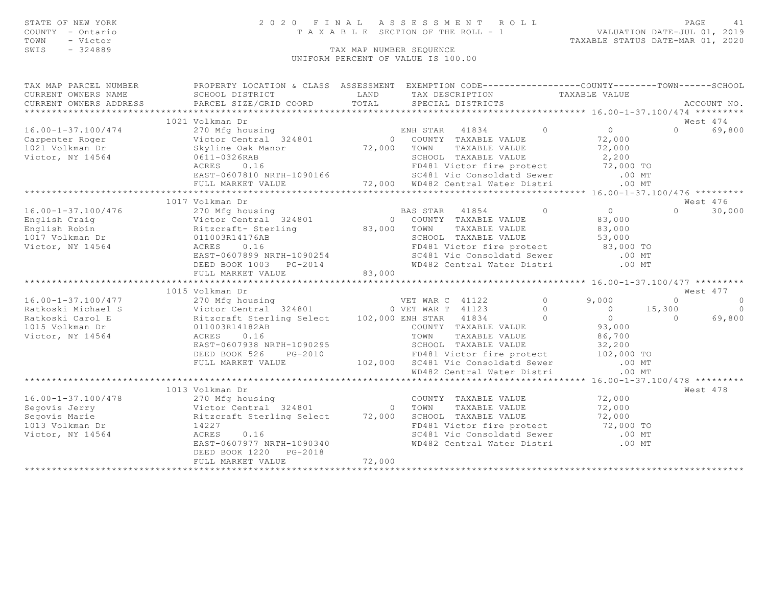STATE OF NEW YORK
COUNTY - Ontario
TOWN - Victor
SWIS - 324889

# 2020 FINAL ASSESSMENT ROLL
TAXABLE SECTION OF THE ROLL - 1

VALUATION DATE-JUL 01, 2019
TAXABLE STATUS DATE-MAR 01, 2020

TAX MAP NUMBER SEQUENCE
UNIFORM PERCENT OF VALUE IS 100.00

```
TAX MAP PARCEL NUMBER          PROPERTY LOCATION & CLASS  ASSESSMENT  EXEMPTION CODE------------------COUNTY--------TOWN------SCHOOL
CURRENT OWNERS NAME            SCHOOL DISTRICT               LAND      TAX DESCRIPTION            TAXABLE VALUE
CURRENT OWNERS ADDRESS         PARCEL SIZE/GRID COORD        TOTAL     SPECIAL DISTRICTS                                    ACCOUNT NO.
****************************************************************************************************** 16.00-1-37.100/474 *********
                              1021 Volkman Dr                                                                                 West 474
16.00-1-37.100/474            270 Mfg housing                         ENH STAR  41834          0            0          0      69,800
Carpenter Roger               Victor Central  324801           0   COUNTY  TAXABLE VALUE              72,000
1021 Volkman Dr               Skyline Oak Manor           72,000   TOWN    TAXABLE VALUE              72,000
Victor, NY 14564              0611-0326RAB                          SCHOOL  TAXABLE VALUE               2,200
                              ACRES     0.16                        FD481 Victor fire protect          72,000 TO
                              EAST-0607810 NRTH-1090166             SC481 Vic Consoldatd Sewer            .00 MT
                              FULL MARKET VALUE           72,000   WD482 Central Water Distri            .00 MT
****************************************************************************************************** 16.00-1-37.100/476 *********
                              1017 Volkman Dr                                                                                 West 476
16.00-1-37.100/476            270 Mfg housing                         BAS STAR  41854          0            0          0      30,000
English Craig                 Victor Central  324801           0   COUNTY  TAXABLE VALUE              83,000
English Robin                 Ritzcraft- Sterling         83,000   TOWN    TAXABLE VALUE              83,000
1017 Volkman Dr               011003R14176AB                        SCHOOL  TAXABLE VALUE              53,000
Victor, NY 14564              ACRES     0.16                        FD481 Victor fire protect          83,000 TO
                              EAST-0607899 NRTH-1090254             SC481 Vic Consoldatd Sewer            .00 MT
                              DEED BOOK 1003    PG-2014             WD482 Central Water Distri            .00 MT
                              FULL MARKET VALUE           83,000
****************************************************************************************************** 16.00-1-37.100/477 *********
                              1015 Volkman Dr                                                                                 West 477
16.00-1-37.100/477            270 Mfg housing                         VET WAR C 41122          0        9,000          0           0
Ratkoski Michael S            Victor Central  324801           0 VET WAR T 41123           0            0     15,300           0
Ratkoski Carol E              Ritzcraft Sterling Select  102,000 ENH STAR  41834           0            0          0      69,800
1015 Volkman Dr               011003R14182AB                        COUNTY  TAXABLE VALUE              93,000
Victor, NY 14564              ACRES     0.16                        TOWN    TAXABLE VALUE              86,700
                              EAST-0607938 NRTH-1090295             SCHOOL  TAXABLE VALUE              32,200
                              DEED BOOK 526     PG-2010             FD481 Victor fire protect         102,000 TO
                              FULL MARKET VALUE          102,000   SC481 Vic Consoldatd Sewer            .00 MT
                                                                    WD482 Central Water Distri            .00 MT
****************************************************************************************************** 16.00-1-37.100/478 *********
                              1013 Volkman Dr                                                                                 West 478
16.00-1-37.100/478            270 Mfg housing                         COUNTY  TAXABLE VALUE              72,000
Segovis Jerry                 Victor Central  324801           0   TOWN    TAXABLE VALUE              72,000
Segovis Marie                 Ritzcraft Sterling Select   72,000   SCHOOL  TAXABLE VALUE              72,000
1013 Volkman Dr               14227                                 FD481 Victor fire protect          72,000 TO
Victor, NY 14564              ACRES     0.16                        SC481 Vic Consoldatd Sewer            .00 MT
                              EAST-0607977 NRTH-1090340             WD482 Central Water Distri            .00 MT
                              DEED BOOK 1220    PG-2018
                              FULL MARKET VALUE           72,000
************************************************************************************************************************************
```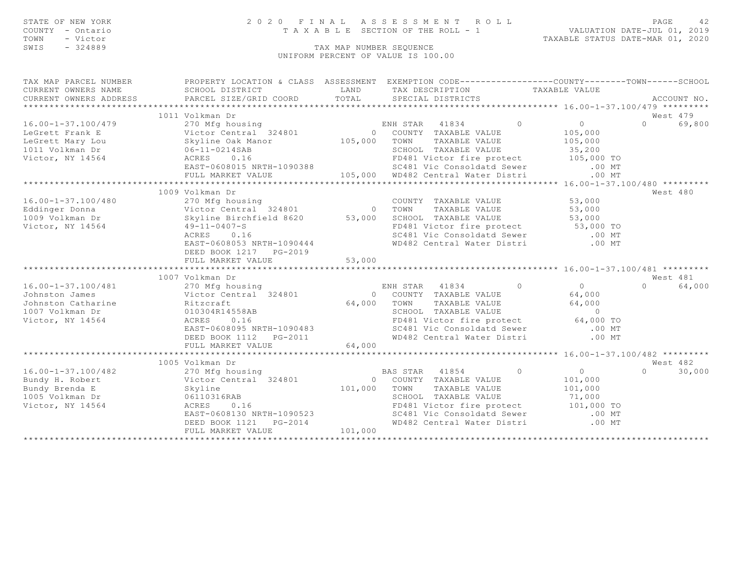STATE OF NEW YORK
COUNTY - Ontario
TOWN - Victor
SWIS - 324889

2020 FINAL ASSESSMENT ROLL
TAXABLE SECTION OF THE ROLL - 1
TAX MAP NUMBER SEQUENCE
UNIFORM PERCENT OF VALUE IS 100.00

VALUATION DATE-JUL 01, 2019
TAXABLE STATUS DATE-MAR 01, 2020

| TAX MAP PARCEL NUMBER / CURRENT OWNERS NAME / CURRENT OWNERS ADDRESS | PROPERTY LOCATION & CLASS / SCHOOL DISTRICT / PARCEL SIZE/GRID COORD | ASSESSMENT LAND / TOTAL | EXEMPTION CODE / TAX DESCRIPTION / SPECIAL DISTRICTS | COUNTY | TOWN | SCHOOL / TAXABLE VALUE | ACCOUNT NO. |
|---|---|---|---|---|---|---|---|
| 16.00-1-37.100/479 | 1011 Volkman Dr | | | | | | West 479 |
| 16.00-1-37.100/479 | 270 Mfg housing | | ENH STAR 41834 | 0 | 0 | 0 69,800 | |
| LeGrett Frank E | Victor Central 324801 | 0 | COUNTY TAXABLE VALUE | | | 105,000 | |
| LeGrett Mary Lou | Skyline Oak Manor | 105,000 | TOWN TAXABLE VALUE | | | 105,000 | |
| 1011 Volkman Dr | 06-11-0214SAB | | SCHOOL TAXABLE VALUE | | | 35,200 | |
| Victor, NY 14564 | ACRES 0.16 | | FD481 Victor fire protect | | | 105,000 TO | |
| | EAST-0608015 NRTH-1090388 | | SC481 Vic Consoldatd Sewer | | | .00 MT | |
| | FULL MARKET VALUE | 105,000 | WD482 Central Water Distri | | | .00 MT | |
| 16.00-1-37.100/480 | 1009 Volkman Dr | | | | | | West 480 |
| 16.00-1-37.100/480 | 270 Mfg housing | | COUNTY TAXABLE VALUE | | | 53,000 | |
| Eddinger Donna | Victor Central 324801 | 0 | TOWN TAXABLE VALUE | | | 53,000 | |
| 1009 Volkman Dr | Skyline Birchfield 8620 | 53,000 | SCHOOL TAXABLE VALUE | | | 53,000 | |
| Victor, NY 14564 | 49-11-0407-S | | FD481 Victor fire protect | | | 53,000 TO | |
| | ACRES 0.16 | | SC481 Vic Consoldatd Sewer | | | .00 MT | |
| | EAST-0608053 NRTH-1090444 | | WD482 Central Water Distri | | | .00 MT | |
| | DEED BOOK 1217 PG-2019 | | | | | | |
| | FULL MARKET VALUE | 53,000 | | | | | |
| 16.00-1-37.100/481 | 1007 Volkman Dr | | | | | | West 481 |
| 16.00-1-37.100/481 | 270 Mfg housing | | ENH STAR 41834 | 0 | 0 | 0 64,000 | |
| Johnston James | Victor Central 324801 | 0 | COUNTY TAXABLE VALUE | | | 64,000 | |
| Johnston Catharine | Ritzcraft | 64,000 | TOWN TAXABLE VALUE | | | 64,000 | |
| 1007 Volkman Dr | 010304R14558AB | | SCHOOL TAXABLE VALUE | | | 0 | |
| Victor, NY 14564 | ACRES 0.16 | | FD481 Victor fire protect | | | 64,000 TO | |
| | EAST-0608095 NRTH-1090483 | | SC481 Vic Consoldatd Sewer | | | .00 MT | |
| | DEED BOOK 1112 PG-2011 | | WD482 Central Water Distri | | | .00 MT | |
| | FULL MARKET VALUE | 64,000 | | | | | |
| 16.00-1-37.100/482 | 1005 Volkman Dr | | | | | | West 482 |
| 16.00-1-37.100/482 | 270 Mfg housing | | BAS STAR 41854 | 0 | 0 | 0 30,000 | |
| Bundy H. Robert | Victor Central 324801 | 0 | COUNTY TAXABLE VALUE | | | 101,000 | |
| Bundy Brenda E | Skyline | 101,000 | TOWN TAXABLE VALUE | | | 101,000 | |
| 1005 Volkman Dr | 06110316RAB | | SCHOOL TAXABLE VALUE | | | 71,000 | |
| Victor, NY 14564 | ACRES 0.16 | | FD481 Victor fire protect | | | 101,000 TO | |
| | EAST-0608130 NRTH-1090523 | | SC481 Vic Consoldatd Sewer | | | .00 MT | |
| | DEED BOOK 1121 PG-2014 | | WD482 Central Water Distri | | | .00 MT | |
| | FULL MARKET VALUE | 101,000 | | | | | |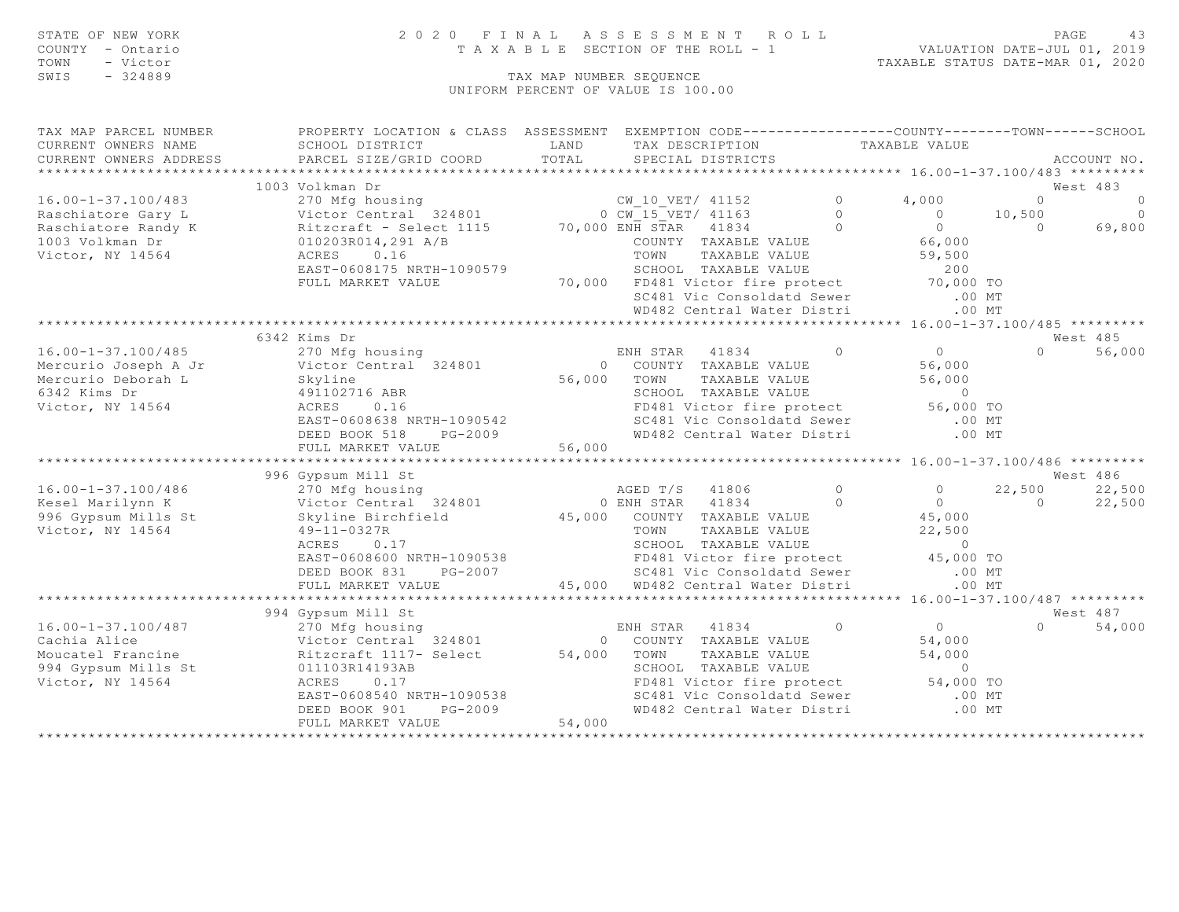STATE OF NEW YORK
COUNTY - Ontario
TOWN - Victor
SWIS - 324889

2020 FINAL ASSESSMENT ROLL
TAXABLE SECTION OF THE ROLL - 1
TAX MAP NUMBER SEQUENCE
UNIFORM PERCENT OF VALUE IS 100.00

VALUATION DATE-JUL 01, 2019
TAXABLE STATUS DATE-MAR 01, 2020

```
TAX MAP PARCEL NUMBER          PROPERTY LOCATION & CLASS  ASSESSMENT  EXEMPTION CODE------------------COUNTY--------TOWN------SCHOOL
CURRENT OWNERS NAME            SCHOOL DISTRICT               LAND      TAX DESCRIPTION            TAXABLE VALUE
CURRENT OWNERS ADDRESS         PARCEL SIZE/GRID COORD       TOTAL      SPECIAL DISTRICTS                                       ACCOUNT NO.
*********************************************************************************************** 16.00-1-37.100/483 *********
                           1003 Volkman Dr                                                                          West 483
16.00-1-37.100/483         270 Mfg housing                     CW_10_VET/ 41152         0       4,000          0           0
Raschiatore Gary L         Victor Central  324801            0 CW_15_VET/ 41163         0           0     10,500           0
Raschiatore Randy K        Ritzcraft - Select 1115      70,000 ENH STAR   41834         0           0          0      69,800
1003 Volkman Dr            010203R014,291 A/B                  COUNTY  TAXABLE VALUE            66,000
Victor, NY 14564           ACRES     0.16                      TOWN    TAXABLE VALUE            59,500
                           EAST-0608175 NRTH-1090579           SCHOOL  TAXABLE VALUE               200
                           FULL MARKET VALUE            70,000 FD481 Victor fire protect        70,000 TO
                                                               SC481 Vic Consoldatd Sewer          .00 MT
                                                               WD482 Central Water Distri          .00 MT
*********************************************************************************************** 16.00-1-37.100/485 *********
                           6342 Kims Dr                                                                             West 485
16.00-1-37.100/485         270 Mfg housing                     ENH STAR   41834         0           0          0      56,000
Mercurio Joseph A Jr       Victor Central  324801            0 COUNTY  TAXABLE VALUE            56,000
Mercurio Deborah L         Skyline                      56,000 TOWN    TAXABLE VALUE            56,000
6342 Kims Dr               491102716 ABR                       SCHOOL  TAXABLE VALUE                 0
Victor, NY 14564           ACRES     0.16                      FD481 Victor fire protect        56,000 TO
                           EAST-0608638 NRTH-1090542           SC481 Vic Consoldatd Sewer          .00 MT
                           DEED BOOK 518    PG-2009            WD482 Central Water Distri          .00 MT
                           FULL MARKET VALUE            56,000
*********************************************************************************************** 16.00-1-37.100/486 *********
                           996 Gypsum Mill St                                                                       West 486
16.00-1-37.100/486         270 Mfg housing                     AGED T/S   41806         0           0     22,500      22,500
Kesel Marilynn K           Victor Central  324801            0 ENH STAR   41834         0           0          0      22,500
996 Gypsum Mills St        Skyline Birchfield           45,000 COUNTY  TAXABLE VALUE            45,000
Victor, NY 14564           49-11-0327R                         TOWN    TAXABLE VALUE            22,500
                           ACRES     0.17                      SCHOOL  TAXABLE VALUE                 0
                           EAST-0608600 NRTH-1090538           FD481 Victor fire protect        45,000 TO
                           DEED BOOK 831    PG-2007            SC481 Vic Consoldatd Sewer          .00 MT
                           FULL MARKET VALUE            45,000 WD482 Central Water Distri          .00 MT
*********************************************************************************************** 16.00-1-37.100/487 *********
                           994 Gypsum Mill St                                                                       West 487
16.00-1-37.100/487         270 Mfg housing                     ENH STAR   41834         0           0          0      54,000
Cachia Alice               Victor Central  324801            0 COUNTY  TAXABLE VALUE            54,000
Moucatel Francine          Ritzcraft 1117- Select       54,000 TOWN    TAXABLE VALUE            54,000
994 Gypsum Mills St        011103R14193AB                      SCHOOL  TAXABLE VALUE                 0
Victor, NY 14564           ACRES     0.17                      FD481 Victor fire protect        54,000 TO
                           EAST-0608540 NRTH-1090538           SC481 Vic Consoldatd Sewer          .00 MT
                           DEED BOOK 901    PG-2009            WD482 Central Water Distri          .00 MT
                           FULL MARKET VALUE            54,000
****************************************************************************************************************************
```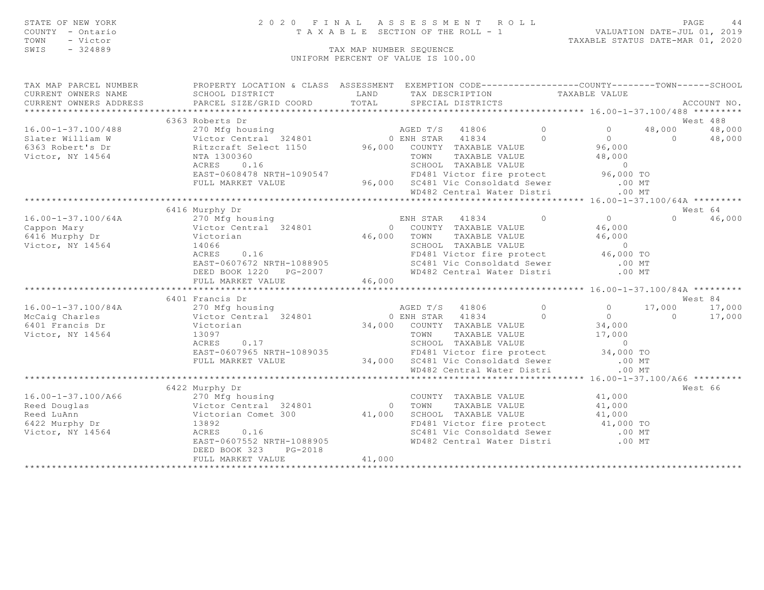STATE OF NEW YORK
COUNTY - Ontario
TOWN - Victor
SWIS - 324889

2020 FINAL ASSESSMENT ROLL
TAXABLE SECTION OF THE ROLL - 1
TAX MAP NUMBER SEQUENCE
UNIFORM PERCENT OF VALUE IS 100.00

VALUATION DATE-JUL 01, 2019
TAXABLE STATUS DATE-MAR 01, 2020

```
TAX MAP PARCEL NUMBER          PROPERTY LOCATION & CLASS  ASSESSMENT  EXEMPTION CODE------------------COUNTY--------TOWN------SCHOOL
CURRENT OWNERS NAME            SCHOOL DISTRICT               LAND      TAX DESCRIPTION            TAXABLE VALUE
CURRENT OWNERS ADDRESS         PARCEL SIZE/GRID COORD        TOTAL     SPECIAL DISTRICTS                                      ACCOUNT NO.
******************************************************************************************************* 16.00-1-37.100/488 *********
                               6363 Roberts Dr                                                                                West 488
16.00-1-37.100/488             270 Mfg housing                    AGED T/S  41806         0           0       48,000       48,000
Slater William W               Victor Central  324801           0 ENH STAR  41834         0           0            0       48,000
6363 Robert's Dr               Ritzcraft Select 1150      96,000    COUNTY  TAXABLE VALUE            96,000
Victor, NY 14564               NTA 1300360                          TOWN    TAXABLE VALUE            48,000
                               ACRES     0.16                       SCHOOL  TAXABLE VALUE                 0
                               EAST-0608478 NRTH-1090547            FD481 Victor fire protect        96,000 TO
                               FULL MARKET VALUE          96,000    SC481 Vic Consoldatd Sewer          .00 MT
                                                                    WD482 Central Water Distri          .00 MT
******************************************************************************************************* 16.00-1-37.100/64A *********
                               6416 Murphy Dr                                                                                 West 64
16.00-1-37.100/64A             270 Mfg housing                    ENH STAR  41834         0           0            0       46,000
Cappon Mary                    Victor Central  324801           0   COUNTY  TAXABLE VALUE            46,000
6416 Murphy Dr                 Victorian                  46,000    TOWN    TAXABLE VALUE            46,000
Victor, NY 14564               14066                                SCHOOL  TAXABLE VALUE                 0
                               ACRES     0.16                       FD481 Victor fire protect        46,000 TO
                               EAST-0607672 NRTH-1088905            SC481 Vic Consoldatd Sewer          .00 MT
                               DEED BOOK 1220    PG-2007            WD482 Central Water Distri          .00 MT
                               FULL MARKET VALUE          46,000
******************************************************************************************************* 16.00-1-37.100/84A *********
                               6401 Francis Dr                                                                                West 84
16.00-1-37.100/84A             270 Mfg housing                    AGED T/S  41806         0           0       17,000       17,000
McCaig Charles                 Victor Central  324801           0 ENH STAR  41834         0           0            0       17,000
6401 Francis Dr                Victorian                  34,000    COUNTY  TAXABLE VALUE            34,000
Victor, NY 14564               13097                                TOWN    TAXABLE VALUE            17,000
                               ACRES     0.17                       SCHOOL  TAXABLE VALUE                 0
                               EAST-0607965 NRTH-1089035            FD481 Victor fire protect        34,000 TO
                               FULL MARKET VALUE          34,000    SC481 Vic Consoldatd Sewer          .00 MT
                                                                    WD482 Central Water Distri          .00 MT
******************************************************************************************************* 16.00-1-37.100/A66 *********
                               6422 Murphy Dr                                                                                 West 66
16.00-1-37.100/A66             270 Mfg housing                      COUNTY  TAXABLE VALUE            41,000
Reed Douglas                   Victor Central  324801           0   TOWN    TAXABLE VALUE            41,000
Reed LuAnn                     Victorian Comet 300        41,000    SCHOOL  TAXABLE VALUE            41,000
6422 Murphy Dr                 13892                                FD481 Victor fire protect        41,000 TO
Victor, NY 14564               ACRES     0.16                       SC481 Vic Consoldatd Sewer          .00 MT
                               EAST-0607552 NRTH-1088905            WD482 Central Water Distri          .00 MT
                               DEED BOOK 323     PG-2018
                               FULL MARKET VALUE          41,000
************************************************************************************************************************************
```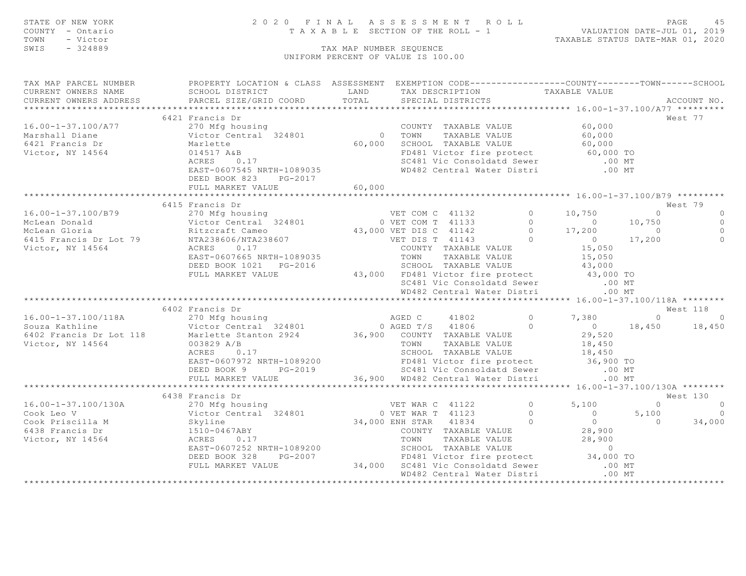STATE OF NEW YORK 2020 FINAL ASSESSMENT ROLL
COUNTY - Ontario TAXABLE SECTION OF THE ROLL - 1 VALUATION DATE-JUL 01, 2019
TOWN - Victor TAXABLE STATUS DATE-MAR 01, 2020
SWIS - 324889 TAX MAP NUMBER SEQUENCE
UNIFORM PERCENT OF VALUE IS 100.00

```
TAX MAP PARCEL NUMBER          PROPERTY LOCATION & CLASS  ASSESSMENT  EXEMPTION CODE------------------COUNTY--------TOWN------SCHOOL
CURRENT OWNERS NAME            SCHOOL DISTRICT               LAND      TAX DESCRIPTION            TAXABLE VALUE
CURRENT OWNERS ADDRESS         PARCEL SIZE/GRID COORD        TOTAL     SPECIAL DISTRICTS                                  ACCOUNT NO.
******************************************************************************************************* 16.00-1-37.100/A77 *********
                               6421 Francis Dr                                                                          West 77
16.00-1-37.100/A77             270 Mfg housing                         COUNTY  TAXABLE VALUE             60,000
Marshall Diane                 Victor Central  324801            0     TOWN    TAXABLE VALUE             60,000
6421 Francis Dr                Marlette                     60,000     SCHOOL  TAXABLE VALUE             60,000
Victor, NY 14564               014517 A&B                              FD481 Victor fire protect         60,000 TO
                               ACRES     0.17                          SC481 Vic Consoldatd Sewer          .00 MT
                               EAST-0607545 NRTH-1089035               WD482 Central Water Distri          .00 MT
                               DEED BOOK 823     PG-2017
                               FULL MARKET VALUE            60,000
******************************************************************************************************* 16.00-1-37.100/B79 *********
                               6415 Francis Dr                                                                          West 79
16.00-1-37.100/B79             270 Mfg housing                         VET COM C  41132          0     10,750          0           0
McLean Donald                  Victor Central  324801            0 VET COM T  41133          0          0     10,750           0
McLean Gloria                  Ritzcraft Cameo              43,000 VET DIS C  41142          0     17,200          0           0
6415 Francis Dr Lot 79         NTA238606/NTA238607                 VET DIS T  41143          0          0     17,200           0
Victor, NY 14564               ACRES     0.17                          COUNTY  TAXABLE VALUE             15,050
                               EAST-0607665 NRTH-1089035               TOWN    TAXABLE VALUE             15,050
                               DEED BOOK 1021    PG-2016               SCHOOL  TAXABLE VALUE             43,000
                               FULL MARKET VALUE            43,000     FD481 Victor fire protect         43,000 TO
                                                                       SC481 Vic Consoldatd Sewer          .00 MT
                                                                       WD482 Central Water Distri          .00 MT
******************************************************************************************************* 16.00-1-37.100/118A ********
                               6402 Francis Dr                                                                          West 118
16.00-1-37.100/118A            270 Mfg housing                         AGED C     41802          0      7,380          0           0
Souza Kathline                 Victor Central  324801            0 AGED T/S   41806          0          0     18,450      18,450
6402 Francis Dr Lot 118        Marlette Stanton 2924        36,900     COUNTY  TAXABLE VALUE             29,520
Victor, NY 14564               003829 A/B                              TOWN    TAXABLE VALUE             18,450
                               ACRES     0.17                          SCHOOL  TAXABLE VALUE             18,450
                               EAST-0607972 NRTH-1089200               FD481 Victor fire protect         36,900 TO
                               DEED BOOK 9       PG-2019               SC481 Vic Consoldatd Sewer          .00 MT
                               FULL MARKET VALUE            36,900     WD482 Central Water Distri          .00 MT
******************************************************************************************************* 16.00-1-37.100/130A ********
                               6438 Francis Dr                                                                          West 130
16.00-1-37.100/130A            270 Mfg housing                         VET WAR C  41122          0      5,100          0           0
Cook Leo V                     Victor Central  324801            0 VET WAR T  41123          0          0      5,100           0
Cook Priscilla M               Skyline                      34,000 ENH STAR   41834          0          0          0      34,000
6438 Francis Dr                1510-0467ABY                            COUNTY  TAXABLE VALUE             28,900
Victor, NY 14564               ACRES     0.17                          TOWN    TAXABLE VALUE             28,900
                               EAST-0607252 NRTH-1089200               SCHOOL  TAXABLE VALUE                  0
                               DEED BOOK 328     PG-2007               FD481 Victor fire protect         34,000 TO
                               FULL MARKET VALUE            34,000     SC481 Vic Consoldatd Sewer          .00 MT
                                                                       WD482 Central Water Distri          .00 MT
************************************************************************************************************************************
```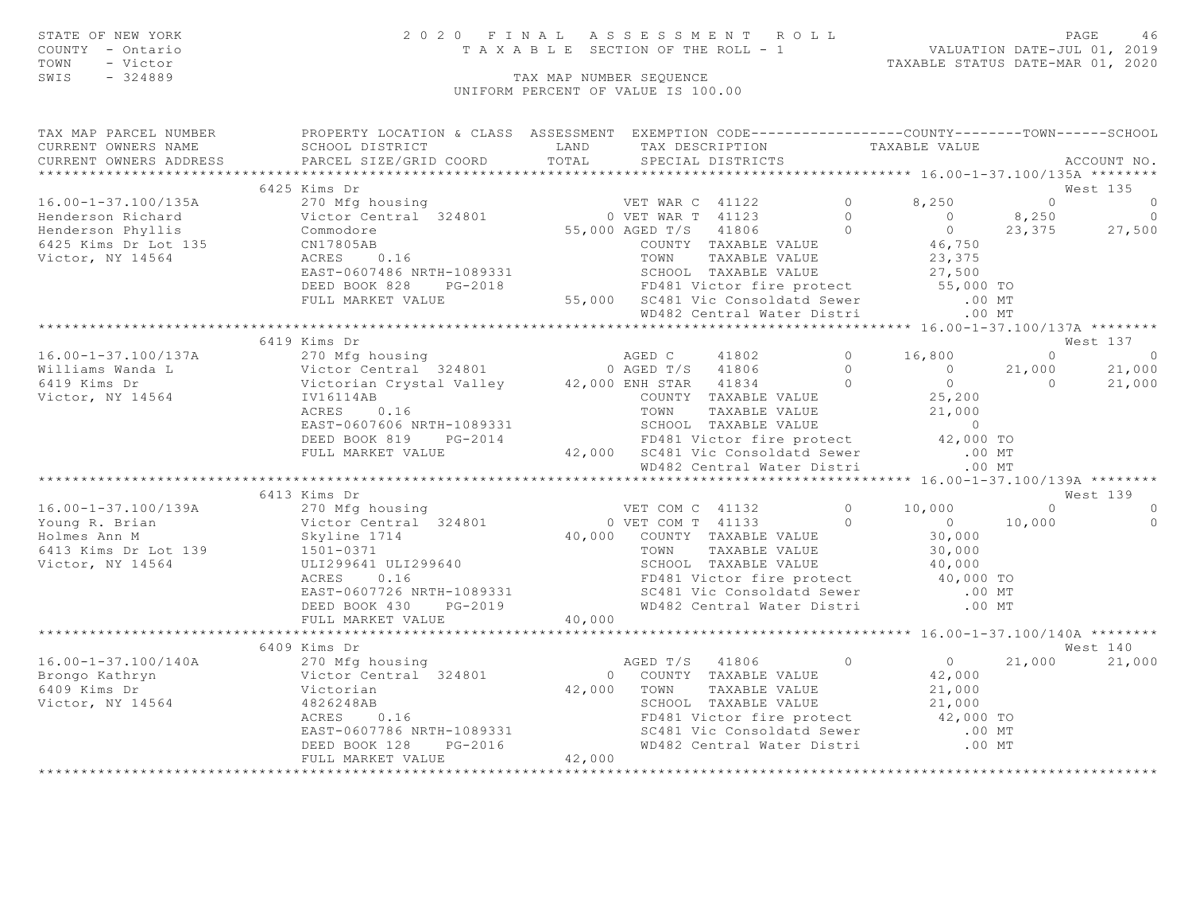STATE OF NEW YORK
COUNTY - Ontario
TOWN - Victor
SWIS - 324889

2020 FINAL ASSESSMENT ROLL
TAXABLE SECTION OF THE ROLL - 1
TAX MAP NUMBER SEQUENCE
UNIFORM PERCENT OF VALUE IS 100.00

VALUATION DATE-JUL 01, 2019
TAXABLE STATUS DATE-MAR 01, 2020

| TAX MAP PARCEL NUMBER / CURRENT OWNERS NAME / CURRENT OWNERS ADDRESS | PROPERTY LOCATION & CLASS / SCHOOL DISTRICT / PARCEL SIZE/GRID COORD | ASSESSMENT LAND / TOTAL | EXEMPTION CODE / TAX DESCRIPTION / SPECIAL DISTRICTS | | COUNTY | TOWN | SCHOOL / ACCOUNT NO. |
|---|---|---|---|---|---|---|---|
| **16.00-1-37.100/135A** | 6425 Kims Dr | | | | | | West 135 |
| 16.00-1-37.100/135A | 270 Mfg housing | | VET WAR C 41122 | 0 | 8,250 | 0 | 0 |
| Henderson Richard | Victor Central 324801 | 0 | VET WAR T 41123 | 0 | 0 | 8,250 | 0 |
| Henderson Phyllis | Commodore | 55,000 | AGED T/S 41806 | 0 | 0 | 23,375 | 27,500 |
| 6425 Kims Dr Lot 135 | CN17805AB | | COUNTY TAXABLE VALUE | | 46,750 | | |
| Victor, NY 14564 | ACRES 0.16 | | TOWN TAXABLE VALUE | | 23,375 | | |
| | EAST-0607486 NRTH-1089331 | | SCHOOL TAXABLE VALUE | | 27,500 | | |
| | DEED BOOK 828 PG-2018 | | FD481 Victor fire protect | | 55,000 TO | | |
| | FULL MARKET VALUE | 55,000 | SC481 Vic Consoldatd Sewer | | .00 MT | | |
| | | | WD482 Central Water Distri | | .00 MT | | |
| **16.00-1-37.100/137A** | 6419 Kims Dr | | | | | | West 137 |
| 16.00-1-37.100/137A | 270 Mfg housing | | AGED C 41802 | 0 | 16,800 | 0 | 0 |
| Williams Wanda L | Victor Central 324801 | 0 | AGED T/S 41806 | 0 | 0 | 21,000 | 21,000 |
| 6419 Kims Dr | Victorian Crystal Valley | 42,000 | ENH STAR 41834 | 0 | 0 | 0 | 21,000 |
| Victor, NY 14564 | IV16114AB | | COUNTY TAXABLE VALUE | | 25,200 | | |
| | ACRES 0.16 | | TOWN TAXABLE VALUE | | 21,000 | | |
| | EAST-0607606 NRTH-1089331 | | SCHOOL TAXABLE VALUE | | 0 | | |
| | DEED BOOK 819 PG-2014 | | FD481 Victor fire protect | | 42,000 TO | | |
| | FULL MARKET VALUE | 42,000 | SC481 Vic Consoldatd Sewer | | .00 MT | | |
| | | | WD482 Central Water Distri | | .00 MT | | |
| **16.00-1-37.100/139A** | 6413 Kims Dr | | | | | | West 139 |
| 16.00-1-37.100/139A | 270 Mfg housing | | VET COM C 41132 | 0 | 10,000 | 0 | 0 |
| Young R. Brian | Victor Central 324801 | 0 | VET COM T 41133 | 0 | 0 | 10,000 | 0 |
| Holmes Ann M | Skyline 1714 | 40,000 | COUNTY TAXABLE VALUE | | 30,000 | | |
| 6413 Kims Dr Lot 139 | 1501-0371 | | TOWN TAXABLE VALUE | | 30,000 | | |
| Victor, NY 14564 | ULI299641 ULI299640 | | SCHOOL TAXABLE VALUE | | 40,000 | | |
| | ACRES 0.16 | | FD481 Victor fire protect | | 40,000 TO | | |
| | EAST-0607726 NRTH-1089331 | | SC481 Vic Consoldatd Sewer | | .00 MT | | |
| | DEED BOOK 430 PG-2019 | | WD482 Central Water Distri | | .00 MT | | |
| | FULL MARKET VALUE | 40,000 | | | | | |
| **16.00-1-37.100/140A** | 6409 Kims Dr | | | | | | West 140 |
| 16.00-1-37.100/140A | 270 Mfg housing | | AGED T/S 41806 | 0 | 0 | 21,000 | 21,000 |
| Brongo Kathryn | Victor Central 324801 | 0 | COUNTY TAXABLE VALUE | | 42,000 | | |
| 6409 Kims Dr | Victorian | 42,000 | TOWN TAXABLE VALUE | | 21,000 | | |
| Victor, NY 14564 | 4826248AB | | SCHOOL TAXABLE VALUE | | 21,000 | | |
| | ACRES 0.16 | | FD481 Victor fire protect | | 42,000 TO | | |
| | EAST-0607786 NRTH-1089331 | | SC481 Vic Consoldatd Sewer | | .00 MT | | |
| | DEED BOOK 128 PG-2016 | | WD482 Central Water Distri | | .00 MT | | |
| | FULL MARKET VALUE | 42,000 | | | | | |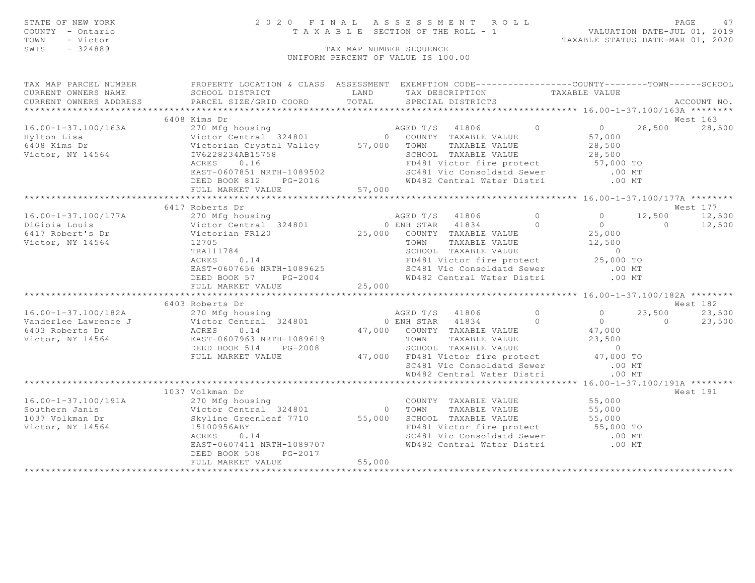STATE OF NEW YORK — 2020 FINAL ASSESSMENT ROLL
COUNTY - Ontario — TAXABLE SECTION OF THE ROLL - 1 — VALUATION DATE-JUL 01, 2019
TOWN - Victor — TAXABLE STATUS DATE-MAR 01, 2020
SWIS - 324889 — TAX MAP NUMBER SEQUENCE
UNIFORM PERCENT OF VALUE IS 100.00

```
TAX MAP PARCEL NUMBER          PROPERTY LOCATION & CLASS  ASSESSMENT  EXEMPTION CODE------------------COUNTY--------TOWN------SCHOOL
CURRENT OWNERS NAME            SCHOOL DISTRICT               LAND      TAX DESCRIPTION            TAXABLE VALUE
CURRENT OWNERS ADDRESS         PARCEL SIZE/GRID COORD        TOTAL     SPECIAL DISTRICTS                                    ACCOUNT NO.
****************************************************************************************************** 16.00-1-37.100/163A ********
                               6408 Kims Dr                                                                               West 163
16.00-1-37.100/163A            270 Mfg housing                        AGED T/S   41806          0           0     28,500     28,500
Hylton Lisa                    Victor Central  324801           0     COUNTY  TAXABLE VALUE                57,000
6408 Kims Dr                   Victorian Crystal Valley    57,000     TOWN    TAXABLE VALUE                28,500
Victor, NY 14564               IV6228234AB15758                       SCHOOL  TAXABLE VALUE                28,500
                               ACRES     0.16                         FD481 Victor fire protect            57,000 TO
                               EAST-0607851 NRTH-1089502              SC481 Vic Consoldatd Sewer              .00 MT
                               DEED BOOK 812     PG-2016              WD482 Central Water Distri              .00 MT
                               FULL MARKET VALUE           57,000
****************************************************************************************************** 16.00-1-37.100/177A ********
                               6417 Roberts Dr                                                                            West 177
16.00-1-37.100/177A            270 Mfg housing                        AGED T/S   41806          0           0     12,500     12,500
DiGioia Louis                  Victor Central  324801           0 ENH STAR   41834          0           0          0     12,500
6417 Robert's Dr               Victorian FR120             25,000     COUNTY  TAXABLE VALUE                25,000
Victor, NY 14564               12705                                  TOWN    TAXABLE VALUE                12,500
                               TRA111784                              SCHOOL  TAXABLE VALUE                     0
                               ACRES     0.14                         FD481 Victor fire protect            25,000 TO
                               EAST-0607656 NRTH-1089625              SC481 Vic Consoldatd Sewer              .00 MT
                               DEED BOOK 57      PG-2004              WD482 Central Water Distri              .00 MT
                               FULL MARKET VALUE           25,000
****************************************************************************************************** 16.00-1-37.100/182A ********
                               6403 Roberts Dr                                                                            West 182
16.00-1-37.100/182A            270 Mfg housing                        AGED T/S   41806          0           0     23,500     23,500
Vanderlee Lawrence J           Victor Central  324801           0 ENH STAR   41834          0           0          0     23,500
6403 Roberts Dr                ACRES     0.14              47,000     COUNTY  TAXABLE VALUE                47,000
Victor, NY 14564               EAST-0607963 NRTH-1089619              TOWN    TAXABLE VALUE                23,500
                               DEED BOOK 514     PG-2008              SCHOOL  TAXABLE VALUE                     0
                               FULL MARKET VALUE           47,000     FD481 Victor fire protect            47,000 TO
                                                                      SC481 Vic Consoldatd Sewer              .00 MT
                                                                      WD482 Central Water Distri              .00 MT
****************************************************************************************************** 16.00-1-37.100/191A ********
                               1037 Volkman Dr                                                                            West 191
16.00-1-37.100/191A            270 Mfg housing                        COUNTY  TAXABLE VALUE                55,000
Southern Janis                 Victor Central  324801           0     TOWN    TAXABLE VALUE                55,000
1037 Volkman Dr                Skyline Greenleaf 7710      55,000     SCHOOL  TAXABLE VALUE                55,000
Victor, NY 14564               15100956ABY                            FD481 Victor fire protect            55,000 TO
                               ACRES     0.14                         SC481 Vic Consoldatd Sewer              .00 MT
                               EAST-0607411 NRTH-1089707              WD482 Central Water Distri              .00 MT
                               DEED BOOK 508     PG-2017
                               FULL MARKET VALUE           55,000
************************************************************************************************************************************
```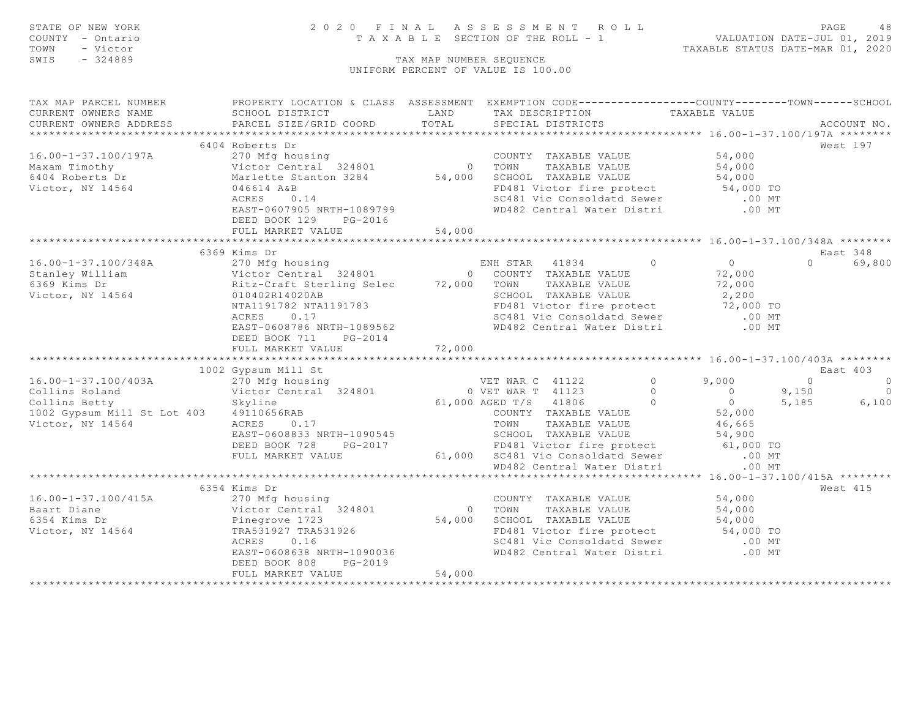STATE OF NEW YORK
COUNTY - Ontario
TOWN - Victor
SWIS - 324889

# 2020 FINAL ASSESSMENT ROLL

TAXABLE SECTION OF THE ROLL - 1

TAX MAP NUMBER SEQUENCE

UNIFORM PERCENT OF VALUE IS 100.00

VALUATION DATE-JUL 01, 2019
TAXABLE STATUS DATE-MAR 01, 2020

```
TAX MAP PARCEL NUMBER          PROPERTY LOCATION & CLASS  ASSESSMENT  EXEMPTION CODE------------------COUNTY--------TOWN------SCHOOL
CURRENT OWNERS NAME            SCHOOL DISTRICT              LAND      TAX DESCRIPTION              TAXABLE VALUE
CURRENT OWNERS ADDRESS         PARCEL SIZE/GRID COORD       TOTAL     SPECIAL DISTRICTS                                       ACCOUNT NO.
******************************************************************************************************* 16.00-1-37.100/197A ********
                     6404 Roberts Dr                                                                                       West 197
16.00-1-37.100/197A          270 Mfg housing                          COUNTY  TAXABLE VALUE            54,000
Maxam Timothy                Victor Central  324801           0       TOWN    TAXABLE VALUE            54,000
6404 Roberts Dr              Marlette Stanton 3284       54,000       SCHOOL  TAXABLE VALUE            54,000
Victor, NY 14564             046614 A&B                               FD481 Victor fire protect         54,000 TO
                             ACRES     0.14                           SC481 Vic Consoldatd Sewer           .00 MT
                             EAST-0607905 NRTH-1089799                WD482 Central Water Distri           .00 MT
                             DEED BOOK 129     PG-2016
                             FULL MARKET VALUE                54,000
******************************************************************************************************* 16.00-1-37.100/348A ********
                     6369 Kims Dr                                                                                          East 348
16.00-1-37.100/348A          270 Mfg housing                          ENH STAR   41834         0            0           0      69,800
Stanley William              Victor Central  324801           0       COUNTY  TAXABLE VALUE            72,000
6369 Kims Dr                 Ritz-Craft Sterling Selec   72,000       TOWN    TAXABLE VALUE            72,000
Victor, NY 14564             010402R14020AB                           SCHOOL  TAXABLE VALUE             2,200
                             NTA1191782 NTA1191783                    FD481 Victor fire protect         72,000 TO
                             ACRES     0.17                           SC481 Vic Consoldatd Sewer           .00 MT
                             EAST-0608786 NRTH-1089562                WD482 Central Water Distri           .00 MT
                             DEED BOOK 711     PG-2014
                             FULL MARKET VALUE                72,000
******************************************************************************************************* 16.00-1-37.100/403A ********
                     1002 Gypsum Mill St                                                                                   East 403
16.00-1-37.100/403A          270 Mfg housing                          VET WAR C  41122         0        9,000           0           0
Collins Roland               Victor Central  324801           0 VET WAR T  41123         0            0       9,150           0
Collins Betty                Skyline                     61,000 AGED T/S   41806         0            0       5,185       6,100
1002 Gypsum Mill St Lot 403  49110656RAB                              COUNTY  TAXABLE VALUE            52,000
Victor, NY 14564             ACRES     0.17                           TOWN    TAXABLE VALUE            46,665
                             EAST-0608833 NRTH-1090545                SCHOOL  TAXABLE VALUE            54,900
                             DEED BOOK 728     PG-2017                FD481 Victor fire protect         61,000 TO
                             FULL MARKET VALUE                61,000  SC481 Vic Consoldatd Sewer           .00 MT
                                                                      WD482 Central Water Distri           .00 MT
******************************************************************************************************* 16.00-1-37.100/415A ********
                     6354 Kims Dr                                                                                          West 415
16.00-1-37.100/415A          270 Mfg housing                          COUNTY  TAXABLE VALUE            54,000
Baart Diane                  Victor Central  324801           0       TOWN    TAXABLE VALUE            54,000
6354 Kims Dr                 Pinegrove 1723              54,000       SCHOOL  TAXABLE VALUE            54,000
Victor, NY 14564             TRA531927 TRA531926                      FD481 Victor fire protect         54,000 TO
                             ACRES     0.16                           SC481 Vic Consoldatd Sewer           .00 MT
                             EAST-0608638 NRTH-1090036                WD482 Central Water Distri           .00 MT
                             DEED BOOK 808     PG-2019
                             FULL MARKET VALUE                54,000
************************************************************************************************************************************
```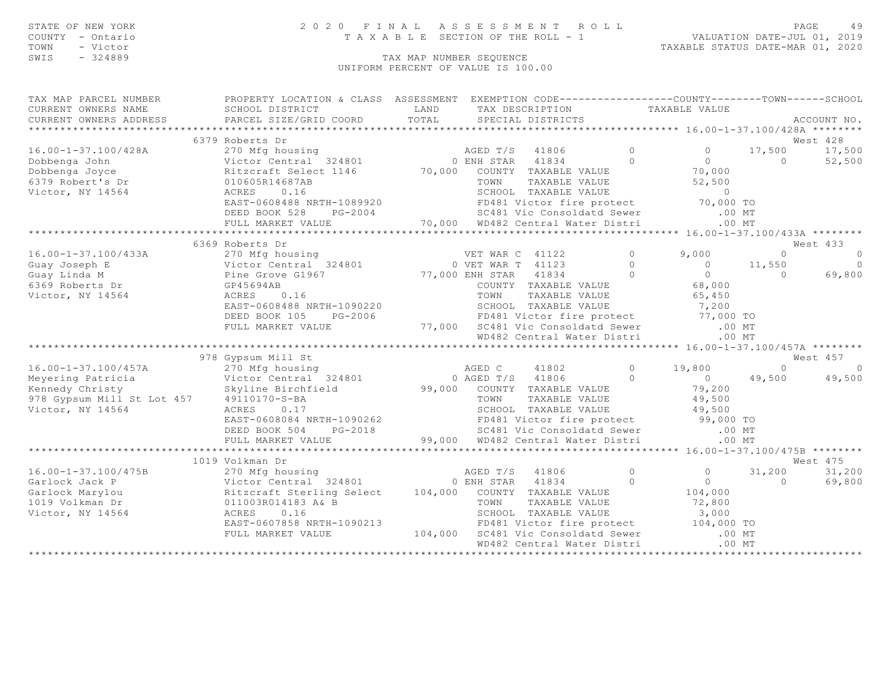STATE OF NEW YORK — 2020 FINAL ASSESSMENT ROLL — TAXABLE SECTION OF THE ROLL - 1

COUNTY - Ontario
TOWN - Victor
SWIS - 324889

VALUATION DATE-JUL 01, 2019
TAXABLE STATUS DATE-MAR 01, 2020

TAX MAP NUMBER SEQUENCE
UNIFORM PERCENT OF VALUE IS 100.00

| TAX MAP PARCEL NUMBER / CURRENT OWNERS NAME / CURRENT OWNERS ADDRESS | PROPERTY LOCATION & CLASS / SCHOOL DISTRICT / PARCEL SIZE/GRID COORD | ASSESSMENT LAND | ASSESSMENT TOTAL | EXEMPTION CODE / TAX DESCRIPTION / SPECIAL DISTRICTS | COUNTY | TOWN | SCHOOL | ACCOUNT NO. |
|---|---|---|---|---|---|---|---|---|
| **16.00-1-37.100/428A** | 6379 Roberts Dr | | | | | | | West 428 |
| 16.00-1-37.100/428A | 270 Mfg housing | | | AGED T/S 41806 0 | 0 | 17,500 | 17,500 | |
| Dobbenga John | Victor Central 324801 | 0 | | ENH STAR 41834 0 | 0 | 0 | 52,500 | |
| Dobbenga Joyce | Ritzcraft Select 1146 | | 70,000 | COUNTY TAXABLE VALUE | 70,000 | | | |
| 6379 Robert's Dr | 010605R14687AB | | | TOWN TAXABLE VALUE | | 52,500 | | |
| Victor, NY 14564 | ACRES 0.16 | | | SCHOOL TAXABLE VALUE | | | 0 | |
| | EAST-0608488 NRTH-1089920 | | | FD481 Victor fire protect | 70,000 TO | | | |
| | DEED BOOK 528 PG-2004 | | | SC481 Vic Consoldatd Sewer | .00 MT | | | |
| | FULL MARKET VALUE | | 70,000 | WD482 Central Water Distri | .00 MT | | | |
| **16.00-1-37.100/433A** | 6369 Roberts Dr | | | | | | | West 433 |
| 16.00-1-37.100/433A | 270 Mfg housing | | | VET WAR C 41122 0 | 9,000 | 0 | 0 | |
| Guay Joseph E | Victor Central 324801 | 0 | | VET WAR T 41123 0 | 0 | 11,550 | 0 | |
| Guay Linda M | Pine Grove G1967 | | 77,000 | ENH STAR 41834 0 | 0 | 0 | 69,800 | |
| 6369 Roberts Dr | GP45694AB | | | COUNTY TAXABLE VALUE | 68,000 | | | |
| Victor, NY 14564 | ACRES 0.16 | | | TOWN TAXABLE VALUE | | 65,450 | | |
| | EAST-0608488 NRTH-1090220 | | | SCHOOL TAXABLE VALUE | | | 7,200 | |
| | DEED BOOK 105 PG-2006 | | | FD481 Victor fire protect | 77,000 TO | | | |
| | FULL MARKET VALUE | | 77,000 | SC481 Vic Consoldatd Sewer | .00 MT | | | |
| | | | | WD482 Central Water Distri | .00 MT | | | |
| **16.00-1-37.100/457A** | 978 Gypsum Mill St | | | | | | | West 457 |
| 16.00-1-37.100/457A | 270 Mfg housing | | | AGED C 41802 0 | 19,800 | 0 | 0 | |
| Meyering Patricia | Victor Central 324801 | 0 | | AGED T/S 41806 0 | 0 | 49,500 | 49,500 | |
| Kennedy Christy | Skyline Birchfield | | 99,000 | COUNTY TAXABLE VALUE | 79,200 | | | |
| 978 Gypsum Mill St Lot 457 | 49110170-S-BA | | | TOWN TAXABLE VALUE | | 49,500 | | |
| Victor, NY 14564 | ACRES 0.17 | | | SCHOOL TAXABLE VALUE | | | 49,500 | |
| | EAST-0608084 NRTH-1090262 | | | FD481 Victor fire protect | 99,000 TO | | | |
| | DEED BOOK 504 PG-2018 | | | SC481 Vic Consoldatd Sewer | .00 MT | | | |
| | FULL MARKET VALUE | | 99,000 | WD482 Central Water Distri | .00 MT | | | |
| **16.00-1-37.100/475B** | 1019 Volkman Dr | | | | | | | West 475 |
| 16.00-1-37.100/475B | 270 Mfg housing | | | AGED T/S 41806 0 | 0 | 31,200 | 31,200 | |
| Garlock Jack P | Victor Central 324801 | 0 | | ENH STAR 41834 0 | 0 | 0 | 69,800 | |
| Garlock Marylou | Ritzcraft Sterling Select | | 104,000 | COUNTY TAXABLE VALUE | 104,000 | | | |
| 1019 Volkman Dr | 011003R014183 A& B | | | TOWN TAXABLE VALUE | | 72,800 | | |
| Victor, NY 14564 | ACRES 0.16 | | | SCHOOL TAXABLE VALUE | | | 3,000 | |
| | EAST-0607858 NRTH-1090213 | | | FD481 Victor fire protect | 104,000 TO | | | |
| | FULL MARKET VALUE | | 104,000 | SC481 Vic Consoldatd Sewer | .00 MT | | | |
| | | | | WD482 Central Water Distri | .00 MT | | | |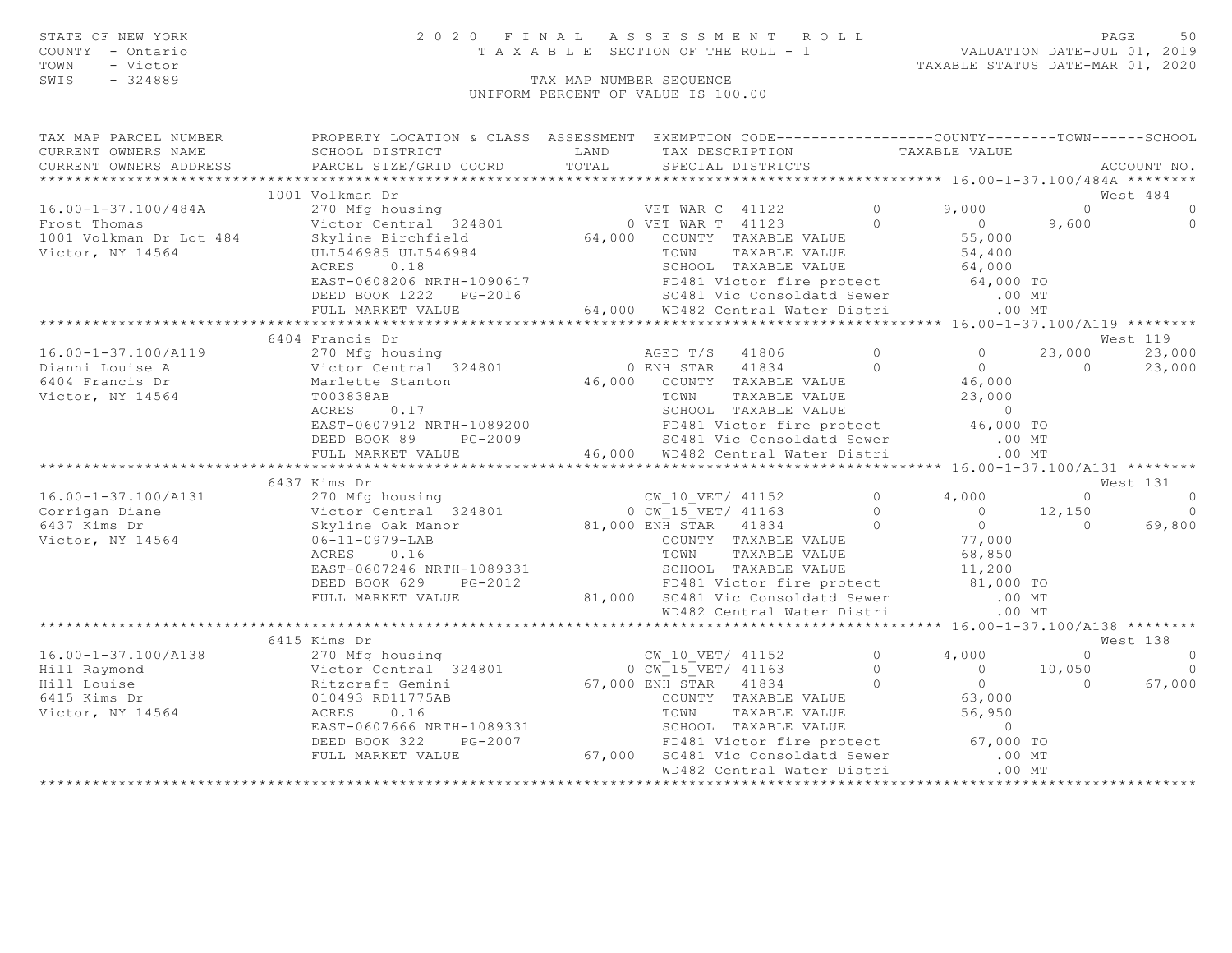STATE OF NEW YORK
COUNTY - Ontario
TOWN - Victor
SWIS - 324889

2020 FINAL ASSESSMENT ROLL
TAXABLE SECTION OF THE ROLL - 1
TAX MAP NUMBER SEQUENCE
UNIFORM PERCENT OF VALUE IS 100.00

VALUATION DATE-JUL 01, 2019
TAXABLE STATUS DATE-MAR 01, 2020

```
TAX MAP PARCEL NUMBER          PROPERTY LOCATION & CLASS  ASSESSMENT  EXEMPTION CODE------------------COUNTY--------TOWN------SCHOOL
CURRENT OWNERS NAME            SCHOOL DISTRICT               LAND      TAX DESCRIPTION            TAXABLE VALUE
CURRENT OWNERS ADDRESS         PARCEL SIZE/GRID COORD        TOTAL     SPECIAL DISTRICTS                                    ACCOUNT NO.
******************************************************************************************************* 16.00-1-37.100/484A ********
                               1001 Volkman Dr                                                                           West 484
16.00-1-37.100/484A            270 Mfg housing                      VET WAR C  41122          0        9,000           0          0
Frost Thomas                   Victor Central  324801             0 VET WAR T  41123          0            0       9,600          0
1001 Volkman Dr Lot 484        Skyline Birchfield            64,000    COUNTY  TAXABLE VALUE            55,000
Victor, NY 14564               ULI546985 ULI546984                     TOWN    TAXABLE VALUE            54,400
                               ACRES    0.18                           SCHOOL  TAXABLE VALUE            64,000
                               EAST-0608206 NRTH-1090617               FD481 Victor fire protect        64,000 TO
                               DEED BOOK 1222   PG-2016                SC481 Vic Consoldatd Sewer          .00 MT
                               FULL MARKET VALUE             64,000    WD482 Central Water Distri          .00 MT
******************************************************************************************************* 16.00-1-37.100/A119 ********
                               6404 Francis Dr                                                                           West 119
16.00-1-37.100/A119            270 Mfg housing                      AGED T/S   41806          0            0      23,000     23,000
Dianni Louise A                Victor Central  324801             0 ENH STAR   41834          0            0           0     23,000
6404 Francis Dr                Marlette Stanton              46,000    COUNTY  TAXABLE VALUE            46,000
Victor, NY 14564               T003838AB                               TOWN    TAXABLE VALUE            23,000
                               ACRES    0.17                           SCHOOL  TAXABLE VALUE                 0
                               EAST-0607912 NRTH-1089200               FD481 Victor fire protect        46,000 TO
                               DEED BOOK 89     PG-2009                SC481 Vic Consoldatd Sewer          .00 MT
                               FULL MARKET VALUE             46,000    WD482 Central Water Distri          .00 MT
******************************************************************************************************* 16.00-1-37.100/A131 ********
                               6437 Kims Dr                                                                              West 131
16.00-1-37.100/A131            270 Mfg housing                      CW_10_VET/ 41152          0        4,000           0          0
Corrigan Diane                 Victor Central  324801             0 CW_15_VET/ 41163          0            0      12,150          0
6437 Kims Dr                   Skyline Oak Manor             81,000 ENH STAR   41834          0            0           0     69,800
Victor, NY 14564               06-11-0979-LAB                          COUNTY  TAXABLE VALUE            77,000
                               ACRES    0.16                           TOWN    TAXABLE VALUE            68,850
                               EAST-0607246 NRTH-1089331               SCHOOL  TAXABLE VALUE            11,200
                               DEED BOOK 629    PG-2012                FD481 Victor fire protect        81,000 TO
                               FULL MARKET VALUE             81,000    SC481 Vic Consoldatd Sewer          .00 MT
                                                                       WD482 Central Water Distri          .00 MT
******************************************************************************************************* 16.00-1-37.100/A138 ********
                               6415 Kims Dr                                                                              West 138
16.00-1-37.100/A138            270 Mfg housing                      CW_10_VET/ 41152          0        4,000           0          0
Hill Raymond                   Victor Central  324801             0 CW_15_VET/ 41163          0            0      10,050          0
Hill Louise                    Ritzcraft Gemini              67,000 ENH STAR   41834          0            0           0     67,000
6415 Kims Dr                   010493 RD11775AB                        COUNTY  TAXABLE VALUE            63,000
Victor, NY 14564               ACRES    0.16                           TOWN    TAXABLE VALUE            56,950
                               EAST-0607666 NRTH-1089331               SCHOOL  TAXABLE VALUE                 0
                               DEED BOOK 322    PG-2007                FD481 Victor fire protect        67,000 TO
                               FULL MARKET VALUE             67,000    SC481 Vic Consoldatd Sewer          .00 MT
                                                                       WD482 Central Water Distri          .00 MT
************************************************************************************************************************************
```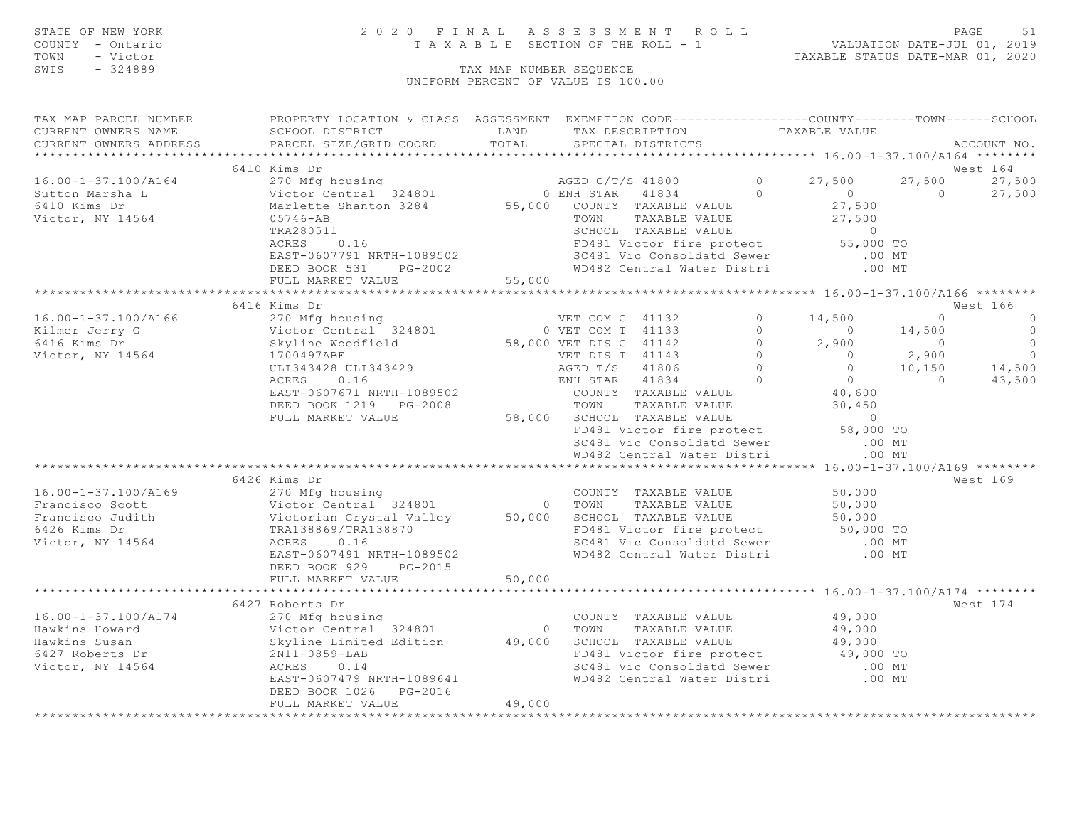STATE OF NEW YORK
COUNTY - Ontario
TOWN - Victor
SWIS - 324889

2020 FINAL ASSESSMENT ROLL
TAXABLE SECTION OF THE ROLL - 1
TAX MAP NUMBER SEQUENCE
UNIFORM PERCENT OF VALUE IS 100.00

VALUATION DATE-JUL 01, 2019
TAXABLE STATUS DATE-MAR 01, 2020

```
TAX MAP PARCEL NUMBER          PROPERTY LOCATION & CLASS  ASSESSMENT  EXEMPTION CODE------------------COUNTY--------TOWN------SCHOOL
CURRENT OWNERS NAME            SCHOOL DISTRICT               LAND      TAX DESCRIPTION            TAXABLE VALUE
CURRENT OWNERS ADDRESS         PARCEL SIZE/GRID COORD        TOTAL     SPECIAL DISTRICTS                                    ACCOUNT NO.
******************************************************************************************************* 16.00-1-37.100/A164 ********
                           6410 Kims Dr                                                                                 West 164
16.00-1-37.100/A164            270 Mfg housing                         AGED C/T/S 41800       0      27,500     27,500     27,500
Sutton Marsha L                Victor Central  324801          0 ENH STAR   41834         0           0          0     27,500
6410 Kims Dr                   Marlette Shanton 3284       55,000   COUNTY  TAXABLE VALUE           27,500
Victor, NY 14564               05746-AB                              TOWN    TAXABLE VALUE           27,500
                               TRA280511                             SCHOOL  TAXABLE VALUE                0
                               ACRES     0.16                        FD481 Victor fire protect        55,000 TO
                               EAST-0607791 NRTH-1089502             SC481 Vic Consoldatd Sewer          .00 MT
                               DEED BOOK 531     PG-2002             WD482 Central Water Distri          .00 MT
                               FULL MARKET VALUE            55,000
******************************************************************************************************* 16.00-1-37.100/A166 ********
                           6416 Kims Dr                                                                                 West 166
16.00-1-37.100/A166            270 Mfg housing                         VET COM C  41132       0      14,500          0          0
Kilmer Jerry G                 Victor Central  324801          0 VET COM T  41133         0           0     14,500          0
6416 Kims Dr                   Skyline Woodfield           58,000 VET DIS C  41142        0       2,900          0          0
Victor, NY 14564               1700497ABE                          VET DIS T  41143       0           0      2,900          0
                               ULI343428 ULI343429                 AGED T/S   41806       0           0     10,150     14,500
                               ACRES     0.16                      ENH STAR   41834       0           0          0     43,500
                               EAST-0607671 NRTH-1089502             COUNTY  TAXABLE VALUE           40,600
                               DEED BOOK 1219    PG-2008             TOWN    TAXABLE VALUE           30,450
                               FULL MARKET VALUE            58,000   SCHOOL  TAXABLE VALUE                0
                                                                     FD481 Victor fire protect        58,000 TO
                                                                     SC481 Vic Consoldatd Sewer          .00 MT
                                                                     WD482 Central Water Distri          .00 MT
******************************************************************************************************* 16.00-1-37.100/A169 ********
                           6426 Kims Dr                                                                                 West 169
16.00-1-37.100/A169            270 Mfg housing                       COUNTY  TAXABLE VALUE           50,000
Francisco Scott                Victor Central  324801          0     TOWN    TAXABLE VALUE           50,000
Francisco Judith               Victorian Crystal Valley    50,000   SCHOOL  TAXABLE VALUE           50,000
6426 Kims Dr                   TRA138869/TRA138870                   FD481 Victor fire protect        50,000 TO
Victor, NY 14564               ACRES     0.16                        SC481 Vic Consoldatd Sewer          .00 MT
                               EAST-0607491 NRTH-1089502             WD482 Central Water Distri          .00 MT
                               DEED BOOK 929     PG-2015
                               FULL MARKET VALUE            50,000
******************************************************************************************************* 16.00-1-37.100/A174 ********
                           6427 Roberts Dr                                                                              West 174
16.00-1-37.100/A174            270 Mfg housing                       COUNTY  TAXABLE VALUE           49,000
Hawkins Howard                 Victor Central  324801          0     TOWN    TAXABLE VALUE           49,000
Hawkins Susan                  Skyline Limited Edition     49,000   SCHOOL  TAXABLE VALUE           49,000
6427 Roberts Dr                2N11-0859-LAB                         FD481 Victor fire protect        49,000 TO
Victor, NY 14564               ACRES     0.14                        SC481 Vic Consoldatd Sewer          .00 MT
                               EAST-0607479 NRTH-1089641             WD482 Central Water Distri          .00 MT
                               DEED BOOK 1026    PG-2016
                               FULL MARKET VALUE            49,000
************************************************************************************************************************************
```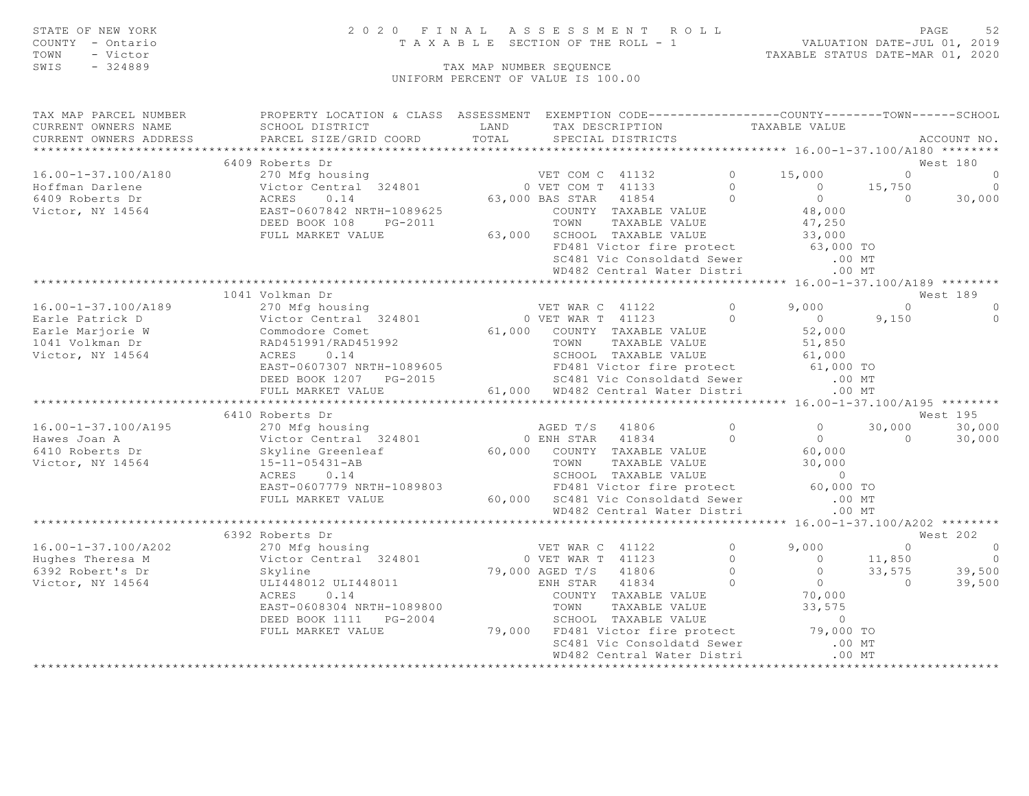STATE OF NEW YORK
COUNTY - Ontario
TOWN - Victor
SWIS - 324889

# 2020 FINAL ASSESSMENT ROLL
TAXABLE SECTION OF THE ROLL - 1

VALUATION DATE-JUL 01, 2019
TAXABLE STATUS DATE-MAR 01, 2020

TAX MAP NUMBER SEQUENCE
UNIFORM PERCENT OF VALUE IS 100.00

| TAX MAP PARCEL NUMBER / CURRENT OWNERS NAME / CURRENT OWNERS ADDRESS | PROPERTY LOCATION & CLASS / SCHOOL DISTRICT / PARCEL SIZE/GRID COORD | ASSESSMENT LAND / TOTAL | EXEMPTION CODE / TAX DESCRIPTION / SPECIAL DISTRICTS | | COUNTY TAXABLE VALUE | TOWN | SCHOOL / ACCOUNT NO. |
|---|---|---|---|---|---|---|---|
| **16.00-1-37.100/A180** | 6409 Roberts Dr | | | | | | West 180 |
| 16.00-1-37.100/A180 | 270 Mfg housing | | VET COM C 41132 | 0 | 15,000 | 0 | 0 |
| Hoffman Darlene | Victor Central 324801 | 0 | VET COM T 41133 | 0 | 0 | 15,750 | 0 |
| 6409 Roberts Dr | ACRES 0.14 | 63,000 | BAS STAR 41854 | 0 | 0 | 0 | 30,000 |
| Victor, NY 14564 | EAST-0607842 NRTH-1089625 | | COUNTY TAXABLE VALUE | | 48,000 | | |
| | DEED BOOK 108 PG-2011 | | TOWN TAXABLE VALUE | | 47,250 | | |
| | FULL MARKET VALUE | 63,000 | SCHOOL TAXABLE VALUE | | 33,000 | | |
| | | | FD481 Victor fire protect | | 63,000 TO | | |
| | | | SC481 Vic Consoldatd Sewer | | .00 MT | | |
| | | | WD482 Central Water Distri | | .00 MT | | |
| **16.00-1-37.100/A189** | 1041 Volkman Dr | | | | | | West 189 |
| 16.00-1-37.100/A189 | 270 Mfg housing | | VET WAR C 41122 | 0 | 9,000 | 0 | 0 |
| Earle Patrick D | Victor Central 324801 | 0 | VET WAR T 41123 | 0 | 0 | 9,150 | 0 |
| Earle Marjorie W | Commodore Comet | 61,000 | COUNTY TAXABLE VALUE | | 52,000 | | |
| 1041 Volkman Dr | RAD451991/RAD451992 | | TOWN TAXABLE VALUE | | 51,850 | | |
| Victor, NY 14564 | ACRES 0.14 | | SCHOOL TAXABLE VALUE | | 61,000 | | |
| | EAST-0607307 NRTH-1089605 | | FD481 Victor fire protect | | 61,000 TO | | |
| | DEED BOOK 1207 PG-2015 | | SC481 Vic Consoldatd Sewer | | .00 MT | | |
| | FULL MARKET VALUE | 61,000 | WD482 Central Water Distri | | .00 MT | | |
| **16.00-1-37.100/A195** | 6410 Roberts Dr | | | | | | West 195 |
| 16.00-1-37.100/A195 | 270 Mfg housing | | AGED T/S 41806 | 0 | 0 | 30,000 | 30,000 |
| Hawes Joan A | Victor Central 324801 | 0 | ENH STAR 41834 | 0 | 0 | 0 | 30,000 |
| 6410 Roberts Dr | Skyline Greenleaf | 60,000 | COUNTY TAXABLE VALUE | | 60,000 | | |
| Victor, NY 14564 | 15-11-05431-AB | | TOWN TAXABLE VALUE | | 30,000 | | |
| | ACRES 0.14 | | SCHOOL TAXABLE VALUE | | 0 | | |
| | EAST-0607779 NRTH-1089803 | | FD481 Victor fire protect | | 60,000 TO | | |
| | FULL MARKET VALUE | 60,000 | SC481 Vic Consoldatd Sewer | | .00 MT | | |
| | | | WD482 Central Water Distri | | .00 MT | | |
| **16.00-1-37.100/A202** | 6392 Roberts Dr | | | | | | West 202 |
| 16.00-1-37.100/A202 | 270 Mfg housing | | VET WAR C 41122 | 0 | 9,000 | 0 | 0 |
| Hughes Theresa M | Victor Central 324801 | 0 | VET WAR T 41123 | 0 | 0 | 11,850 | 0 |
| 6392 Robert's Dr | Skyline | 79,000 | AGED T/S 41806 | 0 | 0 | 33,575 | 39,500 |
| Victor, NY 14564 | ULI448012 ULI448011 | | ENH STAR 41834 | 0 | 0 | 0 | 39,500 |
| | ACRES 0.14 | | COUNTY TAXABLE VALUE | | 70,000 | | |
| | EAST-0608304 NRTH-1089800 | | TOWN TAXABLE VALUE | | 33,575 | | |
| | DEED BOOK 1111 PG-2004 | | SCHOOL TAXABLE VALUE | | 0 | | |
| | FULL MARKET VALUE | 79,000 | FD481 Victor fire protect | | 79,000 TO | | |
| | | | SC481 Vic Consoldatd Sewer | | .00 MT | | |
| | | | WD482 Central Water Distri | | .00 MT | | |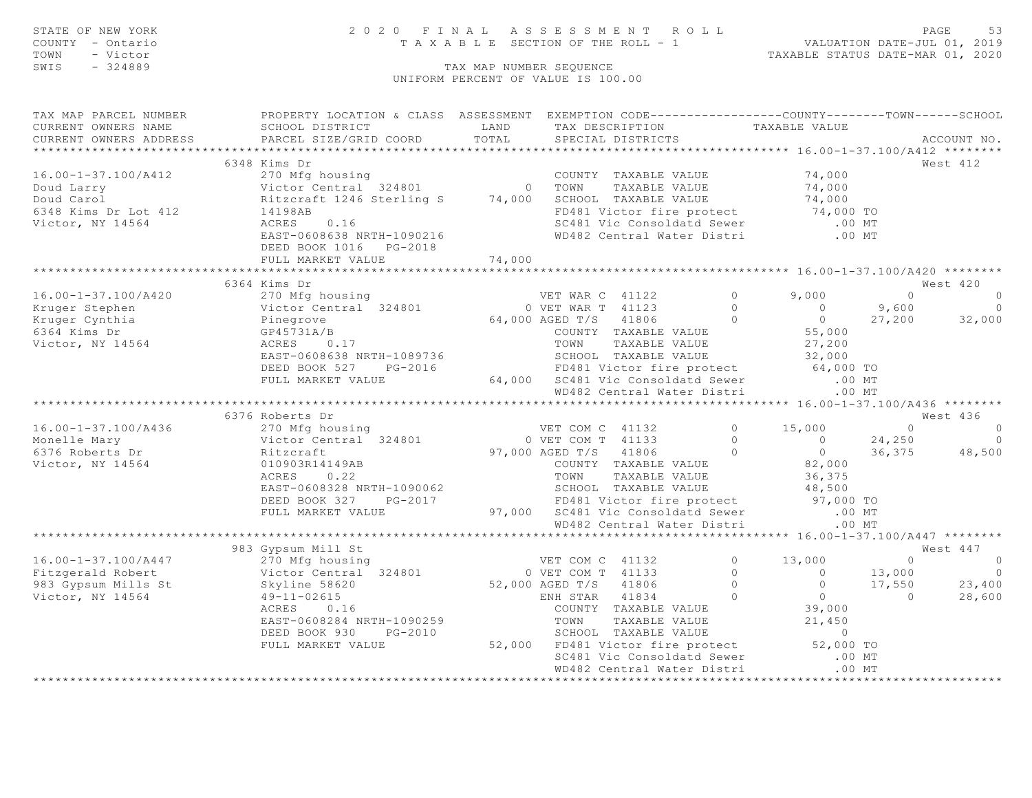STATE OF NEW YORK
COUNTY - Ontario
TOWN - Victor
SWIS - 324889

# 2020 FINAL ASSESSMENT ROLL

TAXABLE SECTION OF THE ROLL - 1

VALUATION DATE-JUL 01, 2019
TAXABLE STATUS DATE-MAR 01, 2020

TAX MAP NUMBER SEQUENCE
UNIFORM PERCENT OF VALUE IS 100.00

```
TAX MAP PARCEL NUMBER          PROPERTY LOCATION & CLASS  ASSESSMENT  EXEMPTION CODE------------------COUNTY--------TOWN------SCHOOL
CURRENT OWNERS NAME            SCHOOL DISTRICT               LAND      TAX DESCRIPTION             TAXABLE VALUE
CURRENT OWNERS ADDRESS         PARCEL SIZE/GRID COORD        TOTAL     SPECIAL DISTRICTS                                   ACCOUNT NO.
******************************************************************************************************* 16.00-1-37.100/A412 ********
                          6348 Kims Dr                                                                                   West 412
16.00-1-37.100/A412            270 Mfg housing                         COUNTY  TAXABLE VALUE            74,000
Doud Larry                     Victor Central  324801          0       TOWN    TAXABLE VALUE            74,000
Doud Carol                     Ritzcraft 1246 Sterling S    74,000     SCHOOL  TAXABLE VALUE            74,000
6348 Kims Dr Lot 412           14198AB                                 FD481 Victor fire protect         74,000 TO
Victor, NY 14564               ACRES     0.16                          SC481 Vic Consoldatd Sewer           .00 MT
                               EAST-0608638 NRTH-1090216               WD482 Central Water Distri           .00 MT
                               DEED BOOK 1016    PG-2018
                               FULL MARKET VALUE            74,000
******************************************************************************************************* 16.00-1-37.100/A420 ********
                          6364 Kims Dr                                                                                   West 420
16.00-1-37.100/A420            270 Mfg housing                      VET WAR C  41122          0       9,000           0            0
Kruger Stephen                 Victor Central  324801           0 VET WAR T  41123          0           0       9,600            0
Kruger Cynthia                 Pinegrove                    64,000 AGED T/S   41806          0           0      27,200       32,000
6364 Kims Dr                   GP45731A/B                              COUNTY  TAXABLE VALUE            55,000
Victor, NY 14564               ACRES     0.17                          TOWN    TAXABLE VALUE            27,200
                               EAST-0608638 NRTH-1089736               SCHOOL  TAXABLE VALUE            32,000
                               DEED BOOK 527     PG-2016               FD481 Victor fire protect         64,000 TO
                               FULL MARKET VALUE            64,000     SC481 Vic Consoldatd Sewer           .00 MT
                                                                       WD482 Central Water Distri           .00 MT
******************************************************************************************************* 16.00-1-37.100/A436 ********
                          6376 Roberts Dr                                                                                West 436
16.00-1-37.100/A436            270 Mfg housing                      VET COM C  41132          0      15,000           0            0
Monelle Mary                   Victor Central  324801           0 VET COM T  41133          0           0      24,250            0
6376 Roberts Dr                Ritzcraft                    97,000 AGED T/S   41806          0           0      36,375       48,500
Victor, NY 14564               010903R14149AB                          COUNTY  TAXABLE VALUE            82,000
                               ACRES     0.22                          TOWN    TAXABLE VALUE            36,375
                               EAST-0608328 NRTH-1090062               SCHOOL  TAXABLE VALUE            48,500
                               DEED BOOK 327     PG-2017               FD481 Victor fire protect         97,000 TO
                               FULL MARKET VALUE            97,000     SC481 Vic Consoldatd Sewer           .00 MT
                                                                       WD482 Central Water Distri           .00 MT
******************************************************************************************************* 16.00-1-37.100/A447 ********
                           983 Gypsum Mill St                                                                            West 447
16.00-1-37.100/A447            270 Mfg housing                      VET COM C  41132          0      13,000           0            0
Fitzgerald Robert              Victor Central  324801           0 VET COM T  41133          0           0      13,000            0
983 Gypsum Mills St            Skyline 58620                52,000 AGED T/S   41806          0           0      17,550       23,400
Victor, NY 14564               49-11-02615                          ENH STAR   41834          0           0           0       28,600
                               ACRES     0.16                          COUNTY  TAXABLE VALUE            39,000
                               EAST-0608284 NRTH-1090259               TOWN    TAXABLE VALUE            21,450
                               DEED BOOK 930     PG-2010               SCHOOL  TAXABLE VALUE                 0
                               FULL MARKET VALUE            52,000     FD481 Victor fire protect         52,000 TO
                                                                       SC481 Vic Consoldatd Sewer           .00 MT
                                                                       WD482 Central Water Distri           .00 MT
*************************************************************************************************************************************
```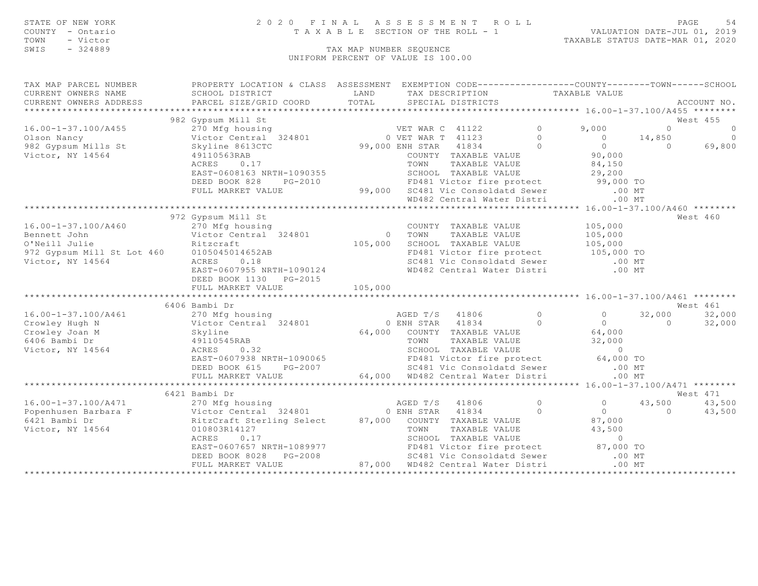STATE OF NEW YORK — 2020 FINAL ASSESSMENT ROLL
COUNTY - Ontario — TAXABLE SECTION OF THE ROLL - 1 — VALUATION DATE-JUL 01, 2019
TOWN - Victor — TAXABLE STATUS DATE-MAR 01, 2020
SWIS - 324889 — TAX MAP NUMBER SEQUENCE
UNIFORM PERCENT OF VALUE IS 100.00

```
TAX MAP PARCEL NUMBER          PROPERTY LOCATION & CLASS  ASSESSMENT  EXEMPTION CODE------------------COUNTY--------TOWN------SCHOOL
CURRENT OWNERS NAME            SCHOOL DISTRICT               LAND      TAX DESCRIPTION            TAXABLE VALUE
CURRENT OWNERS ADDRESS         PARCEL SIZE/GRID COORD        TOTAL     SPECIAL DISTRICTS                                     ACCOUNT NO.
******************************************************************************************************* 16.00-1-37.100/A455 ********
                             982 Gypsum Mill St                                                                          West 455
16.00-1-37.100/A455          270 Mfg housing                       VET WAR C  41122          0        9,000          0            0
Olson Nancy                  Victor Central  324801              0 VET WAR T  41123          0            0     14,850            0
982 Gypsum Mills St          Skyline 8613CTC                99,000 ENH STAR   41834          0            0          0       69,800
Victor, NY 14564             49110563RAB                           COUNTY  TAXABLE VALUE               90,000
                             ACRES     0.17                        TOWN    TAXABLE VALUE               84,150
                             EAST-0608163 NRTH-1090355             SCHOOL  TAXABLE VALUE               29,200
                             DEED BOOK 828     PG-2010             FD481 Victor fire protect           99,000 TO
                             FULL MARKET VALUE              99,000 SC481 Vic Consoldatd Sewer             .00 MT
                                                                   WD482 Central Water Distri             .00 MT
******************************************************************************************************* 16.00-1-37.100/A460 ********
                             972 Gypsum Mill St                                                                          West 460
16.00-1-37.100/A460          270 Mfg housing                       COUNTY  TAXABLE VALUE              105,000
Bennett John                 Victor Central  324801              0 TOWN    TAXABLE VALUE              105,000
O'Neill Julie                Ritzcraft                     105,000 SCHOOL  TAXABLE VALUE              105,000
972 Gypsum Mill St Lot 460   0105045014652AB                       FD481 Victor fire protect          105,000 TO
Victor, NY 14564             ACRES     0.18                        SC481 Vic Consoldatd Sewer             .00 MT
                             EAST-0607955 NRTH-1090124             WD482 Central Water Distri             .00 MT
                             DEED BOOK 1130    PG-2015
                             FULL MARKET VALUE             105,000
******************************************************************************************************* 16.00-1-37.100/A461 ********
                             6406 Bambi Dr                                                                               West 461
16.00-1-37.100/A461          270 Mfg housing                       AGED T/S   41806          0            0     32,000       32,000
Crowley Hugh N               Victor Central  324801              0 ENH STAR   41834          0            0          0       32,000
Crowley Joan M               Skyline                        64,000 COUNTY  TAXABLE VALUE               64,000
6406 Bambi Dr                49110545RAB                           TOWN    TAXABLE VALUE               32,000
Victor, NY 14564             ACRES     0.32                        SCHOOL  TAXABLE VALUE                    0
                             EAST-0607938 NRTH-1090065             FD481 Victor fire protect           64,000 TO
                             DEED BOOK 615     PG-2007             SC481 Vic Consoldatd Sewer             .00 MT
                             FULL MARKET VALUE              64,000 WD482 Central Water Distri             .00 MT
******************************************************************************************************* 16.00-1-37.100/A471 ********
                             6421 Bambi Dr                                                                               West 471
16.00-1-37.100/A471          270 Mfg housing                       AGED T/S   41806          0            0     43,500       43,500
Popenhusen Barbara F         Victor Central  324801              0 ENH STAR   41834          0            0          0       43,500
6421 Bambi Dr                RitzCraft Sterling Select      87,000 COUNTY  TAXABLE VALUE               87,000
Victor, NY 14564             010803R14127                          TOWN    TAXABLE VALUE               43,500
                             ACRES     0.17                        SCHOOL  TAXABLE VALUE                    0
                             EAST-0607657 NRTH-1089977             FD481 Victor fire protect           87,000 TO
                             DEED BOOK 8028    PG-2008             SC481 Vic Consoldatd Sewer             .00 MT
                             FULL MARKET VALUE              87,000 WD482 Central Water Distri             .00 MT
************************************************************************************************************************************
```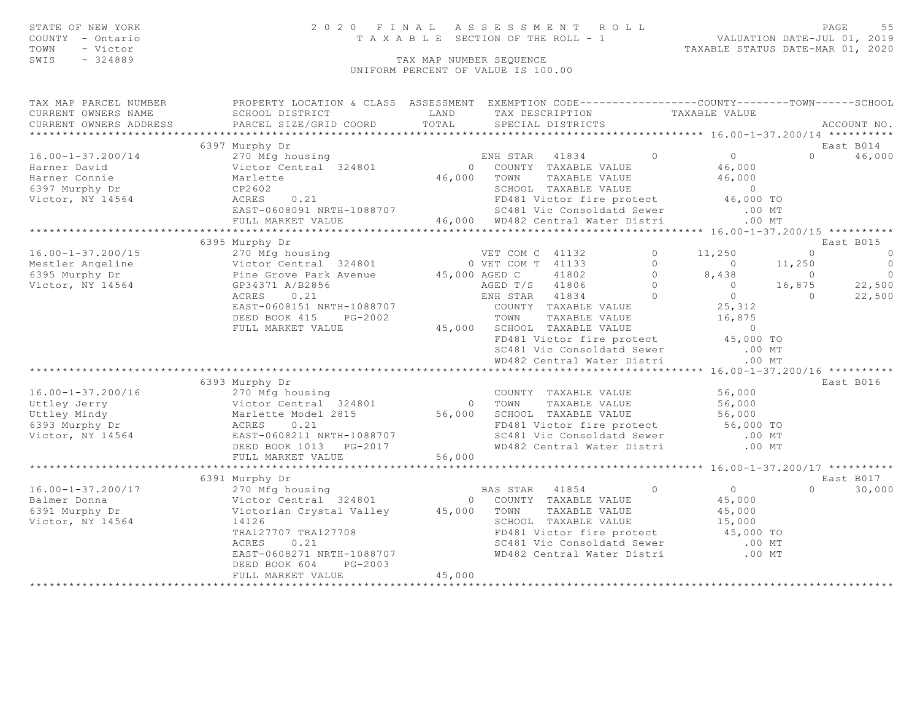STATE OF NEW YORK | 2020 FINAL ASSESSMENT ROLL | VALUATION DATE-JUL 01, 2019
COUNTY - Ontario | TAXABLE SECTION OF THE ROLL - 1 | TAXABLE STATUS DATE-MAR 01, 2020
TOWN - Victor
SWIS - 324889 | TAX MAP NUMBER SEQUENCE
UNIFORM PERCENT OF VALUE IS 100.00

```
TAX MAP PARCEL NUMBER          PROPERTY LOCATION & CLASS  ASSESSMENT  EXEMPTION CODE------------------COUNTY--------TOWN------SCHOOL
CURRENT OWNERS NAME            SCHOOL DISTRICT               LAND      TAX DESCRIPTION            TAXABLE VALUE
CURRENT OWNERS ADDRESS         PARCEL SIZE/GRID COORD       TOTAL      SPECIAL DISTRICTS                                    ACCOUNT NO.
******************************************************************************************************* 16.00-1-37.200/14 **********
                               6397 Murphy Dr                                                                          East B014
16.00-1-37.200/14              270 Mfg housing                        ENH STAR  41834          0           0            0      46,000
Harner David                   Victor Central  324801            0    COUNTY  TAXABLE VALUE              46,000
Harner Connie                  Marlette                     46,000    TOWN    TAXABLE VALUE              46,000
6397 Murphy Dr                 CP2602                                 SCHOOL  TAXABLE VALUE                   0
Victor, NY 14564               ACRES     0.21                         FD481 Victor fire protect          46,000 TO
                               EAST-0608091 NRTH-1088707              SC481 Vic Consoldatd Sewer            .00 MT
                               FULL MARKET VALUE            46,000    WD482 Central Water Distri            .00 MT
******************************************************************************************************* 16.00-1-37.200/15 **********
                               6395 Murphy Dr                                                                          East B015
16.00-1-37.200/15              270 Mfg housing                        VET COM C  41132         0      11,250            0           0
Mestler Angeline               Victor Central  324801            0 VET COM T  41133            0           0       11,250           0
6395 Murphy Dr                 Pine Grove Park Avenue       45,000 AGED C     41802            0       8,438            0           0
Victor, NY 14564               GP34371 A/B2856                        AGED T/S  41806          0           0       16,875      22,500
                               ACRES     0.21                         ENH STAR  41834          0           0            0      22,500
                               EAST-0608151 NRTH-1088707              COUNTY  TAXABLE VALUE              25,312
                               DEED BOOK 415     PG-2002              TOWN    TAXABLE VALUE              16,875
                               FULL MARKET VALUE            45,000    SCHOOL  TAXABLE VALUE                   0
                                                                      FD481 Victor fire protect          45,000 TO
                                                                      SC481 Vic Consoldatd Sewer            .00 MT
                                                                      WD482 Central Water Distri            .00 MT
******************************************************************************************************* 16.00-1-37.200/16 **********
                               6393 Murphy Dr                                                                          East B016
16.00-1-37.200/16              270 Mfg housing                        COUNTY  TAXABLE VALUE              56,000
Uttley Jerry                   Victor Central  324801            0    TOWN    TAXABLE VALUE              56,000
Uttley Mindy                   Marlette Model 2815          56,000    SCHOOL  TAXABLE VALUE              56,000
6393 Murphy Dr                 ACRES     0.21                         FD481 Victor fire protect          56,000 TO
Victor, NY 14564               EAST-0608211 NRTH-1088707              SC481 Vic Consoldatd Sewer            .00 MT
                               DEED BOOK 1013    PG-2017              WD482 Central Water Distri            .00 MT
                               FULL MARKET VALUE            56,000
******************************************************************************************************* 16.00-1-37.200/17 **********
                               6391 Murphy Dr                                                                          East B017
16.00-1-37.200/17              270 Mfg housing                        BAS STAR  41854          0           0            0      30,000
Balmer Donna                   Victor Central  324801            0    COUNTY  TAXABLE VALUE              45,000
6391 Murphy Dr                 Victorian Crystal Valley     45,000    TOWN    TAXABLE VALUE              45,000
Victor, NY 14564               14126                                  SCHOOL  TAXABLE VALUE              15,000
                               TRA127707 TRA127708                    FD481 Victor fire protect          45,000 TO
                               ACRES     0.21                         SC481 Vic Consoldatd Sewer            .00 MT
                               EAST-0608271 NRTH-1088707              WD482 Central Water Distri            .00 MT
                               DEED BOOK 604     PG-2003
                               FULL MARKET VALUE            45,000
************************************************************************************************************************************
```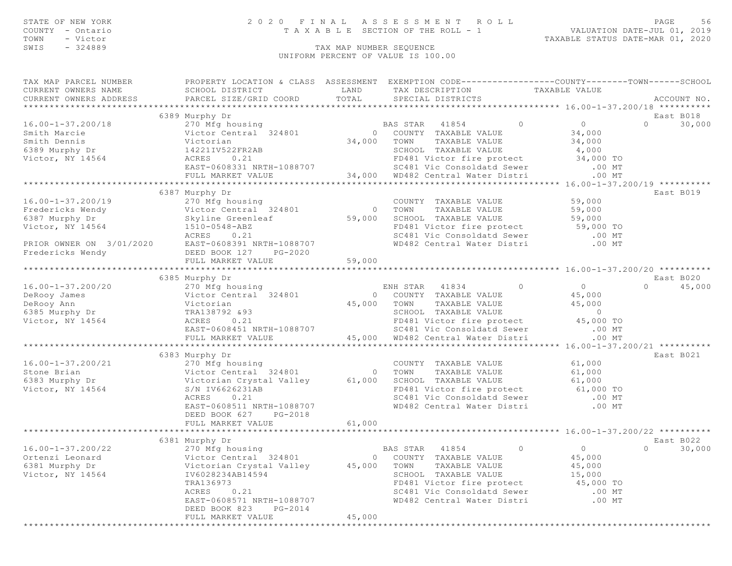STATE OF NEW YORK
COUNTY - Ontario
TOWN - Victor
SWIS - 324889

# 2020 FINAL ASSESSMENT ROLL
TAXABLE SECTION OF THE ROLL - 1

VALUATION DATE-JUL 01, 2019
TAXABLE STATUS DATE-MAR 01, 2020

TAX MAP NUMBER SEQUENCE
UNIFORM PERCENT OF VALUE IS 100.00

| TAX MAP PARCEL NUMBER / CURRENT OWNERS NAME / CURRENT OWNERS ADDRESS | PROPERTY LOCATION & CLASS / SCHOOL DISTRICT / PARCEL SIZE/GRID COORD | ASSESSMENT LAND / TOTAL | EXEMPTION CODE / TAX DESCRIPTION / SPECIAL DISTRICTS | COUNTY | TOWN | SCHOOL / TAXABLE VALUE | ACCOUNT NO. |
|---|---|---|---|---|---|---|---|
| **16.00-1-37.200/18** | 6389 Murphy Dr | | | | | | East B018 |
| 16.00-1-37.200/18 | 270 Mfg housing | | BAS STAR 41854 | 0 | 0 | 30,000 | |
| Smith Marcie | Victor Central 324801 | 0 | COUNTY TAXABLE VALUE | 34,000 | | | |
| Smith Dennis | Victorian | 34,000 | TOWN TAXABLE VALUE | | 34,000 | | |
| 6389 Murphy Dr | 14221IV522FR2AB | | SCHOOL TAXABLE VALUE | | | 4,000 | |
| Victor, NY 14564 | ACRES 0.21 | | FD481 Victor fire protect | 34,000 TO | | | |
| | EAST-0608331 NRTH-1088707 | | SC481 Vic Consoldatd Sewer | .00 MT | | | |
| | FULL MARKET VALUE | 34,000 | WD482 Central Water Distri | .00 MT | | | |
| **16.00-1-37.200/19** | 6387 Murphy Dr | | | | | | East B019 |
| 16.00-1-37.200/19 | 270 Mfg housing | | COUNTY TAXABLE VALUE | 59,000 | | | |
| Fredericks Wendy | Victor Central 324801 | 0 | TOWN TAXABLE VALUE | | 59,000 | | |
| 6387 Murphy Dr | Skyline Greenleaf | 59,000 | SCHOOL TAXABLE VALUE | | | 59,000 | |
| Victor, NY 14564 | 1510-0548-ABZ | | FD481 Victor fire protect | 59,000 TO | | | |
| | ACRES 0.21 | | SC481 Vic Consoldatd Sewer | .00 MT | | | |
| PRIOR OWNER ON 3/01/2020 | EAST-0608391 NRTH-1088707 | | WD482 Central Water Distri | .00 MT | | | |
| Fredericks Wendy | DEED BOOK 127 PG-2020 | | | | | | |
| | FULL MARKET VALUE | 59,000 | | | | | |
| **16.00-1-37.200/20** | 6385 Murphy Dr | | | | | | East B020 |
| 16.00-1-37.200/20 | 270 Mfg housing | | ENH STAR 41834 | 0 | 0 | 45,000 | |
| DeRooy James | Victor Central 324801 | 0 | COUNTY TAXABLE VALUE | 45,000 | | | |
| DeRooy Ann | Victorian | 45,000 | TOWN TAXABLE VALUE | | 45,000 | | |
| 6385 Murphy Dr | TRA138792 &93 | | SCHOOL TAXABLE VALUE | | | 0 | |
| Victor, NY 14564 | ACRES 0.21 | | FD481 Victor fire protect | 45,000 TO | | | |
| | EAST-0608451 NRTH-1088707 | | SC481 Vic Consoldatd Sewer | .00 MT | | | |
| | FULL MARKET VALUE | 45,000 | WD482 Central Water Distri | .00 MT | | | |
| **16.00-1-37.200/21** | 6383 Murphy Dr | | | | | | East B021 |
| 16.00-1-37.200/21 | 270 Mfg housing | | COUNTY TAXABLE VALUE | 61,000 | | | |
| Stone Brian | Victor Central 324801 | 0 | TOWN TAXABLE VALUE | | 61,000 | | |
| 6383 Murphy Dr | Victorian Crystal Valley | 61,000 | SCHOOL TAXABLE VALUE | | | 61,000 | |
| Victor, NY 14564 | S/N IV6626231AB | | FD481 Victor fire protect | 61,000 TO | | | |
| | ACRES 0.21 | | SC481 Vic Consoldatd Sewer | .00 MT | | | |
| | EAST-0608511 NRTH-1088707 | | WD482 Central Water Distri | .00 MT | | | |
| | DEED BOOK 627 PG-2018 | | | | | | |
| | FULL MARKET VALUE | 61,000 | | | | | |
| **16.00-1-37.200/22** | 6381 Murphy Dr | | | | | | East B022 |
| 16.00-1-37.200/22 | 270 Mfg housing | | BAS STAR 41854 | 0 | 0 | 30,000 | |
| Ortenzi Leonard | Victor Central 324801 | 0 | COUNTY TAXABLE VALUE | 45,000 | | | |
| 6381 Murphy Dr | Victorian Crystal Valley | 45,000 | TOWN TAXABLE VALUE | | 45,000 | | |
| Victor, NY 14564 | IV6028234AB14594 | | SCHOOL TAXABLE VALUE | | | 15,000 | |
| | TRA136973 | | FD481 Victor fire protect | 45,000 TO | | | |
| | ACRES 0.21 | | SC481 Vic Consoldatd Sewer | .00 MT | | | |
| | EAST-0608571 NRTH-1088707 | | WD482 Central Water Distri | .00 MT | | | |
| | DEED BOOK 823 PG-2014 | | | | | | |
| | FULL MARKET VALUE | 45,000 | | | | | |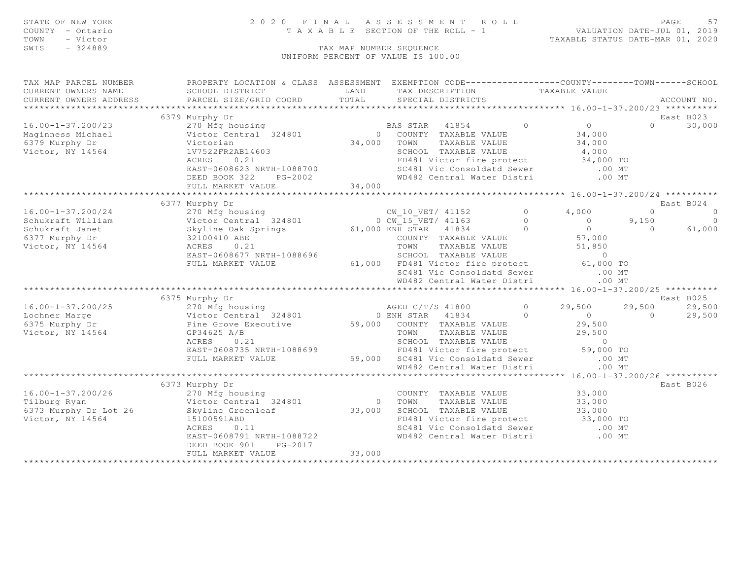STATE OF NEW YORK
COUNTY - Ontario
TOWN - Victor
SWIS - 324889

2020 FINAL ASSESSMENT ROLL
TAXABLE SECTION OF THE ROLL - 1
TAX MAP NUMBER SEQUENCE
UNIFORM PERCENT OF VALUE IS 100.00

VALUATION DATE-JUL 01, 2019
TAXABLE STATUS DATE-MAR 01, 2020

```
TAX MAP PARCEL NUMBER          PROPERTY LOCATION & CLASS  ASSESSMENT  EXEMPTION CODE------------------COUNTY--------TOWN------SCHOOL
CURRENT OWNERS NAME            SCHOOL DISTRICT               LAND      TAX DESCRIPTION            TAXABLE VALUE
CURRENT OWNERS ADDRESS         PARCEL SIZE/GRID COORD        TOTAL     SPECIAL DISTRICTS                                          ACCOUNT NO.
******************************************************************************************************** 16.00-1-37.200/23 **********
                               6379 Murphy Dr                                                                                  East B023
16.00-1-37.200/23              270 Mfg housing                          BAS STAR   41854          0          0             0      30,000
Maginness Michael              Victor Central  324801            0   COUNTY  TAXABLE VALUE            34,000
6379 Murphy Dr                 Victorian                     34,000   TOWN    TAXABLE VALUE            34,000
Victor, NY 14564               1V7522FR2AB14603                        SCHOOL  TAXABLE VALUE             4,000
                               ACRES    0.21                           FD481 Victor fire protect         34,000 TO
                               EAST-0608623 NRTH-1088700               SC481 Vic Consoldatd Sewer           .00 MT
                               DEED BOOK 322    PG-2002                WD482 Central Water Distri           .00 MT
                               FULL MARKET VALUE             34,000
******************************************************************************************************** 16.00-1-37.200/24 **********
                               6377 Murphy Dr                                                                                  East B024
16.00-1-37.200/24              270 Mfg housing                          CW_10_VET/ 41152          0      4,000             0           0
Schukraft William              Victor Central  324801            0 CW_15_VET/ 41163          0          0         9,150           0
Schukraft Janet                Skyline Oak Springs           61,000 ENH STAR   41834          0          0             0      61,000
6377 Murphy Dr                 32100410 ABE                            COUNTY  TAXABLE VALUE            57,000
Victor, NY 14564               ACRES    0.21                           TOWN    TAXABLE VALUE            51,850
                               EAST-0608677 NRTH-1088696               SCHOOL  TAXABLE VALUE                 0
                               FULL MARKET VALUE             61,000   FD481 Victor fire protect         61,000 TO
                                                                       SC481 Vic Consoldatd Sewer           .00 MT
                                                                       WD482 Central Water Distri           .00 MT
******************************************************************************************************** 16.00-1-37.200/25 **********
                               6375 Murphy Dr                                                                                  East B025
16.00-1-37.200/25              270 Mfg housing                          AGED C/T/S 41800          0     29,500        29,500      29,500
Lochner Marge                  Victor Central  324801            0 ENH STAR   41834          0          0             0      29,500
6375 Murphy Dr                 Pine Grove Executive          59,000   COUNTY  TAXABLE VALUE            29,500
Victor, NY 14564               GP34625 A/B                             TOWN    TAXABLE VALUE            29,500
                               ACRES    0.21                           SCHOOL  TAXABLE VALUE                 0
                               EAST-0608735 NRTH-1088699               FD481 Victor fire protect         59,000 TO
                               FULL MARKET VALUE             59,000   SC481 Vic Consoldatd Sewer           .00 MT
                                                                       WD482 Central Water Distri           .00 MT
******************************************************************************************************** 16.00-1-37.200/26 **********
                               6373 Murphy Dr                                                                                  East B026
16.00-1-37.200/26              270 Mfg housing                          COUNTY  TAXABLE VALUE            33,000
Tilburg Ryan                   Victor Central  324801            0   TOWN    TAXABLE VALUE            33,000
6373 Murphy Dr Lot 26          Skyline Greenleaf             33,000   SCHOOL  TAXABLE VALUE            33,000
Victor, NY 14564               15100591ABD                             FD481 Victor fire protect         33,000 TO
                               ACRES    0.11                           SC481 Vic Consoldatd Sewer           .00 MT
                               EAST-0608791 NRTH-1088722               WD482 Central Water Distri           .00 MT
                               DEED BOOK 901    PG-2017
                               FULL MARKET VALUE             33,000
*************************************************************************************************************************************
```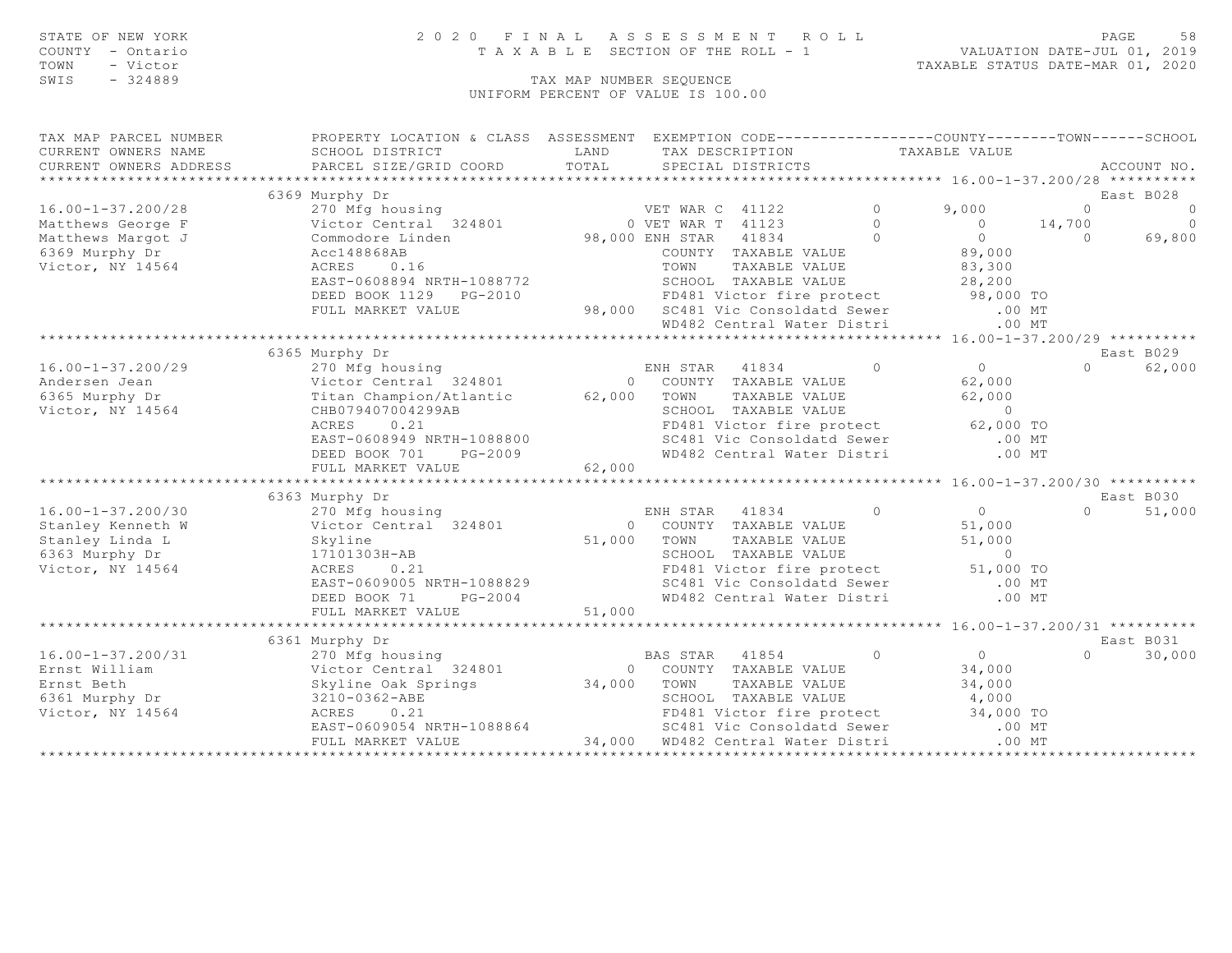STATE OF NEW YORK
COUNTY - Ontario
TOWN - Victor
SWIS - 324889

# 2020 FINAL ASSESSMENT ROLL
TAXABLE SECTION OF THE ROLL - 1

VALUATION DATE-JUL 01, 2019
TAXABLE STATUS DATE-MAR 01, 2020

TAX MAP NUMBER SEQUENCE
UNIFORM PERCENT OF VALUE IS 100.00

| TAX MAP PARCEL NUMBER / CURRENT OWNERS NAME / CURRENT OWNERS ADDRESS | PROPERTY LOCATION & CLASS / SCHOOL DISTRICT / PARCEL SIZE/GRID COORD | ASSESSMENT LAND / TOTAL | EXEMPTION CODE / TAX DESCRIPTION / SPECIAL DISTRICTS | | COUNTY TAXABLE VALUE | TOWN | SCHOOL | ACCOUNT NO. |
|---|---|---|---|---|---|---|---|---|
| **16.00-1-37.200/28** | 6369 Murphy Dr | | | | | | | East B028 |
| 16.00-1-37.200/28 | 270 Mfg housing | | VET WAR C 41122 | 0 | 9,000 | 0 | 0 | |
| Matthews George F | Victor Central 324801 | 0 | VET WAR T 41123 | 0 | 0 | 14,700 | 0 | |
| Matthews Margot J | Commodore Linden | 98,000 | ENH STAR 41834 | 0 | 0 | 0 | 69,800 | |
| 6369 Murphy Dr | Acc148868AB | | COUNTY TAXABLE VALUE | | 89,000 | | | |
| Victor, NY 14564 | ACRES 0.16 | | TOWN TAXABLE VALUE | | 83,300 | | | |
| | EAST-0608894 NRTH-1088772 | | SCHOOL TAXABLE VALUE | | 28,200 | | | |
| | DEED BOOK 1129 PG-2010 | | FD481 Victor fire protect | | 98,000 TO | | | |
| | FULL MARKET VALUE | 98,000 | SC481 Vic Consoldatd Sewer | | .00 MT | | | |
| | | | WD482 Central Water Distri | | .00 MT | | | |
| **16.00-1-37.200/29** | 6365 Murphy Dr | | | | | | | East B029 |
| 16.00-1-37.200/29 | 270 Mfg housing | | ENH STAR 41834 | 0 | 0 | 0 | 62,000 | |
| Andersen Jean | Victor Central 324801 | 0 | COUNTY TAXABLE VALUE | | 62,000 | | | |
| 6365 Murphy Dr | Titan Champion/Atlantic | 62,000 | TOWN TAXABLE VALUE | | 62,000 | | | |
| Victor, NY 14564 | CHB079407004299AB | | SCHOOL TAXABLE VALUE | | 0 | | | |
| | ACRES 0.21 | | FD481 Victor fire protect | | 62,000 TO | | | |
| | EAST-0608949 NRTH-1088800 | | SC481 Vic Consoldatd Sewer | | .00 MT | | | |
| | DEED BOOK 701 PG-2009 | | WD482 Central Water Distri | | .00 MT | | | |
| | FULL MARKET VALUE | 62,000 | | | | | | |
| **16.00-1-37.200/30** | 6363 Murphy Dr | | | | | | | East B030 |
| 16.00-1-37.200/30 | 270 Mfg housing | | ENH STAR 41834 | 0 | 0 | 0 | 51,000 | |
| Stanley Kenneth W | Victor Central 324801 | 0 | COUNTY TAXABLE VALUE | | 51,000 | | | |
| Stanley Linda L | Skyline | 51,000 | TOWN TAXABLE VALUE | | 51,000 | | | |
| 6363 Murphy Dr | 17101303H-AB | | SCHOOL TAXABLE VALUE | | 0 | | | |
| Victor, NY 14564 | ACRES 0.21 | | FD481 Victor fire protect | | 51,000 TO | | | |
| | EAST-0609005 NRTH-1088829 | | SC481 Vic Consoldatd Sewer | | .00 MT | | | |
| | DEED BOOK 71 PG-2004 | | WD482 Central Water Distri | | .00 MT | | | |
| | FULL MARKET VALUE | 51,000 | | | | | | |
| **16.00-1-37.200/31** | 6361 Murphy Dr | | | | | | | East B031 |
| 16.00-1-37.200/31 | 270 Mfg housing | | BAS STAR 41854 | 0 | 0 | 0 | 30,000 | |
| Ernst William | Victor Central 324801 | 0 | COUNTY TAXABLE VALUE | | 34,000 | | | |
| Ernst Beth | Skyline Oak Springs | 34,000 | TOWN TAXABLE VALUE | | 34,000 | | | |
| 6361 Murphy Dr | 3210-0362-ABE | | SCHOOL TAXABLE VALUE | | 4,000 | | | |
| Victor, NY 14564 | ACRES 0.21 | | FD481 Victor fire protect | | 34,000 TO | | | |
| | EAST-0609054 NRTH-1088864 | | SC481 Vic Consoldatd Sewer | | .00 MT | | | |
| | FULL MARKET VALUE | 34,000 | WD482 Central Water Distri | | .00 MT | | | |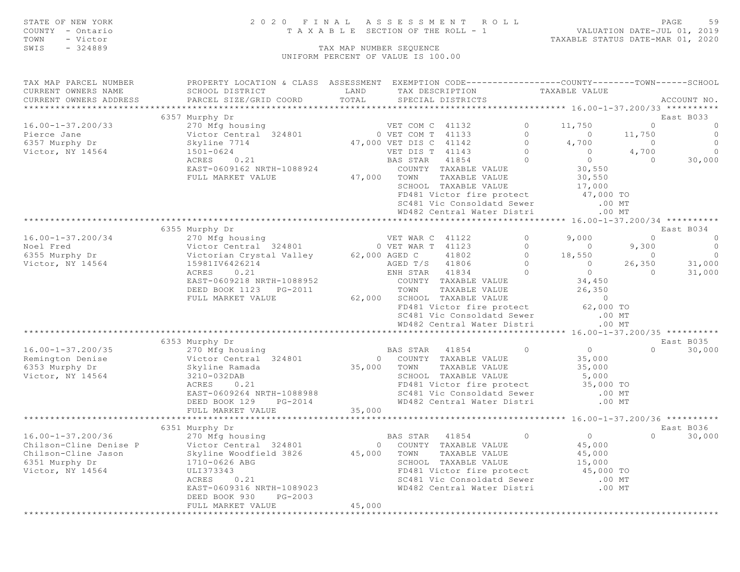STATE OF NEW YORK
COUNTY - Ontario
TOWN - Victor
SWIS - 324889

2020 FINAL ASSESSMENT ROLL
TAXABLE SECTION OF THE ROLL - 1
TAX MAP NUMBER SEQUENCE
UNIFORM PERCENT OF VALUE IS 100.00

VALUATION DATE-JUL 01, 2019
TAXABLE STATUS DATE-MAR 01, 2020

```
TAX MAP PARCEL NUMBER          PROPERTY LOCATION & CLASS  ASSESSMENT  EXEMPTION CODE------------------COUNTY--------TOWN------SCHOOL
CURRENT OWNERS NAME            SCHOOL DISTRICT               LAND      TAX DESCRIPTION            TAXABLE VALUE
CURRENT OWNERS ADDRESS         PARCEL SIZE/GRID COORD        TOTAL     SPECIAL DISTRICTS                                  ACCOUNT NO.
******************************************************************************************************* 16.00-1-37.200/33 **********
                               6357 Murphy Dr                                                                             East B033
16.00-1-37.200/33              270 Mfg housing                          VET COM C  41132         0      11,750          0            0
Pierce Jane                    Victor Central  324801           0 VET COM T  41133         0           0     11,750            0
6357 Murphy Dr                 Skyline 7714                47,000 VET DIS C  41142         0       4,700          0            0
Victor, NY 14564               1501-0624                          VET DIS T  41143         0           0      4,700            0
                               ACRES     0.21                     BAS STAR   41854         0           0          0       30,000
                               EAST-0609162 NRTH-1088924            COUNTY  TAXABLE VALUE            30,550
                               FULL MARKET VALUE           47,000   TOWN    TAXABLE VALUE            30,550
                                                                    SCHOOL  TAXABLE VALUE            17,000
                                                                    FD481 Victor fire protect       47,000 TO
                                                                    SC481 Vic Consoldatd Sewer         .00 MT
                                                                    WD482 Central Water Distri         .00 MT
******************************************************************************************************* 16.00-1-37.200/34 **********
                               6355 Murphy Dr                                                                             East B034
16.00-1-37.200/34              270 Mfg housing                          VET WAR C  41122         0       9,000          0            0
Noel Fred                      Victor Central  324801           0 VET WAR T  41123         0           0      9,300            0
6355 Murphy Dr                 Victorian Crystal Valley    62,000 AGED C     41802         0      18,550          0            0
Victor, NY 14564               15981IV6426214                     AGED T/S   41806         0           0     26,350       31,000
                               ACRES     0.21                     ENH STAR   41834         0           0          0       31,000
                               EAST-0609218 NRTH-1088952            COUNTY  TAXABLE VALUE            34,450
                               DEED BOOK 1123   PG-2011             TOWN    TAXABLE VALUE            26,350
                               FULL MARKET VALUE           62,000   SCHOOL  TAXABLE VALUE                 0
                                                                    FD481 Victor fire protect       62,000 TO
                                                                    SC481 Vic Consoldatd Sewer         .00 MT
                                                                    WD482 Central Water Distri         .00 MT
******************************************************************************************************* 16.00-1-37.200/35 **********
                               6353 Murphy Dr                                                                             East B035
16.00-1-37.200/35              270 Mfg housing                    BAS STAR   41854         0           0          0       30,000
Remington Denise               Victor Central  324801           0   COUNTY  TAXABLE VALUE            35,000
6353 Murphy Dr                 Skyline Ramada              35,000   TOWN    TAXABLE VALUE            35,000
Victor, NY 14564               3210-032DAB                          SCHOOL  TAXABLE VALUE             5,000
                               ACRES     0.21                       FD481 Victor fire protect       35,000 TO
                               EAST-0609264 NRTH-1088988            SC481 Vic Consoldatd Sewer         .00 MT
                               DEED BOOK 129    PG-2014             WD482 Central Water Distri         .00 MT
                               FULL MARKET VALUE           35,000
******************************************************************************************************* 16.00-1-37.200/36 **********
                               6351 Murphy Dr                                                                             East B036
16.00-1-37.200/36              270 Mfg housing                    BAS STAR   41854         0           0          0       30,000
Chilson-Cline Denise P         Victor Central  324801           0   COUNTY  TAXABLE VALUE            45,000
Chilson-Cline Jason            Skyline Woodfield 3826      45,000   TOWN    TAXABLE VALUE            45,000
6351 Murphy Dr                 1710-0626 ABG                        SCHOOL  TAXABLE VALUE            15,000
Victor, NY 14564               ULI373343                            FD481 Victor fire protect       45,000 TO
                               ACRES     0.21                       SC481 Vic Consoldatd Sewer         .00 MT
                               EAST-0609316 NRTH-1089023            WD482 Central Water Distri         .00 MT
                               DEED BOOK 930    PG-2003
                               FULL MARKET VALUE           45,000
************************************************************************************************************************************
```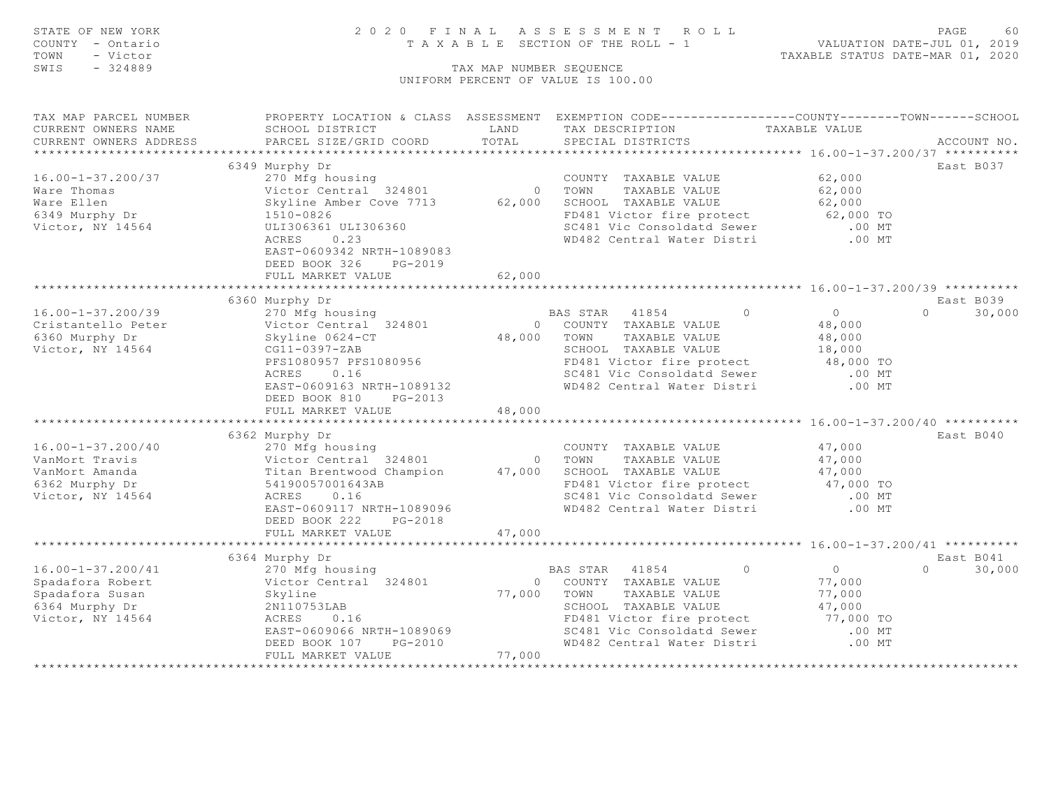STATE OF NEW YORK
COUNTY - Ontario
TOWN - Victor
SWIS - 324889

2 0 2 0 F I N A L A S S E S S M E N T R O L L
T A X A B L E SECTION OF THE ROLL - 1

VALUATION DATE-JUL 01, 2019
TAXABLE STATUS DATE-MAR 01, 2020

TAX MAP NUMBER SEQUENCE
UNIFORM PERCENT OF VALUE IS 100.00

```
TAX MAP PARCEL NUMBER          PROPERTY LOCATION & CLASS  ASSESSMENT  EXEMPTION CODE------------------COUNTY--------TOWN------SCHOOL
CURRENT OWNERS NAME            SCHOOL DISTRICT               LAND      TAX DESCRIPTION            TAXABLE VALUE
CURRENT OWNERS ADDRESS         PARCEL SIZE/GRID COORD        TOTAL     SPECIAL DISTRICTS                                      ACCOUNT NO.
*********************************************************************************************** 16.00-1-37.200/37 **********
                               6349 Murphy Dr                                                                               East B037
16.00-1-37.200/37              270 Mfg housing                         COUNTY  TAXABLE VALUE              62,000
Ware Thomas                    Victor Central  324801          0       TOWN    TAXABLE VALUE              62,000
Ware Ellen                     Skyline Amber Cove 7713     62,000      SCHOOL  TAXABLE VALUE              62,000
6349 Murphy Dr                 1510-0826                               FD481 Victor fire protect          62,000 TO
Victor, NY 14564               ULI306361 ULI306360                     SC481 Vic Consoldatd Sewer            .00 MT
                               ACRES    0.23                           WD482 Central Water Distri            .00 MT
                               EAST-0609342 NRTH-1089083
                               DEED BOOK 326    PG-2019
                               FULL MARKET VALUE           62,000
*********************************************************************************************** 16.00-1-37.200/39 **********
                               6360 Murphy Dr                                                                               East B039
16.00-1-37.200/39              270 Mfg housing                         BAS STAR   41854         0           0          0      30,000
Cristantello Peter             Victor Central  324801          0       COUNTY  TAXABLE VALUE              48,000
6360 Murphy Dr                 Skyline 0624-CT             48,000      TOWN    TAXABLE VALUE              48,000
Victor, NY 14564               CG11-0397-ZAB                           SCHOOL  TAXABLE VALUE              18,000
                               PFS1080957 PFS1080956                   FD481 Victor fire protect          48,000 TO
                               ACRES    0.16                           SC481 Vic Consoldatd Sewer            .00 MT
                               EAST-0609163 NRTH-1089132               WD482 Central Water Distri            .00 MT
                               DEED BOOK 810    PG-2013
                               FULL MARKET VALUE           48,000
*********************************************************************************************** 16.00-1-37.200/40 **********
                               6362 Murphy Dr                                                                               East B040
16.00-1-37.200/40              270 Mfg housing                         COUNTY  TAXABLE VALUE              47,000
VanMort Travis                 Victor Central  324801          0       TOWN    TAXABLE VALUE              47,000
VanMort Amanda                 Titan Brentwood Champion    47,000      SCHOOL  TAXABLE VALUE              47,000
6362 Murphy Dr                 54190057001643AB                        FD481 Victor fire protect          47,000 TO
Victor, NY 14564               ACRES    0.16                           SC481 Vic Consoldatd Sewer            .00 MT
                               EAST-0609117 NRTH-1089096               WD482 Central Water Distri            .00 MT
                               DEED BOOK 222    PG-2018
                               FULL MARKET VALUE           47,000
*********************************************************************************************** 16.00-1-37.200/41 **********
                               6364 Murphy Dr                                                                               East B041
16.00-1-37.200/41              270 Mfg housing                         BAS STAR   41854         0           0          0      30,000
Spadafora Robert               Victor Central  324801          0       COUNTY  TAXABLE VALUE              77,000
Spadafora Susan                Skyline                     77,000      TOWN    TAXABLE VALUE              77,000
6364 Murphy Dr                 2N110753LAB                             SCHOOL  TAXABLE VALUE              47,000
Victor, NY 14564               ACRES    0.16                           FD481 Victor fire protect          77,000 TO
                               EAST-0609066 NRTH-1089069               SC481 Vic Consoldatd Sewer            .00 MT
                               DEED BOOK 107    PG-2010                WD482 Central Water Distri            .00 MT
                               FULL MARKET VALUE           77,000
****************************************************************************************************************************
```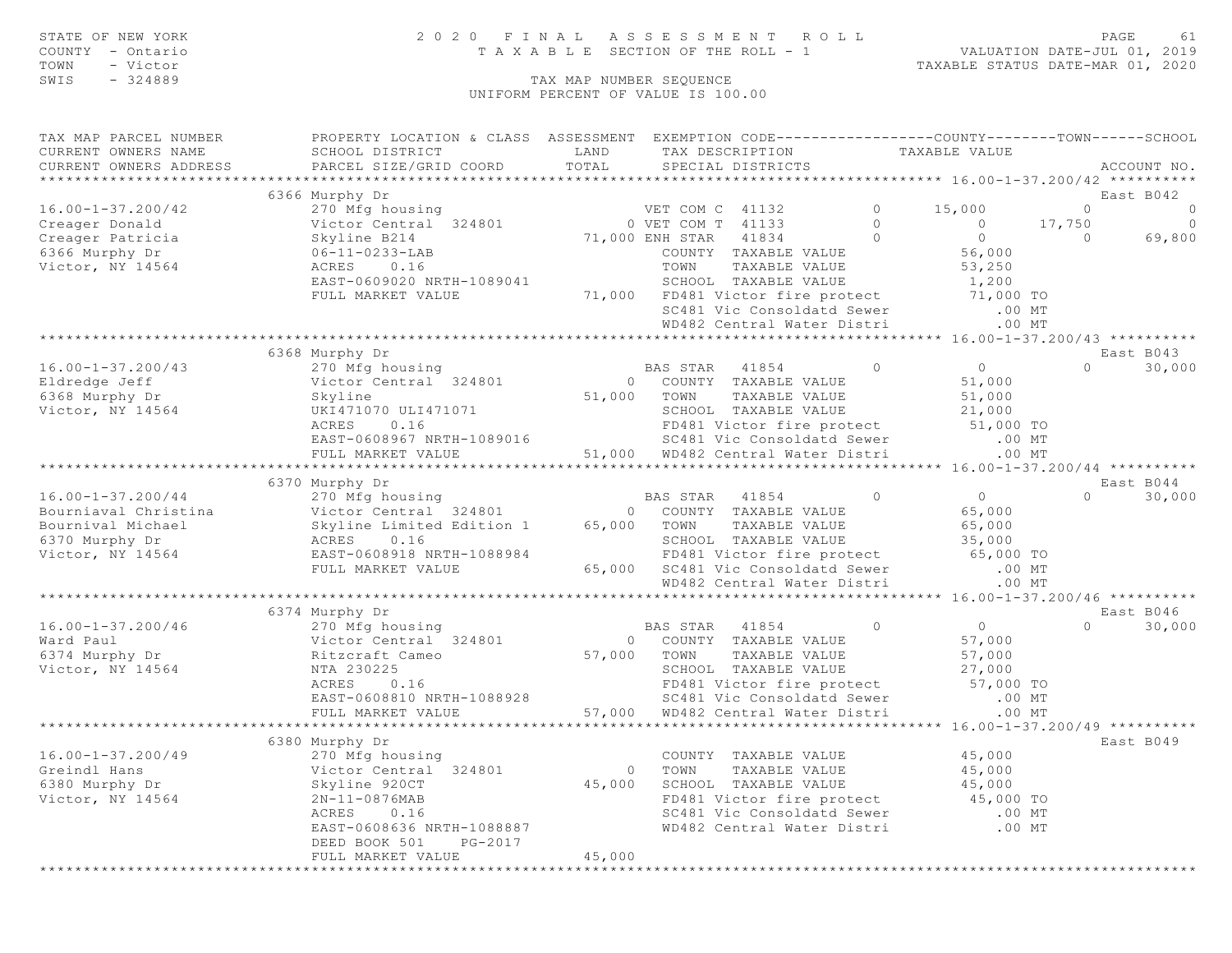STATE OF NEW YORK  
COUNTY - Ontario  
TOWN - Victor  
SWIS - 324889

2 0 2 0 F I N A L A S S E S S M E N T R O L L  
T A X A B L E SECTION OF THE ROLL - 1  
TAX MAP NUMBER SEQUENCE  
UNIFORM PERCENT OF VALUE IS 100.00

VALUATION DATE-JUL 01, 2019  
TAXABLE STATUS DATE-MAR 01, 2020

| TAX MAP PARCEL NUMBER / CURRENT OWNERS NAME / CURRENT OWNERS ADDRESS | PROPERTY LOCATION & CLASS / SCHOOL DISTRICT / PARCEL SIZE/GRID COORD | ASSESSMENT LAND / TOTAL | EXEMPTION CODE / TAX DESCRIPTION / SPECIAL DISTRICTS | COUNTY TAXABLE VALUE | TOWN | SCHOOL | ACCOUNT NO. |
|---|---|---|---|---|---|---|---|
| **16.00-1-37.200/42** | 6366 Murphy Dr | | | | | | East B042 |
| 16.00-1-37.200/42 | 270 Mfg housing | | VET COM C 41132 0 | 15,000 | 0 | 0 | |
| Creager Donald | Victor Central 324801 | 0 | VET COM T 41133 0 | 0 | 17,750 | 0 | |
| Creager Patricia | Skyline B214 | 71,000 | ENH STAR 41834 0 | 0 | 0 | 69,800 | |
| 6366 Murphy Dr | 06-11-0233-LAB | | COUNTY TAXABLE VALUE | 56,000 | | | |
| Victor, NY 14564 | ACRES 0.16 | | TOWN TAXABLE VALUE | 53,250 | | | |
| | EAST-0609020 NRTH-1089041 | | SCHOOL TAXABLE VALUE | 1,200 | | | |
| | FULL MARKET VALUE | 71,000 | FD481 Victor fire protect | 71,000 TO | | | |
| | | | SC481 Vic Consoldatd Sewer | .00 MT | | | |
| | | | WD482 Central Water Distri | .00 MT | | | |
| **16.00-1-37.200/43** | 6368 Murphy Dr | | | | | | East B043 |
| 16.00-1-37.200/43 | 270 Mfg housing | | BAS STAR 41854 0 | 0 | 0 | 30,000 | |
| Eldredge Jeff | Victor Central 324801 | 0 | COUNTY TAXABLE VALUE | 51,000 | | | |
| 6368 Murphy Dr | Skyline | 51,000 | TOWN TAXABLE VALUE | 51,000 | | | |
| Victor, NY 14564 | UKI471070 ULI471071 | | SCHOOL TAXABLE VALUE | 21,000 | | | |
| | ACRES 0.16 | | FD481 Victor fire protect | 51,000 TO | | | |
| | EAST-0608967 NRTH-1089016 | | SC481 Vic Consoldatd Sewer | .00 MT | | | |
| | FULL MARKET VALUE | 51,000 | WD482 Central Water Distri | .00 MT | | | |
| **16.00-1-37.200/44** | 6370 Murphy Dr | | | | | | East B044 |
| 16.00-1-37.200/44 | 270 Mfg housing | | BAS STAR 41854 0 | 0 | 0 | 30,000 | |
| Bourniaval Christina | Victor Central 324801 | 0 | COUNTY TAXABLE VALUE | 65,000 | | | |
| Bournival Michael | Skyline Limited Edition 1 | 65,000 | TOWN TAXABLE VALUE | 65,000 | | | |
| 6370 Murphy Dr | ACRES 0.16 | | SCHOOL TAXABLE VALUE | 35,000 | | | |
| Victor, NY 14564 | EAST-0608918 NRTH-1088984 | | FD481 Victor fire protect | 65,000 TO | | | |
| | FULL MARKET VALUE | 65,000 | SC481 Vic Consoldatd Sewer | .00 MT | | | |
| | | | WD482 Central Water Distri | .00 MT | | | |
| **16.00-1-37.200/46** | 6374 Murphy Dr | | | | | | East B046 |
| 16.00-1-37.200/46 | 270 Mfg housing | | BAS STAR 41854 0 | 0 | 0 | 30,000 | |
| Ward Paul | Victor Central 324801 | 0 | COUNTY TAXABLE VALUE | 57,000 | | | |
| 6374 Murphy Dr | Ritzcraft Cameo | 57,000 | TOWN TAXABLE VALUE | 57,000 | | | |
| Victor, NY 14564 | NTA 230225 | | SCHOOL TAXABLE VALUE | 27,000 | | | |
| | ACRES 0.16 | | FD481 Victor fire protect | 57,000 TO | | | |
| | EAST-0608810 NRTH-1088928 | | SC481 Vic Consoldatd Sewer | .00 MT | | | |
| | FULL MARKET VALUE | 57,000 | WD482 Central Water Distri | .00 MT | | | |
| **16.00-1-37.200/49** | 6380 Murphy Dr | | | | | | East B049 |
| 16.00-1-37.200/49 | 270 Mfg housing | | COUNTY TAXABLE VALUE | 45,000 | | | |
| Greindl Hans | Victor Central 324801 | 0 | TOWN TAXABLE VALUE | 45,000 | | | |
| 6380 Murphy Dr | Skyline 920CT | 45,000 | SCHOOL TAXABLE VALUE | 45,000 | | | |
| Victor, NY 14564 | 2N-11-0876MAB | | FD481 Victor fire protect | 45,000 TO | | | |
| | ACRES 0.16 | | SC481 Vic Consoldatd Sewer | .00 MT | | | |
| | EAST-0608636 NRTH-1088887 | | WD482 Central Water Distri | .00 MT | | | |
| | DEED BOOK 501 PG-2017 | | | | | | |
| | FULL MARKET VALUE | 45,000 | | | | | |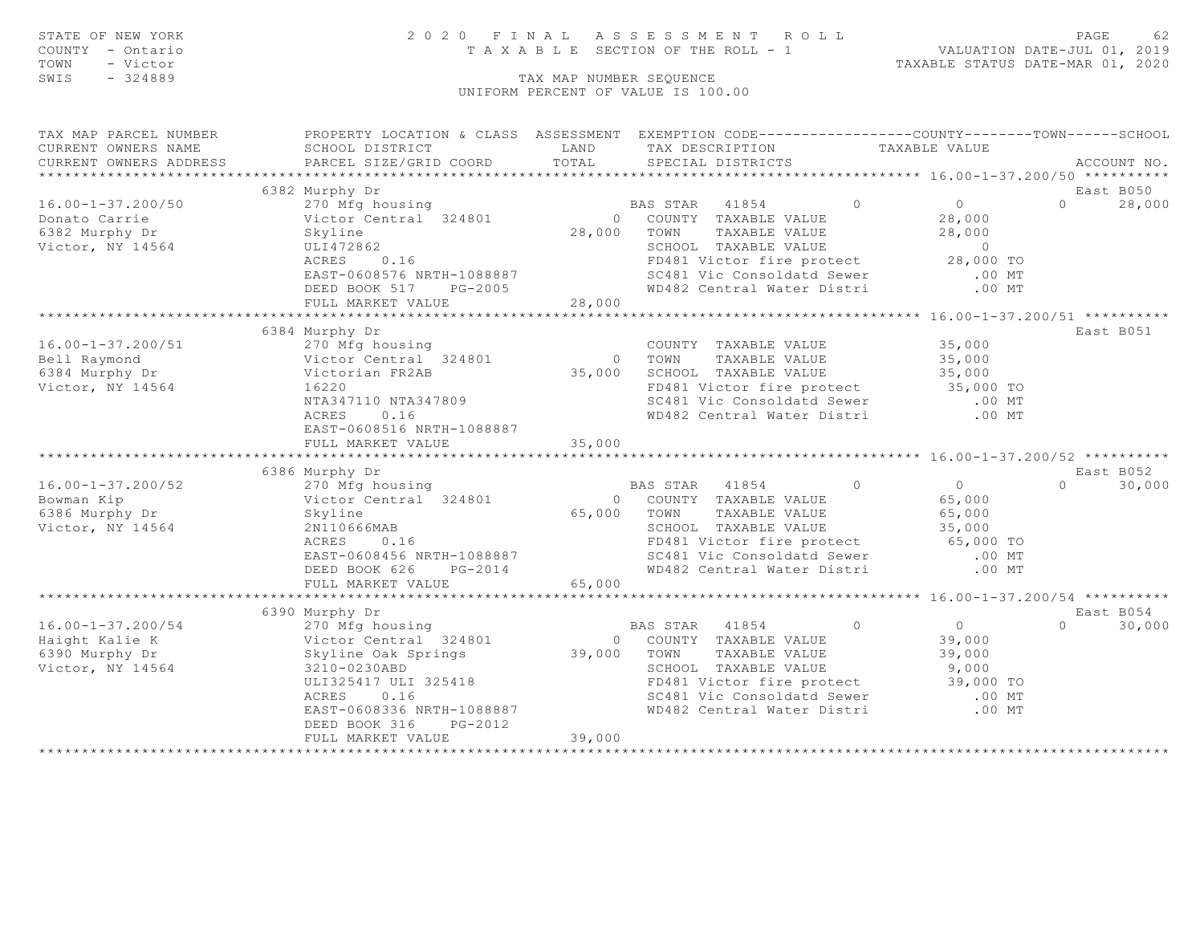STATE OF NEW YORK
COUNTY - Ontario
TOWN - Victor
SWIS - 324889

2020 FINAL ASSESSMENT ROLL
TAXABLE SECTION OF THE ROLL - 1
TAX MAP NUMBER SEQUENCE
UNIFORM PERCENT OF VALUE IS 100.00

VALUATION DATE-JUL 01, 2019
TAXABLE STATUS DATE-MAR 01, 2020

| TAX MAP PARCEL NUMBER / CURRENT OWNERS NAME / CURRENT OWNERS ADDRESS | PROPERTY LOCATION & CLASS / SCHOOL DISTRICT / PARCEL SIZE/GRID COORD | ASSESSMENT LAND | TOTAL | EXEMPTION CODE / TAX DESCRIPTION / SPECIAL DISTRICTS | COUNTY | TOWN | SCHOOL / TAXABLE VALUE | ACCOUNT NO. |
|---|---|---|---|---|---|---|---|---|
| **16.00-1-37.200/50** | 6382 Murphy Dr | | | | | | | East B050 |
| 16.00-1-37.200/50 | 270 Mfg housing | | | BAS STAR 41854 | 0 | 0 | 0 / 28,000 | |
| Donato Carrie | Victor Central 324801 | 0 | | COUNTY TAXABLE VALUE | 28,000 | | | |
| 6382 Murphy Dr | Skyline | | 28,000 | TOWN TAXABLE VALUE | | 28,000 | | |
| Victor, NY 14564 | ULI472862 | | | SCHOOL TAXABLE VALUE | | | 0 | |
| | ACRES 0.16 | | | FD481 Victor fire protect | | | 28,000 TO | |
| | EAST-0608576 NRTH-1088887 | | | SC481 Vic Consoldatd Sewer | | | .00 MT | |
| | DEED BOOK 517 PG-2005 | | | WD482 Central Water Distri | | | .00 MT | |
| | FULL MARKET VALUE | | 28,000 | | | | | |
| **16.00-1-37.200/51** | 6384 Murphy Dr | | | | | | | East B051 |
| 16.00-1-37.200/51 | 270 Mfg housing | | | COUNTY TAXABLE VALUE | 35,000 | | | |
| Bell Raymond | Victor Central 324801 | 0 | | TOWN TAXABLE VALUE | | 35,000 | | |
| 6384 Murphy Dr | Victorian FR2AB | | 35,000 | SCHOOL TAXABLE VALUE | | | 35,000 | |
| Victor, NY 14564 | 16220 | | | FD481 Victor fire protect | | | 35,000 TO | |
| | NTA347110 NTA347809 | | | SC481 Vic Consoldatd Sewer | | | .00 MT | |
| | ACRES 0.16 | | | WD482 Central Water Distri | | | .00 MT | |
| | EAST-0608516 NRTH-1088887 | | | | | | | |
| | FULL MARKET VALUE | | 35,000 | | | | | |
| **16.00-1-37.200/52** | 6386 Murphy Dr | | | | | | | East B052 |
| 16.00-1-37.200/52 | 270 Mfg housing | | | BAS STAR 41854 | 0 | 0 | 0 / 30,000 | |
| Bowman Kip | Victor Central 324801 | 0 | | COUNTY TAXABLE VALUE | 65,000 | | | |
| 6386 Murphy Dr | Skyline | | 65,000 | TOWN TAXABLE VALUE | | 65,000 | | |
| Victor, NY 14564 | 2N110666MAB | | | SCHOOL TAXABLE VALUE | | | 35,000 | |
| | ACRES 0.16 | | | FD481 Victor fire protect | | | 65,000 TO | |
| | EAST-0608456 NRTH-1088887 | | | SC481 Vic Consoldatd Sewer | | | .00 MT | |
| | DEED BOOK 626 PG-2014 | | | WD482 Central Water Distri | | | .00 MT | |
| | FULL MARKET VALUE | | 65,000 | | | | | |
| **16.00-1-37.200/54** | 6390 Murphy Dr | | | | | | | East B054 |
| 16.00-1-37.200/54 | 270 Mfg housing | | | BAS STAR 41854 | 0 | 0 | 0 / 30,000 | |
| Haight Kalie K | Victor Central 324801 | 0 | | COUNTY TAXABLE VALUE | 39,000 | | | |
| 6390 Murphy Dr | Skyline Oak Springs | | 39,000 | TOWN TAXABLE VALUE | | 39,000 | | |
| Victor, NY 14564 | 3210-0230ABD | | | SCHOOL TAXABLE VALUE | | | 9,000 | |
| | ULI325417 ULI 325418 | | | FD481 Victor fire protect | | | 39,000 TO | |
| | ACRES 0.16 | | | SC481 Vic Consoldatd Sewer | | | .00 MT | |
| | EAST-0608336 NRTH-1088887 | | | WD482 Central Water Distri | | | .00 MT | |
| | DEED BOOK 316 PG-2012 | | | | | | | |
| | FULL MARKET VALUE | | 39,000 | | | | | |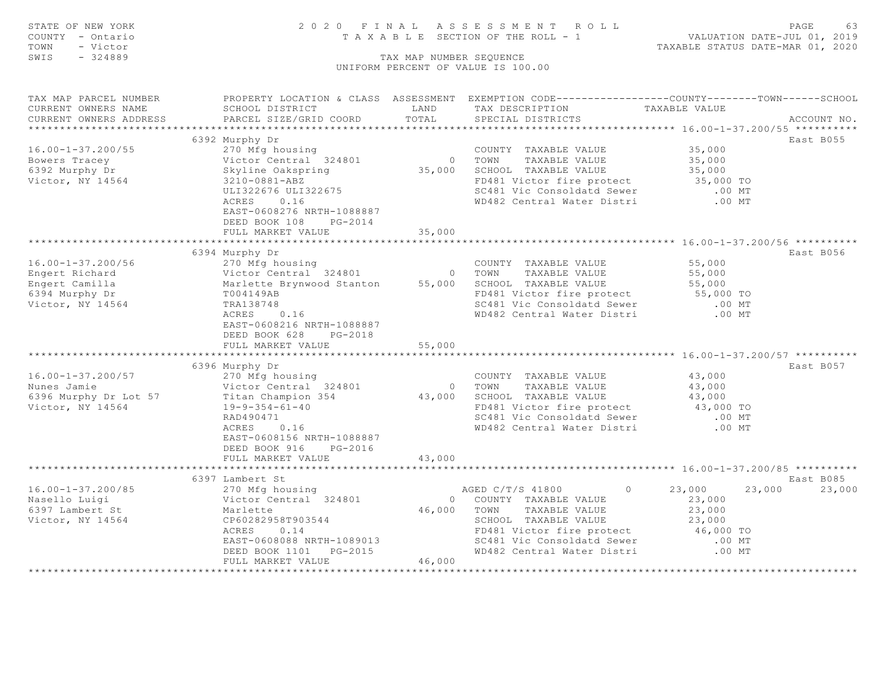STATE OF NEW YORK
COUNTY - Ontario
TOWN - Victor
SWIS - 324889

# 2020 FINAL ASSESSMENT ROLL

TAXABLE SECTION OF THE ROLL - 1

VALUATION DATE-JUL 01, 2019
TAXABLE STATUS DATE-MAR 01, 2020

TAX MAP NUMBER SEQUENCE
UNIFORM PERCENT OF VALUE IS 100.00

| TAX MAP PARCEL NUMBER / CURRENT OWNERS NAME / CURRENT OWNERS ADDRESS | PROPERTY LOCATION & CLASS / SCHOOL DISTRICT / PARCEL SIZE/GRID COORD | ASSESSMENT LAND | ASSESSMENT TOTAL | EXEMPTION CODE / TAX DESCRIPTION / SPECIAL DISTRICTS | COUNTY TAXABLE VALUE | TOWN | SCHOOL | ACCOUNT NO. |
|---|---|---|---|---|---|---|---|---|
| **16.00-1-37.200/55** | 6392 Murphy Dr | | | | | | | East B055 |
| 16.00-1-37.200/55 | 270 Mfg housing | | | COUNTY TAXABLE VALUE | 35,000 | | | |
| Bowers Tracey | Victor Central 324801 | 0 | | TOWN TAXABLE VALUE | 35,000 | | | |
| 6392 Murphy Dr | Skyline Oakspring | | 35,000 | SCHOOL TAXABLE VALUE | 35,000 | | | |
| Victor, NY 14564 | 3210-0881-ABZ | | | FD481 Victor fire protect | 35,000 TO | | | |
| | ULI322676 ULI322675 | | | SC481 Vic Consoldatd Sewer | .00 MT | | | |
| | ACRES 0.16 | | | WD482 Central Water Distri | .00 MT | | | |
| | EAST-0608276 NRTH-1088887 | | | | | | | |
| | DEED BOOK 108 PG-2014 | | | | | | | |
| | FULL MARKET VALUE | | 35,000 | | | | | |
| **16.00-1-37.200/56** | 6394 Murphy Dr | | | | | | | East B056 |
| 16.00-1-37.200/56 | 270 Mfg housing | | | COUNTY TAXABLE VALUE | 55,000 | | | |
| Engert Richard | Victor Central 324801 | 0 | | TOWN TAXABLE VALUE | 55,000 | | | |
| Engert Camilla | Marlette Brynwood Stanton | | 55,000 | SCHOOL TAXABLE VALUE | 55,000 | | | |
| 6394 Murphy Dr | T004149AB | | | FD481 Victor fire protect | 55,000 TO | | | |
| Victor, NY 14564 | TRA138748 | | | SC481 Vic Consoldatd Sewer | .00 MT | | | |
| | ACRES 0.16 | | | WD482 Central Water Distri | .00 MT | | | |
| | EAST-0608216 NRTH-1088887 | | | | | | | |
| | DEED BOOK 628 PG-2018 | | | | | | | |
| | FULL MARKET VALUE | | 55,000 | | | | | |
| **16.00-1-37.200/57** | 6396 Murphy Dr | | | | | | | East B057 |
| 16.00-1-37.200/57 | 270 Mfg housing | | | COUNTY TAXABLE VALUE | 43,000 | | | |
| Nunes Jamie | Victor Central 324801 | 0 | | TOWN TAXABLE VALUE | 43,000 | | | |
| 6396 Murphy Dr Lot 57 | Titan Champion 354 | | 43,000 | SCHOOL TAXABLE VALUE | 43,000 | | | |
| Victor, NY 14564 | 19-9-354-61-40 | | | FD481 Victor fire protect | 43,000 TO | | | |
| | RAD490471 | | | SC481 Vic Consoldatd Sewer | .00 MT | | | |
| | ACRES 0.16 | | | WD482 Central Water Distri | .00 MT | | | |
| | EAST-0608156 NRTH-1088887 | | | | | | | |
| | DEED BOOK 916 PG-2016 | | | | | | | |
| | FULL MARKET VALUE | | 43,000 | | | | | |
| **16.00-1-37.200/85** | 6397 Lambert St | | | | | | | East B085 |
| 16.00-1-37.200/85 | 270 Mfg housing | | | AGED C/T/S 41800 0 | 23,000 | 23,000 | 23,000 | |
| Nasello Luigi | Victor Central 324801 | 0 | | COUNTY TAXABLE VALUE | 23,000 | | | |
| 6397 Lambert St | Marlette | | 46,000 | TOWN TAXABLE VALUE | 23,000 | | | |
| Victor, NY 14564 | CP60282958T903544 | | | SCHOOL TAXABLE VALUE | 23,000 | | | |
| | ACRES 0.14 | | | FD481 Victor fire protect | 46,000 TO | | | |
| | EAST-0608088 NRTH-1089013 | | | SC481 Vic Consoldatd Sewer | .00 MT | | | |
| | DEED BOOK 1101 PG-2015 | | | WD482 Central Water Distri | .00 MT | | | |
| | FULL MARKET VALUE | | 46,000 | | | | | |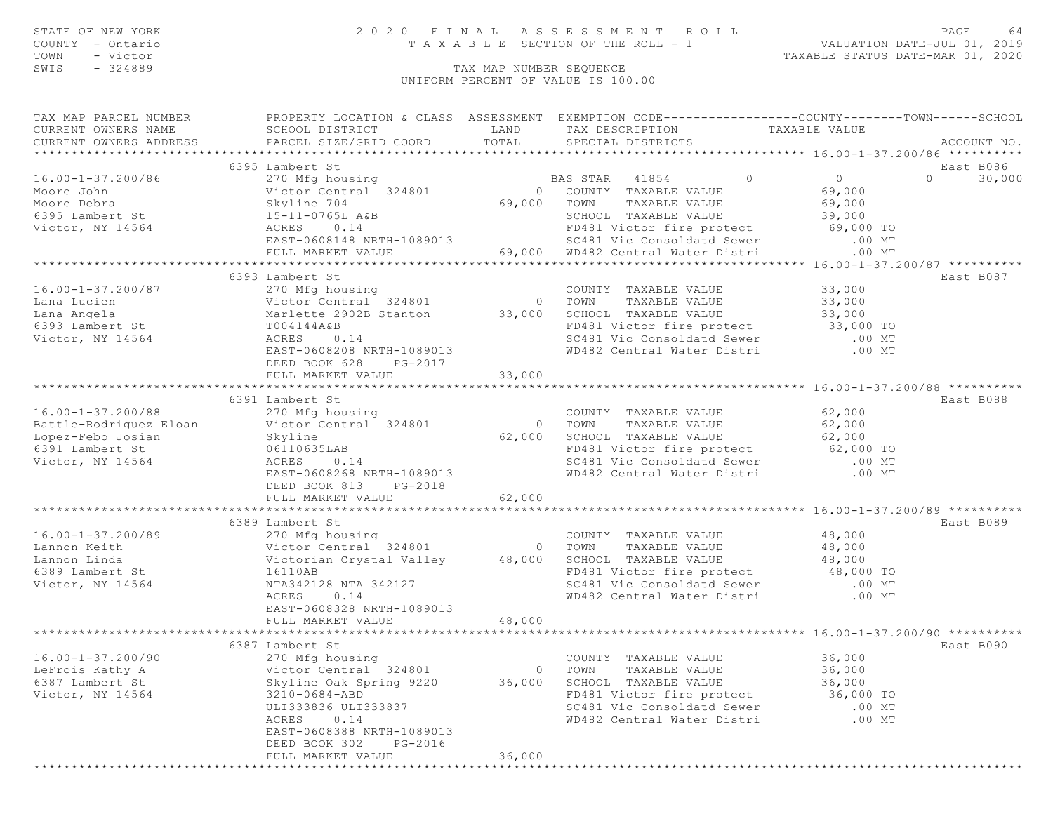STATE OF NEW YORK
COUNTY - Ontario
TOWN - Victor
SWIS - 324889

# 2020 FINAL ASSESSMENT ROLL

TAXABLE SECTION OF THE ROLL - 1

VALUATION DATE-JUL 01, 2019
TAXABLE STATUS DATE-MAR 01, 2020

TAX MAP NUMBER SEQUENCE
UNIFORM PERCENT OF VALUE IS 100.00

| TAX MAP PARCEL NUMBER / CURRENT OWNERS NAME / CURRENT OWNERS ADDRESS | PROPERTY LOCATION & CLASS / SCHOOL DISTRICT / PARCEL SIZE/GRID COORD | ASSESSMENT LAND / TOTAL | EXEMPTION CODE / TAX DESCRIPTION / SPECIAL DISTRICTS | COUNTY TAXABLE VALUE | TOWN | SCHOOL | ACCOUNT NO. |
|---|---|---|---|---|---|---|---|
| **16.00-1-37.200/86** | 6395 Lambert St | | | | | | East B086 |
| 16.00-1-37.200/86 | 270 Mfg housing | | BAS STAR 41854 | 0 | 0 | 0 | 30,000 |
| Moore John | Victor Central 324801 | 0 | COUNTY TAXABLE VALUE | 69,000 | | | |
| Moore Debra | Skyline 704 | 69,000 | TOWN TAXABLE VALUE | 69,000 | | | |
| 6395 Lambert St | 15-11-0765L A&B | | SCHOOL TAXABLE VALUE | 39,000 | | | |
| Victor, NY 14564 | ACRES 0.14 | | FD481 Victor fire protect | 69,000 TO | | | |
| | EAST-0608148 NRTH-1089013 | | SC481 Vic Consoldatd Sewer | .00 MT | | | |
| | FULL MARKET VALUE | 69,000 | WD482 Central Water Distri | .00 MT | | | |
| **16.00-1-37.200/87** | 6393 Lambert St | | | | | | East B087 |
| 16.00-1-37.200/87 | 270 Mfg housing | | COUNTY TAXABLE VALUE | 33,000 | | | |
| Lana Lucien | Victor Central 324801 | 0 | TOWN TAXABLE VALUE | 33,000 | | | |
| Lana Angela | Marlette 2902B Stanton | 33,000 | SCHOOL TAXABLE VALUE | 33,000 | | | |
| 6393 Lambert St | T004144A&B | | FD481 Victor fire protect | 33,000 TO | | | |
| Victor, NY 14564 | ACRES 0.14 | | SC481 Vic Consoldatd Sewer | .00 MT | | | |
| | EAST-0608208 NRTH-1089013 | | WD482 Central Water Distri | .00 MT | | | |
| | DEED BOOK 628 PG-2017 | | | | | | |
| | FULL MARKET VALUE | 33,000 | | | | | |
| **16.00-1-37.200/88** | 6391 Lambert St | | | | | | East B088 |
| 16.00-1-37.200/88 | 270 Mfg housing | | COUNTY TAXABLE VALUE | 62,000 | | | |
| Battle-Rodriguez Eloan | Victor Central 324801 | 0 | TOWN TAXABLE VALUE | 62,000 | | | |
| Lopez-Febo Josian | Skyline | 62,000 | SCHOOL TAXABLE VALUE | 62,000 | | | |
| 6391 Lambert St | 06110635LAB | | FD481 Victor fire protect | 62,000 TO | | | |
| Victor, NY 14564 | ACRES 0.14 | | SC481 Vic Consoldatd Sewer | .00 MT | | | |
| | EAST-0608268 NRTH-1089013 | | WD482 Central Water Distri | .00 MT | | | |
| | DEED BOOK 813 PG-2018 | | | | | | |
| | FULL MARKET VALUE | 62,000 | | | | | |
| **16.00-1-37.200/89** | 6389 Lambert St | | | | | | East B089 |
| 16.00-1-37.200/89 | 270 Mfg housing | | COUNTY TAXABLE VALUE | 48,000 | | | |
| Lannon Keith | Victor Central 324801 | 0 | TOWN TAXABLE VALUE | 48,000 | | | |
| Lannon Linda | Victorian Crystal Valley | 48,000 | SCHOOL TAXABLE VALUE | 48,000 | | | |
| 6389 Lambert St | 16110AB | | FD481 Victor fire protect | 48,000 TO | | | |
| Victor, NY 14564 | NTA342128 NTA 342127 | | SC481 Vic Consoldatd Sewer | .00 MT | | | |
| | ACRES 0.14 | | WD482 Central Water Distri | .00 MT | | | |
| | EAST-0608328 NRTH-1089013 | | | | | | |
| | FULL MARKET VALUE | 48,000 | | | | | |
| **16.00-1-37.200/90** | 6387 Lambert St | | | | | | East B090 |
| 16.00-1-37.200/90 | 270 Mfg housing | | COUNTY TAXABLE VALUE | 36,000 | | | |
| LeFrois Kathy A | Victor Central 324801 | 0 | TOWN TAXABLE VALUE | 36,000 | | | |
| 6387 Lambert St | Skyline Oak Spring 9220 | 36,000 | SCHOOL TAXABLE VALUE | 36,000 | | | |
| Victor, NY 14564 | 3210-0684-ABD | | FD481 Victor fire protect | 36,000 TO | | | |
| | ULI333836 ULI333837 | | SC481 Vic Consoldatd Sewer | .00 MT | | | |
| | ACRES 0.14 | | WD482 Central Water Distri | .00 MT | | | |
| | EAST-0608388 NRTH-1089013 | | | | | | |
| | DEED BOOK 302 PG-2016 | | | | | | |
| | FULL MARKET VALUE | 36,000 | | | | | |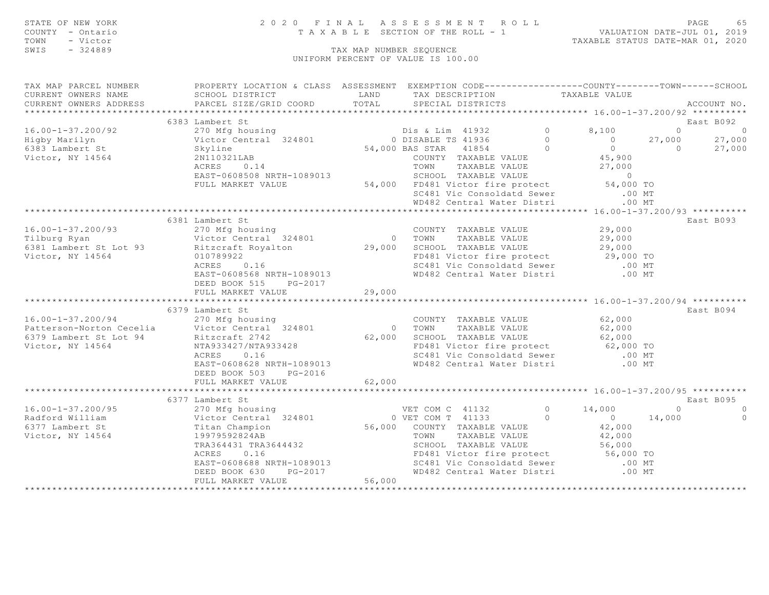STATE OF NEW YORK
COUNTY - Ontario
TOWN - Victor
SWIS - 324889

# 2020 FINAL ASSESSMENT ROLL

TAXABLE SECTION OF THE ROLL - 1

VALUATION DATE-JUL 01, 2019
TAXABLE STATUS DATE-MAR 01, 2020

TAX MAP NUMBER SEQUENCE
UNIFORM PERCENT OF VALUE IS 100.00

| TAX MAP PARCEL NUMBER / CURRENT OWNERS NAME / CURRENT OWNERS ADDRESS | PROPERTY LOCATION & CLASS / SCHOOL DISTRICT / PARCEL SIZE/GRID COORD | ASSESSMENT LAND / TOTAL | EXEMPTION CODE / TAX DESCRIPTION / SPECIAL DISTRICTS | COUNTY | TOWN | SCHOOL | ACCOUNT NO. |
|---|---|---|---|---|---|---|---|
| **16.00-1-37.200/92** | 6383 Lambert St | | | | | | East B092 |
| 16.00-1-37.200/92 | 270 Mfg housing | | Dis & Lim 41932 0 | 8,100 | 0 | 0 | |
| Higby Marilyn | Victor Central 324801 | 0 | DISABLE TS 41936 0 | 0 | 27,000 | 27,000 | |
| 6383 Lambert St | Skyline | 54,000 | BAS STAR 41854 0 | 0 | 0 | 27,000 | |
| Victor, NY 14564 | 2N110321LAB | | COUNTY TAXABLE VALUE | 45,900 | | | |
| | ACRES 0.14 | | TOWN TAXABLE VALUE | 27,000 | | | |
| | EAST-0608508 NRTH-1089013 | | SCHOOL TAXABLE VALUE | 0 | | | |
| | FULL MARKET VALUE | 54,000 | FD481 Victor fire protect | 54,000 TO | | | |
| | | | SC481 Vic Consoldatd Sewer | .00 MT | | | |
| | | | WD482 Central Water Distri | .00 MT | | | |
| **16.00-1-37.200/93** | 6381 Lambert St | | | | | | East B093 |
| 16.00-1-37.200/93 | 270 Mfg housing | | COUNTY TAXABLE VALUE | 29,000 | | | |
| Tilburg Ryan | Victor Central 324801 | 0 | TOWN TAXABLE VALUE | 29,000 | | | |
| 6381 Lambert St Lot 93 | Ritzcraft Royalton | 29,000 | SCHOOL TAXABLE VALUE | 29,000 | | | |
| Victor, NY 14564 | 010789922 | | FD481 Victor fire protect | 29,000 TO | | | |
| | ACRES 0.16 | | SC481 Vic Consoldatd Sewer | .00 MT | | | |
| | EAST-0608568 NRTH-1089013 | | WD482 Central Water Distri | .00 MT | | | |
| | DEED BOOK 515 PG-2017 | | | | | | |
| | FULL MARKET VALUE | 29,000 | | | | | |
| **16.00-1-37.200/94** | 6379 Lambert St | | | | | | East B094 |
| 16.00-1-37.200/94 | 270 Mfg housing | | COUNTY TAXABLE VALUE | 62,000 | | | |
| Patterson-Norton Cecelia | Victor Central 324801 | 0 | TOWN TAXABLE VALUE | 62,000 | | | |
| 6379 Lambert St Lot 94 | Ritzcraft 2742 | 62,000 | SCHOOL TAXABLE VALUE | 62,000 | | | |
| Victor, NY 14564 | NTA933427/NTA933428 | | FD481 Victor fire protect | 62,000 TO | | | |
| | ACRES 0.16 | | SC481 Vic Consoldatd Sewer | .00 MT | | | |
| | EAST-0608628 NRTH-1089013 | | WD482 Central Water Distri | .00 MT | | | |
| | DEED BOOK 503 PG-2016 | | | | | | |
| | FULL MARKET VALUE | 62,000 | | | | | |
| **16.00-1-37.200/95** | 6377 Lambert St | | | | | | East B095 |
| 16.00-1-37.200/95 | 270 Mfg housing | | VET COM C 41132 0 | 14,000 | 0 | 0 | |
| Radford William | Victor Central 324801 | 0 | VET COM T 41133 0 | 0 | 14,000 | 0 | |
| 6377 Lambert St | Titan Champion | 56,000 | COUNTY TAXABLE VALUE | 42,000 | | | |
| Victor, NY 14564 | 19979592824AB | | TOWN TAXABLE VALUE | 42,000 | | | |
| | TRA364431 TRA3644432 | | SCHOOL TAXABLE VALUE | 56,000 | | | |
| | ACRES 0.16 | | FD481 Victor fire protect | 56,000 TO | | | |
| | EAST-0608688 NRTH-1089013 | | SC481 Vic Consoldatd Sewer | .00 MT | | | |
| | DEED BOOK 630 PG-2017 | | WD482 Central Water Distri | .00 MT | | | |
| | FULL MARKET VALUE | 56,000 | | | | | |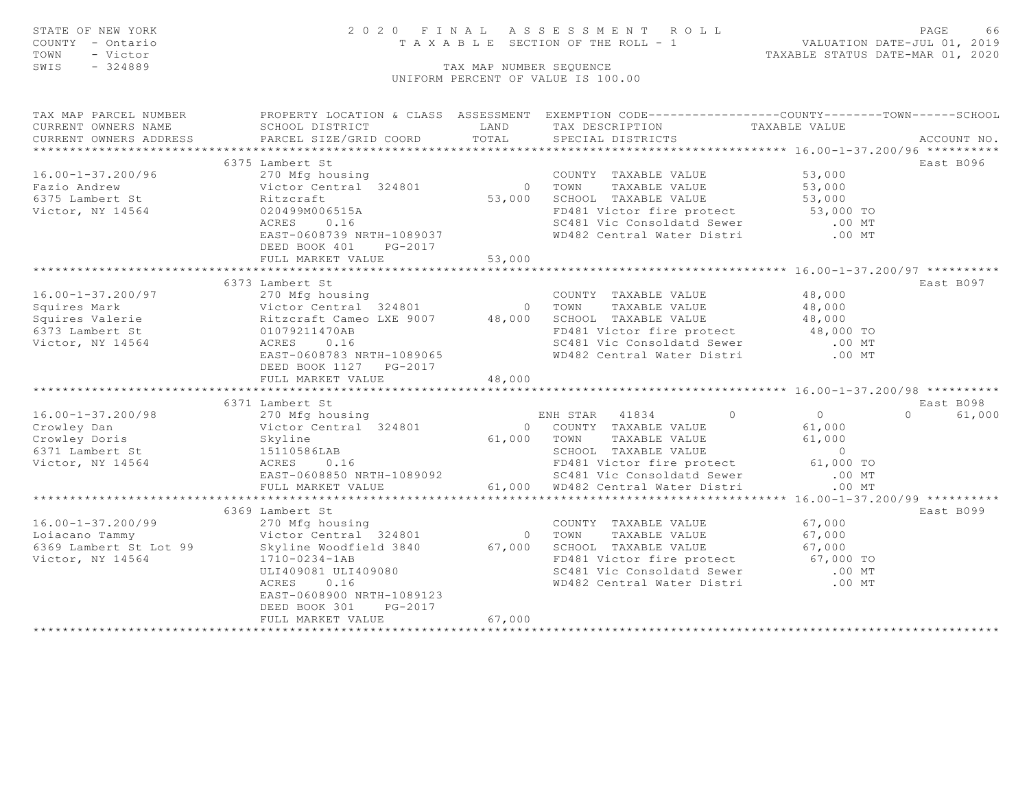STATE OF NEW YORK
COUNTY - Ontario
TOWN - Victor
SWIS - 324889

2020 FINAL ASSESSMENT ROLL
TAXABLE SECTION OF THE ROLL - 1
TAX MAP NUMBER SEQUENCE
UNIFORM PERCENT OF VALUE IS 100.00

VALUATION DATE-JUL 01, 2019
TAXABLE STATUS DATE-MAR 01, 2020

| TAX MAP PARCEL NUMBER / CURRENT OWNERS NAME / CURRENT OWNERS ADDRESS | PROPERTY LOCATION & CLASS / SCHOOL DISTRICT / PARCEL SIZE/GRID COORD | ASSESSMENT LAND | TOTAL | EXEMPTION CODE / TAX DESCRIPTION / SPECIAL DISTRICTS | COUNTY TAXABLE VALUE | TOWN | SCHOOL | ACCOUNT NO. |
|---|---|---|---|---|---|---|---|---|
| 16.00-1-37.200/96 | 6375 Lambert St | | | | | | | East B096 |
| 16.00-1-37.200/96 | 270 Mfg housing | | | COUNTY TAXABLE VALUE | 53,000 | | | |
| Fazio Andrew | Victor Central 324801 | 0 | | TOWN TAXABLE VALUE | 53,000 | | | |
| 6375 Lambert St | Ritzcraft | | 53,000 | SCHOOL TAXABLE VALUE | 53,000 | | | |
| Victor, NY 14564 | 020499M006515A | | | FD481 Victor fire protect | 53,000 TO | | | |
| | ACRES 0.16 | | | SC481 Vic Consoldatd Sewer | .00 MT | | | |
| | EAST-0608739 NRTH-1089037 | | | WD482 Central Water Distri | .00 MT | | | |
| | DEED BOOK 401 PG-2017 | | | | | | | |
| | FULL MARKET VALUE | | 53,000 | | | | | |
| 16.00-1-37.200/97 | 6373 Lambert St | | | | | | | East B097 |
| 16.00-1-37.200/97 | 270 Mfg housing | | | COUNTY TAXABLE VALUE | 48,000 | | | |
| Squires Mark | Victor Central 324801 | 0 | | TOWN TAXABLE VALUE | 48,000 | | | |
| Squires Valerie | Ritzcraft Cameo LXE 9007 | | 48,000 | SCHOOL TAXABLE VALUE | 48,000 | | | |
| 6373 Lambert St | 01079211470AB | | | FD481 Victor fire protect | 48,000 TO | | | |
| Victor, NY 14564 | ACRES 0.16 | | | SC481 Vic Consoldatd Sewer | .00 MT | | | |
| | EAST-0608783 NRTH-1089065 | | | WD482 Central Water Distri | .00 MT | | | |
| | DEED BOOK 1127 PG-2017 | | | | | | | |
| | FULL MARKET VALUE | | 48,000 | | | | | |
| 16.00-1-37.200/98 | 6371 Lambert St | | | | | | | East B098 |
| 16.00-1-37.200/98 | 270 Mfg housing | | | ENH STAR 41834 | 0 | 0 | 61,000 | |
| Crowley Dan | Victor Central 324801 | 0 | | COUNTY TAXABLE VALUE | 61,000 | | | |
| Crowley Doris | Skyline | | 61,000 | TOWN TAXABLE VALUE | 61,000 | | | |
| 6371 Lambert St | 15110586LAB | | | SCHOOL TAXABLE VALUE | 0 | | | |
| Victor, NY 14564 | ACRES 0.16 | | | FD481 Victor fire protect | 61,000 TO | | | |
| | EAST-0608850 NRTH-1089092 | | | SC481 Vic Consoldatd Sewer | .00 MT | | | |
| | FULL MARKET VALUE | | 61,000 | WD482 Central Water Distri | .00 MT | | | |
| 16.00-1-37.200/99 | 6369 Lambert St | | | | | | | East B099 |
| 16.00-1-37.200/99 | 270 Mfg housing | | | COUNTY TAXABLE VALUE | 67,000 | | | |
| Loiacano Tammy | Victor Central 324801 | 0 | | TOWN TAXABLE VALUE | 67,000 | | | |
| 6369 Lambert St Lot 99 | Skyline Woodfield 3840 | | 67,000 | SCHOOL TAXABLE VALUE | 67,000 | | | |
| Victor, NY 14564 | 1710-0234-1AB | | | FD481 Victor fire protect | 67,000 TO | | | |
| | ULI409081 ULI409080 | | | SC481 Vic Consoldatd Sewer | .00 MT | | | |
| | ACRES 0.16 | | | WD482 Central Water Distri | .00 MT | | | |
| | EAST-0608900 NRTH-1089123 | | | | | | | |
| | DEED BOOK 301 PG-2017 | | | | | | | |
| | FULL MARKET VALUE | | 67,000 | | | | | |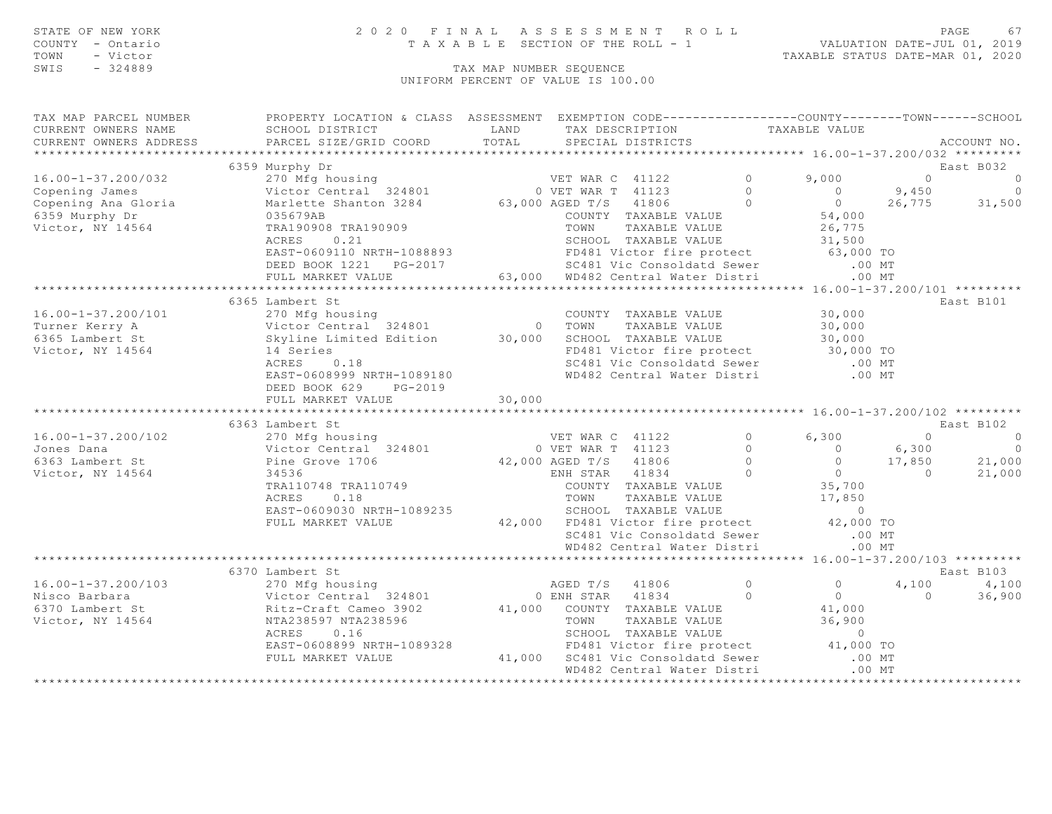STATE OF NEW YORK
COUNTY - Ontario
TOWN - Victor
SWIS - 324889

2 0 2 0 F I N A L A S S E S S M E N T R O L L
T A X A B L E SECTION OF THE ROLL - 1

VALUATION DATE-JUL 01, 2019
TAXABLE STATUS DATE-MAR 01, 2020

TAX MAP NUMBER SEQUENCE
UNIFORM PERCENT OF VALUE IS 100.00

| TAX MAP PARCEL NUMBER / CURRENT OWNERS NAME / CURRENT OWNERS ADDRESS | PROPERTY LOCATION & CLASS / SCHOOL DISTRICT / PARCEL SIZE/GRID COORD | ASSESSMENT LAND / TOTAL | EXEMPTION CODE / TAX DESCRIPTION / SPECIAL DISTRICTS | | COUNTY TAXABLE VALUE | TOWN | SCHOOL / ACCOUNT NO. |
|---|---|---|---|---|---|---|---|
| **16.00-1-37.200/032** | 6359 Murphy Dr | | | | | | East B032 |
| 16.00-1-37.200/032 | 270 Mfg housing | | VET WAR C 41122 | 0 | 9,000 | 0 | 0 |
| Copening James | Victor Central 324801 | 0 | VET WAR T 41123 | 0 | 0 | 9,450 | 0 |
| Copening Ana Gloria | Marlette Shanton 3284 | 63,000 | AGED T/S 41806 | 0 | 0 | 26,775 | 31,500 |
| 6359 Murphy Dr | 035679AB | | COUNTY TAXABLE VALUE | | 54,000 | | |
| Victor, NY 14564 | TRA190908 TRA190909 | | TOWN TAXABLE VALUE | | 26,775 | | |
| | ACRES 0.21 | | SCHOOL TAXABLE VALUE | | 31,500 | | |
| | EAST-0609110 NRTH-1088893 | | FD481 Victor fire protect | | 63,000 TO | | |
| | DEED BOOK 1221 PG-2017 | | SC481 Vic Consoldatd Sewer | | .00 MT | | |
| | FULL MARKET VALUE | 63,000 | WD482 Central Water Distri | | .00 MT | | |
| **16.00-1-37.200/101** | 6365 Lambert St | | | | | | East B101 |
| 16.00-1-37.200/101 | 270 Mfg housing | | COUNTY TAXABLE VALUE | | 30,000 | | |
| Turner Kerry A | Victor Central 324801 | 0 | TOWN TAXABLE VALUE | | 30,000 | | |
| 6365 Lambert St | Skyline Limited Edition | 30,000 | SCHOOL TAXABLE VALUE | | 30,000 | | |
| Victor, NY 14564 | 14 Series | | FD481 Victor fire protect | | 30,000 TO | | |
| | ACRES 0.18 | | SC481 Vic Consoldatd Sewer | | .00 MT | | |
| | EAST-0608999 NRTH-1089180 | | WD482 Central Water Distri | | .00 MT | | |
| | DEED BOOK 629 PG-2019 | | | | | | |
| | FULL MARKET VALUE | 30,000 | | | | | |
| **16.00-1-37.200/102** | 6363 Lambert St | | | | | | East B102 |
| 16.00-1-37.200/102 | 270 Mfg housing | | VET WAR C 41122 | 0 | 6,300 | 0 | 0 |
| Jones Dana | Victor Central 324801 | 0 | VET WAR T 41123 | 0 | 0 | 6,300 | 0 |
| 6363 Lambert St | Pine Grove 1706 | 42,000 | AGED T/S 41806 | 0 | 0 | 17,850 | 21,000 |
| Victor, NY 14564 | 34536 | | ENH STAR 41834 | 0 | 0 | 0 | 21,000 |
| | TRA110748 TRA110749 | | COUNTY TAXABLE VALUE | | 35,700 | | |
| | ACRES 0.18 | | TOWN TAXABLE VALUE | | 17,850 | | |
| | EAST-0609030 NRTH-1089235 | | SCHOOL TAXABLE VALUE | | 0 | | |
| | FULL MARKET VALUE | 42,000 | FD481 Victor fire protect | | 42,000 TO | | |
| | | | SC481 Vic Consoldatd Sewer | | .00 MT | | |
| | | | WD482 Central Water Distri | | .00 MT | | |
| **16.00-1-37.200/103** | 6370 Lambert St | | | | | | East B103 |
| 16.00-1-37.200/103 | 270 Mfg housing | | AGED T/S 41806 | 0 | 0 | 4,100 | 4,100 |
| Nisco Barbara | Victor Central 324801 | 0 | ENH STAR 41834 | 0 | 0 | 0 | 36,900 |
| 6370 Lambert St | Ritz-Craft Cameo 3902 | 41,000 | COUNTY TAXABLE VALUE | | 41,000 | | |
| Victor, NY 14564 | NTA238597 NTA238596 | | TOWN TAXABLE VALUE | | 36,900 | | |
| | ACRES 0.16 | | SCHOOL TAXABLE VALUE | | 0 | | |
| | EAST-0608899 NRTH-1089328 | | FD481 Victor fire protect | | 41,000 TO | | |
| | FULL MARKET VALUE | 41,000 | SC481 Vic Consoldatd Sewer | | .00 MT | | |
| | | | WD482 Central Water Distri | | .00 MT | | |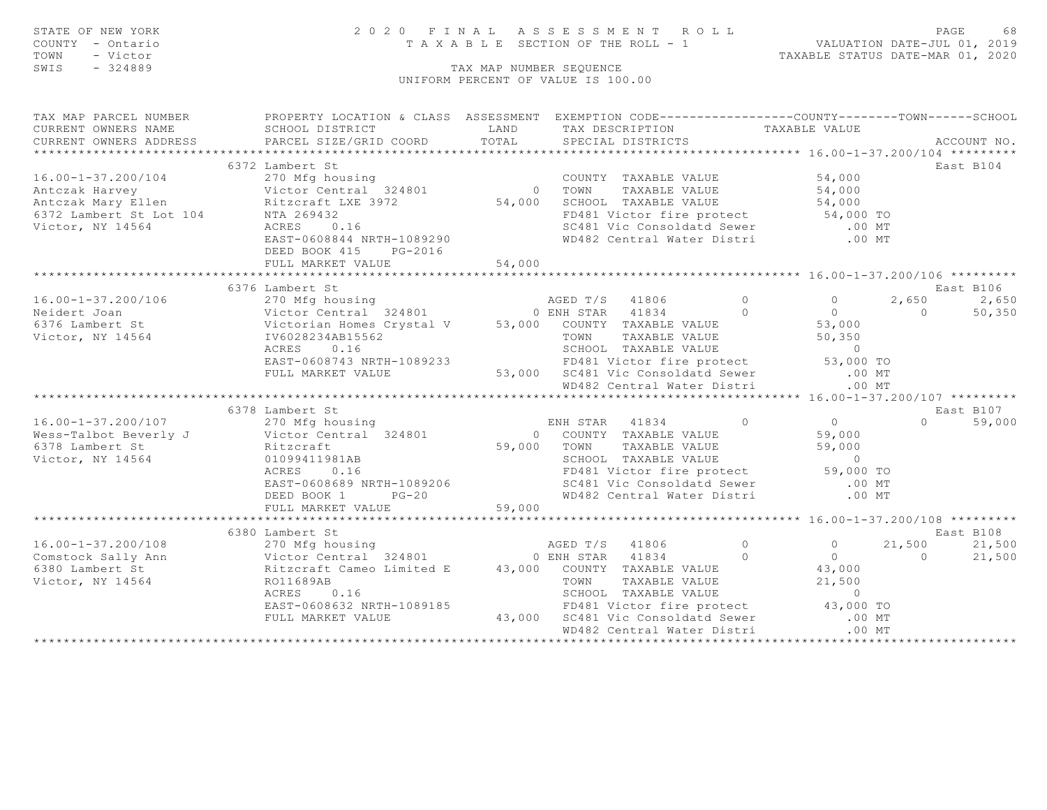STATE OF NEW YORK
COUNTY - Ontario
TOWN - Victor
SWIS - 324889

2020 FINAL ASSESSMENT ROLL
TAXABLE SECTION OF THE ROLL - 1
TAX MAP NUMBER SEQUENCE
UNIFORM PERCENT OF VALUE IS 100.00

VALUATION DATE-JUL 01, 2019
TAXABLE STATUS DATE-MAR 01, 2020

```
TAX MAP PARCEL NUMBER          PROPERTY LOCATION & CLASS  ASSESSMENT  EXEMPTION CODE------------------COUNTY--------TOWN------SCHOOL
CURRENT OWNERS NAME            SCHOOL DISTRICT               LAND      TAX DESCRIPTION              TAXABLE VALUE
CURRENT OWNERS ADDRESS         PARCEL SIZE/GRID COORD        TOTAL     SPECIAL DISTRICTS                                    ACCOUNT NO.
******************************************************************************************************* 16.00-1-37.200/104 *********
                               6372 Lambert St                                                                          East B104
16.00-1-37.200/104             270 Mfg housing                          COUNTY  TAXABLE VALUE           54,000
Antczak Harvey                 Victor Central  324801            0      TOWN    TAXABLE VALUE           54,000
Antczak Mary Ellen             Ritzcraft LXE 3972            54,000     SCHOOL  TAXABLE VALUE           54,000
6372 Lambert St Lot 104        NTA 269432                               FD481 Victor fire protect        54,000 TO
Victor, NY 14564               ACRES     0.16                           SC481 Vic Consoldatd Sewer          .00 MT
                               EAST-0608844 NRTH-1089290                WD482 Central Water Distri          .00 MT
                               DEED BOOK 415     PG-2016
                               FULL MARKET VALUE             54,000
******************************************************************************************************* 16.00-1-37.200/106 *********
                               6376 Lambert St                                                                          East B106
16.00-1-37.200/106             270 Mfg housing                          AGED T/S   41806         0           0      2,650     2,650
Neidert Joan                   Victor Central  324801            0 ENH STAR   41834         0           0          0    50,350
6376 Lambert St                Victorian Homes Crystal V     53,000     COUNTY  TAXABLE VALUE           53,000
Victor, NY 14564               IV6028234AB15562                         TOWN    TAXABLE VALUE           50,350
                               ACRES     0.16                           SCHOOL  TAXABLE VALUE                0
                               EAST-0608743 NRTH-1089233                FD481 Victor fire protect        53,000 TO
                               FULL MARKET VALUE             53,000     SC481 Vic Consoldatd Sewer          .00 MT
                                                                        WD482 Central Water Distri          .00 MT
******************************************************************************************************* 16.00-1-37.200/107 *********
                               6378 Lambert St                                                                          East B107
16.00-1-37.200/107             270 Mfg housing                          ENH STAR   41834         0           0          0    59,000
Wess-Talbot Beverly J          Victor Central  324801            0      COUNTY  TAXABLE VALUE           59,000
6378 Lambert St                Ritzcraft                     59,000     TOWN    TAXABLE VALUE           59,000
Victor, NY 14564               01099411981AB                            SCHOOL  TAXABLE VALUE                0
                               ACRES     0.16                           FD481 Victor fire protect        59,000 TO
                               EAST-0608689 NRTH-1089206                SC481 Vic Consoldatd Sewer          .00 MT
                               DEED BOOK 1       PG-20                  WD482 Central Water Distri          .00 MT
                               FULL MARKET VALUE             59,000
******************************************************************************************************* 16.00-1-37.200/108 *********
                               6380 Lambert St                                                                          East B108
16.00-1-37.200/108             270 Mfg housing                          AGED T/S   41806         0           0     21,500    21,500
Comstock Sally Ann             Victor Central  324801            0 ENH STAR   41834         0           0          0    21,500
6380 Lambert St                Ritzcraft Cameo Limited E     43,000     COUNTY  TAXABLE VALUE           43,000
Victor, NY 14564               RO11689AB                                TOWN    TAXABLE VALUE           21,500
                               ACRES     0.16                           SCHOOL  TAXABLE VALUE                0
                               EAST-0608632 NRTH-1089185                FD481 Victor fire protect        43,000 TO
                               FULL MARKET VALUE             43,000     SC481 Vic Consoldatd Sewer          .00 MT
                                                                        WD482 Central Water Distri          .00 MT
**************************************************************************************************************************************
```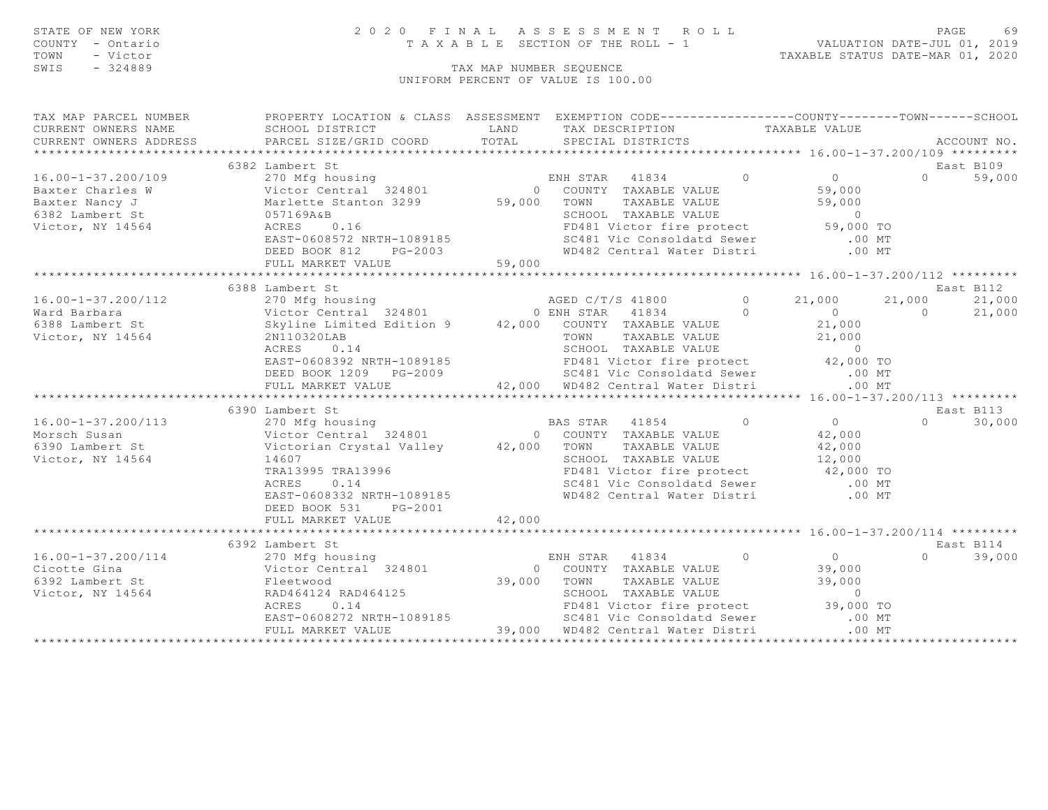STATE OF NEW YORK
COUNTY - Ontario
TOWN - Victor
SWIS - 324889

# 2020 FINAL ASSESSMENT ROLL

TAXABLE SECTION OF THE ROLL - 1

VALUATION DATE-JUL 01, 2019
TAXABLE STATUS DATE-MAR 01, 2020

TAX MAP NUMBER SEQUENCE
UNIFORM PERCENT OF VALUE IS 100.00

| TAX MAP PARCEL NUMBER / CURRENT OWNERS NAME / CURRENT OWNERS ADDRESS | PROPERTY LOCATION & CLASS / SCHOOL DISTRICT / PARCEL SIZE/GRID COORD | ASSESSMENT LAND / TOTAL | EXEMPTION CODE / TAX DESCRIPTION / SPECIAL DISTRICTS | COUNTY TAXABLE VALUE | TOWN | SCHOOL / ACCOUNT NO. |
|---|---|---|---|---|---|---|
| **16.00-1-37.200/109** | 6382 Lambert St | | | | | East B109 |
| 16.00-1-37.200/109 | 270 Mfg housing | | ENH STAR 41834 0 | 0 | 0 | 59,000 |
| Baxter Charles W | Victor Central 324801 | 0 | COUNTY TAXABLE VALUE | 59,000 | | |
| Baxter Nancy J | Marlette Stanton 3299 | 59,000 | TOWN TAXABLE VALUE | 59,000 | | |
| 6382 Lambert St | 057169A&B | | SCHOOL TAXABLE VALUE | 0 | | |
| Victor, NY 14564 | ACRES 0.16 | | FD481 Victor fire protect | 59,000 TO | | |
| | EAST-0608572 NRTH-1089185 | | SC481 Vic Consoldatd Sewer | .00 MT | | |
| | DEED BOOK 812 PG-2003 | | WD482 Central Water Distri | .00 MT | | |
| | FULL MARKET VALUE | 59,000 | | | | |
| **16.00-1-37.200/112** | 6388 Lambert St | | | | | East B112 |
| 16.00-1-37.200/112 | 270 Mfg housing | | AGED C/T/S 41800 0 | 21,000 | 21,000 | 21,000 |
| Ward Barbara | Victor Central 324801 | 0 | ENH STAR 41834 0 | 0 | 0 | 21,000 |
| 6388 Lambert St | Skyline Limited Edition 9 | 42,000 | COUNTY TAXABLE VALUE | 21,000 | | |
| Victor, NY 14564 | 2N110320LAB | | TOWN TAXABLE VALUE | 21,000 | | |
| | ACRES 0.14 | | SCHOOL TAXABLE VALUE | 0 | | |
| | EAST-0608392 NRTH-1089185 | | FD481 Victor fire protect | 42,000 TO | | |
| | DEED BOOK 1209 PG-2009 | | SC481 Vic Consoldatd Sewer | .00 MT | | |
| | FULL MARKET VALUE | 42,000 | WD482 Central Water Distri | .00 MT | | |
| **16.00-1-37.200/113** | 6390 Lambert St | | | | | East B113 |
| 16.00-1-37.200/113 | 270 Mfg housing | | BAS STAR 41854 0 | 0 | 0 | 30,000 |
| Morsch Susan | Victor Central 324801 | 0 | COUNTY TAXABLE VALUE | 42,000 | | |
| 6390 Lambert St | Victorian Crystal Valley | 42,000 | TOWN TAXABLE VALUE | 42,000 | | |
| Victor, NY 14564 | 14607 | | SCHOOL TAXABLE VALUE | 12,000 | | |
| | TRA13995 TRA13996 | | FD481 Victor fire protect | 42,000 TO | | |
| | ACRES 0.14 | | SC481 Vic Consoldatd Sewer | .00 MT | | |
| | EAST-0608332 NRTH-1089185 | | WD482 Central Water Distri | .00 MT | | |
| | DEED BOOK 531 PG-2001 | | | | | |
| | FULL MARKET VALUE | 42,000 | | | | |
| **16.00-1-37.200/114** | 6392 Lambert St | | | | | East B114 |
| 16.00-1-37.200/114 | 270 Mfg housing | | ENH STAR 41834 0 | 0 | 0 | 39,000 |
| Cicotte Gina | Victor Central 324801 | 0 | COUNTY TAXABLE VALUE | 39,000 | | |
| 6392 Lambert St | Fleetwood | 39,000 | TOWN TAXABLE VALUE | 39,000 | | |
| Victor, NY 14564 | RAD464124 RAD464125 | | SCHOOL TAXABLE VALUE | 0 | | |
| | ACRES 0.14 | | FD481 Victor fire protect | 39,000 TO | | |
| | EAST-0608272 NRTH-1089185 | | SC481 Vic Consoldatd Sewer | .00 MT | | |
| | FULL MARKET VALUE | 39,000 | WD482 Central Water Distri | .00 MT | | |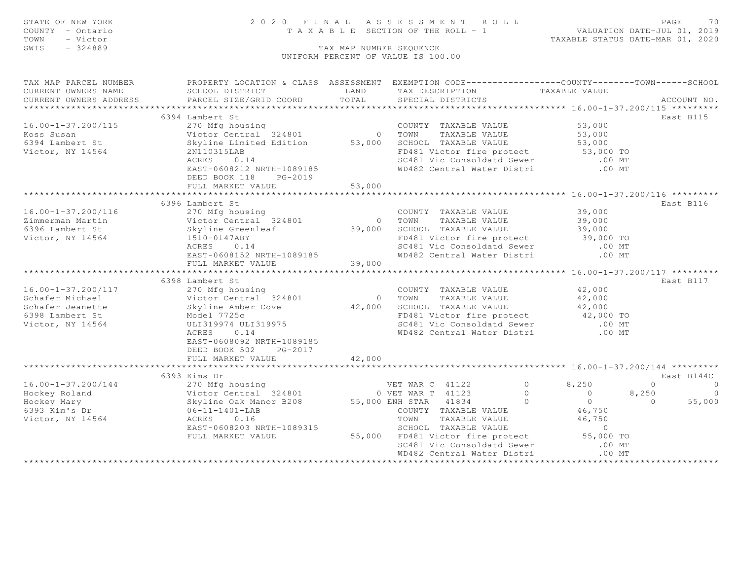STATE OF NEW YORK
COUNTY - Ontario
TOWN - Victor
SWIS - 324889

# 2020 FINAL ASSESSMENT ROLL

TAXABLE SECTION OF THE ROLL - 1

VALUATION DATE-JUL 01, 2019
TAXABLE STATUS DATE-MAR 01, 2020

TAX MAP NUMBER SEQUENCE
UNIFORM PERCENT OF VALUE IS 100.00

| TAX MAP PARCEL NUMBER / CURRENT OWNERS NAME / CURRENT OWNERS ADDRESS | PROPERTY LOCATION & CLASS / SCHOOL DISTRICT / PARCEL SIZE/GRID COORD | ASSESSMENT LAND | ASSESSMENT TOTAL | EXEMPTION CODE / TAX DESCRIPTION / SPECIAL DISTRICTS | | COUNTY | TOWN | SCHOOL | ACCOUNT NO. |
|---|---|---|---|---|---|---|---|---|---|
| **16.00-1-37.200/115** | 6394 Lambert St | | | | | | | | East B115 |
| 16.00-1-37.200/115 | 270 Mfg housing | | | COUNTY TAXABLE VALUE | | 53,000 | | | |
| Koss Susan | Victor Central 324801 | 0 | | TOWN TAXABLE VALUE | | 53,000 | | | |
| 6394 Lambert St | Skyline Limited Edition | | 53,000 | SCHOOL TAXABLE VALUE | | 53,000 | | | |
| Victor, NY 14564 | 2N110315LAB | | | FD481 Victor fire protect | | 53,000 TO | | | |
| | ACRES 0.14 | | | SC481 Vic Consoldatd Sewer | | .00 MT | | | |
| | EAST-0608212 NRTH-1089185 | | | WD482 Central Water Distri | | .00 MT | | | |
| | DEED BOOK 118 PG-2019 | | | | | | | | |
| | FULL MARKET VALUE | | 53,000 | | | | | | |
| **16.00-1-37.200/116** | 6396 Lambert St | | | | | | | | East B116 |
| 16.00-1-37.200/116 | 270 Mfg housing | | | COUNTY TAXABLE VALUE | | 39,000 | | | |
| Zimmerman Martin | Victor Central 324801 | 0 | | TOWN TAXABLE VALUE | | 39,000 | | | |
| 6396 Lambert St | Skyline Greenleaf | | 39,000 | SCHOOL TAXABLE VALUE | | 39,000 | | | |
| Victor, NY 14564 | 1510-0147ABY | | | FD481 Victor fire protect | | 39,000 TO | | | |
| | ACRES 0.14 | | | SC481 Vic Consoldatd Sewer | | .00 MT | | | |
| | EAST-0608152 NRTH-1089185 | | | WD482 Central Water Distri | | .00 MT | | | |
| | FULL MARKET VALUE | | 39,000 | | | | | | |
| **16.00-1-37.200/117** | 6398 Lambert St | | | | | | | | East B117 |
| 16.00-1-37.200/117 | 270 Mfg housing | | | COUNTY TAXABLE VALUE | | 42,000 | | | |
| Schafer Michael | Victor Central 324801 | 0 | | TOWN TAXABLE VALUE | | 42,000 | | | |
| Schafer Jeanette | Skyline Amber Cove | | 42,000 | SCHOOL TAXABLE VALUE | | 42,000 | | | |
| 6398 Lambert St | Model 7725c | | | FD481 Victor fire protect | | 42,000 TO | | | |
| Victor, NY 14564 | ULI319974 ULI319975 | | | SC481 Vic Consoldatd Sewer | | .00 MT | | | |
| | ACRES 0.14 | | | WD482 Central Water Distri | | .00 MT | | | |
| | EAST-0608092 NRTH-1089185 | | | | | | | | |
| | DEED BOOK 502 PG-2017 | | | | | | | | |
| | FULL MARKET VALUE | | 42,000 | | | | | | |
| **16.00-1-37.200/144** | 6393 Kims Dr | | | | | | | | East B144C |
| 16.00-1-37.200/144 | 270 Mfg housing | | | VET WAR C 41122 | 0 | 8,250 | 0 | 0 | |
| Hockey Roland | Victor Central 324801 | 0 | | VET WAR T 41123 | 0 | 0 | 8,250 | 0 | |
| Hockey Mary | Skyline Oak Manor B208 | | 55,000 | ENH STAR 41834 | 0 | 0 | 0 | 55,000 | |
| 6393 Kim's Dr | 06-11-1401-LAB | | | COUNTY TAXABLE VALUE | | 46,750 | | | |
| Victor, NY 14564 | ACRES 0.16 | | | TOWN TAXABLE VALUE | | 46,750 | | | |
| | EAST-0608203 NRTH-1089315 | | | SCHOOL TAXABLE VALUE | | 0 | | | |
| | FULL MARKET VALUE | | 55,000 | FD481 Victor fire protect | | 55,000 TO | | | |
| | | | | SC481 Vic Consoldatd Sewer | | .00 MT | | | |
| | | | | WD482 Central Water Distri | | .00 MT | | | |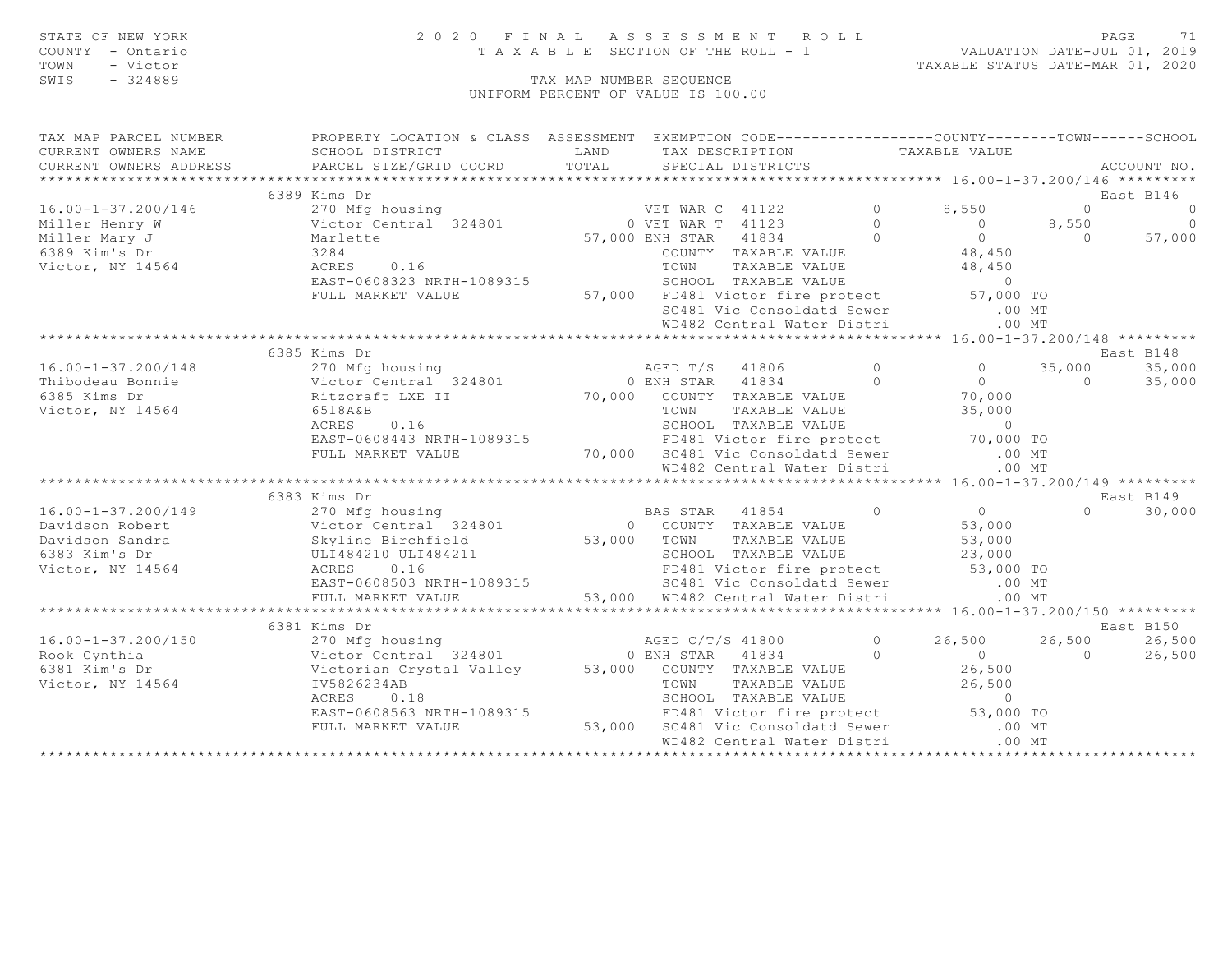STATE OF NEW YORK
COUNTY - Ontario
TOWN - Victor
SWIS - 324889

2 0 2 0 F I N A L A S S E S S M E N T R O L L
T A X A B L E SECTION OF THE ROLL - 1

VALUATION DATE-JUL 01, 2019
TAXABLE STATUS DATE-MAR 01, 2020

TAX MAP NUMBER SEQUENCE
UNIFORM PERCENT OF VALUE IS 100.00

```
TAX MAP PARCEL NUMBER          PROPERTY LOCATION & CLASS  ASSESSMENT  EXEMPTION CODE------------------COUNTY--------TOWN------SCHOOL
CURRENT OWNERS NAME            SCHOOL DISTRICT               LAND      TAX DESCRIPTION            TAXABLE VALUE
CURRENT OWNERS ADDRESS         PARCEL SIZE/GRID COORD        TOTAL     SPECIAL DISTRICTS                                         ACCOUNT NO.
******************************************************************************************************* 16.00-1-37.200/146 *********
                             6389 Kims Dr                                                                                  East B146
16.00-1-37.200/146             270 Mfg housing                     VET WAR C  41122          0        8,550            0            0
Miller Henry W                 Victor Central  324801            0 VET WAR T  41123          0            0        8,550            0
Miller Mary J                  Marlette                      57,000 ENH STAR   41834          0            0            0       57,000
6389 Kim's Dr                  3284                                COUNTY  TAXABLE VALUE              48,450
Victor, NY 14564               ACRES     0.16                      TOWN    TAXABLE VALUE              48,450
                               EAST-0608323 NRTH-1089315           SCHOOL  TAXABLE VALUE                   0
                               FULL MARKET VALUE              57,000  FD481 Victor fire protect        57,000 TO
                                                                  SC481 Vic Consoldatd Sewer             .00 MT
                                                                  WD482 Central Water Distri             .00 MT
******************************************************************************************************* 16.00-1-37.200/148 *********
                             6385 Kims Dr                                                                                  East B148
16.00-1-37.200/148             270 Mfg housing                     AGED T/S   41806          0            0       35,000       35,000
Thibodeau Bonnie               Victor Central  324801            0 ENH STAR   41834          0            0            0       35,000
6385 Kims Dr                   Ritzcraft LXE II              70,000   COUNTY  TAXABLE VALUE              70,000
Victor, NY 14564               6518A&B                            TOWN    TAXABLE VALUE              35,000
                               ACRES     0.16                      SCHOOL  TAXABLE VALUE                   0
                               EAST-0608443 NRTH-1089315           FD481 Victor fire protect        70,000 TO
                               FULL MARKET VALUE              70,000  SC481 Vic Consoldatd Sewer             .00 MT
                                                                  WD482 Central Water Distri             .00 MT
******************************************************************************************************* 16.00-1-37.200/149 *********
                             6383 Kims Dr                                                                                  East B149
16.00-1-37.200/149             270 Mfg housing                     BAS STAR   41854          0            0            0       30,000
Davidson Robert                Victor Central  324801            0   COUNTY  TAXABLE VALUE              53,000
Davidson Sandra                Skyline Birchfield            53,000   TOWN    TAXABLE VALUE              53,000
6383 Kim's Dr                  ULI484210 ULI484211                 SCHOOL  TAXABLE VALUE              23,000
Victor, NY 14564               ACRES     0.16                      FD481 Victor fire protect        53,000 TO
                               EAST-0608503 NRTH-1089315           SC481 Vic Consoldatd Sewer             .00 MT
                               FULL MARKET VALUE              53,000  WD482 Central Water Distri             .00 MT
******************************************************************************************************* 16.00-1-37.200/150 *********
                             6381 Kims Dr                                                                                  East B150
16.00-1-37.200/150             270 Mfg housing                     AGED C/T/S 41800          0       26,500       26,500       26,500
Rook Cynthia                   Victor Central  324801            0 ENH STAR   41834          0            0            0       26,500
6381 Kim's Dr                  Victorian Crystal Valley      53,000   COUNTY  TAXABLE VALUE              26,500
Victor, NY 14564               IV5826234AB                         TOWN    TAXABLE VALUE              26,500
                               ACRES     0.18                      SCHOOL  TAXABLE VALUE                   0
                               EAST-0608563 NRTH-1089315           FD481 Victor fire protect        53,000 TO
                               FULL MARKET VALUE              53,000  SC481 Vic Consoldatd Sewer             .00 MT
                                                                  WD482 Central Water Distri             .00 MT
************************************************************************************************************************************
```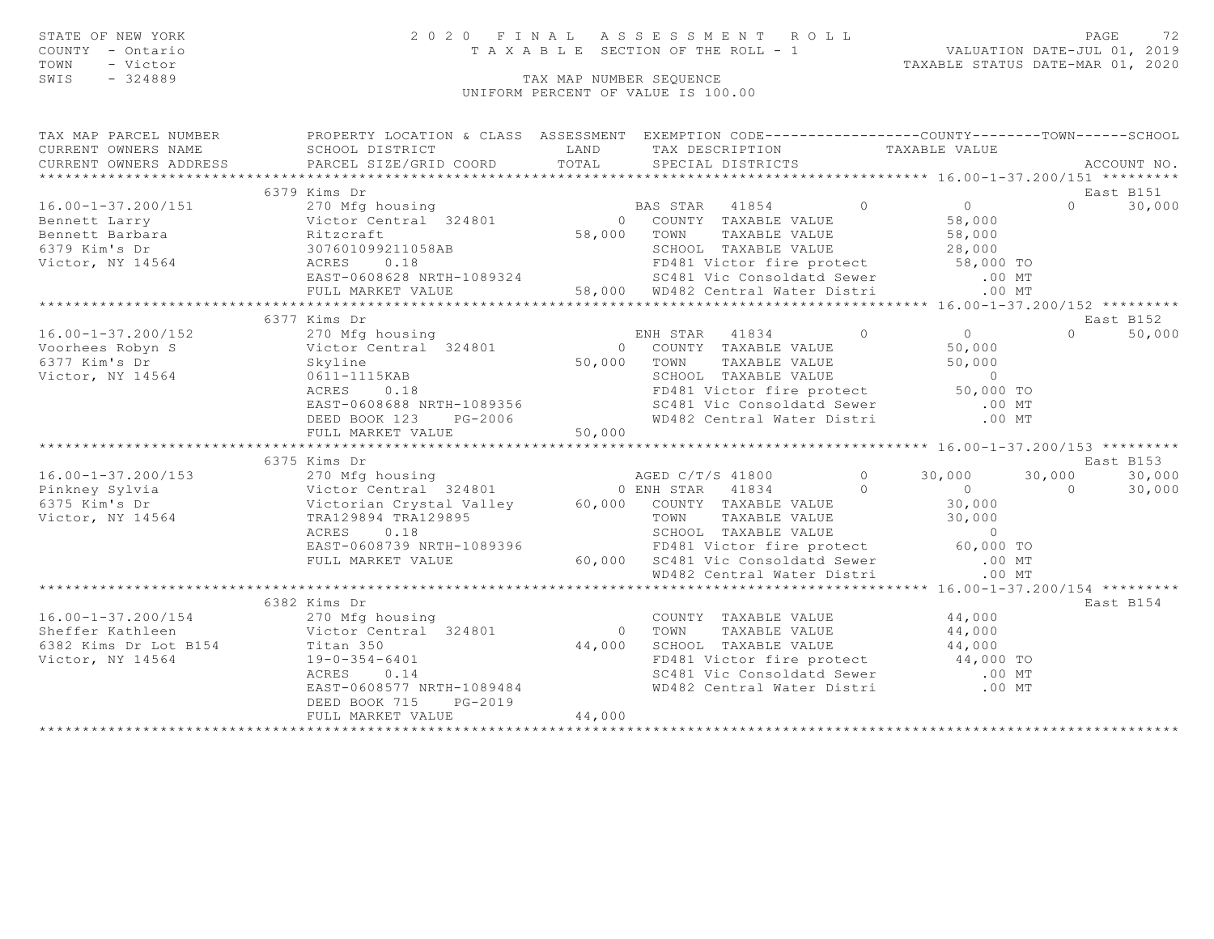STATE OF NEW YORK
COUNTY - Ontario
TOWN - Victor
SWIS - 324889

2020 FINAL ASSESSMENT ROLL
TAXABLE SECTION OF THE ROLL - 1
TAX MAP NUMBER SEQUENCE
UNIFORM PERCENT OF VALUE IS 100.00

VALUATION DATE-JUL 01, 2019
TAXABLE STATUS DATE-MAR 01, 2020

```
TAX MAP PARCEL NUMBER          PROPERTY LOCATION & CLASS  ASSESSMENT  EXEMPTION CODE------------------COUNTY--------TOWN------SCHOOL
CURRENT OWNERS NAME            SCHOOL DISTRICT               LAND      TAX DESCRIPTION            TAXABLE VALUE
CURRENT OWNERS ADDRESS         PARCEL SIZE/GRID COORD        TOTAL     SPECIAL DISTRICTS                                    ACCOUNT NO.
******************************************************************************************************* 16.00-1-37.200/151 *********
                               6379 Kims Dr                                                                                East B151
16.00-1-37.200/151             270 Mfg housing                    BAS STAR  41854        0          0             0      30,000
Bennett Larry                  Victor Central  324801          0  COUNTY  TAXABLE VALUE             58,000
Bennett Barbara                Ritzcraft                  58,000  TOWN    TAXABLE VALUE             58,000
6379 Kim's Dr                  307601099211058AB                  SCHOOL  TAXABLE VALUE             28,000
Victor, NY 14564               ACRES    0.18                      FD481 Victor fire protect         58,000 TO
                               EAST-0608628 NRTH-1089324          SC481 Vic Consoldatd Sewer           .00 MT
                               FULL MARKET VALUE          58,000  WD482 Central Water Distri           .00 MT
******************************************************************************************************* 16.00-1-37.200/152 *********
                               6377 Kims Dr                                                                                East B152
16.00-1-37.200/152             270 Mfg housing                    ENH STAR  41834        0          0             0      50,000
Voorhees Robyn S               Victor Central  324801          0  COUNTY  TAXABLE VALUE             50,000
6377 Kim's Dr                  Skyline                    50,000  TOWN    TAXABLE VALUE             50,000
Victor, NY 14564               0611-1115KAB                       SCHOOL  TAXABLE VALUE                  0
                               ACRES    0.18                      FD481 Victor fire protect         50,000 TO
                               EAST-0608688 NRTH-1089356          SC481 Vic Consoldatd Sewer           .00 MT
                               DEED BOOK 123    PG-2006           WD482 Central Water Distri           .00 MT
                               FULL MARKET VALUE          50,000
******************************************************************************************************* 16.00-1-37.200/153 *********
                               6375 Kims Dr                                                                                East B153
16.00-1-37.200/153             270 Mfg housing                    AGED C/T/S 41800       0     30,000        30,000      30,000
Pinkney Sylvia                 Victor Central  324801          0  ENH STAR  41834        0          0             0      30,000
6375 Kim's Dr                  Victorian Crystal Valley   60,000  COUNTY  TAXABLE VALUE             30,000
Victor, NY 14564               TRA129894 TRA129895                TOWN    TAXABLE VALUE             30,000
                               ACRES    0.18                      SCHOOL  TAXABLE VALUE                  0
                               EAST-0608739 NRTH-1089396          FD481 Victor fire protect         60,000 TO
                               FULL MARKET VALUE          60,000  SC481 Vic Consoldatd Sewer           .00 MT
                                                                  WD482 Central Water Distri           .00 MT
******************************************************************************************************* 16.00-1-37.200/154 *********
                               6382 Kims Dr                                                                                East B154
16.00-1-37.200/154             270 Mfg housing                    COUNTY  TAXABLE VALUE             44,000
Sheffer Kathleen               Victor Central  324801          0  TOWN    TAXABLE VALUE             44,000
6382 Kims Dr Lot B154          Titan 350                  44,000  SCHOOL  TAXABLE VALUE             44,000
Victor, NY 14564               19-0-354-6401                      FD481 Victor fire protect         44,000 TO
                               ACRES    0.14                      SC481 Vic Consoldatd Sewer           .00 MT
                               EAST-0608577 NRTH-1089484          WD482 Central Water Distri           .00 MT
                               DEED BOOK 715    PG-2019
                               FULL MARKET VALUE          44,000
************************************************************************************************************************************
```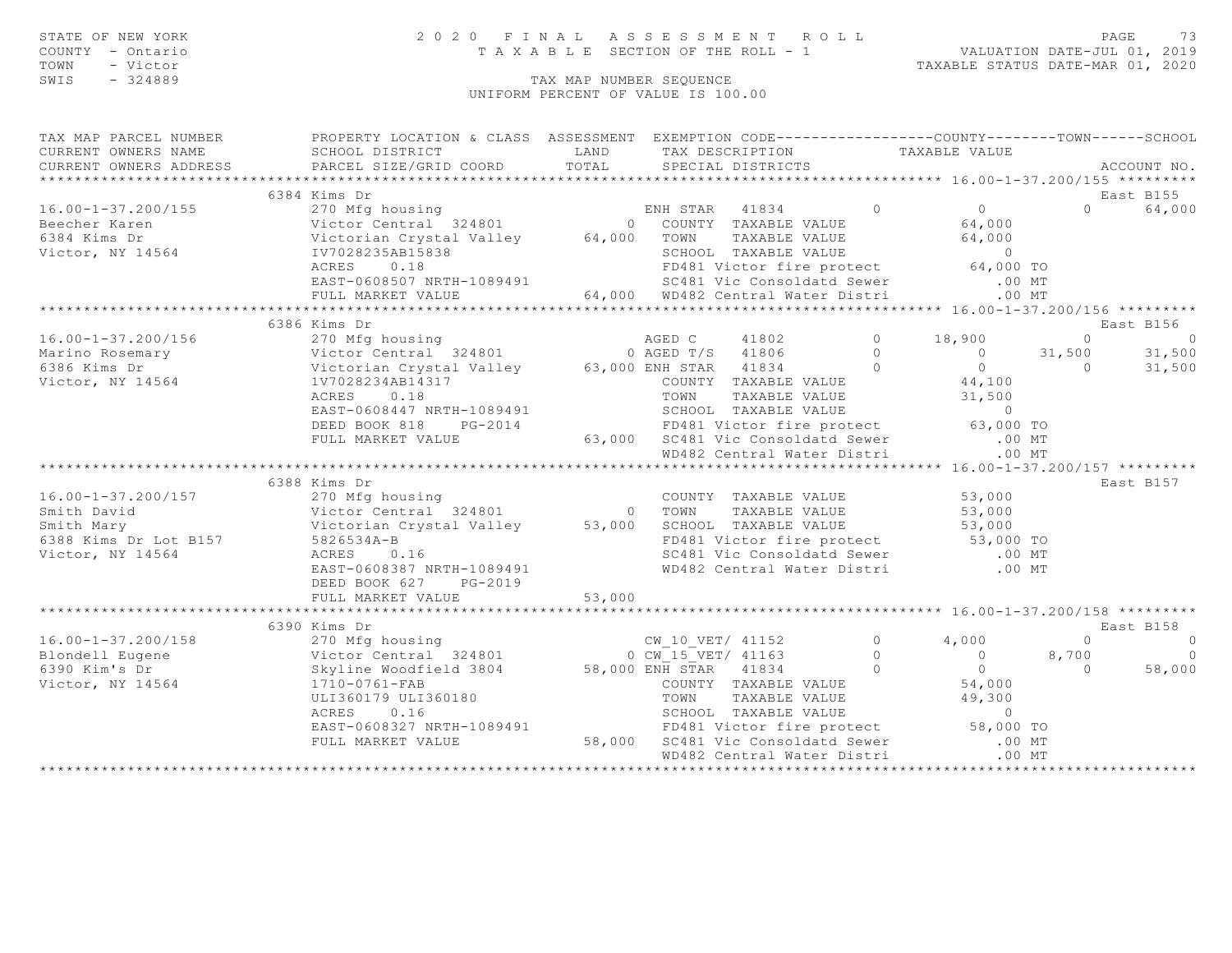STATE OF NEW YORK
COUNTY - Ontario
TOWN - Victor
SWIS - 324889

# 2020 FINAL ASSESSMENT ROLL

TAXABLE SECTION OF THE ROLL - 1

VALUATION DATE-JUL 01, 2019
TAXABLE STATUS DATE-MAR 01, 2020

TAX MAP NUMBER SEQUENCE
UNIFORM PERCENT OF VALUE IS 100.00

| TAX MAP PARCEL NUMBER / CURRENT OWNERS NAME / CURRENT OWNERS ADDRESS | PROPERTY LOCATION & CLASS / SCHOOL DISTRICT / PARCEL SIZE/GRID COORD | ASSESSMENT LAND / TOTAL | EXEMPTION CODE / TAX DESCRIPTION / SPECIAL DISTRICTS | | COUNTY TAXABLE VALUE | TOWN | SCHOOL | ACCOUNT NO. |
|---|---|---|---|---|---|---|---|---|
| **16.00-1-37.200/155** | 6384 Kims Dr | | | | | | | East B155 |
| 16.00-1-37.200/155 | 270 Mfg housing | | ENH STAR 41834 | 0 | 0 | 0 | 64,000 | |
| Beecher Karen | Victor Central 324801 | 0 | COUNTY TAXABLE VALUE | | 64,000 | | | |
| 6384 Kims Dr | Victorian Crystal Valley | 64,000 | TOWN TAXABLE VALUE | | 64,000 | | | |
| Victor, NY 14564 | IV7028235AB15838 | | SCHOOL TAXABLE VALUE | | 0 | | | |
| | ACRES 0.18 | | FD481 Victor fire protect | | 64,000 TO | | | |
| | EAST-0608507 NRTH-1089491 | | SC481 Vic Consoldatd Sewer | | .00 MT | | | |
| | FULL MARKET VALUE | 64,000 | WD482 Central Water Distri | | .00 MT | | | |
| **16.00-1-37.200/156** | 6386 Kims Dr | | | | | | | East B156 |
| 16.00-1-37.200/156 | 270 Mfg housing | | AGED C 41802 | 0 | 18,900 | 0 | 0 | |
| Marino Rosemary | Victor Central 324801 | 0 | AGED T/S 41806 | 0 | 0 | 31,500 | 31,500 | |
| 6386 Kims Dr | Victorian Crystal Valley | 63,000 | ENH STAR 41834 | 0 | 0 | 0 | 31,500 | |
| Victor, NY 14564 | 1V7028234AB14317 | | COUNTY TAXABLE VALUE | | 44,100 | | | |
| | ACRES 0.18 | | TOWN TAXABLE VALUE | | 31,500 | | | |
| | EAST-0608447 NRTH-1089491 | | SCHOOL TAXABLE VALUE | | 0 | | | |
| | DEED BOOK 818 PG-2014 | | FD481 Victor fire protect | | 63,000 TO | | | |
| | FULL MARKET VALUE | 63,000 | SC481 Vic Consoldatd Sewer | | .00 MT | | | |
| | | | WD482 Central Water Distri | | .00 MT | | | |
| **16.00-1-37.200/157** | 6388 Kims Dr | | | | | | | East B157 |
| 16.00-1-37.200/157 | 270 Mfg housing | | COUNTY TAXABLE VALUE | | 53,000 | | | |
| Smith David | Victor Central 324801 | 0 | TOWN TAXABLE VALUE | | 53,000 | | | |
| Smith Mary | Victorian Crystal Valley | 53,000 | SCHOOL TAXABLE VALUE | | 53,000 | | | |
| 6388 Kims Dr Lot B157 | 5826534A-B | | FD481 Victor fire protect | | 53,000 TO | | | |
| Victor, NY 14564 | ACRES 0.16 | | SC481 Vic Consoldatd Sewer | | .00 MT | | | |
| | EAST-0608387 NRTH-1089491 | | WD482 Central Water Distri | | .00 MT | | | |
| | DEED BOOK 627 PG-2019 | | | | | | | |
| | FULL MARKET VALUE | 53,000 | | | | | | |
| **16.00-1-37.200/158** | 6390 Kims Dr | | | | | | | East B158 |
| 16.00-1-37.200/158 | 270 Mfg housing | | CW_10_VET/ 41152 | 0 | 4,000 | 0 | 0 | |
| Blondell Eugene | Victor Central 324801 | 0 | CW_15_VET/ 41163 | 0 | 0 | 8,700 | 0 | |
| 6390 Kim's Dr | Skyline Woodfield 3804 | 58,000 | ENH STAR 41834 | 0 | 0 | 0 | 58,000 | |
| Victor, NY 14564 | 1710-0761-FAB | | COUNTY TAXABLE VALUE | | 54,000 | | | |
| | ULI360179 ULI360180 | | TOWN TAXABLE VALUE | | 49,300 | | | |
| | ACRES 0.16 | | SCHOOL TAXABLE VALUE | | 0 | | | |
| | EAST-0608327 NRTH-1089491 | | FD481 Victor fire protect | | 58,000 TO | | | |
| | FULL MARKET VALUE | 58,000 | SC481 Vic Consoldatd Sewer | | .00 MT | | | |
| | | | WD482 Central Water Distri | | .00 MT | | | |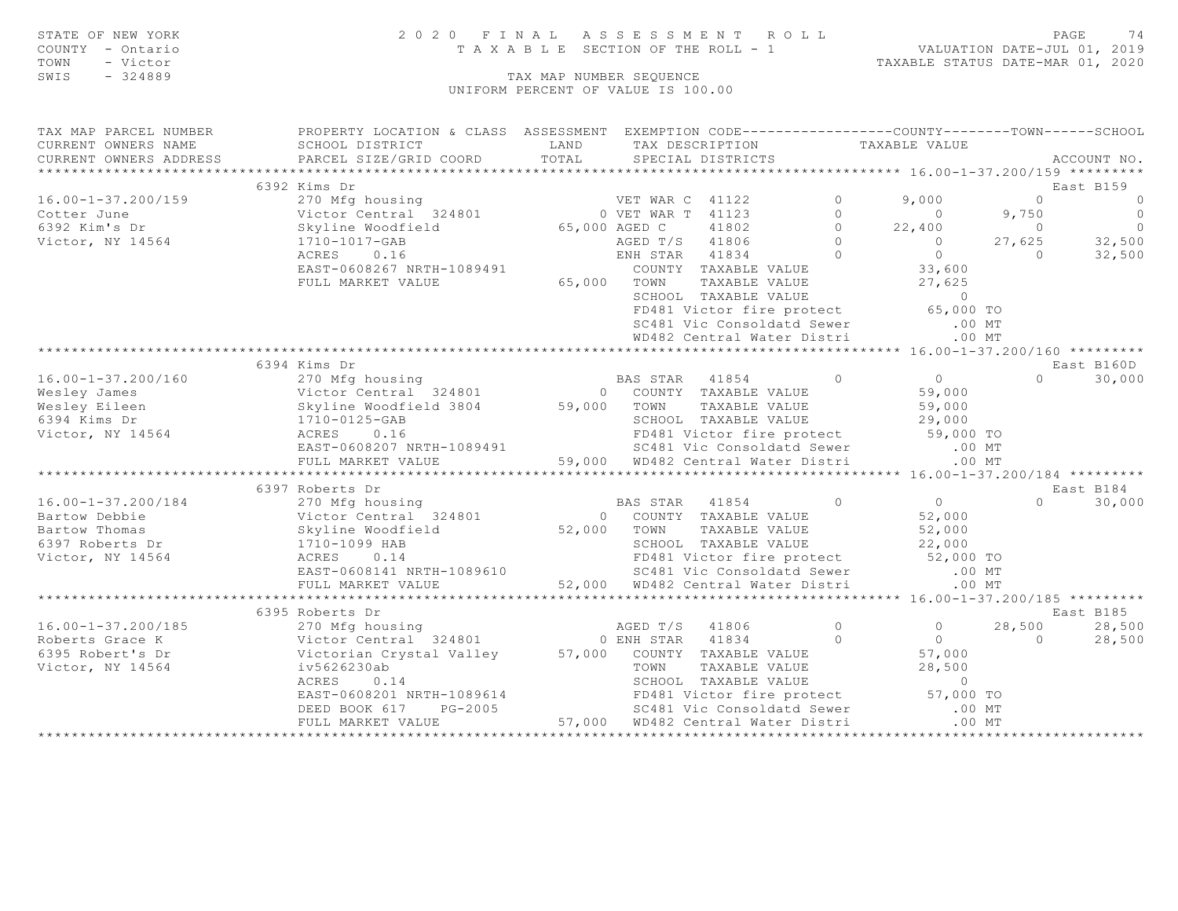STATE OF NEW YORK
COUNTY - Ontario
TOWN - Victor
SWIS - 324889

# 2020 FINAL ASSESSMENT ROLL

TAXABLE SECTION OF THE ROLL - 1

VALUATION DATE-JUL 01, 2019
TAXABLE STATUS DATE-MAR 01, 2020

TAX MAP NUMBER SEQUENCE
UNIFORM PERCENT OF VALUE IS 100.00

```
TAX MAP PARCEL NUMBER          PROPERTY LOCATION & CLASS  ASSESSMENT  EXEMPTION CODE------------------COUNTY--------TOWN------SCHOOL
CURRENT OWNERS NAME            SCHOOL DISTRICT               LAND      TAX DESCRIPTION            TAXABLE VALUE
CURRENT OWNERS ADDRESS         PARCEL SIZE/GRID COORD        TOTAL     SPECIAL DISTRICTS                                       ACCOUNT NO.
******************************************************************************************************* 16.00-1-37.200/159 *********
                         6392 Kims Dr                                                                                East B159
16.00-1-37.200/159             270 Mfg housing                     VET WAR C  41122          0       9,000           0             0
Cotter June                    Victor Central  324801            0 VET WAR T  41123          0           0       9,750             0
6392 Kim's Dr                  Skyline Woodfield            65,000 AGED C     41802          0      22,400           0             0
Victor, NY 14564               1710-1017-GAB                       AGED T/S   41806          0           0      27,625        32,500
                               ACRES    0.16                       ENH STAR   41834          0           0           0        32,500
                               EAST-0608267 NRTH-1089491             COUNTY  TAXABLE VALUE             33,600
                               FULL MARKET VALUE            65,000   TOWN    TAXABLE VALUE             27,625
                                                                     SCHOOL  TAXABLE VALUE                  0
                                                                     FD481 Victor fire protect         65,000 TO
                                                                     SC481 Vic Consoldatd Sewer           .00 MT
                                                                     WD482 Central Water Distri           .00 MT
******************************************************************************************************* 16.00-1-37.200/160 *********
                         6394 Kims Dr                                                                                East B160D
16.00-1-37.200/160             270 Mfg housing                      BAS STAR  41854          0           0           0        30,000
Wesley James                   Victor Central  324801            0   COUNTY  TAXABLE VALUE             59,000
Wesley Eileen                  Skyline Woodfield 3804       59,000   TOWN    TAXABLE VALUE             59,000
6394 Kims Dr                   1710-0125-GAB                         SCHOOL  TAXABLE VALUE             29,000
Victor, NY 14564               ACRES    0.16                         FD481 Victor fire protect         59,000 TO
                               EAST-0608207 NRTH-1089491             SC481 Vic Consoldatd Sewer           .00 MT
                               FULL MARKET VALUE            59,000   WD482 Central Water Distri           .00 MT
******************************************************************************************************* 16.00-1-37.200/184 *********
                         6397 Roberts Dr                                                                             East B184
16.00-1-37.200/184             270 Mfg housing                      BAS STAR  41854          0           0           0        30,000
Bartow Debbie                  Victor Central  324801            0   COUNTY  TAXABLE VALUE             52,000
Bartow Thomas                  Skyline Woodfield            52,000   TOWN    TAXABLE VALUE             52,000
6397 Roberts Dr                1710-1099 HAB                         SCHOOL  TAXABLE VALUE             22,000
Victor, NY 14564               ACRES    0.14                         FD481 Victor fire protect         52,000 TO
                               EAST-0608141 NRTH-1089610             SC481 Vic Consoldatd Sewer           .00 MT
                               FULL MARKET VALUE            52,000   WD482 Central Water Distri           .00 MT
******************************************************************************************************* 16.00-1-37.200/185 *********
                         6395 Roberts Dr                                                                             East B185
16.00-1-37.200/185             270 Mfg housing                      AGED T/S  41806          0           0      28,500        28,500
Roberts Grace K                Victor Central  324801            0 ENH STAR   41834          0           0           0        28,500
6395 Robert's Dr               Victorian Crystal Valley     57,000   COUNTY  TAXABLE VALUE             57,000
Victor, NY 14564               iv5626230ab                           TOWN    TAXABLE VALUE             28,500
                               ACRES    0.14                         SCHOOL  TAXABLE VALUE                  0
                               EAST-0608201 NRTH-1089614             FD481 Victor fire protect         57,000 TO
                               DEED BOOK 617    PG-2005              SC481 Vic Consoldatd Sewer           .00 MT
                               FULL MARKET VALUE            57,000   WD482 Central Water Distri           .00 MT
************************************************************************************************************************************
```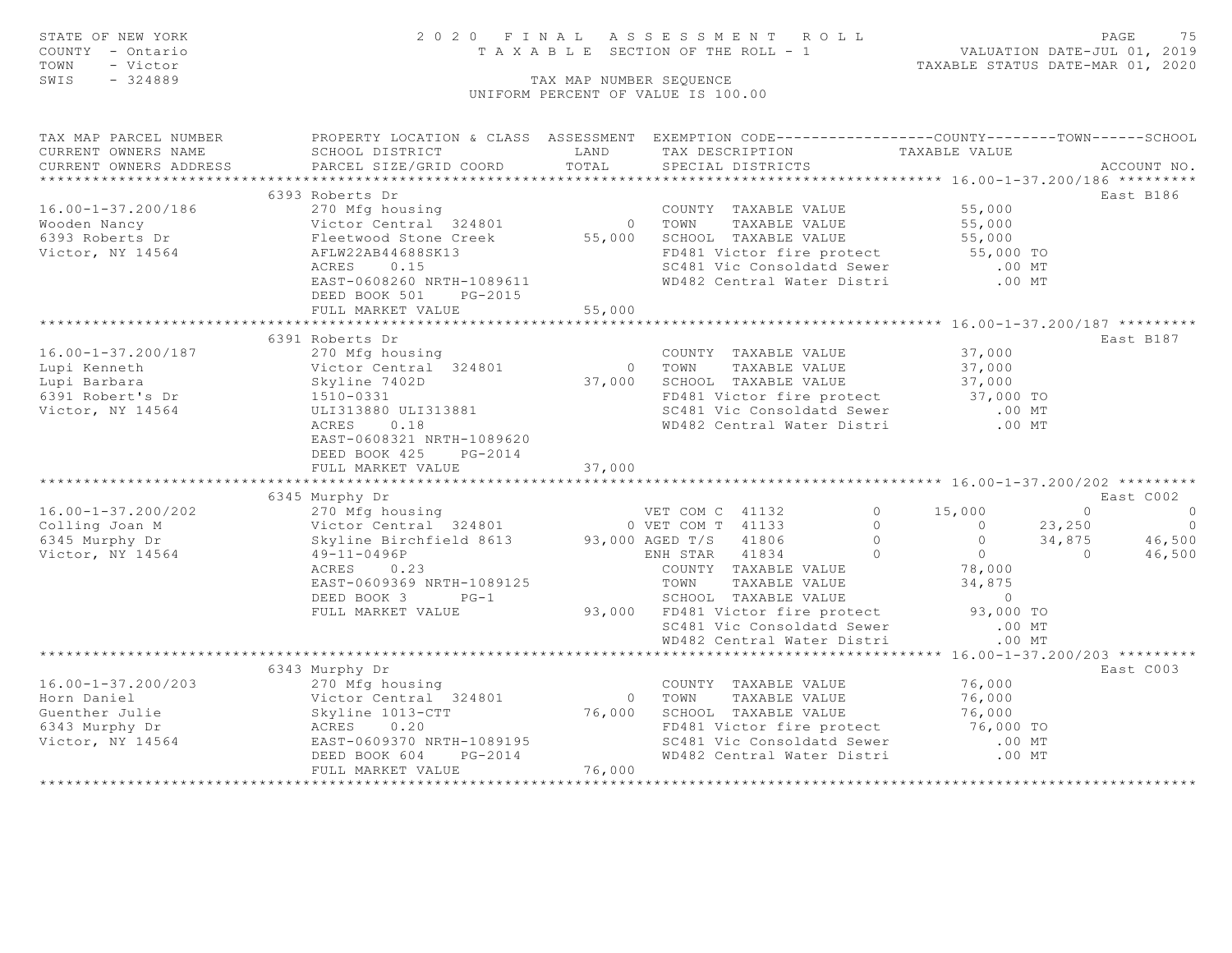STATE OF NEW YORK — 2020 FINAL ASSESSMENT ROLL — TAXABLE SECTION OF THE ROLL - 1
COUNTY - Ontario — VALUATION DATE-JUL 01, 2019
TOWN - Victor — TAXABLE STATUS DATE-MAR 01, 2020
SWIS - 324889 — TAX MAP NUMBER SEQUENCE
UNIFORM PERCENT OF VALUE IS 100.00

| TAX MAP PARCEL NUMBER / CURRENT OWNERS NAME / CURRENT OWNERS ADDRESS | PROPERTY LOCATION & CLASS / SCHOOL DISTRICT / PARCEL SIZE/GRID COORD | ASSESSMENT LAND / TOTAL | EXEMPTION CODE / TAX DESCRIPTION / SPECIAL DISTRICTS | COUNTY | TOWN | SCHOOL | ACCOUNT NO. |
|---|---|---|---|---|---|---|---|
| **16.00-1-37.200/186** | 6393 Roberts Dr | | | | | | East B186 |
| 16.00-1-37.200/186 | 270 Mfg housing | | COUNTY TAXABLE VALUE | 55,000 | | | |
| Wooden Nancy | Victor Central 324801 | 0 | TOWN TAXABLE VALUE | | 55,000 | | |
| 6393 Roberts Dr | Fleetwood Stone Creek | 55,000 | SCHOOL TAXABLE VALUE | | | 55,000 | |
| Victor, NY 14564 | AFLW22AB44688SK13 | | FD481 Victor fire protect | 55,000 TO | | | |
| | ACRES 0.15 | | SC481 Vic Consoldatd Sewer | .00 MT | | | |
| | EAST-0608260 NRTH-1089611 | | WD482 Central Water Distri | .00 MT | | | |
| | DEED BOOK 501 PG-2015 | | | | | | |
| | FULL MARKET VALUE | 55,000 | | | | | |
| **16.00-1-37.200/187** | 6391 Roberts Dr | | | | | | East B187 |
| 16.00-1-37.200/187 | 270 Mfg housing | | COUNTY TAXABLE VALUE | 37,000 | | | |
| Lupi Kenneth | Victor Central 324801 | 0 | TOWN TAXABLE VALUE | | 37,000 | | |
| Lupi Barbara | Skyline 7402D | 37,000 | SCHOOL TAXABLE VALUE | | | 37,000 | |
| 6391 Robert's Dr | 1510-0331 | | FD481 Victor fire protect | 37,000 TO | | | |
| Victor, NY 14564 | ULI313880 ULI313881 | | SC481 Vic Consoldatd Sewer | .00 MT | | | |
| | ACRES 0.18 | | WD482 Central Water Distri | .00 MT | | | |
| | EAST-0608321 NRTH-1089620 | | | | | | |
| | DEED BOOK 425 PG-2014 | | | | | | |
| | FULL MARKET VALUE | 37,000 | | | | | |
| **16.00-1-37.200/202** | 6345 Murphy Dr | | | | | | East C002 |
| 16.00-1-37.200/202 | 270 Mfg housing | | VET COM C 41132 0 | 15,000 | 0 | 0 | |
| Colling Joan M | Victor Central 324801 | 0 | VET COM T 41133 0 | 0 | 23,250 | 0 | |
| 6345 Murphy Dr | Skyline Birchfield 8613 | 93,000 | AGED T/S 41806 0 | 0 | 34,875 | 46,500 | |
| Victor, NY 14564 | 49-11-0496P | | ENH STAR 41834 0 | 0 | 0 | 46,500 | |
| | ACRES 0.23 | | COUNTY TAXABLE VALUE | 78,000 | | | |
| | EAST-0609369 NRTH-1089125 | | TOWN TAXABLE VALUE | | 34,875 | | |
| | DEED BOOK 3 PG-1 | | SCHOOL TAXABLE VALUE | | | 0 | |
| | FULL MARKET VALUE | 93,000 | FD481 Victor fire protect | 93,000 TO | | | |
| | | | SC481 Vic Consoldatd Sewer | .00 MT | | | |
| | | | WD482 Central Water Distri | .00 MT | | | |
| **16.00-1-37.200/203** | 6343 Murphy Dr | | | | | | East C003 |
| 16.00-1-37.200/203 | 270 Mfg housing | | COUNTY TAXABLE VALUE | 76,000 | | | |
| Horn Daniel | Victor Central 324801 | 0 | TOWN TAXABLE VALUE | | 76,000 | | |
| Guenther Julie | Skyline 1013-CTT | 76,000 | SCHOOL TAXABLE VALUE | | | 76,000 | |
| 6343 Murphy Dr | ACRES 0.20 | | FD481 Victor fire protect | 76,000 TO | | | |
| Victor, NY 14564 | EAST-0609370 NRTH-1089195 | | SC481 Vic Consoldatd Sewer | .00 MT | | | |
| | DEED BOOK 604 PG-2014 | | WD482 Central Water Distri | .00 MT | | | |
| | FULL MARKET VALUE | 76,000 | | | | | |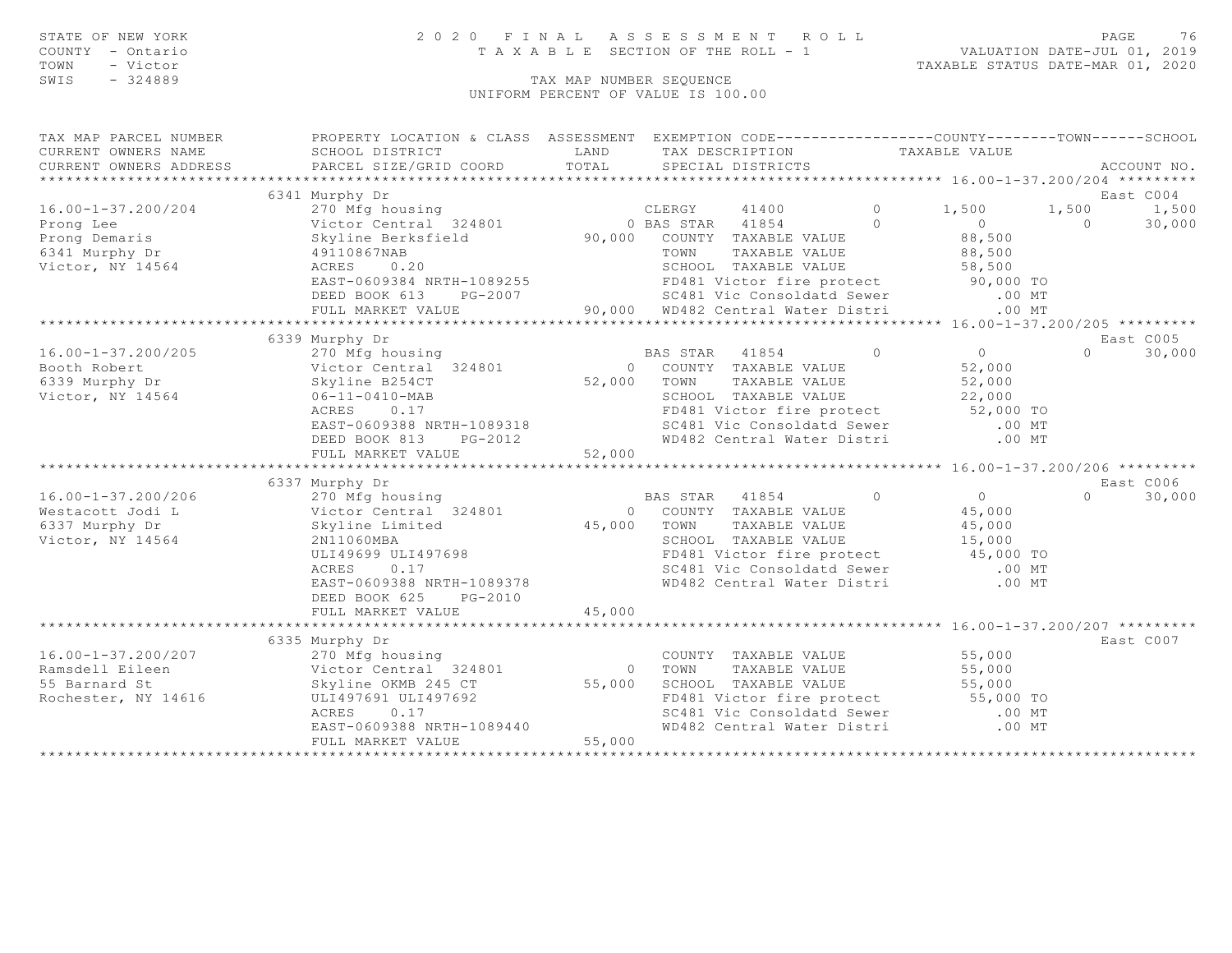STATE OF NEW YORK
COUNTY - Ontario
TOWN - Victor
SWIS - 324889

2020 FINAL ASSESSMENT ROLL
TAXABLE SECTION OF THE ROLL - 1
TAX MAP NUMBER SEQUENCE
UNIFORM PERCENT OF VALUE IS 100.00

VALUATION DATE-JUL 01, 2019
TAXABLE STATUS DATE-MAR 01, 2020

```
TAX MAP PARCEL NUMBER          PROPERTY LOCATION & CLASS  ASSESSMENT  EXEMPTION CODE------------------COUNTY--------TOWN------SCHOOL
CURRENT OWNERS NAME            SCHOOL DISTRICT               LAND      TAX DESCRIPTION            TAXABLE VALUE
CURRENT OWNERS ADDRESS         PARCEL SIZE/GRID COORD        TOTAL     SPECIAL DISTRICTS                                   ACCOUNT NO.
******************************************************************************************************* 16.00-1-37.200/204 *********
                          6341 Murphy Dr                                                                                   East C004
16.00-1-37.200/204             270 Mfg housing                        CLERGY     41400          0       1,500      1,500       1,500
Prong Lee                      Victor Central  324801              0 BAS STAR   41854          0           0          0      30,000
Prong Demaris                  Skyline Berksfield          90,000     COUNTY  TAXABLE VALUE            88,500
6341 Murphy Dr                 49110867NAB                            TOWN    TAXABLE VALUE            88,500
Victor, NY 14564               ACRES     0.20                         SCHOOL  TAXABLE VALUE            58,500
                               EAST-0609384 NRTH-1089255              FD481 Victor fire protect        90,000 TO
                               DEED BOOK 613    PG-2007               SC481 Vic Consoldatd Sewer          .00 MT
                               FULL MARKET VALUE           90,000     WD482 Central Water Distri          .00 MT
******************************************************************************************************* 16.00-1-37.200/205 *********
                          6339 Murphy Dr                                                                                   East C005
16.00-1-37.200/205             270 Mfg housing                        BAS STAR   41854          0           0          0      30,000
Booth Robert                   Victor Central  324801              0  COUNTY  TAXABLE VALUE            52,000
6339 Murphy Dr                 Skyline B254CT              52,000     TOWN    TAXABLE VALUE            52,000
Victor, NY 14564               06-11-0410-MAB                         SCHOOL  TAXABLE VALUE            22,000
                               ACRES     0.17                         FD481 Victor fire protect        52,000 TO
                               EAST-0609388 NRTH-1089318              SC481 Vic Consoldatd Sewer          .00 MT
                               DEED BOOK 813    PG-2012               WD482 Central Water Distri          .00 MT
                               FULL MARKET VALUE           52,000
******************************************************************************************************* 16.00-1-37.200/206 *********
                          6337 Murphy Dr                                                                                   East C006
16.00-1-37.200/206             270 Mfg housing                        BAS STAR   41854          0           0          0      30,000
Westacott Jodi L               Victor Central  324801              0  COUNTY  TAXABLE VALUE            45,000
6337 Murphy Dr                 Skyline Limited             45,000     TOWN    TAXABLE VALUE            45,000
Victor, NY 14564               2N11060MBA                             SCHOOL  TAXABLE VALUE            15,000
                               ULI49699 ULI497698                     FD481 Victor fire protect        45,000 TO
                               ACRES     0.17                         SC481 Vic Consoldatd Sewer          .00 MT
                               EAST-0609388 NRTH-1089378              WD482 Central Water Distri          .00 MT
                               DEED BOOK 625    PG-2010
                               FULL MARKET VALUE           45,000
******************************************************************************************************* 16.00-1-37.200/207 *********
                          6335 Murphy Dr                                                                                   East C007
16.00-1-37.200/207             270 Mfg housing                        COUNTY  TAXABLE VALUE            55,000
Ramsdell Eileen                Victor Central  324801              0  TOWN    TAXABLE VALUE            55,000
55 Barnard St                  Skyline OKMB 245 CT         55,000     SCHOOL  TAXABLE VALUE            55,000
Rochester, NY 14616            ULI497691 ULI497692                    FD481 Victor fire protect        55,000 TO
                               ACRES     0.17                         SC481 Vic Consoldatd Sewer          .00 MT
                               EAST-0609388 NRTH-1089440              WD482 Central Water Distri          .00 MT
                               FULL MARKET VALUE           55,000
************************************************************************************************************************************
```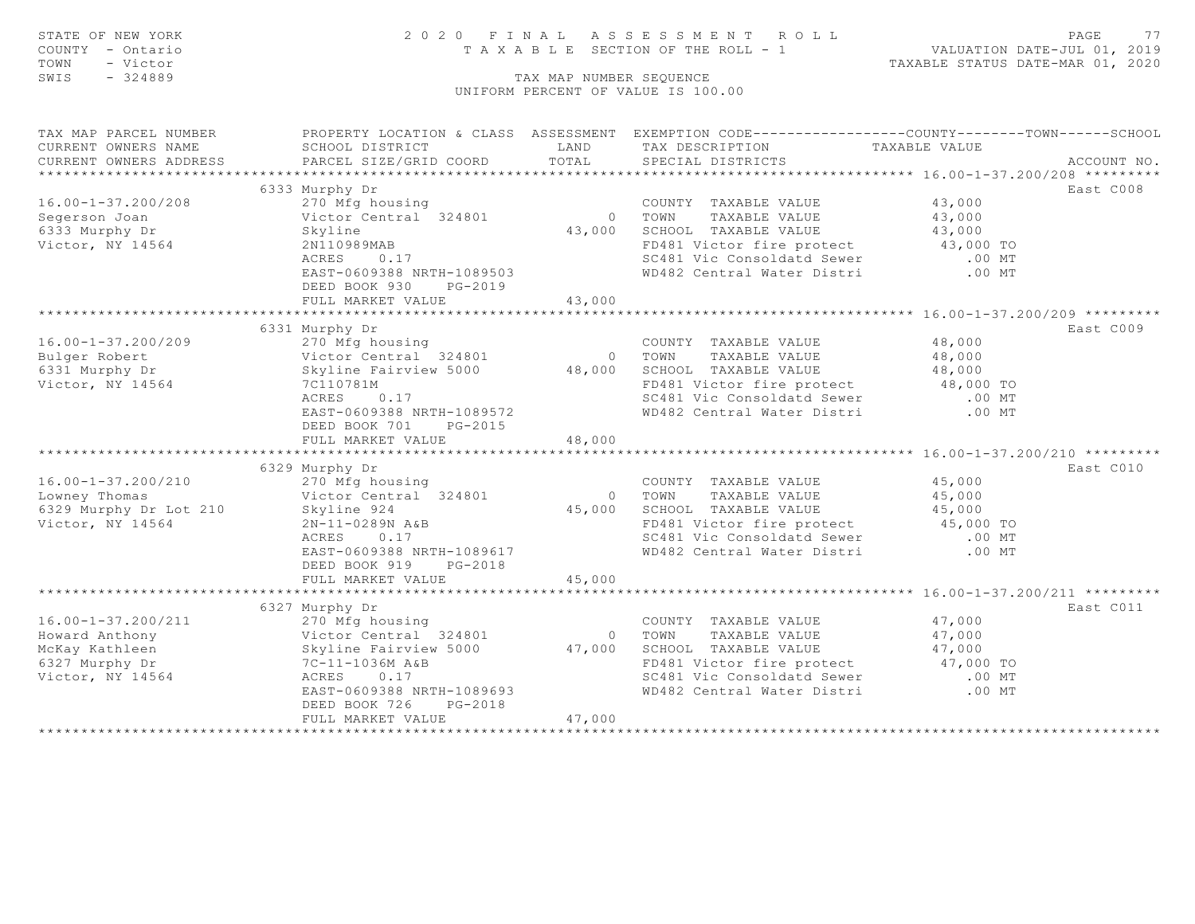STATE OF NEW YORK
COUNTY - Ontario
TOWN - Victor
SWIS - 324889

2020 FINAL ASSESSMENT ROLL
TAXABLE SECTION OF THE ROLL - 1
TAX MAP NUMBER SEQUENCE
UNIFORM PERCENT OF VALUE IS 100.00

VALUATION DATE-JUL 01, 2019
TAXABLE STATUS DATE-MAR 01, 2020

| TAX MAP PARCEL NUMBER / CURRENT OWNERS NAME / CURRENT OWNERS ADDRESS | PROPERTY LOCATION & CLASS / SCHOOL DISTRICT / PARCEL SIZE/GRID COORD | ASSESSMENT LAND | TOTAL | EXEMPTION CODE / TAX DESCRIPTION / SPECIAL DISTRICTS | TAXABLE VALUE | ACCOUNT NO. |
|---|---|---|---|---|---|---|
| **16.00-1-37.200/208** | 6333 Murphy Dr | | | | | East C008 |
| 16.00-1-37.200/208 | 270 Mfg housing | | | COUNTY TAXABLE VALUE | 43,000 | |
| Segerson Joan | Victor Central 324801 | 0 | | TOWN TAXABLE VALUE | 43,000 | |
| 6333 Murphy Dr | Skyline | | 43,000 | SCHOOL TAXABLE VALUE | 43,000 | |
| Victor, NY 14564 | 2N110989MAB | | | FD481 Victor fire protect | 43,000 TO | |
| | ACRES 0.17 | | | SC481 Vic Consoldatd Sewer | .00 MT | |
| | EAST-0609388 NRTH-1089503 | | | WD482 Central Water Distri | .00 MT | |
| | DEED BOOK 930 PG-2019 | | | | | |
| | FULL MARKET VALUE | | 43,000 | | | |
| **16.00-1-37.200/209** | 6331 Murphy Dr | | | | | East C009 |
| 16.00-1-37.200/209 | 270 Mfg housing | | | COUNTY TAXABLE VALUE | 48,000 | |
| Bulger Robert | Victor Central 324801 | 0 | | TOWN TAXABLE VALUE | 48,000 | |
| 6331 Murphy Dr | Skyline Fairview 5000 | | 48,000 | SCHOOL TAXABLE VALUE | 48,000 | |
| Victor, NY 14564 | 7C110781M | | | FD481 Victor fire protect | 48,000 TO | |
| | ACRES 0.17 | | | SC481 Vic Consoldatd Sewer | .00 MT | |
| | EAST-0609388 NRTH-1089572 | | | WD482 Central Water Distri | .00 MT | |
| | DEED BOOK 701 PG-2015 | | | | | |
| | FULL MARKET VALUE | | 48,000 | | | |
| **16.00-1-37.200/210** | 6329 Murphy Dr | | | | | East C010 |
| 16.00-1-37.200/210 | 270 Mfg housing | | | COUNTY TAXABLE VALUE | 45,000 | |
| Lowney Thomas | Victor Central 324801 | 0 | | TOWN TAXABLE VALUE | 45,000 | |
| 6329 Murphy Dr Lot 210 | Skyline 924 | | 45,000 | SCHOOL TAXABLE VALUE | 45,000 | |
| Victor, NY 14564 | 2N-11-0289N A&B | | | FD481 Victor fire protect | 45,000 TO | |
| | ACRES 0.17 | | | SC481 Vic Consoldatd Sewer | .00 MT | |
| | EAST-0609388 NRTH-1089617 | | | WD482 Central Water Distri | .00 MT | |
| | DEED BOOK 919 PG-2018 | | | | | |
| | FULL MARKET VALUE | | 45,000 | | | |
| **16.00-1-37.200/211** | 6327 Murphy Dr | | | | | East C011 |
| 16.00-1-37.200/211 | 270 Mfg housing | | | COUNTY TAXABLE VALUE | 47,000 | |
| Howard Anthony | Victor Central 324801 | 0 | | TOWN TAXABLE VALUE | 47,000 | |
| McKay Kathleen | Skyline Fairview 5000 | | 47,000 | SCHOOL TAXABLE VALUE | 47,000 | |
| 6327 Murphy Dr | 7C-11-1036M A&B | | | FD481 Victor fire protect | 47,000 TO | |
| Victor, NY 14564 | ACRES 0.17 | | | SC481 Vic Consoldatd Sewer | .00 MT | |
| | EAST-0609388 NRTH-1089693 | | | WD482 Central Water Distri | .00 MT | |
| | DEED BOOK 726 PG-2018 | | | | | |
| | FULL MARKET VALUE | | 47,000 | | | |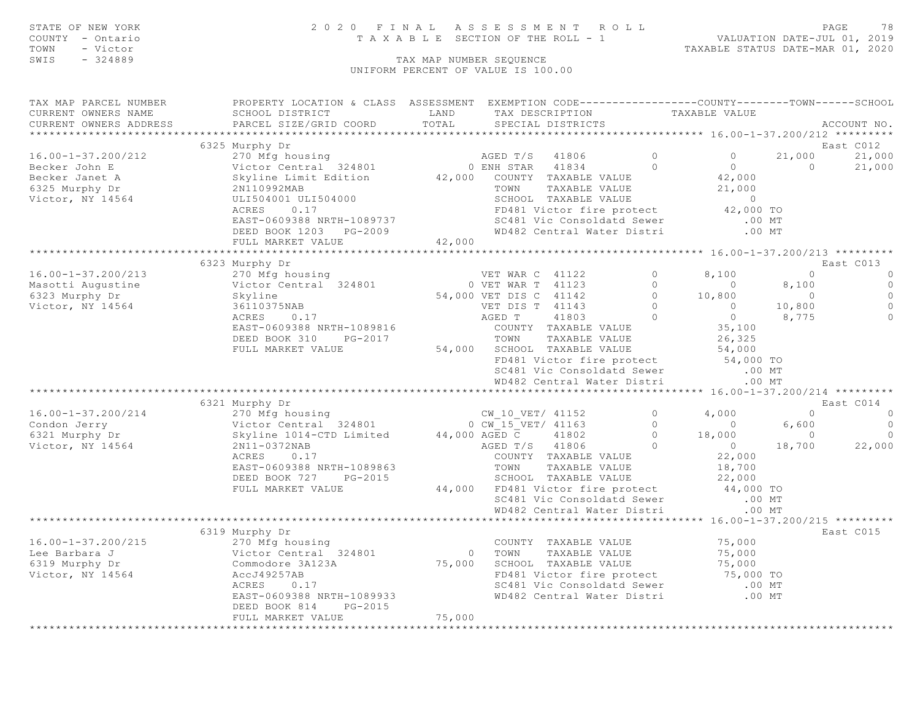STATE OF NEW YORK
COUNTY - Ontario
TOWN - Victor
SWIS - 324889

2020 FINAL ASSESSMENT ROLL
TAXABLE SECTION OF THE ROLL - 1

VALUATION DATE-JUL 01, 2019
TAXABLE STATUS DATE-MAR 01, 2020

TAX MAP NUMBER SEQUENCE
UNIFORM PERCENT OF VALUE IS 100.00

```
TAX MAP PARCEL NUMBER          PROPERTY LOCATION & CLASS  ASSESSMENT  EXEMPTION CODE------------------COUNTY--------TOWN------SCHOOL
CURRENT OWNERS NAME            SCHOOL DISTRICT               LAND      TAX DESCRIPTION           TAXABLE VALUE
CURRENT OWNERS ADDRESS         PARCEL SIZE/GRID COORD       TOTAL      SPECIAL DISTRICTS                                     ACCOUNT NO.
*********************************************************************************************** 16.00-1-37.200/212 *********
                               6325 Murphy Dr                                                                              East C012
16.00-1-37.200/212             270 Mfg housing                        AGED T/S   41806         0          0       21,000      21,000
Becker John E                  Victor Central  324801             0 ENH STAR   41834         0          0            0      21,000
Becker Janet A                 Skyline Limit Edition         42,000    COUNTY  TAXABLE VALUE            42,000
6325 Murphy Dr                 2N110992MAB                             TOWN    TAXABLE VALUE            21,000
Victor, NY 14564               ULI504001 ULI504000                     SCHOOL  TAXABLE VALUE                 0
                               ACRES     0.17                          FD481 Victor fire protect         42,000 TO
                               EAST-0609388 NRTH-1089737               SC481 Vic Consoldatd Sewer           .00 MT
                               DEED BOOK 1203   PG-2009                WD482 Central Water Distri           .00 MT
                               FULL MARKET VALUE             42,000
*********************************************************************************************** 16.00-1-37.200/213 *********
                               6323 Murphy Dr                                                                              East C013
16.00-1-37.200/213             270 Mfg housing                        VET WAR C  41122         0      8,100            0           0
Masotti Augustine              Victor Central  324801             0 VET WAR T  41123         0          0        8,100           0
6323 Murphy Dr                 Skyline                       54,000 VET DIS C  41142         0     10,800            0           0
Victor, NY 14564               36110375NAB                            VET DIS T  41143         0          0       10,800           0
                               ACRES     0.17                          AGED T     41803         0          0        8,775           0
                               EAST-0609388 NRTH-1089816               COUNTY  TAXABLE VALUE            35,100
                               DEED BOOK 310    PG-2017                TOWN    TAXABLE VALUE            26,325
                               FULL MARKET VALUE             54,000    SCHOOL  TAXABLE VALUE            54,000
                                                                       FD481 Victor fire protect         54,000 TO
                                                                       SC481 Vic Consoldatd Sewer           .00 MT
                                                                       WD482 Central Water Distri           .00 MT
*********************************************************************************************** 16.00-1-37.200/214 *********
                               6321 Murphy Dr                                                                              East C014
16.00-1-37.200/214             270 Mfg housing                        CW_10_VET/ 41152         0      4,000            0           0
Condon Jerry                   Victor Central  324801             0 CW_15_VET/ 41163         0          0        6,600           0
6321 Murphy Dr                 Skyline 1014-CTD Limited      44,000 AGED C     41802         0     18,000            0           0
Victor, NY 14564               2N11-0372NAB                           AGED T/S   41806         0          0       18,700      22,000
                               ACRES     0.17                          COUNTY  TAXABLE VALUE            22,000
                               EAST-0609388 NRTH-1089863               TOWN    TAXABLE VALUE            18,700
                               DEED BOOK 727    PG-2015                SCHOOL  TAXABLE VALUE            22,000
                               FULL MARKET VALUE             44,000    FD481 Victor fire protect         44,000 TO
                                                                       SC481 Vic Consoldatd Sewer           .00 MT
                                                                       WD482 Central Water Distri           .00 MT
*********************************************************************************************** 16.00-1-37.200/215 *********
                               6319 Murphy Dr                                                                              East C015
16.00-1-37.200/215             270 Mfg housing                         COUNTY  TAXABLE VALUE            75,000
Lee Barbara J                  Victor Central  324801             0    TOWN    TAXABLE VALUE            75,000
6319 Murphy Dr                 Commodore 3A123A              75,000    SCHOOL  TAXABLE VALUE            75,000
Victor, NY 14564               AccJ49257AB                             FD481 Victor fire protect         75,000 TO
                               ACRES     0.17                          SC481 Vic Consoldatd Sewer           .00 MT
                               EAST-0609388 NRTH-1089933               WD482 Central Water Distri           .00 MT
                               DEED BOOK 814    PG-2015
                               FULL MARKET VALUE             75,000
******************************************************************************************************************************
```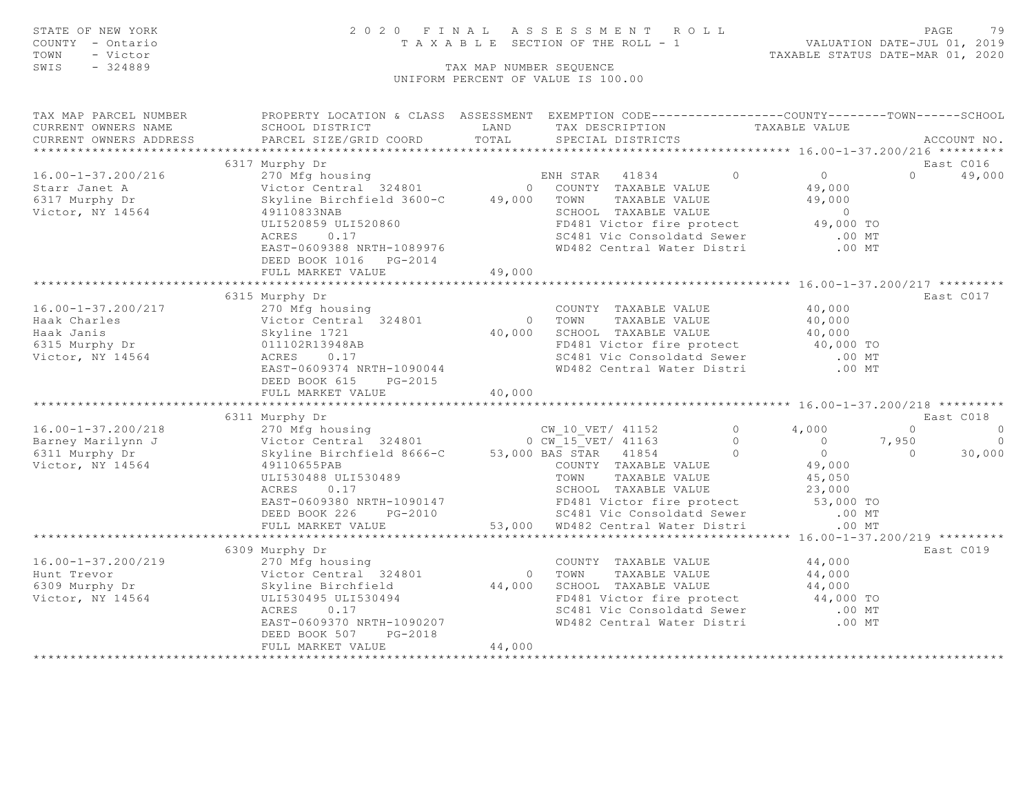STATE OF NEW YORK — 2020 FINAL ASSESSMENT ROLL
COUNTY - Ontario — TAXABLE SECTION OF THE ROLL - 1 — VALUATION DATE-JUL 01, 2019
TOWN - Victor — TAXABLE STATUS DATE-MAR 01, 2020
SWIS - 324889 — TAX MAP NUMBER SEQUENCE
UNIFORM PERCENT OF VALUE IS 100.00

| TAX MAP PARCEL NUMBER / CURRENT OWNERS NAME / CURRENT OWNERS ADDRESS | PROPERTY LOCATION & CLASS / SCHOOL DISTRICT / PARCEL SIZE/GRID COORD | LAND / TOTAL (ASSESSMENT) | EXEMPTION CODE / TAX DESCRIPTION / SPECIAL DISTRICTS | COUNTY | TOWN | SCHOOL | ACCOUNT NO. |
|---|---|---|---|---|---|---|---|
| **16.00-1-37.200/216** | 6317 Murphy Dr | | | | | | East C016 |
| 16.00-1-37.200/216 | 270 Mfg housing | | ENH STAR 41834 | 0 | 0 | 49,000 | |
| Starr Janet A | Victor Central 324801 | 0 | COUNTY TAXABLE VALUE | 49,000 | | | |
| 6317 Murphy Dr | Skyline Birchfield 3600-C | 49,000 | TOWN TAXABLE VALUE | | 49,000 | | |
| Victor, NY 14564 | 49110833NAB | | SCHOOL TAXABLE VALUE | | | 0 | |
| | ULI520859 ULI520860 | | FD481 Victor fire protect | 49,000 TO | | | |
| | ACRES 0.17 | | SC481 Vic Consoldatd Sewer | .00 MT | | | |
| | EAST-0609388 NRTH-1089976 | | WD482 Central Water Distri | .00 MT | | | |
| | DEED BOOK 1016 PG-2014 | | | | | | |
| | FULL MARKET VALUE | 49,000 | | | | | |
| **16.00-1-37.200/217** | 6315 Murphy Dr | | | | | | East C017 |
| 16.00-1-37.200/217 | 270 Mfg housing | | COUNTY TAXABLE VALUE | 40,000 | | | |
| Haak Charles | Victor Central 324801 | 0 | TOWN TAXABLE VALUE | | 40,000 | | |
| Haak Janis | Skyline 1721 | 40,000 | SCHOOL TAXABLE VALUE | | | 40,000 | |
| 6315 Murphy Dr | 011102R13948AB | | FD481 Victor fire protect | 40,000 TO | | | |
| Victor, NY 14564 | ACRES 0.17 | | SC481 Vic Consoldatd Sewer | .00 MT | | | |
| | EAST-0609374 NRTH-1090044 | | WD482 Central Water Distri | .00 MT | | | |
| | DEED BOOK 615 PG-2015 | | | | | | |
| | FULL MARKET VALUE | 40,000 | | | | | |
| **16.00-1-37.200/218** | 6311 Murphy Dr | | | | | | East C018 |
| 16.00-1-37.200/218 | 270 Mfg housing | | CW_10_VET/ 41152 | 4,000 | 0 | 0 | |
| Barney Marilynn J | Victor Central 324801 | 0 | CW_15_VET/ 41163 | 0 | 7,950 | 0 | |
| 6311 Murphy Dr | Skyline Birchfield 8666-C | 53,000 | BAS STAR 41854 | 0 | 0 | 30,000 | |
| Victor, NY 14564 | 49110655PAB | | COUNTY TAXABLE VALUE | 49,000 | | | |
| | ULI530488 ULI530489 | | TOWN TAXABLE VALUE | | 45,050 | | |
| | ACRES 0.17 | | SCHOOL TAXABLE VALUE | | | 23,000 | |
| | EAST-0609380 NRTH-1090147 | | FD481 Victor fire protect | 53,000 TO | | | |
| | DEED BOOK 226 PG-2010 | | SC481 Vic Consoldatd Sewer | .00 MT | | | |
| | FULL MARKET VALUE | 53,000 | WD482 Central Water Distri | .00 MT | | | |
| **16.00-1-37.200/219** | 6309 Murphy Dr | | | | | | East C019 |
| 16.00-1-37.200/219 | 270 Mfg housing | | COUNTY TAXABLE VALUE | 44,000 | | | |
| Hunt Trevor | Victor Central 324801 | 0 | TOWN TAXABLE VALUE | | 44,000 | | |
| 6309 Murphy Dr | Skyline Birchfield | 44,000 | SCHOOL TAXABLE VALUE | | | 44,000 | |
| Victor, NY 14564 | ULI530495 ULI530494 | | FD481 Victor fire protect | 44,000 TO | | | |
| | ACRES 0.17 | | SC481 Vic Consoldatd Sewer | .00 MT | | | |
| | EAST-0609370 NRTH-1090207 | | WD482 Central Water Distri | .00 MT | | | |
| | DEED BOOK 507 PG-2018 | | | | | | |
| | FULL MARKET VALUE | 44,000 | | | | | |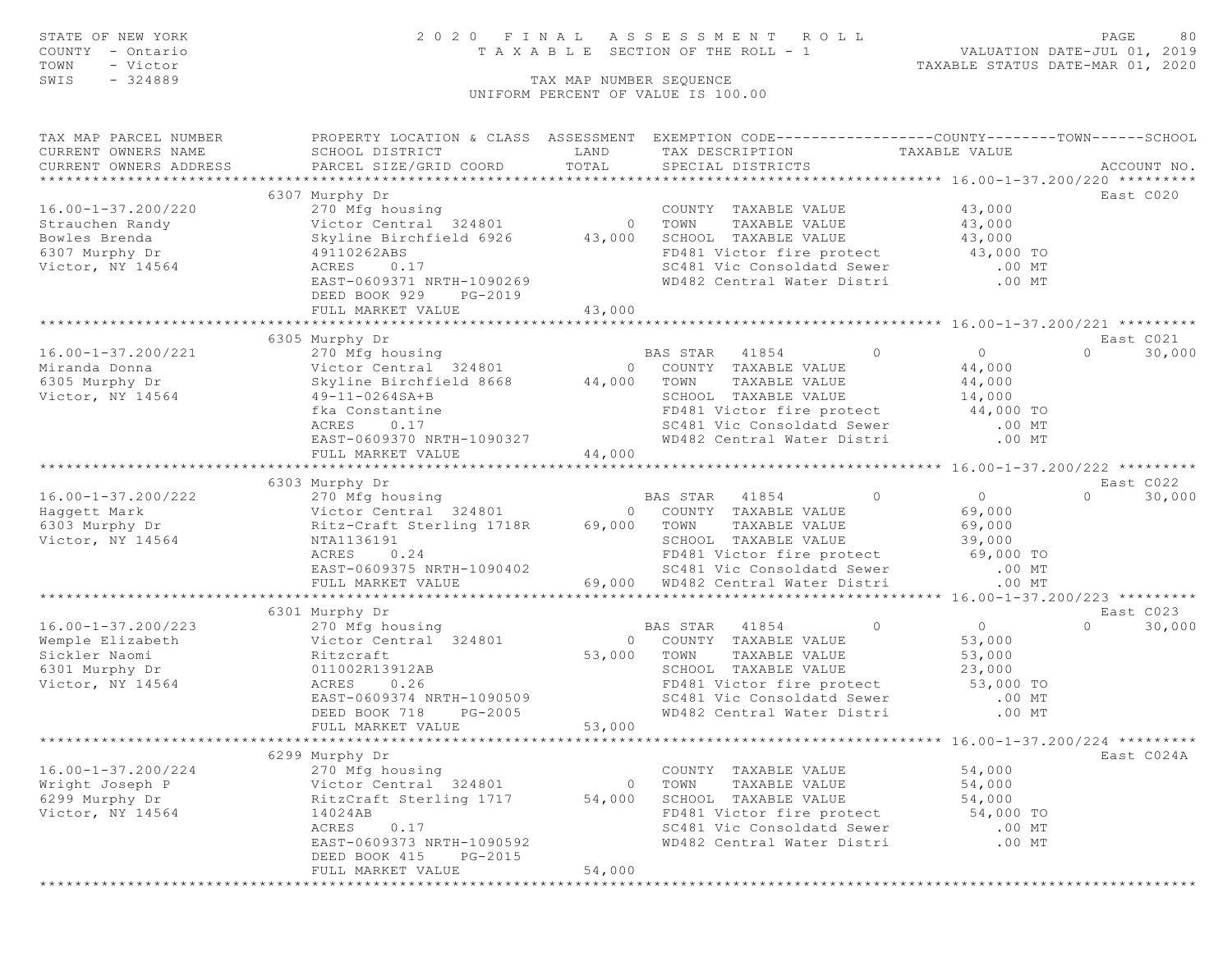STATE OF NEW YORK — 2020 FINAL ASSESSMENT ROLL
COUNTY - Ontario — TAXABLE SECTION OF THE ROLL - 1 — VALUATION DATE-JUL 01, 2019
TOWN - Victor — TAXABLE STATUS DATE-MAR 01, 2020
SWIS - 324889 — TAX MAP NUMBER SEQUENCE
UNIFORM PERCENT OF VALUE IS 100.00

```
TAX MAP PARCEL NUMBER          PROPERTY LOCATION & CLASS  ASSESSMENT  EXEMPTION CODE------------------COUNTY--------TOWN------SCHOOL
CURRENT OWNERS NAME            SCHOOL DISTRICT               LAND      TAX DESCRIPTION            TAXABLE VALUE
CURRENT OWNERS ADDRESS         PARCEL SIZE/GRID COORD       TOTAL      SPECIAL DISTRICTS                                   ACCOUNT NO.
******************************************************************************************* 16.00-1-37.200/220 *********
                             6307 Murphy Dr                                                                              East C020
16.00-1-37.200/220            270 Mfg housing                          COUNTY  TAXABLE VALUE            43,000
Strauchen Randy               Victor Central  324801           0   TOWN    TAXABLE VALUE            43,000
Bowles Brenda                 Skyline Birchfield 6926     43,000   SCHOOL  TAXABLE VALUE            43,000
6307 Murphy Dr                49110262ABS                          FD481 Victor fire protect         43,000 TO
Victor, NY 14564              ACRES     0.17                       SC481 Vic Consoldatd Sewer           .00 MT
                              EAST-0609371 NRTH-1090269            WD482 Central Water Distri           .00 MT
                              DEED BOOK 929    PG-2019
                              FULL MARKET VALUE           43,000
******************************************************************************************* 16.00-1-37.200/221 *********
                             6305 Murphy Dr                                                                              East C021
16.00-1-37.200/221            270 Mfg housing                     BAS STAR   41854          0           0            0      30,000
Miranda Donna                 Victor Central  324801           0   COUNTY  TAXABLE VALUE            44,000
6305 Murphy Dr                Skyline Birchfield 8668     44,000   TOWN    TAXABLE VALUE            44,000
Victor, NY 14564              49-11-0264SA+B                       SCHOOL  TAXABLE VALUE            14,000
                              fka Constantine                      FD481 Victor fire protect         44,000 TO
                              ACRES     0.17                       SC481 Vic Consoldatd Sewer           .00 MT
                              EAST-0609370 NRTH-1090327            WD482 Central Water Distri           .00 MT
                              FULL MARKET VALUE           44,000
******************************************************************************************* 16.00-1-37.200/222 *********
                             6303 Murphy Dr                                                                              East C022
16.00-1-37.200/222            270 Mfg housing                     BAS STAR   41854          0           0            0      30,000
Haggett Mark                  Victor Central  324801           0   COUNTY  TAXABLE VALUE            69,000
6303 Murphy Dr                Ritz-Craft Sterling 1718R   69,000   TOWN    TAXABLE VALUE            69,000
Victor, NY 14564              NTA1136191                           SCHOOL  TAXABLE VALUE            39,000
                              ACRES     0.24                       FD481 Victor fire protect         69,000 TO
                              EAST-0609375 NRTH-1090402            SC481 Vic Consoldatd Sewer           .00 MT
                              FULL MARKET VALUE           69,000   WD482 Central Water Distri           .00 MT
******************************************************************************************* 16.00-1-37.200/223 *********
                             6301 Murphy Dr                                                                              East C023
16.00-1-37.200/223            270 Mfg housing                     BAS STAR   41854          0           0            0      30,000
Wemple Elizabeth              Victor Central  324801           0   COUNTY  TAXABLE VALUE            53,000
Sickler Naomi                 Ritzcraft                   53,000   TOWN    TAXABLE VALUE            53,000
6301 Murphy Dr                011002R13912AB                       SCHOOL  TAXABLE VALUE            23,000
Victor, NY 14564              ACRES     0.26                       FD481 Victor fire protect         53,000 TO
                              EAST-0609374 NRTH-1090509            SC481 Vic Consoldatd Sewer           .00 MT
                              DEED BOOK 718    PG-2005             WD482 Central Water Distri           .00 MT
                              FULL MARKET VALUE           53,000
******************************************************************************************* 16.00-1-37.200/224 *********
                             6299 Murphy Dr                                                                              East C024A
16.00-1-37.200/224            270 Mfg housing                          COUNTY  TAXABLE VALUE            54,000
Wright Joseph P               Victor Central  324801           0   TOWN    TAXABLE VALUE            54,000
6299 Murphy Dr                RitzCraft Sterling 1717     54,000   SCHOOL  TAXABLE VALUE            54,000
Victor, NY 14564              14024AB                              FD481 Victor fire protect         54,000 TO
                              ACRES     0.17                       SC481 Vic Consoldatd Sewer           .00 MT
                              EAST-0609373 NRTH-1090592            WD482 Central Water Distri           .00 MT
                              DEED BOOK 415    PG-2015
                              FULL MARKET VALUE           54,000
*************************************************************************************************************************
```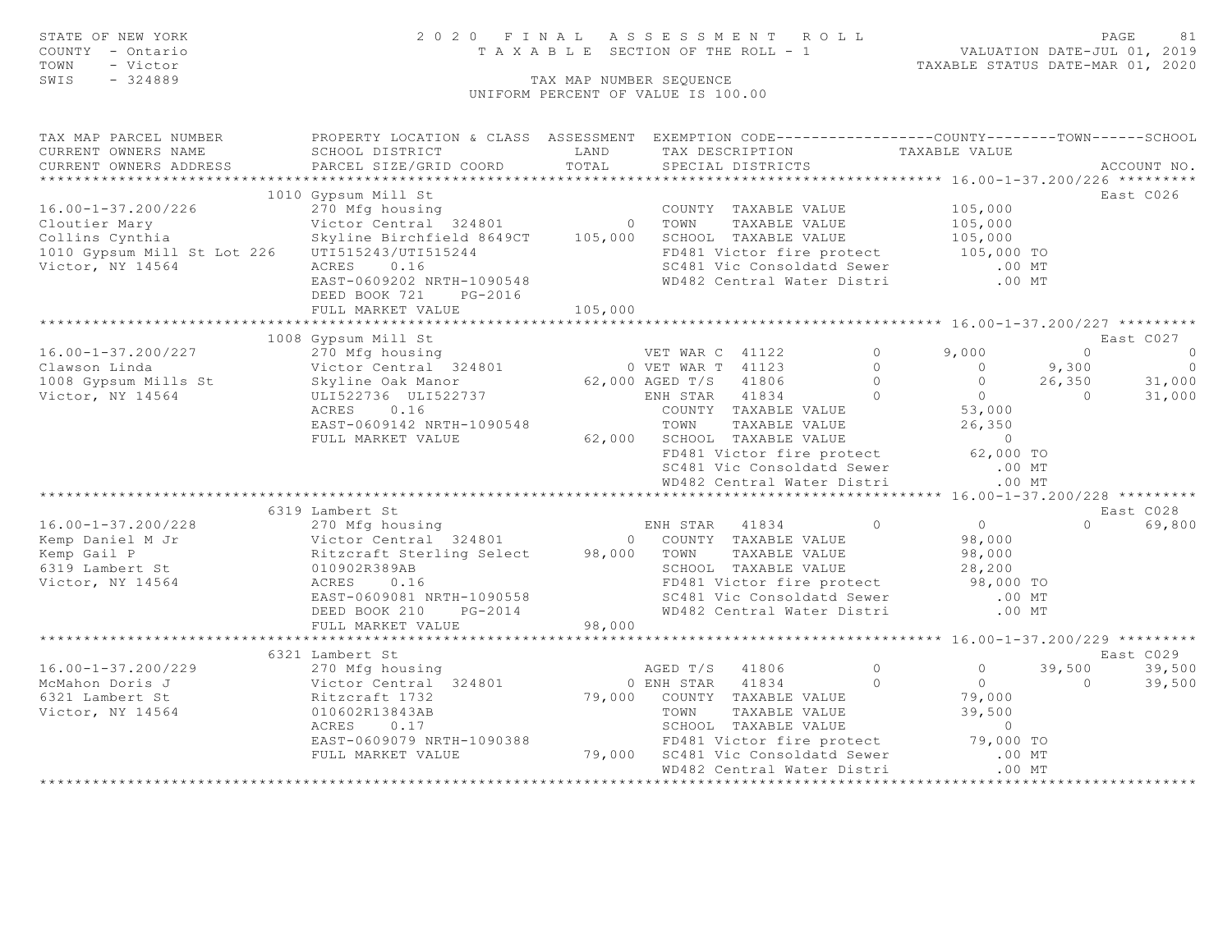STATE OF NEW YORK — COUNTY - Ontario — TOWN - Victor — SWIS - 324889

**2020 FINAL ASSESSMENT ROLL**
TAXABLE SECTION OF THE ROLL - 1
TAX MAP NUMBER SEQUENCE
UNIFORM PERCENT OF VALUE IS 100.00

VALUATION DATE-JUL 01, 2019
TAXABLE STATUS DATE-MAR 01, 2020

| TAX MAP PARCEL NUMBER / CURRENT OWNERS NAME / CURRENT OWNERS ADDRESS | PROPERTY LOCATION & CLASS / SCHOOL DISTRICT / PARCEL SIZE/GRID COORD | ASSESSMENT LAND / TOTAL | EXEMPTION CODE / TAX DESCRIPTION / SPECIAL DISTRICTS | COUNTY TAXABLE VALUE | TOWN | SCHOOL | ACCOUNT NO. |
|---|---|---|---|---|---|---|---|
| **16.00-1-37.200/226** | 1010 Gypsum Mill St | | | | | | East C026 |
| Cloutier Mary | 270 Mfg housing | | COUNTY TAXABLE VALUE | 105,000 | | | |
| Collins Cynthia | Victor Central 324801 | 0 | TOWN TAXABLE VALUE | 105,000 | | | |
| 1010 Gypsum Mill St Lot 226 | Skyline Birchfield 8649CT | 105,000 | SCHOOL TAXABLE VALUE | 105,000 | | | |
| Victor, NY 14564 | UTI515243/UTI515244 | | FD481 Victor fire protect | 105,000 TO | | | |
| | ACRES 0.16 | | SC481 Vic Consoldatd Sewer | .00 MT | | | |
| | EAST-0609202 NRTH-1090548 | | WD482 Central Water Distri | .00 MT | | | |
| | DEED BOOK 721 PG-2016 | | | | | | |
| | FULL MARKET VALUE | 105,000 | | | | | |
| **16.00-1-37.200/227** | 1008 Gypsum Mill St | | | | | | East C027 |
| Clawson Linda | 270 Mfg housing | | VET WAR C 41122 0 | 9,000 | 0 | 0 | |
| 1008 Gypsum Mills St | Victor Central 324801 | 0 | VET WAR T 41123 0 | 0 | 9,300 | 0 | |
| Victor, NY 14564 | Skyline Oak Manor | 62,000 | AGED T/S 41806 0 | 0 | 26,350 | 31,000 | |
| | ULI522736 ULI522737 | | ENH STAR 41834 0 | 0 | 0 | 31,000 | |
| | ACRES 0.16 | | COUNTY TAXABLE VALUE | 53,000 | | | |
| | EAST-0609142 NRTH-1090548 | | TOWN TAXABLE VALUE | 26,350 | | | |
| | FULL MARKET VALUE | 62,000 | SCHOOL TAXABLE VALUE | 0 | | | |
| | | | FD481 Victor fire protect | 62,000 TO | | | |
| | | | SC481 Vic Consoldatd Sewer | .00 MT | | | |
| | | | WD482 Central Water Distri | .00 MT | | | |
| **16.00-1-37.200/228** | 6319 Lambert St | | | | | | East C028 |
| Kemp Daniel M Jr | 270 Mfg housing | | ENH STAR 41834 0 | 0 | 0 | 69,800 | |
| Kemp Gail P | Victor Central 324801 | 0 | COUNTY TAXABLE VALUE | 98,000 | | | |
| 6319 Lambert St | Ritzcraft Sterling Select | 98,000 | TOWN TAXABLE VALUE | 98,000 | | | |
| Victor, NY 14564 | 010902R389AB | | SCHOOL TAXABLE VALUE | 28,200 | | | |
| | ACRES 0.16 | | FD481 Victor fire protect | 98,000 TO | | | |
| | EAST-0609081 NRTH-1090558 | | SC481 Vic Consoldatd Sewer | .00 MT | | | |
| | DEED BOOK 210 PG-2014 | | WD482 Central Water Distri | .00 MT | | | |
| | FULL MARKET VALUE | 98,000 | | | | | |
| **16.00-1-37.200/229** | 6321 Lambert St | | | | | | East C029 |
| McMahon Doris J | 270 Mfg housing | | AGED T/S 41806 0 | 0 | 39,500 | 39,500 | |
| 6321 Lambert St | Victor Central 324801 | 0 | ENH STAR 41834 0 | 0 | 0 | 39,500 | |
| Victor, NY 14564 | Ritzcraft 1732 | 79,000 | COUNTY TAXABLE VALUE | 79,000 | | | |
| | 010602R13843AB | | TOWN TAXABLE VALUE | 39,500 | | | |
| | ACRES 0.17 | | SCHOOL TAXABLE VALUE | 0 | | | |
| | EAST-0609079 NRTH-1090388 | | FD481 Victor fire protect | 79,000 TO | | | |
| | FULL MARKET VALUE | 79,000 | SC481 Vic Consoldatd Sewer | .00 MT | | | |
| | | | WD482 Central Water Distri | .00 MT | | | |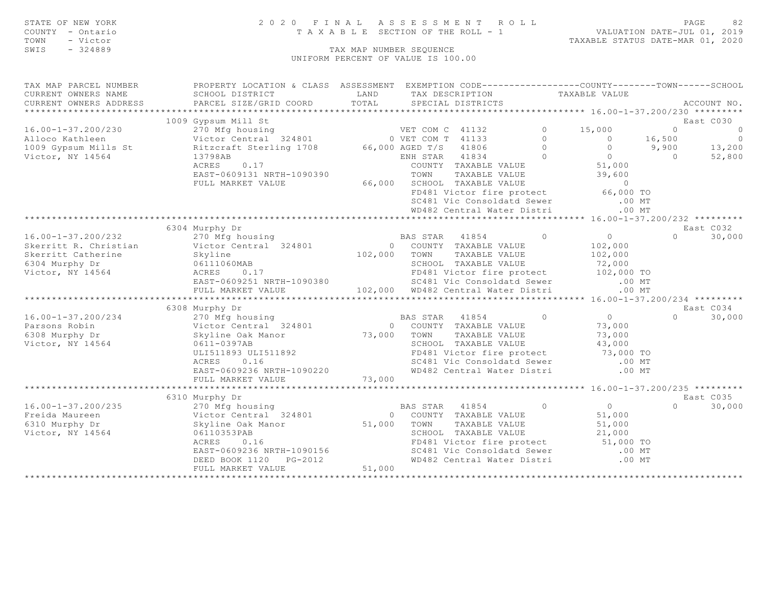STATE OF NEW YORK | 2020 FINAL ASSESSMENT ROLL
COUNTY - Ontario | TAXABLE SECTION OF THE ROLL - 1 | VALUATION DATE-JUL 01, 2019
TOWN - Victor | TAXABLE STATUS DATE-MAR 01, 2020
SWIS - 324889 | TAX MAP NUMBER SEQUENCE
UNIFORM PERCENT OF VALUE IS 100.00

| TAX MAP PARCEL NUMBER / CURRENT OWNERS NAME / CURRENT OWNERS ADDRESS | PROPERTY LOCATION & CLASS / SCHOOL DISTRICT / PARCEL SIZE/GRID COORD | ASSESSMENT LAND / TOTAL | EXEMPTION CODE / TAX DESCRIPTION / SPECIAL DISTRICTS | | COUNTY TAXABLE VALUE | TOWN | SCHOOL / ACCOUNT NO. |
|---|---|---|---|---|---|---|---|
| | 1009 Gypsum Mill St | | | | | | East C030 |
| 16.00-1-37.200/230 | 270 Mfg housing | | VET COM C 41132 | 0 | 15,000 | 0 | 0 |
| Alloco Kathleen | Victor Central 324801 | 0 | VET COM T 41133 | 0 | 0 | 16,500 | 0 |
| 1009 Gypsum Mills St | Ritzcraft Sterling 1708 | 66,000 | AGED T/S 41806 | 0 | 0 | 9,900 | 13,200 |
| Victor, NY 14564 | 13798AB | | ENH STAR 41834 | 0 | 0 | 0 | 52,800 |
| | ACRES 0.17 | | COUNTY TAXABLE VALUE | | 51,000 | | |
| | EAST-0609131 NRTH-1090390 | | TOWN TAXABLE VALUE | | 39,600 | | |
| | FULL MARKET VALUE | 66,000 | SCHOOL TAXABLE VALUE | | 0 | | |
| | | | FD481 Victor fire protect | | 66,000 TO | | |
| | | | SC481 Vic Consoldatd Sewer | | .00 MT | | |
| | | | WD482 Central Water Distri | | .00 MT | | |
| | 6304 Murphy Dr | | | | | | East C032 |
| 16.00-1-37.200/232 | 270 Mfg housing | | BAS STAR 41854 | 0 | 0 | 0 | 30,000 |
| Skerritt R. Christian | Victor Central 324801 | 0 | COUNTY TAXABLE VALUE | | 102,000 | | |
| Skerritt Catherine | Skyline | 102,000 | TOWN TAXABLE VALUE | | 102,000 | | |
| 6304 Murphy Dr | 06111060MAB | | SCHOOL TAXABLE VALUE | | 72,000 | | |
| Victor, NY 14564 | ACRES 0.17 | | FD481 Victor fire protect | | 102,000 TO | | |
| | EAST-0609251 NRTH-1090380 | | SC481 Vic Consoldatd Sewer | | .00 MT | | |
| | FULL MARKET VALUE | 102,000 | WD482 Central Water Distri | | .00 MT | | |
| | 6308 Murphy Dr | | | | | | East C034 |
| 16.00-1-37.200/234 | 270 Mfg housing | | BAS STAR 41854 | 0 | 0 | 0 | 30,000 |
| Parsons Robin | Victor Central 324801 | 0 | COUNTY TAXABLE VALUE | | 73,000 | | |
| 6308 Murphy Dr | Skyline Oak Manor | 73,000 | TOWN TAXABLE VALUE | | 73,000 | | |
| Victor, NY 14564 | 0611-0397AB | | SCHOOL TAXABLE VALUE | | 43,000 | | |
| | ULI511893 ULI511892 | | FD481 Victor fire protect | | 73,000 TO | | |
| | ACRES 0.16 | | SC481 Vic Consoldatd Sewer | | .00 MT | | |
| | EAST-0609236 NRTH-1090220 | | WD482 Central Water Distri | | .00 MT | | |
| | FULL MARKET VALUE | 73,000 | | | | | |
| | 6310 Murphy Dr | | | | | | East C035 |
| 16.00-1-37.200/235 | 270 Mfg housing | | BAS STAR 41854 | 0 | 0 | 0 | 30,000 |
| Freida Maureen | Victor Central 324801 | 0 | COUNTY TAXABLE VALUE | | 51,000 | | |
| 6310 Murphy Dr | Skyline Oak Manor | 51,000 | TOWN TAXABLE VALUE | | 51,000 | | |
| Victor, NY 14564 | 06110353PAB | | SCHOOL TAXABLE VALUE | | 21,000 | | |
| | ACRES 0.16 | | FD481 Victor fire protect | | 51,000 TO | | |
| | EAST-0609236 NRTH-1090156 | | SC481 Vic Consoldatd Sewer | | .00 MT | | |
| | DEED BOOK 1120 PG-2012 | | WD482 Central Water Distri | | .00 MT | | |
| | FULL MARKET VALUE | 51,000 | | | | | |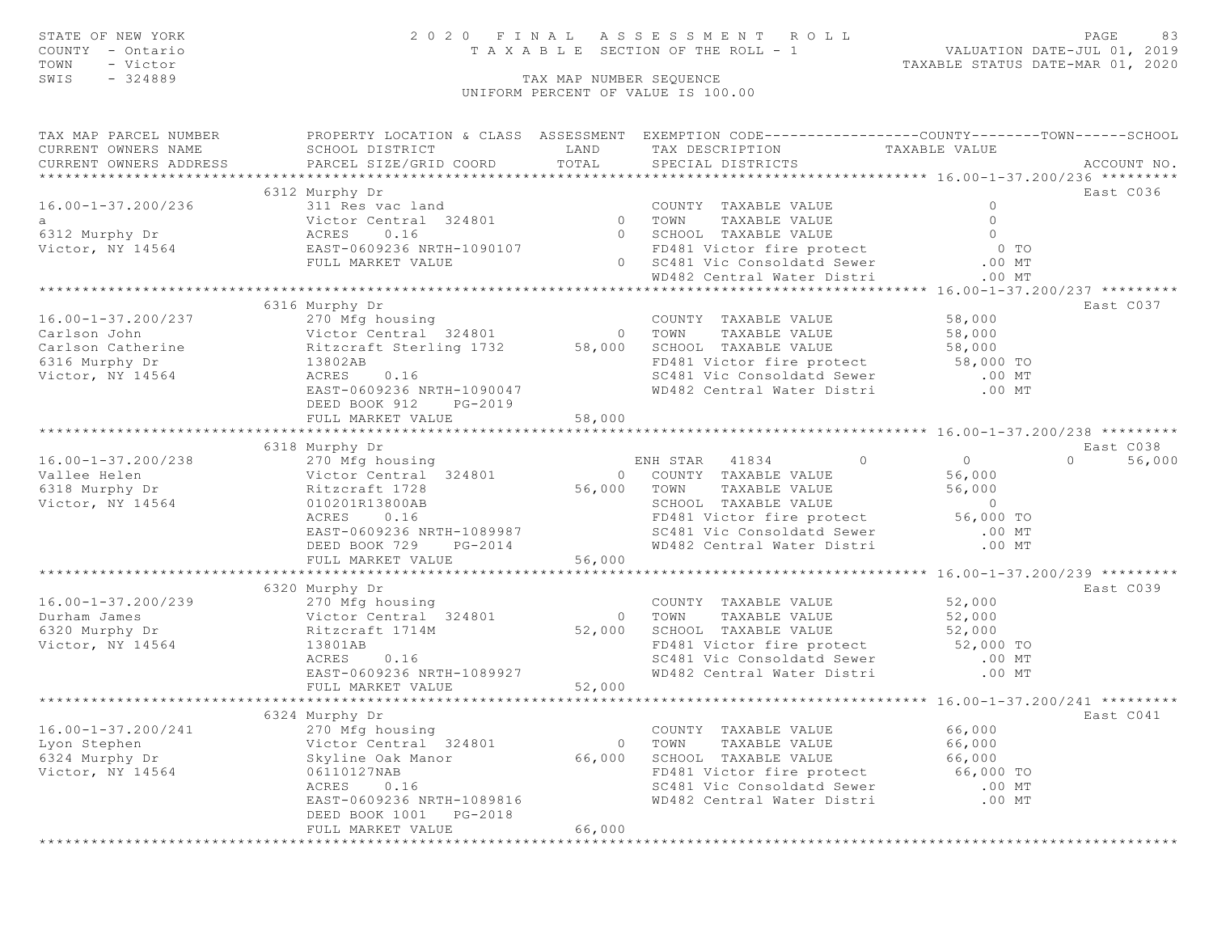STATE OF NEW YORK — 2020 FINAL ASSESSMENT ROLL
COUNTY - Ontario — TAXABLE SECTION OF THE ROLL - 1 — VALUATION DATE-JUL 01, 2019
TOWN - Victor — TAXABLE STATUS DATE-MAR 01, 2020
SWIS - 324889 — TAX MAP NUMBER SEQUENCE
UNIFORM PERCENT OF VALUE IS 100.00

| TAX MAP PARCEL NUMBER / CURRENT OWNERS NAME / CURRENT OWNERS ADDRESS | PROPERTY LOCATION & CLASS / SCHOOL DISTRICT / PARCEL SIZE/GRID COORD | ASSESSMENT LAND / TOTAL | EXEMPTION CODE / TAX DESCRIPTION / SPECIAL DISTRICTS | COUNTY | TOWN | SCHOOL | TAXABLE VALUE | ACCOUNT NO. |
|---|---|---|---|---|---|---|---|---|
| **16.00-1-37.200/236** | 6312 Murphy Dr | | | | | | | East C036 |
| 16.00-1-37.200/236 | 311 Res vac land | | COUNTY TAXABLE VALUE | | | | 0 | |
| a | Victor Central 324801 | 0 | TOWN TAXABLE VALUE | | | | 0 | |
| 6312 Murphy Dr | ACRES 0.16 | 0 | SCHOOL TAXABLE VALUE | | | | 0 | |
| Victor, NY 14564 | EAST-0609236 NRTH-1090107 | | FD481 Victor fire protect | | | | 0 TO | |
| | FULL MARKET VALUE | 0 | SC481 Vic Consoldatd Sewer | | | | .00 MT | |
| | | | WD482 Central Water Distri | | | | .00 MT | |
| **16.00-1-37.200/237** | 6316 Murphy Dr | | | | | | | East C037 |
| 16.00-1-37.200/237 | 270 Mfg housing | | COUNTY TAXABLE VALUE | | | | 58,000 | |
| Carlson John | Victor Central 324801 | 0 | TOWN TAXABLE VALUE | | | | 58,000 | |
| Carlson Catherine | Ritzcraft Sterling 1732 | 58,000 | SCHOOL TAXABLE VALUE | | | | 58,000 | |
| 6316 Murphy Dr | 13802AB | | FD481 Victor fire protect | | | | 58,000 TO | |
| Victor, NY 14564 | ACRES 0.16 | | SC481 Vic Consoldatd Sewer | | | | .00 MT | |
| | EAST-0609236 NRTH-1090047 | | WD482 Central Water Distri | | | | .00 MT | |
| | DEED BOOK 912 PG-2019 | | | | | | | |
| | FULL MARKET VALUE | 58,000 | | | | | | |
| **16.00-1-37.200/238** | 6318 Murphy Dr | | | | | | | East C038 |
| 16.00-1-37.200/238 | 270 Mfg housing | | ENH STAR 41834 | 0 | 0 | 56,000 | | |
| Vallee Helen | Victor Central 324801 | 0 | COUNTY TAXABLE VALUE | | | | 56,000 | |
| 6318 Murphy Dr | Ritzcraft 1728 | 56,000 | TOWN TAXABLE VALUE | | | | 56,000 | |
| Victor, NY 14564 | 010201R13800AB | | SCHOOL TAXABLE VALUE | | | | 0 | |
| | ACRES 0.16 | | FD481 Victor fire protect | | | | 56,000 TO | |
| | EAST-0609236 NRTH-1089987 | | SC481 Vic Consoldatd Sewer | | | | .00 MT | |
| | DEED BOOK 729 PG-2014 | | WD482 Central Water Distri | | | | .00 MT | |
| | FULL MARKET VALUE | 56,000 | | | | | | |
| **16.00-1-37.200/239** | 6320 Murphy Dr | | | | | | | East C039 |
| 16.00-1-37.200/239 | 270 Mfg housing | | COUNTY TAXABLE VALUE | | | | 52,000 | |
| Durham James | Victor Central 324801 | 0 | TOWN TAXABLE VALUE | | | | 52,000 | |
| 6320 Murphy Dr | Ritzcraft 1714M | 52,000 | SCHOOL TAXABLE VALUE | | | | 52,000 | |
| Victor, NY 14564 | 13801AB | | FD481 Victor fire protect | | | | 52,000 TO | |
| | ACRES 0.16 | | SC481 Vic Consoldatd Sewer | | | | .00 MT | |
| | EAST-0609236 NRTH-1089927 | | WD482 Central Water Distri | | | | .00 MT | |
| | FULL MARKET VALUE | 52,000 | | | | | | |
| **16.00-1-37.200/241** | 6324 Murphy Dr | | | | | | | East C041 |
| 16.00-1-37.200/241 | 270 Mfg housing | | COUNTY TAXABLE VALUE | | | | 66,000 | |
| Lyon Stephen | Victor Central 324801 | 0 | TOWN TAXABLE VALUE | | | | 66,000 | |
| 6324 Murphy Dr | Skyline Oak Manor | 66,000 | SCHOOL TAXABLE VALUE | | | | 66,000 | |
| Victor, NY 14564 | 06110127NAB | | FD481 Victor fire protect | | | | 66,000 TO | |
| | ACRES 0.16 | | SC481 Vic Consoldatd Sewer | | | | .00 MT | |
| | EAST-0609236 NRTH-1089816 | | WD482 Central Water Distri | | | | .00 MT | |
| | DEED BOOK 1001 PG-2018 | | | | | | | |
| | FULL MARKET VALUE | 66,000 | | | | | | |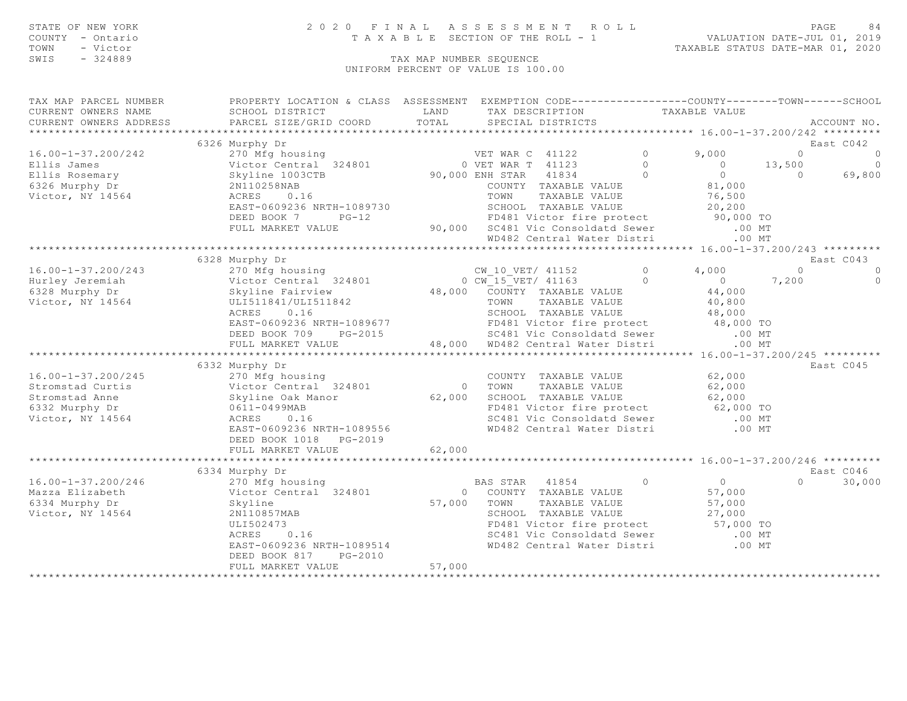STATE OF NEW YORK
COUNTY - Ontario
TOWN - Victor
SWIS - 324889

2020 FINAL ASSESSMENT ROLL
TAXABLE SECTION OF THE ROLL - 1
TAX MAP NUMBER SEQUENCE
UNIFORM PERCENT OF VALUE IS 100.00

VALUATION DATE-JUL 01, 2019
TAXABLE STATUS DATE-MAR 01, 2020

| TAX MAP PARCEL NUMBER / CURRENT OWNERS NAME / CURRENT OWNERS ADDRESS | PROPERTY LOCATION & CLASS / SCHOOL DISTRICT / PARCEL SIZE/GRID COORD | ASSESSMENT LAND / TOTAL | EXEMPTION CODE / TAX DESCRIPTION / SPECIAL DISTRICTS | | COUNTY | TOWN | SCHOOL | ACCOUNT NO. |
|---|---|---|---|---|---|---|---|---|
| **16.00-1-37.200/242** | 6326 Murphy Dr | | | | | | | East C042 |
| 16.00-1-37.200/242 | 270 Mfg housing | | VET WAR C 41122 | 0 | 9,000 | 0 | 0 | |
| Ellis James | Victor Central 324801 | 0 | VET WAR T 41123 | 0 | 0 | 13,500 | 0 | |
| Ellis Rosemary | Skyline 1003CTB | 90,000 | ENH STAR 41834 | 0 | 0 | 0 | 69,800 | |
| 6326 Murphy Dr | 2N110258NAB | | COUNTY TAXABLE VALUE | | 81,000 | | | |
| Victor, NY 14564 | ACRES 0.16 | | TOWN TAXABLE VALUE | | 76,500 | | | |
| | EAST-0609236 NRTH-1089730 | | SCHOOL TAXABLE VALUE | | 20,200 | | | |
| | DEED BOOK 7 PG-12 | | FD481 Victor fire protect | | 90,000 TO | | | |
| | FULL MARKET VALUE | 90,000 | SC481 Vic Consoldatd Sewer | | .00 MT | | | |
| | | | WD482 Central Water Distri | | .00 MT | | | |
| **16.00-1-37.200/243** | 6328 Murphy Dr | | | | | | | East C043 |
| 16.00-1-37.200/243 | 270 Mfg housing | | CW_10_VET/ 41152 | 0 | 4,000 | 0 | 0 | |
| Hurley Jeremiah | Victor Central 324801 | 0 | CW_15_VET/ 41163 | 0 | 0 | 7,200 | 0 | |
| 6328 Murphy Dr | Skyline Fairview | 48,000 | COUNTY TAXABLE VALUE | | 44,000 | | | |
| Victor, NY 14564 | ULI511841/ULI511842 | | TOWN TAXABLE VALUE | | 40,800 | | | |
| | ACRES 0.16 | | SCHOOL TAXABLE VALUE | | 48,000 | | | |
| | EAST-0609236 NRTH-1089677 | | FD481 Victor fire protect | | 48,000 TO | | | |
| | DEED BOOK 709 PG-2015 | | SC481 Vic Consoldatd Sewer | | .00 MT | | | |
| | FULL MARKET VALUE | 48,000 | WD482 Central Water Distri | | .00 MT | | | |
| **16.00-1-37.200/245** | 6332 Murphy Dr | | | | | | | East C045 |
| 16.00-1-37.200/245 | 270 Mfg housing | | COUNTY TAXABLE VALUE | | 62,000 | | | |
| Stromstad Curtis | Victor Central 324801 | 0 | TOWN TAXABLE VALUE | | 62,000 | | | |
| Stromstad Anne | Skyline Oak Manor | 62,000 | SCHOOL TAXABLE VALUE | | 62,000 | | | |
| 6332 Murphy Dr | 0611-0499MAB | | FD481 Victor fire protect | | 62,000 TO | | | |
| Victor, NY 14564 | ACRES 0.16 | | SC481 Vic Consoldatd Sewer | | .00 MT | | | |
| | EAST-0609236 NRTH-1089556 | | WD482 Central Water Distri | | .00 MT | | | |
| | DEED BOOK 1018 PG-2019 | | | | | | | |
| | FULL MARKET VALUE | 62,000 | | | | | | |
| **16.00-1-37.200/246** | 6334 Murphy Dr | | | | | | | East C046 |
| 16.00-1-37.200/246 | 270 Mfg housing | | BAS STAR 41854 | 0 | 0 | 0 | 30,000 | |
| Mazza Elizabeth | Victor Central 324801 | 0 | COUNTY TAXABLE VALUE | | 57,000 | | | |
| 6334 Murphy Dr | Skyline | 57,000 | TOWN TAXABLE VALUE | | 57,000 | | | |
| Victor, NY 14564 | 2N110857MAB | | SCHOOL TAXABLE VALUE | | 27,000 | | | |
| | ULI502473 | | FD481 Victor fire protect | | 57,000 TO | | | |
| | ACRES 0.16 | | SC481 Vic Consoldatd Sewer | | .00 MT | | | |
| | EAST-0609236 NRTH-1089514 | | WD482 Central Water Distri | | .00 MT | | | |
| | DEED BOOK 817 PG-2010 | | | | | | | |
| | FULL MARKET VALUE | 57,000 | | | | | | |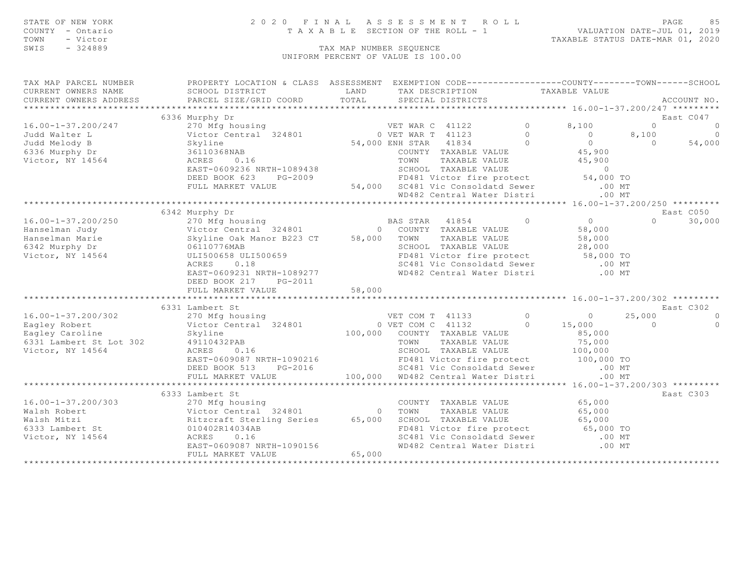STATE OF NEW YORK
COUNTY - Ontario
TOWN - Victor
SWIS - 324889

2020 FINAL ASSESSMENT ROLL
TAXABLE SECTION OF THE ROLL - 1
TAX MAP NUMBER SEQUENCE
UNIFORM PERCENT OF VALUE IS 100.00

VALUATION DATE-JUL 01, 2019
TAXABLE STATUS DATE-MAR 01, 2020

```
TAX MAP PARCEL NUMBER          PROPERTY LOCATION & CLASS  ASSESSMENT  EXEMPTION CODE------------------COUNTY--------TOWN------SCHOOL
CURRENT OWNERS NAME            SCHOOL DISTRICT               LAND      TAX DESCRIPTION             TAXABLE VALUE
CURRENT OWNERS ADDRESS         PARCEL SIZE/GRID COORD        TOTAL     SPECIAL DISTRICTS                                         ACCOUNT NO.
******************************************************************************************************* 16.00-1-37.200/247 *********
                               6336 Murphy Dr                                                                                 East C047
16.00-1-37.200/247             270 Mfg housing                         VET WAR C  41122        0        8,100           0            0
Judd Walter L                  Victor Central  324801        0 VET WAR T  41123        0            0       8,100            0
Judd Melody B                  Skyline                             54,000 ENH STAR   41834        0            0           0       54,000
6336 Murphy Dr                 36110368NAB                             COUNTY  TAXABLE VALUE              45,900
Victor, NY 14564               ACRES     0.16                          TOWN    TAXABLE VALUE              45,900
                               EAST-0609236 NRTH-1089438               SCHOOL  TAXABLE VALUE                   0
                               DEED BOOK 623     PG-2009               FD481 Victor fire protect          54,000 TO
                               FULL MARKET VALUE             54,000    SC481 Vic Consoldatd Sewer             .00 MT
                                                                       WD482 Central Water Distri             .00 MT
******************************************************************************************************* 16.00-1-37.200/250 *********
                               6342 Murphy Dr                                                                                 East C050
16.00-1-37.200/250             270 Mfg housing                         BAS STAR   41854        0            0           0       30,000
Hanselman Judy                 Victor Central  324801            0     COUNTY  TAXABLE VALUE              58,000
Hanselman Marie                Skyline Oak Manor B223 CT     58,000    TOWN    TAXABLE VALUE              58,000
6342 Murphy Dr                 06110776MAB                             SCHOOL  TAXABLE VALUE              28,000
Victor, NY 14564               ULI500658 ULI500659                     FD481 Victor fire protect          58,000 TO
                               ACRES     0.18                          SC481 Vic Consoldatd Sewer             .00 MT
                               EAST-0609231 NRTH-1089277               WD482 Central Water Distri             .00 MT
                               DEED BOOK 217     PG-2011
                               FULL MARKET VALUE             58,000
******************************************************************************************************* 16.00-1-37.200/302 *********
                               6331 Lambert St                                                                                East C302
16.00-1-37.200/302             270 Mfg housing                         VET COM T  41133        0            0      25,000            0
Eagley Robert                  Victor Central  324801            0 VET COM C  41132        0       15,000           0            0
Eagley Caroline                Skyline                          100,000    COUNTY  TAXABLE VALUE              85,000
6331 Lambert St Lot 302        49110432PAB                             TOWN    TAXABLE VALUE              75,000
Victor, NY 14564               ACRES     0.16                          SCHOOL  TAXABLE VALUE             100,000
                               EAST-0609087 NRTH-1090216               FD481 Victor fire protect         100,000 TO
                               DEED BOOK 513     PG-2016               SC481 Vic Consoldatd Sewer             .00 MT
                               FULL MARKET VALUE            100,000    WD482 Central Water Distri             .00 MT
******************************************************************************************************* 16.00-1-37.200/303 *********
                               6333 Lambert St                                                                                East C303
16.00-1-37.200/303             270 Mfg housing                         COUNTY  TAXABLE VALUE              65,000
Walsh Robert                   Victor Central  324801            0     TOWN    TAXABLE VALUE              65,000
Walsh Mitzi                    Ritzcraft Sterling Series     65,000    SCHOOL  TAXABLE VALUE              65,000
6333 Lambert St                010402R14034AB                          FD481 Victor fire protect          65,000 TO
Victor, NY 14564               ACRES     0.16                          SC481 Vic Consoldatd Sewer             .00 MT
                               EAST-0609087 NRTH-1090156               WD482 Central Water Distri             .00 MT
                               FULL MARKET VALUE             65,000
************************************************************************************************************************************
```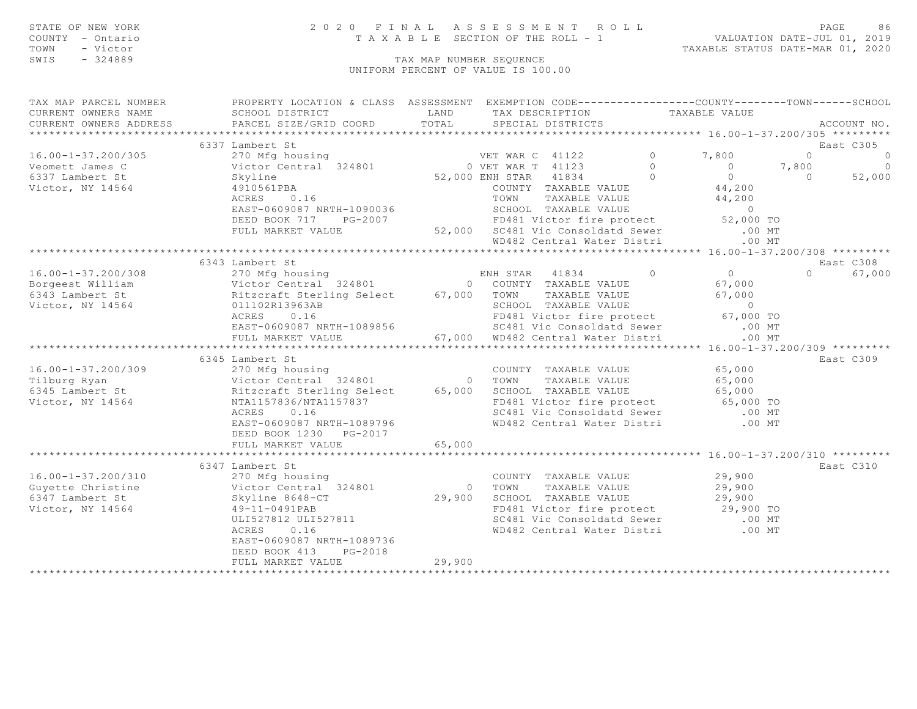STATE OF NEW YORK
COUNTY - Ontario
TOWN - Victor
SWIS - 324889

# 2020 FINAL ASSESSMENT ROLL

TAXABLE SECTION OF THE ROLL - 1

VALUATION DATE-JUL 01, 2019
TAXABLE STATUS DATE-MAR 01, 2020

TAX MAP NUMBER SEQUENCE
UNIFORM PERCENT OF VALUE IS 100.00

```
TAX MAP PARCEL NUMBER          PROPERTY LOCATION & CLASS  ASSESSMENT  EXEMPTION CODE------------------COUNTY--------TOWN------SCHOOL
CURRENT OWNERS NAME            SCHOOL DISTRICT               LAND      TAX DESCRIPTION            TAXABLE VALUE
CURRENT OWNERS ADDRESS         PARCEL SIZE/GRID COORD        TOTAL     SPECIAL DISTRICTS                                      ACCOUNT NO.
******************************************************************************************************* 16.00-1-37.200/305 *********
                          6337 Lambert St                                                                                   East C305
16.00-1-37.200/305             270 Mfg housing                      VET WAR C  41122          0        7,800           0            0
Veomett James C                Victor Central  324801             0 VET WAR T  41123          0            0       7,800            0
6337 Lambert St                Skyline                       52,000 ENH STAR   41834          0            0           0       52,000
Victor, NY 14564               4910561PBA                           COUNTY  TAXABLE VALUE              44,200
                               ACRES     0.16                       TOWN    TAXABLE VALUE              44,200
                               EAST-0609087 NRTH-1090036            SCHOOL  TAXABLE VALUE                   0
                               DEED BOOK 717     PG-2007            FD481 Victor fire protect          52,000 TO
                               FULL MARKET VALUE             52,000  SC481 Vic Consoldatd Sewer            .00 MT
                                                                    WD482 Central Water Distri            .00 MT
******************************************************************************************************* 16.00-1-37.200/308 *********
                          6343 Lambert St                                                                                   East C308
16.00-1-37.200/308             270 Mfg housing                      ENH STAR   41834          0            0           0       67,000
Borgeest William               Victor Central  324801             0  COUNTY  TAXABLE VALUE              67,000
6343 Lambert St                Ritzcraft Sterling Select     67,000  TOWN    TAXABLE VALUE              67,000
Victor, NY 14564               011102R13963AB                       SCHOOL  TAXABLE VALUE                   0
                               ACRES     0.16                       FD481 Victor fire protect          67,000 TO
                               EAST-0609087 NRTH-1089856            SC481 Vic Consoldatd Sewer            .00 MT
                               FULL MARKET VALUE             67,000  WD482 Central Water Distri            .00 MT
******************************************************************************************************* 16.00-1-37.200/309 *********
                          6345 Lambert St                                                                                   East C309
16.00-1-37.200/309             270 Mfg housing                      COUNTY  TAXABLE VALUE              65,000
Tilburg Ryan                   Victor Central  324801             0  TOWN    TAXABLE VALUE              65,000
6345 Lambert St                Ritzcraft Sterling Select     65,000  SCHOOL  TAXABLE VALUE              65,000
Victor, NY 14564               NTA1157836/NTA1157837                FD481 Victor fire protect          65,000 TO
                               ACRES     0.16                       SC481 Vic Consoldatd Sewer            .00 MT
                               EAST-0609087 NRTH-1089796            WD482 Central Water Distri            .00 MT
                               DEED BOOK 1230    PG-2017
                               FULL MARKET VALUE             65,000
******************************************************************************************************* 16.00-1-37.200/310 *********
                          6347 Lambert St                                                                                   East C310
16.00-1-37.200/310             270 Mfg housing                      COUNTY  TAXABLE VALUE              29,900
Guyette Christine              Victor Central  324801             0  TOWN    TAXABLE VALUE              29,900
6347 Lambert St                Skyline 8648-CT               29,900  SCHOOL  TAXABLE VALUE              29,900
Victor, NY 14564               49-11-0491PAB                        FD481 Victor fire protect          29,900 TO
                               ULI527812 ULI527811                  SC481 Vic Consoldatd Sewer            .00 MT
                               ACRES     0.16                       WD482 Central Water Distri            .00 MT
                               EAST-0609087 NRTH-1089736
                               DEED BOOK 413     PG-2018
                               FULL MARKET VALUE             29,900
************************************************************************************************************************************
```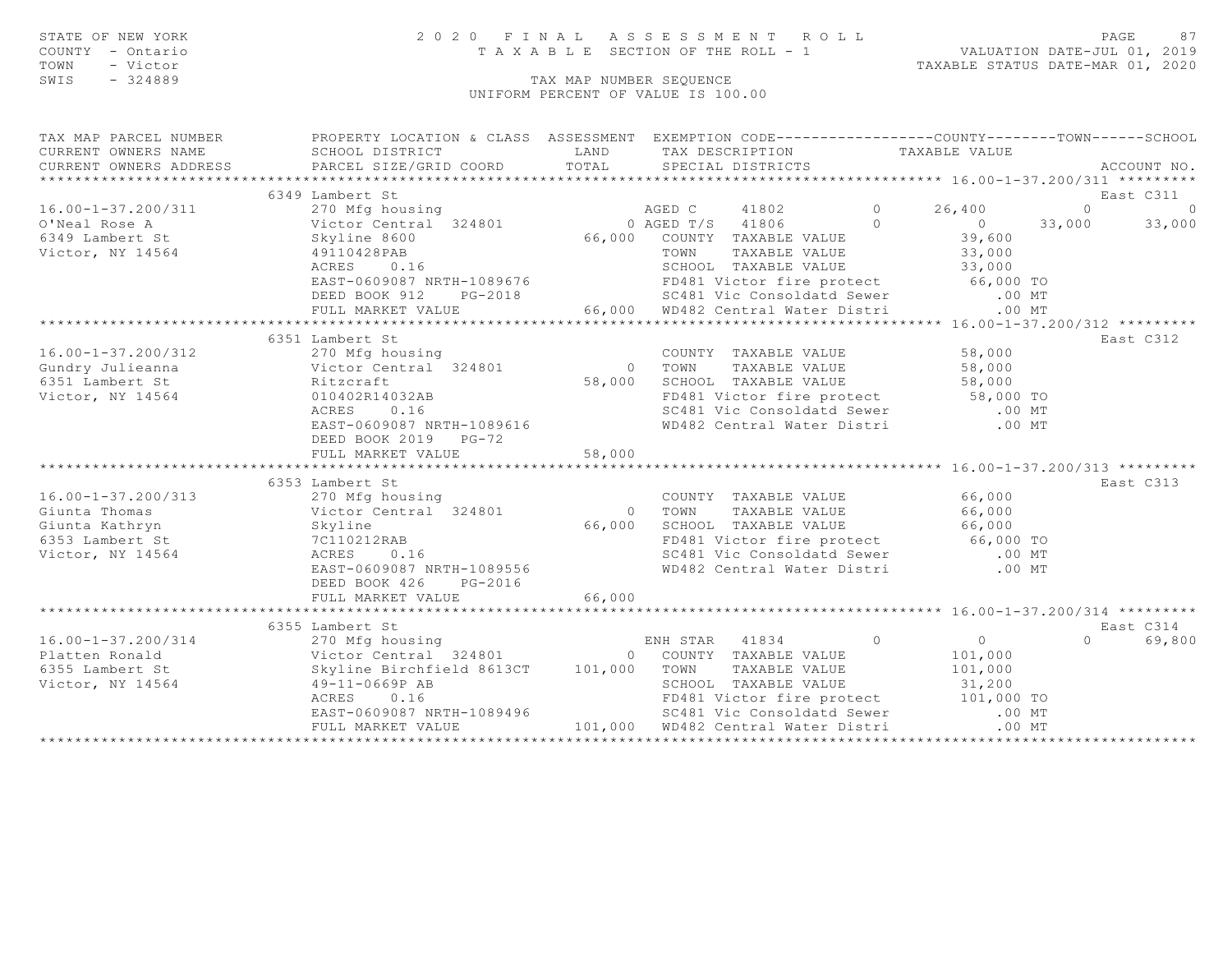STATE OF NEW YORK
COUNTY - Ontario
TOWN - Victor
SWIS - 324889

2020 FINAL ASSESSMENT ROLL
TAXABLE SECTION OF THE ROLL - 1
TAX MAP NUMBER SEQUENCE
UNIFORM PERCENT OF VALUE IS 100.00

VALUATION DATE-JUL 01, 2019
TAXABLE STATUS DATE-MAR 01, 2020

| TAX MAP PARCEL NUMBER / CURRENT OWNERS NAME / CURRENT OWNERS ADDRESS | PROPERTY LOCATION & CLASS / SCHOOL DISTRICT / PARCEL SIZE/GRID COORD | ASSESSMENT LAND / TOTAL | EXEMPTION CODE / TAX DESCRIPTION / SPECIAL DISTRICTS | COUNTY TAXABLE VALUE | TOWN | SCHOOL / ACCOUNT NO. |
|---|---|---|---|---|---|---|
| **16.00-1-37.200/311** | 6349 Lambert St | | | | | East C311 |
| 16.00-1-37.200/311 | 270 Mfg housing | | AGED C 41802 0 | 26,400 | 0 | 0 |
| O'Neal Rose A | Victor Central 324801 | 0 | AGED T/S 41806 0 | 0 | 33,000 | 33,000 |
| 6349 Lambert St | Skyline 8600 | 66,000 | COUNTY TAXABLE VALUE | 39,600 | | |
| Victor, NY 14564 | 49110428PAB | | TOWN TAXABLE VALUE | 33,000 | | |
| | ACRES 0.16 | | SCHOOL TAXABLE VALUE | 33,000 | | |
| | EAST-0609087 NRTH-1089676 | | FD481 Victor fire protect | 66,000 TO | | |
| | DEED BOOK 912 PG-2018 | | SC481 Vic Consoldatd Sewer | .00 MT | | |
| | FULL MARKET VALUE | 66,000 | WD482 Central Water Distri | .00 MT | | |
| **16.00-1-37.200/312** | 6351 Lambert St | | | | | East C312 |
| 16.00-1-37.200/312 | 270 Mfg housing | | COUNTY TAXABLE VALUE | 58,000 | | |
| Gundry Julieanna | Victor Central 324801 | 0 | TOWN TAXABLE VALUE | 58,000 | | |
| 6351 Lambert St | Ritzcraft | 58,000 | SCHOOL TAXABLE VALUE | 58,000 | | |
| Victor, NY 14564 | 010402R14032AB | | FD481 Victor fire protect | 58,000 TO | | |
| | ACRES 0.16 | | SC481 Vic Consoldatd Sewer | .00 MT | | |
| | EAST-0609087 NRTH-1089616 | | WD482 Central Water Distri | .00 MT | | |
| | DEED BOOK 2019 PG-72 | | | | | |
| | FULL MARKET VALUE | 58,000 | | | | |
| **16.00-1-37.200/313** | 6353 Lambert St | | | | | East C313 |
| 16.00-1-37.200/313 | 270 Mfg housing | | COUNTY TAXABLE VALUE | 66,000 | | |
| Giunta Thomas | Victor Central 324801 | 0 | TOWN TAXABLE VALUE | 66,000 | | |
| Giunta Kathryn | Skyline | 66,000 | SCHOOL TAXABLE VALUE | 66,000 | | |
| 6353 Lambert St | 7C110212RAB | | FD481 Victor fire protect | 66,000 TO | | |
| Victor, NY 14564 | ACRES 0.16 | | SC481 Vic Consoldatd Sewer | .00 MT | | |
| | EAST-0609087 NRTH-1089556 | | WD482 Central Water Distri | .00 MT | | |
| | DEED BOOK 426 PG-2016 | | | | | |
| | FULL MARKET VALUE | 66,000 | | | | |
| **16.00-1-37.200/314** | 6355 Lambert St | | | | | East C314 |
| 16.00-1-37.200/314 | 270 Mfg housing | | ENH STAR 41834 0 | 0 | 0 | 69,800 |
| Platten Ronald | Victor Central 324801 | 0 | COUNTY TAXABLE VALUE | 101,000 | | |
| 6355 Lambert St | Skyline Birchfield 8613CT | 101,000 | TOWN TAXABLE VALUE | 101,000 | | |
| Victor, NY 14564 | 49-11-0669P AB | | SCHOOL TAXABLE VALUE | 31,200 | | |
| | ACRES 0.16 | | FD481 Victor fire protect | 101,000 TO | | |
| | EAST-0609087 NRTH-1089496 | | SC481 Vic Consoldatd Sewer | .00 MT | | |
| | FULL MARKET VALUE | 101,000 | WD482 Central Water Distri | .00 MT | | |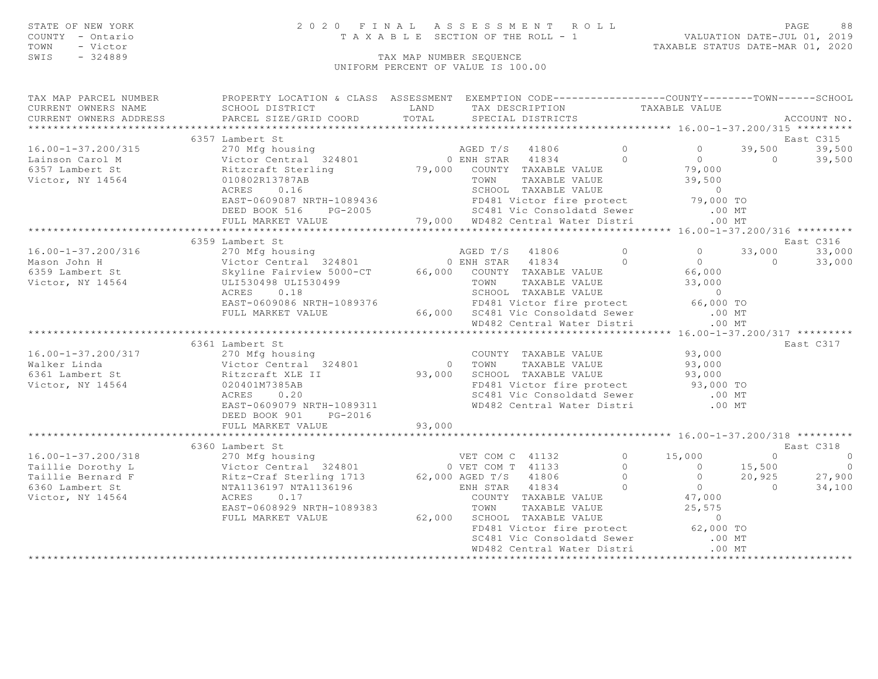STATE OF NEW YORK
COUNTY - Ontario
TOWN - Victor
SWIS - 324889

2020 FINAL ASSESSMENT ROLL
TAXABLE SECTION OF THE ROLL - 1

VALUATION DATE-JUL 01, 2019
TAXABLE STATUS DATE-MAR 01, 2020

TAX MAP NUMBER SEQUENCE
UNIFORM PERCENT OF VALUE IS 100.00

```
TAX MAP PARCEL NUMBER          PROPERTY LOCATION & CLASS  ASSESSMENT  EXEMPTION CODE------------------COUNTY--------TOWN------SCHOOL
CURRENT OWNERS NAME            SCHOOL DISTRICT               LAND      TAX DESCRIPTION            TAXABLE VALUE
CURRENT OWNERS ADDRESS         PARCEL SIZE/GRID COORD        TOTAL     SPECIAL DISTRICTS                                        ACCOUNT NO.
*********************************************************************************************** 16.00-1-37.200/315 *********
                         6357 Lambert St                                                                                  East C315
16.00-1-37.200/315             270 Mfg housing                    AGED T/S  41806          0           0      39,500     39,500
Lainson Carol M                Victor Central  324801           0 ENH STAR  41834          0           0           0     39,500
6357 Lambert St                Ritzcraft Sterling          79,000    COUNTY  TAXABLE VALUE            79,000
Victor, NY 14564               010802R13787AB                        TOWN    TAXABLE VALUE            39,500
                               ACRES     0.16                        SCHOOL  TAXABLE VALUE                 0
                               EAST-0609087 NRTH-1089436             FD481 Victor fire protect         79,000 TO
                               DEED BOOK 516     PG-2005             SC481 Vic Consoldatd Sewer           .00 MT
                               FULL MARKET VALUE           79,000    WD482 Central Water Distri           .00 MT
*********************************************************************************************** 16.00-1-37.200/316 *********
                         6359 Lambert St                                                                                  East C316
16.00-1-37.200/316             270 Mfg housing                    AGED T/S  41806          0           0      33,000     33,000
Mason John H                   Victor Central  324801           0 ENH STAR  41834          0           0           0     33,000
6359 Lambert St                Skyline Fairview 5000-CT    66,000    COUNTY  TAXABLE VALUE            66,000
Victor, NY 14564               ULI530498 ULI530499                   TOWN    TAXABLE VALUE            33,000
                               ACRES     0.18                        SCHOOL  TAXABLE VALUE                 0
                               EAST-0609086 NRTH-1089376             FD481 Victor fire protect         66,000 TO
                               FULL MARKET VALUE           66,000    SC481 Vic Consoldatd Sewer           .00 MT
                                                                     WD482 Central Water Distri           .00 MT
*********************************************************************************************** 16.00-1-37.200/317 *********
                         6361 Lambert St                                                                                  East C317
16.00-1-37.200/317             270 Mfg housing                       COUNTY  TAXABLE VALUE            93,000
Walker Linda                   Victor Central  324801           0    TOWN    TAXABLE VALUE            93,000
6361 Lambert St                Ritzcraft XLE II            93,000    SCHOOL  TAXABLE VALUE            93,000
Victor, NY 14564               020401M7385AB                         FD481 Victor fire protect         93,000 TO
                               ACRES     0.20                        SC481 Vic Consoldatd Sewer           .00 MT
                               EAST-0609079 NRTH-1089311             WD482 Central Water Distri           .00 MT
                               DEED BOOK 901     PG-2016
                               FULL MARKET VALUE           93,000
*********************************************************************************************** 16.00-1-37.200/318 *********
                         6360 Lambert St                                                                                  East C318
16.00-1-37.200/318             270 Mfg housing                    VET COM C 41132          0      15,000           0          0
Taillie Dorothy L              Victor Central  324801           0 VET COM T 41133          0           0      15,500          0
Taillie Bernard F              Ritz-Craf Sterling 1713     62,000 AGED T/S  41806          0           0      20,925     27,900
6360 Lambert St                NTA1136197 NTA1136196                 ENH STAR  41834       0           0           0     34,100
Victor, NY 14564               ACRES     0.17                        COUNTY  TAXABLE VALUE            47,000
                               EAST-0608929 NRTH-1089383             TOWN    TAXABLE VALUE            25,575
                               FULL MARKET VALUE           62,000    SCHOOL  TAXABLE VALUE                 0
                                                                     FD481 Victor fire protect         62,000 TO
                                                                     SC481 Vic Consoldatd Sewer           .00 MT
                                                                     WD482 Central Water Distri           .00 MT
*****************************************************************************************************************************
```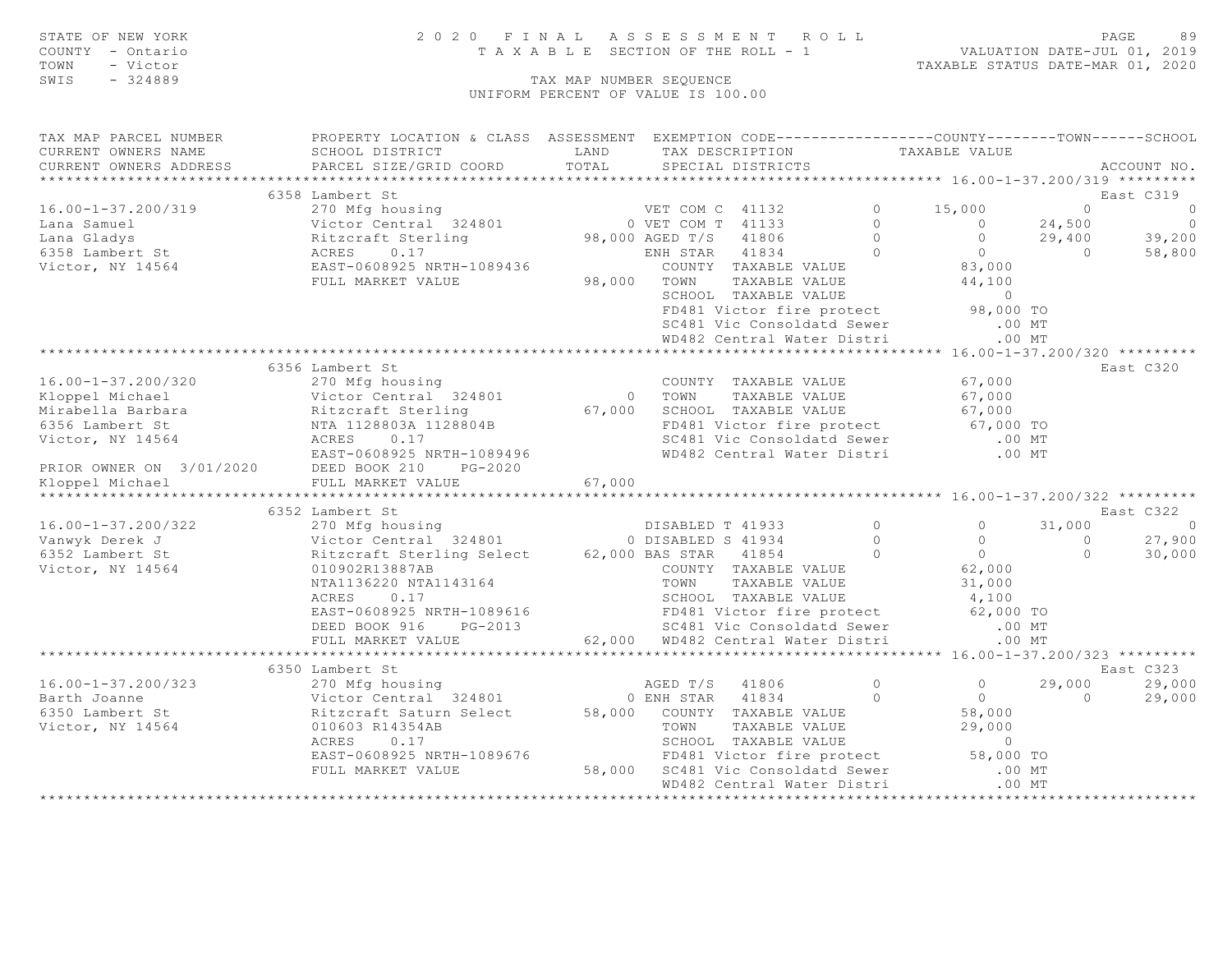STATE OF NEW YORK
COUNTY - Ontario
TOWN - Victor
SWIS - 324889

2020 FINAL ASSESSMENT ROLL
TAXABLE SECTION OF THE ROLL - 1
TAX MAP NUMBER SEQUENCE
UNIFORM PERCENT OF VALUE IS 100.00

VALUATION DATE-JUL 01, 2019
TAXABLE STATUS DATE-MAR 01, 2020

```
TAX MAP PARCEL NUMBER        PROPERTY LOCATION & CLASS  ASSESSMENT  EXEMPTION CODE------------------COUNTY--------TOWN------SCHOOL
CURRENT OWNERS NAME          SCHOOL DISTRICT              LAND      TAX DESCRIPTION            TAXABLE VALUE
CURRENT OWNERS ADDRESS       PARCEL SIZE/GRID COORD       TOTAL     SPECIAL DISTRICTS                                       ACCOUNT NO.
******************************************************************************************** 16.00-1-37.200/319 *********
                             6358 Lambert St                                                                            East C319
16.00-1-37.200/319           270 Mfg housing                       VET COM C  41132         0      15,000          0           0
Lana Samuel                  Victor Central  324801            0 VET COM T  41133         0           0     24,500           0
Lana Gladys                  Ritzcraft Sterling           98,000 AGED T/S   41806         0           0     29,400      39,200
6358 Lambert St              ACRES     0.17                      ENH STAR   41834         0           0          0      58,800
Victor, NY 14564             EAST-0608925 NRTH-1089436             COUNTY  TAXABLE VALUE             83,000
                             FULL MARKET VALUE              98,000  TOWN    TAXABLE VALUE             44,100
                                                                   SCHOOL  TAXABLE VALUE                  0
                                                                   FD481 Victor fire protect          98,000 TO
                                                                   SC481 Vic Consoldatd Sewer            .00 MT
                                                                   WD482 Central Water Distri            .00 MT
******************************************************************************************** 16.00-1-37.200/320 *********
                             6356 Lambert St                                                                            East C320
16.00-1-37.200/320           270 Mfg housing                       COUNTY  TAXABLE VALUE             67,000
Kloppel Michael              Victor Central  324801            0   TOWN    TAXABLE VALUE             67,000
Mirabella Barbara            Ritzcraft Sterling           67,000   SCHOOL  TAXABLE VALUE             67,000
6356 Lambert St              NTA 1128803A 1128804B                 FD481 Victor fire protect          67,000 TO
Victor, NY 14564             ACRES     0.17                        SC481 Vic Consoldatd Sewer            .00 MT
                             EAST-0608925 NRTH-1089496             WD482 Central Water Distri            .00 MT
PRIOR OWNER ON 3/01/2020     DEED BOOK 210     PG-2020
Kloppel Michael              FULL MARKET VALUE              67,000
******************************************************************************************** 16.00-1-37.200/322 *********
                             6352 Lambert St                                                                            East C322
16.00-1-37.200/322           270 Mfg housing                       DISABLED T 41933         0           0     31,000           0
Vanwyk Derek J               Victor Central  324801            0 DISABLED S 41934         0           0          0      27,900
6352 Lambert St              Ritzcraft Sterling Select    62,000 BAS STAR   41854         0           0          0      30,000
Victor, NY 14564             010902R13887AB                        COUNTY  TAXABLE VALUE             62,000
                             NTA1136220 NTA1143164                 TOWN    TAXABLE VALUE             31,000
                             ACRES     0.17                        SCHOOL  TAXABLE VALUE              4,100
                             EAST-0608925 NRTH-1089616             FD481 Victor fire protect          62,000 TO
                             DEED BOOK 916     PG-2013             SC481 Vic Consoldatd Sewer            .00 MT
                             FULL MARKET VALUE              62,000 WD482 Central Water Distri            .00 MT
******************************************************************************************** 16.00-1-37.200/323 *********
                             6350 Lambert St                                                                            East C323
16.00-1-37.200/323           270 Mfg housing                       AGED T/S   41806         0           0     29,000      29,000
Barth Joanne                 Victor Central  324801            0 ENH STAR   41834         0           0          0      29,000
6350 Lambert St              Ritzcraft Saturn Select      58,000   COUNTY  TAXABLE VALUE             58,000
Victor, NY 14564             010603 R14354AB                       TOWN    TAXABLE VALUE             29,000
                             ACRES     0.17                        SCHOOL  TAXABLE VALUE                  0
                             EAST-0608925 NRTH-1089676             FD481 Victor fire protect          58,000 TO
                             FULL MARKET VALUE              58,000 SC481 Vic Consoldatd Sewer            .00 MT
                                                                   WD482 Central Water Distri            .00 MT
****************************************************************************************************************************
```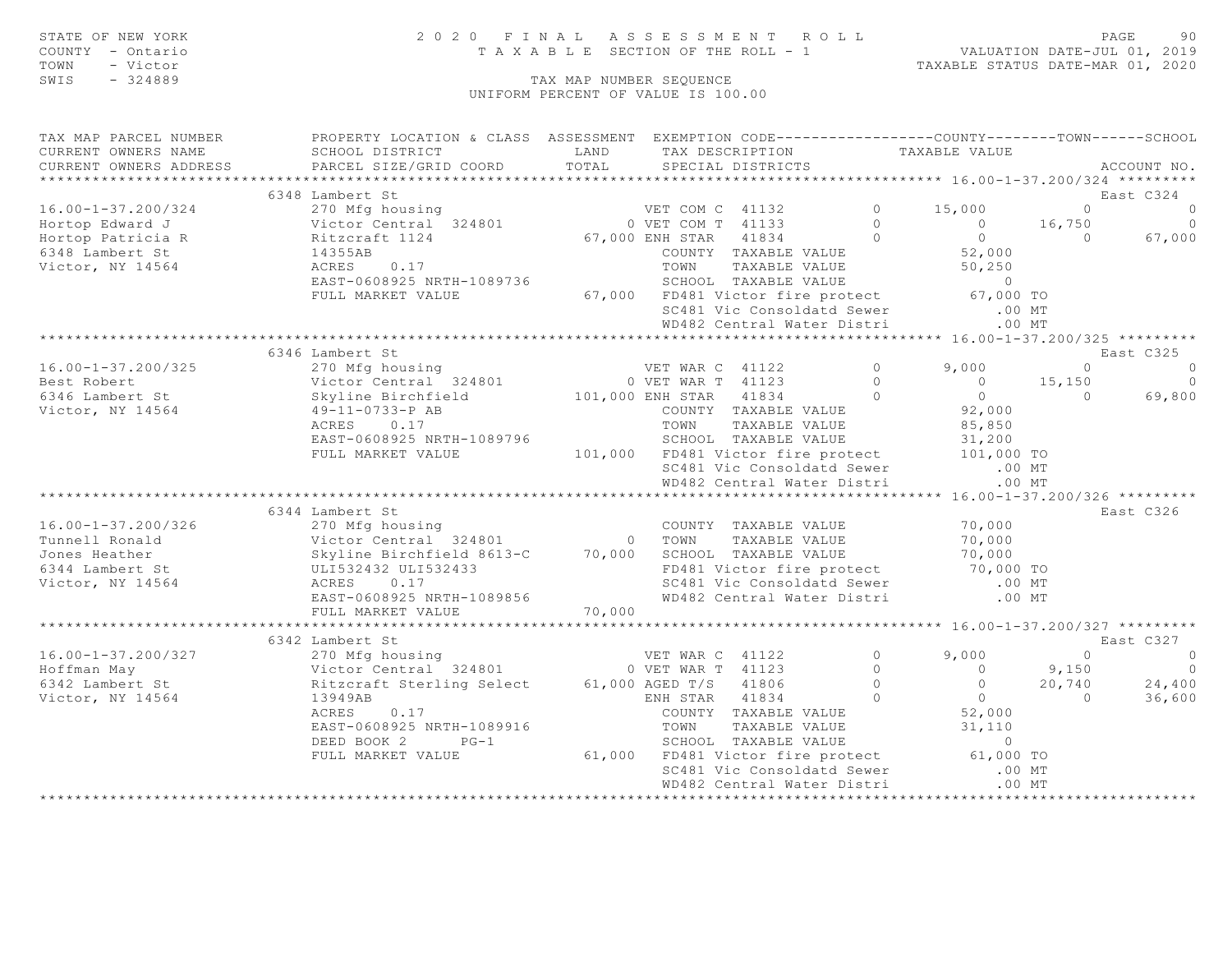STATE OF NEW YORK
COUNTY - Ontario
TOWN - Victor
SWIS - 324889

# 2020 FINAL ASSESSMENT ROLL

TAXABLE SECTION OF THE ROLL - 1

VALUATION DATE-JUL 01, 2019
TAXABLE STATUS DATE-MAR 01, 2020

TAX MAP NUMBER SEQUENCE
UNIFORM PERCENT OF VALUE IS 100.00

| TAX MAP PARCEL NUMBER / CURRENT OWNERS NAME / CURRENT OWNERS ADDRESS | PROPERTY LOCATION & CLASS / SCHOOL DISTRICT / PARCEL SIZE/GRID COORD | ASSESSMENT LAND / TOTAL | EXEMPTION CODE / TAX DESCRIPTION / SPECIAL DISTRICTS | COUNTY TAXABLE VALUE | TOWN | SCHOOL | ACCOUNT NO. |
|---|---|---|---|---|---|---|---|
| **16.00-1-37.200/324** | 6348 Lambert St | | | | | | East C324 |
| 16.00-1-37.200/324 | 270 Mfg housing | | VET COM C 41132 0 | 15,000 | 0 | 0 | |
| Hortop Edward J | Victor Central 324801 | 0 | VET COM T 41133 0 | 0 | 16,750 | 0 | |
| Hortop Patricia R | Ritzcraft 1124 | 67,000 | ENH STAR 41834 0 | 0 | 0 | 67,000 | |
| 6348 Lambert St | 14355AB | | COUNTY TAXABLE VALUE | 52,000 | | | |
| Victor, NY 14564 | ACRES 0.17 | | TOWN TAXABLE VALUE | 50,250 | | | |
| | EAST-0608925 NRTH-1089736 | | SCHOOL TAXABLE VALUE | 0 | | | |
| | FULL MARKET VALUE | 67,000 | FD481 Victor fire protect | 67,000 TO | | | |
| | | | SC481 Vic Consoldatd Sewer | .00 MT | | | |
| | | | WD482 Central Water Distri | .00 MT | | | |
| **16.00-1-37.200/325** | 6346 Lambert St | | | | | | East C325 |
| 16.00-1-37.200/325 | 270 Mfg housing | | VET WAR C 41122 0 | 9,000 | 0 | 0 | |
| Best Robert | Victor Central 324801 | 0 | VET WAR T 41123 0 | 0 | 15,150 | 0 | |
| 6346 Lambert St | Skyline Birchfield | 101,000 | ENH STAR 41834 0 | 0 | 0 | 69,800 | |
| Victor, NY 14564 | 49-11-0733-P AB | | COUNTY TAXABLE VALUE | 92,000 | | | |
| | ACRES 0.17 | | TOWN TAXABLE VALUE | 85,850 | | | |
| | EAST-0608925 NRTH-1089796 | | SCHOOL TAXABLE VALUE | 31,200 | | | |
| | FULL MARKET VALUE | 101,000 | FD481 Victor fire protect | 101,000 TO | | | |
| | | | SC481 Vic Consoldatd Sewer | .00 MT | | | |
| | | | WD482 Central Water Distri | .00 MT | | | |
| **16.00-1-37.200/326** | 6344 Lambert St | | | | | | East C326 |
| 16.00-1-37.200/326 | 270 Mfg housing | | COUNTY TAXABLE VALUE | 70,000 | | | |
| Tunnell Ronald | Victor Central 324801 | 0 | TOWN TAXABLE VALUE | 70,000 | | | |
| Jones Heather | Skyline Birchfield 8613-C | 70,000 | SCHOOL TAXABLE VALUE | 70,000 | | | |
| 6344 Lambert St | ULI532432 ULI532433 | | FD481 Victor fire protect | 70,000 TO | | | |
| Victor, NY 14564 | ACRES 0.17 | | SC481 Vic Consoldatd Sewer | .00 MT | | | |
| | EAST-0608925 NRTH-1089856 | | WD482 Central Water Distri | .00 MT | | | |
| | FULL MARKET VALUE | 70,000 | | | | | |
| **16.00-1-37.200/327** | 6342 Lambert St | | | | | | East C327 |
| 16.00-1-37.200/327 | 270 Mfg housing | | VET WAR C 41122 0 | 9,000 | 0 | 0 | |
| Hoffman May | Victor Central 324801 | 0 | VET WAR T 41123 0 | 0 | 9,150 | 0 | |
| 6342 Lambert St | Ritzcraft Sterling Select | 61,000 | AGED T/S 41806 0 | 0 | 20,740 | 24,400 | |
| Victor, NY 14564 | 13949AB | | ENH STAR 41834 0 | 0 | 0 | 36,600 | |
| | ACRES 0.17 | | COUNTY TAXABLE VALUE | 52,000 | | | |
| | EAST-0608925 NRTH-1089916 | | TOWN TAXABLE VALUE | 31,110 | | | |
| | DEED BOOK 2 PG-1 | | SCHOOL TAXABLE VALUE | 0 | | | |
| | FULL MARKET VALUE | 61,000 | FD481 Victor fire protect | 61,000 TO | | | |
| | | | SC481 Vic Consoldatd Sewer | .00 MT | | | |
| | | | WD482 Central Water Distri | .00 MT | | | |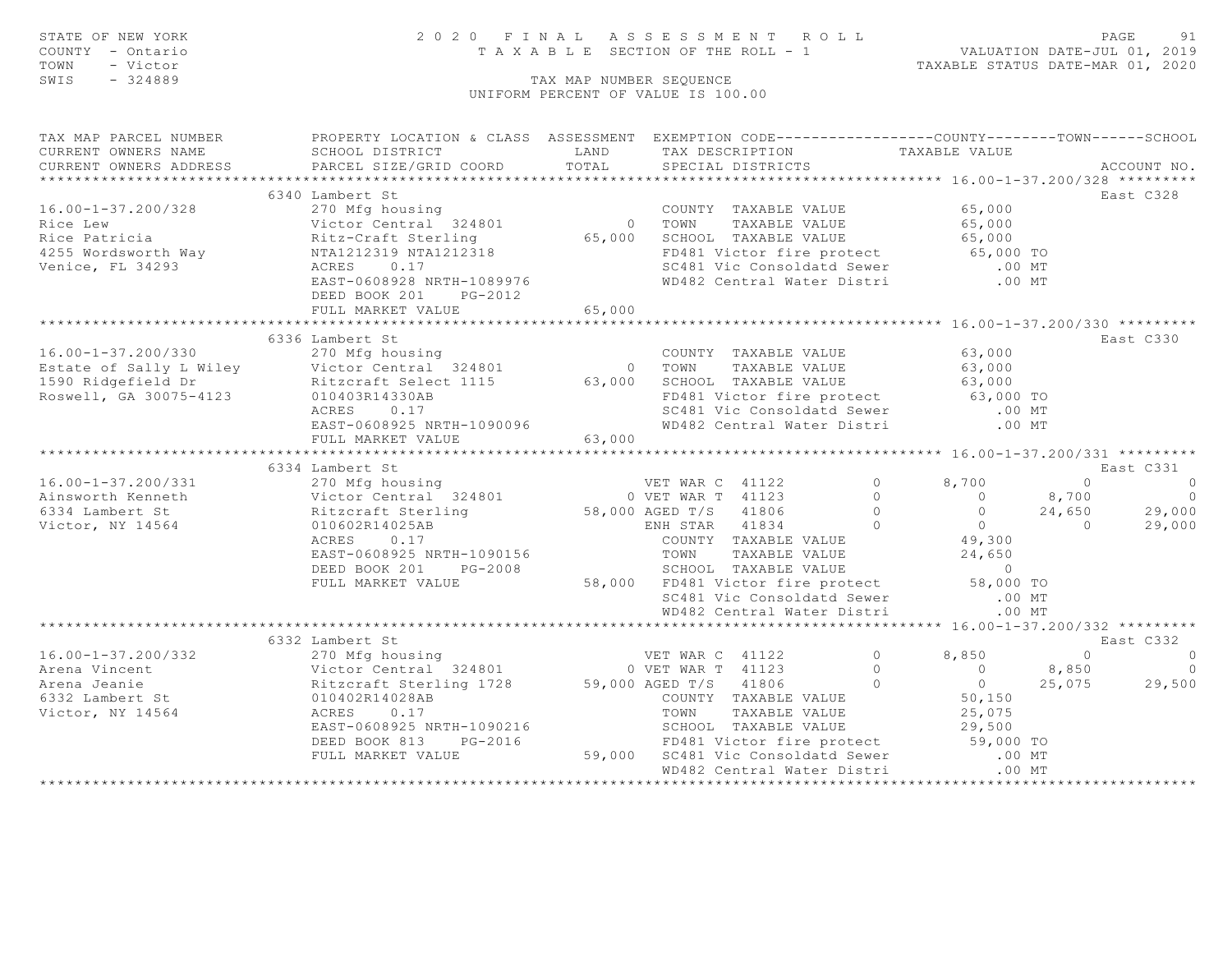STATE OF NEW YORK
COUNTY - Ontario
TOWN - Victor
SWIS - 324889

2020 FINAL ASSESSMENT ROLL
TAXABLE SECTION OF THE ROLL - 1
TAX MAP NUMBER SEQUENCE
UNIFORM PERCENT OF VALUE IS 100.00

VALUATION DATE-JUL 01, 2019
TAXABLE STATUS DATE-MAR 01, 2020

```
TAX MAP PARCEL NUMBER      PROPERTY LOCATION & CLASS  ASSESSMENT  EXEMPTION CODE------------------COUNTY--------TOWN------SCHOOL
CURRENT OWNERS NAME        SCHOOL DISTRICT              LAND      TAX DESCRIPTION            TAXABLE VALUE
CURRENT OWNERS ADDRESS     PARCEL SIZE/GRID COORD      TOTAL      SPECIAL DISTRICTS                                    ACCOUNT NO.
****************************************************************************************** 16.00-1-37.200/328 *********
                           6340 Lambert St                                                                          East C328
16.00-1-37.200/328         270 Mfg housing                        COUNTY  TAXABLE VALUE             65,000
Rice Lew                   Victor Central  324801          0      TOWN    TAXABLE VALUE             65,000
Rice Patricia              Ritz-Craft Sterling        65,000      SCHOOL  TAXABLE VALUE             65,000
4255 Wordsworth Way        NTA1212319 NTA1212318                  FD481 Victor fire protect         65,000 TO
Venice, FL 34293           ACRES    0.17                          SC481 Vic Consoldatd Sewer           .00 MT
                           EAST-0608928 NRTH-1089976              WD482 Central Water Distri           .00 MT
                           DEED BOOK 201    PG-2012
                           FULL MARKET VALUE           65,000
****************************************************************************************** 16.00-1-37.200/330 *********
                           6336 Lambert St                                                                          East C330
16.00-1-37.200/330         270 Mfg housing                        COUNTY  TAXABLE VALUE             63,000
Estate of Sally L Wiley    Victor Central  324801          0      TOWN    TAXABLE VALUE             63,000
1590 Ridgefield Dr         Ritzcraft Select 1115      63,000      SCHOOL  TAXABLE VALUE             63,000
Roswell, GA 30075-4123     010403R14330AB                         FD481 Victor fire protect         63,000 TO
                           ACRES    0.17                          SC481 Vic Consoldatd Sewer           .00 MT
                           EAST-0608925 NRTH-1090096              WD482 Central Water Distri           .00 MT
                           FULL MARKET VALUE           63,000
****************************************************************************************** 16.00-1-37.200/331 *********
                           6334 Lambert St                                                                          East C331
16.00-1-37.200/331         270 Mfg housing                        VET WAR C  41122        0      8,700         0            0
Ainsworth Kenneth          Victor Central  324801          0 VET WAR T  41123             0          0     8,700            0
6334 Lambert St            Ritzcraft Sterling         58,000 AGED T/S  41806              0          0    24,650       29,000
Victor, NY 14564           010602R14025AB                         ENH STAR  41834         0          0         0       29,000
                           ACRES    0.17                          COUNTY  TAXABLE VALUE             49,300
                           EAST-0608925 NRTH-1090156              TOWN    TAXABLE VALUE             24,650
                           DEED BOOK 201    PG-2008               SCHOOL  TAXABLE VALUE                  0
                           FULL MARKET VALUE           58,000     FD481 Victor fire protect         58,000 TO
                                                                  SC481 Vic Consoldatd Sewer           .00 MT
                                                                  WD482 Central Water Distri           .00 MT
****************************************************************************************** 16.00-1-37.200/332 *********
                           6332 Lambert St                                                                          East C332
16.00-1-37.200/332         270 Mfg housing                        VET WAR C  41122        0      8,850         0            0
Arena Vincent              Victor Central  324801          0 VET WAR T  41123             0          0     8,850            0
Arena Jeanie               Ritzcraft Sterling 1728    59,000 AGED T/S  41806              0          0    25,075       29,500
6332 Lambert St            010402R14028AB                         COUNTY  TAXABLE VALUE             50,150
Victor, NY 14564           ACRES    0.17                          TOWN    TAXABLE VALUE             25,075
                           EAST-0608925 NRTH-1090216              SCHOOL  TAXABLE VALUE             29,500
                           DEED BOOK 813    PG-2016               FD481 Victor fire protect         59,000 TO
                           FULL MARKET VALUE           59,000     SC481 Vic Consoldatd Sewer           .00 MT
                                                                  WD482 Central Water Distri           .00 MT
************************************************************************************************************************
```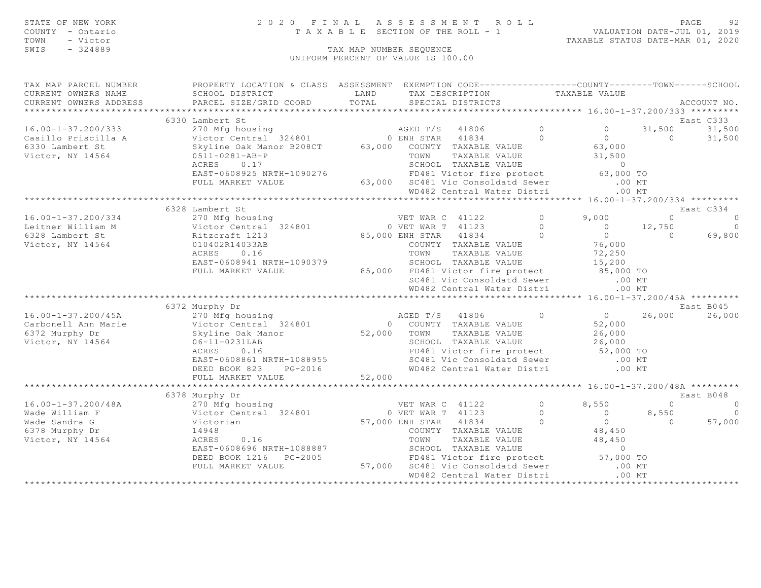STATE OF NEW YORK
COUNTY - Ontario
TOWN - Victor
SWIS - 324889

# 2020 FINAL ASSESSMENT ROLL

TAXABLE SECTION OF THE ROLL - 1

TAX MAP NUMBER SEQUENCE
UNIFORM PERCENT OF VALUE IS 100.00

VALUATION DATE-JUL 01, 2019
TAXABLE STATUS DATE-MAR 01, 2020

```
TAX MAP PARCEL NUMBER          PROPERTY LOCATION & CLASS  ASSESSMENT  EXEMPTION CODE------------------COUNTY--------TOWN------SCHOOL
CURRENT OWNERS NAME            SCHOOL DISTRICT               LAND      TAX DESCRIPTION            TAXABLE VALUE
CURRENT OWNERS ADDRESS         PARCEL SIZE/GRID COORD        TOTAL     SPECIAL DISTRICTS                                    ACCOUNT NO.
****************************************************************************************************** 16.00-1-37.200/333 *********
                           6330 Lambert St                                                                                East C333
16.00-1-37.200/333             270 Mfg housing                         AGED T/S   41806        0           0      31,500      31,500
Casillo Priscilla A            Victor Central  324801           0 ENH STAR   41834        0           0           0      31,500
6330 Lambert St                Skyline Oak Manor B208CT     63,000    COUNTY  TAXABLE VALUE              63,000
Victor, NY 14564               0511-0281-AB-P                         TOWN    TAXABLE VALUE              31,500
                               ACRES     0.17                         SCHOOL  TAXABLE VALUE                   0
                               EAST-0608925 NRTH-1090276              FD481 Victor fire protect          63,000 TO
                               FULL MARKET VALUE             63,000   SC481 Vic Consoldatd Sewer            .00 MT
                                                                      WD482 Central Water Distri            .00 MT
****************************************************************************************************** 16.00-1-37.200/334 *********
                           6328 Lambert St                                                                                East C334
16.00-1-37.200/334             270 Mfg housing                         VET WAR C  41122        0       9,000           0           0
Leitner William M              Victor Central  324801           0 VET WAR T  41123        0           0      12,750           0
6328 Lambert St                Ritzcraft 1213               85,000 ENH STAR   41834        0           0           0      69,800
Victor, NY 14564               010402R14033AB                         COUNTY  TAXABLE VALUE              76,000
                               ACRES     0.16                         TOWN    TAXABLE VALUE              72,250
                               EAST-0608941 NRTH-1090379              SCHOOL  TAXABLE VALUE              15,200
                               FULL MARKET VALUE             85,000   FD481 Victor fire protect          85,000 TO
                                                                      SC481 Vic Consoldatd Sewer            .00 MT
                                                                      WD482 Central Water Distri            .00 MT
****************************************************************************************************** 16.00-1-37.200/45A *********
                           6372 Murphy Dr                                                                                 East B045
16.00-1-37.200/45A             270 Mfg housing                         AGED T/S   41806        0           0      26,000      26,000
Carbonell Ann Marie            Victor Central  324801           0    COUNTY  TAXABLE VALUE              52,000
6372 Murphy Dr                 Skyline Oak Manor            52,000    TOWN    TAXABLE VALUE              26,000
Victor, NY 14564               06-11-0231LAB                          SCHOOL  TAXABLE VALUE              26,000
                               ACRES     0.16                         FD481 Victor fire protect          52,000 TO
                               EAST-0608861 NRTH-1088955              SC481 Vic Consoldatd Sewer            .00 MT
                               DEED BOOK 823     PG-2016              WD482 Central Water Distri            .00 MT
                               FULL MARKET VALUE             52,000
****************************************************************************************************** 16.00-1-37.200/48A *********
                           6378 Murphy Dr                                                                                 East B048
16.00-1-37.200/48A             270 Mfg housing                         VET WAR C  41122        0       8,550           0           0
Wade William F                 Victor Central  324801           0 VET WAR T  41123        0           0       8,550           0
Wade Sandra G                  Victorian                    57,000 ENH STAR   41834        0           0           0      57,000
6378 Murphy Dr                 14948                                  COUNTY  TAXABLE VALUE              48,450
Victor, NY 14564               ACRES     0.16                         TOWN    TAXABLE VALUE              48,450
                               EAST-0608696 NRTH-1088887              SCHOOL  TAXABLE VALUE                   0
                               DEED BOOK 1216    PG-2005              FD481 Victor fire protect          57,000 TO
                               FULL MARKET VALUE             57,000   SC481 Vic Consoldatd Sewer            .00 MT
                                                                      WD482 Central Water Distri            .00 MT
************************************************************************************************************************************
```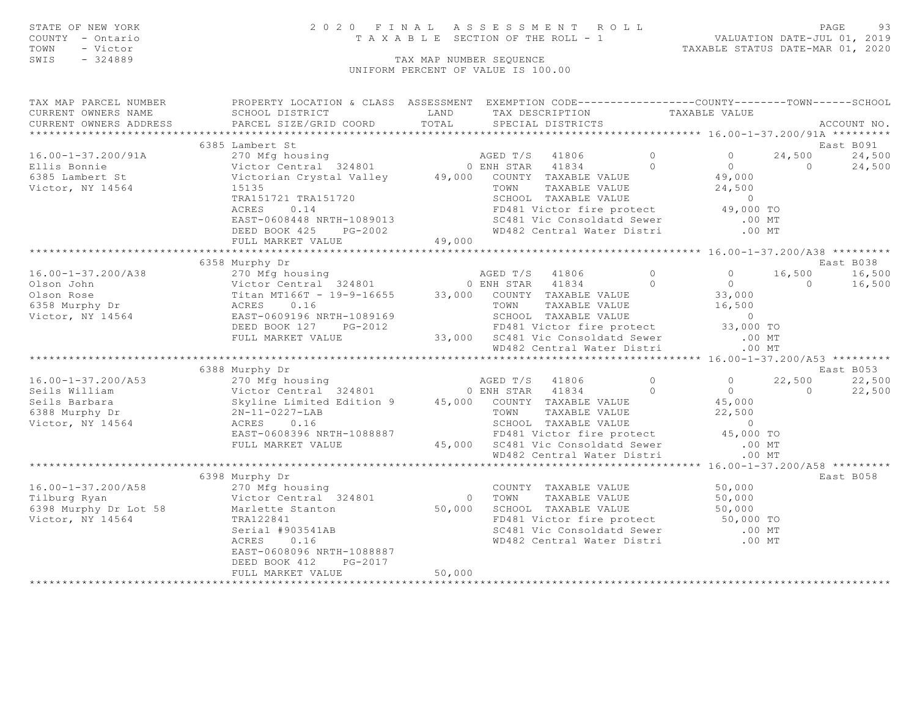STATE OF NEW YORK
COUNTY - Ontario
TOWN - Victor
SWIS - 324889

# 2020 FINAL ASSESSMENT ROLL

TAXABLE SECTION OF THE ROLL - 1

TAX MAP NUMBER SEQUENCE

UNIFORM PERCENT OF VALUE IS 100.00

VALUATION DATE-JUL 01, 2019
TAXABLE STATUS DATE-MAR 01, 2020

| TAX MAP PARCEL NUMBER / CURRENT OWNERS NAME / CURRENT OWNERS ADDRESS | PROPERTY LOCATION & CLASS / SCHOOL DISTRICT / PARCEL SIZE/GRID COORD | ASSESSMENT LAND / TOTAL | EXEMPTION CODE / TAX DESCRIPTION / SPECIAL DISTRICTS | COUNTY | TOWN | SCHOOL | ACCOUNT NO. |
|---|---|---|---|---|---|---|---|
| **16.00-1-37.200/91A** | 6385 Lambert St | | | | | | East B091 |
| 16.00-1-37.200/91A | 270 Mfg housing | | AGED T/S 41806 0 | 0 | 24,500 | 24,500 | |
| Ellis Bonnie | Victor Central 324801 | 0 | ENH STAR 41834 0 | 0 | 0 | 24,500 | |
| 6385 Lambert St | Victorian Crystal Valley | 49,000 | COUNTY TAXABLE VALUE | 49,000 | | | |
| Victor, NY 14564 | 15135 | | TOWN TAXABLE VALUE | | 24,500 | | |
| | TRA151721 TRA151720 | | SCHOOL TAXABLE VALUE | | | 0 | |
| | ACRES 0.14 | | FD481 Victor fire protect | 49,000 TO | | | |
| | EAST-0608448 NRTH-1089013 | | SC481 Vic Consoldatd Sewer | .00 MT | | | |
| | DEED BOOK 425 PG-2002 | | WD482 Central Water Distri | .00 MT | | | |
| | FULL MARKET VALUE | 49,000 | | | | | |
| **16.00-1-37.200/A38** | 6358 Murphy Dr | | | | | | East B038 |
| 16.00-1-37.200/A38 | 270 Mfg housing | | AGED T/S 41806 0 | 0 | 16,500 | 16,500 | |
| Olson John | Victor Central 324801 | 0 | ENH STAR 41834 0 | 0 | 0 | 16,500 | |
| Olson Rose | Titan MT166T - 19-9-16655 | 33,000 | COUNTY TAXABLE VALUE | 33,000 | | | |
| 6358 Murphy Dr | ACRES 0.16 | | TOWN TAXABLE VALUE | | 16,500 | | |
| Victor, NY 14564 | EAST-0609196 NRTH-1089169 | | SCHOOL TAXABLE VALUE | | | 0 | |
| | DEED BOOK 127 PG-2012 | | FD481 Victor fire protect | 33,000 TO | | | |
| | FULL MARKET VALUE | 33,000 | SC481 Vic Consoldatd Sewer | .00 MT | | | |
| | | | WD482 Central Water Distri | .00 MT | | | |
| **16.00-1-37.200/A53** | 6388 Murphy Dr | | | | | | East B053 |
| 16.00-1-37.200/A53 | 270 Mfg housing | | AGED T/S 41806 0 | 0 | 22,500 | 22,500 | |
| Seils William | Victor Central 324801 | 0 | ENH STAR 41834 0 | 0 | 0 | 22,500 | |
| Seils Barbara | Skyline Limited Edition 9 | 45,000 | COUNTY TAXABLE VALUE | 45,000 | | | |
| 6388 Murphy Dr | 2N-11-0227-LAB | | TOWN TAXABLE VALUE | | 22,500 | | |
| Victor, NY 14564 | ACRES 0.16 | | SCHOOL TAXABLE VALUE | | | 0 | |
| | EAST-0608396 NRTH-1088887 | | FD481 Victor fire protect | 45,000 TO | | | |
| | FULL MARKET VALUE | 45,000 | SC481 Vic Consoldatd Sewer | .00 MT | | | |
| | | | WD482 Central Water Distri | .00 MT | | | |
| **16.00-1-37.200/A58** | 6398 Murphy Dr | | | | | | East B058 |
| 16.00-1-37.200/A58 | 270 Mfg housing | | COUNTY TAXABLE VALUE | 50,000 | | | |
| Tilburg Ryan | Victor Central 324801 | 0 | TOWN TAXABLE VALUE | | 50,000 | | |
| 6398 Murphy Dr Lot 58 | Marlette Stanton | 50,000 | SCHOOL TAXABLE VALUE | | | 50,000 | |
| Victor, NY 14564 | TRA122841 | | FD481 Victor fire protect | 50,000 TO | | | |
| | Serial #903541AB | | SC481 Vic Consoldatd Sewer | .00 MT | | | |
| | ACRES 0.16 | | WD482 Central Water Distri | .00 MT | | | |
| | EAST-0608096 NRTH-1088887 | | | | | | |
| | DEED BOOK 412 PG-2017 | | | | | | |
| | FULL MARKET VALUE | 50,000 | | | | | |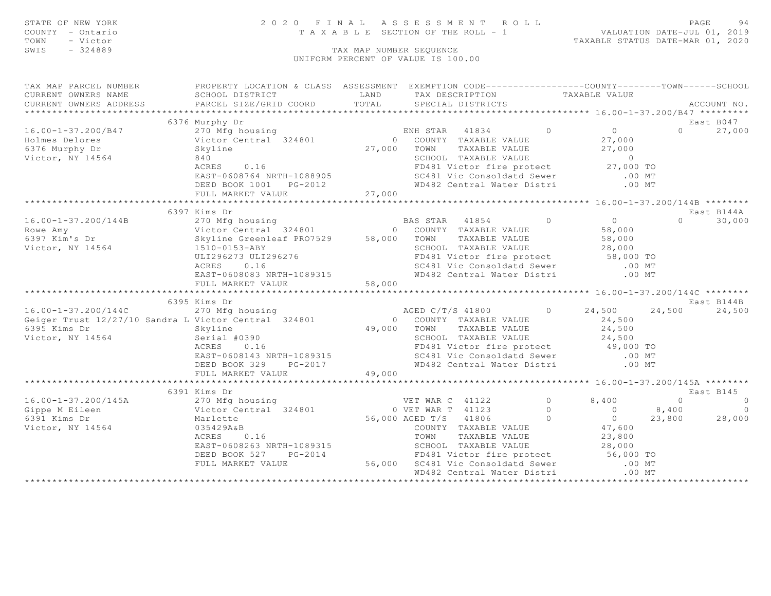STATE OF NEW YORK
COUNTY - Ontario
TOWN - Victor
SWIS - 324889

2020 FINAL ASSESSMENT ROLL
TAXABLE SECTION OF THE ROLL - 1
TAX MAP NUMBER SEQUENCE
UNIFORM PERCENT OF VALUE IS 100.00

VALUATION DATE-JUL 01, 2019
TAXABLE STATUS DATE-MAR 01, 2020

```
TAX MAP PARCEL NUMBER          PROPERTY LOCATION & CLASS  ASSESSMENT  EXEMPTION CODE------------------COUNTY--------TOWN------SCHOOL
CURRENT OWNERS NAME            SCHOOL DISTRICT               LAND      TAX DESCRIPTION            TAXABLE VALUE
CURRENT OWNERS ADDRESS         PARCEL SIZE/GRID COORD        TOTAL     SPECIAL DISTRICTS                                      ACCOUNT NO.
******************************************************************************************************* 16.00-1-37.200/B47 *********
                     6376 Murphy Dr                                                                                 East B047
16.00-1-37.200/B47             270 Mfg housing                     ENH STAR  41834         0           0             0      27,000
Holmes Delores                 Victor Central  324801          0   COUNTY  TAXABLE VALUE           27,000
6376 Murphy Dr                 Skyline                    27,000   TOWN    TAXABLE VALUE           27,000
Victor, NY 14564               840                                 SCHOOL  TAXABLE VALUE                0
                               ACRES    0.16                       FD481 Victor fire protect        27,000 TO
                               EAST-0608764 NRTH-1088905           SC481 Vic Consoldatd Sewer          .00 MT
                               DEED BOOK 1001   PG-2012            WD482 Central Water Distri          .00 MT
                               FULL MARKET VALUE          27,000
******************************************************************************************************* 16.00-1-37.200/144B ********
                     6397 Kims Dr                                                                                   East B144A
16.00-1-37.200/144B            270 Mfg housing                     BAS STAR  41854         0           0             0      30,000
Rowe Amy                       Victor Central  324801          0   COUNTY  TAXABLE VALUE           58,000
6397 Kim's Dr                  Skyline Greenleaf PRO7529  58,000   TOWN    TAXABLE VALUE           58,000
Victor, NY 14564               1510-0153-ABY                       SCHOOL  TAXABLE VALUE           28,000
                               ULI296273 ULI296276                 FD481 Victor fire protect        58,000 TO
                               ACRES    0.16                       SC481 Vic Consoldatd Sewer          .00 MT
                               EAST-0608083 NRTH-1089315           WD482 Central Water Distri          .00 MT
                               FULL MARKET VALUE          58,000
******************************************************************************************************* 16.00-1-37.200/144C ********
                     6395 Kims Dr                                                                                   East B144B
16.00-1-37.200/144C            270 Mfg housing                     AGED C/T/S 41800        0      24,500        24,500      24,500
Geiger Trust 12/27/10 Sandra L Victor Central  324801          0   COUNTY  TAXABLE VALUE           24,500
6395 Kims Dr                   Skyline                    49,000   TOWN    TAXABLE VALUE           24,500
Victor, NY 14564               Serial #0390                        SCHOOL  TAXABLE VALUE           24,500
                               ACRES    0.16                       FD481 Victor fire protect        49,000 TO
                               EAST-0608143 NRTH-1089315           SC481 Vic Consoldatd Sewer          .00 MT
                               DEED BOOK 329    PG-2017            WD482 Central Water Distri          .00 MT
                               FULL MARKET VALUE          49,000
******************************************************************************************************* 16.00-1-37.200/145A ********
                     6391 Kims Dr                                                                                   East B145
16.00-1-37.200/145A            270 Mfg housing                     VET WAR C  41122        0       8,400             0           0
Gippe M Eileen                 Victor Central  324801          0   VET WAR T  41123        0           0         8,400           0
6391 Kims Dr                   Marlette                   56,000   AGED T/S   41806        0           0        23,800      28,000
Victor, NY 14564               035429A&B                           COUNTY  TAXABLE VALUE           47,600
                               ACRES    0.16                       TOWN    TAXABLE VALUE           23,800
                               EAST-0608263 NRTH-1089315           SCHOOL  TAXABLE VALUE           28,000
                               DEED BOOK 527    PG-2014            FD481 Victor fire protect        56,000 TO
                               FULL MARKET VALUE          56,000   SC481 Vic Consoldatd Sewer          .00 MT
                                                                   WD482 Central Water Distri          .00 MT
************************************************************************************************************************************
```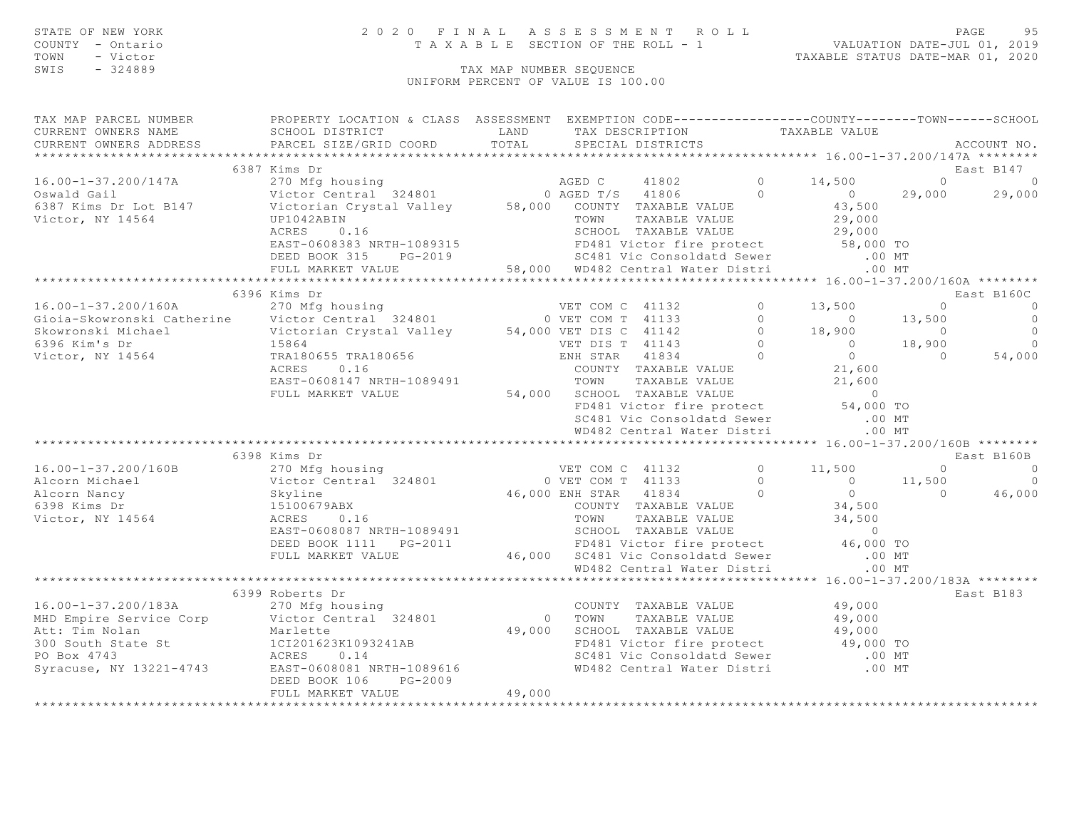STATE OF NEW YORK
COUNTY - Ontario
TOWN - Victor
SWIS - 324889

2020 FINAL ASSESSMENT ROLL
TAXABLE SECTION OF THE ROLL - 1

VALUATION DATE-JUL 01, 2019
TAXABLE STATUS DATE-MAR 01, 2020

TAX MAP NUMBER SEQUENCE
UNIFORM PERCENT OF VALUE IS 100.00

```
TAX MAP PARCEL NUMBER          PROPERTY LOCATION & CLASS  ASSESSMENT  EXEMPTION CODE------------------COUNTY--------TOWN------SCHOOL
CURRENT OWNERS NAME            SCHOOL DISTRICT              LAND      TAX DESCRIPTION            TAXABLE VALUE
CURRENT OWNERS ADDRESS         PARCEL SIZE/GRID COORD       TOTAL     SPECIAL DISTRICTS                                          ACCOUNT NO.
*********************************************************************************************** 16.00-1-37.200/147A ********
                               6387 Kims Dr                                                                                   East B147
16.00-1-37.200/147A            270 Mfg housing                        AGED C      41802          0      14,500           0            0
Oswald Gail                    Victor Central  324801               0 AGED T/S    41806          0           0      29,000       29,000
6387 Kims Dr Lot B147          Victorian Crystal Valley      58,000   COUNTY  TAXABLE VALUE             43,500
Victor, NY 14564               UP1042ABIN                             TOWN    TAXABLE VALUE             29,000
                               ACRES     0.16                         SCHOOL  TAXABLE VALUE             29,000
                               EAST-0608383 NRTH-1089315              FD481 Victor fire protect          58,000 TO
                               DEED BOOK 315     PG-2019              SC481 Vic Consoldatd Sewer           .00 MT
                               FULL MARKET VALUE              58,000  WD482 Central Water Distri           .00 MT
*********************************************************************************************** 16.00-1-37.200/160A ********
                               6396 Kims Dr                                                                                   East B160C
16.00-1-37.200/160A            270 Mfg housing                        VET COM C  41132           0      13,500           0            0
Gioia-Skowronski Catherine     Victor Central  324801               0 VET COM T  41133           0           0      13,500            0
Skowronski Michael             Victorian Crystal Valley      54,000 VET DIS C  41142           0      18,900           0            0
6396 Kim's Dr                  15864                                  VET DIS T  41143           0           0      18,900            0
Victor, NY 14564               TRA180655 TRA180656                    ENH STAR   41834           0           0           0       54,000
                               ACRES     0.16                         COUNTY  TAXABLE VALUE             21,600
                               EAST-0608147 NRTH-1089491              TOWN    TAXABLE VALUE             21,600
                               FULL MARKET VALUE              54,000  SCHOOL  TAXABLE VALUE                  0
                                                                      FD481 Victor fire protect          54,000 TO
                                                                      SC481 Vic Consoldatd Sewer           .00 MT
                                                                      WD482 Central Water Distri           .00 MT
*********************************************************************************************** 16.00-1-37.200/160B ********
                               6398 Kims Dr                                                                                   East B160B
16.00-1-37.200/160B            270 Mfg housing                        VET COM C  41132           0      11,500           0            0
Alcorn Michael                 Victor Central  324801               0 VET COM T  41133           0           0      11,500            0
Alcorn Nancy                   Skyline                       46,000 ENH STAR   41834           0           0           0       46,000
6398 Kims Dr                   15100679ABX                            COUNTY  TAXABLE VALUE             34,500
Victor, NY 14564               ACRES     0.16                         TOWN    TAXABLE VALUE             34,500
                               EAST-0608087 NRTH-1089491              SCHOOL  TAXABLE VALUE                  0
                               DEED BOOK 1111    PG-2011              FD481 Victor fire protect          46,000 TO
                               FULL MARKET VALUE              46,000  SC481 Vic Consoldatd Sewer           .00 MT
                                                                      WD482 Central Water Distri           .00 MT
*********************************************************************************************** 16.00-1-37.200/183A ********
                               6399 Roberts Dr                                                                                East B183
16.00-1-37.200/183A            270 Mfg housing                        COUNTY  TAXABLE VALUE             49,000
MHD Empire Service Corp        Victor Central  324801             0   TOWN    TAXABLE VALUE             49,000
Att: Tim Nolan                 Marlette                      49,000   SCHOOL  TAXABLE VALUE             49,000
300 South State St             1CI201623K1093241AB                    FD481 Victor fire protect          49,000 TO
PO Box 4743                    ACRES     0.14                         SC481 Vic Consoldatd Sewer           .00 MT
Syracuse, NY 13221-4743        EAST-0608081 NRTH-1089616              WD482 Central Water Distri           .00 MT
                               DEED BOOK 106     PG-2009
                               FULL MARKET VALUE              49,000
******************************************************************************************************************************
```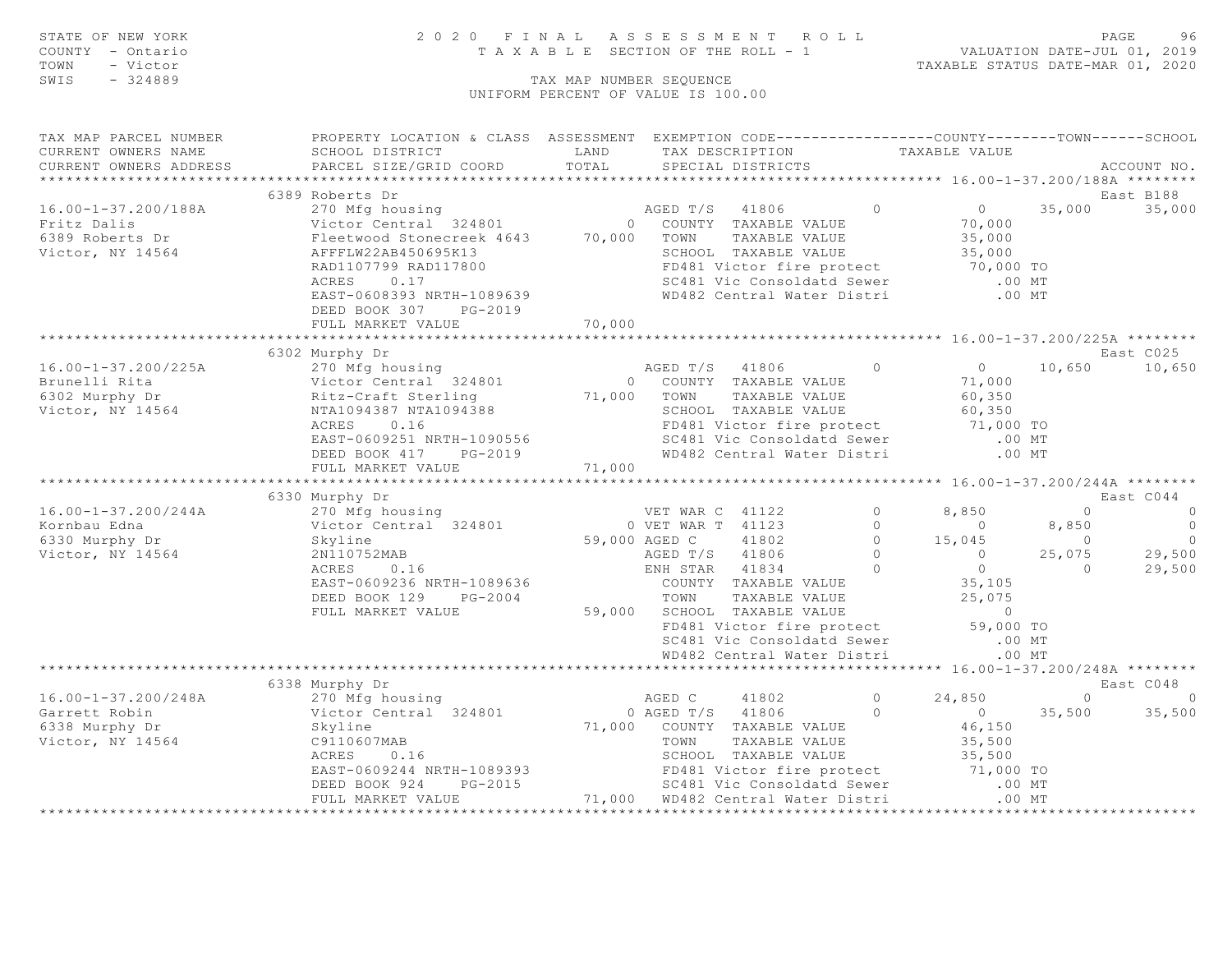STATE OF NEW YORK — 2020 FINAL ASSESSMENT ROLL
COUNTY - Ontario — TAXABLE SECTION OF THE ROLL - 1 — VALUATION DATE-JUL 01, 2019
TOWN - Victor — TAXABLE STATUS DATE-MAR 01, 2020
SWIS - 324889 — TAX MAP NUMBER SEQUENCE
UNIFORM PERCENT OF VALUE IS 100.00

```
TAX MAP PARCEL NUMBER          PROPERTY LOCATION & CLASS  ASSESSMENT  EXEMPTION CODE------------------COUNTY--------TOWN------SCHOOL
CURRENT OWNERS NAME            SCHOOL DISTRICT               LAND      TAX DESCRIPTION            TAXABLE VALUE
CURRENT OWNERS ADDRESS         PARCEL SIZE/GRID COORD        TOTAL     SPECIAL DISTRICTS                                      ACCOUNT NO.
*********************************************************************************************** 16.00-1-37.200/188A ********
                               6389 Roberts Dr                                                                               East B188
16.00-1-37.200/188A            270 Mfg housing                    AGED T/S  41806          0           0     35,000     35,000
Fritz Dalis                    Victor Central  324801          0   COUNTY  TAXABLE VALUE             70,000
6389 Roberts Dr                Fleetwood Stonecreek 4643  70,000   TOWN    TAXABLE VALUE             35,000
Victor, NY 14564               AFFFLW22AB450695K13                 SCHOOL  TAXABLE VALUE             35,000
                               RAD1107799 RAD117800                FD481 Victor fire protect          70,000 TO
                               ACRES     0.17                      SC481 Vic Consoldatd Sewer            .00 MT
                               EAST-0608393 NRTH-1089639           WD482 Central Water Distri            .00 MT
                               DEED BOOK 307     PG-2019
                               FULL MARKET VALUE              70,000
*********************************************************************************************** 16.00-1-37.200/225A ********
                               6302 Murphy Dr                                                                                East C025
16.00-1-37.200/225A            270 Mfg housing                    AGED T/S  41806          0           0     10,650     10,650
Brunelli Rita                  Victor Central  324801          0   COUNTY  TAXABLE VALUE             71,000
6302 Murphy Dr                 Ritz-Craft Sterling        71,000   TOWN    TAXABLE VALUE             60,350
Victor, NY 14564               NTA1094387 NTA1094388               SCHOOL  TAXABLE VALUE             60,350
                               ACRES     0.16                      FD481 Victor fire protect          71,000 TO
                               EAST-0609251 NRTH-1090556           SC481 Vic Consoldatd Sewer            .00 MT
                               DEED BOOK 417     PG-2019           WD482 Central Water Distri            .00 MT
                               FULL MARKET VALUE              71,000
*********************************************************************************************** 16.00-1-37.200/244A ********
                               6330 Murphy Dr                                                                                East C044
16.00-1-37.200/244A            270 Mfg housing                    VET WAR C 41122          0       8,850          0          0
Kornbau Edna                   Victor Central  324801          0 VET WAR T 41123           0           0      8,850          0
6330 Murphy Dr                 Skyline                    59,000 AGED C    41802           0      15,045          0          0
Victor, NY 14564               2N110752MAB                         AGED T/S  41806          0           0     25,075     29,500
                               ACRES     0.16                      ENH STAR  41834          0           0          0     29,500
                               EAST-0609236 NRTH-1089636           COUNTY  TAXABLE VALUE             35,105
                               DEED BOOK 129     PG-2004           TOWN    TAXABLE VALUE             25,075
                               FULL MARKET VALUE              59,000 SCHOOL  TAXABLE VALUE                 0
                                                                   FD481 Victor fire protect          59,000 TO
                                                                   SC481 Vic Consoldatd Sewer            .00 MT
                                                                   WD482 Central Water Distri            .00 MT
*********************************************************************************************** 16.00-1-37.200/248A ********
                               6338 Murphy Dr                                                                                East C048
16.00-1-37.200/248A            270 Mfg housing                    AGED C    41802          0      24,850          0          0
Garrett Robin                  Victor Central  324801          0 AGED T/S  41806           0           0     35,500     35,500
6338 Murphy Dr                 Skyline                    71,000   COUNTY  TAXABLE VALUE             46,150
Victor, NY 14564               C9110607MAB                         TOWN    TAXABLE VALUE             35,500
                               ACRES     0.16                      SCHOOL  TAXABLE VALUE             35,500
                               EAST-0609244 NRTH-1089393           FD481 Victor fire protect          71,000 TO
                               DEED BOOK 924     PG-2015           SC481 Vic Consoldatd Sewer            .00 MT
                               FULL MARKET VALUE              71,000 WD482 Central Water Distri            .00 MT
****************************************************************************************************************************
```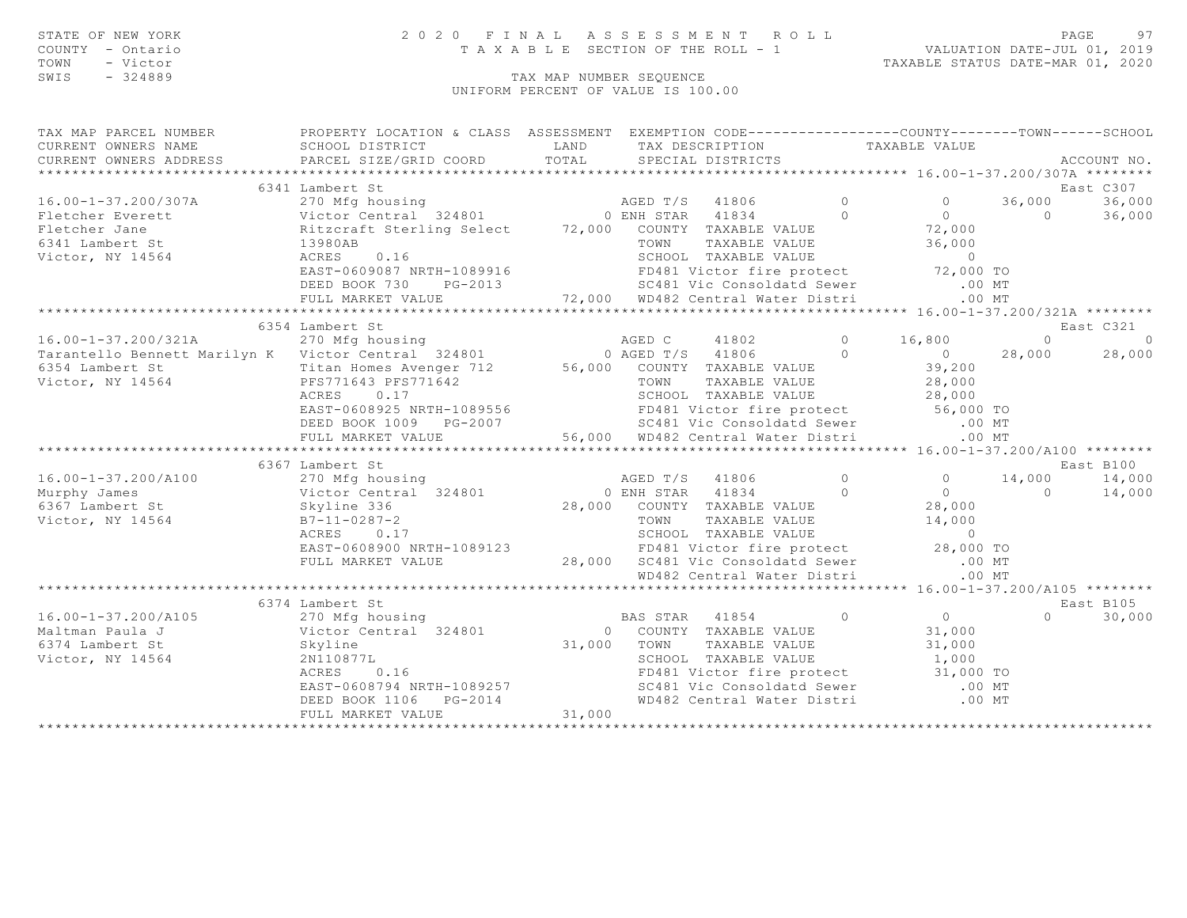STATE OF NEW YORK
COUNTY - Ontario
TOWN - Victor
SWIS - 324889

2020 FINAL ASSESSMENT ROLL
TAXABLE SECTION OF THE ROLL - 1
TAX MAP NUMBER SEQUENCE
UNIFORM PERCENT OF VALUE IS 100.00

VALUATION DATE-JUL 01, 2019
TAXABLE STATUS DATE-MAR 01, 2020

```
TAX MAP PARCEL NUMBER          PROPERTY LOCATION & CLASS  ASSESSMENT  EXEMPTION CODE------------------COUNTY--------TOWN------SCHOOL
CURRENT OWNERS NAME            SCHOOL DISTRICT               LAND      TAX DESCRIPTION            TAXABLE VALUE
CURRENT OWNERS ADDRESS         PARCEL SIZE/GRID COORD        TOTAL     SPECIAL DISTRICTS                                    ACCOUNT NO.
******************************************************************************************************* 16.00-1-37.200/307A ********
                          6341 Lambert St                                                                               East C307
16.00-1-37.200/307A            270 Mfg housing                    AGED T/S  41806         0          0     36,000      36,000
Fletcher Everett               Victor Central  324801           0 ENH STAR  41834         0          0          0      36,000
Fletcher Jane                  Ritzcraft Sterling Select   72,000   COUNTY  TAXABLE VALUE           72,000
6341 Lambert St                13980AB                              TOWN    TAXABLE VALUE           36,000
Victor, NY 14564               ACRES     0.16                       SCHOOL  TAXABLE VALUE                0
                               EAST-0609087 NRTH-1089916            FD481 Victor fire protect       72,000 TO
                               DEED BOOK 730     PG-2013            SC481 Vic Consoldatd Sewer         .00 MT
                               FULL MARKET VALUE           72,000   WD482 Central Water Distri         .00 MT
******************************************************************************************************* 16.00-1-37.200/321A ********
                          6354 Lambert St                                                                               East C321
16.00-1-37.200/321A            270 Mfg housing                    AGED C    41802         0     16,800          0           0
Tarantello Bennett Marilyn K   Victor Central  324801           0 AGED T/S  41806         0          0     28,000      28,000
6354 Lambert St                Titan Homes Avenger 712     56,000   COUNTY  TAXABLE VALUE           39,200
Victor, NY 14564               PFS771643 PFS771642                  TOWN    TAXABLE VALUE           28,000
                               ACRES     0.17                       SCHOOL  TAXABLE VALUE           28,000
                               EAST-0608925 NRTH-1089556            FD481 Victor fire protect       56,000 TO
                               DEED BOOK 1009    PG-2007            SC481 Vic Consoldatd Sewer         .00 MT
                               FULL MARKET VALUE           56,000   WD482 Central Water Distri         .00 MT
******************************************************************************************************* 16.00-1-37.200/A100 ********
                          6367 Lambert St                                                                               East B100
16.00-1-37.200/A100            270 Mfg housing                    AGED T/S  41806         0          0     14,000      14,000
Murphy James                   Victor Central  324801           0 ENH STAR  41834         0          0          0      14,000
6367 Lambert St                Skyline 336                 28,000   COUNTY  TAXABLE VALUE           28,000
Victor, NY 14564               B7-11-0287-2                         TOWN    TAXABLE VALUE           14,000
                               ACRES     0.17                       SCHOOL  TAXABLE VALUE                0
                               EAST-0608900 NRTH-1089123            FD481 Victor fire protect       28,000 TO
                               FULL MARKET VALUE           28,000   SC481 Vic Consoldatd Sewer         .00 MT
                                                                    WD482 Central Water Distri         .00 MT
******************************************************************************************************* 16.00-1-37.200/A105 ********
                          6374 Lambert St                                                                               East B105
16.00-1-37.200/A105            270 Mfg housing                    BAS STAR  41854         0          0          0      30,000
Maltman Paula J                Victor Central  324801           0   COUNTY  TAXABLE VALUE           31,000
6374 Lambert St                Skyline                     31,000   TOWN    TAXABLE VALUE           31,000
Victor, NY 14564               2N110877L                            SCHOOL  TAXABLE VALUE            1,000
                               ACRES     0.16                       FD481 Victor fire protect       31,000 TO
                               EAST-0608794 NRTH-1089257            SC481 Vic Consoldatd Sewer         .00 MT
                               DEED BOOK 1106    PG-2014            WD482 Central Water Distri         .00 MT
                               FULL MARKET VALUE           31,000
************************************************************************************************************************************
```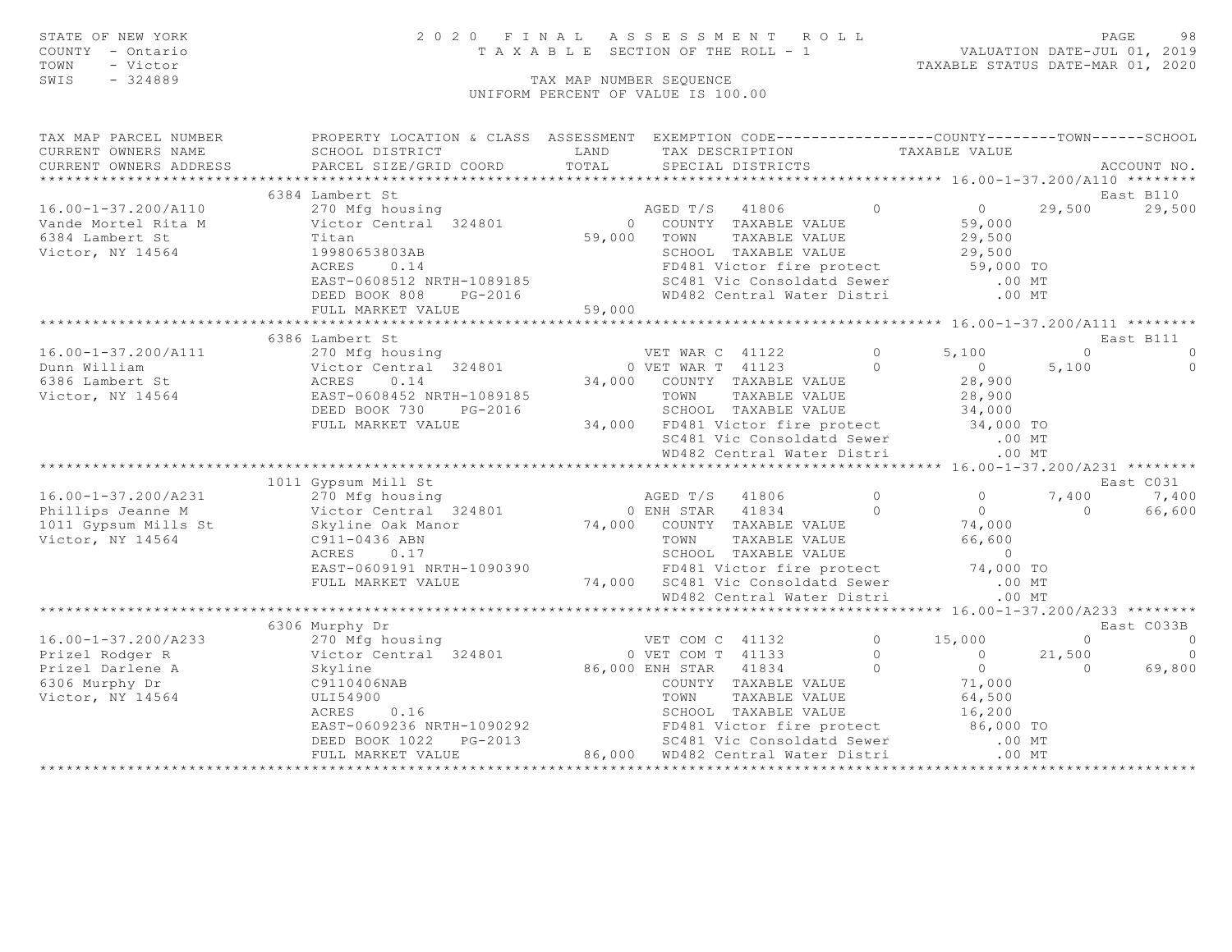STATE OF NEW YORK
COUNTY - Ontario
TOWN - Victor
SWIS - 324889

2020 FINAL ASSESSMENT ROLL
TAXABLE SECTION OF THE ROLL - 1
TAX MAP NUMBER SEQUENCE
UNIFORM PERCENT OF VALUE IS 100.00

VALUATION DATE-JUL 01, 2019
TAXABLE STATUS DATE-MAR 01, 2020

```
TAX MAP PARCEL NUMBER          PROPERTY LOCATION & CLASS  ASSESSMENT  EXEMPTION CODE------------------COUNTY--------TOWN------SCHOOL
CURRENT OWNERS NAME            SCHOOL DISTRICT               LAND      TAX DESCRIPTION            TAXABLE VALUE
CURRENT OWNERS ADDRESS         PARCEL SIZE/GRID COORD        TOTAL     SPECIAL DISTRICTS                                        ACCOUNT NO.
******************************************************************************************************* 16.00-1-37.200/A110 ********
                               6384 Lambert St                                                                               East B110
16.00-1-37.200/A110            270 Mfg housing                         AGED T/S   41806           0          0      29,500      29,500
Vande Mortel Rita M            Victor Central  324801          0   COUNTY  TAXABLE VALUE              59,000
6384 Lambert St                Titan                       59,000   TOWN    TAXABLE VALUE              29,500
Victor, NY 14564               19980653803AB                        SCHOOL  TAXABLE VALUE              29,500
                               ACRES    0.14                        FD481 Victor fire protect           59,000 TO
                               EAST-0608512 NRTH-1089185            SC481 Vic Consoldatd Sewer             .00 MT
                               DEED BOOK 808    PG-2016             WD482 Central Water Distri             .00 MT
                               FULL MARKET VALUE           59,000
******************************************************************************************************* 16.00-1-37.200/A111 ********
                               6386 Lambert St                                                                               East B111
16.00-1-37.200/A111            270 Mfg housing                      VET WAR C  41122           0      5,100           0           0
Dunn William                   Victor Central  324801          0 VET WAR T  41123           0          0       5,100           0
6386 Lambert St                ACRES    0.14               34,000   COUNTY  TAXABLE VALUE              28,900
Victor, NY 14564               EAST-0608452 NRTH-1089185            TOWN    TAXABLE VALUE              28,900
                               DEED BOOK 730    PG-2016             SCHOOL  TAXABLE VALUE              34,000
                               FULL MARKET VALUE           34,000   FD481 Victor fire protect           34,000 TO
                                                                    SC481 Vic Consoldatd Sewer             .00 MT
                                                                    WD482 Central Water Distri             .00 MT
******************************************************************************************************* 16.00-1-37.200/A231 ********
                               1011 Gypsum Mill St                                                                           East C031
16.00-1-37.200/A231            270 Mfg housing                      AGED T/S   41806           0          0       7,400       7,400
Phillips Jeanne M              Victor Central  324801          0 ENH STAR   41834           0          0           0      66,600
1011 Gypsum Mills St           Skyline Oak Manor           74,000   COUNTY  TAXABLE VALUE              74,000
Victor, NY 14564               C911-0436 ABN                        TOWN    TAXABLE VALUE              66,600
                               ACRES    0.17                        SCHOOL  TAXABLE VALUE                   0
                               EAST-0609191 NRTH-1090390            FD481 Victor fire protect           74,000 TO
                               FULL MARKET VALUE           74,000   SC481 Vic Consoldatd Sewer             .00 MT
                                                                    WD482 Central Water Distri             .00 MT
******************************************************************************************************* 16.00-1-37.200/A233 ********
                               6306 Murphy Dr                                                                               East C033B
16.00-1-37.200/A233            270 Mfg housing                      VET COM C  41132           0     15,000           0           0
Prizel Rodger R                Victor Central  324801          0 VET COM T  41133           0          0      21,500           0
Prizel Darlene A               Skyline                     86,000 ENH STAR   41834           0          0           0      69,800
6306 Murphy Dr                 C9110406NAB                          COUNTY  TAXABLE VALUE              71,000
Victor, NY 14564               ULI54900                             TOWN    TAXABLE VALUE              64,500
                               ACRES    0.16                        SCHOOL  TAXABLE VALUE              16,200
                               EAST-0609236 NRTH-1090292            FD481 Victor fire protect           86,000 TO
                               DEED BOOK 1022   PG-2013             SC481 Vic Consoldatd Sewer             .00 MT
                               FULL MARKET VALUE           86,000   WD482 Central Water Distri             .00 MT
************************************************************************************************************************************
```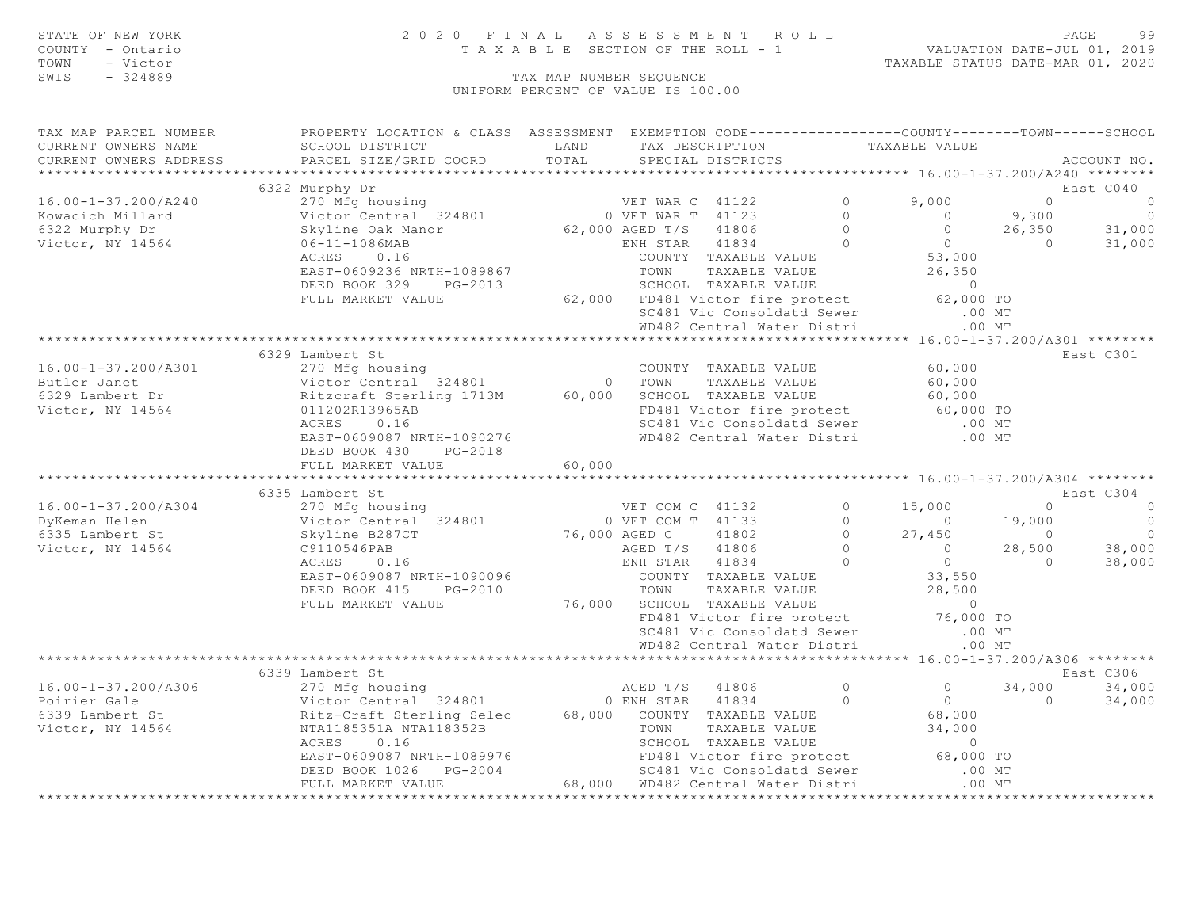STATE OF NEW YORK
COUNTY - Ontario
TOWN - Victor
SWIS - 324889

# 2020 FINAL ASSESSMENT ROLL

TAXABLE SECTION OF THE ROLL - 1

VALUATION DATE-JUL 01, 2019
TAXABLE STATUS DATE-MAR 01, 2020

TAX MAP NUMBER SEQUENCE
UNIFORM PERCENT OF VALUE IS 100.00

| TAX MAP PARCEL NUMBER / CURRENT OWNERS NAME / CURRENT OWNERS ADDRESS | PROPERTY LOCATION & CLASS / SCHOOL DISTRICT / PARCEL SIZE/GRID COORD | ASSESSMENT LAND / TOTAL | EXEMPTION CODE / TAX DESCRIPTION / SPECIAL DISTRICTS | | COUNTY | TOWN | SCHOOL |
|---|---|---|---|---|---|---|---|
| **16.00-1-37.200/A240** | 6322 Murphy Dr | | | | | | East C040 |
| 16.00-1-37.200/A240 | 270 Mfg housing | | VET WAR C 41122 | 0 | 9,000 | 0 | 0 |
| Kowacich Millard | Victor Central 324801 | 0 | VET WAR T 41123 | 0 | 0 | 9,300 | 0 |
| 6322 Murphy Dr | Skyline Oak Manor | 62,000 | AGED T/S 41806 | 0 | 0 | 26,350 | 31,000 |
| Victor, NY 14564 | 06-11-1086MAB | | ENH STAR 41834 | 0 | 0 | 0 | 31,000 |
| | ACRES 0.16 | | COUNTY TAXABLE VALUE | | 53,000 | | |
| | EAST-0609236 NRTH-1089867 | | TOWN TAXABLE VALUE | | 26,350 | | |
| | DEED BOOK 329 PG-2013 | | SCHOOL TAXABLE VALUE | | 0 | | |
| | FULL MARKET VALUE | 62,000 | FD481 Victor fire protect | | 62,000 TO | | |
| | | | SC481 Vic Consoldatd Sewer | | .00 MT | | |
| | | | WD482 Central Water Distri | | .00 MT | | |
| **16.00-1-37.200/A301** | 6329 Lambert St | | | | | | East C301 |
| 16.00-1-37.200/A301 | 270 Mfg housing | | COUNTY TAXABLE VALUE | | 60,000 | | |
| Butler Janet | Victor Central 324801 | 0 | TOWN TAXABLE VALUE | | 60,000 | | |
| 6329 Lambert Dr | Ritzcraft Sterling 1713M | 60,000 | SCHOOL TAXABLE VALUE | | 60,000 | | |
| Victor, NY 14564 | 011202R13965AB | | FD481 Victor fire protect | | 60,000 TO | | |
| | ACRES 0.16 | | SC481 Vic Consoldatd Sewer | | .00 MT | | |
| | EAST-0609087 NRTH-1090276 | | WD482 Central Water Distri | | .00 MT | | |
| | DEED BOOK 430 PG-2018 | | | | | | |
| | FULL MARKET VALUE | 60,000 | | | | | |
| **16.00-1-37.200/A304** | 6335 Lambert St | | | | | | East C304 |
| 16.00-1-37.200/A304 | 270 Mfg housing | | VET COM C 41132 | 0 | 15,000 | 0 | 0 |
| DyKeman Helen | Victor Central 324801 | 0 | VET COM T 41133 | 0 | 0 | 19,000 | 0 |
| 6335 Lambert St | Skyline B287CT | 76,000 | AGED C 41802 | 0 | 27,450 | 0 | 0 |
| Victor, NY 14564 | C9110546PAB | | AGED T/S 41806 | 0 | 0 | 28,500 | 38,000 |
| | ACRES 0.16 | | ENH STAR 41834 | 0 | 0 | 0 | 38,000 |
| | EAST-0609087 NRTH-1090096 | | COUNTY TAXABLE VALUE | | 33,550 | | |
| | DEED BOOK 415 PG-2010 | | TOWN TAXABLE VALUE | | 28,500 | | |
| | FULL MARKET VALUE | 76,000 | SCHOOL TAXABLE VALUE | | 0 | | |
| | | | FD481 Victor fire protect | | 76,000 TO | | |
| | | | SC481 Vic Consoldatd Sewer | | .00 MT | | |
| | | | WD482 Central Water Distri | | .00 MT | | |
| **16.00-1-37.200/A306** | 6339 Lambert St | | | | | | East C306 |
| 16.00-1-37.200/A306 | 270 Mfg housing | | AGED T/S 41806 | 0 | 0 | 34,000 | 34,000 |
| Poirier Gale | Victor Central 324801 | 0 | ENH STAR 41834 | 0 | 0 | 0 | 34,000 |
| 6339 Lambert St | Ritz-Craft Sterling Selec | 68,000 | COUNTY TAXABLE VALUE | | 68,000 | | |
| Victor, NY 14564 | NTA1185351A NTA118352B | | TOWN TAXABLE VALUE | | 34,000 | | |
| | ACRES 0.16 | | SCHOOL TAXABLE VALUE | | 0 | | |
| | EAST-0609087 NRTH-1089976 | | FD481 Victor fire protect | | 68,000 TO | | |
| | DEED BOOK 1026 PG-2004 | | SC481 Vic Consoldatd Sewer | | .00 MT | | |
| | FULL MARKET VALUE | 68,000 | WD482 Central Water Distri | | .00 MT | | |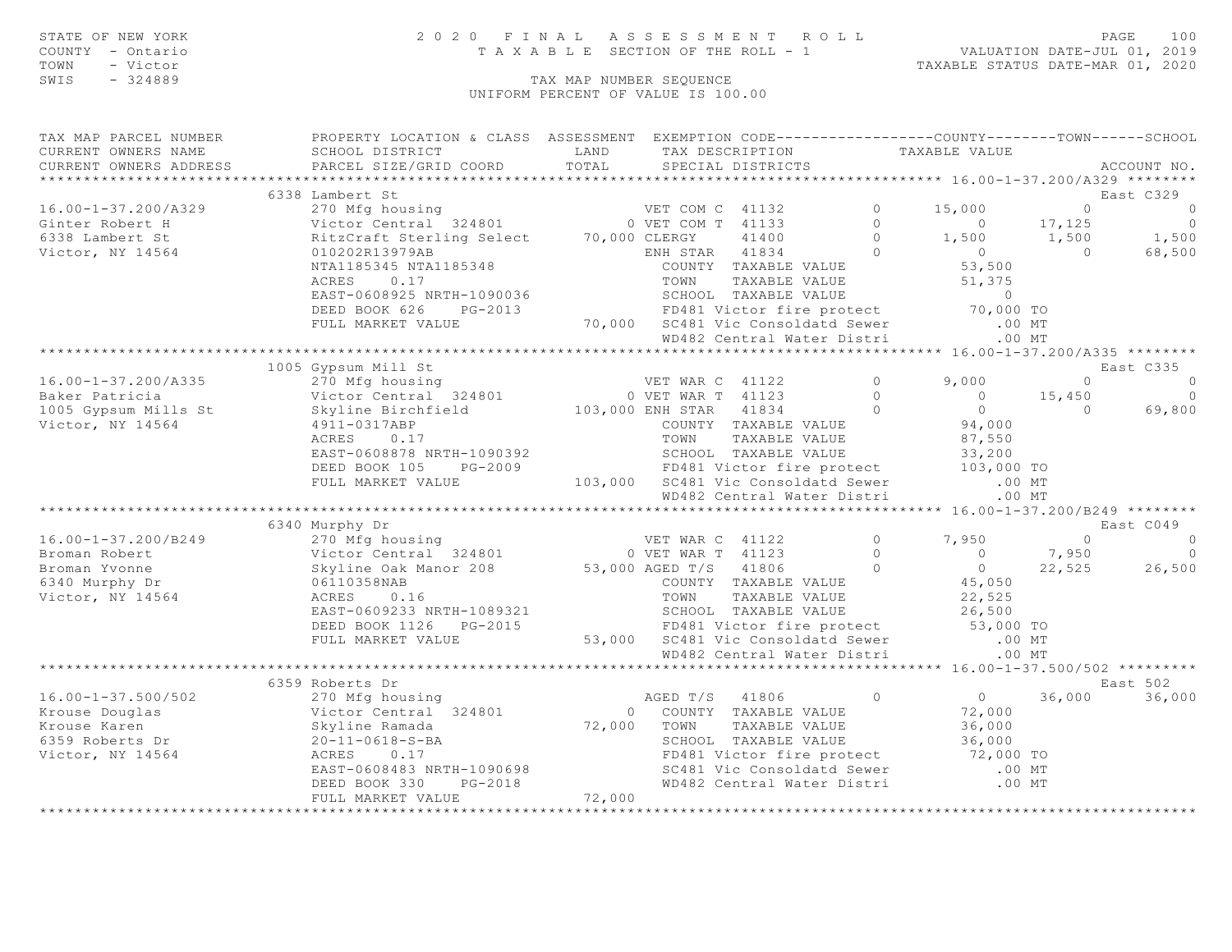STATE OF NEW YORK
COUNTY - Ontario
TOWN - Victor
SWIS - 324889

2020 FINAL ASSESSMENT ROLL
TAXABLE SECTION OF THE ROLL - 1
TAX MAP NUMBER SEQUENCE
UNIFORM PERCENT OF VALUE IS 100.00

VALUATION DATE-JUL 01, 2019
TAXABLE STATUS DATE-MAR 01, 2020

| TAX MAP PARCEL NUMBER / CURRENT OWNERS NAME / CURRENT OWNERS ADDRESS | PROPERTY LOCATION & CLASS / SCHOOL DISTRICT / PARCEL SIZE/GRID COORD | ASSESSMENT LAND / TOTAL | EXEMPTION CODE / TAX DESCRIPTION / SPECIAL DISTRICTS | | COUNTY | TOWN | SCHOOL / ACCOUNT NO. |
|---|---|---|---|---|---|---|---|
| **16.00-1-37.200/A329** | 6338 Lambert St | | | | | | East C329 |
| 16.00-1-37.200/A329 | 270 Mfg housing | | VET COM C 41132 | 0 | 15,000 | 0 | 0 |
| Ginter Robert H | Victor Central 324801 | 0 | VET COM T 41133 | 0 | 0 | 17,125 | 0 |
| 6338 Lambert St | RitzCraft Sterling Select | 70,000 | CLERGY 41400 | 0 | 1,500 | 1,500 | 1,500 |
| Victor, NY 14564 | 010202R13979AB | | ENH STAR 41834 | 0 | 0 | 0 | 68,500 |
| | NTA1185345 NTA1185348 | | COUNTY TAXABLE VALUE | | 53,500 | | |
| | ACRES 0.17 | | TOWN TAXABLE VALUE | | 51,375 | | |
| | EAST-0608925 NRTH-1090036 | | SCHOOL TAXABLE VALUE | | 0 | | |
| | DEED BOOK 626 PG-2013 | | FD481 Victor fire protect | | 70,000 TO | | |
| | FULL MARKET VALUE | 70,000 | SC481 Vic Consoldatd Sewer | | .00 MT | | |
| | | | WD482 Central Water Distri | | .00 MT | | |
| **16.00-1-37.200/A335** | 1005 Gypsum Mill St | | | | | | East C335 |
| 16.00-1-37.200/A335 | 270 Mfg housing | | VET WAR C 41122 | 0 | 9,000 | 0 | 0 |
| Baker Patricia | Victor Central 324801 | 0 | VET WAR T 41123 | 0 | 0 | 15,450 | 0 |
| 1005 Gypsum Mills St | Skyline Birchfield | 103,000 | ENH STAR 41834 | 0 | 0 | 0 | 69,800 |
| Victor, NY 14564 | 4911-0317ABP | | COUNTY TAXABLE VALUE | | 94,000 | | |
| | ACRES 0.17 | | TOWN TAXABLE VALUE | | 87,550 | | |
| | EAST-0608878 NRTH-1090392 | | SCHOOL TAXABLE VALUE | | 33,200 | | |
| | DEED BOOK 105 PG-2009 | | FD481 Victor fire protect | | 103,000 TO | | |
| | FULL MARKET VALUE | 103,000 | SC481 Vic Consoldatd Sewer | | .00 MT | | |
| | | | WD482 Central Water Distri | | .00 MT | | |
| **16.00-1-37.200/B249** | 6340 Murphy Dr | | | | | | East C049 |
| 16.00-1-37.200/B249 | 270 Mfg housing | | VET WAR C 41122 | 0 | 7,950 | 0 | 0 |
| Broman Robert | Victor Central 324801 | 0 | VET WAR T 41123 | 0 | 0 | 7,950 | 0 |
| Broman Yvonne | Skyline Oak Manor 208 | 53,000 | AGED T/S 41806 | 0 | 0 | 22,525 | 26,500 |
| 6340 Murphy Dr | 06110358NAB | | COUNTY TAXABLE VALUE | | 45,050 | | |
| Victor, NY 14564 | ACRES 0.16 | | TOWN TAXABLE VALUE | | 22,525 | | |
| | EAST-0609233 NRTH-1089321 | | SCHOOL TAXABLE VALUE | | 26,500 | | |
| | DEED BOOK 1126 PG-2015 | | FD481 Victor fire protect | | 53,000 TO | | |
| | FULL MARKET VALUE | 53,000 | SC481 Vic Consoldatd Sewer | | .00 MT | | |
| | | | WD482 Central Water Distri | | .00 MT | | |
| **16.00-1-37.500/502** | 6359 Roberts Dr | | | | | | East 502 |
| 16.00-1-37.500/502 | 270 Mfg housing | | AGED T/S 41806 | 0 | 0 | 36,000 | 36,000 |
| Krouse Douglas | Victor Central 324801 | 0 | COUNTY TAXABLE VALUE | | 72,000 | | |
| Krouse Karen | Skyline Ramada | 72,000 | TOWN TAXABLE VALUE | | 36,000 | | |
| 6359 Roberts Dr | 20-11-0618-S-BA | | SCHOOL TAXABLE VALUE | | 36,000 | | |
| Victor, NY 14564 | ACRES 0.17 | | FD481 Victor fire protect | | 72,000 TO | | |
| | EAST-0608483 NRTH-1090698 | | SC481 Vic Consoldatd Sewer | | .00 MT | | |
| | DEED BOOK 330 PG-2018 | | WD482 Central Water Distri | | .00 MT | | |
| | FULL MARKET VALUE | 72,000 | | | | | |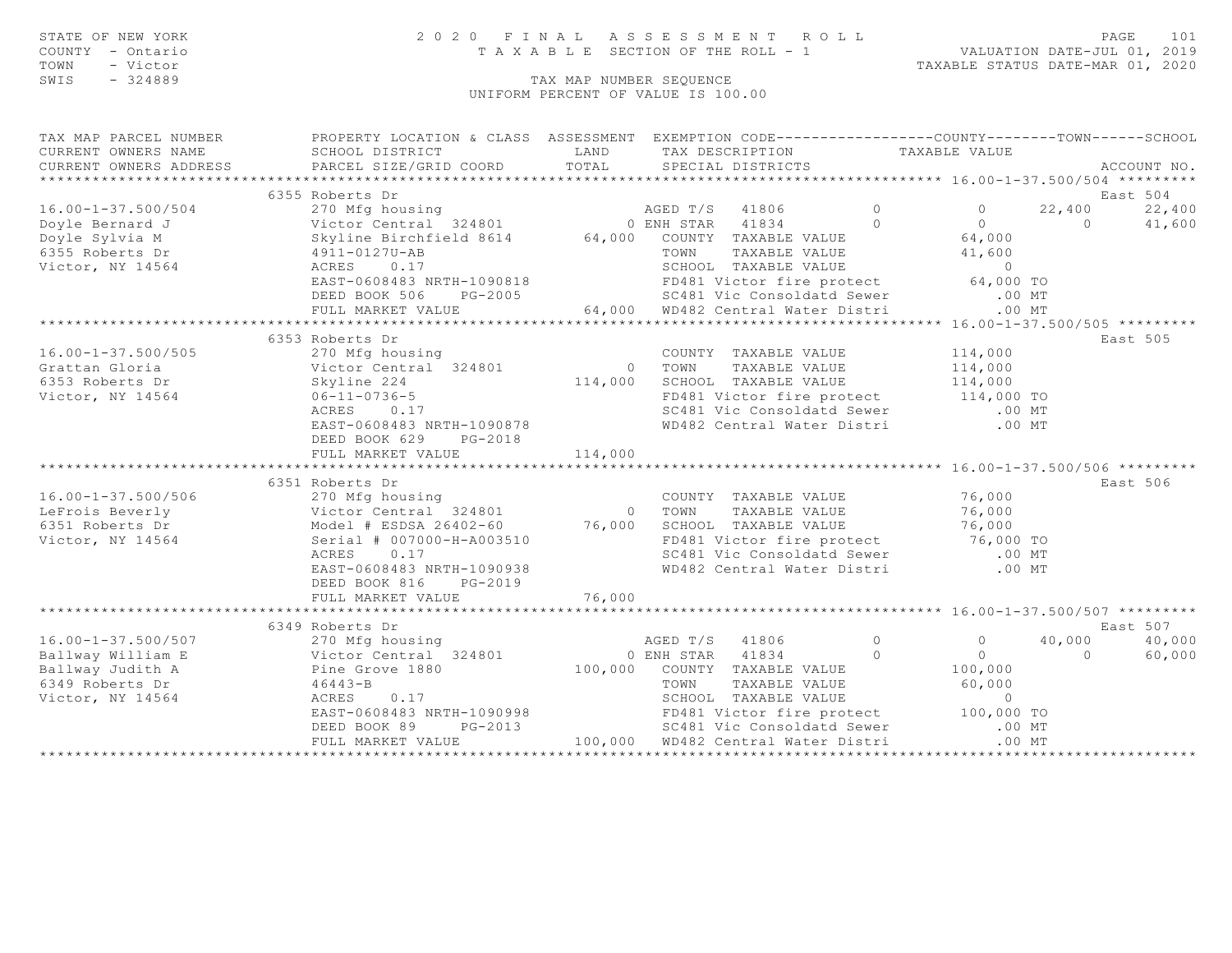STATE OF NEW YORK
COUNTY - Ontario
TOWN - Victor
SWIS - 324889

2020 FINAL ASSESSMENT ROLL
TAXABLE SECTION OF THE ROLL - 1
TAX MAP NUMBER SEQUENCE
UNIFORM PERCENT OF VALUE IS 100.00

VALUATION DATE-JUL 01, 2019
TAXABLE STATUS DATE-MAR 01, 2020

```
TAX MAP PARCEL NUMBER          PROPERTY LOCATION & CLASS  ASSESSMENT  EXEMPTION CODE------------------COUNTY--------TOWN------SCHOOL
CURRENT OWNERS NAME            SCHOOL DISTRICT              LAND      TAX DESCRIPTION            TAXABLE VALUE
CURRENT OWNERS ADDRESS         PARCEL SIZE/GRID COORD       TOTAL     SPECIAL DISTRICTS                                        ACCOUNT NO.
*********************************************************************************************** 16.00-1-37.500/504 *********
                               6355 Roberts Dr                                                                             East 504
16.00-1-37.500/504             270 Mfg housing                       AGED T/S   41806          0            0      22,400      22,400
Doyle Bernard J                Victor Central  324801              0 ENH STAR   41834          0            0           0      41,600
Doyle Sylvia M                 Skyline Birchfield 8614     64,000    COUNTY  TAXABLE VALUE             64,000
6355 Roberts Dr                4911-0127U-AB                         TOWN    TAXABLE VALUE             41,600
Victor, NY 14564               ACRES    0.17                         SCHOOL  TAXABLE VALUE                  0
                               EAST-0608483 NRTH-1090818             FD481 Victor fire protect          64,000 TO
                               DEED BOOK 506    PG-2005              SC481 Vic Consoldatd Sewer            .00 MT
                               FULL MARKET VALUE            64,000   WD482 Central Water Distri            .00 MT
*********************************************************************************************** 16.00-1-37.500/505 *********
                               6353 Roberts Dr                                                                             East 505
16.00-1-37.500/505             270 Mfg housing                       COUNTY  TAXABLE VALUE            114,000
Grattan Gloria                 Victor Central  324801          0     TOWN    TAXABLE VALUE            114,000
6353 Roberts Dr                Skyline 224                 114,000   SCHOOL  TAXABLE VALUE            114,000
Victor, NY 14564               06-11-0736-5                          FD481 Victor fire protect         114,000 TO
                               ACRES    0.17                         SC481 Vic Consoldatd Sewer            .00 MT
                               EAST-0608483 NRTH-1090878             WD482 Central Water Distri            .00 MT
                               DEED BOOK 629    PG-2018
                               FULL MARKET VALUE           114,000
*********************************************************************************************** 16.00-1-37.500/506 *********
                               6351 Roberts Dr                                                                             East 506
16.00-1-37.500/506             270 Mfg housing                       COUNTY  TAXABLE VALUE             76,000
LeFrois Beverly                Victor Central  324801          0     TOWN    TAXABLE VALUE             76,000
6351 Roberts Dr                Model # ESDSA 26402-60       76,000   SCHOOL  TAXABLE VALUE             76,000
Victor, NY 14564               Serial # 007000-H-A003510             FD481 Victor fire protect          76,000 TO
                               ACRES    0.17                         SC481 Vic Consoldatd Sewer            .00 MT
                               EAST-0608483 NRTH-1090938             WD482 Central Water Distri            .00 MT
                               DEED BOOK 816    PG-2019
                               FULL MARKET VALUE            76,000
*********************************************************************************************** 16.00-1-37.500/507 *********
                               6349 Roberts Dr                                                                             East 507
16.00-1-37.500/507             270 Mfg housing                       AGED T/S   41806          0            0      40,000      40,000
Ballway William E              Victor Central  324801              0 ENH STAR   41834          0            0           0      60,000
Ballway Judith A               Pine Grove 1880             100,000   COUNTY  TAXABLE VALUE            100,000
6349 Roberts Dr                46443-B                               TOWN    TAXABLE VALUE             60,000
Victor, NY 14564               ACRES    0.17                         SCHOOL  TAXABLE VALUE                  0
                               EAST-0608483 NRTH-1090998             FD481 Victor fire protect         100,000 TO
                               DEED BOOK 89     PG-2013              SC481 Vic Consoldatd Sewer            .00 MT
                               FULL MARKET VALUE           100,000   WD482 Central Water Distri            .00 MT
************************************************************************************************************************************
```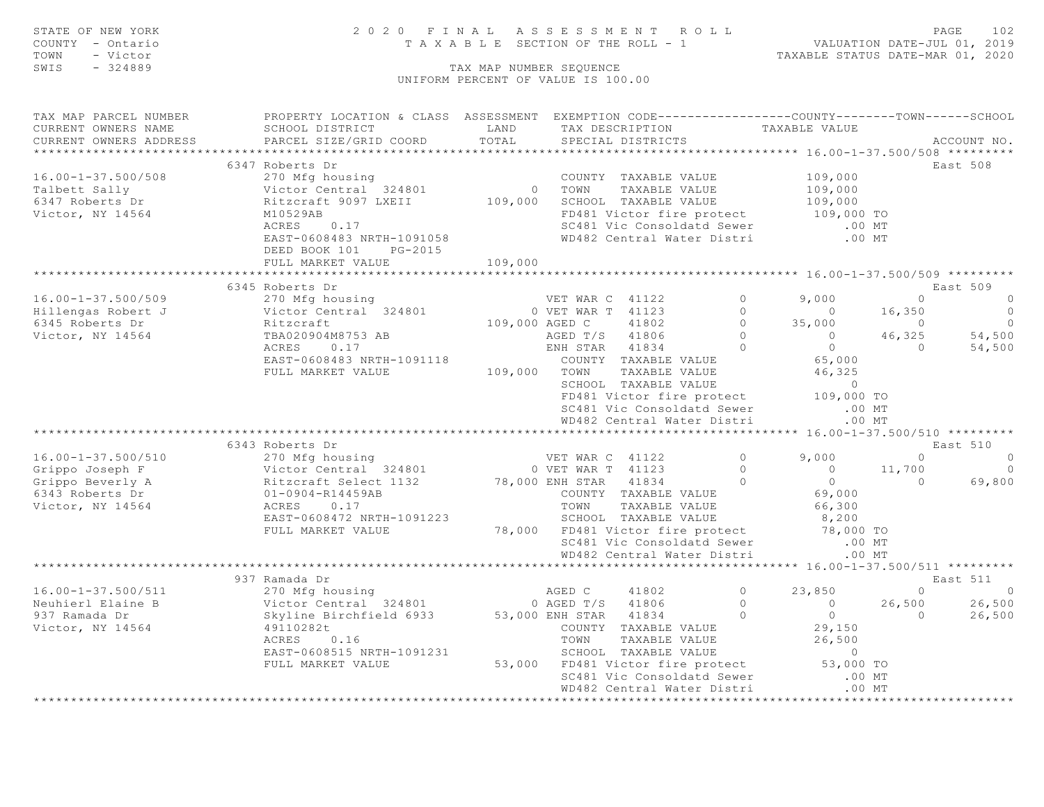STATE OF NEW YORK
COUNTY - Ontario
TOWN - Victor
SWIS - 324889

# 2020 FINAL ASSESSMENT ROLL
TAXABLE SECTION OF THE ROLL - 1

VALUATION DATE-JUL 01, 2019
TAXABLE STATUS DATE-MAR 01, 2020

TAX MAP NUMBER SEQUENCE
UNIFORM PERCENT OF VALUE IS 100.00

```
TAX MAP PARCEL NUMBER          PROPERTY LOCATION & CLASS  ASSESSMENT  EXEMPTION CODE------------------COUNTY--------TOWN------SCHOOL
CURRENT OWNERS NAME            SCHOOL DISTRICT               LAND      TAX DESCRIPTION            TAXABLE VALUE
CURRENT OWNERS ADDRESS         PARCEL SIZE/GRID COORD        TOTAL     SPECIAL DISTRICTS                                     ACCOUNT NO.
******************************************************************************************************* 16.00-1-37.500/508 *********
                          6347 Roberts Dr                                                                               East 508
16.00-1-37.500/508             270 Mfg housing                         COUNTY  TAXABLE VALUE           109,000
Talbett Sally                  Victor Central  324801           0      TOWN    TAXABLE VALUE           109,000
6347 Roberts Dr                Ritzcraft 9097 LXEII        109,000    SCHOOL  TAXABLE VALUE           109,000
Victor, NY 14564               M10529AB                                FD481 Victor fire protect         109,000 TO
                               ACRES     0.17                          SC481 Vic Consoldatd Sewer           .00 MT
                               EAST-0608483 NRTH-1091058               WD482 Central Water Distri           .00 MT
                               DEED BOOK 101     PG-2015
                               FULL MARKET VALUE           109,000
******************************************************************************************************* 16.00-1-37.500/509 *********
                          6345 Roberts Dr                                                                               East 509
16.00-1-37.500/509             270 Mfg housing                     VET WAR C  41122        0       9,000          0           0
Hillengas Robert J             Victor Central  324801            0 VET WAR T  41123        0           0     16,350           0
6345 Roberts Dr                Ritzcraft                     109,000 AGED C     41802        0      35,000          0           0
Victor, NY 14564               TBA020904M8753 AB                   AGED T/S   41806        0           0     46,325      54,500
                               ACRES     0.17                      ENH STAR   41834        0           0          0      54,500
                               EAST-0608483 NRTH-1091118               COUNTY  TAXABLE VALUE            65,000
                               FULL MARKET VALUE           109,000    TOWN    TAXABLE VALUE            46,325
                                                                       SCHOOL  TAXABLE VALUE                 0
                                                                       FD481 Victor fire protect         109,000 TO
                                                                       SC481 Vic Consoldatd Sewer           .00 MT
                                                                       WD482 Central Water Distri           .00 MT
******************************************************************************************************* 16.00-1-37.500/510 *********
                          6343 Roberts Dr                                                                               East 510
16.00-1-37.500/510             270 Mfg housing                     VET WAR C  41122        0       9,000          0           0
Grippo Joseph F                Victor Central  324801            0 VET WAR T  41123        0           0     11,700           0
Grippo Beverly A               Ritzcraft Select 1132          78,000 ENH STAR   41834        0           0          0      69,800
6343 Roberts Dr                01-0904-R14459AB                        COUNTY  TAXABLE VALUE            69,000
Victor, NY 14564               ACRES     0.17                          TOWN    TAXABLE VALUE            66,300
                               EAST-0608472 NRTH-1091223               SCHOOL  TAXABLE VALUE             8,200
                               FULL MARKET VALUE            78,000    FD481 Victor fire protect          78,000 TO
                                                                       SC481 Vic Consoldatd Sewer           .00 MT
                                                                       WD482 Central Water Distri           .00 MT
******************************************************************************************************* 16.00-1-37.500/511 *********
                          937 Ramada Dr                                                                                 East 511
16.00-1-37.500/511             270 Mfg housing                     AGED C     41802        0      23,850          0           0
Neuhierl Elaine B              Victor Central  324801            0 AGED T/S   41806        0           0     26,500      26,500
937 Ramada Dr                  Skyline Birchfield 6933        53,000 ENH STAR   41834        0           0          0      26,500
Victor, NY 14564               49110282t                               COUNTY  TAXABLE VALUE            29,150
                               ACRES     0.16                          TOWN    TAXABLE VALUE            26,500
                               EAST-0608515 NRTH-1091231               SCHOOL  TAXABLE VALUE                 0
                               FULL MARKET VALUE            53,000    FD481 Victor fire protect          53,000 TO
                                                                       SC481 Vic Consoldatd Sewer           .00 MT
                                                                       WD482 Central Water Distri           .00 MT
************************************************************************************************************************************
```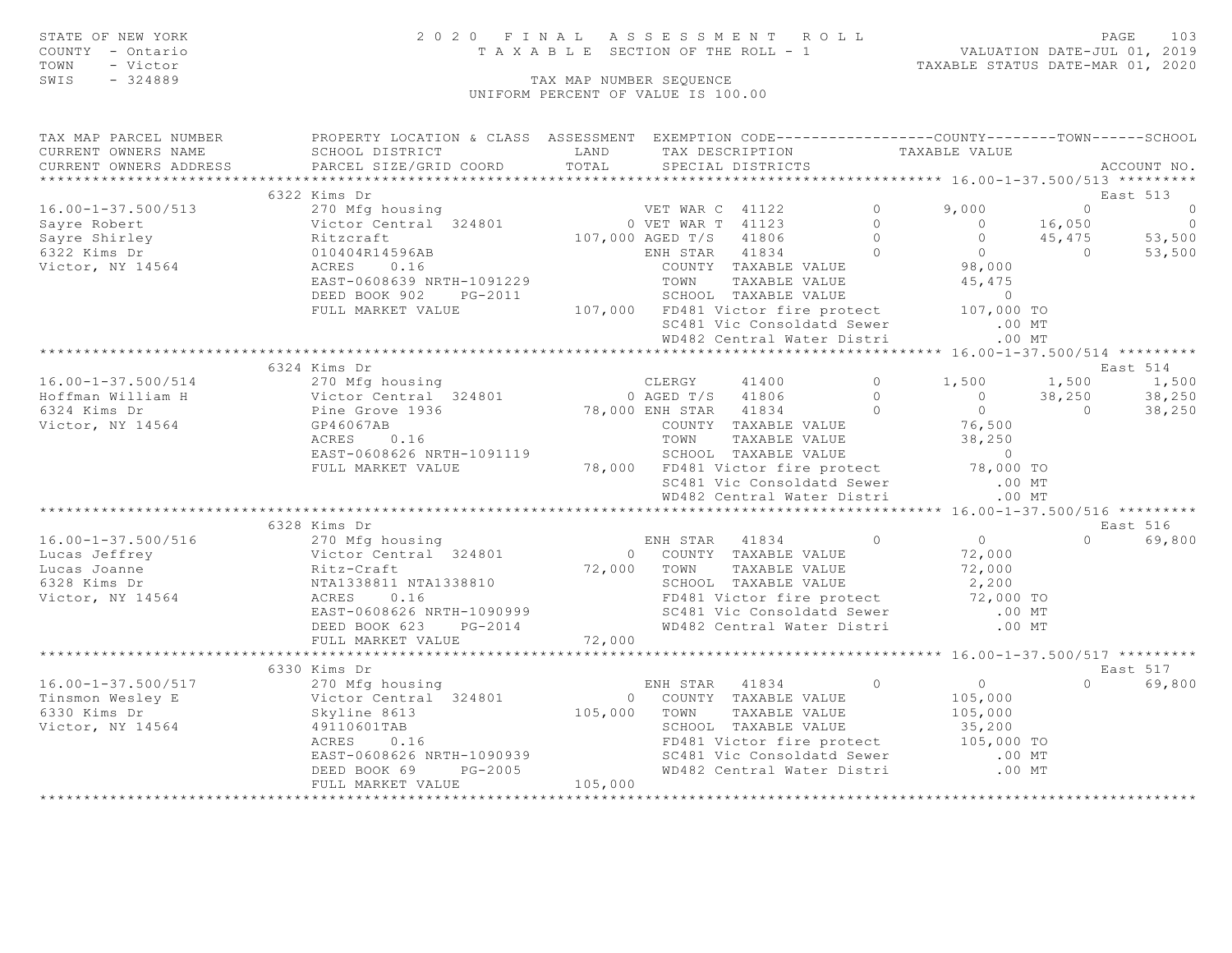STATE OF NEW YORK
COUNTY - Ontario
TOWN - Victor
SWIS - 324889

# 2020 FINAL ASSESSMENT ROLL

TAXABLE SECTION OF THE ROLL - 1

VALUATION DATE-JUL 01, 2019
TAXABLE STATUS DATE-MAR 01, 2020

TAX MAP NUMBER SEQUENCE
UNIFORM PERCENT OF VALUE IS 100.00

```
TAX MAP PARCEL NUMBER          PROPERTY LOCATION & CLASS  ASSESSMENT  EXEMPTION CODE------------------COUNTY--------TOWN------SCHOOL
CURRENT OWNERS NAME            SCHOOL DISTRICT               LAND      TAX DESCRIPTION            TAXABLE VALUE
CURRENT OWNERS ADDRESS         PARCEL SIZE/GRID COORD        TOTAL     SPECIAL DISTRICTS                                    ACCOUNT NO.
****************************************************************************************************** 16.00-1-37.500/513 *********
                    6322 Kims Dr                                                                                          East 513
16.00-1-37.500/513             270 Mfg housing                     VET WAR C  41122        0        9,000          0            0
Sayre Robert                   Victor Central  324801           0 VET WAR T  41123        0            0     16,050            0
Sayre Shirley                  Ritzcraft                  107,000 AGED T/S   41806        0            0     45,475       53,500
6322 Kims Dr                   010404R14596AB                      ENH STAR   41834        0            0          0       53,500
Victor, NY 14564               ACRES    0.16                         COUNTY  TAXABLE VALUE             98,000
                               EAST-0608639 NRTH-1091229             TOWN    TAXABLE VALUE             45,475
                               DEED BOOK 902    PG-2011              SCHOOL  TAXABLE VALUE                  0
                               FULL MARKET VALUE           107,000   FD481 Victor fire protect        107,000 TO
                                                                     SC481 Vic Consoldatd Sewer           .00 MT
                                                                     WD482 Central Water Distri           .00 MT
****************************************************************************************************** 16.00-1-37.500/514 *********
                    6324 Kims Dr                                                                                          East 514
16.00-1-37.500/514             270 Mfg housing                     CLERGY     41400        0        1,500      1,500        1,500
Hoffman William H              Victor Central  324801           0 AGED T/S   41806        0            0     38,250       38,250
6324 Kims Dr                   Pine Grove 1936             78,000 ENH STAR   41834        0            0          0       38,250
Victor, NY 14564               GP46067AB                             COUNTY  TAXABLE VALUE             76,500
                               ACRES    0.16                         TOWN    TAXABLE VALUE             38,250
                               EAST-0608626 NRTH-1091119             SCHOOL  TAXABLE VALUE                  0
                               FULL MARKET VALUE            78,000   FD481 Victor fire protect         78,000 TO
                                                                     SC481 Vic Consoldatd Sewer           .00 MT
                                                                     WD482 Central Water Distri           .00 MT
****************************************************************************************************** 16.00-1-37.500/516 *********
                    6328 Kims Dr                                                                                          East 516
16.00-1-37.500/516             270 Mfg housing                     ENH STAR   41834        0            0          0       69,800
Lucas Jeffrey                  Victor Central  324801           0   COUNTY  TAXABLE VALUE             72,000
Lucas Joanne                   Ritz-Craft                   72,000   TOWN    TAXABLE VALUE             72,000
6328 Kims Dr                   NTA1338811 NTA1338810                 SCHOOL  TAXABLE VALUE              2,200
Victor, NY 14564               ACRES    0.16                         FD481 Victor fire protect         72,000 TO
                               EAST-0608626 NRTH-1090999             SC481 Vic Consoldatd Sewer           .00 MT
                               DEED BOOK 623    PG-2014              WD482 Central Water Distri           .00 MT
                               FULL MARKET VALUE            72,000
****************************************************************************************************** 16.00-1-37.500/517 *********
                    6330 Kims Dr                                                                                          East 517
16.00-1-37.500/517             270 Mfg housing                     ENH STAR   41834        0            0          0       69,800
Tinsmon Wesley E               Victor Central  324801           0   COUNTY  TAXABLE VALUE            105,000
6330 Kims Dr                   Skyline 8613                105,000   TOWN    TAXABLE VALUE            105,000
Victor, NY 14564               49110601TAB                           SCHOOL  TAXABLE VALUE             35,200
                               ACRES    0.16                         FD481 Victor fire protect        105,000 TO
                               EAST-0608626 NRTH-1090939             SC481 Vic Consoldatd Sewer           .00 MT
                               DEED BOOK 69     PG-2005              WD482 Central Water Distri           .00 MT
                               FULL MARKET VALUE           105,000
************************************************************************************************************************************
```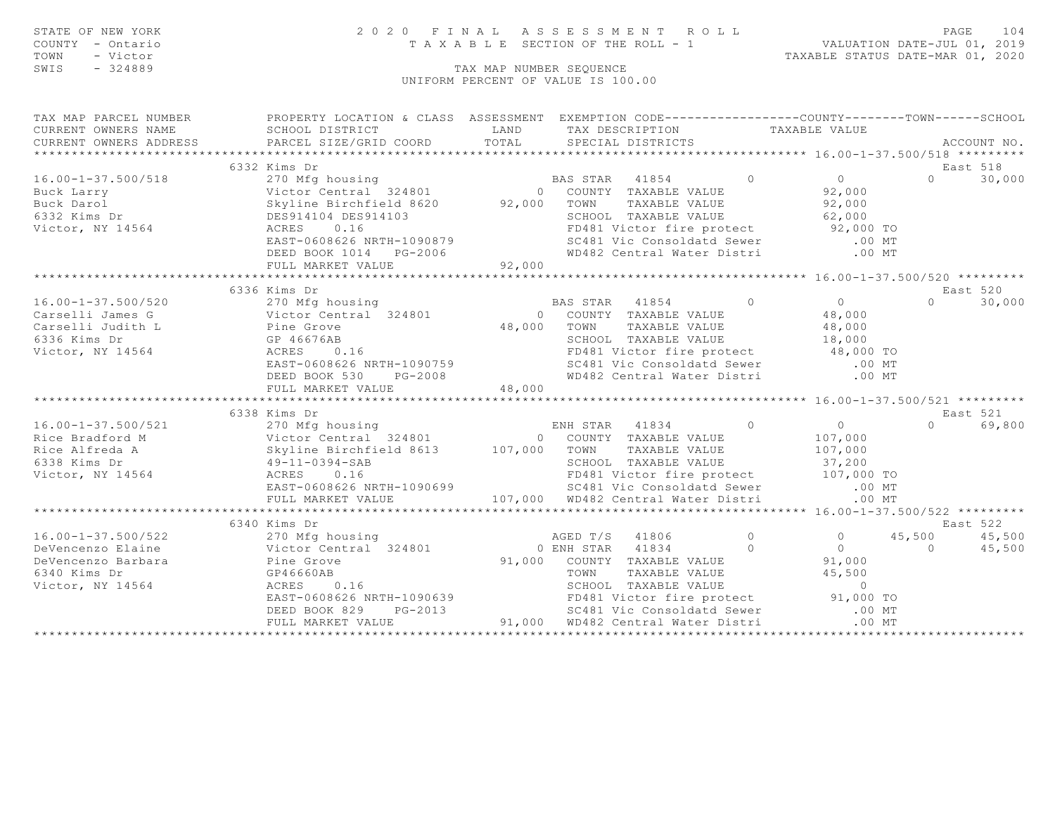STATE OF NEW YORK
COUNTY - Ontario
TOWN - Victor
SWIS - 324889

# 2020 FINAL ASSESSMENT ROLL

TAXABLE SECTION OF THE ROLL - 1

VALUATION DATE-JUL 01, 2019
TAXABLE STATUS DATE-MAR 01, 2020

TAX MAP NUMBER SEQUENCE
UNIFORM PERCENT OF VALUE IS 100.00

| TAX MAP PARCEL NUMBER / CURRENT OWNERS NAME / CURRENT OWNERS ADDRESS | PROPERTY LOCATION & CLASS / SCHOOL DISTRICT / PARCEL SIZE/GRID COORD | ASSESSMENT LAND / TOTAL | EXEMPTION CODE / TAX DESCRIPTION / SPECIAL DISTRICTS | COUNTY TAXABLE VALUE | TOWN | SCHOOL / ACCOUNT NO. |
|---|---|---|---|---|---|---|
| **16.00-1-37.500/518** | 6332 Kims Dr | | | | | East 518 |
| 16.00-1-37.500/518 | 270 Mfg housing | | BAS STAR 41854 0 | 0 | 0 | 30,000 |
| Buck Larry | Victor Central 324801 | 0 | COUNTY TAXABLE VALUE | 92,000 | | |
| Buck Darol | Skyline Birchfield 8620 | 92,000 | TOWN TAXABLE VALUE | 92,000 | | |
| 6332 Kims Dr | DES914104 DES914103 | | SCHOOL TAXABLE VALUE | 62,000 | | |
| Victor, NY 14564 | ACRES 0.16 | | FD481 Victor fire protect | 92,000 TO | | |
| | EAST-0608626 NRTH-1090879 | | SC481 Vic Consoldatd Sewer | .00 MT | | |
| | DEED BOOK 1014 PG-2006 | | WD482 Central Water Distri | .00 MT | | |
| | FULL MARKET VALUE | 92,000 | | | | |
| **16.00-1-37.500/520** | 6336 Kims Dr | | | | | East 520 |
| 16.00-1-37.500/520 | 270 Mfg housing | | BAS STAR 41854 0 | 0 | 0 | 30,000 |
| Carselli James G | Victor Central 324801 | 0 | COUNTY TAXABLE VALUE | 48,000 | | |
| Carselli Judith L | Pine Grove | 48,000 | TOWN TAXABLE VALUE | 48,000 | | |
| 6336 Kims Dr | GP 46676AB | | SCHOOL TAXABLE VALUE | 18,000 | | |
| Victor, NY 14564 | ACRES 0.16 | | FD481 Victor fire protect | 48,000 TO | | |
| | EAST-0608626 NRTH-1090759 | | SC481 Vic Consoldatd Sewer | .00 MT | | |
| | DEED BOOK 530 PG-2008 | | WD482 Central Water Distri | .00 MT | | |
| | FULL MARKET VALUE | 48,000 | | | | |
| **16.00-1-37.500/521** | 6338 Kims Dr | | | | | East 521 |
| 16.00-1-37.500/521 | 270 Mfg housing | | ENH STAR 41834 0 | 0 | 0 | 69,800 |
| Rice Bradford M | Victor Central 324801 | 0 | COUNTY TAXABLE VALUE | 107,000 | | |
| Rice Alfreda A | Skyline Birchfield 8613 | 107,000 | TOWN TAXABLE VALUE | 107,000 | | |
| 6338 Kims Dr | 49-11-0394-SAB | | SCHOOL TAXABLE VALUE | 37,200 | | |
| Victor, NY 14564 | ACRES 0.16 | | FD481 Victor fire protect | 107,000 TO | | |
| | EAST-0608626 NRTH-1090699 | | SC481 Vic Consoldatd Sewer | .00 MT | | |
| | FULL MARKET VALUE | 107,000 | WD482 Central Water Distri | .00 MT | | |
| **16.00-1-37.500/522** | 6340 Kims Dr | | | | | East 522 |
| 16.00-1-37.500/522 | 270 Mfg housing | | AGED T/S 41806 0 | 0 | 45,500 | 45,500 |
| DeVencenzo Elaine | Victor Central 324801 | 0 | ENH STAR 41834 0 | 0 | 0 | 45,500 |
| DeVencenzo Barbara | Pine Grove | 91,000 | COUNTY TAXABLE VALUE | 91,000 | | |
| 6340 Kims Dr | GP46660AB | | TOWN TAXABLE VALUE | 45,500 | | |
| Victor, NY 14564 | ACRES 0.16 | | SCHOOL TAXABLE VALUE | 0 | | |
| | EAST-0608626 NRTH-1090639 | | FD481 Victor fire protect | 91,000 TO | | |
| | DEED BOOK 829 PG-2013 | | SC481 Vic Consoldatd Sewer | .00 MT | | |
| | FULL MARKET VALUE | 91,000 | WD482 Central Water Distri | .00 MT | | |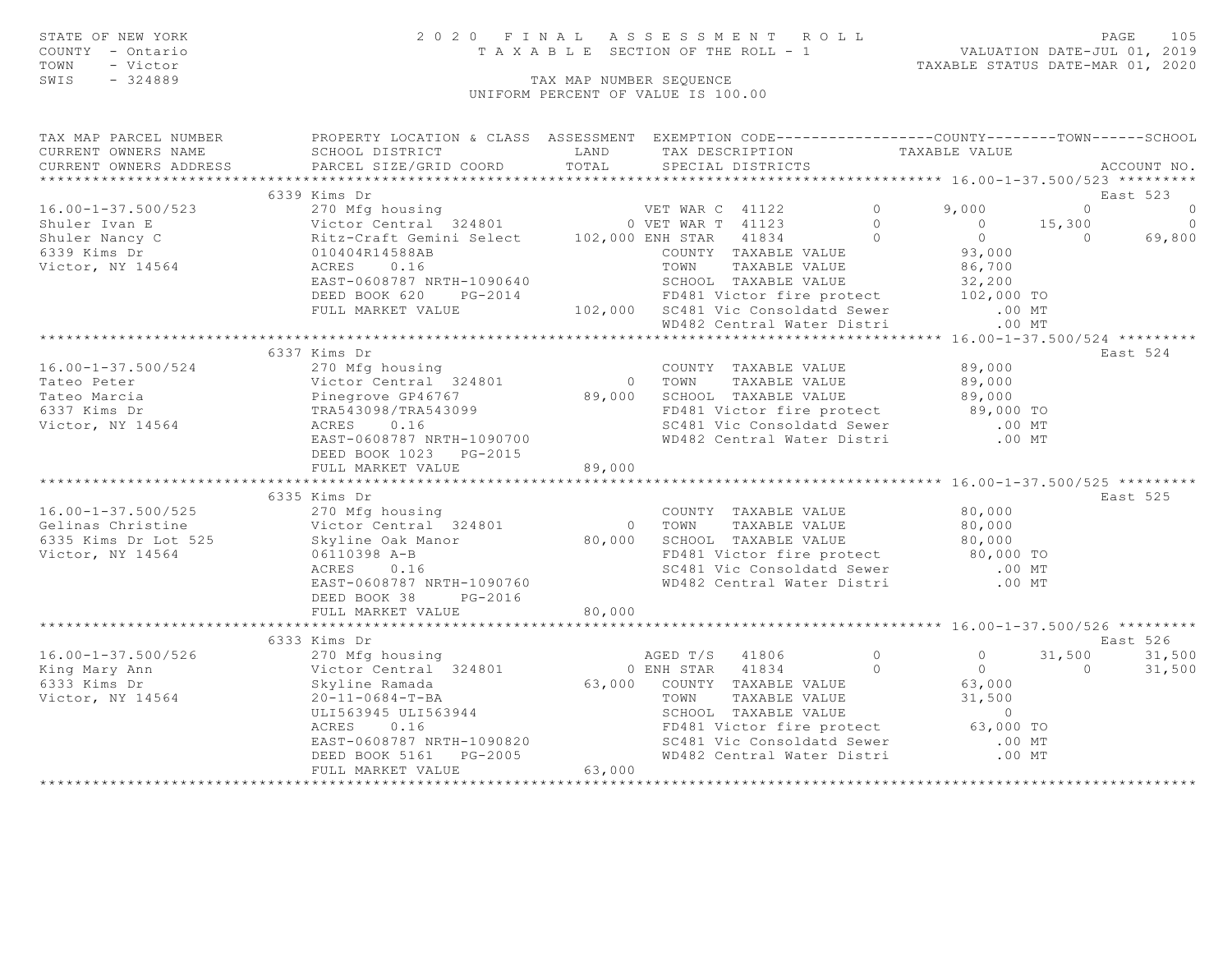STATE OF NEW YORK
COUNTY - Ontario
TOWN - Victor
SWIS - 324889

2020 FINAL ASSESSMENT ROLL
TAXABLE SECTION OF THE ROLL - 1
TAX MAP NUMBER SEQUENCE
UNIFORM PERCENT OF VALUE IS 100.00

VALUATION DATE-JUL 01, 2019
TAXABLE STATUS DATE-MAR 01, 2020

| TAX MAP PARCEL NUMBER / CURRENT OWNERS NAME / CURRENT OWNERS ADDRESS | PROPERTY LOCATION & CLASS / SCHOOL DISTRICT / PARCEL SIZE/GRID COORD | ASSESSMENT LAND / TOTAL | EXEMPTION CODE / TAX DESCRIPTION / SPECIAL DISTRICTS | COUNTY | TOWN | SCHOOL | ACCOUNT NO. |
|---|---|---|---|---|---|---|---|
| **16.00-1-37.500/523** | 6339 Kims Dr | | | | | | East 523 |
| 16.00-1-37.500/523 | 270 Mfg housing | | VET WAR C 41122 0 | 9,000 | 0 | 0 | |
| Shuler Ivan E | Victor Central 324801 | 0 | VET WAR T 41123 0 | 0 | 15,300 | 0 | |
| Shuler Nancy C | Ritz-Craft Gemini Select | 102,000 | ENH STAR 41834 0 | 0 | 0 | 69,800 | |
| 6339 Kims Dr | 010404R14588AB | | COUNTY TAXABLE VALUE | 93,000 | | | |
| Victor, NY 14564 | ACRES 0.16 | | TOWN TAXABLE VALUE | 86,700 | | | |
| | EAST-0608787 NRTH-1090640 | | SCHOOL TAXABLE VALUE | 32,200 | | | |
| | DEED BOOK 620 PG-2014 | | FD481 Victor fire protect | 102,000 TO | | | |
| | FULL MARKET VALUE | 102,000 | SC481 Vic Consoldatd Sewer | .00 MT | | | |
| | | | WD482 Central Water Distri | .00 MT | | | |
| **16.00-1-37.500/524** | 6337 Kims Dr | | | | | | East 524 |
| 16.00-1-37.500/524 | 270 Mfg housing | | COUNTY TAXABLE VALUE | 89,000 | | | |
| Tateo Peter | Victor Central 324801 | 0 | TOWN TAXABLE VALUE | 89,000 | | | |
| Tateo Marcia | Pinegrove GP46767 | 89,000 | SCHOOL TAXABLE VALUE | 89,000 | | | |
| 6337 Kims Dr | TRA543098/TRA543099 | | FD481 Victor fire protect | 89,000 TO | | | |
| Victor, NY 14564 | ACRES 0.16 | | SC481 Vic Consoldatd Sewer | .00 MT | | | |
| | EAST-0608787 NRTH-1090700 | | WD482 Central Water Distri | .00 MT | | | |
| | DEED BOOK 1023 PG-2015 | | | | | | |
| | FULL MARKET VALUE | 89,000 | | | | | |
| **16.00-1-37.500/525** | 6335 Kims Dr | | | | | | East 525 |
| 16.00-1-37.500/525 | 270 Mfg housing | | COUNTY TAXABLE VALUE | 80,000 | | | |
| Gelinas Christine | Victor Central 324801 | 0 | TOWN TAXABLE VALUE | 80,000 | | | |
| 6335 Kims Dr Lot 525 | Skyline Oak Manor | 80,000 | SCHOOL TAXABLE VALUE | 80,000 | | | |
| Victor, NY 14564 | 06110398 A-B | | FD481 Victor fire protect | 80,000 TO | | | |
| | ACRES 0.16 | | SC481 Vic Consoldatd Sewer | .00 MT | | | |
| | EAST-0608787 NRTH-1090760 | | WD482 Central Water Distri | .00 MT | | | |
| | DEED BOOK 38 PG-2016 | | | | | | |
| | FULL MARKET VALUE | 80,000 | | | | | |
| **16.00-1-37.500/526** | 6333 Kims Dr | | | | | | East 526 |
| 16.00-1-37.500/526 | 270 Mfg housing | | AGED T/S 41806 0 | 0 | 31,500 | 31,500 | |
| King Mary Ann | Victor Central 324801 | 0 | ENH STAR 41834 0 | 0 | 0 | 31,500 | |
| 6333 Kims Dr | Skyline Ramada | 63,000 | COUNTY TAXABLE VALUE | 63,000 | | | |
| Victor, NY 14564 | 20-11-0684-T-BA | | TOWN TAXABLE VALUE | 31,500 | | | |
| | ULI563945 ULI563944 | | SCHOOL TAXABLE VALUE | 0 | | | |
| | ACRES 0.16 | | FD481 Victor fire protect | 63,000 TO | | | |
| | EAST-0608787 NRTH-1090820 | | SC481 Vic Consoldatd Sewer | .00 MT | | | |
| | DEED BOOK 5161 PG-2005 | | WD482 Central Water Distri | .00 MT | | | |
| | FULL MARKET VALUE | 63,000 | | | | | |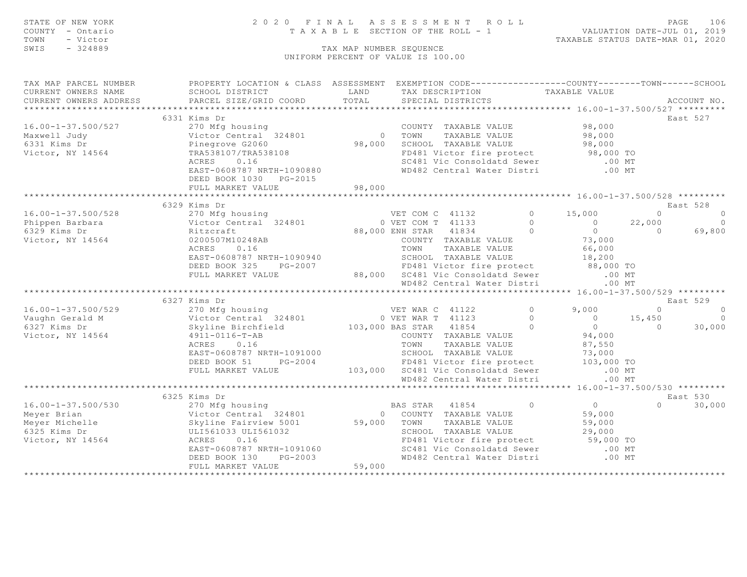STATE OF NEW YORK
COUNTY - Ontario
TOWN - Victor
SWIS - 324889

# 2020 FINAL ASSESSMENT ROLL

TAXABLE SECTION OF THE ROLL - 1

TAX MAP NUMBER SEQUENCE

UNIFORM PERCENT OF VALUE IS 100.00

VALUATION DATE-JUL 01, 2019
TAXABLE STATUS DATE-MAR 01, 2020

| TAX MAP PARCEL NUMBER / CURRENT OWNERS NAME / CURRENT OWNERS ADDRESS | PROPERTY LOCATION & CLASS / SCHOOL DISTRICT / PARCEL SIZE/GRID COORD | ASSESSMENT LAND | TOTAL | EXEMPTION CODE / TAX DESCRIPTION / SPECIAL DISTRICTS | COUNTY | TOWN | SCHOOL | ACCOUNT NO. |
|---|---|---|---|---|---|---|---|---|
| **16.00-1-37.500/527** | 6331 Kims Dr | | | | | | | East 527 |
| Maxwell Judy | 270 Mfg housing | | | COUNTY TAXABLE VALUE | 98,000 | | | |
| 6331 Kims Dr | Victor Central 324801 | 0 | | TOWN TAXABLE VALUE | | 98,000 | | |
| Victor, NY 14564 | Pinegrove G2060 | | 98,000 | SCHOOL TAXABLE VALUE | | | 98,000 | |
| | TRA538107/TRA538108 | | | FD481 Victor fire protect | 98,000 TO | | | |
| | ACRES 0.16 | | | SC481 Vic Consoldatd Sewer | .00 MT | | | |
| | EAST-0608787 NRTH-1090880 | | | WD482 Central Water Distri | .00 MT | | | |
| | DEED BOOK 1030 PG-2015 | | | | | | | |
| | FULL MARKET VALUE | | 98,000 | | | | | |
| **16.00-1-37.500/528** | 6329 Kims Dr | | | | | | | East 528 |
| Phippen Barbara | 270 Mfg housing | | | VET COM C 41132 0 | 15,000 | 0 | 0 | |
| 6329 Kims Dr | Victor Central 324801 | 0 | | VET COM T 41133 0 | 0 | 22,000 | 0 | |
| Victor, NY 14564 | Ritzcraft | | 88,000 | ENH STAR 41834 0 | 0 | 0 | 69,800 | |
| | 0200507M10248AB | | | COUNTY TAXABLE VALUE | 73,000 | | | |
| | ACRES 0.16 | | | TOWN TAXABLE VALUE | | 66,000 | | |
| | EAST-0608787 NRTH-1090940 | | | SCHOOL TAXABLE VALUE | | | 18,200 | |
| | DEED BOOK 325 PG-2007 | | | FD481 Victor fire protect | 88,000 TO | | | |
| | FULL MARKET VALUE | | 88,000 | SC481 Vic Consoldatd Sewer | .00 MT | | | |
| | | | | WD482 Central Water Distri | .00 MT | | | |
| **16.00-1-37.500/529** | 6327 Kims Dr | | | | | | | East 529 |
| Vaughn Gerald M | 270 Mfg housing | | | VET WAR C 41122 0 | 9,000 | 0 | 0 | |
| 6327 Kims Dr | Victor Central 324801 | 0 | | VET WAR T 41123 0 | 0 | 15,450 | 0 | |
| Victor, NY 14564 | Skyline Birchfield | | 103,000 | BAS STAR 41854 0 | 0 | 0 | 30,000 | |
| | 4911-0116-T-AB | | | COUNTY TAXABLE VALUE | 94,000 | | | |
| | ACRES 0.16 | | | TOWN TAXABLE VALUE | | 87,550 | | |
| | EAST-0608787 NRTH-1091000 | | | SCHOOL TAXABLE VALUE | | | 73,000 | |
| | DEED BOOK 51 PG-2004 | | | FD481 Victor fire protect | 103,000 TO | | | |
| | FULL MARKET VALUE | | 103,000 | SC481 Vic Consoldatd Sewer | .00 MT | | | |
| | | | | WD482 Central Water Distri | .00 MT | | | |
| **16.00-1-37.500/530** | 6325 Kims Dr | | | | | | | East 530 |
| Meyer Brian | 270 Mfg housing | | | BAS STAR 41854 0 | 0 | 0 | 30,000 | |
| Meyer Michelle | Victor Central 324801 | 0 | | COUNTY TAXABLE VALUE | 59,000 | | | |
| 6325 Kims Dr | Skyline Fairview 5001 | | 59,000 | TOWN TAXABLE VALUE | | 59,000 | | |
| Victor, NY 14564 | ULI561033 ULI561032 | | | SCHOOL TAXABLE VALUE | | | 29,000 | |
| | ACRES 0.16 | | | FD481 Victor fire protect | 59,000 TO | | | |
| | EAST-0608787 NRTH-1091060 | | | SC481 Vic Consoldatd Sewer | .00 MT | | | |
| | DEED BOOK 130 PG-2003 | | | WD482 Central Water Distri | .00 MT | | | |
| | FULL MARKET VALUE | | 59,000 | | | | | |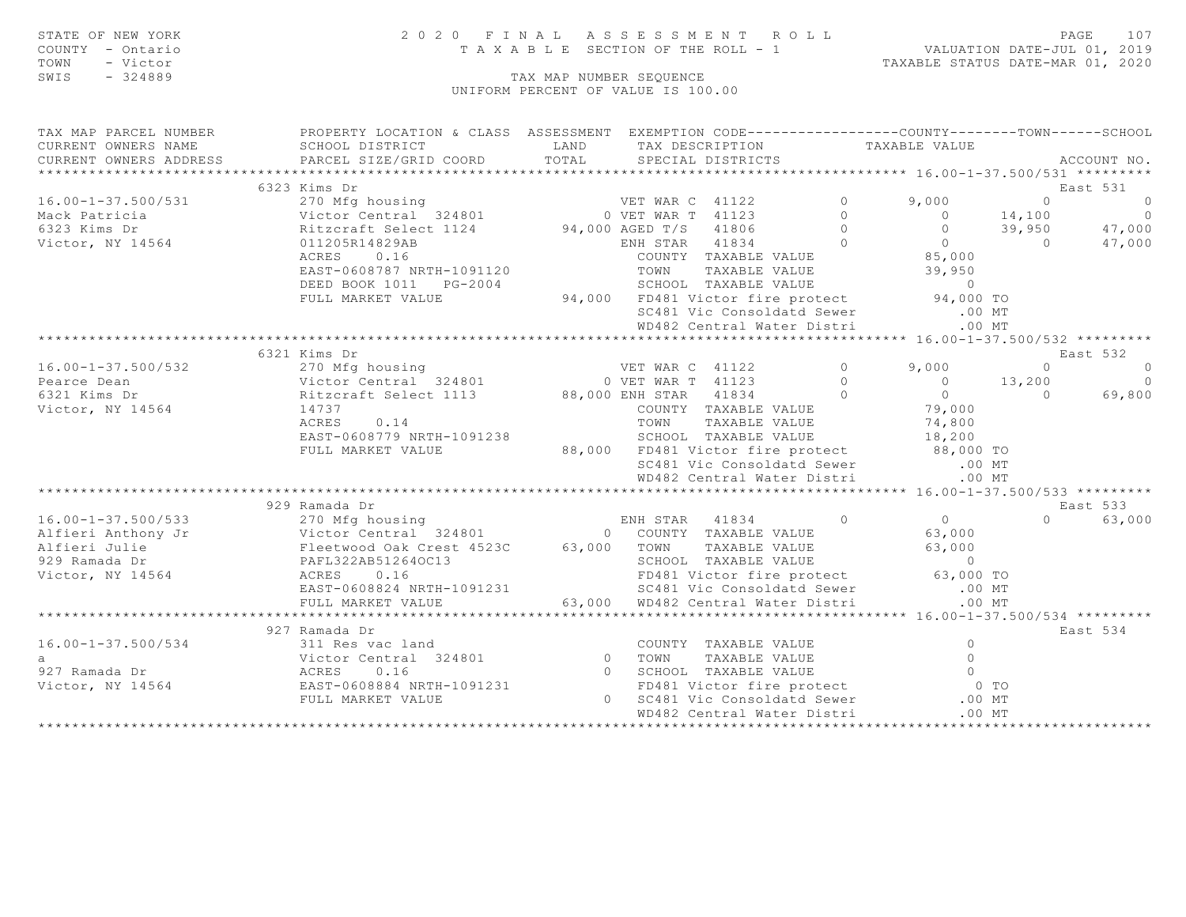STATE OF NEW YORK
COUNTY - Ontario
TOWN - Victor
SWIS - 324889

# 2020 FINAL ASSESSMENT ROLL

TAXABLE SECTION OF THE ROLL - 1

VALUATION DATE-JUL 01, 2019
TAXABLE STATUS DATE-MAR 01, 2020

TAX MAP NUMBER SEQUENCE
UNIFORM PERCENT OF VALUE IS 100.00

```
TAX MAP PARCEL NUMBER          PROPERTY LOCATION & CLASS  ASSESSMENT  EXEMPTION CODE------------------COUNTY--------TOWN------SCHOOL
CURRENT OWNERS NAME            SCHOOL DISTRICT               LAND      TAX DESCRIPTION            TAXABLE VALUE
CURRENT OWNERS ADDRESS         PARCEL SIZE/GRID COORD        TOTAL     SPECIAL DISTRICTS                                    ACCOUNT NO.
*********************************************************************************************** 16.00-1-37.500/531 *********
                        6323 Kims Dr                                                                                East 531
16.00-1-37.500/531             270 Mfg housing                    VET WAR C  41122        0        9,000          0           0
Mack Patricia                  Victor Central  324801           0 VET WAR T  41123        0            0     14,100           0
6323 Kims Dr                   Ritzcraft Select 1124       94,000 AGED T/S   41806        0            0     39,950      47,000
Victor, NY 14564               011205R14829AB                     ENH STAR   41834        0            0          0      47,000
                               ACRES      0.16                     COUNTY  TAXABLE VALUE            85,000
                               EAST-0608787 NRTH-1091120           TOWN    TAXABLE VALUE            39,950
                               DEED BOOK 1011   PG-2004            SCHOOL  TAXABLE VALUE                 0
                               FULL MARKET VALUE            94,000 FD481 Victor fire protect         94,000 TO
                                                                   SC481 Vic Consoldatd Sewer           .00 MT
                                                                   WD482 Central Water Distri           .00 MT
*********************************************************************************************** 16.00-1-37.500/532 *********
                        6321 Kims Dr                                                                                East 532
16.00-1-37.500/532             270 Mfg housing                    VET WAR C  41122        0        9,000          0           0
Pearce Dean                    Victor Central  324801           0 VET WAR T  41123        0            0     13,200           0
6321 Kims Dr                   Ritzcraft Select 1113       88,000 ENH STAR   41834        0            0          0      69,800
Victor, NY 14564               14737                               COUNTY  TAXABLE VALUE            79,000
                               ACRES      0.14                     TOWN    TAXABLE VALUE            74,800
                               EAST-0608779 NRTH-1091238           SCHOOL  TAXABLE VALUE            18,200
                               FULL MARKET VALUE            88,000 FD481 Victor fire protect         88,000 TO
                                                                   SC481 Vic Consoldatd Sewer           .00 MT
                                                                   WD482 Central Water Distri           .00 MT
*********************************************************************************************** 16.00-1-37.500/533 *********
                        929 Ramada Dr                                                                               East 533
16.00-1-37.500/533             270 Mfg housing                     ENH STAR   41834        0            0          0      63,000
Alfieri Anthony Jr             Victor Central  324801           0  COUNTY  TAXABLE VALUE            63,000
Alfieri Julie                  Fleetwood Oak Crest 4523C   63,000  TOWN    TAXABLE VALUE            63,000
929 Ramada Dr                  PAFL322AB51264OC13                  SCHOOL  TAXABLE VALUE                 0
Victor, NY 14564               ACRES      0.16                     FD481 Victor fire protect         63,000 TO
                               EAST-0608824 NRTH-1091231           SC481 Vic Consoldatd Sewer           .00 MT
                               FULL MARKET VALUE            63,000 WD482 Central Water Distri           .00 MT
*********************************************************************************************** 16.00-1-37.500/534 *********
                        927 Ramada Dr                                                                               East 534
16.00-1-37.500/534             311 Res vac land                    COUNTY  TAXABLE VALUE                 0
a                              Victor Central  324801           0  TOWN    TAXABLE VALUE                 0
927 Ramada Dr                  ACRES      0.16                  0  SCHOOL  TAXABLE VALUE                 0
Victor, NY 14564               EAST-0608884 NRTH-1091231           FD481 Victor fire protect              0 TO
                               FULL MARKET VALUE                0  SC481 Vic Consoldatd Sewer           .00 MT
                                                                   WD482 Central Water Distri           .00 MT
****************************************************************************************************************************
```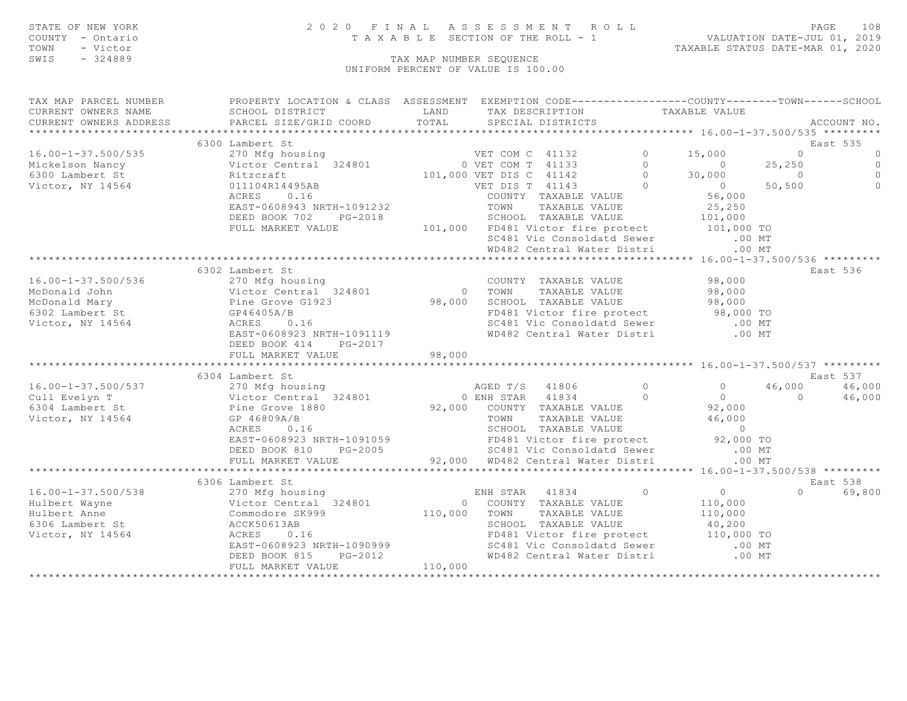STATE OF NEW YORK
COUNTY - Ontario
TOWN - Victor
SWIS - 324889

# 2020 FINAL ASSESSMENT ROLL

TAXABLE SECTION OF THE ROLL - 1

VALUATION DATE-JUL 01, 2019
TAXABLE STATUS DATE-MAR 01, 2020

TAX MAP NUMBER SEQUENCE
UNIFORM PERCENT OF VALUE IS 100.00

| TAX MAP PARCEL NUMBER / CURRENT OWNERS NAME / CURRENT OWNERS ADDRESS | PROPERTY LOCATION & CLASS / SCHOOL DISTRICT / PARCEL SIZE/GRID COORD | ASSESSMENT LAND / TOTAL | EXEMPTION CODE / TAX DESCRIPTION / SPECIAL DISTRICTS | | COUNTY TAXABLE VALUE | TOWN | SCHOOL | ACCOUNT NO. |
|---|---|---|---|---|---|---|---|---|
| **16.00-1-37.500/535** | 6300 Lambert St | | | | | | | East 535 |
| 16.00-1-37.500/535 | 270 Mfg housing | | VET COM C 41132 | 0 | 15,000 | 0 | 0 | |
| Mickelson Nancy | Victor Central 324801 | 0 | VET COM T 41133 | 0 | 0 | 25,250 | 0 | |
| 6300 Lambert St | Ritzcraft | 101,000 | VET DIS C 41142 | 0 | 30,000 | 0 | 0 | |
| Victor, NY 14564 | 011104R14495AB | | VET DIS T 41143 | 0 | 0 | 50,500 | 0 | |
| | ACRES 0.16 | | COUNTY TAXABLE VALUE | | 56,000 | | | |
| | EAST-0608943 NRTH-1091232 | | TOWN TAXABLE VALUE | | 25,250 | | | |
| | DEED BOOK 702 PG-2018 | | SCHOOL TAXABLE VALUE | | 101,000 | | | |
| | FULL MARKET VALUE | 101,000 | FD481 Victor fire protect | | 101,000 TO | | | |
| | | | SC481 Vic Consoldatd Sewer | | .00 MT | | | |
| | | | WD482 Central Water Distri | | .00 MT | | | |
| **16.00-1-37.500/536** | 6302 Lambert St | | | | | | | East 536 |
| 16.00-1-37.500/536 | 270 Mfg housing | | COUNTY TAXABLE VALUE | | 98,000 | | | |
| McDonald John | Victor Central 324801 | 0 | TOWN TAXABLE VALUE | | 98,000 | | | |
| McDonald Mary | Pine Grove G1923 | 98,000 | SCHOOL TAXABLE VALUE | | 98,000 | | | |
| 6302 Lambert St | GP46405A/B | | FD481 Victor fire protect | | 98,000 TO | | | |
| Victor, NY 14564 | ACRES 0.16 | | SC481 Vic Consoldatd Sewer | | .00 MT | | | |
| | EAST-0608923 NRTH-1091119 | | WD482 Central Water Distri | | .00 MT | | | |
| | DEED BOOK 414 PG-2017 | | | | | | | |
| | FULL MARKET VALUE | 98,000 | | | | | | |
| **16.00-1-37.500/537** | 6304 Lambert St | | | | | | | East 537 |
| 16.00-1-37.500/537 | 270 Mfg housing | | AGED T/S 41806 | 0 | 0 | 46,000 | 46,000 | |
| Cull Evelyn T | Victor Central 324801 | 0 | ENH STAR 41834 | 0 | 0 | 0 | 46,000 | |
| 6304 Lambert St | Pine Grove 1880 | 92,000 | COUNTY TAXABLE VALUE | | 92,000 | | | |
| Victor, NY 14564 | GP 46809A/B | | TOWN TAXABLE VALUE | | 46,000 | | | |
| | ACRES 0.16 | | SCHOOL TAXABLE VALUE | | 0 | | | |
| | EAST-0608923 NRTH-1091059 | | FD481 Victor fire protect | | 92,000 TO | | | |
| | DEED BOOK 810 PG-2005 | | SC481 Vic Consoldatd Sewer | | .00 MT | | | |
| | FULL MARKET VALUE | 92,000 | WD482 Central Water Distri | | .00 MT | | | |
| **16.00-1-37.500/538** | 6306 Lambert St | | | | | | | East 538 |
| 16.00-1-37.500/538 | 270 Mfg housing | | ENH STAR 41834 | 0 | 0 | 0 | 69,800 | |
| Hulbert Wayne | Victor Central 324801 | 0 | COUNTY TAXABLE VALUE | | 110,000 | | | |
| Hulbert Anne | Commodore SK999 | 110,000 | TOWN TAXABLE VALUE | | 110,000 | | | |
| 6306 Lambert St | ACCK50613AB | | SCHOOL TAXABLE VALUE | | 40,200 | | | |
| Victor, NY 14564 | ACRES 0.16 | | FD481 Victor fire protect | | 110,000 TO | | | |
| | EAST-0608923 NRTH-1090999 | | SC481 Vic Consoldatd Sewer | | .00 MT | | | |
| | DEED BOOK 815 PG-2012 | | WD482 Central Water Distri | | .00 MT | | | |
| | FULL MARKET VALUE | 110,000 | | | | | | |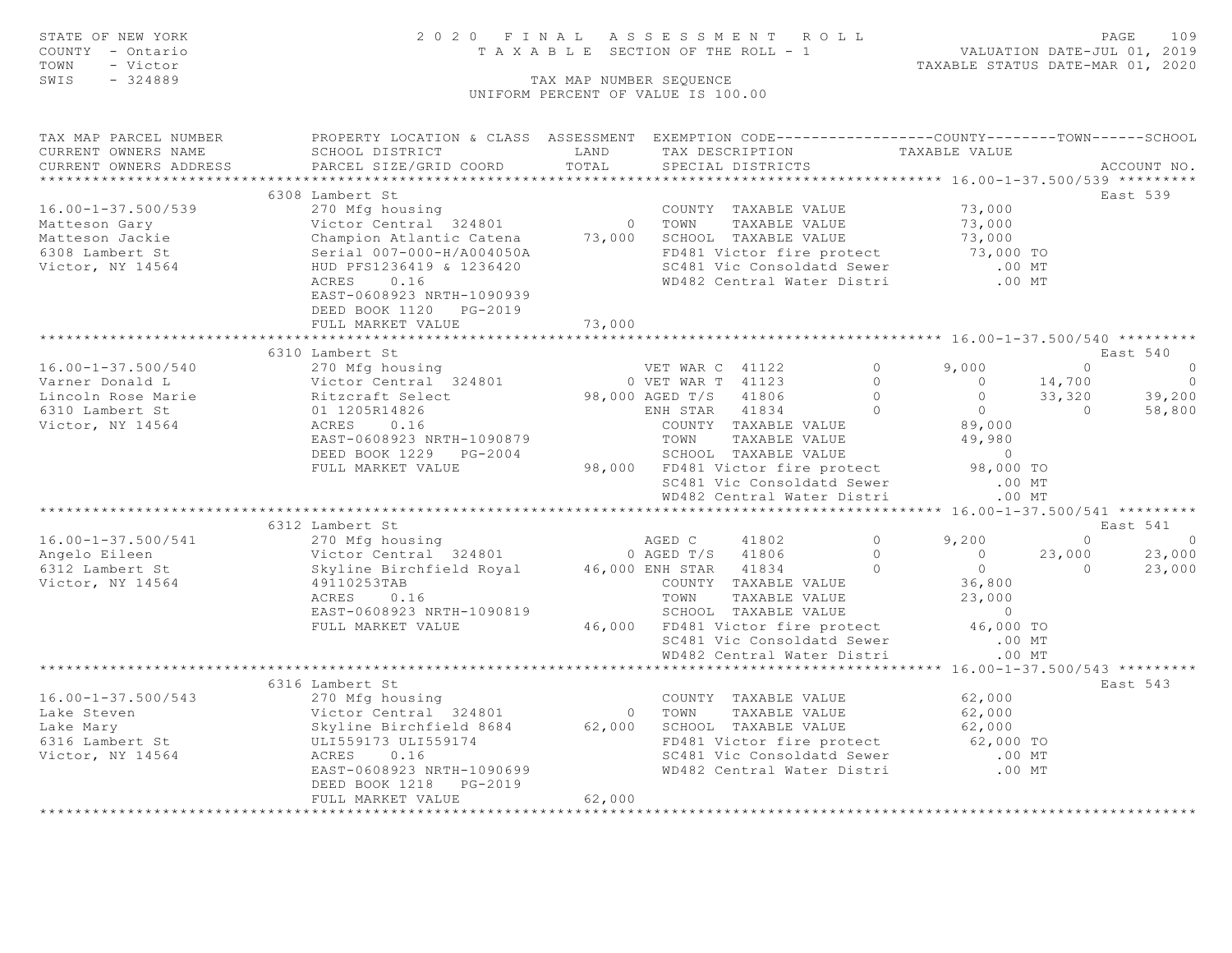STATE OF NEW YORK
COUNTY - Ontario
TOWN - Victor
SWIS - 324889

2020 FINAL ASSESSMENT ROLL
TAXABLE SECTION OF THE ROLL - 1
TAX MAP NUMBER SEQUENCE
UNIFORM PERCENT OF VALUE IS 100.00

VALUATION DATE-JUL 01, 2019
TAXABLE STATUS DATE-MAR 01, 2020

```
TAX MAP PARCEL NUMBER          PROPERTY LOCATION & CLASS  ASSESSMENT  EXEMPTION CODE------------------COUNTY--------TOWN------SCHOOL
CURRENT OWNERS NAME            SCHOOL DISTRICT               LAND      TAX DESCRIPTION              TAXABLE VALUE
CURRENT OWNERS ADDRESS         PARCEL SIZE/GRID COORD        TOTAL     SPECIAL DISTRICTS                                        ACCOUNT NO.
******************************************************************************************************* 16.00-1-37.500/539 *********
                               6308 Lambert St                                                                              East 539
16.00-1-37.500/539             270 Mfg housing                          COUNTY  TAXABLE VALUE              73,000
Matteson Gary                  Victor Central  324801            0     TOWN    TAXABLE VALUE              73,000
Matteson Jackie                Champion Atlantic Catena     73,000     SCHOOL  TAXABLE VALUE              73,000
6308 Lambert St                Serial 007-000-H/A004050A               FD481 Victor fire protect          73,000 TO
Victor, NY 14564               HUD PFS1236419 & 1236420                SC481 Vic Consoldatd Sewer            .00 MT
                               ACRES     0.16                          WD482 Central Water Distri            .00 MT
                               EAST-0608923 NRTH-1090939
                               DEED BOOK 1120    PG-2019
                               FULL MARKET VALUE            73,000
******************************************************************************************************* 16.00-1-37.500/540 *********
                               6310 Lambert St                                                                              East 540
16.00-1-37.500/540             270 Mfg housing                  VET WAR C  41122        0        9,000          0             0
Varner Donald L                Victor Central  324801          0 VET WAR T  41123        0            0     14,700             0
Lincoln Rose Marie             Ritzcraft Select           98,000 AGED T/S   41806        0            0     33,320        39,200
6310 Lambert St                01 1205R14826                     ENH STAR   41834        0            0          0        58,800
Victor, NY 14564               ACRES     0.16                      COUNTY  TAXABLE VALUE              89,000
                               EAST-0608923 NRTH-1090879           TOWN    TAXABLE VALUE              49,980
                               DEED BOOK 1229    PG-2004           SCHOOL  TAXABLE VALUE                   0
                               FULL MARKET VALUE            98,000 FD481 Victor fire protect          98,000 TO
                                                                   SC481 Vic Consoldatd Sewer            .00 MT
                                                                   WD482 Central Water Distri            .00 MT
******************************************************************************************************* 16.00-1-37.500/541 *********
                               6312 Lambert St                                                                              East 541
16.00-1-37.500/541             270 Mfg housing                  AGED C     41802        0        9,200          0             0
Angelo Eileen                  Victor Central  324801          0 AGED T/S   41806        0            0     23,000        23,000
6312 Lambert St                Skyline Birchfield Royal   46,000 ENH STAR   41834        0            0          0        23,000
Victor, NY 14564               49110253TAB                         COUNTY  TAXABLE VALUE              36,800
                               ACRES     0.16                      TOWN    TAXABLE VALUE              23,000
                               EAST-0608923 NRTH-1090819           SCHOOL  TAXABLE VALUE                   0
                               FULL MARKET VALUE            46,000 FD481 Victor fire protect          46,000 TO
                                                                   SC481 Vic Consoldatd Sewer            .00 MT
                                                                   WD482 Central Water Distri            .00 MT
******************************************************************************************************* 16.00-1-37.500/543 *********
                               6316 Lambert St                                                                              East 543
16.00-1-37.500/543             270 Mfg housing                          COUNTY  TAXABLE VALUE              62,000
Lake Steven                    Victor Central  324801            0     TOWN    TAXABLE VALUE              62,000
Lake Mary                      Skyline Birchfield 8684      62,000     SCHOOL  TAXABLE VALUE              62,000
6316 Lambert St                ULI559173 ULI559174                     FD481 Victor fire protect          62,000 TO
Victor, NY 14564               ACRES     0.16                          SC481 Vic Consoldatd Sewer            .00 MT
                               EAST-0608923 NRTH-1090699               WD482 Central Water Distri            .00 MT
                               DEED BOOK 1218    PG-2019
                               FULL MARKET VALUE            62,000
**************************************************************************************************************************************
```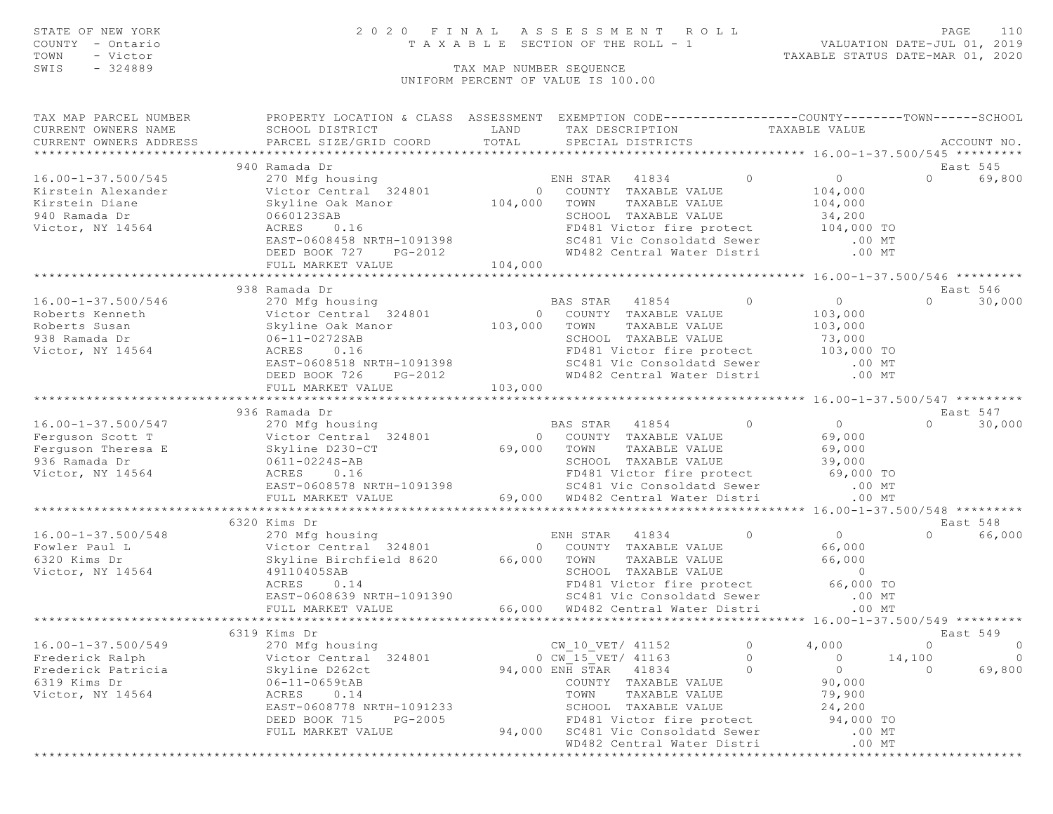STATE OF NEW YORK
COUNTY - Ontario
TOWN - Victor
SWIS - 324889

2020 FINAL ASSESSMENT ROLL
TAXABLE SECTION OF THE ROLL - 1
TAX MAP NUMBER SEQUENCE
UNIFORM PERCENT OF VALUE IS 100.00

VALUATION DATE-JUL 01, 2019
TAXABLE STATUS DATE-MAR 01, 2020

| TAX MAP PARCEL NUMBER / CURRENT OWNERS NAME / CURRENT OWNERS ADDRESS | PROPERTY LOCATION & CLASS / SCHOOL DISTRICT / PARCEL SIZE/GRID COORD | ASSESSMENT LAND / TOTAL | EXEMPTION CODE / TAX DESCRIPTION / SPECIAL DISTRICTS | COUNTY TAXABLE VALUE | TOWN | SCHOOL / ACCOUNT NO. |
|---|---|---|---|---|---|---|
| **16.00-1-37.500/545** | 940 Ramada Dr | | | | | East 545 |
| 16.00-1-37.500/545 | 270 Mfg housing | | ENH STAR 41834 0 | 0 | 0 | 69,800 |
| Kirstein Alexander | Victor Central 324801 | 0 | COUNTY TAXABLE VALUE | 104,000 | | |
| Kirstein Diane | Skyline Oak Manor | 104,000 | TOWN TAXABLE VALUE | 104,000 | | |
| 940 Ramada Dr | 0660123SAB | | SCHOOL TAXABLE VALUE | 34,200 | | |
| Victor, NY 14564 | ACRES 0.16 | | FD481 Victor fire protect | 104,000 TO | | |
| | EAST-0608458 NRTH-1091398 | | SC481 Vic Consoldatd Sewer | .00 MT | | |
| | DEED BOOK 727 PG-2012 | | WD482 Central Water Distri | .00 MT | | |
| | FULL MARKET VALUE | 104,000 | | | | |
| **16.00-1-37.500/546** | 938 Ramada Dr | | | | | East 546 |
| 16.00-1-37.500/546 | 270 Mfg housing | | BAS STAR 41854 0 | 0 | 0 | 30,000 |
| Roberts Kenneth | Victor Central 324801 | 0 | COUNTY TAXABLE VALUE | 103,000 | | |
| Roberts Susan | Skyline Oak Manor | 103,000 | TOWN TAXABLE VALUE | 103,000 | | |
| 938 Ramada Dr | 06-11-0272SAB | | SCHOOL TAXABLE VALUE | 73,000 | | |
| Victor, NY 14564 | ACRES 0.16 | | FD481 Victor fire protect | 103,000 TO | | |
| | EAST-0608518 NRTH-1091398 | | SC481 Vic Consoldatd Sewer | .00 MT | | |
| | DEED BOOK 726 PG-2012 | | WD482 Central Water Distri | .00 MT | | |
| | FULL MARKET VALUE | 103,000 | | | | |
| **16.00-1-37.500/547** | 936 Ramada Dr | | | | | East 547 |
| 16.00-1-37.500/547 | 270 Mfg housing | | BAS STAR 41854 0 | 0 | 0 | 30,000 |
| Ferguson Scott T | Victor Central 324801 | 0 | COUNTY TAXABLE VALUE | 69,000 | | |
| Ferguson Theresa E | Skyline D230-CT | 69,000 | TOWN TAXABLE VALUE | 69,000 | | |
| 936 Ramada Dr | 0611-0224S-AB | | SCHOOL TAXABLE VALUE | 39,000 | | |
| Victor, NY 14564 | ACRES 0.16 | | FD481 Victor fire protect | 69,000 TO | | |
| | EAST-0608578 NRTH-1091398 | | SC481 Vic Consoldatd Sewer | .00 MT | | |
| | FULL MARKET VALUE | 69,000 | WD482 Central Water Distri | .00 MT | | |
| **16.00-1-37.500/548** | 6320 Kims Dr | | | | | East 548 |
| 16.00-1-37.500/548 | 270 Mfg housing | | ENH STAR 41834 0 | 0 | 0 | 66,000 |
| Fowler Paul L | Victor Central 324801 | 0 | COUNTY TAXABLE VALUE | 66,000 | | |
| 6320 Kims Dr | Skyline Birchfield 8620 | 66,000 | TOWN TAXABLE VALUE | 66,000 | | |
| Victor, NY 14564 | 49110405SAB | | SCHOOL TAXABLE VALUE | 0 | | |
| | ACRES 0.14 | | FD481 Victor fire protect | 66,000 TO | | |
| | EAST-0608639 NRTH-1091390 | | SC481 Vic Consoldatd Sewer | .00 MT | | |
| | FULL MARKET VALUE | 66,000 | WD482 Central Water Distri | .00 MT | | |
| **16.00-1-37.500/549** | 6319 Kims Dr | | | | | East 549 |
| 16.00-1-37.500/549 | 270 Mfg housing | | CW_10_VET/ 41152 0 | 4,000 | 0 | 0 |
| Frederick Ralph | Victor Central 324801 | 0 | CW_15_VET/ 41163 0 | 0 | 14,100 | 0 |
| Frederick Patricia | Skyline D262ct | 94,000 | ENH STAR 41834 0 | 0 | 0 | 69,800 |
| 6319 Kims Dr | 06-11-0659tAB | | COUNTY TAXABLE VALUE | 90,000 | | |
| Victor, NY 14564 | ACRES 0.14 | | TOWN TAXABLE VALUE | 79,900 | | |
| | EAST-0608778 NRTH-1091233 | | SCHOOL TAXABLE VALUE | 24,200 | | |
| | DEED BOOK 715 PG-2005 | | FD481 Victor fire protect | 94,000 TO | | |
| | FULL MARKET VALUE | 94,000 | SC481 Vic Consoldatd Sewer | .00 MT | | |
| | | | WD482 Central Water Distri | .00 MT | | |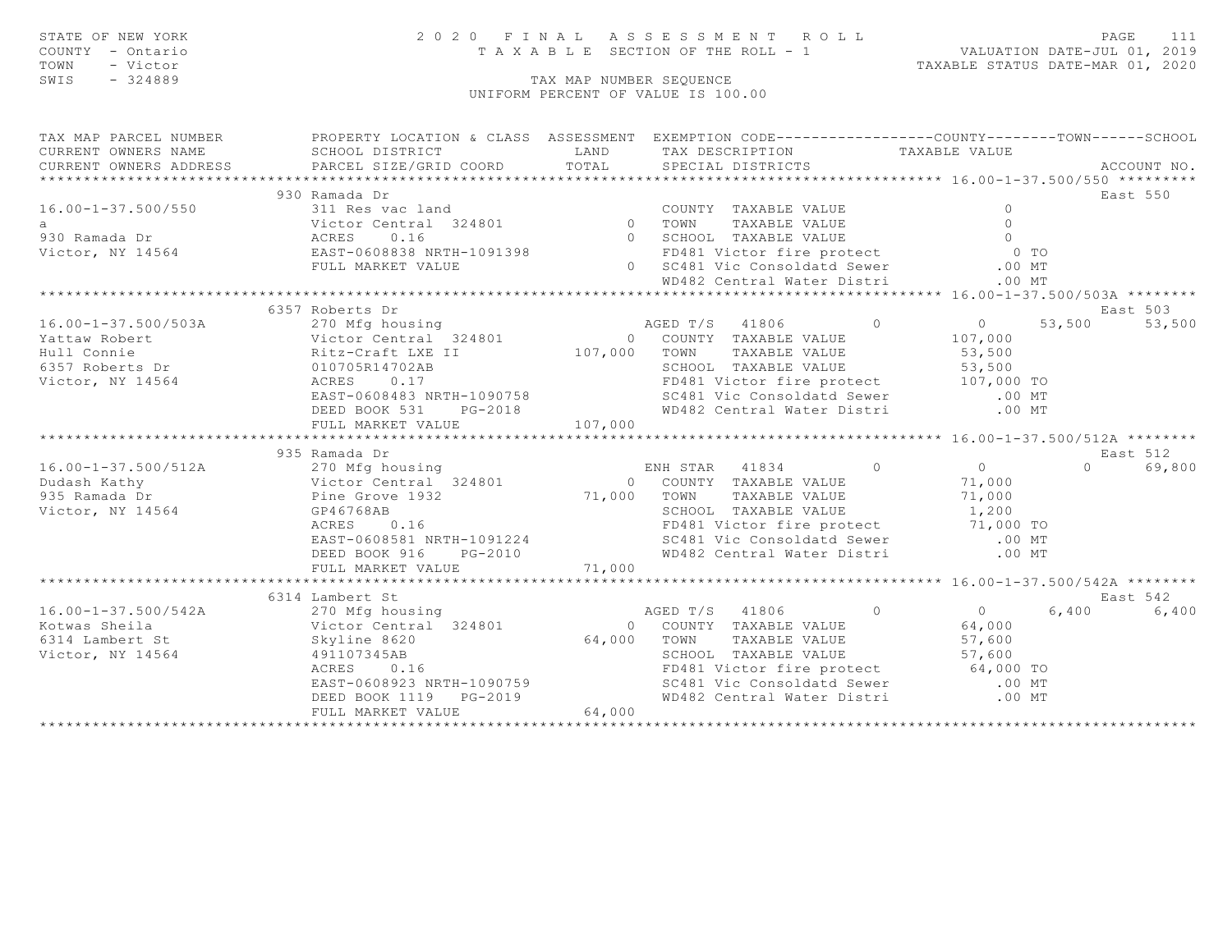STATE OF NEW YORK
COUNTY - Ontario
TOWN - Victor
SWIS - 324889

2020 FINAL ASSESSMENT ROLL
TAXABLE SECTION OF THE ROLL - 1
TAX MAP NUMBER SEQUENCE
UNIFORM PERCENT OF VALUE IS 100.00

VALUATION DATE-JUL 01, 2019
TAXABLE STATUS DATE-MAR 01, 2020

| TAX MAP PARCEL NUMBER / CURRENT OWNERS NAME / CURRENT OWNERS ADDRESS | PROPERTY LOCATION & CLASS / SCHOOL DISTRICT / PARCEL SIZE/GRID COORD | ASSESSMENT LAND / TOTAL | EXEMPTION CODE / TAX DESCRIPTION / SPECIAL DISTRICTS | COUNTY TAXABLE VALUE | TOWN | SCHOOL | ACCOUNT NO. |
|---|---|---|---|---|---|---|---|
| **16.00-1-37.500/550** | 930 Ramada Dr | | | | | | East 550 |
| 16.00-1-37.500/550 | 311 Res vac land | | COUNTY TAXABLE VALUE | 0 | | | |
| a | Victor Central 324801 | 0 | TOWN TAXABLE VALUE | 0 | | | |
| 930 Ramada Dr | ACRES 0.16 | 0 | SCHOOL TAXABLE VALUE | 0 | | | |
| Victor, NY 14564 | EAST-0608838 NRTH-1091398 | | FD481 Victor fire protect | 0 TO | | | |
| | FULL MARKET VALUE | 0 | SC481 Vic Consoldatd Sewer | .00 MT | | | |
| | | | WD482 Central Water Distri | .00 MT | | | |
| **16.00-1-37.500/503A** | 6357 Roberts Dr | | | | | | East 503 |
| 16.00-1-37.500/503A | 270 Mfg housing | | AGED T/S 41806 0 | 0 | 53,500 | 53,500 | |
| Yattaw Robert | Victor Central 324801 | 0 | COUNTY TAXABLE VALUE | 107,000 | | | |
| Hull Connie | Ritz-Craft LXE II | 107,000 | TOWN TAXABLE VALUE | 53,500 | | | |
| 6357 Roberts Dr | 010705R14702AB | | SCHOOL TAXABLE VALUE | 53,500 | | | |
| Victor, NY 14564 | ACRES 0.17 | | FD481 Victor fire protect | 107,000 TO | | | |
| | EAST-0608483 NRTH-1090758 | | SC481 Vic Consoldatd Sewer | .00 MT | | | |
| | DEED BOOK 531 PG-2018 | | WD482 Central Water Distri | .00 MT | | | |
| | FULL MARKET VALUE | 107,000 | | | | | |
| **16.00-1-37.500/512A** | 935 Ramada Dr | | | | | | East 512 |
| 16.00-1-37.500/512A | 270 Mfg housing | | ENH STAR 41834 0 | 0 | 0 | 69,800 | |
| Dudash Kathy | Victor Central 324801 | 0 | COUNTY TAXABLE VALUE | 71,000 | | | |
| 935 Ramada Dr | Pine Grove 1932 | 71,000 | TOWN TAXABLE VALUE | 71,000 | | | |
| Victor, NY 14564 | GP46768AB | | SCHOOL TAXABLE VALUE | 1,200 | | | |
| | ACRES 0.16 | | FD481 Victor fire protect | 71,000 TO | | | |
| | EAST-0608581 NRTH-1091224 | | SC481 Vic Consoldatd Sewer | .00 MT | | | |
| | DEED BOOK 916 PG-2010 | | WD482 Central Water Distri | .00 MT | | | |
| | FULL MARKET VALUE | 71,000 | | | | | |
| **16.00-1-37.500/542A** | 6314 Lambert St | | | | | | East 542 |
| 16.00-1-37.500/542A | 270 Mfg housing | | AGED T/S 41806 0 | 0 | 6,400 | 6,400 | |
| Kotwas Sheila | Victor Central 324801 | 0 | COUNTY TAXABLE VALUE | 64,000 | | | |
| 6314 Lambert St | Skyline 8620 | 64,000 | TOWN TAXABLE VALUE | 57,600 | | | |
| Victor, NY 14564 | 491107345AB | | SCHOOL TAXABLE VALUE | 57,600 | | | |
| | ACRES 0.16 | | FD481 Victor fire protect | 64,000 TO | | | |
| | EAST-0608923 NRTH-1090759 | | SC481 Vic Consoldatd Sewer | .00 MT | | | |
| | DEED BOOK 1119 PG-2019 | | WD482 Central Water Distri | .00 MT | | | |
| | FULL MARKET VALUE | 64,000 | | | | | |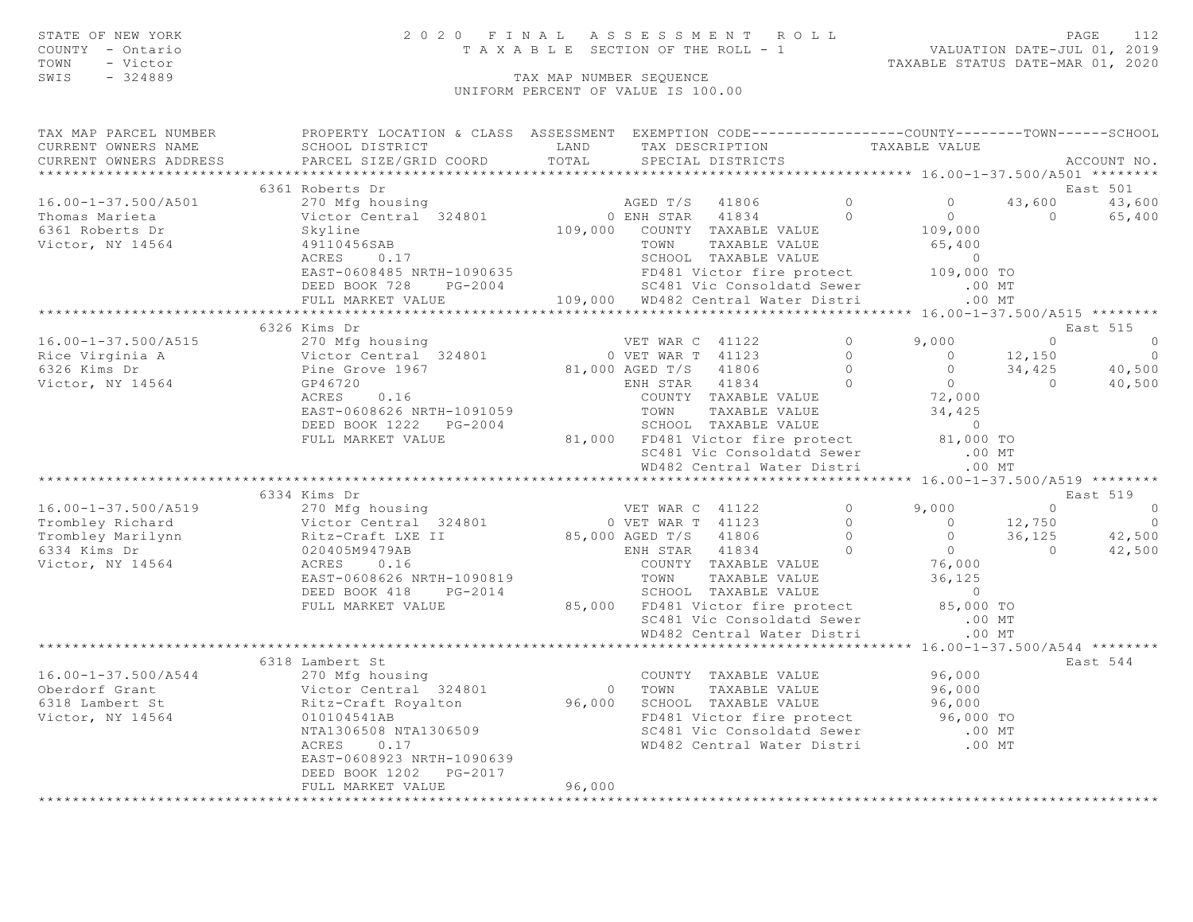STATE OF NEW YORK
COUNTY - Ontario
TOWN - Victor
SWIS - 324889

# 2020 FINAL ASSESSMENT ROLL

TAXABLE SECTION OF THE ROLL - 1

VALUATION DATE-JUL 01, 2019
TAXABLE STATUS DATE-MAR 01, 2020

TAX MAP NUMBER SEQUENCE
UNIFORM PERCENT OF VALUE IS 100.00

| TAX MAP PARCEL NUMBER / CURRENT OWNERS NAME / CURRENT OWNERS ADDRESS | PROPERTY LOCATION & CLASS / SCHOOL DISTRICT / PARCEL SIZE/GRID COORD | ASSESSMENT LAND / TOTAL | EXEMPTION CODE / TAX DESCRIPTION / SPECIAL DISTRICTS | | COUNTY / TAXABLE VALUE | TOWN | SCHOOL / ACCOUNT NO. |
|---|---|---|---|---|---|---|---|
| **16.00-1-37.500/A501** | 6361 Roberts Dr | | | | | | East 501 |
| 16.00-1-37.500/A501 | 270 Mfg housing | | AGED T/S 41806 | 0 | 0 | 43,600 | 43,600 |
| Thomas Marieta | Victor Central 324801 | 0 | ENH STAR 41834 | 0 | 0 | 0 | 65,400 |
| 6361 Roberts Dr | Skyline | 109,000 | COUNTY TAXABLE VALUE | | 109,000 | | |
| Victor, NY 14564 | 49110456SAB | | TOWN TAXABLE VALUE | | 65,400 | | |
| | ACRES 0.17 | | SCHOOL TAXABLE VALUE | | 0 | | |
| | EAST-0608485 NRTH-1090635 | | FD481 Victor fire protect | | 109,000 TO | | |
| | DEED BOOK 728 PG-2004 | | SC481 Vic Consoldatd Sewer | | .00 MT | | |
| | FULL MARKET VALUE | 109,000 | WD482 Central Water Distri | | .00 MT | | |
| **16.00-1-37.500/A515** | 6326 Kims Dr | | | | | | East 515 |
| 16.00-1-37.500/A515 | 270 Mfg housing | | VET WAR C 41122 | 0 | 9,000 | 0 | 0 |
| Rice Virginia A | Victor Central 324801 | 0 | VET WAR T 41123 | 0 | 0 | 12,150 | 0 |
| 6326 Kims Dr | Pine Grove 1967 | 81,000 | AGED T/S 41806 | 0 | 0 | 34,425 | 40,500 |
| Victor, NY 14564 | GP46720 | | ENH STAR 41834 | 0 | 0 | 0 | 40,500 |
| | ACRES 0.16 | | COUNTY TAXABLE VALUE | | 72,000 | | |
| | EAST-0608626 NRTH-1091059 | | TOWN TAXABLE VALUE | | 34,425 | | |
| | DEED BOOK 1222 PG-2004 | | SCHOOL TAXABLE VALUE | | 0 | | |
| | FULL MARKET VALUE | 81,000 | FD481 Victor fire protect | | 81,000 TO | | |
| | | | SC481 Vic Consoldatd Sewer | | .00 MT | | |
| | | | WD482 Central Water Distri | | .00 MT | | |
| **16.00-1-37.500/A519** | 6334 Kims Dr | | | | | | East 519 |
| 16.00-1-37.500/A519 | 270 Mfg housing | | VET WAR C 41122 | 0 | 9,000 | 0 | 0 |
| Trombley Richard | Victor Central 324801 | 0 | VET WAR T 41123 | 0 | 0 | 12,750 | 0 |
| Trombley Marilynn | Ritz-Craft LXE II | 85,000 | AGED T/S 41806 | 0 | 0 | 36,125 | 42,500 |
| 6334 Kims Dr | 020405M9479AB | | ENH STAR 41834 | 0 | 0 | 0 | 42,500 |
| Victor, NY 14564 | ACRES 0.16 | | COUNTY TAXABLE VALUE | | 76,000 | | |
| | EAST-0608626 NRTH-1090819 | | TOWN TAXABLE VALUE | | 36,125 | | |
| | DEED BOOK 418 PG-2014 | | SCHOOL TAXABLE VALUE | | 0 | | |
| | FULL MARKET VALUE | 85,000 | FD481 Victor fire protect | | 85,000 TO | | |
| | | | SC481 Vic Consoldatd Sewer | | .00 MT | | |
| | | | WD482 Central Water Distri | | .00 MT | | |
| **16.00-1-37.500/A544** | 6318 Lambert St | | | | | | East 544 |
| 16.00-1-37.500/A544 | 270 Mfg housing | | COUNTY TAXABLE VALUE | | 96,000 | | |
| Oberdorf Grant | Victor Central 324801 | 0 | TOWN TAXABLE VALUE | | 96,000 | | |
| 6318 Lambert St | Ritz-Craft Royalton | 96,000 | SCHOOL TAXABLE VALUE | | 96,000 | | |
| Victor, NY 14564 | 010104541AB | | FD481 Victor fire protect | | 96,000 TO | | |
| | NTA1306508 NTA1306509 | | SC481 Vic Consoldatd Sewer | | .00 MT | | |
| | ACRES 0.17 | | WD482 Central Water Distri | | .00 MT | | |
| | EAST-0608923 NRTH-1090639 | | | | | | |
| | DEED BOOK 1202 PG-2017 | | | | | | |
| | FULL MARKET VALUE | 96,000 | | | | | |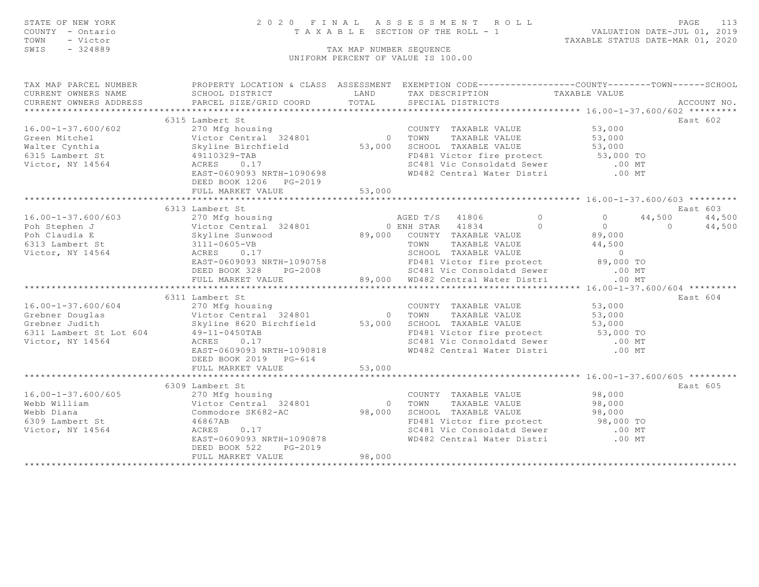STATE OF NEW YORK
COUNTY - Ontario
TOWN - Victor
SWIS - 324889

2 0 2 0 F I N A L A S S E S S M E N T R O L L
T A X A B L E SECTION OF THE ROLL - 1
TAX MAP NUMBER SEQUENCE
UNIFORM PERCENT OF VALUE IS 100.00

VALUATION DATE-JUL 01, 2019
TAXABLE STATUS DATE-MAR 01, 2020

```
TAX MAP PARCEL NUMBER          PROPERTY LOCATION & CLASS  ASSESSMENT  EXEMPTION CODE------------------COUNTY--------TOWN------SCHOOL
CURRENT OWNERS NAME            SCHOOL DISTRICT               LAND      TAX DESCRIPTION            TAXABLE VALUE
CURRENT OWNERS ADDRESS         PARCEL SIZE/GRID COORD        TOTAL     SPECIAL DISTRICTS                                      ACCOUNT NO.
******************************************************************************************************* 16.00-1-37.600/602 *********
                         6315 Lambert St                                                                                     East 602
16.00-1-37.600/602             270 Mfg housing                          COUNTY  TAXABLE VALUE             53,000
Green Mitchel                  Victor Central  324801            0      TOWN    TAXABLE VALUE             53,000
Walter Cynthia                 Skyline Birchfield           53,000      SCHOOL  TAXABLE VALUE             53,000
6315 Lambert St                49110329-TAB                             FD481 Victor fire protect         53,000 TO
Victor, NY 14564               ACRES    0.17                            SC481 Vic Consoldatd Sewer           .00 MT
                               EAST-0609093 NRTH-1090698                WD482 Central Water Distri           .00 MT
                               DEED BOOK 1206   PG-2019
                               FULL MARKET VALUE            53,000
******************************************************************************************************* 16.00-1-37.600/603 *********
                         6313 Lambert St                                                                                     East 603
16.00-1-37.600/603             270 Mfg housing                          AGED T/S  41806          0            0      44,500     44,500
Poh Stephen J                  Victor Central  324801            0 ENH STAR   41834          0            0           0     44,500
Poh Claudia E                  Skyline Sunwood              89,000      COUNTY  TAXABLE VALUE             89,000
6313 Lambert St                3111-0605-VB                             TOWN    TAXABLE VALUE             44,500
Victor, NY 14564               ACRES    0.17                            SCHOOL  TAXABLE VALUE                  0
                               EAST-0609093 NRTH-1090758                FD481 Victor fire protect         89,000 TO
                               DEED BOOK 328    PG-2008                 SC481 Vic Consoldatd Sewer           .00 MT
                               FULL MARKET VALUE            89,000      WD482 Central Water Distri           .00 MT
******************************************************************************************************* 16.00-1-37.600/604 *********
                         6311 Lambert St                                                                                     East 604
16.00-1-37.600/604             270 Mfg housing                          COUNTY  TAXABLE VALUE             53,000
Grebner Douglas                Victor Central  324801            0      TOWN    TAXABLE VALUE             53,000
Grebner Judith                 Skyline 8620 Birchfield      53,000      SCHOOL  TAXABLE VALUE             53,000
6311 Lambert St Lot 604        49-11-0450TAB                            FD481 Victor fire protect         53,000 TO
Victor, NY 14564               ACRES    0.17                            SC481 Vic Consoldatd Sewer           .00 MT
                               EAST-0609093 NRTH-1090818                WD482 Central Water Distri           .00 MT
                               DEED BOOK 2019   PG-614
                               FULL MARKET VALUE            53,000
******************************************************************************************************* 16.00-1-37.600/605 *********
                         6309 Lambert St                                                                                     East 605
16.00-1-37.600/605             270 Mfg housing                          COUNTY  TAXABLE VALUE             98,000
Webb William                   Victor Central  324801            0      TOWN    TAXABLE VALUE             98,000
Webb Diana                     Commodore SK682-AC           98,000      SCHOOL  TAXABLE VALUE             98,000
6309 Lambert St                46867AB                                  FD481 Victor fire protect         98,000 TO
Victor, NY 14564               ACRES    0.17                            SC481 Vic Consoldatd Sewer           .00 MT
                               EAST-0609093 NRTH-1090878                WD482 Central Water Distri           .00 MT
                               DEED BOOK 522    PG-2019
                               FULL MARKET VALUE            98,000
************************************************************************************************************************************
```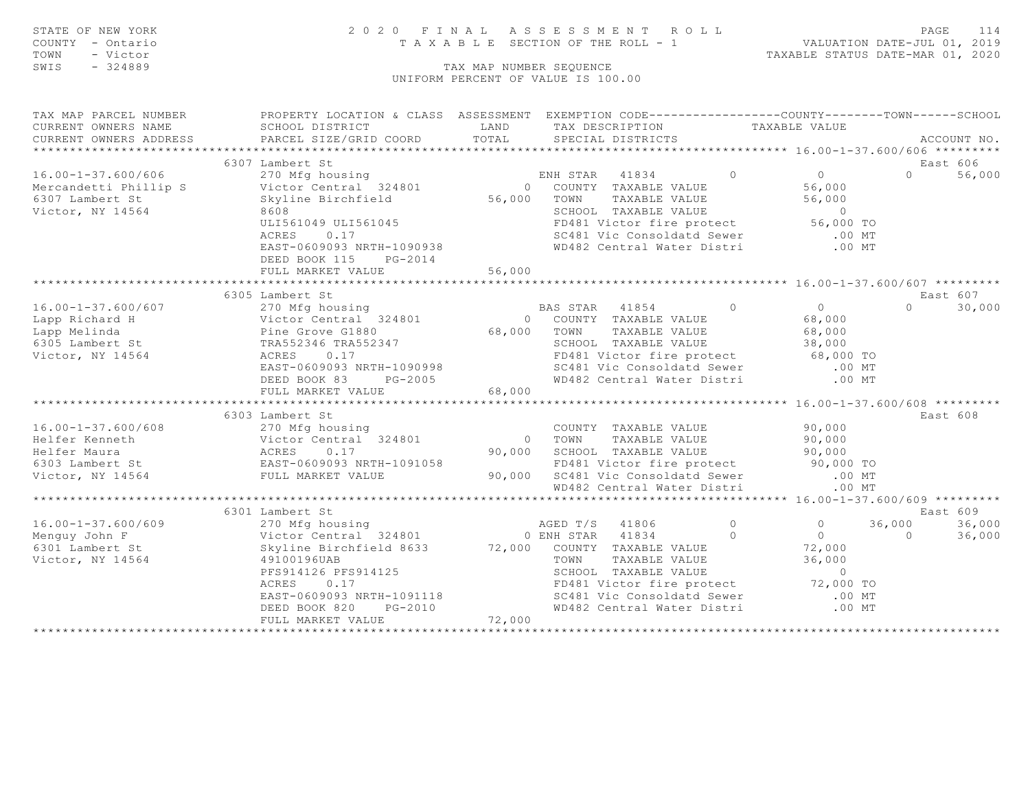STATE OF NEW YORK
COUNTY - Ontario
TOWN - Victor
SWIS - 324889

2020 FINAL ASSESSMENT ROLL
TAXABLE SECTION OF THE ROLL - 1

VALUATION DATE-JUL 01, 2019
TAXABLE STATUS DATE-MAR 01, 2020

TAX MAP NUMBER SEQUENCE
UNIFORM PERCENT OF VALUE IS 100.00

| TAX MAP PARCEL NUMBER / CURRENT OWNERS NAME / CURRENT OWNERS ADDRESS | PROPERTY LOCATION & CLASS / SCHOOL DISTRICT / PARCEL SIZE/GRID COORD | ASSESSMENT LAND / TOTAL | EXEMPTION CODE / TAX DESCRIPTION / SPECIAL DISTRICTS | COUNTY TAXABLE VALUE | TOWN | SCHOOL / ACCOUNT NO. |
|---|---|---|---|---|---|---|
| 16.00-1-37.600/606 | 6307 Lambert St | | | | | East 606 |
| 16.00-1-37.600/606 | 270 Mfg housing | | ENH STAR 41834 0 | 0 | 0 | 56,000 |
| Mercandetti Phillip S | Victor Central 324801 | 0 | COUNTY TAXABLE VALUE | 56,000 | | |
| 6307 Lambert St | Skyline Birchfield | 56,000 | TOWN TAXABLE VALUE | 56,000 | | |
| Victor, NY 14564 | 8608 | | SCHOOL TAXABLE VALUE | 0 | | |
| | ULI561049 ULI561045 | | FD481 Victor fire protect | 56,000 TO | | |
| | ACRES 0.17 | | SC481 Vic Consoldatd Sewer | .00 MT | | |
| | EAST-0609093 NRTH-1090938 | | WD482 Central Water Distri | .00 MT | | |
| | DEED BOOK 115 PG-2014 | | | | | |
| | FULL MARKET VALUE | 56,000 | | | | |
| 16.00-1-37.600/607 | 6305 Lambert St | | | | | East 607 |
| 16.00-1-37.600/607 | 270 Mfg housing | | BAS STAR 41854 0 | 0 | 0 | 30,000 |
| Lapp Richard H | Victor Central 324801 | 0 | COUNTY TAXABLE VALUE | 68,000 | | |
| Lapp Melinda | Pine Grove G1880 | 68,000 | TOWN TAXABLE VALUE | 68,000 | | |
| 6305 Lambert St | TRA552346 TRA552347 | | SCHOOL TAXABLE VALUE | 38,000 | | |
| Victor, NY 14564 | ACRES 0.17 | | FD481 Victor fire protect | 68,000 TO | | |
| | EAST-0609093 NRTH-1090998 | | SC481 Vic Consoldatd Sewer | .00 MT | | |
| | DEED BOOK 83 PG-2005 | | WD482 Central Water Distri | .00 MT | | |
| | FULL MARKET VALUE | 68,000 | | | | |
| 16.00-1-37.600/608 | 6303 Lambert St | | | | | East 608 |
| 16.00-1-37.600/608 | 270 Mfg housing | | COUNTY TAXABLE VALUE | 90,000 | | |
| Helfer Kenneth | Victor Central 324801 | 0 | TOWN TAXABLE VALUE | 90,000 | | |
| Helfer Maura | ACRES 0.17 | 90,000 | SCHOOL TAXABLE VALUE | 90,000 | | |
| 6303 Lambert St | EAST-0609093 NRTH-1091058 | | FD481 Victor fire protect | 90,000 TO | | |
| Victor, NY 14564 | FULL MARKET VALUE | 90,000 | SC481 Vic Consoldatd Sewer | .00 MT | | |
| | | | WD482 Central Water Distri | .00 MT | | |
| 16.00-1-37.600/609 | 6301 Lambert St | | | | | East 609 |
| 16.00-1-37.600/609 | 270 Mfg housing | | AGED T/S 41806 0 | 0 | 36,000 | 36,000 |
| Menguy John F | Victor Central 324801 | 0 | ENH STAR 41834 0 | 0 | 0 | 36,000 |
| 6301 Lambert St | Skyline Birchfield 8633 | 72,000 | COUNTY TAXABLE VALUE | 72,000 | | |
| Victor, NY 14564 | 49100196UAB | | TOWN TAXABLE VALUE | 36,000 | | |
| | PFS914126 PFS914125 | | SCHOOL TAXABLE VALUE | 0 | | |
| | ACRES 0.17 | | FD481 Victor fire protect | 72,000 TO | | |
| | EAST-0609093 NRTH-1091118 | | SC481 Vic Consoldatd Sewer | .00 MT | | |
| | DEED BOOK 820 PG-2010 | | WD482 Central Water Distri | .00 MT | | |
| | FULL MARKET VALUE | 72,000 | | | | |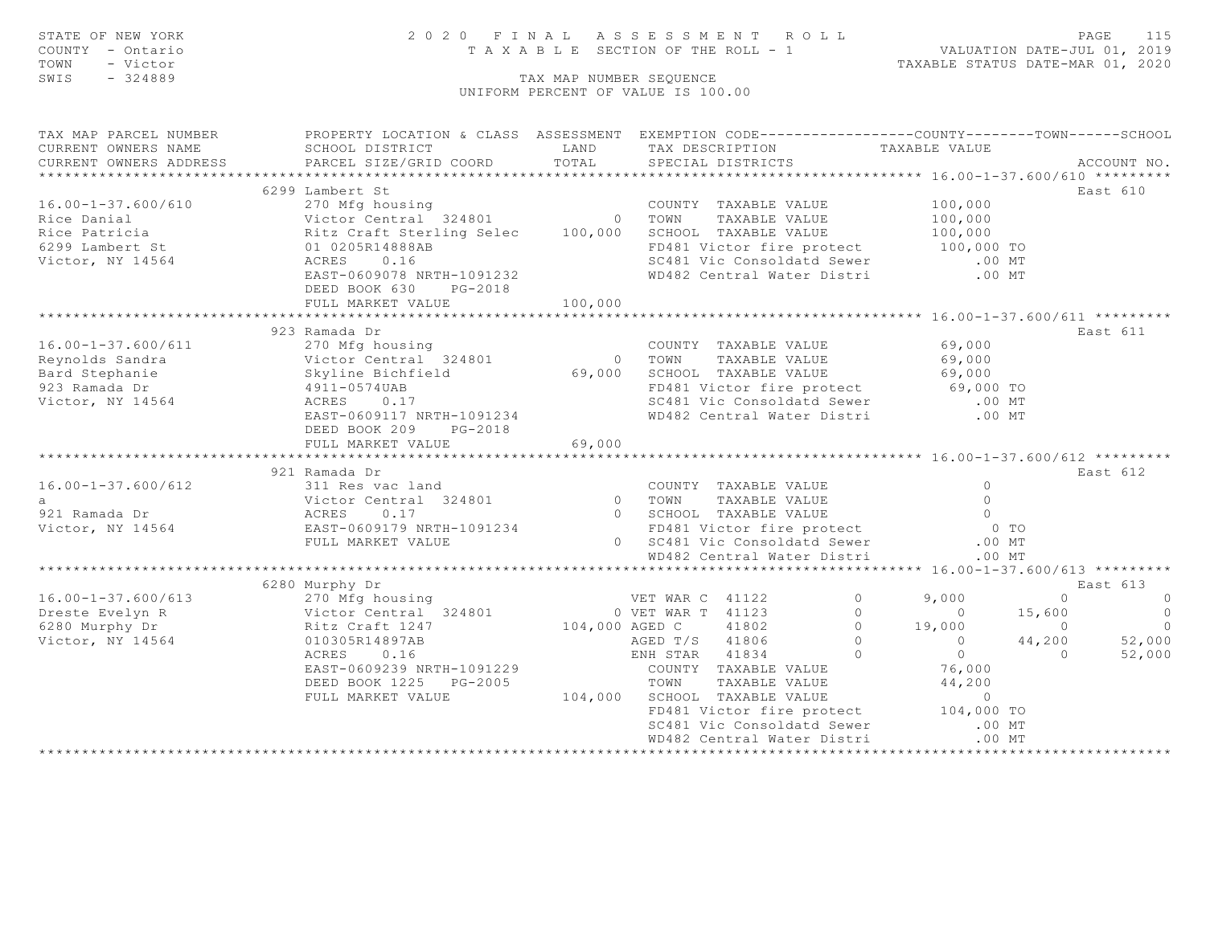STATE OF NEW YORK
COUNTY - Ontario
TOWN - Victor
SWIS - 324889

2 0 2 0 F I N A L A S S E S S M E N T R O L L
T A X A B L E SECTION OF THE ROLL - 1
TAX MAP NUMBER SEQUENCE
UNIFORM PERCENT OF VALUE IS 100.00

VALUATION DATE-JUL 01, 2019
TAXABLE STATUS DATE-MAR 01, 2020

```
TAX MAP PARCEL NUMBER          PROPERTY LOCATION & CLASS  ASSESSMENT  EXEMPTION CODE------------------COUNTY--------TOWN------SCHOOL
CURRENT OWNERS NAME            SCHOOL DISTRICT               LAND      TAX DESCRIPTION            TAXABLE VALUE
CURRENT OWNERS ADDRESS         PARCEL SIZE/GRID COORD        TOTAL     SPECIAL DISTRICTS                                     ACCOUNT NO.
******************************************************************************************************* 16.00-1-37.600/610 *********
                               6299 Lambert St                                                                              East 610
16.00-1-37.600/610             270 Mfg housing                         COUNTY  TAXABLE VALUE          100,000
Rice Danial                    Victor Central  324801          0       TOWN    TAXABLE VALUE          100,000
Rice Patricia                  Ritz Craft Sterling Selec   100,000     SCHOOL  TAXABLE VALUE          100,000
6299 Lambert St                01 0205R14888AB                         FD481 Victor fire protect       100,000 TO
Victor, NY 14564               ACRES    0.16                           SC481 Vic Consoldatd Sewer          .00 MT
                               EAST-0609078 NRTH-1091232               WD482 Central Water Distri          .00 MT
                               DEED BOOK 630    PG-2018
                               FULL MARKET VALUE           100,000
******************************************************************************************************* 16.00-1-37.600/611 *********
                               923 Ramada Dr                                                                                East 611
16.00-1-37.600/611             270 Mfg housing                         COUNTY  TAXABLE VALUE           69,000
Reynolds Sandra                Victor Central  324801          0       TOWN    TAXABLE VALUE           69,000
Bard Stephanie                 Skyline Bichfield            69,000     SCHOOL  TAXABLE VALUE           69,000
923 Ramada Dr                  4911-0574UAB                            FD481 Victor fire protect        69,000 TO
Victor, NY 14564               ACRES    0.17                           SC481 Vic Consoldatd Sewer          .00 MT
                               EAST-0609117 NRTH-1091234               WD482 Central Water Distri          .00 MT
                               DEED BOOK 209    PG-2018
                               FULL MARKET VALUE            69,000
******************************************************************************************************* 16.00-1-37.600/612 *********
                               921 Ramada Dr                                                                                East 612
16.00-1-37.600/612             311 Res vac land                        COUNTY  TAXABLE VALUE                0
a                              Victor Central  324801          0       TOWN    TAXABLE VALUE                0
921 Ramada Dr                  ACRES    0.17                   0       SCHOOL  TAXABLE VALUE                0
Victor, NY 14564               EAST-0609179 NRTH-1091234               FD481 Victor fire protect             0 TO
                               FULL MARKET VALUE               0       SC481 Vic Consoldatd Sewer          .00 MT
                                                                       WD482 Central Water Distri          .00 MT
******************************************************************************************************* 16.00-1-37.600/613 *********
                               6280 Murphy Dr                                                                               East 613
16.00-1-37.600/613             270 Mfg housing                         VET WAR C  41122        0        9,000           0           0
Dreste Evelyn R                Victor Central  324801          0       VET WAR T  41123        0            0      15,600           0
6280 Murphy Dr                 Ritz Craft 1247             104,000     AGED C     41802        0       19,000           0           0
Victor, NY 14564               010305R14897AB                          AGED T/S   41806        0            0      44,200      52,000
                               ACRES    0.16                           ENH STAR   41834        0            0           0      52,000
                               EAST-0609239 NRTH-1091229               COUNTY  TAXABLE VALUE           76,000
                               DEED BOOK 1225   PG-2005                TOWN    TAXABLE VALUE           44,200
                               FULL MARKET VALUE           104,000     SCHOOL  TAXABLE VALUE                0
                                                                       FD481 Victor fire protect       104,000 TO
                                                                       SC481 Vic Consoldatd Sewer          .00 MT
                                                                       WD482 Central Water Distri          .00 MT
************************************************************************************************************************************
```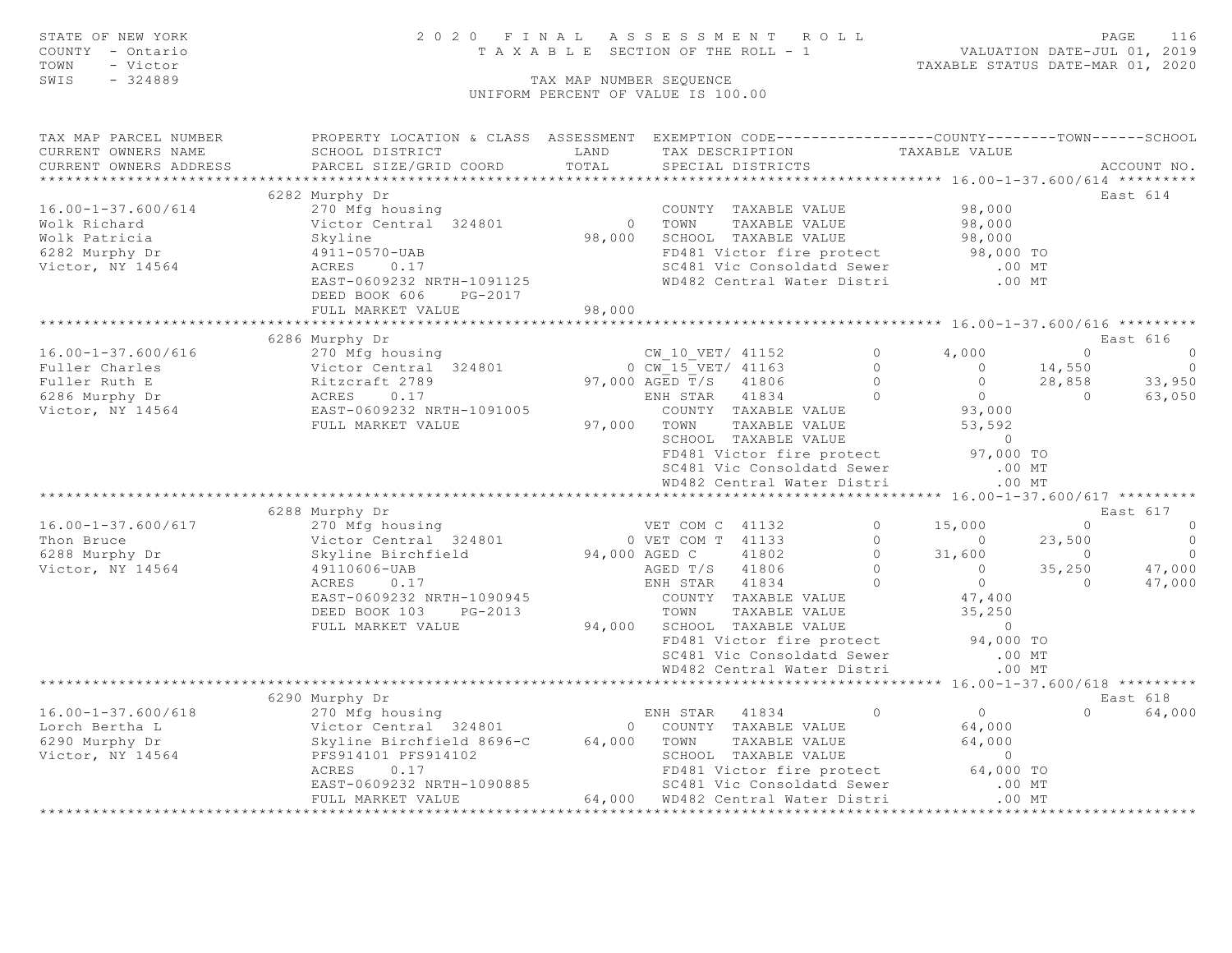STATE OF NEW YORK
COUNTY - Ontario
TOWN - Victor
SWIS - 324889

# 2020 FINAL ASSESSMENT ROLL

TAXABLE SECTION OF THE ROLL - 1

VALUATION DATE-JUL 01, 2019
TAXABLE STATUS DATE-MAR 01, 2020

TAX MAP NUMBER SEQUENCE
UNIFORM PERCENT OF VALUE IS 100.00

| TAX MAP PARCEL NUMBER / CURRENT OWNERS NAME / CURRENT OWNERS ADDRESS | PROPERTY LOCATION & CLASS / SCHOOL DISTRICT / PARCEL SIZE/GRID COORD | ASSESSMENT LAND / TOTAL | EXEMPTION CODE / TAX DESCRIPTION / SPECIAL DISTRICTS | | COUNTY TAXABLE VALUE | TOWN | SCHOOL | ACCOUNT NO. |
|---|---|---|---|---|---|---|---|---|
| **16.00-1-37.600/614** | 6282 Murphy Dr | | | | | | | East 614 |
| 16.00-1-37.600/614 | 270 Mfg housing | | COUNTY TAXABLE VALUE | | 98,000 | | | |
| Wolk Richard | Victor Central 324801 | 0 | TOWN TAXABLE VALUE | | 98,000 | | | |
| Wolk Patricia | Skyline | 98,000 | SCHOOL TAXABLE VALUE | | 98,000 | | | |
| 6282 Murphy Dr | 4911-0570-UAB | | FD481 Victor fire protect | | 98,000 TO | | | |
| Victor, NY 14564 | ACRES 0.17 | | SC481 Vic Consoldatd Sewer | | .00 MT | | | |
| | EAST-0609232 NRTH-1091125 | | WD482 Central Water Distri | | .00 MT | | | |
| | DEED BOOK 606 PG-2017 | | | | | | | |
| | FULL MARKET VALUE | 98,000 | | | | | | |
| **16.00-1-37.600/616** | 6286 Murphy Dr | | | | | | | East 616 |
| 16.00-1-37.600/616 | 270 Mfg housing | | CW_10_VET/ 41152 | 0 | 4,000 | 0 | 0 | |
| Fuller Charles | Victor Central 324801 | 0 | CW_15_VET/ 41163 | 0 | 0 | 14,550 | 0 | |
| Fuller Ruth E | Ritzcraft 2789 | 97,000 | AGED T/S 41806 | 0 | 0 | 28,858 | 33,950 | |
| 6286 Murphy Dr | ACRES 0.17 | | ENH STAR 41834 | 0 | 0 | 0 | 63,050 | |
| Victor, NY 14564 | EAST-0609232 NRTH-1091005 | | COUNTY TAXABLE VALUE | | 93,000 | | | |
| | FULL MARKET VALUE | 97,000 | TOWN TAXABLE VALUE | | 53,592 | | | |
| | | | SCHOOL TAXABLE VALUE | | 0 | | | |
| | | | FD481 Victor fire protect | | 97,000 TO | | | |
| | | | SC481 Vic Consoldatd Sewer | | .00 MT | | | |
| | | | WD482 Central Water Distri | | .00 MT | | | |
| **16.00-1-37.600/617** | 6288 Murphy Dr | | | | | | | East 617 |
| 16.00-1-37.600/617 | 270 Mfg housing | | VET COM C 41132 | 0 | 15,000 | 0 | 0 | |
| Thon Bruce | Victor Central 324801 | 0 | VET COM T 41133 | 0 | 0 | 23,500 | 0 | |
| 6288 Murphy Dr | Skyline Birchfield | 94,000 | AGED C 41802 | 0 | 31,600 | 0 | 0 | |
| Victor, NY 14564 | 49110606-UAB | | AGED T/S 41806 | 0 | 0 | 35,250 | 47,000 | |
| | ACRES 0.17 | | ENH STAR 41834 | 0 | 0 | 0 | 47,000 | |
| | EAST-0609232 NRTH-1090945 | | COUNTY TAXABLE VALUE | | 47,400 | | | |
| | DEED BOOK 103 PG-2013 | | TOWN TAXABLE VALUE | | 35,250 | | | |
| | FULL MARKET VALUE | 94,000 | SCHOOL TAXABLE VALUE | | 0 | | | |
| | | | FD481 Victor fire protect | | 94,000 TO | | | |
| | | | SC481 Vic Consoldatd Sewer | | .00 MT | | | |
| | | | WD482 Central Water Distri | | .00 MT | | | |
| **16.00-1-37.600/618** | 6290 Murphy Dr | | | | | | | East 618 |
| 16.00-1-37.600/618 | 270 Mfg housing | | ENH STAR 41834 | 0 | 0 | 0 | 64,000 | |
| Lorch Bertha L | Victor Central 324801 | 0 | COUNTY TAXABLE VALUE | | 64,000 | | | |
| 6290 Murphy Dr | Skyline Birchfield 8696-C | 64,000 | TOWN TAXABLE VALUE | | 64,000 | | | |
| Victor, NY 14564 | PFS914101 PFS914102 | | SCHOOL TAXABLE VALUE | | 0 | | | |
| | ACRES 0.17 | | FD481 Victor fire protect | | 64,000 TO | | | |
| | EAST-0609232 NRTH-1090885 | | SC481 Vic Consoldatd Sewer | | .00 MT | | | |
| | FULL MARKET VALUE | 64,000 | WD482 Central Water Distri | | .00 MT | | | |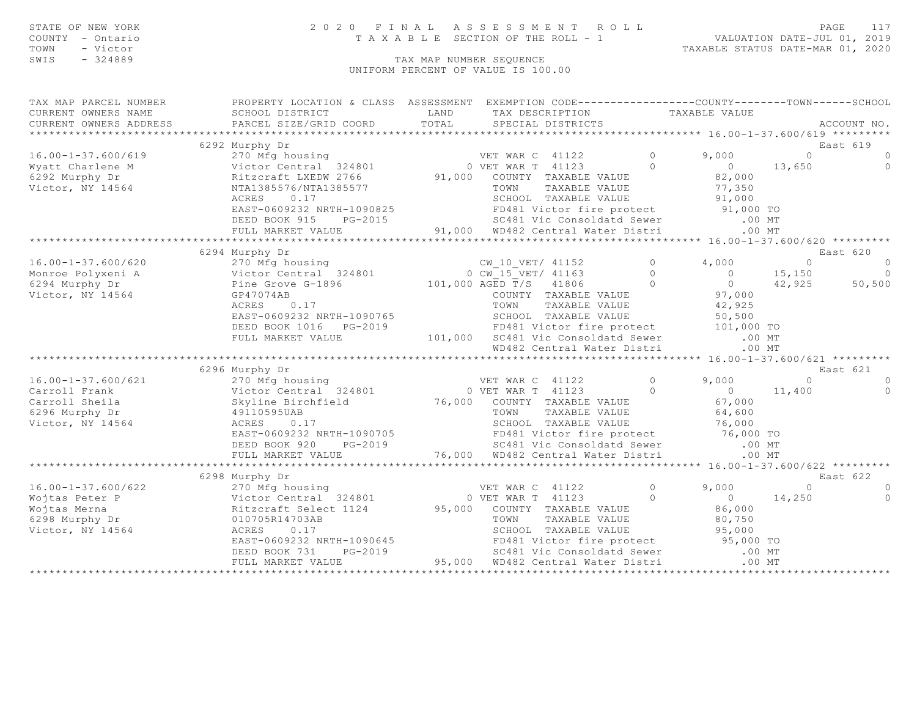STATE OF NEW YORK
COUNTY - Ontario
TOWN - Victor
SWIS - 324889

2020 FINAL ASSESSMENT ROLL
TAXABLE SECTION OF THE ROLL - 1
TAX MAP NUMBER SEQUENCE
UNIFORM PERCENT OF VALUE IS 100.00

VALUATION DATE-JUL 01, 2019
TAXABLE STATUS DATE-MAR 01, 2020

```
TAX MAP PARCEL NUMBER          PROPERTY LOCATION & CLASS  ASSESSMENT  EXEMPTION CODE------------------COUNTY--------TOWN------SCHOOL
CURRENT OWNERS NAME            SCHOOL DISTRICT               LAND      TAX DESCRIPTION            TAXABLE VALUE
CURRENT OWNERS ADDRESS         PARCEL SIZE/GRID COORD        TOTAL     SPECIAL DISTRICTS                                      ACCOUNT NO.
******************************************************************************************************* 16.00-1-37.600/619 *********
                               6292 Murphy Dr                                                                              East 619
16.00-1-37.600/619             270 Mfg housing                         VET WAR C  41122          0        9,000           0           0
Wyatt Charlene M               Victor Central  324801            0 VET WAR T  41123              0            0      13,650           0
6292 Murphy Dr                 Ritzcraft LXEDW 2766          91,000    COUNTY  TAXABLE VALUE               82,000
Victor, NY 14564               NTA1385576/NTA1385577                   TOWN    TAXABLE VALUE               77,350
                               ACRES    0.17                           SCHOOL  TAXABLE VALUE               91,000
                               EAST-0609232 NRTH-1090825               FD481 Victor fire protect           91,000 TO
                               DEED BOOK 915     PG-2015               SC481 Vic Consoldatd Sewer             .00 MT
                               FULL MARKET VALUE             91,000    WD482 Central Water Distri             .00 MT
******************************************************************************************************* 16.00-1-37.600/620 *********
                               6294 Murphy Dr                                                                              East 620
16.00-1-37.600/620             270 Mfg housing                         CW_10_VET/ 41152          0        4,000           0           0
Monroe Polyxeni A              Victor Central  324801            0 CW_15_VET/ 41163              0            0      15,150           0
6294 Murphy Dr                 Pine Grove G-1896            101,000 AGED T/S   41806              0            0      42,925      50,500
Victor, NY 14564               GP47074AB                               COUNTY  TAXABLE VALUE               97,000
                               ACRES    0.17                           TOWN    TAXABLE VALUE               42,925
                               EAST-0609232 NRTH-1090765               SCHOOL  TAXABLE VALUE               50,500
                               DEED BOOK 1016    PG-2019               FD481 Victor fire protect          101,000 TO
                               FULL MARKET VALUE            101,000    SC481 Vic Consoldatd Sewer             .00 MT
                                                                       WD482 Central Water Distri             .00 MT
******************************************************************************************************* 16.00-1-37.600/621 *********
                               6296 Murphy Dr                                                                              East 621
16.00-1-37.600/621             270 Mfg housing                         VET WAR C  41122          0        9,000           0           0
Carroll Frank                  Victor Central  324801            0 VET WAR T  41123              0            0      11,400           0
Carroll Sheila                 Skyline Birchfield            76,000    COUNTY  TAXABLE VALUE               67,000
6296 Murphy Dr                 49110595UAB                             TOWN    TAXABLE VALUE               64,600
Victor, NY 14564               ACRES    0.17                           SCHOOL  TAXABLE VALUE               76,000
                               EAST-0609232 NRTH-1090705               FD481 Victor fire protect           76,000 TO
                               DEED BOOK 920     PG-2019               SC481 Vic Consoldatd Sewer             .00 MT
                               FULL MARKET VALUE             76,000    WD482 Central Water Distri             .00 MT
******************************************************************************************************* 16.00-1-37.600/622 *********
                               6298 Murphy Dr                                                                              East 622
16.00-1-37.600/622             270 Mfg housing                         VET WAR C  41122          0        9,000           0           0
Wojtas Peter P                 Victor Central  324801            0 VET WAR T  41123              0            0      14,250           0
Wojtas Merna                   Ritzcraft Select 1124         95,000    COUNTY  TAXABLE VALUE               86,000
6298 Murphy Dr                 010705R14703AB                          TOWN    TAXABLE VALUE               80,750
Victor, NY 14564               ACRES    0.17                           SCHOOL  TAXABLE VALUE               95,000
                               EAST-0609232 NRTH-1090645               FD481 Victor fire protect           95,000 TO
                               DEED BOOK 731     PG-2019               SC481 Vic Consoldatd Sewer             .00 MT
                               FULL MARKET VALUE             95,000    WD482 Central Water Distri             .00 MT
************************************************************************************************************************************
```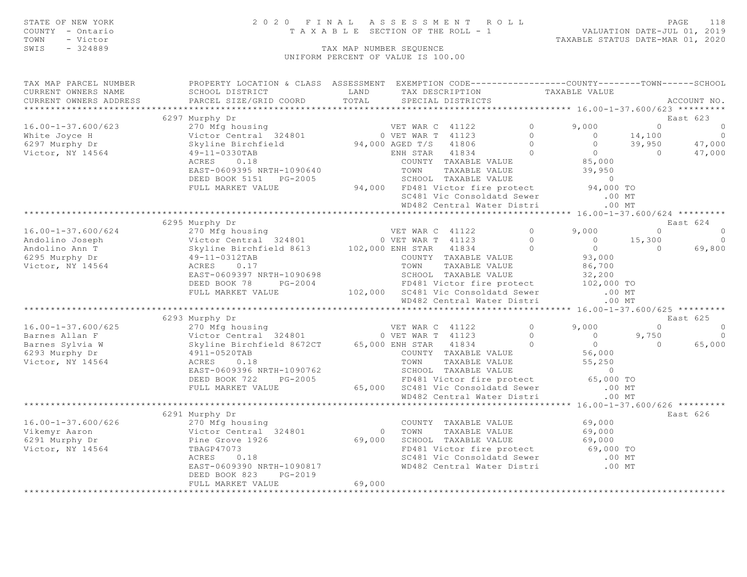STATE OF NEW YORK
COUNTY - Ontario
TOWN - Victor
SWIS - 324889

# 2020 FINAL ASSESSMENT ROLL

TAXABLE SECTION OF THE ROLL - 1

TAX MAP NUMBER SEQUENCE

UNIFORM PERCENT OF VALUE IS 100.00

VALUATION DATE-JUL 01, 2019
TAXABLE STATUS DATE-MAR 01, 2020

| TAX MAP PARCEL NUMBER / CURRENT OWNERS NAME / CURRENT OWNERS ADDRESS | PROPERTY LOCATION & CLASS / SCHOOL DISTRICT / PARCEL SIZE/GRID COORD | ASSESSMENT LAND / TOTAL | EXEMPTION CODE / TAX DESCRIPTION / SPECIAL DISTRICTS | | COUNTY | TOWN | SCHOOL | ACCOUNT NO. |
|---|---|---|---|---|---|---|---|---|
| **16.00-1-37.600/623** | 6297 Murphy Dr | | | | | | | East 623 |
| 16.00-1-37.600/623 | 270 Mfg housing | | VET WAR C 41122 | 0 | 9,000 | 0 | 0 | |
| White Joyce H | Victor Central 324801 | 0 | VET WAR T 41123 | 0 | 0 | 14,100 | 0 | |
| 6297 Murphy Dr | Skyline Birchfield | 94,000 | AGED T/S 41806 | 0 | 0 | 39,950 | 47,000 | |
| Victor, NY 14564 | 49-11-0330TAB | | ENH STAR 41834 | 0 | 0 | 0 | 47,000 | |
| | ACRES 0.18 | | COUNTY TAXABLE VALUE | | 85,000 | | | |
| | EAST-0609395 NRTH-1090640 | | TOWN TAXABLE VALUE | | 39,950 | | | |
| | DEED BOOK 5151 PG-2005 | | SCHOOL TAXABLE VALUE | | 0 | | | |
| | FULL MARKET VALUE | 94,000 | FD481 Victor fire protect | | 94,000 TO | | | |
| | | | SC481 Vic Consoldatd Sewer | | .00 MT | | | |
| | | | WD482 Central Water Distri | | .00 MT | | | |
| **16.00-1-37.600/624** | 6295 Murphy Dr | | | | | | | East 624 |
| 16.00-1-37.600/624 | 270 Mfg housing | | VET WAR C 41122 | 0 | 9,000 | 0 | 0 | |
| Andolino Joseph | Victor Central 324801 | 0 | VET WAR T 41123 | 0 | 0 | 15,300 | 0 | |
| Andolino Ann T | Skyline Birchfield 8613 | 102,000 | ENH STAR 41834 | 0 | 0 | 0 | 69,800 | |
| 6295 Murphy Dr | 49-11-0312TAB | | COUNTY TAXABLE VALUE | | 93,000 | | | |
| Victor, NY 14564 | ACRES 0.17 | | TOWN TAXABLE VALUE | | 86,700 | | | |
| | EAST-0609397 NRTH-1090698 | | SCHOOL TAXABLE VALUE | | 32,200 | | | |
| | DEED BOOK 78 PG-2004 | | FD481 Victor fire protect | | 102,000 TO | | | |
| | FULL MARKET VALUE | 102,000 | SC481 Vic Consoldatd Sewer | | .00 MT | | | |
| | | | WD482 Central Water Distri | | .00 MT | | | |
| **16.00-1-37.600/625** | 6293 Murphy Dr | | | | | | | East 625 |
| 16.00-1-37.600/625 | 270 Mfg housing | | VET WAR C 41122 | 0 | 9,000 | 0 | 0 | |
| Barnes Allan F | Victor Central 324801 | 0 | VET WAR T 41123 | 0 | 0 | 9,750 | 0 | |
| Barnes Sylvia W | Skyline Birchfield 8672CT | 65,000 | ENH STAR 41834 | 0 | 0 | 0 | 65,000 | |
| 6293 Murphy Dr | 4911-0520TAB | | COUNTY TAXABLE VALUE | | 56,000 | | | |
| Victor, NY 14564 | ACRES 0.18 | | TOWN TAXABLE VALUE | | 55,250 | | | |
| | EAST-0609396 NRTH-1090762 | | SCHOOL TAXABLE VALUE | | 0 | | | |
| | DEED BOOK 722 PG-2005 | | FD481 Victor fire protect | | 65,000 TO | | | |
| | FULL MARKET VALUE | 65,000 | SC481 Vic Consoldatd Sewer | | .00 MT | | | |
| | | | WD482 Central Water Distri | | .00 MT | | | |
| **16.00-1-37.600/626** | 6291 Murphy Dr | | | | | | | East 626 |
| 16.00-1-37.600/626 | 270 Mfg housing | | COUNTY TAXABLE VALUE | | 69,000 | | | |
| Vikemyr Aaron | Victor Central 324801 | 0 | TOWN TAXABLE VALUE | | 69,000 | | | |
| 6291 Murphy Dr | Pine Grove 1926 | 69,000 | SCHOOL TAXABLE VALUE | | 69,000 | | | |
| Victor, NY 14564 | TBAGP47073 | | FD481 Victor fire protect | | 69,000 TO | | | |
| | ACRES 0.18 | | SC481 Vic Consoldatd Sewer | | .00 MT | | | |
| | EAST-0609390 NRTH-1090817 | | WD482 Central Water Distri | | .00 MT | | | |
| | DEED BOOK 823 PG-2019 | | | | | | | |
| | FULL MARKET VALUE | 69,000 | | | | | | |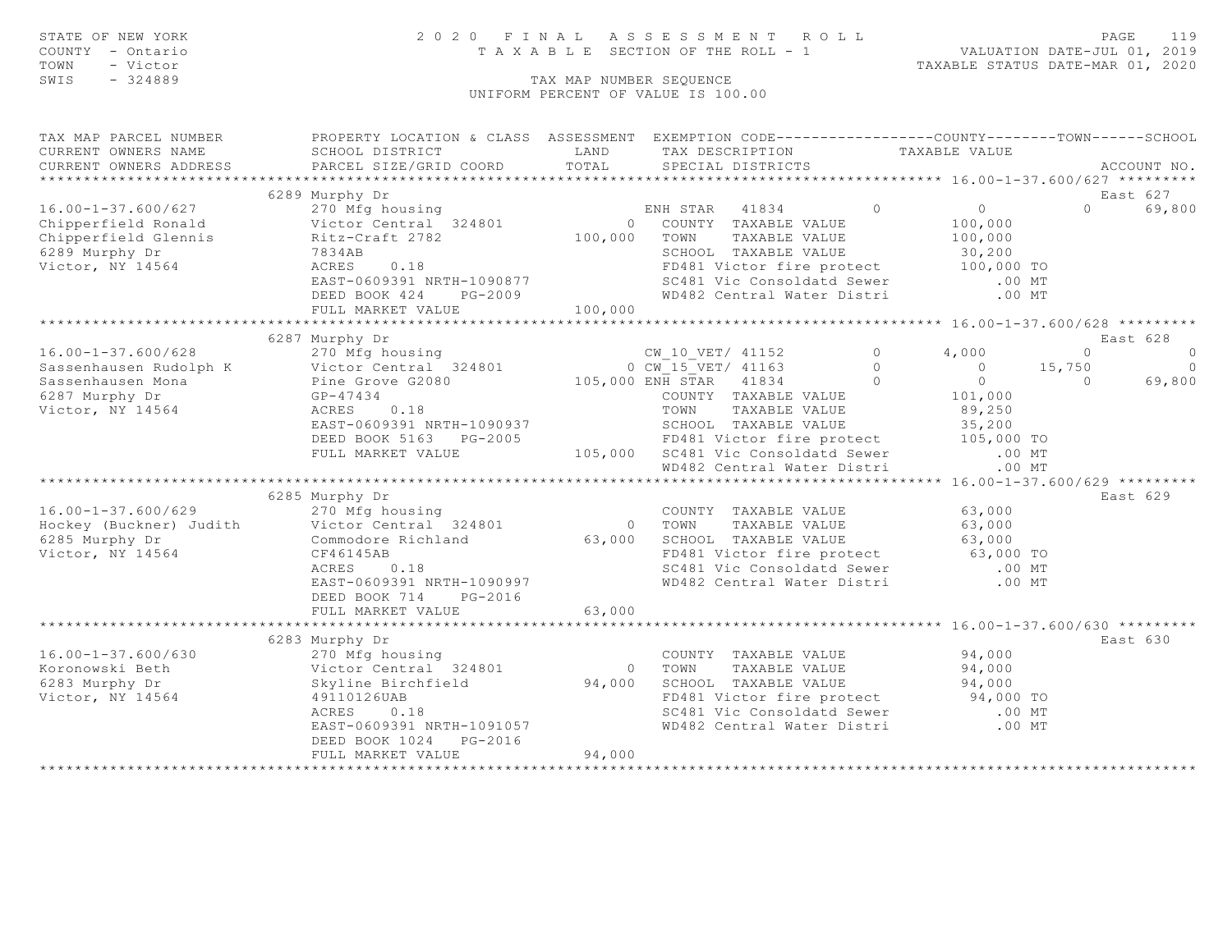STATE OF NEW YORK
COUNTY - Ontario
TOWN - Victor
SWIS - 324889

2020 FINAL ASSESSMENT ROLL
TAXABLE SECTION OF THE ROLL - 1
TAX MAP NUMBER SEQUENCE
UNIFORM PERCENT OF VALUE IS 100.00

VALUATION DATE-JUL 01, 2019
TAXABLE STATUS DATE-MAR 01, 2020

```
TAX MAP PARCEL NUMBER          PROPERTY LOCATION & CLASS  ASSESSMENT  EXEMPTION CODE------------------COUNTY--------TOWN------SCHOOL
CURRENT OWNERS NAME            SCHOOL DISTRICT              LAND       TAX DESCRIPTION            TAXABLE VALUE
CURRENT OWNERS ADDRESS         PARCEL SIZE/GRID COORD       TOTAL      SPECIAL DISTRICTS                                        ACCOUNT NO.
************************************************************************************************ 16.00-1-37.600/627 *********
                          6289 Murphy Dr                                                                                  East 627
16.00-1-37.600/627          270 Mfg housing                    ENH STAR   41834         0          0            0       69,800
Chipperfield Ronald         Victor Central  324801           0   COUNTY  TAXABLE VALUE          100,000
Chipperfield Glennis        Ritz-Craft 2782            100,000   TOWN    TAXABLE VALUE          100,000
6289 Murphy Dr              7834AB                               SCHOOL  TAXABLE VALUE           30,200
Victor, NY 14564            ACRES     0.18                       FD481 Victor fire protect       100,000 TO
                            EAST-0609391 NRTH-1090877            SC481 Vic Consoldatd Sewer          .00 MT
                            DEED BOOK 424    PG-2009             WD482 Central Water Distri          .00 MT
                            FULL MARKET VALUE          100,000
************************************************************************************************ 16.00-1-37.600/628 *********
                          6287 Murphy Dr                                                                                  East 628
16.00-1-37.600/628          270 Mfg housing                    CW_10_VET/ 41152         0      4,000            0            0
Sassenhausen Rudolph K      Victor Central  324801           0 CW_15_VET/ 41163         0          0       15,750            0
Sassenhausen Mona           Pine Grove G2080           105,000 ENH STAR   41834         0          0            0       69,800
6287 Murphy Dr              GP-47434                             COUNTY  TAXABLE VALUE          101,000
Victor, NY 14564            ACRES     0.18                       TOWN    TAXABLE VALUE           89,250
                            EAST-0609391 NRTH-1090937            SCHOOL  TAXABLE VALUE           35,200
                            DEED BOOK 5163   PG-2005             FD481 Victor fire protect       105,000 TO
                            FULL MARKET VALUE          105,000   SC481 Vic Consoldatd Sewer          .00 MT
                                                                 WD482 Central Water Distri          .00 MT
************************************************************************************************ 16.00-1-37.600/629 *********
                          6285 Murphy Dr                                                                                  East 629
16.00-1-37.600/629          270 Mfg housing                      COUNTY  TAXABLE VALUE           63,000
Hockey (Buckner) Judith     Victor Central  324801           0   TOWN    TAXABLE VALUE           63,000
6285 Murphy Dr              Commodore Richland          63,000   SCHOOL  TAXABLE VALUE           63,000
Victor, NY 14564            CF46145AB                            FD481 Victor fire protect        63,000 TO
                            ACRES     0.18                       SC481 Vic Consoldatd Sewer          .00 MT
                            EAST-0609391 NRTH-1090997            WD482 Central Water Distri          .00 MT
                            DEED BOOK 714    PG-2016
                            FULL MARKET VALUE           63,000
************************************************************************************************ 16.00-1-37.600/630 *********
                          6283 Murphy Dr                                                                                  East 630
16.00-1-37.600/630          270 Mfg housing                      COUNTY  TAXABLE VALUE           94,000
Koronowski Beth             Victor Central  324801           0   TOWN    TAXABLE VALUE           94,000
6283 Murphy Dr              Skyline Birchfield          94,000   SCHOOL  TAXABLE VALUE           94,000
Victor, NY 14564            49110126UAB                          FD481 Victor fire protect        94,000 TO
                            ACRES     0.18                       SC481 Vic Consoldatd Sewer          .00 MT
                            EAST-0609391 NRTH-1091057            WD482 Central Water Distri          .00 MT
                            DEED BOOK 1024   PG-2016
                            FULL MARKET VALUE           94,000
*******************************************************************************************************************************
```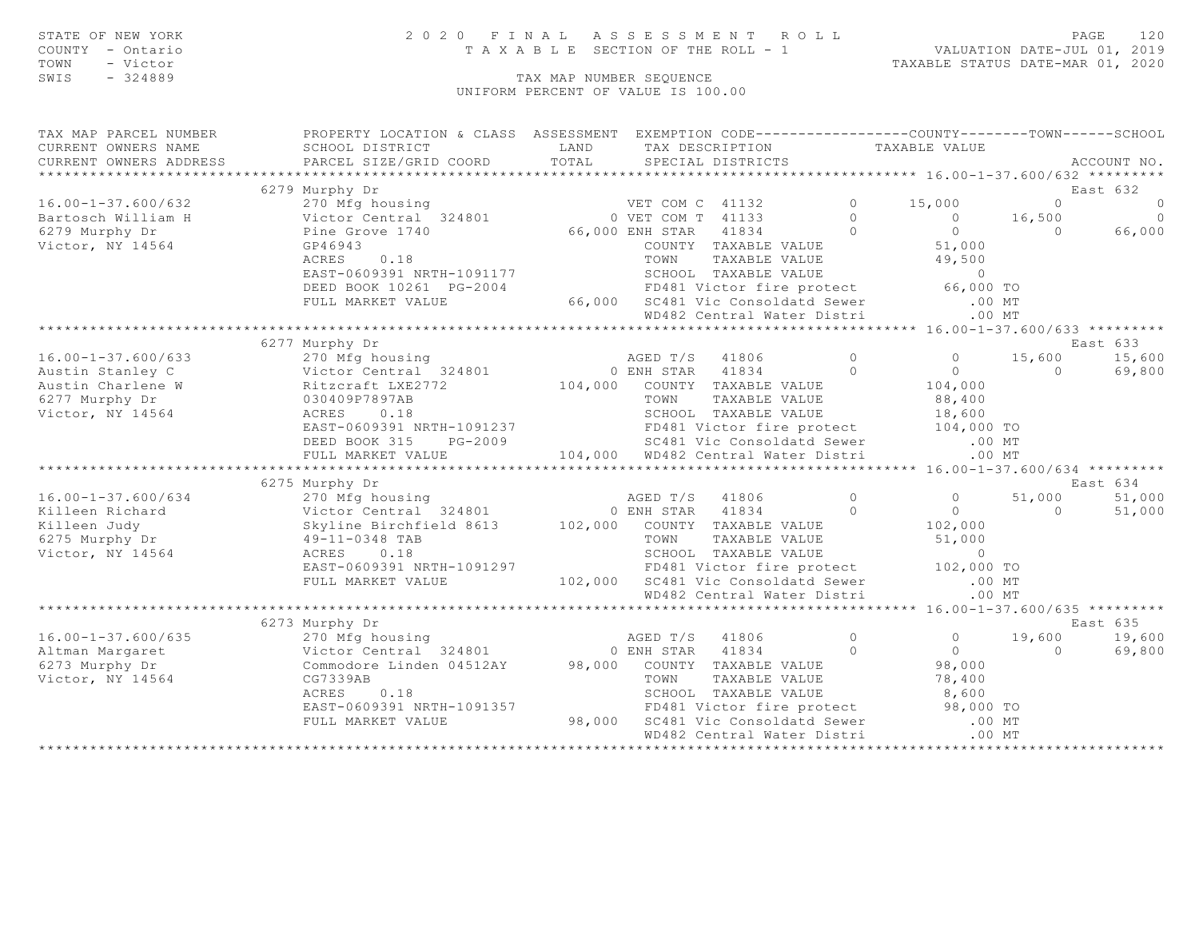STATE OF NEW YORK
COUNTY - Ontario
TOWN - Victor
SWIS - 324889

2020 FINAL ASSESSMENT ROLL
TAXABLE SECTION OF THE ROLL - 1
TAX MAP NUMBER SEQUENCE
UNIFORM PERCENT OF VALUE IS 100.00

VALUATION DATE-JUL 01, 2019
TAXABLE STATUS DATE-MAR 01, 2020

```
TAX MAP PARCEL NUMBER          PROPERTY LOCATION & CLASS  ASSESSMENT  EXEMPTION CODE------------------COUNTY--------TOWN------SCHOOL
CURRENT OWNERS NAME            SCHOOL DISTRICT               LAND      TAX DESCRIPTION              TAXABLE VALUE
CURRENT OWNERS ADDRESS         PARCEL SIZE/GRID COORD       TOTAL      SPECIAL DISTRICTS                                    ACCOUNT NO.
******************************************************************************************************* 16.00-1-37.600/632 *********
                               6279 Murphy Dr                                                                              East 632
16.00-1-37.600/632             270 Mfg housing                       VET COM C  41132          0       15,000          0           0
Bartosch William H             Victor Central  324801          0 VET COM T  41133          0            0     16,500           0
6279 Murphy Dr                 Pine Grove 1740             66,000 ENH STAR   41834          0            0          0      66,000
Victor, NY 14564               GP46943                               COUNTY  TAXABLE VALUE              51,000
                               ACRES     0.18                        TOWN    TAXABLE VALUE              49,500
                               EAST-0609391 NRTH-1091177             SCHOOL  TAXABLE VALUE                   0
                               DEED BOOK 10261  PG-2004              FD481 Victor fire protect          66,000 TO
                               FULL MARKET VALUE            66,000   SC481 Vic Consoldatd Sewer            .00 MT
                                                                     WD482 Central Water Distri            .00 MT
******************************************************************************************************* 16.00-1-37.600/633 *********
                               6277 Murphy Dr                                                                              East 633
16.00-1-37.600/633             270 Mfg housing                       AGED T/S   41806          0            0     15,600      15,600
Austin Stanley C               Victor Central  324801          0 ENH STAR   41834          0            0          0      69,800
Austin Charlene W              Ritzcraft LXE2772          104,000   COUNTY  TAXABLE VALUE             104,000
6277 Murphy Dr                 030409P7897AB                         TOWN    TAXABLE VALUE              88,400
Victor, NY 14564               ACRES     0.18                        SCHOOL  TAXABLE VALUE              18,600
                               EAST-0609391 NRTH-1091237             FD481 Victor fire protect         104,000 TO
                               DEED BOOK 315    PG-2009              SC481 Vic Consoldatd Sewer            .00 MT
                               FULL MARKET VALUE           104,000   WD482 Central Water Distri            .00 MT
******************************************************************************************************* 16.00-1-37.600/634 *********
                               6275 Murphy Dr                                                                              East 634
16.00-1-37.600/634             270 Mfg housing                       AGED T/S   41806          0            0     51,000      51,000
Killeen Richard                Victor Central  324801          0 ENH STAR   41834          0            0          0      51,000
Killeen Judy                   Skyline Birchfield 8613    102,000   COUNTY  TAXABLE VALUE             102,000
6275 Murphy Dr                 49-11-0348 TAB                        TOWN    TAXABLE VALUE              51,000
Victor, NY 14564               ACRES     0.18                        SCHOOL  TAXABLE VALUE                   0
                               EAST-0609391 NRTH-1091297             FD481 Victor fire protect         102,000 TO
                               FULL MARKET VALUE           102,000   SC481 Vic Consoldatd Sewer            .00 MT
                                                                     WD482 Central Water Distri            .00 MT
******************************************************************************************************* 16.00-1-37.600/635 *********
                               6273 Murphy Dr                                                                              East 635
16.00-1-37.600/635             270 Mfg housing                       AGED T/S   41806          0            0     19,600      19,600
Altman Margaret                Victor Central  324801          0 ENH STAR   41834          0            0          0      69,800
6273 Murphy Dr                 Commodore Linden 04512AY    98,000   COUNTY  TAXABLE VALUE              98,000
Victor, NY 14564               CG7339AB                              TOWN    TAXABLE VALUE              78,400
                               ACRES     0.18                        SCHOOL  TAXABLE VALUE               8,600
                               EAST-0609391 NRTH-1091357             FD481 Victor fire protect          98,000 TO
                               FULL MARKET VALUE            98,000   SC481 Vic Consoldatd Sewer            .00 MT
                                                                     WD482 Central Water Distri            .00 MT
************************************************************************************************************************************
```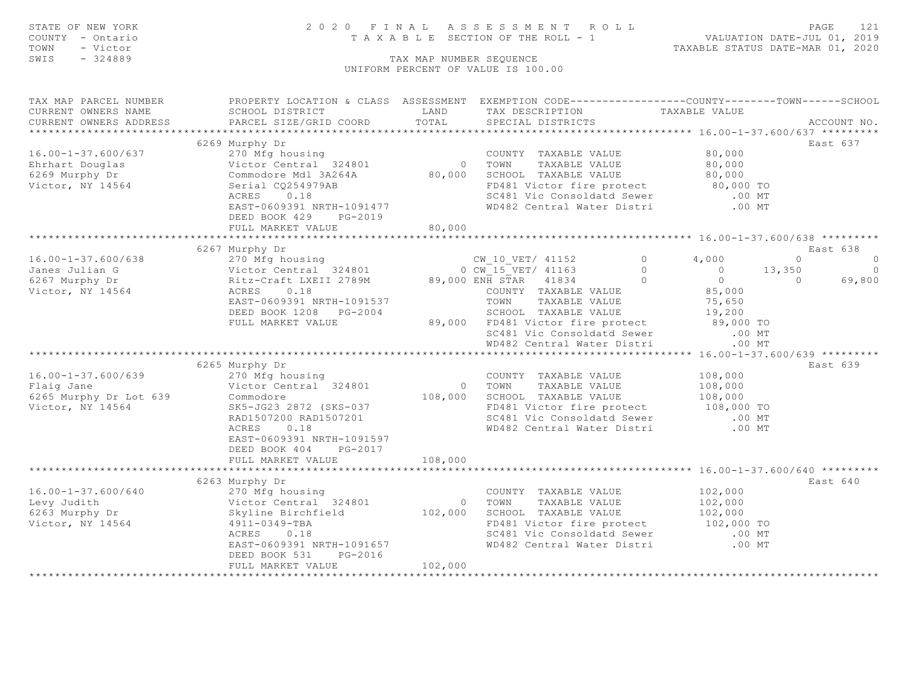STATE OF NEW YORK
COUNTY - Ontario
TOWN - Victor
SWIS - 324889

2020 FINAL ASSESSMENT ROLL
TAXABLE SECTION OF THE ROLL - 1
TAX MAP NUMBER SEQUENCE
UNIFORM PERCENT OF VALUE IS 100.00

VALUATION DATE-JUL 01, 2019
TAXABLE STATUS DATE-MAR 01, 2020

```
TAX MAP PARCEL NUMBER          PROPERTY LOCATION & CLASS  ASSESSMENT  EXEMPTION CODE------------------COUNTY--------TOWN------SCHOOL
CURRENT OWNERS NAME            SCHOOL DISTRICT               LAND      TAX DESCRIPTION            TAXABLE VALUE
CURRENT OWNERS ADDRESS         PARCEL SIZE/GRID COORD        TOTAL     SPECIAL DISTRICTS                                          ACCOUNT NO.
******************************************************************************************************* 16.00-1-37.600/637 *********
                               6269 Murphy Dr                                                                                  East 637
16.00-1-37.600/637             270 Mfg housing                         COUNTY  TAXABLE VALUE           80,000
Ehrhart Douglas                Victor Central  324801          0       TOWN    TAXABLE VALUE           80,000
6269 Murphy Dr                 Commodore Mdl 3A264A       80,000       SCHOOL  TAXABLE VALUE           80,000
Victor, NY 14564               Serial CQ254979AB                       FD481 Victor fire protect        80,000 TO
                               ACRES     0.18                          SC481 Vic Consoldatd Sewer          .00 MT
                               EAST-0609391 NRTH-1091477               WD482 Central Water Distri          .00 MT
                               DEED BOOK 429     PG-2019
                               FULL MARKET VALUE              80,000
******************************************************************************************************* 16.00-1-37.600/638 *********
                               6267 Murphy Dr                                                                                  East 638
16.00-1-37.600/638             270 Mfg housing                    CW_10_VET/ 41152         0        4,000             0              0
Janes Julian G                 Victor Central  324801           0 CW_15_VET/ 41163         0            0        13,350              0
6267 Murphy Dr                 Ritz-Craft LXEII 2789M      89,000 ENH STAR    41834        0            0             0         69,800
Victor, NY 14564               ACRES     0.18                     COUNTY  TAXABLE VALUE            85,000
                               EAST-0609391 NRTH-1091537          TOWN    TAXABLE VALUE            75,650
                               DEED BOOK 1208    PG-2004          SCHOOL  TAXABLE VALUE            19,200
                               FULL MARKET VALUE           89,000 FD481 Victor fire protect         89,000 TO
                                                                  SC481 Vic Consoldatd Sewer           .00 MT
                                                                  WD482 Central Water Distri           .00 MT
******************************************************************************************************* 16.00-1-37.600/639 *********
                               6265 Murphy Dr                                                                                  East 639
16.00-1-37.600/639             270 Mfg housing                         COUNTY  TAXABLE VALUE          108,000
Flaig Jane                     Victor Central  324801          0       TOWN    TAXABLE VALUE          108,000
6265 Murphy Dr Lot 639         Commodore                 108,000       SCHOOL  TAXABLE VALUE          108,000
Victor, NY 14564               SK5-JG23 2872 (SKS-037                  FD481 Victor fire protect       108,000 TO
                               RAD1507200 RAD1507201                   SC481 Vic Consoldatd Sewer          .00 MT
                               ACRES     0.18                          WD482 Central Water Distri          .00 MT
                               EAST-0609391 NRTH-1091597
                               DEED BOOK 404     PG-2017
                               FULL MARKET VALUE             108,000
******************************************************************************************************* 16.00-1-37.600/640 *********
                               6263 Murphy Dr                                                                                  East 640
16.00-1-37.600/640             270 Mfg housing                         COUNTY  TAXABLE VALUE          102,000
Levy Judith                    Victor Central  324801          0       TOWN    TAXABLE VALUE          102,000
6263 Murphy Dr                 Skyline Birchfield        102,000       SCHOOL  TAXABLE VALUE          102,000
Victor, NY 14564               4911-0349-TBA                           FD481 Victor fire protect       102,000 TO
                               ACRES     0.18                          SC481 Vic Consoldatd Sewer          .00 MT
                               EAST-0609391 NRTH-1091657               WD482 Central Water Distri          .00 MT
                               DEED BOOK 531     PG-2016
                               FULL MARKET VALUE             102,000
************************************************************************************************************************************
```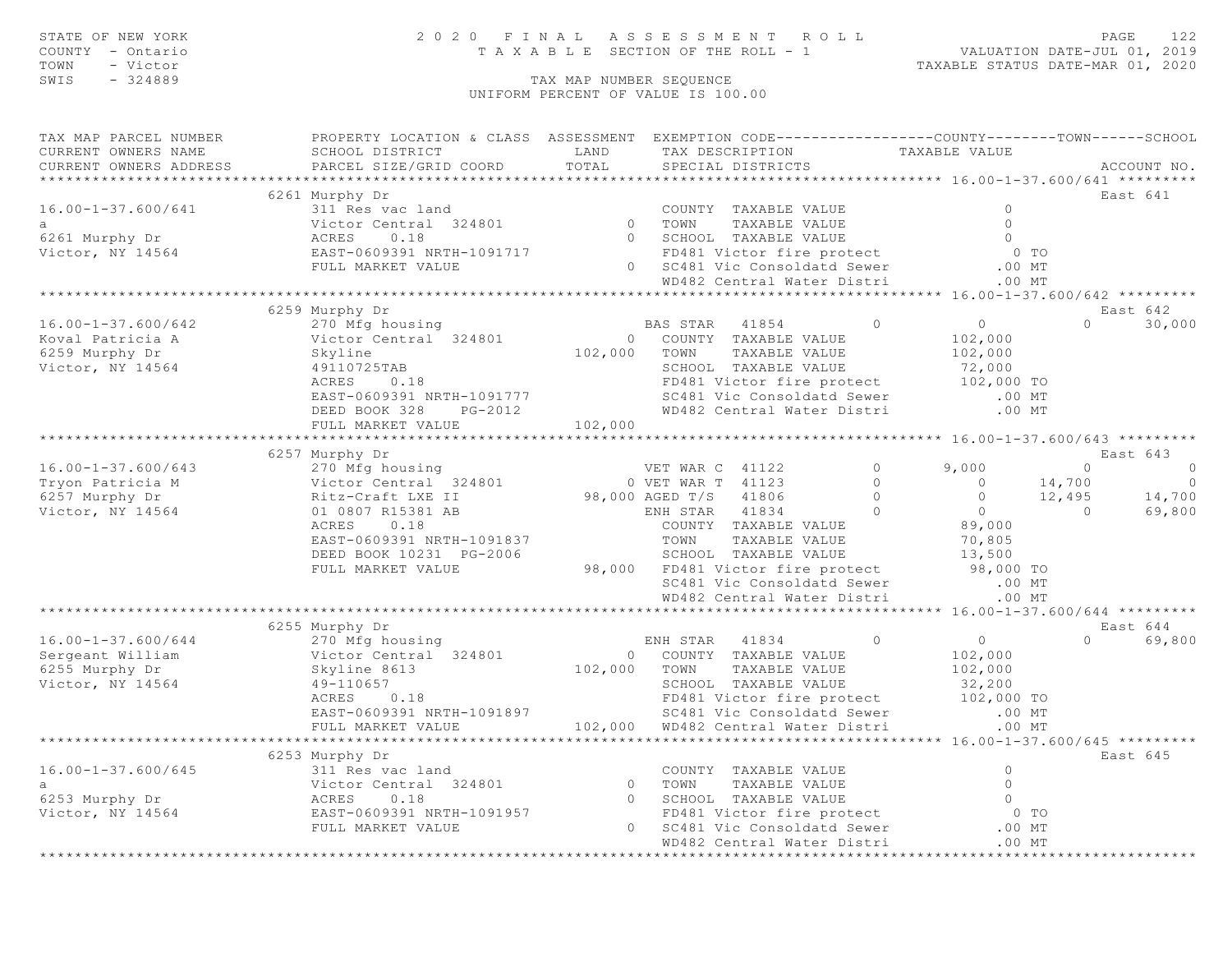STATE OF NEW YORK — 2020 FINAL ASSESSMENT ROLL — TAXABLE SECTION OF THE ROLL - 1

COUNTY - Ontario — VALUATION DATE-JUL 01, 2019

TOWN - Victor — TAXABLE STATUS DATE-MAR 01, 2020

SWIS - 324889

TAX MAP NUMBER SEQUENCE

UNIFORM PERCENT OF VALUE IS 100.00

| TAX MAP PARCEL NUMBER / CURRENT OWNERS NAME / CURRENT OWNERS ADDRESS | PROPERTY LOCATION & CLASS / SCHOOL DISTRICT / PARCEL SIZE/GRID COORD | ASSESSMENT LAND / TOTAL | EXEMPTION CODE / TAX DESCRIPTION / SPECIAL DISTRICTS | COUNTY TAXABLE VALUE | TOWN | SCHOOL | ACCOUNT NO. |
|---|---|---|---|---|---|---|---|
| **16.00-1-37.600/641** | 6261 Murphy Dr | | | | | | East 641 |
| 16.00-1-37.600/641 | 311 Res vac land | | COUNTY TAXABLE VALUE | 0 | | | |
| a | Victor Central 324801 | 0 | TOWN TAXABLE VALUE | 0 | | | |
| 6261 Murphy Dr | ACRES 0.18 | 0 | SCHOOL TAXABLE VALUE | 0 | | | |
| Victor, NY 14564 | EAST-0609391 NRTH-1091717 | | FD481 Victor fire protect | 0 TO | | | |
| | FULL MARKET VALUE | 0 | SC481 Vic Consoldatd Sewer | .00 MT | | | |
| | | | WD482 Central Water Distri | .00 MT | | | |
| **16.00-1-37.600/642** | 6259 Murphy Dr | | | | | | East 642 |
| 16.00-1-37.600/642 | 270 Mfg housing | | BAS STAR 41854 0 | 0 | 0 | 30,000 | |
| Koval Patricia A | Victor Central 324801 | 0 | COUNTY TAXABLE VALUE | 102,000 | | | |
| 6259 Murphy Dr | Skyline | 102,000 | TOWN TAXABLE VALUE | 102,000 | | | |
| Victor, NY 14564 | 49110725TAB | | SCHOOL TAXABLE VALUE | 72,000 | | | |
| | ACRES 0.18 | | FD481 Victor fire protect | 102,000 TO | | | |
| | EAST-0609391 NRTH-1091777 | | SC481 Vic Consoldatd Sewer | .00 MT | | | |
| | DEED BOOK 328 PG-2012 | | WD482 Central Water Distri | .00 MT | | | |
| | FULL MARKET VALUE | 102,000 | | | | | |
| **16.00-1-37.600/643** | 6257 Murphy Dr | | | | | | East 643 |
| 16.00-1-37.600/643 | 270 Mfg housing | | VET WAR C 41122 0 | 9,000 | 0 | 0 | |
| Tryon Patricia M | Victor Central 324801 | 0 | VET WAR T 41123 0 | 0 | 14,700 | 0 | |
| 6257 Murphy Dr | Ritz-Craft LXE II | 98,000 | AGED T/S 41806 0 | 0 | 12,495 | 14,700 | |
| Victor, NY 14564 | 01 0807 R15381 AB | | ENH STAR 41834 0 | 0 | 0 | 69,800 | |
| | ACRES 0.18 | | COUNTY TAXABLE VALUE | 89,000 | | | |
| | EAST-0609391 NRTH-1091837 | | TOWN TAXABLE VALUE | 70,805 | | | |
| | DEED BOOK 10231 PG-2006 | | SCHOOL TAXABLE VALUE | 13,500 | | | |
| | FULL MARKET VALUE | 98,000 | FD481 Victor fire protect | 98,000 TO | | | |
| | | | SC481 Vic Consoldatd Sewer | .00 MT | | | |
| | | | WD482 Central Water Distri | .00 MT | | | |
| **16.00-1-37.600/644** | 6255 Murphy Dr | | | | | | East 644 |
| 16.00-1-37.600/644 | 270 Mfg housing | | ENH STAR 41834 0 | 0 | 0 | 69,800 | |
| Sergeant William | Victor Central 324801 | 0 | COUNTY TAXABLE VALUE | 102,000 | | | |
| 6255 Murphy Dr | Skyline 8613 | 102,000 | TOWN TAXABLE VALUE | 102,000 | | | |
| Victor, NY 14564 | 49-110657 | | SCHOOL TAXABLE VALUE | 32,200 | | | |
| | ACRES 0.18 | | FD481 Victor fire protect | 102,000 TO | | | |
| | EAST-0609391 NRTH-1091897 | | SC481 Vic Consoldatd Sewer | .00 MT | | | |
| | FULL MARKET VALUE | 102,000 | WD482 Central Water Distri | .00 MT | | | |
| **16.00-1-37.600/645** | 6253 Murphy Dr | | | | | | East 645 |
| 16.00-1-37.600/645 | 311 Res vac land | | COUNTY TAXABLE VALUE | 0 | | | |
| a | Victor Central 324801 | 0 | TOWN TAXABLE VALUE | 0 | | | |
| 6253 Murphy Dr | ACRES 0.18 | 0 | SCHOOL TAXABLE VALUE | 0 | | | |
| Victor, NY 14564 | EAST-0609391 NRTH-1091957 | | FD481 Victor fire protect | 0 TO | | | |
| | FULL MARKET VALUE | 0 | SC481 Vic Consoldatd Sewer | .00 MT | | | |
| | | | WD482 Central Water Distri | .00 MT | | | |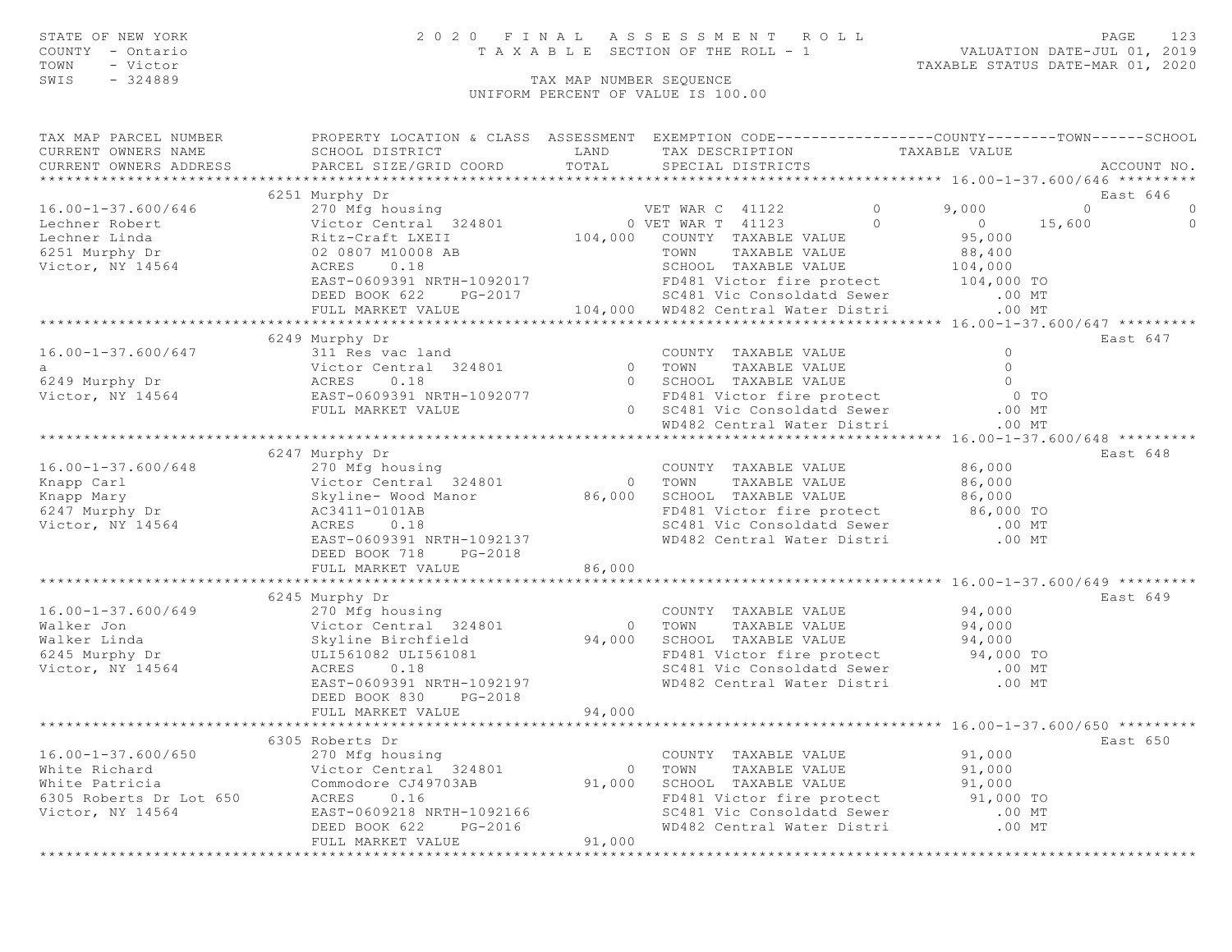STATE OF NEW YORK
COUNTY - Ontario
TOWN - Victor
SWIS - 324889

2020 FINAL ASSESSMENT ROLL
TAXABLE SECTION OF THE ROLL - 1
TAX MAP NUMBER SEQUENCE
UNIFORM PERCENT OF VALUE IS 100.00

VALUATION DATE-JUL 01, 2019
TAXABLE STATUS DATE-MAR 01, 2020

```
TAX MAP PARCEL NUMBER          PROPERTY LOCATION & CLASS  ASSESSMENT  EXEMPTION CODE------------------COUNTY--------TOWN------SCHOOL
CURRENT OWNERS NAME            SCHOOL DISTRICT                LAND      TAX DESCRIPTION              TAXABLE VALUE
CURRENT OWNERS ADDRESS         PARCEL SIZE/GRID COORD         TOTAL     SPECIAL DISTRICTS                                       ACCOUNT NO.
******************************************************************************************************* 16.00-1-37.600/646 *********
                               6251 Murphy Dr                                                                                  East 646
16.00-1-37.600/646             270 Mfg housing                      VET WAR C  41122          0        9,000          0              0
Lechner Robert                 Victor Central  324801           0 VET WAR T  41123          0            0     15,600              0
Lechner Linda                  Ritz-Craft LXEII           104,000   COUNTY  TAXABLE VALUE              95,000
6251 Murphy Dr                 02 0807 M10008 AB                    TOWN    TAXABLE VALUE              88,400
Victor, NY 14564               ACRES    0.18                        SCHOOL  TAXABLE VALUE             104,000
                               EAST-0609391 NRTH-1092017            FD481 Victor fire protect         104,000 TO
                               DEED BOOK 622    PG-2017             SC481 Vic Consoldatd Sewer            .00 MT
                               FULL MARKET VALUE          104,000   WD482 Central Water Distri            .00 MT
******************************************************************************************************* 16.00-1-37.600/647 *********
                               6249 Murphy Dr                                                                                  East 647
16.00-1-37.600/647             311 Res vac land                     COUNTY  TAXABLE VALUE                   0
a                              Victor Central  324801           0   TOWN    TAXABLE VALUE                   0
6249 Murphy Dr                 ACRES    0.18                    0   SCHOOL  TAXABLE VALUE                   0
Victor, NY 14564               EAST-0609391 NRTH-1092077            FD481 Victor fire protect               0 TO
                               FULL MARKET VALUE                0   SC481 Vic Consoldatd Sewer            .00 MT
                                                                    WD482 Central Water Distri            .00 MT
******************************************************************************************************* 16.00-1-37.600/648 *********
                               6247 Murphy Dr                                                                                  East 648
16.00-1-37.600/648             270 Mfg housing                      COUNTY  TAXABLE VALUE              86,000
Knapp Carl                     Victor Central  324801           0   TOWN    TAXABLE VALUE              86,000
Knapp Mary                     Skyline- Wood Manor         86,000   SCHOOL  TAXABLE VALUE              86,000
6247 Murphy Dr                 AC3411-0101AB                        FD481 Victor fire protect          86,000 TO
Victor, NY 14564               ACRES    0.18                        SC481 Vic Consoldatd Sewer            .00 MT
                               EAST-0609391 NRTH-1092137            WD482 Central Water Distri            .00 MT
                               DEED BOOK 718    PG-2018
                               FULL MARKET VALUE           86,000
******************************************************************************************************* 16.00-1-37.600/649 *********
                               6245 Murphy Dr                                                                                  East 649
16.00-1-37.600/649             270 Mfg housing                      COUNTY  TAXABLE VALUE              94,000
Walker Jon                     Victor Central  324801           0   TOWN    TAXABLE VALUE              94,000
Walker Linda                   Skyline Birchfield          94,000   SCHOOL  TAXABLE VALUE              94,000
6245 Murphy Dr                 ULI561082 ULI561081                  FD481 Victor fire protect          94,000 TO
Victor, NY 14564               ACRES    0.18                        SC481 Vic Consoldatd Sewer            .00 MT
                               EAST-0609391 NRTH-1092197            WD482 Central Water Distri            .00 MT
                               DEED BOOK 830    PG-2018
                               FULL MARKET VALUE           94,000
******************************************************************************************************* 16.00-1-37.600/650 *********
                               6305 Roberts Dr                                                                                 East 650
16.00-1-37.600/650             270 Mfg housing                      COUNTY  TAXABLE VALUE              91,000
White Richard                  Victor Central  324801           0   TOWN    TAXABLE VALUE              91,000
White Patricia                 Commodore CJ49703AB         91,000   SCHOOL  TAXABLE VALUE              91,000
6305 Roberts Dr Lot 650        ACRES    0.16                        FD481 Victor fire protect          91,000 TO
Victor, NY 14564               EAST-0609218 NRTH-1092166            SC481 Vic Consoldatd Sewer            .00 MT
                               DEED BOOK 622    PG-2016             WD482 Central Water Distri            .00 MT
                               FULL MARKET VALUE           91,000
************************************************************************************************************************************
```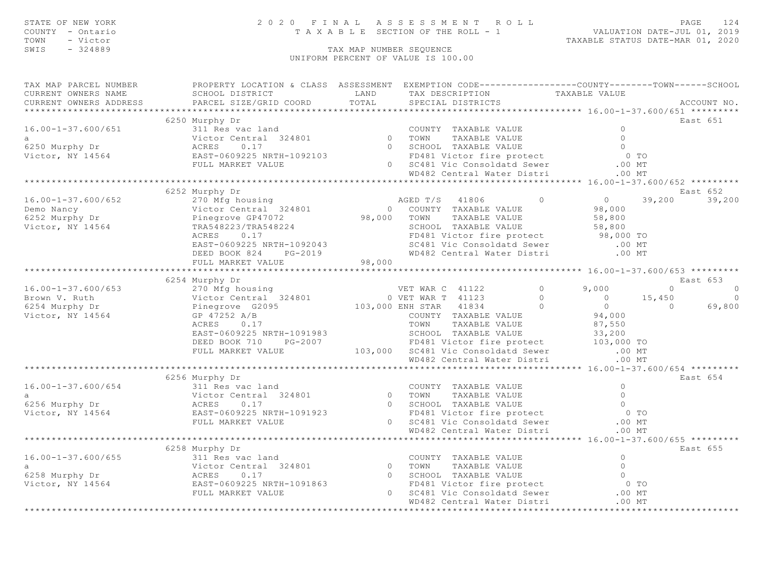STATE OF NEW YORK
COUNTY - Ontario
TOWN - Victor
SWIS - 324889

# 2020 FINAL ASSESSMENT ROLL

TAXABLE SECTION OF THE ROLL - 1

TAX MAP NUMBER SEQUENCE

UNIFORM PERCENT OF VALUE IS 100.00

VALUATION DATE-JUL 01, 2019
TAXABLE STATUS DATE-MAR 01, 2020

```
TAX MAP PARCEL NUMBER          PROPERTY LOCATION & CLASS  ASSESSMENT  EXEMPTION CODE------------------COUNTY--------TOWN------SCHOOL
CURRENT OWNERS NAME            SCHOOL DISTRICT               LAND      TAX DESCRIPTION            TAXABLE VALUE
CURRENT OWNERS ADDRESS         PARCEL SIZE/GRID COORD        TOTAL     SPECIAL DISTRICTS                                          ACCOUNT NO.
******************************************************************************************************* 16.00-1-37.600/651 *********
                          6250 Murphy Dr                                                                                   East 651
16.00-1-37.600/651             311 Res vac land                          COUNTY  TAXABLE VALUE                  0
a                              Victor Central  324801           0   TOWN    TAXABLE VALUE                  0
6250 Murphy Dr                 ACRES     0.17                   0   SCHOOL  TAXABLE VALUE                  0
Victor, NY 14564               EAST-0609225 NRTH-1092103            FD481 Victor fire protect              0 TO
                               FULL MARKET VALUE                0   SC481 Vic Consoldatd Sewer           .00 MT
                                                                     WD482 Central Water Distri           .00 MT
******************************************************************************************************* 16.00-1-37.600/652 *********
                          6252 Murphy Dr                                                                                   East 652
16.00-1-37.600/652             270 Mfg housing                       AGED T/S  41806        0          0      39,200      39,200
Demo Nancy                     Victor Central  324801           0   COUNTY  TAXABLE VALUE             98,000
6252 Murphy Dr                 Pinegrove GP47072           98,000   TOWN    TAXABLE VALUE             58,800
Victor, NY 14564               TRA548223/TRA548224                   SCHOOL  TAXABLE VALUE             58,800
                               ACRES     0.17                        FD481 Victor fire protect         98,000 TO
                               EAST-0609225 NRTH-1092043             SC481 Vic Consoldatd Sewer           .00 MT
                               DEED BOOK 824    PG-2019              WD482 Central Water Distri           .00 MT
                               FULL MARKET VALUE           98,000
******************************************************************************************************* 16.00-1-37.600/653 *********
                          6254 Murphy Dr                                                                                   East 653
16.00-1-37.600/653             270 Mfg housing                       VET WAR C  41122       0      9,000           0           0
Brown V. Ruth                  Victor Central  324801           0 VET WAR T  41123       0          0      15,450           0
6254 Murphy Dr                 Pinegrove  G2095           103,000 ENH STAR   41834       0          0           0      69,800
Victor, NY 14564               GP 47252 A/B                          COUNTY  TAXABLE VALUE             94,000
                               ACRES     0.17                        TOWN    TAXABLE VALUE             87,550
                               EAST-0609225 NRTH-1091983             SCHOOL  TAXABLE VALUE             33,200
                               DEED BOOK 710    PG-2007              FD481 Victor fire protect        103,000 TO
                               FULL MARKET VALUE          103,000   SC481 Vic Consoldatd Sewer           .00 MT
                                                                     WD482 Central Water Distri           .00 MT
******************************************************************************************************* 16.00-1-37.600/654 *********
                          6256 Murphy Dr                                                                                   East 654
16.00-1-37.600/654             311 Res vac land                          COUNTY  TAXABLE VALUE                  0
a                              Victor Central  324801           0   TOWN    TAXABLE VALUE                  0
6256 Murphy Dr                 ACRES     0.17                   0   SCHOOL  TAXABLE VALUE                  0
Victor, NY 14564               EAST-0609225 NRTH-1091923            FD481 Victor fire protect              0 TO
                               FULL MARKET VALUE                0   SC481 Vic Consoldatd Sewer           .00 MT
                                                                     WD482 Central Water Distri           .00 MT
******************************************************************************************************* 16.00-1-37.600/655 *********
                          6258 Murphy Dr                                                                                   East 655
16.00-1-37.600/655             311 Res vac land                          COUNTY  TAXABLE VALUE                  0
a                              Victor Central  324801           0   TOWN    TAXABLE VALUE                  0
6258 Murphy Dr                 ACRES     0.17                   0   SCHOOL  TAXABLE VALUE                  0
Victor, NY 14564               EAST-0609225 NRTH-1091863            FD481 Victor fire protect              0 TO
                               FULL MARKET VALUE                0   SC481 Vic Consoldatd Sewer           .00 MT
                                                                     WD482 Central Water Distri           .00 MT
************************************************************************************************************************************
```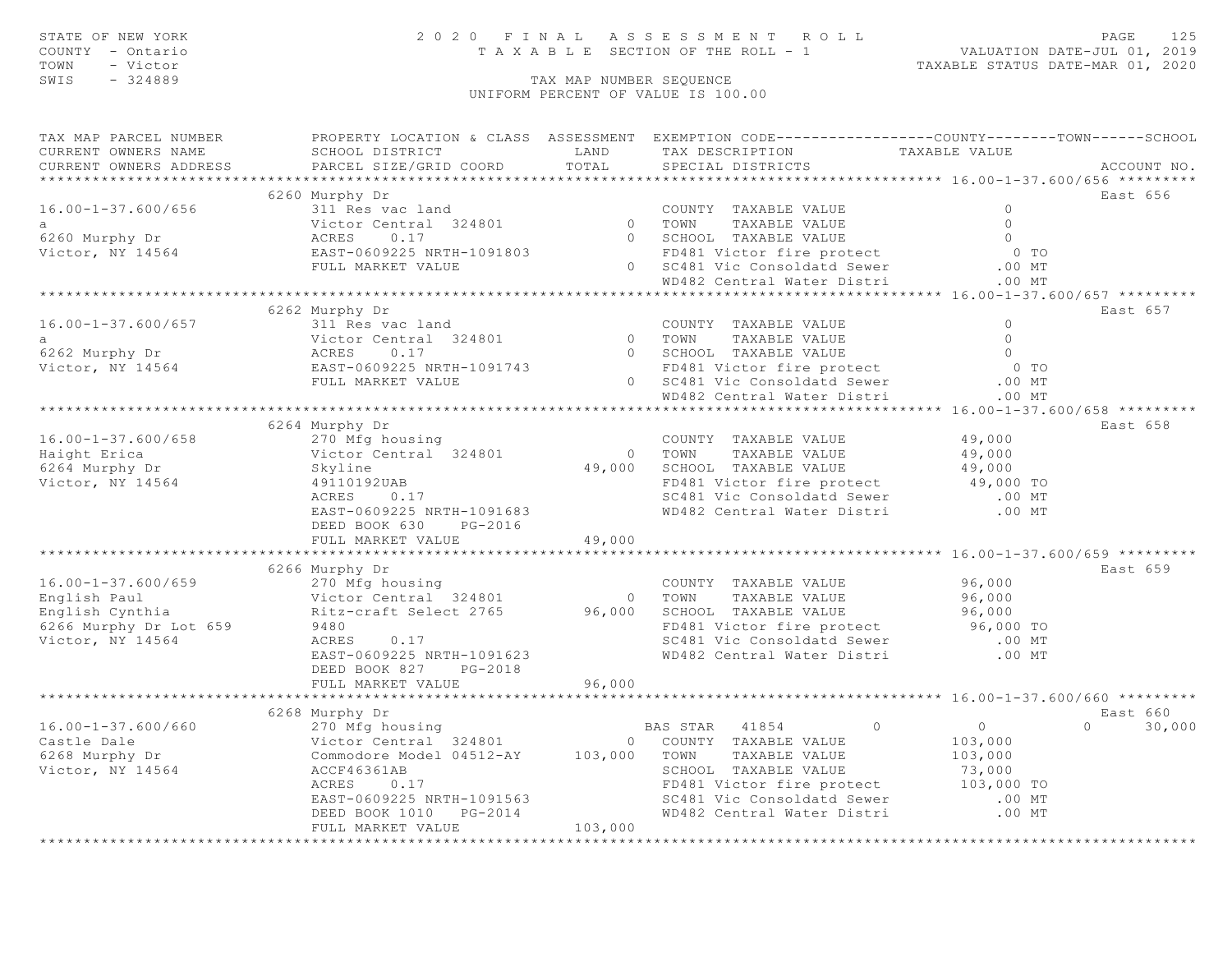STATE OF NEW YORK
COUNTY - Ontario
TOWN - Victor
SWIS - 324889

# 2020 FINAL ASSESSMENT ROLL

TAXABLE SECTION OF THE ROLL - 1

VALUATION DATE-JUL 01, 2019
TAXABLE STATUS DATE-MAR 01, 2020

TAX MAP NUMBER SEQUENCE
UNIFORM PERCENT OF VALUE IS 100.00

| TAX MAP PARCEL NUMBER / CURRENT OWNERS NAME / CURRENT OWNERS ADDRESS | PROPERTY LOCATION & CLASS / SCHOOL DISTRICT / PARCEL SIZE/GRID COORD | ASSESSMENT LAND | ASSESSMENT TOTAL | EXEMPTION CODE / TAX DESCRIPTION / SPECIAL DISTRICTS | COUNTY TAXABLE VALUE | TOWN | SCHOOL | ACCOUNT NO. |
|---|---|---|---|---|---|---|---|---|
| **16.00-1-37.600/656** | 6260 Murphy Dr | | | | | | | East 656 |
| 16.00-1-37.600/656 | 311 Res vac land | | | COUNTY TAXABLE VALUE | 0 | | | |
| a | Victor Central 324801 | 0 | | TOWN TAXABLE VALUE | 0 | | | |
| 6260 Murphy Dr | ACRES 0.17 | | 0 | SCHOOL TAXABLE VALUE | 0 | | | |
| Victor, NY 14564 | EAST-0609225 NRTH-1091803 | | | FD481 Victor fire protect | 0 TO | | | |
| | FULL MARKET VALUE | | 0 | SC481 Vic Consoldatd Sewer | .00 MT | | | |
| | | | | WD482 Central Water Distri | .00 MT | | | |
| **16.00-1-37.600/657** | 6262 Murphy Dr | | | | | | | East 657 |
| 16.00-1-37.600/657 | 311 Res vac land | | | COUNTY TAXABLE VALUE | 0 | | | |
| a | Victor Central 324801 | 0 | | TOWN TAXABLE VALUE | 0 | | | |
| 6262 Murphy Dr | ACRES 0.17 | | 0 | SCHOOL TAXABLE VALUE | 0 | | | |
| Victor, NY 14564 | EAST-0609225 NRTH-1091743 | | | FD481 Victor fire protect | 0 TO | | | |
| | FULL MARKET VALUE | | 0 | SC481 Vic Consoldatd Sewer | .00 MT | | | |
| | | | | WD482 Central Water Distri | .00 MT | | | |
| **16.00-1-37.600/658** | 6264 Murphy Dr | | | | | | | East 658 |
| 16.00-1-37.600/658 | 270 Mfg housing | | | COUNTY TAXABLE VALUE | 49,000 | | | |
| Haight Erica | Victor Central 324801 | 0 | | TOWN TAXABLE VALUE | 49,000 | | | |
| 6264 Murphy Dr | Skyline | | 49,000 | SCHOOL TAXABLE VALUE | 49,000 | | | |
| Victor, NY 14564 | 49110192UAB | | | FD481 Victor fire protect | 49,000 TO | | | |
| | ACRES 0.17 | | | SC481 Vic Consoldatd Sewer | .00 MT | | | |
| | EAST-0609225 NRTH-1091683 | | | WD482 Central Water Distri | .00 MT | | | |
| | DEED BOOK 630 PG-2016 | | | | | | | |
| | FULL MARKET VALUE | | 49,000 | | | | | |
| **16.00-1-37.600/659** | 6266 Murphy Dr | | | | | | | East 659 |
| 16.00-1-37.600/659 | 270 Mfg housing | | | COUNTY TAXABLE VALUE | 96,000 | | | |
| English Paul | Victor Central 324801 | 0 | | TOWN TAXABLE VALUE | 96,000 | | | |
| English Cynthia | Ritz-craft Select 2765 | | 96,000 | SCHOOL TAXABLE VALUE | 96,000 | | | |
| 6266 Murphy Dr Lot 659 | 9480 | | | FD481 Victor fire protect | 96,000 TO | | | |
| Victor, NY 14564 | ACRES 0.17 | | | SC481 Vic Consoldatd Sewer | .00 MT | | | |
| | EAST-0609225 NRTH-1091623 | | | WD482 Central Water Distri | .00 MT | | | |
| | DEED BOOK 827 PG-2018 | | | | | | | |
| | FULL MARKET VALUE | | 96,000 | | | | | |
| **16.00-1-37.600/660** | 6268 Murphy Dr | | | | | | | East 660 |
| 16.00-1-37.600/660 | 270 Mfg housing | | | BAS STAR 41854 0 | 0 | 0 | 30,000 | |
| Castle Dale | Victor Central 324801 | 0 | | COUNTY TAXABLE VALUE | 103,000 | | | |
| 6268 Murphy Dr | Commodore Model 04512-AY | | 103,000 | TOWN TAXABLE VALUE | 103,000 | | | |
| Victor, NY 14564 | ACCF46361AB | | | SCHOOL TAXABLE VALUE | 73,000 | | | |
| | ACRES 0.17 | | | FD481 Victor fire protect | 103,000 TO | | | |
| | EAST-0609225 NRTH-1091563 | | | SC481 Vic Consoldatd Sewer | .00 MT | | | |
| | DEED BOOK 1010 PG-2014 | | | WD482 Central Water Distri | .00 MT | | | |
| | FULL MARKET VALUE | | 103,000 | | | | | |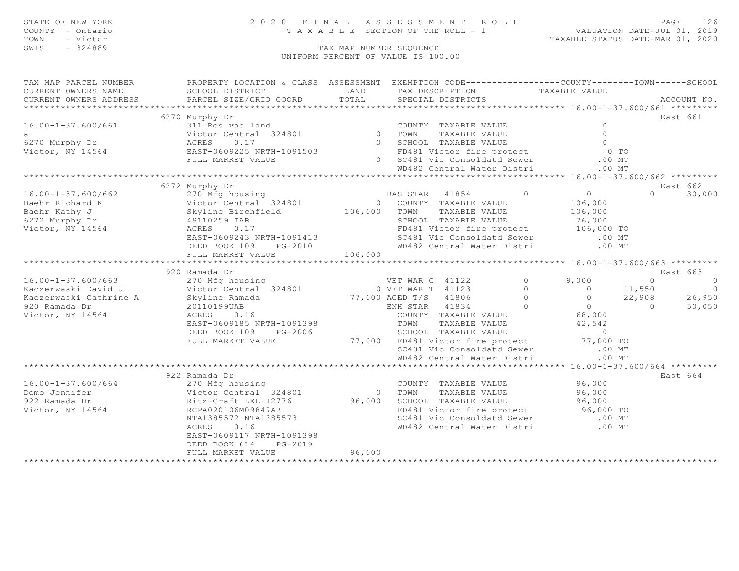STATE OF NEW YORK
COUNTY - Ontario
TOWN - Victor
SWIS - 324889

# 2020 FINAL ASSESSMENT ROLL

TAXABLE SECTION OF THE ROLL - 1

VALUATION DATE-JUL 01, 2019
TAXABLE STATUS DATE-MAR 01, 2020

TAX MAP NUMBER SEQUENCE
UNIFORM PERCENT OF VALUE IS 100.00

| TAX MAP PARCEL NUMBER / CURRENT OWNERS NAME / CURRENT OWNERS ADDRESS | PROPERTY LOCATION & CLASS / SCHOOL DISTRICT / PARCEL SIZE/GRID COORD | ASSESSMENT LAND / TOTAL | EXEMPTION CODE / TAX DESCRIPTION / SPECIAL DISTRICTS | COUNTY TAXABLE VALUE | TOWN | SCHOOL | ACCOUNT NO. |
|---|---|---|---|---|---|---|---|
| **16.00-1-37.600/661** | 6270 Murphy Dr | | | | | | East 661 |
| | 311 Res vac land | | COUNTY TAXABLE VALUE | 0 | | | |
| a | Victor Central 324801 | 0 | TOWN TAXABLE VALUE | 0 | | | |
| 6270 Murphy Dr | ACRES 0.17 | 0 | SCHOOL TAXABLE VALUE | 0 | | | |
| Victor, NY 14564 | EAST-0609225 NRTH-1091503 | | FD481 Victor fire protect | 0 TO | | | |
| | FULL MARKET VALUE | 0 | SC481 Vic Consoldatd Sewer | .00 MT | | | |
| | | | WD482 Central Water Distri | .00 MT | | | |
| **16.00-1-37.600/662** | 6272 Murphy Dr | | | | | | East 662 |
| | 270 Mfg housing | | BAS STAR 41854 0 | 0 | 0 | 30,000 | |
| Baehr Richard K | Victor Central 324801 | 0 | COUNTY TAXABLE VALUE | 106,000 | | | |
| Baehr Kathy J | Skyline Birchfield | 106,000 | TOWN TAXABLE VALUE | 106,000 | | | |
| 6272 Murphy Dr | 49110259 TAB | | SCHOOL TAXABLE VALUE | 76,000 | | | |
| Victor, NY 14564 | ACRES 0.17 | | FD481 Victor fire protect | 106,000 TO | | | |
| | EAST-0609243 NRTH-1091413 | | SC481 Vic Consoldatd Sewer | .00 MT | | | |
| | DEED BOOK 109 PG-2010 | | WD482 Central Water Distri | .00 MT | | | |
| | FULL MARKET VALUE | 106,000 | | | | | |
| **16.00-1-37.600/663** | 920 Ramada Dr | | | | | | East 663 |
| | 270 Mfg housing | | VET WAR C 41122 0 | 9,000 | 0 | 0 | |
| Kaczerwaski David J | Victor Central 324801 | 0 | VET WAR T 41123 0 | 0 | 11,550 | 0 | |
| Kaczerwaski Cathrine A | Skyline Ramada | 77,000 | AGED T/S 41806 0 | 0 | 22,908 | 26,950 | |
| 920 Ramada Dr | 20110199UAB | | ENH STAR 41834 0 | 0 | 0 | 50,050 | |
| Victor, NY 14564 | ACRES 0.16 | | COUNTY TAXABLE VALUE | 68,000 | | | |
| | EAST-0609185 NRTH-1091398 | | TOWN TAXABLE VALUE | 42,542 | | | |
| | DEED BOOK 109 PG-2006 | | SCHOOL TAXABLE VALUE | 0 | | | |
| | FULL MARKET VALUE | 77,000 | FD481 Victor fire protect | 77,000 TO | | | |
| | | | SC481 Vic Consoldatd Sewer | .00 MT | | | |
| | | | WD482 Central Water Distri | .00 MT | | | |
| **16.00-1-37.600/664** | 922 Ramada Dr | | | | | | East 664 |
| | 270 Mfg housing | | COUNTY TAXABLE VALUE | 96,000 | | | |
| Demo Jennifer | Victor Central 324801 | 0 | TOWN TAXABLE VALUE | 96,000 | | | |
| 922 Ramada Dr | Ritz-Craft LXEII2776 | 96,000 | SCHOOL TAXABLE VALUE | 96,000 | | | |
| Victor, NY 14564 | RCPA020106M09847AB | | FD481 Victor fire protect | 96,000 TO | | | |
| | NTA1385572 NTA1385573 | | SC481 Vic Consoldatd Sewer | .00 MT | | | |
| | ACRES 0.16 | | WD482 Central Water Distri | .00 MT | | | |
| | EAST-0609117 NRTH-1091398 | | | | | | |
| | DEED BOOK 614 PG-2019 | | | | | | |
| | FULL MARKET VALUE | 96,000 | | | | | |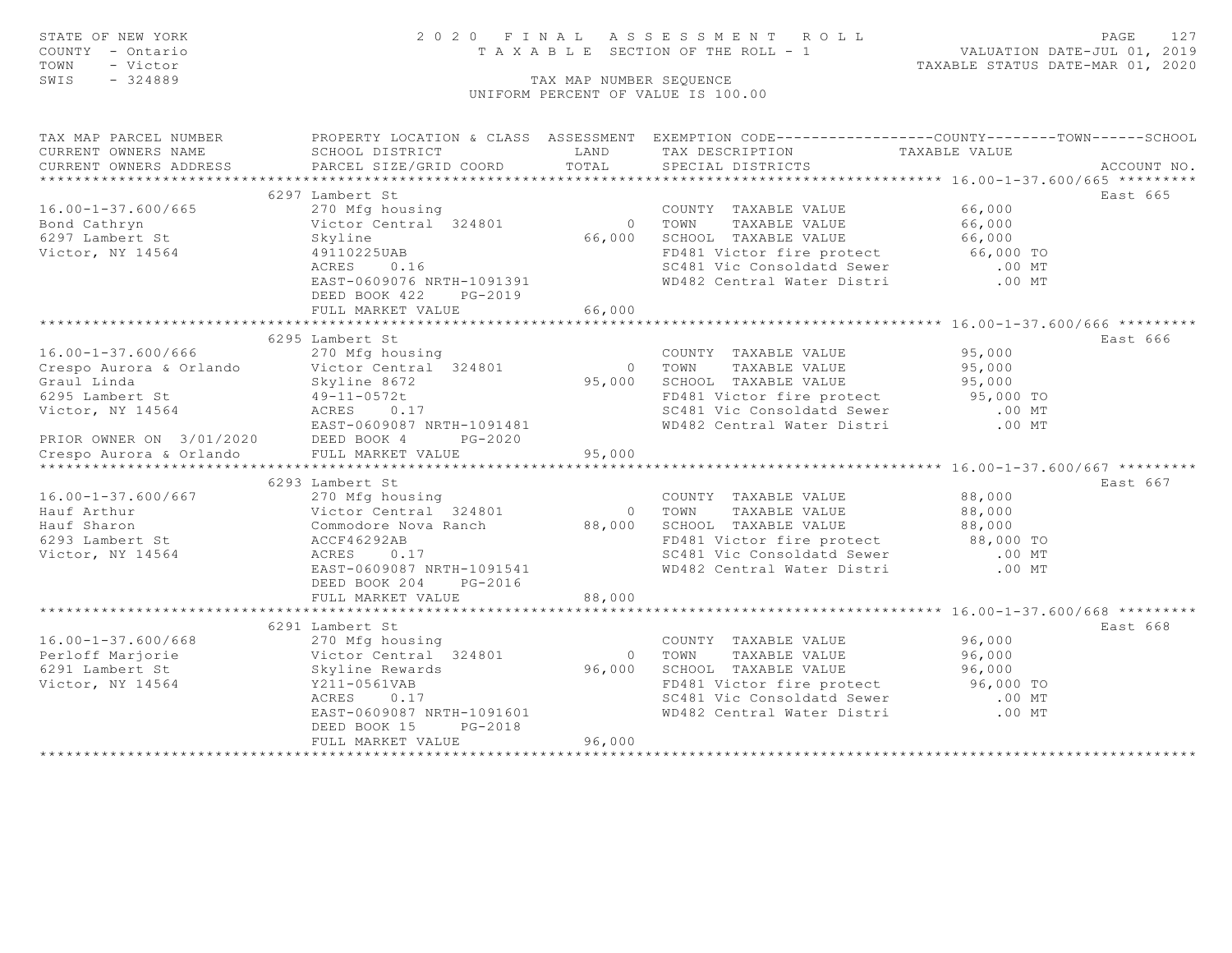STATE OF NEW YORK — 2020 FINAL ASSESSMENT ROLL
COUNTY - Ontario — TAXABLE SECTION OF THE ROLL - 1 — VALUATION DATE-JUL 01, 2019
TOWN - Victor — TAXABLE STATUS DATE-MAR 01, 2020
SWIS - 324889 — TAX MAP NUMBER SEQUENCE
UNIFORM PERCENT OF VALUE IS 100.00

| TAX MAP PARCEL NUMBER / CURRENT OWNERS NAME / CURRENT OWNERS ADDRESS | PROPERTY LOCATION & CLASS / SCHOOL DISTRICT / PARCEL SIZE/GRID COORD | ASSESSMENT LAND / TOTAL | EXEMPTION CODE / TAX DESCRIPTION / SPECIAL DISTRICTS | TAXABLE VALUE | ACCOUNT NO. |
|---|---|---|---|---|---|
| **16.00-1-37.600/665** | 6297 Lambert St | | | | East 665 |
| 16.00-1-37.600/665 | 270 Mfg housing | | COUNTY TAXABLE VALUE | 66,000 | |
| Bond Cathryn | Victor Central 324801 | 0 | TOWN TAXABLE VALUE | 66,000 | |
| 6297 Lambert St | Skyline | 66,000 | SCHOOL TAXABLE VALUE | 66,000 | |
| Victor, NY 14564 | 49110225UAB | | FD481 Victor fire protect | 66,000 TO | |
| | ACRES 0.16 | | SC481 Vic Consoldatd Sewer | .00 MT | |
| | EAST-0609076 NRTH-1091391 | | WD482 Central Water Distri | .00 MT | |
| | DEED BOOK 422 PG-2019 | | | | |
| | FULL MARKET VALUE | 66,000 | | | |
| **16.00-1-37.600/666** | 6295 Lambert St | | | | East 666 |
| 16.00-1-37.600/666 | 270 Mfg housing | | COUNTY TAXABLE VALUE | 95,000 | |
| Crespo Aurora & Orlando | Victor Central 324801 | 0 | TOWN TAXABLE VALUE | 95,000 | |
| Graul Linda | Skyline 8672 | 95,000 | SCHOOL TAXABLE VALUE | 95,000 | |
| 6295 Lambert St | 49-11-0572t | | FD481 Victor fire protect | 95,000 TO | |
| Victor, NY 14564 | ACRES 0.17 | | SC481 Vic Consoldatd Sewer | .00 MT | |
| | EAST-0609087 NRTH-1091481 | | WD482 Central Water Distri | .00 MT | |
| PRIOR OWNER ON 3/01/2020 | DEED BOOK 4 PG-2020 | | | | |
| Crespo Aurora & Orlando | FULL MARKET VALUE | 95,000 | | | |
| **16.00-1-37.600/667** | 6293 Lambert St | | | | East 667 |
| 16.00-1-37.600/667 | 270 Mfg housing | | COUNTY TAXABLE VALUE | 88,000 | |
| Hauf Arthur | Victor Central 324801 | 0 | TOWN TAXABLE VALUE | 88,000 | |
| Hauf Sharon | Commodore Nova Ranch | 88,000 | SCHOOL TAXABLE VALUE | 88,000 | |
| 6293 Lambert St | ACCF46292AB | | FD481 Victor fire protect | 88,000 TO | |
| Victor, NY 14564 | ACRES 0.17 | | SC481 Vic Consoldatd Sewer | .00 MT | |
| | EAST-0609087 NRTH-1091541 | | WD482 Central Water Distri | .00 MT | |
| | DEED BOOK 204 PG-2016 | | | | |
| | FULL MARKET VALUE | 88,000 | | | |
| **16.00-1-37.600/668** | 6291 Lambert St | | | | East 668 |
| 16.00-1-37.600/668 | 270 Mfg housing | | COUNTY TAXABLE VALUE | 96,000 | |
| Perloff Marjorie | Victor Central 324801 | 0 | TOWN TAXABLE VALUE | 96,000 | |
| 6291 Lambert St | Skyline Rewards | 96,000 | SCHOOL TAXABLE VALUE | 96,000 | |
| Victor, NY 14564 | Y211-0561VAB | | FD481 Victor fire protect | 96,000 TO | |
| | ACRES 0.17 | | SC481 Vic Consoldatd Sewer | .00 MT | |
| | EAST-0609087 NRTH-1091601 | | WD482 Central Water Distri | .00 MT | |
| | DEED BOOK 15 PG-2018 | | | | |
| | FULL MARKET VALUE | 96,000 | | | |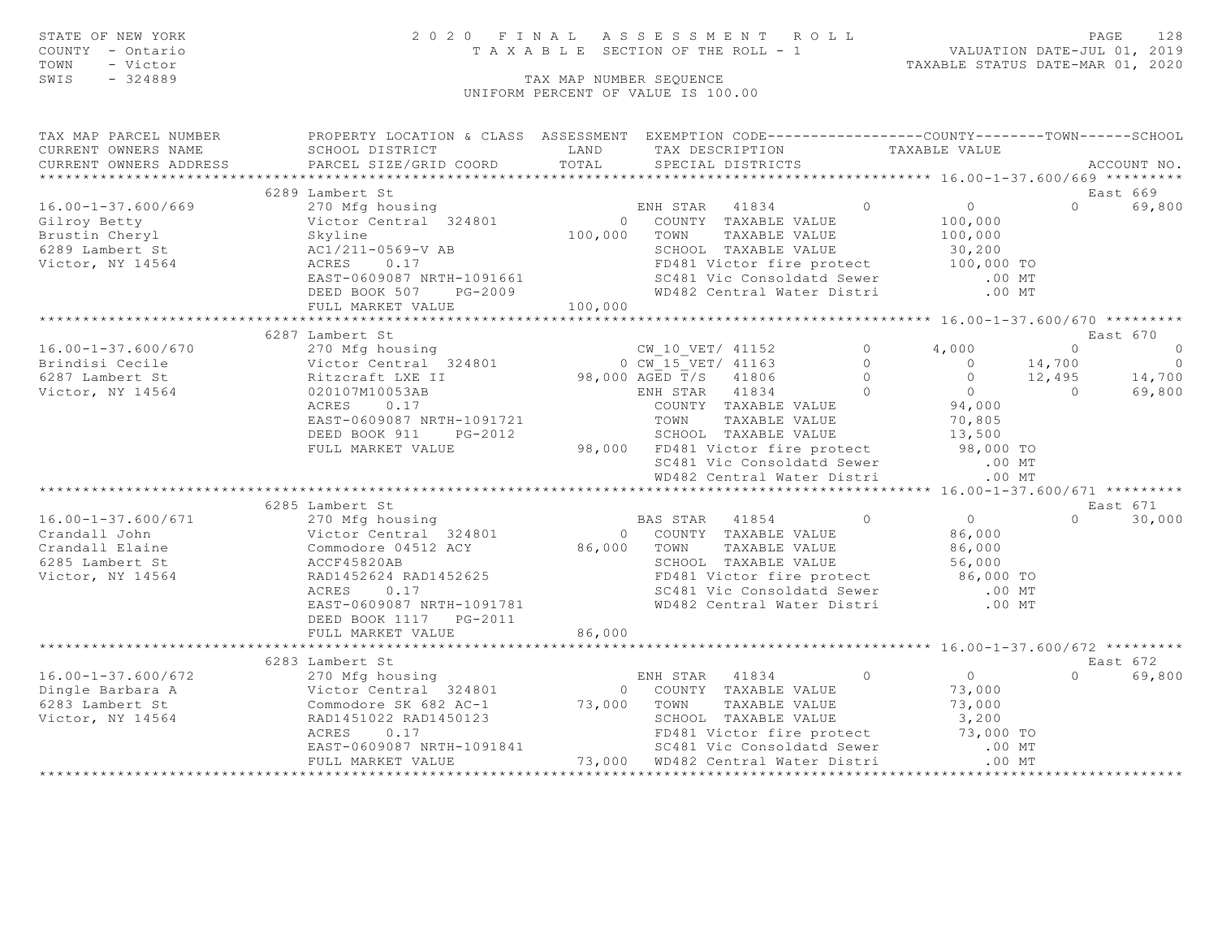STATE OF NEW YORK
COUNTY - Ontario
TOWN - Victor
SWIS - 324889

# 2020 FINAL ASSESSMENT ROLL

TAXABLE SECTION OF THE ROLL - 1

TAX MAP NUMBER SEQUENCE

UNIFORM PERCENT OF VALUE IS 100.00

VALUATION DATE-JUL 01, 2019
TAXABLE STATUS DATE-MAR 01, 2020

| TAX MAP PARCEL NUMBER / CURRENT OWNERS NAME / CURRENT OWNERS ADDRESS | PROPERTY LOCATION & CLASS / SCHOOL DISTRICT / PARCEL SIZE/GRID COORD | ASSESSMENT LAND / TOTAL | EXEMPTION CODE / TAX DESCRIPTION / SPECIAL DISTRICTS | | COUNTY | TOWN | SCHOOL | ACCOUNT NO. |
|---|---|---|---|---|---|---|---|---|
| **16.00-1-37.600/669** | 6289 Lambert St | | | | | | | East 669 |
| 16.00-1-37.600/669 | 270 Mfg housing | | ENH STAR 41834 | 0 | 0 | 0 | 69,800 | |
| Gilroy Betty | Victor Central 324801 | 0 | COUNTY TAXABLE VALUE | | 100,000 | | | |
| Brustin Cheryl | Skyline | 100,000 | TOWN TAXABLE VALUE | | 100,000 | | | |
| 6289 Lambert St | AC1/211-0569-V AB | | SCHOOL TAXABLE VALUE | | 30,200 | | | |
| Victor, NY 14564 | ACRES 0.17 | | FD481 Victor fire protect | | 100,000 TO | | | |
| | EAST-0609087 NRTH-1091661 | | SC481 Vic Consoldatd Sewer | | .00 MT | | | |
| | DEED BOOK 507 PG-2009 | | WD482 Central Water Distri | | .00 MT | | | |
| | FULL MARKET VALUE | 100,000 | | | | | | |
| **16.00-1-37.600/670** | 6287 Lambert St | | | | | | | East 670 |
| 16.00-1-37.600/670 | 270 Mfg housing | | CW_10_VET/ 41152 | 0 | 4,000 | 0 | 0 | |
| Brindisi Cecile | Victor Central 324801 | 0 | CW_15_VET/ 41163 | 0 | 0 | 14,700 | 0 | |
| 6287 Lambert St | Ritzcraft LXE II | 98,000 | AGED T/S 41806 | 0 | 0 | 12,495 | 14,700 | |
| Victor, NY 14564 | 020107M10053AB | | ENH STAR 41834 | 0 | 0 | 0 | 69,800 | |
| | ACRES 0.17 | | COUNTY TAXABLE VALUE | | 94,000 | | | |
| | EAST-0609087 NRTH-1091721 | | TOWN TAXABLE VALUE | | 70,805 | | | |
| | DEED BOOK 911 PG-2012 | | SCHOOL TAXABLE VALUE | | 13,500 | | | |
| | FULL MARKET VALUE | 98,000 | FD481 Victor fire protect | | 98,000 TO | | | |
| | | | SC481 Vic Consoldatd Sewer | | .00 MT | | | |
| | | | WD482 Central Water Distri | | .00 MT | | | |
| **16.00-1-37.600/671** | 6285 Lambert St | | | | | | | East 671 |
| 16.00-1-37.600/671 | 270 Mfg housing | | BAS STAR 41854 | 0 | 0 | 0 | 30,000 | |
| Crandall John | Victor Central 324801 | 0 | COUNTY TAXABLE VALUE | | 86,000 | | | |
| Crandall Elaine | Commodore 04512 ACY | 86,000 | TOWN TAXABLE VALUE | | 86,000 | | | |
| 6285 Lambert St | ACCF45820AB | | SCHOOL TAXABLE VALUE | | 56,000 | | | |
| Victor, NY 14564 | RAD1452624 RAD1452625 | | FD481 Victor fire protect | | 86,000 TO | | | |
| | ACRES 0.17 | | SC481 Vic Consoldatd Sewer | | .00 MT | | | |
| | EAST-0609087 NRTH-1091781 | | WD482 Central Water Distri | | .00 MT | | | |
| | DEED BOOK 1117 PG-2011 | | | | | | | |
| | FULL MARKET VALUE | 86,000 | | | | | | |
| **16.00-1-37.600/672** | 6283 Lambert St | | | | | | | East 672 |
| 16.00-1-37.600/672 | 270 Mfg housing | | ENH STAR 41834 | 0 | 0 | 0 | 69,800 | |
| Dingle Barbara A | Victor Central 324801 | 0 | COUNTY TAXABLE VALUE | | 73,000 | | | |
| 6283 Lambert St | Commodore SK 682 AC-1 | 73,000 | TOWN TAXABLE VALUE | | 73,000 | | | |
| Victor, NY 14564 | RAD1451022 RAD1450123 | | SCHOOL TAXABLE VALUE | | 3,200 | | | |
| | ACRES 0.17 | | FD481 Victor fire protect | | 73,000 TO | | | |
| | EAST-0609087 NRTH-1091841 | | SC481 Vic Consoldatd Sewer | | .00 MT | | | |
| | FULL MARKET VALUE | 73,000 | WD482 Central Water Distri | | .00 MT | | | |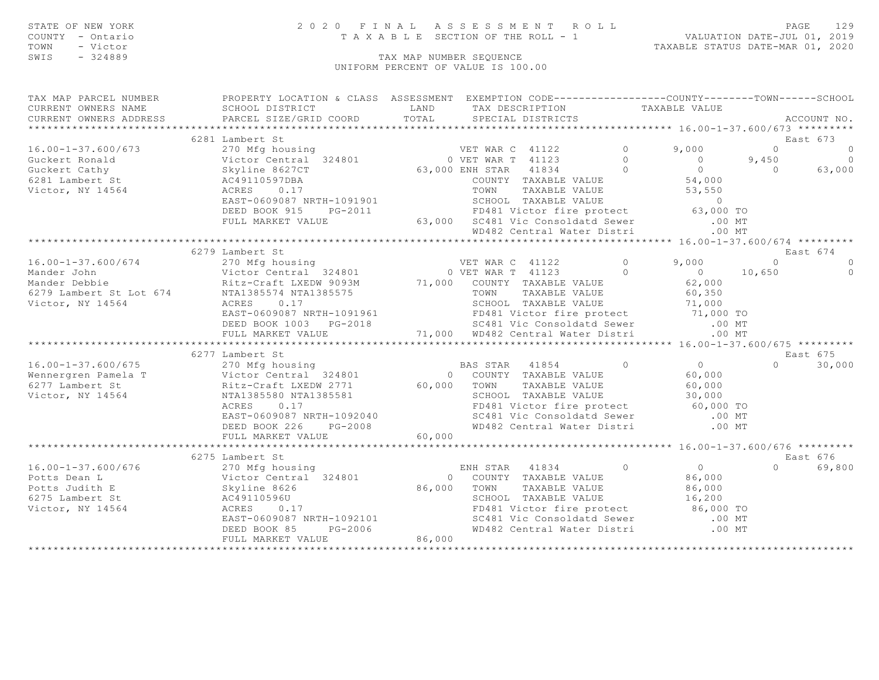STATE OF NEW YORK
COUNTY - Ontario
TOWN - Victor
SWIS - 324889

2 0 2 0 F I N A L A S S E S S M E N T R O L L
T A X A B L E SECTION OF THE ROLL - 1

VALUATION DATE-JUL 01, 2019
TAXABLE STATUS DATE-MAR 01, 2020

TAX MAP NUMBER SEQUENCE
UNIFORM PERCENT OF VALUE IS 100.00

```
TAX MAP PARCEL NUMBER          PROPERTY LOCATION & CLASS  ASSESSMENT  EXEMPTION CODE------------------COUNTY--------TOWN------SCHOOL
CURRENT OWNERS NAME            SCHOOL DISTRICT               LAND      TAX DESCRIPTION            TAXABLE VALUE
CURRENT OWNERS ADDRESS         PARCEL SIZE/GRID COORD        TOTAL     SPECIAL DISTRICTS                                    ACCOUNT NO.
******************************************************************************************************* 16.00-1-37.600/673 *********
                               6281 Lambert St                                                                             East 673
16.00-1-37.600/673             270 Mfg housing                       VET WAR C  41122          0       9,000           0            0
Guckert Ronald                 Victor Central  324801             0 VET WAR T  41123          0           0       9,450            0
Guckert Cathy                  Skyline 8627CT               63,000 ENH STAR   41834          0           0           0       63,000
6281 Lambert St                AC49110597DBA                        COUNTY  TAXABLE VALUE             54,000
Victor, NY 14564               ACRES     0.17                       TOWN    TAXABLE VALUE             53,550
                               EAST-0609087 NRTH-1091901            SCHOOL  TAXABLE VALUE                  0
                               DEED BOOK 915     PG-2011            FD481 Victor fire protect         63,000 TO
                               FULL MARKET VALUE             63,000  SC481 Vic Consoldatd Sewer           .00 MT
                                                                    WD482 Central Water Distri           .00 MT
******************************************************************************************************* 16.00-1-37.600/674 *********
                               6279 Lambert St                                                                             East 674
16.00-1-37.600/674             270 Mfg housing                       VET WAR C  41122          0       9,000           0            0
Mander John                    Victor Central  324801             0 VET WAR T  41123          0           0      10,650            0
Mander Debbie                  Ritz-Craft LXEDW 9093M        71,000  COUNTY  TAXABLE VALUE             62,000
6279 Lambert St Lot 674        NTA1385574 NTA1385575                TOWN    TAXABLE VALUE             60,350
Victor, NY 14564               ACRES     0.17                       SCHOOL  TAXABLE VALUE             71,000
                               EAST-0609087 NRTH-1091961            FD481 Victor fire protect         71,000 TO
                               DEED BOOK 1003    PG-2018            SC481 Vic Consoldatd Sewer           .00 MT
                               FULL MARKET VALUE             71,000  WD482 Central Water Distri           .00 MT
******************************************************************************************************* 16.00-1-37.600/675 *********
                               6277 Lambert St                                                                             East 675
16.00-1-37.600/675             270 Mfg housing                       BAS STAR   41854          0           0           0       30,000
Wennergren Pamela T            Victor Central  324801             0  COUNTY  TAXABLE VALUE             60,000
6277 Lambert St                Ritz-Craft LXEDW 2771         60,000  TOWN    TAXABLE VALUE             60,000
Victor, NY 14564               NTA1385580 NTA1385581                SCHOOL  TAXABLE VALUE             30,000
                               ACRES     0.17                       FD481 Victor fire protect         60,000 TO
                               EAST-0609087 NRTH-1092040            SC481 Vic Consoldatd Sewer           .00 MT
                               DEED BOOK 226     PG-2008            WD482 Central Water Distri           .00 MT
                               FULL MARKET VALUE             60,000
******************************************************************************************************* 16.00-1-37.600/676 *********
                               6275 Lambert St                                                                             East 676
16.00-1-37.600/676             270 Mfg housing                       ENH STAR   41834          0           0           0       69,800
Potts Dean L                   Victor Central  324801             0  COUNTY  TAXABLE VALUE             86,000
Potts Judith E                 Skyline 8626                  86,000  TOWN    TAXABLE VALUE             86,000
6275 Lambert St                AC49110596U                          SCHOOL  TAXABLE VALUE             16,200
Victor, NY 14564               ACRES     0.17                       FD481 Victor fire protect         86,000 TO
                               EAST-0609087 NRTH-1092101            SC481 Vic Consoldatd Sewer           .00 MT
                               DEED BOOK 85      PG-2006            WD482 Central Water Distri           .00 MT
                               FULL MARKET VALUE             86,000
************************************************************************************************************************************
```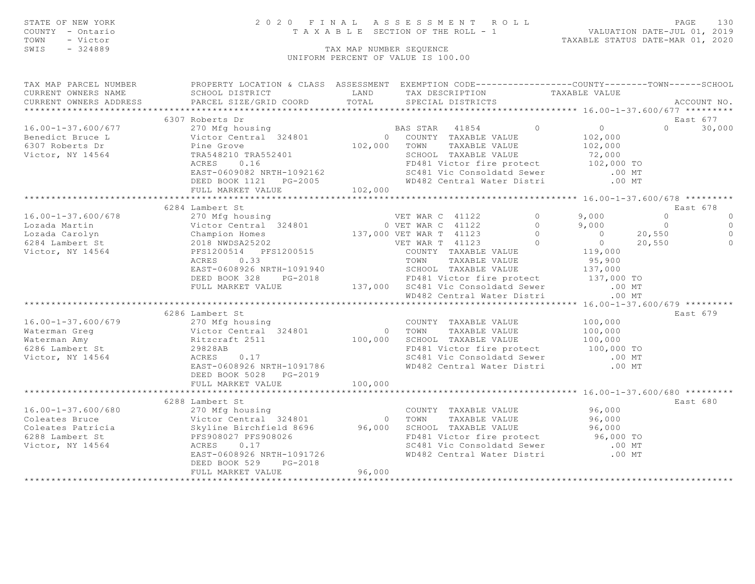STATE OF NEW YORK
COUNTY - Ontario
TOWN - Victor
SWIS - 324889

# 2020 FINAL ASSESSMENT ROLL

TAXABLE SECTION OF THE ROLL - 1

TAX MAP NUMBER SEQUENCE

UNIFORM PERCENT OF VALUE IS 100.00

VALUATION DATE-JUL 01, 2019
TAXABLE STATUS DATE-MAR 01, 2020

| TAX MAP PARCEL NUMBER / CURRENT OWNERS NAME / CURRENT OWNERS ADDRESS | PROPERTY LOCATION & CLASS / SCHOOL DISTRICT / PARCEL SIZE/GRID COORD | ASSESSMENT LAND / TOTAL | EXEMPTION CODE / TAX DESCRIPTION / SPECIAL DISTRICTS | COUNTY TAXABLE VALUE | TOWN | SCHOOL | ACCOUNT NO. |
|---|---|---|---|---|---|---|---|
| **16.00-1-37.600/677** | 6307 Roberts Dr | | | | | | East 677 |
| 16.00-1-37.600/677 | 270 Mfg housing | | BAS STAR 41854 0 | 0 | 0 | 30,000 | |
| Benedict Bruce L | Victor Central 324801 | 0 | COUNTY TAXABLE VALUE | 102,000 | | | |
| 6307 Roberts Dr | Pine Grove | 102,000 | TOWN TAXABLE VALUE | 102,000 | | | |
| Victor, NY 14564 | TRA548210 TRA552401 | | SCHOOL TAXABLE VALUE | 72,000 | | | |
| | ACRES 0.16 | | FD481 Victor fire protect | 102,000 TO | | | |
| | EAST-0609082 NRTH-1092162 | | SC481 Vic Consoldatd Sewer | .00 MT | | | |
| | DEED BOOK 1121 PG-2005 | | WD482 Central Water Distri | .00 MT | | | |
| | FULL MARKET VALUE | 102,000 | | | | | |
| **16.00-1-37.600/678** | 6284 Lambert St | | | | | | East 678 |
| 16.00-1-37.600/678 | 270 Mfg housing | | VET WAR C 41122 0 | 9,000 | 0 | 0 | |
| Lozada Martin | Victor Central 324801 | 0 | VET WAR C 41122 0 | 9,000 | 0 | 0 | |
| Lozada Carolyn | Champion Homes | 137,000 | VET WAR T 41123 0 | 0 | 20,550 | 0 | |
| 6284 Lambert St | 2018 NWDSA25202 | | VET WAR T 41123 0 | 0 | 20,550 | 0 | |
| Victor, NY 14564 | PFS1200514 PFS1200515 | | COUNTY TAXABLE VALUE | 119,000 | | | |
| | ACRES 0.33 | | TOWN TAXABLE VALUE | 95,900 | | | |
| | EAST-0608926 NRTH-1091940 | | SCHOOL TAXABLE VALUE | 137,000 | | | |
| | DEED BOOK 328 PG-2018 | | FD481 Victor fire protect | 137,000 TO | | | |
| | FULL MARKET VALUE | 137,000 | SC481 Vic Consoldatd Sewer | .00 MT | | | |
| | | | WD482 Central Water Distri | .00 MT | | | |
| **16.00-1-37.600/679** | 6286 Lambert St | | | | | | East 679 |
| 16.00-1-37.600/679 | 270 Mfg housing | | COUNTY TAXABLE VALUE | 100,000 | | | |
| Waterman Greg | Victor Central 324801 | 0 | TOWN TAXABLE VALUE | 100,000 | | | |
| Waterman Amy | Ritzcraft 2511 | 100,000 | SCHOOL TAXABLE VALUE | 100,000 | | | |
| 6286 Lambert St | 29828AB | | FD481 Victor fire protect | 100,000 TO | | | |
| Victor, NY 14564 | ACRES 0.17 | | SC481 Vic Consoldatd Sewer | .00 MT | | | |
| | EAST-0608926 NRTH-1091786 | | WD482 Central Water Distri | .00 MT | | | |
| | DEED BOOK 5028 PG-2019 | | | | | | |
| | FULL MARKET VALUE | 100,000 | | | | | |
| **16.00-1-37.600/680** | 6288 Lambert St | | | | | | East 680 |
| 16.00-1-37.600/680 | 270 Mfg housing | | COUNTY TAXABLE VALUE | 96,000 | | | |
| Coleates Bruce | Victor Central 324801 | 0 | TOWN TAXABLE VALUE | 96,000 | | | |
| Coleates Patricia | Skyline Birchfield 8696 | 96,000 | SCHOOL TAXABLE VALUE | 96,000 | | | |
| 6288 Lambert St | PFS908027 PFS908026 | | FD481 Victor fire protect | 96,000 TO | | | |
| Victor, NY 14564 | ACRES 0.17 | | SC481 Vic Consoldatd Sewer | .00 MT | | | |
| | EAST-0608926 NRTH-1091726 | | WD482 Central Water Distri | .00 MT | | | |
| | DEED BOOK 529 PG-2018 | | | | | | |
| | FULL MARKET VALUE | 96,000 | | | | | |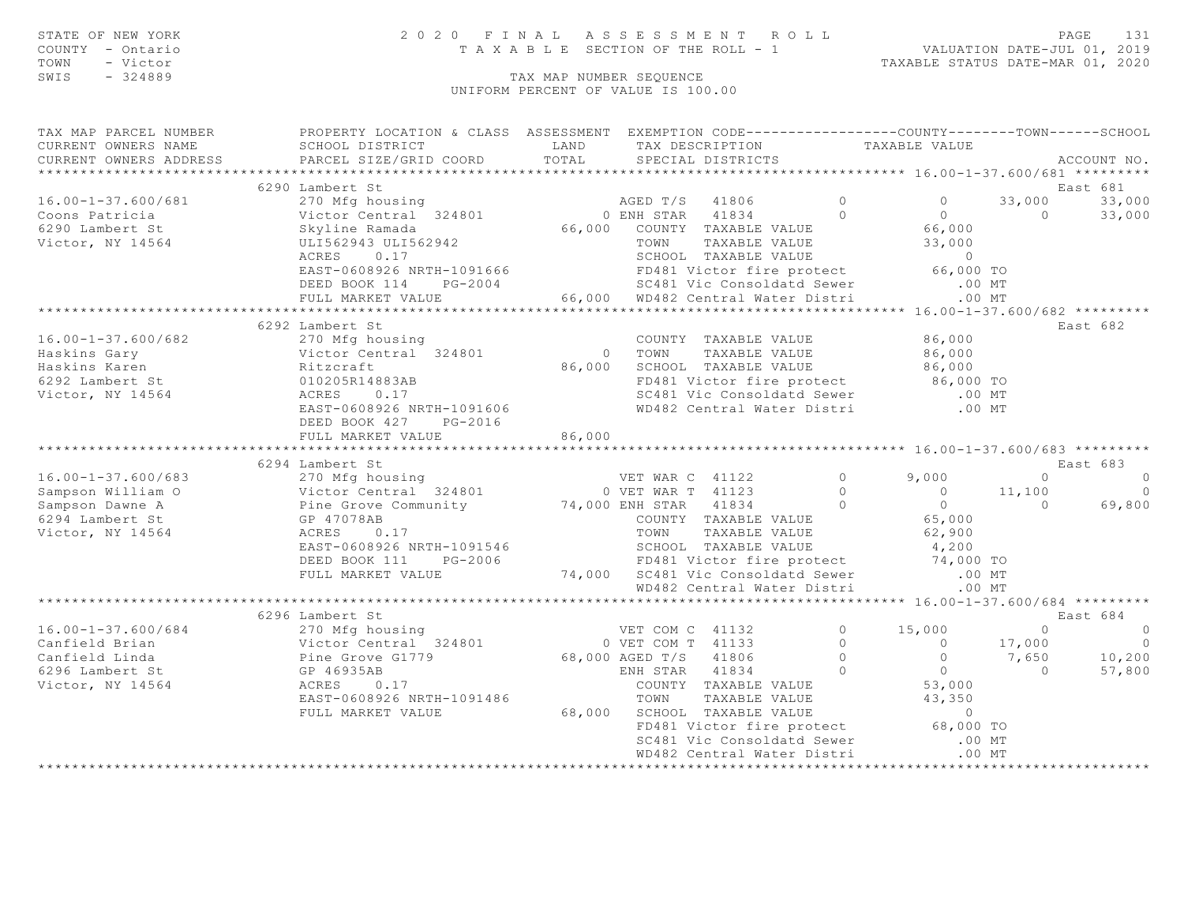STATE OF NEW YORK
COUNTY - Ontario
TOWN - Victor
SWIS - 324889

# 2020 FINAL ASSESSMENT ROLL

TAXABLE SECTION OF THE ROLL - 1

VALUATION DATE-JUL 01, 2019
TAXABLE STATUS DATE-MAR 01, 2020

TAX MAP NUMBER SEQUENCE
UNIFORM PERCENT OF VALUE IS 100.00

```
TAX MAP PARCEL NUMBER          PROPERTY LOCATION & CLASS  ASSESSMENT  EXEMPTION CODE------------------COUNTY--------TOWN------SCHOOL
CURRENT OWNERS NAME            SCHOOL DISTRICT               LAND      TAX DESCRIPTION              TAXABLE VALUE
CURRENT OWNERS ADDRESS         PARCEL SIZE/GRID COORD        TOTAL     SPECIAL DISTRICTS                                      ACCOUNT NO.
****************************************************************************************************** 16.00-1-37.600/681 *********
                               6290 Lambert St                                                                              East 681
16.00-1-37.600/681             270 Mfg housing                        AGED T/S  41806          0            0       33,000       33,000
Coons Patricia                 Victor Central  324801              0 ENH STAR  41834          0            0            0       33,000
6290 Lambert St                Skyline Ramada               66,000    COUNTY  TAXABLE VALUE                66,000
Victor, NY 14564               ULI562943 ULI562942                    TOWN    TAXABLE VALUE                33,000
                               ACRES    0.17                          SCHOOL  TAXABLE VALUE                     0
                               EAST-0608926 NRTH-1091666              FD481 Victor fire protect            66,000 TO
                               DEED BOOK 114    PG-2004               SC481 Vic Consoldatd Sewer              .00 MT
                               FULL MARKET VALUE            66,000    WD482 Central Water Distri              .00 MT
****************************************************************************************************** 16.00-1-37.600/682 *********
                               6292 Lambert St                                                                              East 682
16.00-1-37.600/682             270 Mfg housing                        COUNTY  TAXABLE VALUE                86,000
Haskins Gary                   Victor Central  324801              0  TOWN    TAXABLE VALUE                86,000
Haskins Karen                  Ritzcraft                    86,000    SCHOOL  TAXABLE VALUE                86,000
6292 Lambert St                010205R14883AB                         FD481 Victor fire protect            86,000 TO
Victor, NY 14564               ACRES    0.17                          SC481 Vic Consoldatd Sewer              .00 MT
                               EAST-0608926 NRTH-1091606              WD482 Central Water Distri              .00 MT
                               DEED BOOK 427    PG-2016
                               FULL MARKET VALUE            86,000
****************************************************************************************************** 16.00-1-37.600/683 *********
                               6294 Lambert St                                                                              East 683
16.00-1-37.600/683             270 Mfg housing                        VET WAR C 41122          0        9,000            0            0
Sampson William O              Victor Central  324801              0 VET WAR T 41123          0            0       11,100            0
Sampson Dawne A                Pine Grove Community         74,000 ENH STAR  41834          0            0            0       69,800
6294 Lambert St                GP 47078AB                             COUNTY  TAXABLE VALUE                65,000
Victor, NY 14564               ACRES    0.17                          TOWN    TAXABLE VALUE                62,900
                               EAST-0608926 NRTH-1091546              SCHOOL  TAXABLE VALUE                 4,200
                               DEED BOOK 111    PG-2006               FD481 Victor fire protect            74,000 TO
                               FULL MARKET VALUE            74,000    SC481 Vic Consoldatd Sewer              .00 MT
                                                                      WD482 Central Water Distri              .00 MT
****************************************************************************************************** 16.00-1-37.600/684 *********
                               6296 Lambert St                                                                              East 684
16.00-1-37.600/684             270 Mfg housing                        VET COM C 41132          0       15,000            0            0
Canfield Brian                 Victor Central  324801              0 VET COM T 41133          0            0       17,000            0
Canfield Linda                 Pine Grove G1779             68,000 AGED T/S  41806          0            0        7,650       10,200
6296 Lambert St                GP 46935AB                             ENH STAR  41834          0            0            0       57,800
Victor, NY 14564               ACRES    0.17                          COUNTY  TAXABLE VALUE                53,000
                               EAST-0608926 NRTH-1091486              TOWN    TAXABLE VALUE                43,350
                               FULL MARKET VALUE            68,000    SCHOOL  TAXABLE VALUE                     0
                                                                      FD481 Victor fire protect            68,000 TO
                                                                      SC481 Vic Consoldatd Sewer              .00 MT
                                                                      WD482 Central Water Distri              .00 MT
************************************************************************************************************************************
```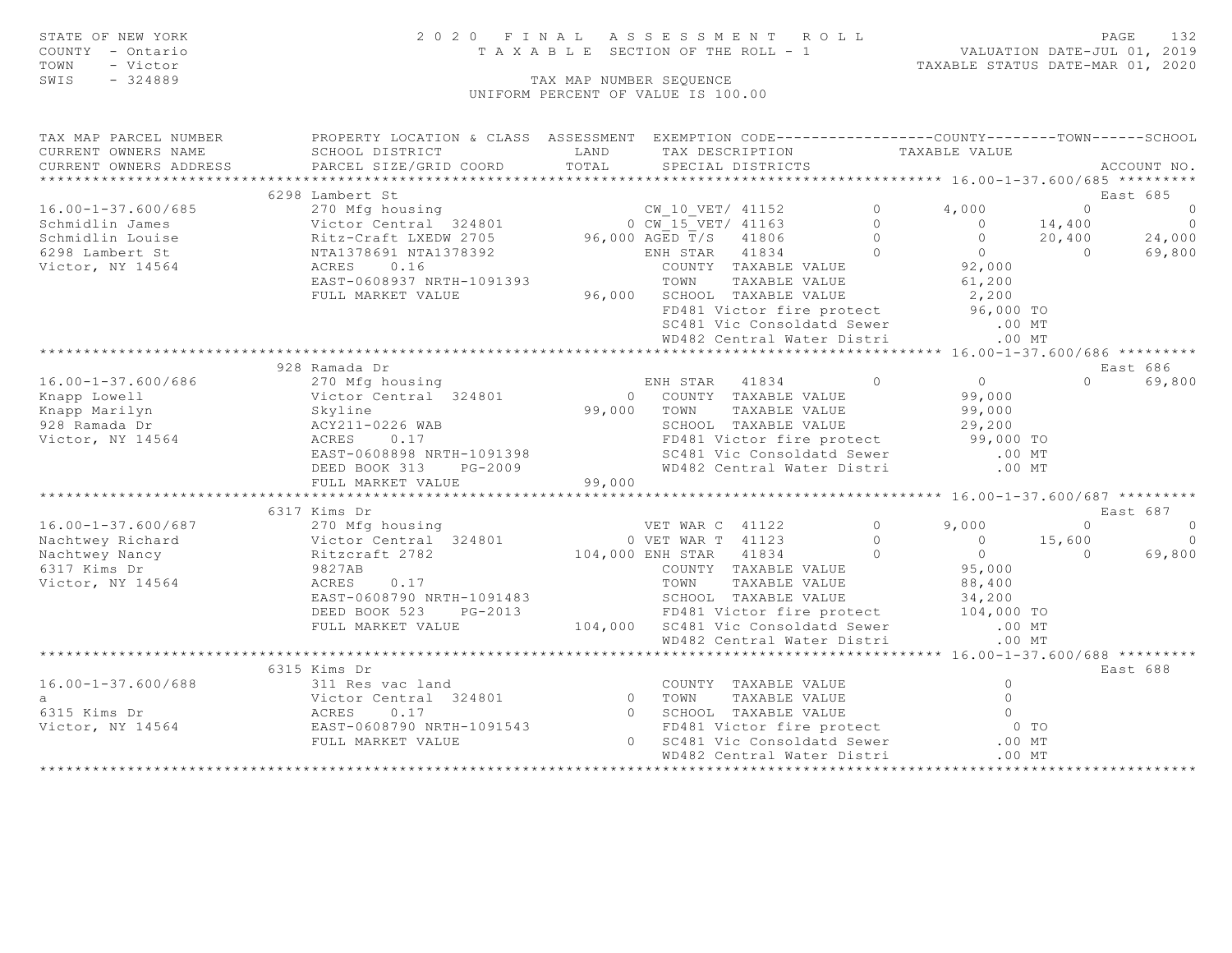STATE OF NEW YORK
COUNTY - Ontario
TOWN - Victor
SWIS - 324889

# 2020 FINAL ASSESSMENT ROLL

TAXABLE SECTION OF THE ROLL - 1

VALUATION DATE-JUL 01, 2019
TAXABLE STATUS DATE-MAR 01, 2020

TAX MAP NUMBER SEQUENCE
UNIFORM PERCENT OF VALUE IS 100.00

```
TAX MAP PARCEL NUMBER          PROPERTY LOCATION & CLASS  ASSESSMENT  EXEMPTION CODE------------------COUNTY--------TOWN------SCHOOL
CURRENT OWNERS NAME            SCHOOL DISTRICT              LAND      TAX DESCRIPTION            TAXABLE VALUE
CURRENT OWNERS ADDRESS         PARCEL SIZE/GRID COORD       TOTAL     SPECIAL DISTRICTS                                      ACCOUNT NO.
******************************************************************************************************* 16.00-1-37.600/685 *********
                          6298 Lambert St                                                                              East 685
16.00-1-37.600/685             270 Mfg housing                    CW_10_VET/ 41152        0      4,000           0            0
Schmidlin James                Victor Central  324801          0 CW_15_VET/ 41163        0          0       14,400            0
Schmidlin Louise               Ritz-Craft LXEDW 2705      96,000 AGED T/S   41806        0          0       20,400       24,000
6298 Lambert St                NTA1378691 NTA1378392             ENH STAR   41834        0          0            0       69,800
Victor, NY 14564               ACRES     0.16                      COUNTY  TAXABLE VALUE             92,000
                               EAST-0608937 NRTH-1091393           TOWN    TAXABLE VALUE             61,200
                               FULL MARKET VALUE          96,000   SCHOOL  TAXABLE VALUE              2,200
                                                                   FD481 Victor fire protect         96,000 TO
                                                                   SC481 Vic Consoldatd Sewer           .00 MT
                                                                   WD482 Central Water Distri           .00 MT
******************************************************************************************************* 16.00-1-37.600/686 *********
                          928 Ramada Dr                                                                                East 686
16.00-1-37.600/686             270 Mfg housing                    ENH STAR   41834        0          0            0       69,800
Knapp Lowell                   Victor Central  324801          0   COUNTY  TAXABLE VALUE             99,000
Knapp Marilyn                  Skyline                    99,000   TOWN    TAXABLE VALUE             99,000
928 Ramada Dr                  ACY211-0226 WAB                     SCHOOL  TAXABLE VALUE             29,200
Victor, NY 14564               ACRES     0.17                      FD481 Victor fire protect         99,000 TO
                               EAST-0608898 NRTH-1091398           SC481 Vic Consoldatd Sewer           .00 MT
                               DEED BOOK 313     PG-2009           WD482 Central Water Distri           .00 MT
                               FULL MARKET VALUE          99,000
******************************************************************************************************* 16.00-1-37.600/687 *********
                          6317 Kims Dr                                                                                 East 687
16.00-1-37.600/687             270 Mfg housing                    VET WAR C  41122        0      9,000           0            0
Nachtwey Richard               Victor Central  324801          0 VET WAR T  41123        0          0       15,600            0
Nachtwey Nancy                 Ritzcraft 2782            104,000 ENH STAR   41834        0          0            0       69,800
6317 Kims Dr                   9827AB                              COUNTY  TAXABLE VALUE             95,000
Victor, NY 14564               ACRES     0.17                      TOWN    TAXABLE VALUE             88,400
                               EAST-0608790 NRTH-1091483           SCHOOL  TAXABLE VALUE             34,200
                               DEED BOOK 523     PG-2013           FD481 Victor fire protect        104,000 TO
                               FULL MARKET VALUE         104,000   SC481 Vic Consoldatd Sewer           .00 MT
                                                                   WD482 Central Water Distri           .00 MT
******************************************************************************************************* 16.00-1-37.600/688 *********
                          6315 Kims Dr                                                                                 East 688
16.00-1-37.600/688             311 Res vac land                    COUNTY  TAXABLE VALUE                  0
a                              Victor Central  324801          0   TOWN    TAXABLE VALUE                  0
6315 Kims Dr                   ACRES     0.17                  0   SCHOOL  TAXABLE VALUE                  0
Victor, NY 14564               EAST-0608790 NRTH-1091543           FD481 Victor fire protect              0 TO
                               FULL MARKET VALUE               0   SC481 Vic Consoldatd Sewer           .00 MT
                                                                   WD482 Central Water Distri           .00 MT
************************************************************************************************************************************
```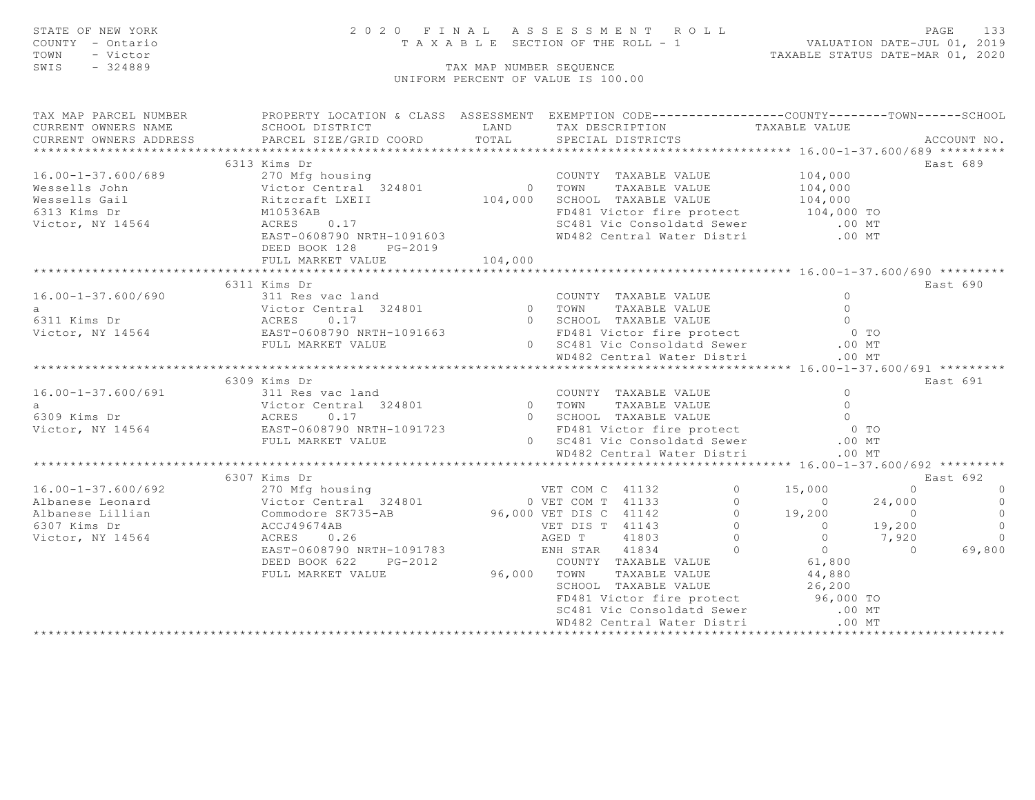STATE OF NEW YORK
COUNTY - Ontario
TOWN - Victor
SWIS - 324889

2020 FINAL ASSESSMENT ROLL
TAXABLE SECTION OF THE ROLL - 1
TAX MAP NUMBER SEQUENCE
UNIFORM PERCENT OF VALUE IS 100.00

VALUATION DATE-JUL 01, 2019
TAXABLE STATUS DATE-MAR 01, 2020

```
TAX MAP PARCEL NUMBER          PROPERTY LOCATION & CLASS  ASSESSMENT  EXEMPTION CODE------------------COUNTY--------TOWN------SCHOOL
CURRENT OWNERS NAME            SCHOOL DISTRICT               LAND      TAX DESCRIPTION            TAXABLE VALUE
CURRENT OWNERS ADDRESS         PARCEL SIZE/GRID COORD        TOTAL     SPECIAL DISTRICTS                                         ACCOUNT NO.
******************************************************************************************************* 16.00-1-37.600/689 *********
                               6313 Kims Dr                                                                                    East 689
16.00-1-37.600/689             270 Mfg housing                           COUNTY  TAXABLE VALUE           104,000
Wessells John                  Victor Central  324801          0         TOWN    TAXABLE VALUE           104,000
Wessells Gail                  Ritzcraft LXEII           104,000         SCHOOL  TAXABLE VALUE           104,000
6313 Kims Dr                   M10536AB                                  FD481 Victor fire protect        104,000 TO
Victor, NY 14564               ACRES    0.17                             SC481 Vic Consoldatd Sewer           .00 MT
                               EAST-0608790 NRTH-1091603                 WD482 Central Water Distri           .00 MT
                               DEED BOOK 128    PG-2019
                               FULL MARKET VALUE             104,000
******************************************************************************************************* 16.00-1-37.600/690 *********
                               6311 Kims Dr                                                                                    East 690
16.00-1-37.600/690             311 Res vac land                          COUNTY  TAXABLE VALUE                 0
a                              Victor Central  324801          0         TOWN    TAXABLE VALUE                 0
6311 Kims Dr                   ACRES    0.17                   0         SCHOOL  TAXABLE VALUE                 0
Victor, NY 14564               EAST-0608790 NRTH-1091663                 FD481 Victor fire protect              0 TO
                               FULL MARKET VALUE               0         SC481 Vic Consoldatd Sewer           .00 MT
                                                                         WD482 Central Water Distri           .00 MT
******************************************************************************************************* 16.00-1-37.600/691 *********
                               6309 Kims Dr                                                                                    East 691
16.00-1-37.600/691             311 Res vac land                          COUNTY  TAXABLE VALUE                 0
a                              Victor Central  324801          0         TOWN    TAXABLE VALUE                 0
6309 Kims Dr                   ACRES    0.17                   0         SCHOOL  TAXABLE VALUE                 0
Victor, NY 14564               EAST-0608790 NRTH-1091723                 FD481 Victor fire protect              0 TO
                               FULL MARKET VALUE               0         SC481 Vic Consoldatd Sewer           .00 MT
                                                                         WD482 Central Water Distri           .00 MT
******************************************************************************************************* 16.00-1-37.600/692 *********
                               6307 Kims Dr                                                                                    East 692
16.00-1-37.600/692             270 Mfg housing                           VET COM C  41132        0      15,000          0              0
Albanese Leonard               Victor Central  324801          0         VET COM T  41133        0           0     24,000              0
Albanese Lillian               Commodore SK735-AB         96,000         VET DIS C  41142        0      19,200          0              0
6307 Kims Dr                   ACCJ49674AB                               VET DIS T  41143        0           0     19,200              0
Victor, NY 14564               ACRES    0.26                             AGED T     41803        0           0      7,920              0
                               EAST-0608790 NRTH-1091783                 ENH STAR   41834        0           0          0         69,800
                               DEED BOOK 622    PG-2012                  COUNTY  TAXABLE VALUE            61,800
                               FULL MARKET VALUE              96,000     TOWN    TAXABLE VALUE            44,880
                                                                         SCHOOL  TAXABLE VALUE            26,200
                                                                         FD481 Victor fire protect         96,000 TO
                                                                         SC481 Vic Consoldatd Sewer           .00 MT
                                                                         WD482 Central Water Distri           .00 MT
************************************************************************************************************************************
```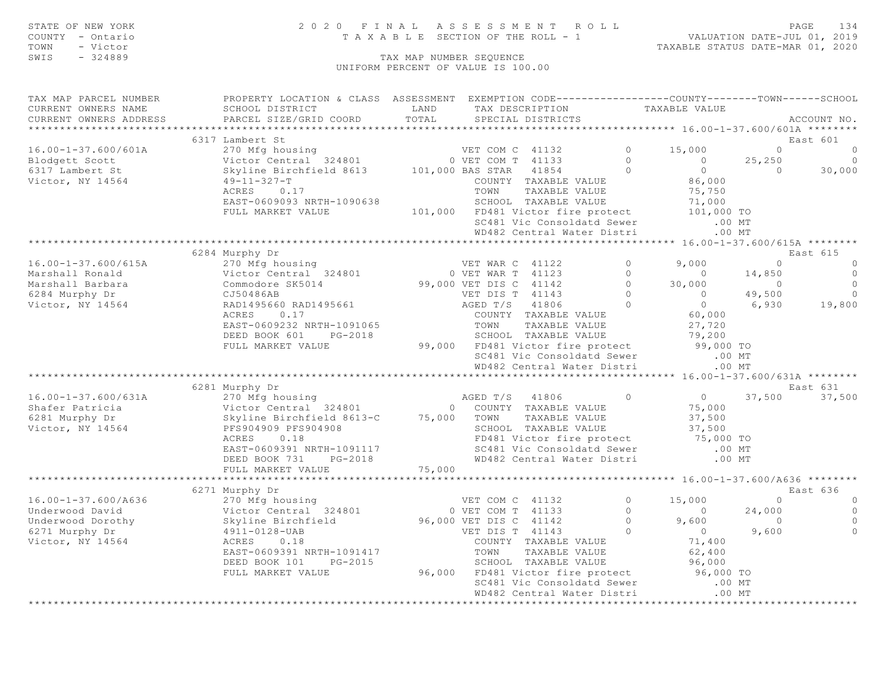STATE OF NEW YORK
COUNTY - Ontario
TOWN - Victor
SWIS - 324889

2020 FINAL ASSESSMENT ROLL
TAXABLE SECTION OF THE ROLL - 1
TAX MAP NUMBER SEQUENCE
UNIFORM PERCENT OF VALUE IS 100.00

VALUATION DATE-JUL 01, 2019
TAXABLE STATUS DATE-MAR 01, 2020

```
TAX MAP PARCEL NUMBER          PROPERTY LOCATION & CLASS  ASSESSMENT  EXEMPTION CODE------------------COUNTY--------TOWN------SCHOOL
CURRENT OWNERS NAME            SCHOOL DISTRICT               LAND      TAX DESCRIPTION            TAXABLE VALUE
CURRENT OWNERS ADDRESS         PARCEL SIZE/GRID COORD        TOTAL     SPECIAL DISTRICTS                                    ACCOUNT NO.
****************************************************************************************************** 16.00-1-37.600/601A ********
                         6317 Lambert St                                                                                East 601
16.00-1-37.600/601A            270 Mfg housing                      VET COM C  41132          0      15,000            0            0
Blodgett Scott                 Victor Central  324801             0 VET COM T  41133          0           0       25,250            0
6317 Lambert St                Skyline Birchfield 8613      101,000 BAS STAR   41854          0           0            0       30,000
Victor, NY 14564               49-11-327-T                          COUNTY  TAXABLE VALUE            86,000
                               ACRES    0.17                        TOWN    TAXABLE VALUE            75,750
                               EAST-0609093 NRTH-1090638            SCHOOL  TAXABLE VALUE            71,000
                               FULL MARKET VALUE            101,000 FD481 Victor fire protect        101,000 TO
                                                                    SC481 Vic Consoldatd Sewer            .00 MT
                                                                    WD482 Central Water Distri            .00 MT
****************************************************************************************************** 16.00-1-37.600/615A ********
                         6284 Murphy Dr                                                                                 East 615
16.00-1-37.600/615A            270 Mfg housing                      VET WAR C  41122          0       9,000            0            0
Marshall Ronald                Victor Central  324801             0 VET WAR T  41123          0           0       14,850            0
Marshall Barbara               Commodore SK5014              99,000 VET DIS C  41142          0      30,000            0            0
6284 Murphy Dr                 CJ50486AB                            VET DIS T  41143          0           0       49,500            0
Victor, NY 14564               RAD1495660 RAD1495661                AGED T/S   41806          0           0        6,930       19,800
                               ACRES    0.17                        COUNTY  TAXABLE VALUE            60,000
                               EAST-0609232 NRTH-1091065            TOWN    TAXABLE VALUE            27,720
                               DEED BOOK 601    PG-2018             SCHOOL  TAXABLE VALUE            79,200
                               FULL MARKET VALUE             99,000 FD481 Victor fire protect         99,000 TO
                                                                    SC481 Vic Consoldatd Sewer            .00 MT
                                                                    WD482 Central Water Distri            .00 MT
****************************************************************************************************** 16.00-1-37.600/631A ********
                         6281 Murphy Dr                                                                                 East 631
16.00-1-37.600/631A            270 Mfg housing                      AGED T/S   41806          0           0       37,500       37,500
Shafer Patricia                Victor Central  324801             0 COUNTY  TAXABLE VALUE            75,000
6281 Murphy Dr                 Skyline Birchfield 8613-C     75,000 TOWN    TAXABLE VALUE            37,500
Victor, NY 14564               PFS904909 PFS904908                  SCHOOL  TAXABLE VALUE            37,500
                               ACRES    0.18                        FD481 Victor fire protect         75,000 TO
                               EAST-0609391 NRTH-1091117            SC481 Vic Consoldatd Sewer            .00 MT
                               DEED BOOK 731    PG-2018             WD482 Central Water Distri            .00 MT
                               FULL MARKET VALUE             75,000
****************************************************************************************************** 16.00-1-37.600/A636 ********
                         6271 Murphy Dr                                                                                 East 636
16.00-1-37.600/A636            270 Mfg housing                      VET COM C  41132          0      15,000            0            0
Underwood David                Victor Central  324801             0 VET COM T  41133          0           0       24,000            0
Underwood Dorothy              Skyline Birchfield            96,000 VET DIS C  41142          0       9,600            0            0
6271 Murphy Dr                 4911-0128-UAB                        VET DIS T  41143          0           0        9,600            0
Victor, NY 14564               ACRES    0.18                        COUNTY  TAXABLE VALUE            71,400
                               EAST-0609391 NRTH-1091417            TOWN    TAXABLE VALUE            62,400
                               DEED BOOK 101    PG-2015             SCHOOL  TAXABLE VALUE            96,000
                               FULL MARKET VALUE             96,000 FD481 Victor fire protect         96,000 TO
                                                                    SC481 Vic Consoldatd Sewer            .00 MT
                                                                    WD482 Central Water Distri            .00 MT
************************************************************************************************************************************
```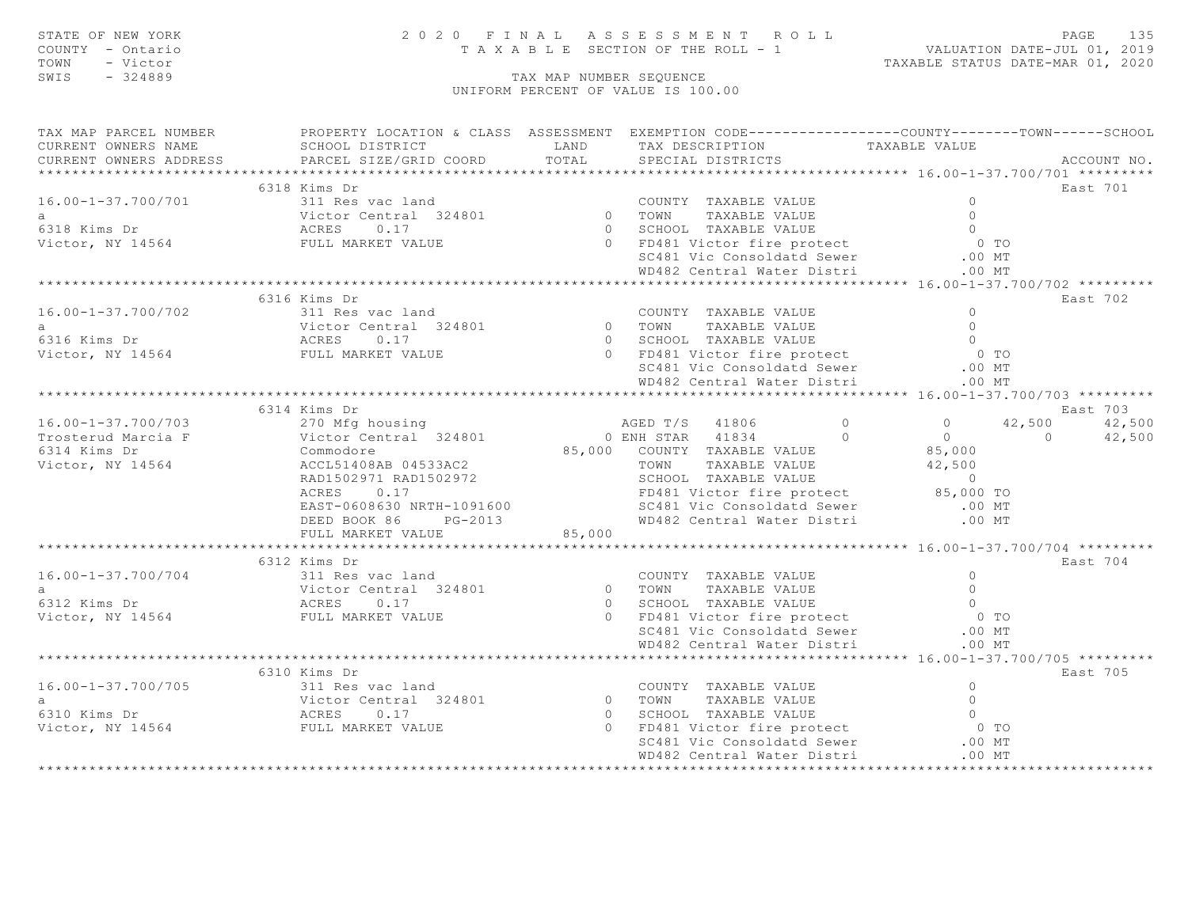STATE OF NEW YORK
COUNTY - Ontario
TOWN - Victor
SWIS - 324889

2 0 2 0 F I N A L A S S E S S M E N T R O L L
T A X A B L E SECTION OF THE ROLL - 1

VALUATION DATE-JUL 01, 2019
TAXABLE STATUS DATE-MAR 01, 2020

TAX MAP NUMBER SEQUENCE
UNIFORM PERCENT OF VALUE IS 100.00

| TAX MAP PARCEL NUMBER / CURRENT OWNERS NAME / CURRENT OWNERS ADDRESS | PROPERTY LOCATION & CLASS / SCHOOL DISTRICT / PARCEL SIZE/GRID COORD | ASSESSMENT LAND / TOTAL | EXEMPTION CODE / TAX DESCRIPTION / SPECIAL DISTRICTS | COUNTY | TOWN | SCHOOL | TAXABLE VALUE | ACCOUNT NO. |
|---|---|---|---|---|---|---|---|---|
| **16.00-1-37.700/701** | 6318 Kims Dr | | | | | | | East 701 |
| 16.00-1-37.700/701 | 311 Res vac land | | COUNTY TAXABLE VALUE | | | | 0 | |
| a | Victor Central 324801 | 0 | TOWN TAXABLE VALUE | | | | 0 | |
| 6318 Kims Dr | ACRES 0.17 | 0 | SCHOOL TAXABLE VALUE | | | | 0 | |
| Victor, NY 14564 | FULL MARKET VALUE | 0 | FD481 Victor fire protect | | | | 0 TO | |
| | | | SC481 Vic Consoldatd Sewer | | | | .00 MT | |
| | | | WD482 Central Water Distri | | | | .00 MT | |
| **16.00-1-37.700/702** | 6316 Kims Dr | | | | | | | East 702 |
| 16.00-1-37.700/702 | 311 Res vac land | | COUNTY TAXABLE VALUE | | | | 0 | |
| a | Victor Central 324801 | 0 | TOWN TAXABLE VALUE | | | | 0 | |
| 6316 Kims Dr | ACRES 0.17 | 0 | SCHOOL TAXABLE VALUE | | | | 0 | |
| Victor, NY 14564 | FULL MARKET VALUE | 0 | FD481 Victor fire protect | | | | 0 TO | |
| | | | SC481 Vic Consoldatd Sewer | | | | .00 MT | |
| | | | WD482 Central Water Distri | | | | .00 MT | |
| **16.00-1-37.700/703** | 6314 Kims Dr | | | | | | | East 703 |
| 16.00-1-37.700/703 | 270 Mfg housing | | AGED T/S 41806 0 | 0 | 42,500 | 42,500 | | |
| Trosterud Marcia F | Victor Central 324801 | 0 | ENH STAR 41834 0 | 0 | 0 | 42,500 | | |
| 6314 Kims Dr | Commodore | 85,000 | COUNTY TAXABLE VALUE | | | | 85,000 | |
| Victor, NY 14564 | ACCL51408AB 04533AC2 | | TOWN TAXABLE VALUE | | | | 42,500 | |
| | RAD1502971 RAD1502972 | | SCHOOL TAXABLE VALUE | | | | 0 | |
| | ACRES 0.17 | | FD481 Victor fire protect | | | | 85,000 TO | |
| | EAST-0608630 NRTH-1091600 | | SC481 Vic Consoldatd Sewer | | | | .00 MT | |
| | DEED BOOK 86 PG-2013 | | WD482 Central Water Distri | | | | .00 MT | |
| | FULL MARKET VALUE | 85,000 | | | | | | |
| **16.00-1-37.700/704** | 6312 Kims Dr | | | | | | | East 704 |
| 16.00-1-37.700/704 | 311 Res vac land | | COUNTY TAXABLE VALUE | | | | 0 | |
| a | Victor Central 324801 | 0 | TOWN TAXABLE VALUE | | | | 0 | |
| 6312 Kims Dr | ACRES 0.17 | 0 | SCHOOL TAXABLE VALUE | | | | 0 | |
| Victor, NY 14564 | FULL MARKET VALUE | 0 | FD481 Victor fire protect | | | | 0 TO | |
| | | | SC481 Vic Consoldatd Sewer | | | | .00 MT | |
| | | | WD482 Central Water Distri | | | | .00 MT | |
| **16.00-1-37.700/705** | 6310 Kims Dr | | | | | | | East 705 |
| 16.00-1-37.700/705 | 311 Res vac land | | COUNTY TAXABLE VALUE | | | | 0 | |
| a | Victor Central 324801 | 0 | TOWN TAXABLE VALUE | | | | 0 | |
| 6310 Kims Dr | ACRES 0.17 | 0 | SCHOOL TAXABLE VALUE | | | | 0 | |
| Victor, NY 14564 | FULL MARKET VALUE | 0 | FD481 Victor fire protect | | | | 0 TO | |
| | | | SC481 Vic Consoldatd Sewer | | | | .00 MT | |
| | | | WD482 Central Water Distri | | | | .00 MT | |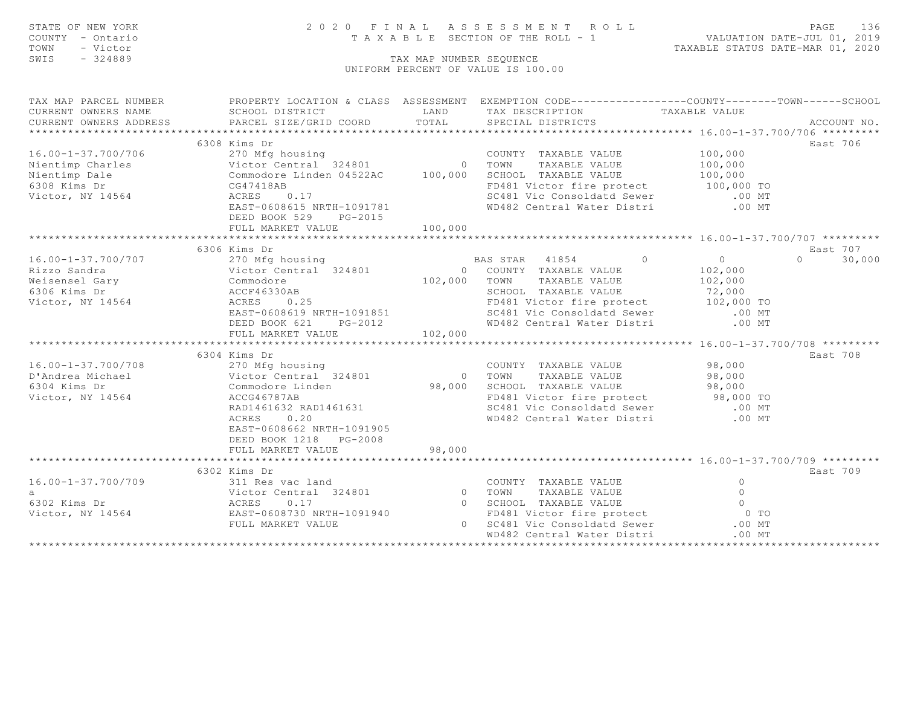STATE OF NEW YORK
COUNTY - Ontario
TOWN - Victor
SWIS - 324889

2020 FINAL ASSESSMENT ROLL
TAXABLE SECTION OF THE ROLL - 1
TAX MAP NUMBER SEQUENCE
UNIFORM PERCENT OF VALUE IS 100.00

VALUATION DATE-JUL 01, 2019
TAXABLE STATUS DATE-MAR 01, 2020

```
TAX MAP PARCEL NUMBER          PROPERTY LOCATION & CLASS  ASSESSMENT  EXEMPTION CODE------------------COUNTY--------TOWN------SCHOOL
CURRENT OWNERS NAME            SCHOOL DISTRICT               LAND      TAX DESCRIPTION            TAXABLE VALUE
CURRENT OWNERS ADDRESS         PARCEL SIZE/GRID COORD        TOTAL     SPECIAL DISTRICTS                                      ACCOUNT NO.
******************************************************************************************************* 16.00-1-37.700/706 *********
                               6308 Kims Dr                                                                                  East 706
16.00-1-37.700/706             270 Mfg housing                         COUNTY  TAXABLE VALUE           100,000
Nientimp Charles               Victor Central  324801          0       TOWN    TAXABLE VALUE           100,000
Nientimp Dale                  Commodore Linden 04522AC    100,000     SCHOOL  TAXABLE VALUE           100,000
6308 Kims Dr                   CG47418AB                               FD481 Victor fire protect       100,000 TO
Victor, NY 14564               ACRES    0.17                           SC481 Vic Consoldatd Sewer          .00 MT
                               EAST-0608615 NRTH-1091781               WD482 Central Water Distri          .00 MT
                               DEED BOOK 529    PG-2015
                               FULL MARKET VALUE           100,000
******************************************************************************************************* 16.00-1-37.700/707 *********
                               6306 Kims Dr                                                                                  East 707
16.00-1-37.700/707             270 Mfg housing                         BAS STAR   41854         0           0            0     30,000
Rizzo Sandra                   Victor Central  324801          0       COUNTY  TAXABLE VALUE           102,000
Weisensel Gary                 Commodore                   102,000     TOWN    TAXABLE VALUE           102,000
6306 Kims Dr                   ACCF46330AB                             SCHOOL  TAXABLE VALUE            72,000
Victor, NY 14564               ACRES    0.25                           FD481 Victor fire protect       102,000 TO
                               EAST-0608619 NRTH-1091851               SC481 Vic Consoldatd Sewer          .00 MT
                               DEED BOOK 621    PG-2012                WD482 Central Water Distri          .00 MT
                               FULL MARKET VALUE           102,000
******************************************************************************************************* 16.00-1-37.700/708 *********
                               6304 Kims Dr                                                                                  East 708
16.00-1-37.700/708             270 Mfg housing                         COUNTY  TAXABLE VALUE            98,000
D'Andrea Michael               Victor Central  324801          0       TOWN    TAXABLE VALUE            98,000
6304 Kims Dr                   Commodore Linden             98,000     SCHOOL  TAXABLE VALUE            98,000
Victor, NY 14564               ACCG46787AB                             FD481 Victor fire protect        98,000 TO
                               RAD1461632 RAD1461631                   SC481 Vic Consoldatd Sewer          .00 MT
                               ACRES    0.20                           WD482 Central Water Distri          .00 MT
                               EAST-0608662 NRTH-1091905
                               DEED BOOK 1218   PG-2008
                               FULL MARKET VALUE            98,000
******************************************************************************************************* 16.00-1-37.700/709 *********
                               6302 Kims Dr                                                                                  East 709
16.00-1-37.700/709             311 Res vac land                        COUNTY  TAXABLE VALUE                 0
a                              Victor Central  324801          0       TOWN    TAXABLE VALUE                 0
6302 Kims Dr                   ACRES    0.17                   0       SCHOOL  TAXABLE VALUE                 0
Victor, NY 14564               EAST-0608730 NRTH-1091940               FD481 Victor fire protect             0 TO
                               FULL MARKET VALUE                 0     SC481 Vic Consoldatd Sewer          .00 MT
                                                                       WD482 Central Water Distri          .00 MT
************************************************************************************************************************************
```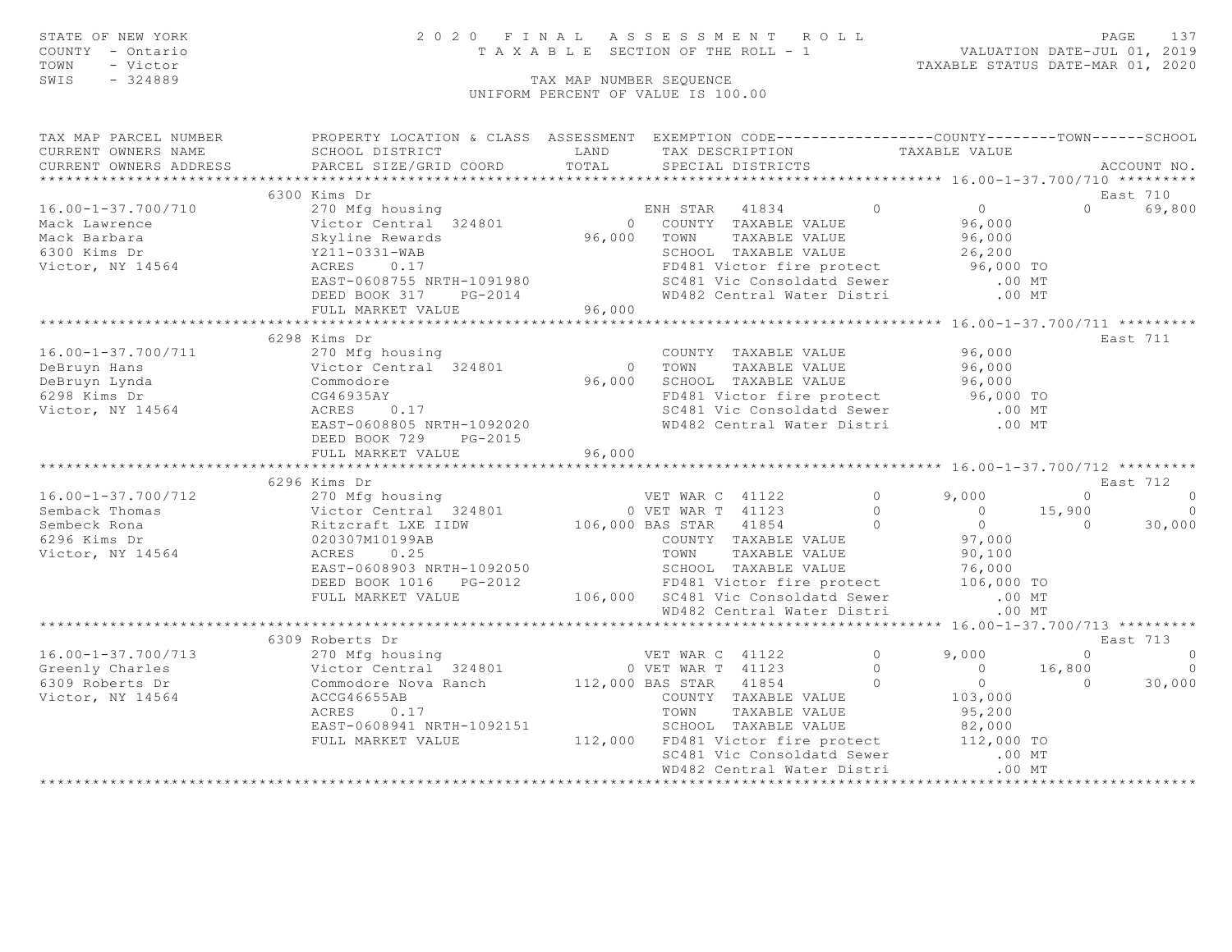STATE OF NEW YORK
COUNTY - Ontario
TOWN - Victor
SWIS - 324889

2020 FINAL ASSESSMENT ROLL
TAXABLE SECTION OF THE ROLL - 1

VALUATION DATE-JUL 01, 2019
TAXABLE STATUS DATE-MAR 01, 2020

TAX MAP NUMBER SEQUENCE
UNIFORM PERCENT OF VALUE IS 100.00

```
TAX MAP PARCEL NUMBER          PROPERTY LOCATION & CLASS  ASSESSMENT  EXEMPTION CODE------------------COUNTY--------TOWN------SCHOOL
CURRENT OWNERS NAME            SCHOOL DISTRICT               LAND      TAX DESCRIPTION            TAXABLE VALUE
CURRENT OWNERS ADDRESS         PARCEL SIZE/GRID COORD        TOTAL     SPECIAL DISTRICTS                                        ACCOUNT NO.
******************************************************************************************************* 16.00-1-37.700/710 *********
                          6300 Kims Dr                                                                                   East 710
16.00-1-37.700/710             270 Mfg housing                       ENH STAR   41834         0          0            0      69,800
Mack Lawrence                  Victor Central  324801            0    COUNTY  TAXABLE VALUE               96,000
Mack Barbara                   Skyline Rewards               96,000   TOWN    TAXABLE VALUE               96,000
6300 Kims Dr                   Y211-0331-WAB                          SCHOOL  TAXABLE VALUE               26,200
Victor, NY 14564               ACRES    0.17                          FD481 Victor fire protect           96,000 TO
                               EAST-0608755 NRTH-1091980              SC481 Vic Consoldatd Sewer             .00 MT
                               DEED BOOK 317    PG-2014               WD482 Central Water Distri             .00 MT
                               FULL MARKET VALUE             96,000
******************************************************************************************************* 16.00-1-37.700/711 *********
                          6298 Kims Dr                                                                                   East 711
16.00-1-37.700/711             270 Mfg housing                        COUNTY  TAXABLE VALUE               96,000
DeBruyn Hans                   Victor Central  324801            0    TOWN    TAXABLE VALUE               96,000
DeBruyn Lynda                  Commodore                     96,000   SCHOOL  TAXABLE VALUE               96,000
6298 Kims Dr                   CG46935AY                              FD481 Victor fire protect           96,000 TO
Victor, NY 14564               ACRES    0.17                          SC481 Vic Consoldatd Sewer             .00 MT
                               EAST-0608805 NRTH-1092020              WD482 Central Water Distri             .00 MT
                               DEED BOOK 729    PG-2015
                               FULL MARKET VALUE             96,000
******************************************************************************************************* 16.00-1-37.700/712 *********
                          6296 Kims Dr                                                                                   East 712
16.00-1-37.700/712             270 Mfg housing                       VET WAR C  41122         0       9,000            0           0
Semback Thomas                 Victor Central  324801            0 VET WAR T  41123           0           0       15,900           0
Sembeck Rona                   Ritzcraft LXE IIDW           106,000 BAS STAR   41854          0           0            0      30,000
6296 Kims Dr                   020307M10199AB                         COUNTY  TAXABLE VALUE               97,000
Victor, NY 14564               ACRES    0.25                          TOWN    TAXABLE VALUE               90,100
                               EAST-0608903 NRTH-1092050              SCHOOL  TAXABLE VALUE               76,000
                               DEED BOOK 1016   PG-2012               FD481 Victor fire protect          106,000 TO
                               FULL MARKET VALUE            106,000   SC481 Vic Consoldatd Sewer             .00 MT
                                                                      WD482 Central Water Distri             .00 MT
******************************************************************************************************* 16.00-1-37.700/713 *********
                          6309 Roberts Dr                                                                                East 713
16.00-1-37.700/713             270 Mfg housing                       VET WAR C  41122         0       9,000            0           0
Greenly Charles                Victor Central  324801            0 VET WAR T  41123           0           0       16,800           0
6309 Roberts Dr                Commodore Nova Ranch         112,000 BAS STAR   41854          0           0            0      30,000
Victor, NY 14564               ACCG46655AB                            COUNTY  TAXABLE VALUE              103,000
                               ACRES    0.17                          TOWN    TAXABLE VALUE               95,200
                               EAST-0608941 NRTH-1092151              SCHOOL  TAXABLE VALUE               82,000
                               FULL MARKET VALUE            112,000   FD481 Victor fire protect          112,000 TO
                                                                      SC481 Vic Consoldatd Sewer             .00 MT
                                                                      WD482 Central Water Distri             .00 MT
************************************************************************************************************************************
```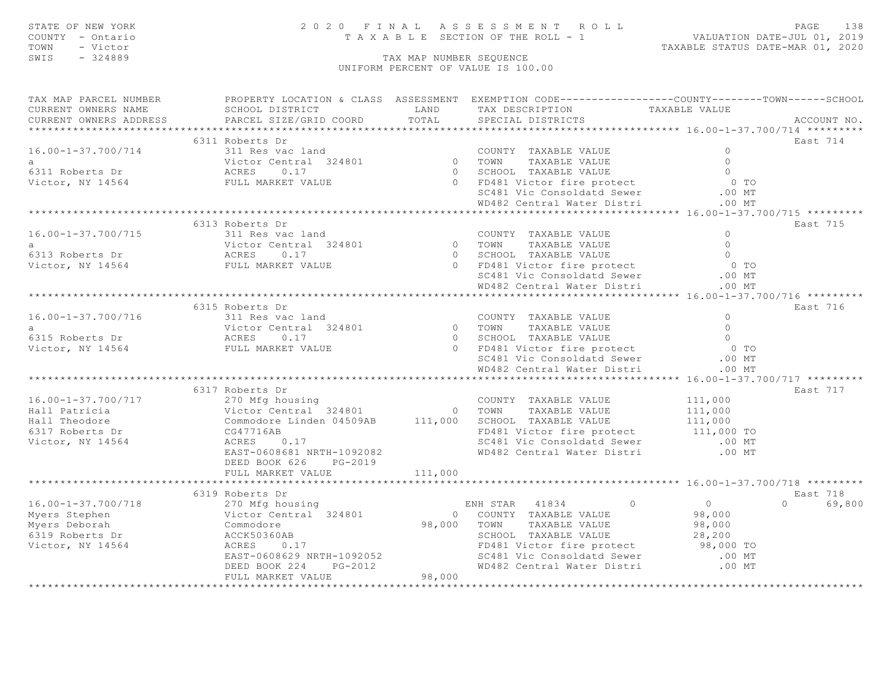STATE OF NEW YORK
COUNTY - Ontario
TOWN - Victor
SWIS - 324889

2 0 2 0 F I N A L A S S E S S M E N T R O L L
T A X A B L E SECTION OF THE ROLL - 1

VALUATION DATE-JUL 01, 2019
TAXABLE STATUS DATE-MAR 01, 2020

TAX MAP NUMBER SEQUENCE
UNIFORM PERCENT OF VALUE IS 100.00

| TAX MAP PARCEL NUMBER / CURRENT OWNERS NAME / CURRENT OWNERS ADDRESS | PROPERTY LOCATION & CLASS / SCHOOL DISTRICT / PARCEL SIZE/GRID COORD | ASSESSMENT LAND / TOTAL | EXEMPTION CODE / TAX DESCRIPTION / SPECIAL DISTRICTS | COUNTY | TOWN | SCHOOL TAXABLE VALUE | ACCOUNT NO. |
|---|---|---|---|---|---|---|---|
| 16.00-1-37.700/714 | 6311 Roberts Dr | | | | | | East 714 |
| 16.00-1-37.700/714 | 311 Res vac land | | COUNTY TAXABLE VALUE | 0 | | | |
| a | Victor Central 324801 | 0 | TOWN TAXABLE VALUE | 0 | | | |
| 6311 Roberts Dr | ACRES 0.17 | 0 | SCHOOL TAXABLE VALUE | 0 | | | |
| Victor, NY 14564 | FULL MARKET VALUE | 0 | FD481 Victor fire protect | 0 TO | | | |
| | | | SC481 Vic Consoldatd Sewer | .00 MT | | | |
| | | | WD482 Central Water Distri | .00 MT | | | |
| 16.00-1-37.700/715 | 6313 Roberts Dr | | | | | | East 715 |
| 16.00-1-37.700/715 | 311 Res vac land | | COUNTY TAXABLE VALUE | 0 | | | |
| a | Victor Central 324801 | 0 | TOWN TAXABLE VALUE | 0 | | | |
| 6313 Roberts Dr | ACRES 0.17 | 0 | SCHOOL TAXABLE VALUE | 0 | | | |
| Victor, NY 14564 | FULL MARKET VALUE | 0 | FD481 Victor fire protect | 0 TO | | | |
| | | | SC481 Vic Consoldatd Sewer | .00 MT | | | |
| | | | WD482 Central Water Distri | .00 MT | | | |
| 16.00-1-37.700/716 | 6315 Roberts Dr | | | | | | East 716 |
| 16.00-1-37.700/716 | 311 Res vac land | | COUNTY TAXABLE VALUE | 0 | | | |
| a | Victor Central 324801 | 0 | TOWN TAXABLE VALUE | 0 | | | |
| 6315 Roberts Dr | ACRES 0.17 | 0 | SCHOOL TAXABLE VALUE | 0 | | | |
| Victor, NY 14564 | FULL MARKET VALUE | 0 | FD481 Victor fire protect | 0 TO | | | |
| | | | SC481 Vic Consoldatd Sewer | .00 MT | | | |
| | | | WD482 Central Water Distri | .00 MT | | | |
| 16.00-1-37.700/717 | 6317 Roberts Dr | | | | | | East 717 |
| 16.00-1-37.700/717 | 270 Mfg housing | | COUNTY TAXABLE VALUE | 111,000 | | | |
| Hall Patricia | Victor Central 324801 | 0 | TOWN TAXABLE VALUE | 111,000 | | | |
| Hall Theodore | Commodore Linden 04509AB | 111,000 | SCHOOL TAXABLE VALUE | 111,000 | | | |
| 6317 Roberts Dr | CG47716AB | | FD481 Victor fire protect | 111,000 TO | | | |
| Victor, NY 14564 | ACRES 0.17 | | SC481 Vic Consoldatd Sewer | .00 MT | | | |
| | EAST-0608681 NRTH-1092082 | | WD482 Central Water Distri | .00 MT | | | |
| | DEED BOOK 626 PG-2019 | | | | | | |
| | FULL MARKET VALUE | 111,000 | | | | | |
| 16.00-1-37.700/718 | 6319 Roberts Dr | | | | | | East 718 |
| 16.00-1-37.700/718 | 270 Mfg housing | | ENH STAR 41834 | 0 | 0 | 0 | 69,800 |
| Myers Stephen | Victor Central 324801 | 0 | COUNTY TAXABLE VALUE | 98,000 | | | |
| Myers Deborah | Commodore | 98,000 | TOWN TAXABLE VALUE | 98,000 | | | |
| 6319 Roberts Dr | ACCK50360AB | | SCHOOL TAXABLE VALUE | 28,200 | | | |
| Victor, NY 14564 | ACRES 0.17 | | FD481 Victor fire protect | 98,000 TO | | | |
| | EAST-0608629 NRTH-1092052 | | SC481 Vic Consoldatd Sewer | .00 MT | | | |
| | DEED BOOK 224 PG-2012 | | WD482 Central Water Distri | .00 MT | | | |
| | FULL MARKET VALUE | 98,000 | | | | | |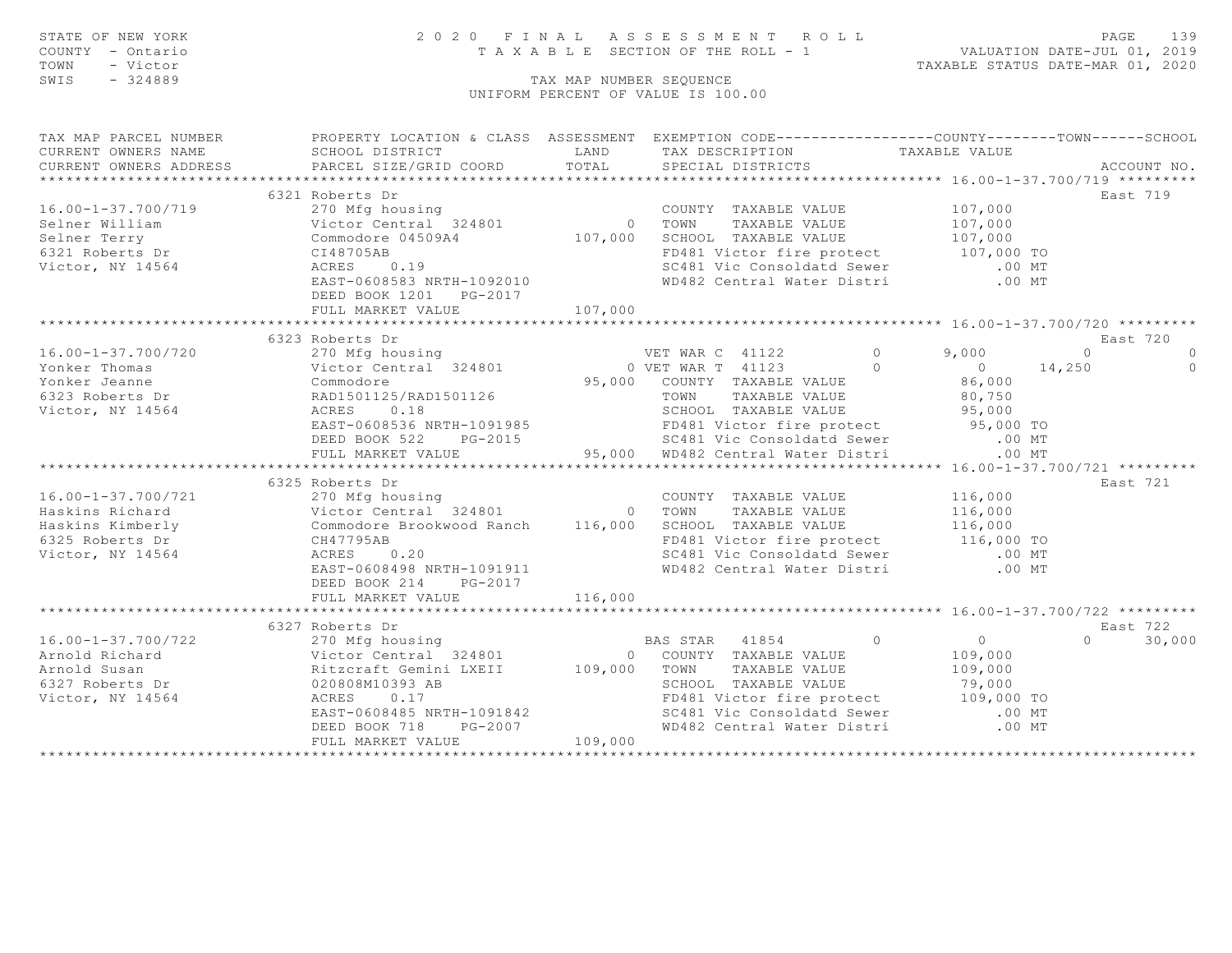STATE OF NEW YORK — 2020 FINAL ASSESSMENT ROLL — TAXABLE SECTION OF THE ROLL - 1
COUNTY - Ontario — VALUATION DATE-JUL 01, 2019
TOWN - Victor — TAXABLE STATUS DATE-MAR 01, 2020
SWIS - 324889 — TAX MAP NUMBER SEQUENCE — UNIFORM PERCENT OF VALUE IS 100.00

| TAX MAP PARCEL NUMBER / CURRENT OWNERS NAME / CURRENT OWNERS ADDRESS | PROPERTY LOCATION & CLASS / SCHOOL DISTRICT / PARCEL SIZE/GRID COORD | ASSESSMENT LAND / TOTAL | EXEMPTION CODE / TAX DESCRIPTION / SPECIAL DISTRICTS | COUNTY TAXABLE VALUE | TOWN | SCHOOL | ACCOUNT NO. |
|---|---|---|---|---|---|---|---|
| **16.00-1-37.700/719** | 6321 Roberts Dr | | | | | | East 719 |
| | 270 Mfg housing | | COUNTY TAXABLE VALUE | 107,000 | | | |
| Selner William | Victor Central 324801 | 0 | TOWN TAXABLE VALUE | 107,000 | | | |
| Selner Terry | Commodore 04509A4 | 107,000 | SCHOOL TAXABLE VALUE | 107,000 | | | |
| 6321 Roberts Dr | CI48705AB | | FD481 Victor fire protect | 107,000 TO | | | |
| Victor, NY 14564 | ACRES 0.19 | | SC481 Vic Consoldatd Sewer | .00 MT | | | |
| | EAST-0608583 NRTH-1092010 | | WD482 Central Water Distri | .00 MT | | | |
| | DEED BOOK 1201 PG-2017 | | | | | | |
| | FULL MARKET VALUE | 107,000 | | | | | |
| **16.00-1-37.700/720** | 6323 Roberts Dr | | | | | | East 720 |
| | 270 Mfg housing | | VET WAR C 41122 0 | 9,000 | 0 | 0 | |
| Yonker Thomas | Victor Central 324801 | 0 | VET WAR T 41123 0 | 0 | 14,250 | 0 | |
| Yonker Jeanne | Commodore | 95,000 | COUNTY TAXABLE VALUE | 86,000 | | | |
| 6323 Roberts Dr | RAD1501125/RAD1501126 | | TOWN TAXABLE VALUE | 80,750 | | | |
| Victor, NY 14564 | ACRES 0.18 | | SCHOOL TAXABLE VALUE | 95,000 | | | |
| | EAST-0608536 NRTH-1091985 | | FD481 Victor fire protect | 95,000 TO | | | |
| | DEED BOOK 522 PG-2015 | | SC481 Vic Consoldatd Sewer | .00 MT | | | |
| | FULL MARKET VALUE | 95,000 | WD482 Central Water Distri | .00 MT | | | |
| **16.00-1-37.700/721** | 6325 Roberts Dr | | | | | | East 721 |
| | 270 Mfg housing | | COUNTY TAXABLE VALUE | 116,000 | | | |
| Haskins Richard | Victor Central 324801 | 0 | TOWN TAXABLE VALUE | 116,000 | | | |
| Haskins Kimberly | Commodore Brookwood Ranch | 116,000 | SCHOOL TAXABLE VALUE | 116,000 | | | |
| 6325 Roberts Dr | CH47795AB | | FD481 Victor fire protect | 116,000 TO | | | |
| Victor, NY 14564 | ACRES 0.20 | | SC481 Vic Consoldatd Sewer | .00 MT | | | |
| | EAST-0608498 NRTH-1091911 | | WD482 Central Water Distri | .00 MT | | | |
| | DEED BOOK 214 PG-2017 | | | | | | |
| | FULL MARKET VALUE | 116,000 | | | | | |
| **16.00-1-37.700/722** | 6327 Roberts Dr | | | | | | East 722 |
| | 270 Mfg housing | | BAS STAR 41854 0 | 0 | 0 | 30,000 | |
| Arnold Richard | Victor Central 324801 | 0 | COUNTY TAXABLE VALUE | 109,000 | | | |
| Arnold Susan | Ritzcraft Gemini LXEII | 109,000 | TOWN TAXABLE VALUE | 109,000 | | | |
| 6327 Roberts Dr | 020808M10393 AB | | SCHOOL TAXABLE VALUE | 79,000 | | | |
| Victor, NY 14564 | ACRES 0.17 | | FD481 Victor fire protect | 109,000 TO | | | |
| | EAST-0608485 NRTH-1091842 | | SC481 Vic Consoldatd Sewer | .00 MT | | | |
| | DEED BOOK 718 PG-2007 | | WD482 Central Water Distri | .00 MT | | | |
| | FULL MARKET VALUE | 109,000 | | | | | |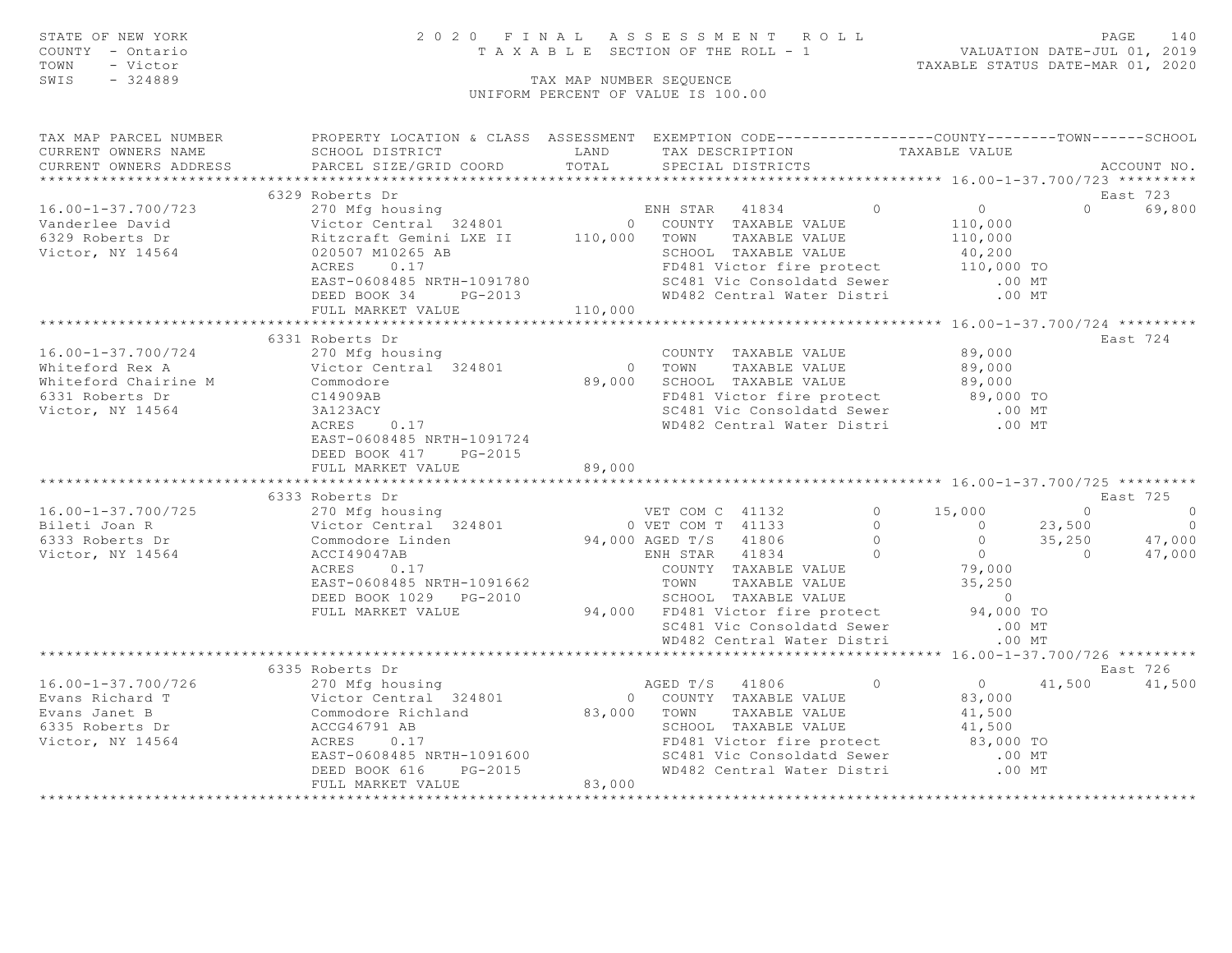STATE OF NEW YORK
COUNTY - Ontario
TOWN - Victor
SWIS - 324889

2020 FINAL ASSESSMENT ROLL
TAXABLE SECTION OF THE ROLL - 1
TAX MAP NUMBER SEQUENCE
UNIFORM PERCENT OF VALUE IS 100.00

VALUATION DATE-JUL 01, 2019
TAXABLE STATUS DATE-MAR 01, 2020

```
TAX MAP PARCEL NUMBER          PROPERTY LOCATION & CLASS  ASSESSMENT  EXEMPTION CODE------------------COUNTY--------TOWN------SCHOOL
CURRENT OWNERS NAME            SCHOOL DISTRICT               LAND      TAX DESCRIPTION             TAXABLE VALUE
CURRENT OWNERS ADDRESS         PARCEL SIZE/GRID COORD        TOTAL     SPECIAL DISTRICTS                                     ACCOUNT NO.
******************************************************************************************************* 16.00-1-37.700/723 *********
                               6329 Roberts Dr                                                                              East 723
16.00-1-37.700/723             270 Mfg housing                         ENH STAR  41834          0          0            0     69,800
Vanderlee David                Victor Central  324801            0    COUNTY  TAXABLE VALUE            110,000
6329 Roberts Dr                Ritzcraft Gemini LXE II     110,000    TOWN    TAXABLE VALUE            110,000
Victor, NY 14564               020507 M10265 AB                       SCHOOL  TAXABLE VALUE             40,200
                               ACRES    0.17                          FD481 Victor fire protect        110,000 TO
                               EAST-0608485 NRTH-1091780              SC481 Vic Consoldatd Sewer           .00 MT
                               DEED BOOK 34      PG-2013              WD482 Central Water Distri           .00 MT
                               FULL MARKET VALUE           110,000
******************************************************************************************************* 16.00-1-37.700/724 *********
                               6331 Roberts Dr                                                                              East 724
16.00-1-37.700/724             270 Mfg housing                        COUNTY  TAXABLE VALUE             89,000
Whiteford Rex A                Victor Central  324801            0    TOWN    TAXABLE VALUE             89,000
Whiteford Chairine M           Commodore                    89,000    SCHOOL  TAXABLE VALUE             89,000
6331 Roberts Dr                C14909AB                               FD481 Victor fire protect         89,000 TO
Victor, NY 14564               3A123ACY                               SC481 Vic Consoldatd Sewer           .00 MT
                               ACRES    0.17                          WD482 Central Water Distri           .00 MT
                               EAST-0608485 NRTH-1091724
                               DEED BOOK 417     PG-2015
                               FULL MARKET VALUE            89,000
******************************************************************************************************* 16.00-1-37.700/725 *********
                               6333 Roberts Dr                                                                              East 725
16.00-1-37.700/725             270 Mfg housing                        VET COM C 41132           0     15,000            0          0
Bileti Joan R                  Victor Central  324801            0    VET COM T 41133           0          0       23,500          0
6333 Roberts Dr                Commodore Linden             94,000    AGED T/S  41806           0          0       35,250     47,000
Victor, NY 14564               ACCI49047AB                            ENH STAR  41834           0          0            0     47,000
                               ACRES    0.17                          COUNTY  TAXABLE VALUE             79,000
                               EAST-0608485 NRTH-1091662              TOWN    TAXABLE VALUE             35,250
                               DEED BOOK 1029    PG-2010              SCHOOL  TAXABLE VALUE                  0
                               FULL MARKET VALUE            94,000    FD481 Victor fire protect         94,000 TO
                                                                      SC481 Vic Consoldatd Sewer           .00 MT
                                                                      WD482 Central Water Distri           .00 MT
******************************************************************************************************* 16.00-1-37.700/726 *********
                               6335 Roberts Dr                                                                              East 726
16.00-1-37.700/726             270 Mfg housing                        AGED T/S  41806           0          0       41,500     41,500
Evans Richard T                Victor Central  324801            0    COUNTY  TAXABLE VALUE             83,000
Evans Janet B                  Commodore Richland           83,000    TOWN    TAXABLE VALUE             41,500
6335 Roberts Dr                ACCG46791 AB                           SCHOOL  TAXABLE VALUE             41,500
Victor, NY 14564               ACRES    0.17                          FD481 Victor fire protect         83,000 TO
                               EAST-0608485 NRTH-1091600              SC481 Vic Consoldatd Sewer           .00 MT
                               DEED BOOK 616     PG-2015              WD482 Central Water Distri           .00 MT
                               FULL MARKET VALUE            83,000
************************************************************************************************************************************
```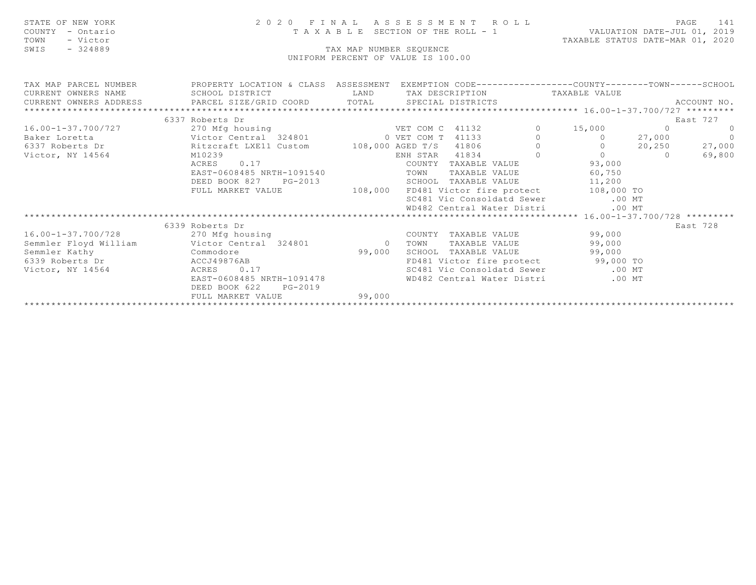STATE OF NEW YORK
COUNTY - Ontario
TOWN - Victor
SWIS - 324889

# 2020 FINAL ASSESSMENT ROLL

TAXABLE SECTION OF THE ROLL - 1

TAX MAP NUMBER SEQUENCE

UNIFORM PERCENT OF VALUE IS 100.00

VALUATION DATE-JUL 01, 2019
TAXABLE STATUS DATE-MAR 01, 2020

| TAX MAP PARCEL NUMBER / CURRENT OWNERS NAME / CURRENT OWNERS ADDRESS | PROPERTY LOCATION & CLASS / SCHOOL DISTRICT / PARCEL SIZE/GRID COORD | ASSESSMENT LAND / TOTAL | EXEMPTION CODE / TAX DESCRIPTION / SPECIAL DISTRICTS | | COUNTY / TAXABLE VALUE | TOWN | SCHOOL / ACCOUNT NO. |
|---|---|---|---|---|---|---|---|
| **16.00-1-37.700/727** | 6337 Roberts Dr | | | | | | East 727 |
| 16.00-1-37.700/727 | 270 Mfg housing | | VET COM C 41132 | 0 | 15,000 | 0 | 0 |
| Baker Loretta | Victor Central 324801 | 0 | VET COM T 41133 | 0 | 0 | 27,000 | 0 |
| 6337 Roberts Dr | Ritzcraft LXE11 Custom | 108,000 | AGED T/S 41806 | 0 | 0 | 20,250 | 27,000 |
| Victor, NY 14564 | M10239 | | ENH STAR 41834 | 0 | 0 | 0 | 69,800 |
| | ACRES 0.17 | | COUNTY TAXABLE VALUE | | 93,000 | | |
| | EAST-0608485 NRTH-1091540 | | TOWN TAXABLE VALUE | | 60,750 | | |
| | DEED BOOK 827 PG-2013 | | SCHOOL TAXABLE VALUE | | 11,200 | | |
| | FULL MARKET VALUE | 108,000 | FD481 Victor fire protect | | 108,000 TO | | |
| | | | SC481 Vic Consoldatd Sewer | | .00 MT | | |
| | | | WD482 Central Water Distri | | .00 MT | | |
| **16.00-1-37.700/728** | 6339 Roberts Dr | | | | | | East 728 |
| 16.00-1-37.700/728 | 270 Mfg housing | | COUNTY TAXABLE VALUE | | 99,000 | | |
| Semmler Floyd William | Victor Central 324801 | 0 | TOWN TAXABLE VALUE | | 99,000 | | |
| Semmler Kathy | Commodore | 99,000 | SCHOOL TAXABLE VALUE | | 99,000 | | |
| 6339 Roberts Dr | ACCJ49876AB | | FD481 Victor fire protect | | 99,000 TO | | |
| Victor, NY 14564 | ACRES 0.17 | | SC481 Vic Consoldatd Sewer | | .00 MT | | |
| | EAST-0608485 NRTH-1091478 | | WD482 Central Water Distri | | .00 MT | | |
| | DEED BOOK 622 PG-2019 | | | | | | |
| | FULL MARKET VALUE | 99,000 | | | | | |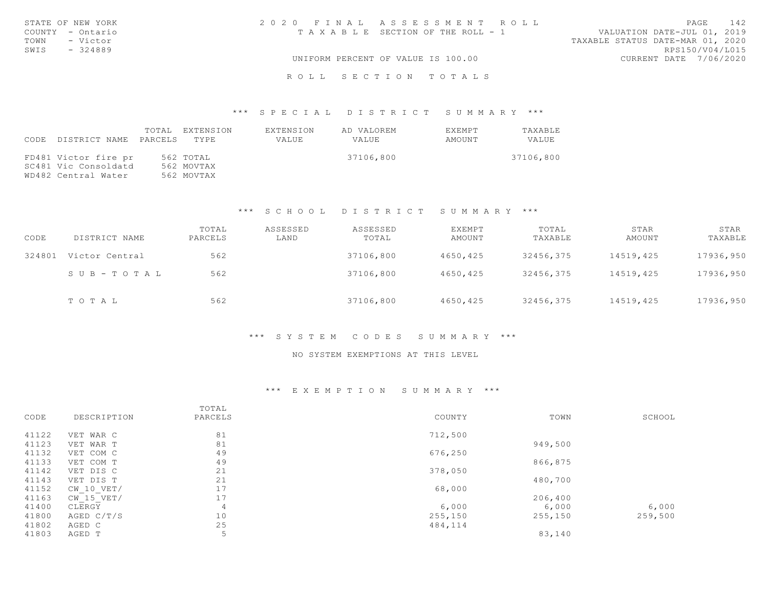STATE OF NEW YORK
COUNTY - Ontario
TOWN - Victor
SWIS - 324889

2020 FINAL ASSESSMENT ROLL
TAXABLE SECTION OF THE ROLL - 1

UNIFORM PERCENT OF VALUE IS 100.00

VALUATION DATE-JUL 01, 2019
TAXABLE STATUS DATE-MAR 01, 2020
RPS150/V04/L015
CURRENT DATE 7/06/2020

## ROLL SECTION TOTALS

### *** SPECIAL DISTRICT SUMMARY ***

| CODE | DISTRICT NAME | TOTAL PARCELS | EXTENSION TYPE | EXTENSION VALUE | AD VALOREM VALUE | EXEMPT AMOUNT | TAXABLE VALUE |
|---|---|---|---|---|---|---|---|
| FD481 | Victor fire pr | 562 | TOTAL | | 37106,800 | | 37106,800 |
| SC481 | Vic Consoldatd | 562 | MOVTAX | | | | |
| WD482 | Central Water | 562 | MOVTAX | | | | |

### *** SCHOOL DISTRICT SUMMARY ***

| CODE | DISTRICT NAME | TOTAL PARCELS | ASSESSED LAND | ASSESSED TOTAL | EXEMPT AMOUNT | TOTAL TAXABLE | STAR AMOUNT | STAR TAXABLE |
|---|---|---|---|---|---|---|---|---|
| 324801 | Victor Central | 562 | | 37106,800 | 4650,425 | 32456,375 | 14519,425 | 17936,950 |
| | SUB-TOTAL | 562 | | 37106,800 | 4650,425 | 32456,375 | 14519,425 | 17936,950 |
| | TOTAL | 562 | | 37106,800 | 4650,425 | 32456,375 | 14519,425 | 17936,950 |

### *** SYSTEM CODES SUMMARY ***

NO SYSTEM EXEMPTIONS AT THIS LEVEL

### *** EXEMPTION SUMMARY ***

| CODE | DESCRIPTION | TOTAL PARCELS | COUNTY | TOWN | SCHOOL |
|---|---|---|---|---|---|
| 41122 | VET WAR C | 81 | 712,500 | | |
| 41123 | VET WAR T | 81 | | 949,500 | |
| 41132 | VET COM C | 49 | 676,250 | | |
| 41133 | VET COM T | 49 | | 866,875 | |
| 41142 | VET DIS C | 21 | 378,050 | | |
| 41143 | VET DIS T | 21 | | 480,700 | |
| 41152 | CW_10_VET/ | 17 | 68,000 | | |
| 41163 | CW_15_VET/ | 17 | | 206,400 | |
| 41400 | CLERGY | 4 | 6,000 | 6,000 | 6,000 |
| 41800 | AGED C/T/S | 10 | 255,150 | 255,150 | 259,500 |
| 41802 | AGED C | 25 | 484,114 | | |
| 41803 | AGED T | 5 | | 83,140 | |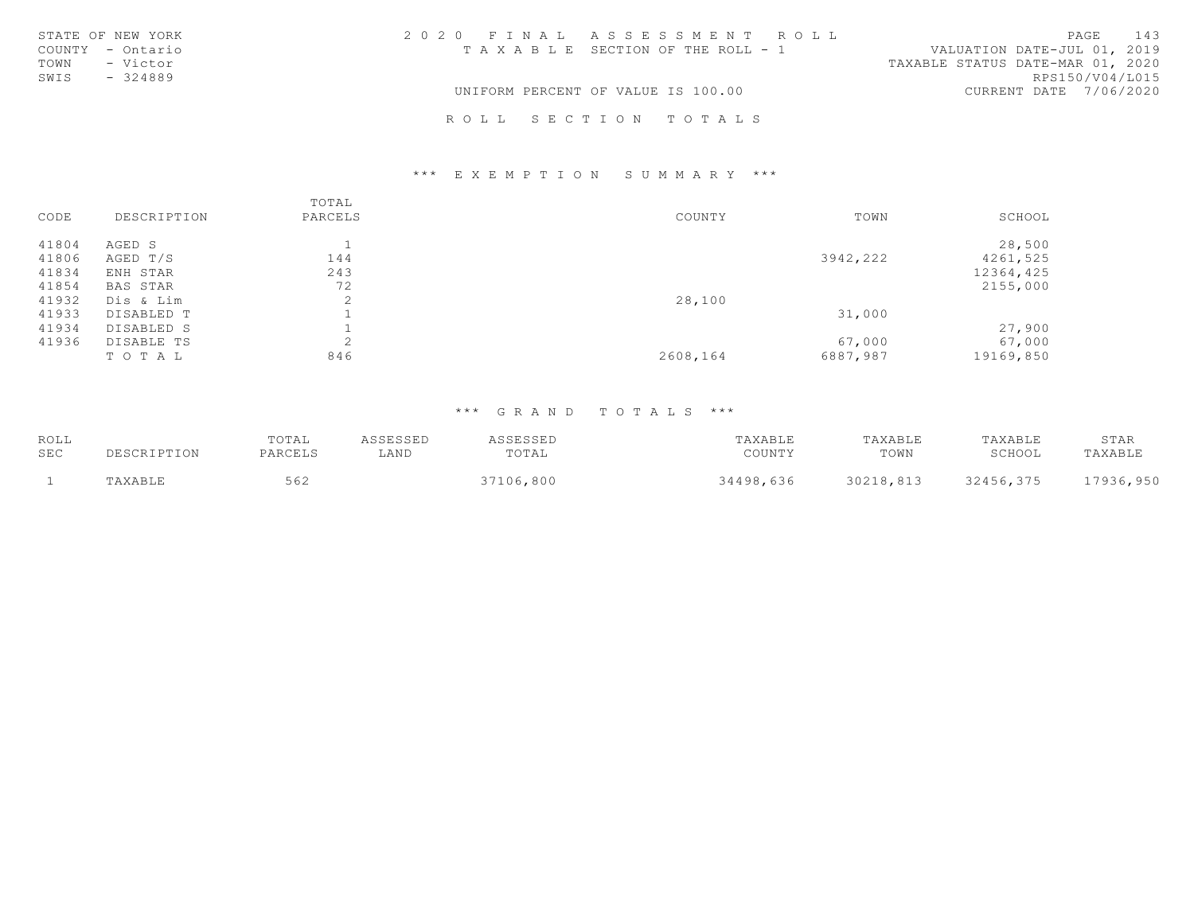STATE OF NEW YORK
COUNTY - Ontario
TOWN - Victor
SWIS - 324889

2020 FINAL ASSESSMENT ROLL
TAXABLE SECTION OF THE ROLL - 1
UNIFORM PERCENT OF VALUE IS 100.00

VALUATION DATE-JUL 01, 2019
TAXABLE STATUS DATE-MAR 01, 2020
RPS150/V04/L015
CURRENT DATE 7/06/2020

## ROLL SECTION TOTALS

### *** EXEMPTION SUMMARY ***

| CODE | DESCRIPTION | TOTAL PARCELS | COUNTY | TOWN | SCHOOL |
|---|---|---|---|---|---|
| 41804 | AGED S | 1 | | | 28,500 |
| 41806 | AGED T/S | 144 | | 3942,222 | 4261,525 |
| 41834 | ENH STAR | 243 | | | 12364,425 |
| 41854 | BAS STAR | 72 | | | 2155,000 |
| 41932 | Dis & Lim | 2 | 28,100 | | |
| 41933 | DISABLED T | 1 | | 31,000 | |
| 41934 | DISABLED S | 1 | | | 27,900 |
| 41936 | DISABLE TS | 2 | | 67,000 | 67,000 |
| | TOTAL | 846 | 2608,164 | 6887,987 | 19169,850 |

### *** GRAND TOTALS ***

| ROLL SEC | DESCRIPTION | TOTAL PARCELS | ASSESSED LAND | ASSESSED TOTAL | TAXABLE COUNTY | TAXABLE TOWN | TAXABLE SCHOOL | STAR TAXABLE |
|---|---|---|---|---|---|---|---|---|
| 1 | TAXABLE | 562 | | 37106,800 | 34498,636 | 30218,813 | 32456,375 | 17936,950 |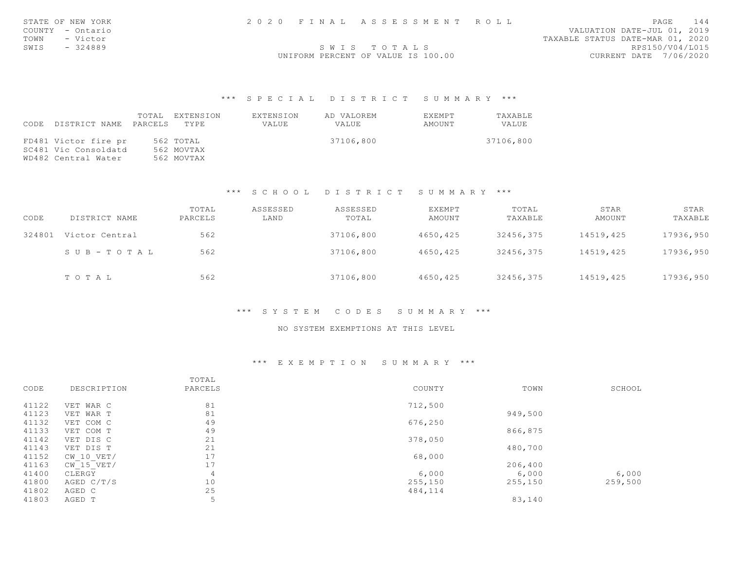STATE OF NEW YORK
COUNTY - Ontario
TOWN - Victor
SWIS - 324889

2020 FINAL ASSESSMENT ROLL

SWIS TOTALS

UNIFORM PERCENT OF VALUE IS 100.00

VALUATION DATE-JUL 01, 2019
TAXABLE STATUS DATE-MAR 01, 2020
RPS150/V04/L015
CURRENT DATE 7/06/2020

### *** SPECIAL DISTRICT SUMMARY ***

| CODE | DISTRICT NAME | TOTAL PARCELS | EXTENSION TYPE | EXTENSION VALUE | AD VALOREM VALUE | EXEMPT AMOUNT | TAXABLE VALUE |
|---|---|---|---|---|---|---|---|
| FD481 | Victor fire pr | 562 | TOTAL | | 37106,800 | | 37106,800 |
| SC481 | Vic Consoldatd | 562 | MOVTAX | | | | |
| WD482 | Central Water | 562 | MOVTAX | | | | |

### *** SCHOOL DISTRICT SUMMARY ***

| CODE | DISTRICT NAME | TOTAL PARCELS | ASSESSED LAND | ASSESSED TOTAL | EXEMPT AMOUNT | TOTAL TAXABLE | STAR AMOUNT | STAR TAXABLE |
|---|---|---|---|---|---|---|---|---|
| 324801 | Victor Central | 562 | | 37106,800 | 4650,425 | 32456,375 | 14519,425 | 17936,950 |
| | SUB-TOTAL | 562 | | 37106,800 | 4650,425 | 32456,375 | 14519,425 | 17936,950 |
| | TOTAL | 562 | | 37106,800 | 4650,425 | 32456,375 | 14519,425 | 17936,950 |

### *** SYSTEM CODES SUMMARY ***

NO SYSTEM EXEMPTIONS AT THIS LEVEL

### *** EXEMPTION SUMMARY ***

| CODE | DESCRIPTION | TOTAL PARCELS | COUNTY | TOWN | SCHOOL |
|---|---|---|---|---|---|
| 41122 | VET WAR C | 81 | 712,500 | | |
| 41123 | VET WAR T | 81 | | 949,500 | |
| 41132 | VET COM C | 49 | 676,250 | | |
| 41133 | VET COM T | 49 | | 866,875 | |
| 41142 | VET DIS C | 21 | 378,050 | | |
| 41143 | VET DIS T | 21 | | 480,700 | |
| 41152 | CW_10_VET/ | 17 | 68,000 | | |
| 41163 | CW_15_VET/ | 17 | | 206,400 | |
| 41400 | CLERGY | 4 | 6,000 | 6,000 | 6,000 |
| 41800 | AGED C/T/S | 10 | 255,150 | 255,150 | 259,500 |
| 41802 | AGED C | 25 | 484,114 | | |
| 41803 | AGED T | 5 | | 83,140 | |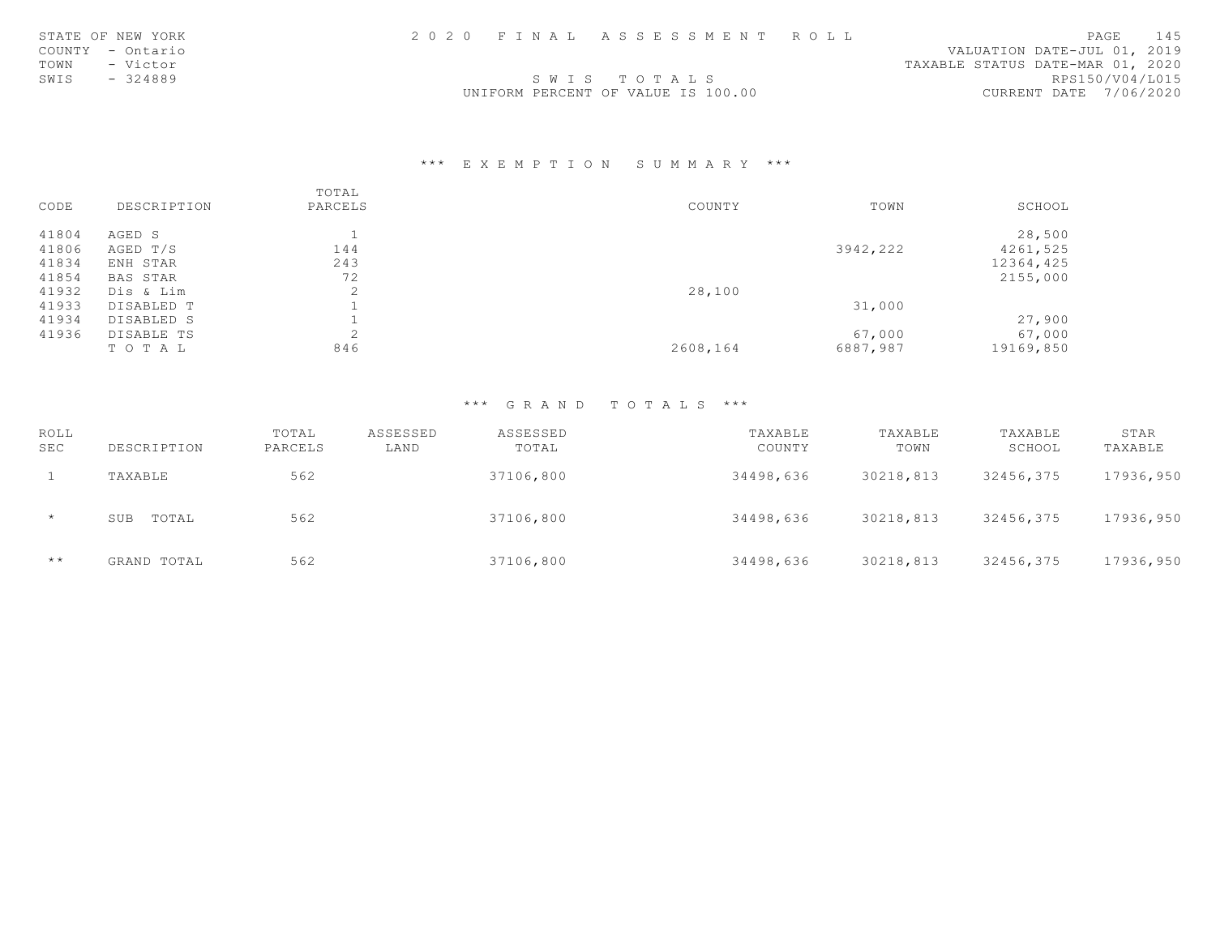STATE OF NEW YORK
COUNTY - Ontario
TOWN - Victor
SWIS - 324889

2020 FINAL ASSESSMENT ROLL

SWIS TOTALS

UNIFORM PERCENT OF VALUE IS 100.00

VALUATION DATE-JUL 01, 2019
TAXABLE STATUS DATE-MAR 01, 2020
RPS150/V04/L015
CURRENT DATE 7/06/2020

## *** EXEMPTION SUMMARY ***

| CODE | DESCRIPTION | TOTAL PARCELS | COUNTY | TOWN | SCHOOL |
|---|---|---|---|---|---|
| 41804 | AGED S | 1 | | | 28,500 |
| 41806 | AGED T/S | 144 | | 3942,222 | 4261,525 |
| 41834 | ENH STAR | 243 | | | 12364,425 |
| 41854 | BAS STAR | 72 | | | 2155,000 |
| 41932 | Dis & Lim | 2 | 28,100 | | |
| 41933 | DISABLED T | 1 | | 31,000 | |
| 41934 | DISABLED S | 1 | | | 27,900 |
| 41936 | DISABLE TS | 2 | | 67,000 | 67,000 |
| | T O T A L | 846 | 2608,164 | 6887,987 | 19169,850 |

## *** GRAND TOTALS ***

| ROLL SEC | DESCRIPTION | TOTAL PARCELS | ASSESSED LAND | ASSESSED TOTAL | TAXABLE COUNTY | TAXABLE TOWN | TAXABLE SCHOOL | STAR TAXABLE |
|---|---|---|---|---|---|---|---|---|
| 1 | TAXABLE | 562 | | 37106,800 | 34498,636 | 30218,813 | 32456,375 | 17936,950 |
| * | SUB TOTAL | 562 | | 37106,800 | 34498,636 | 30218,813 | 32456,375 | 17936,950 |
| ** | GRAND TOTAL | 562 | | 37106,800 | 34498,636 | 30218,813 | 32456,375 | 17936,950 |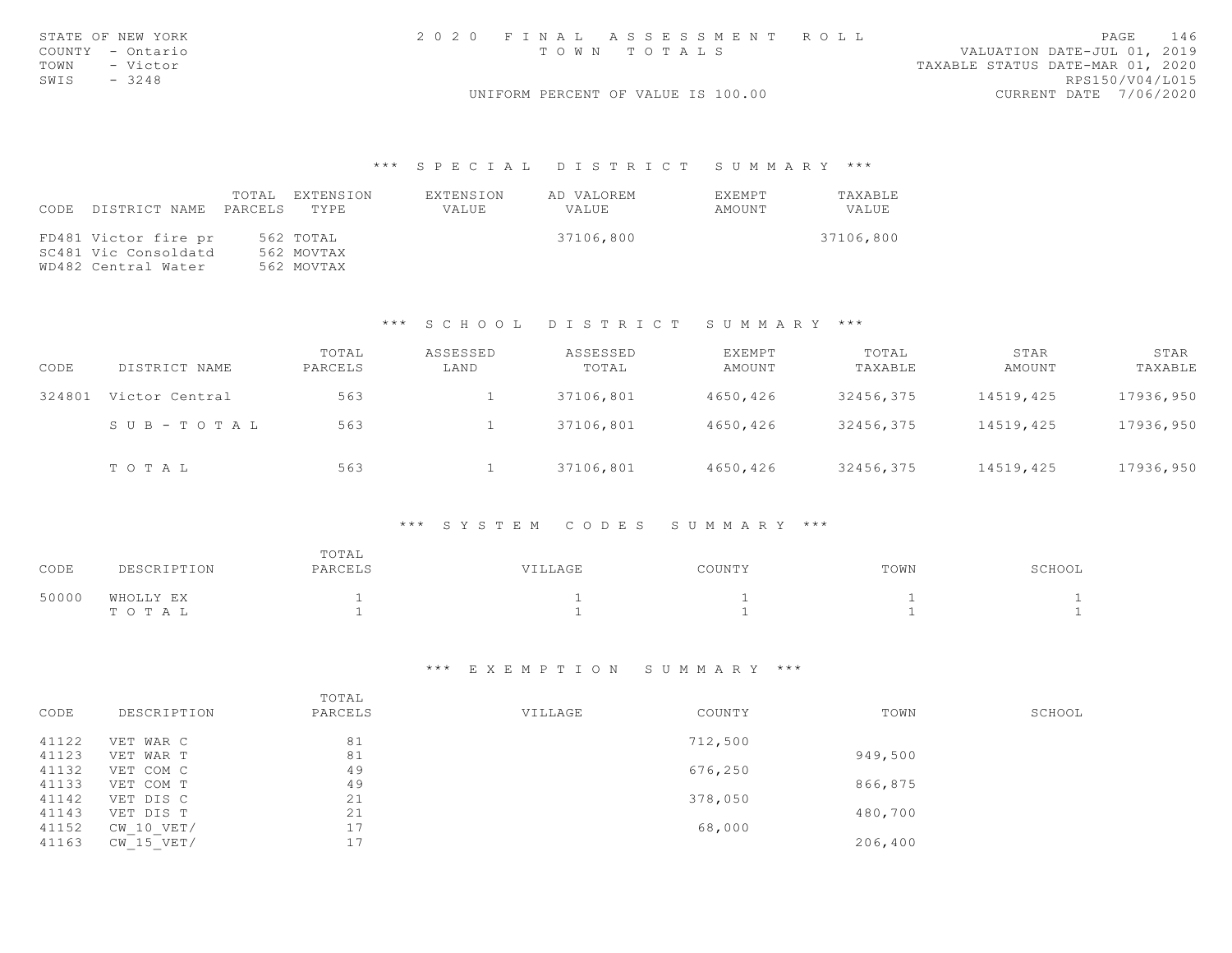STATE OF NEW YORK
COUNTY - Ontario
TOWN - Victor
SWIS - 3248

2 0 2 0 F I N A L A S S E S S M E N T R O L L
T O W N T O T A L S

UNIFORM PERCENT OF VALUE IS 100.00

VALUATION DATE-JUL 01, 2019
TAXABLE STATUS DATE-MAR 01, 2020
RPS150/V04/L015
CURRENT DATE 7/06/2020

### *** S P E C I A L D I S T R I C T S U M M A R Y ***

| CODE | DISTRICT NAME | TOTAL PARCELS | EXTENSION TYPE | EXTENSION VALUE | AD VALOREM VALUE | EXEMPT AMOUNT | TAXABLE VALUE |
|---|---|---|---|---|---|---|---|
| FD481 | Victor fire pr | 562 | TOTAL | | 37106,800 | | 37106,800 |
| SC481 | Vic Consoldatd | 562 | MOVTAX | | | | |
| WD482 | Central Water | 562 | MOVTAX | | | | |

### *** S C H O O L D I S T R I C T S U M M A R Y ***

| CODE | DISTRICT NAME | TOTAL PARCELS | ASSESSED LAND | ASSESSED TOTAL | EXEMPT AMOUNT | TOTAL TAXABLE | STAR AMOUNT | STAR TAXABLE |
|---|---|---|---|---|---|---|---|---|
| 324801 | Victor Central | 563 | 1 | 37106,801 | 4650,426 | 32456,375 | 14519,425 | 17936,950 |
| | S U B - T O T A L | 563 | 1 | 37106,801 | 4650,426 | 32456,375 | 14519,425 | 17936,950 |
| | T O T A L | 563 | 1 | 37106,801 | 4650,426 | 32456,375 | 14519,425 | 17936,950 |

### *** S Y S T E M C O D E S S U M M A R Y ***

| CODE | DESCRIPTION | TOTAL PARCELS | VILLAGE | COUNTY | TOWN | SCHOOL |
|---|---|---|---|---|---|---|
| 50000 | WHOLLY EX | 1 | 1 | 1 | 1 | 1 |
| | T O T A L | 1 | 1 | 1 | 1 | 1 |

### *** E X E M P T I O N S U M M A R Y ***

| CODE | DESCRIPTION | TOTAL PARCELS | VILLAGE | COUNTY | TOWN | SCHOOL |
|---|---|---|---|---|---|---|
| 41122 | VET WAR C | 81 | | 712,500 | | |
| 41123 | VET WAR T | 81 | | | 949,500 | |
| 41132 | VET COM C | 49 | | 676,250 | | |
| 41133 | VET COM T | 49 | | | 866,875 | |
| 41142 | VET DIS C | 21 | | 378,050 | | |
| 41143 | VET DIS T | 21 | | | 480,700 | |
| 41152 | CW_10_VET/ | 17 | | 68,000 | | |
| 41163 | CW_15_VET/ | 17 | | | 206,400 | |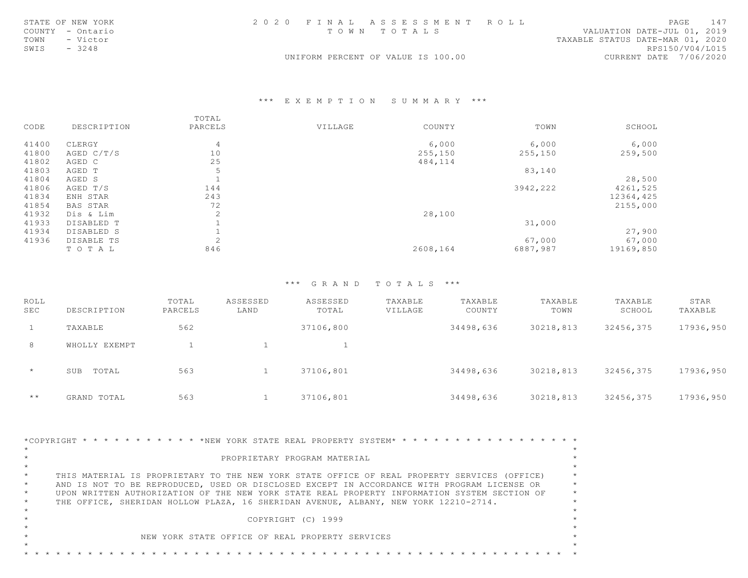STATE OF NEW YORK
COUNTY - Ontario
TOWN - Victor
SWIS - 3248

2 0 2 0 F I N A L A S S E S S M E N T R O L L
T O W N T O T A L S

UNIFORM PERCENT OF VALUE IS 100.00

VALUATION DATE-JUL 01, 2019
TAXABLE STATUS DATE-MAR 01, 2020
RPS150/V04/L015
CURRENT DATE 7/06/2020

### *** E X E M P T I O N S U M M A R Y ***

| CODE | DESCRIPTION | TOTAL PARCELS | VILLAGE | COUNTY | TOWN | SCHOOL |
|---|---|---|---|---|---|---|
| 41400 | CLERGY | 4 | | 6,000 | 6,000 | 6,000 |
| 41800 | AGED C/T/S | 10 | | 255,150 | 255,150 | 259,500 |
| 41802 | AGED C | 25 | | 484,114 | | |
| 41803 | AGED T | 5 | | | 83,140 | |
| 41804 | AGED S | 1 | | | | 28,500 |
| 41806 | AGED T/S | 144 | | | 3942,222 | 4261,525 |
| 41834 | ENH STAR | 243 | | | | 12364,425 |
| 41854 | BAS STAR | 72 | | | | 2155,000 |
| 41932 | Dis & Lim | 2 | | 28,100 | | |
| 41933 | DISABLED T | 1 | | | 31,000 | |
| 41934 | DISABLED S | 1 | | | | 27,900 |
| 41936 | DISABLE TS | 2 | | | 67,000 | 67,000 |
| | T O T A L | 846 | | 2608,164 | 6887,987 | 19169,850 |

### *** G R A N D T O T A L S ***

| ROLL SEC | DESCRIPTION | TOTAL PARCELS | ASSESSED LAND | ASSESSED TOTAL | TAXABLE VILLAGE | TAXABLE COUNTY | TAXABLE TOWN | TAXABLE SCHOOL | STAR TAXABLE |
|---|---|---|---|---|---|---|---|---|---|
| 1 | TAXABLE | 562 | | 37106,800 | | 34498,636 | 30218,813 | 32456,375 | 17936,950 |
| 8 | WHOLLY EXEMPT | 1 | 1 | 1 | | | | | |
| * | SUB TOTAL | 563 | 1 | 37106,801 | | 34498,636 | 30218,813 | 32456,375 | 17936,950 |
| ** | GRAND TOTAL | 563 | 1 | 37106,801 | | 34498,636 | 30218,813 | 32456,375 | 17936,950 |

*COPYRIGHT * * * * * * * * * * * *NEW YORK STATE REAL PROPERTY SYSTEM* * * * * * * * * * * * * * * * * *

PROPRIETARY PROGRAM MATERIAL

THIS MATERIAL IS PROPRIETARY TO THE NEW YORK STATE OFFICE OF REAL PROPERTY SERVICES (OFFICE) AND IS NOT TO BE REPRODUCED, USED OR DISCLOSED EXCEPT IN ACCORDANCE WITH PROGRAM LICENSE OR UPON WRITTEN AUTHORIZATION OF THE NEW YORK STATE REAL PROPERTY INFORMATION SYSTEM SECTION OF THE OFFICE, SHERIDAN HOLLOW PLAZA, 16 SHERIDAN AVENUE, ALBANY, NEW YORK 12210-2714.

COPYRIGHT (C) 1999

NEW YORK STATE OFFICE OF REAL PROPERTY SERVICES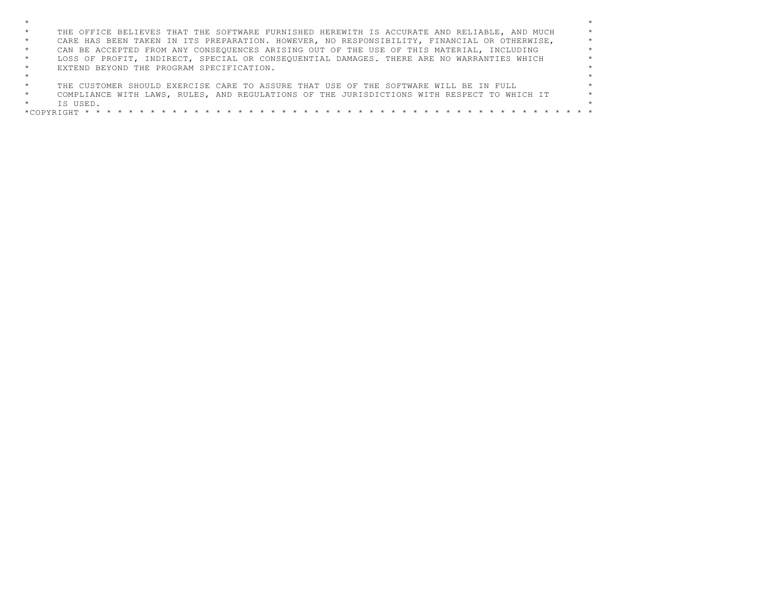```
*                                                                                                           *
*     THE OFFICE BELIEVES THAT THE SOFTWARE FURNISHED HEREWITH IS ACCURATE AND RELIABLE, AND MUCH          *
*     CARE HAS BEEN TAKEN IN ITS PREPARATION. HOWEVER, NO RESPONSIBILITY, FINANCIAL OR OTHERWISE,          *
*     CAN BE ACCEPTED FROM ANY CONSEQUENCES ARISING OUT OF THE USE OF THIS MATERIAL, INCLUDING             *
*     LOSS OF PROFIT, INDIRECT, SPECIAL OR CONSEQUENTIAL DAMAGES. THERE ARE NO WARRANTIES WHICH             *
*     EXTEND BEYOND THE PROGRAM SPECIFICATION.                                                              *
*                                                                                                           *
*     THE CUSTOMER SHOULD EXERCISE CARE TO ASSURE THAT USE OF THE SOFTWARE WILL BE IN FULL                  *
*     COMPLIANCE WITH LAWS, RULES, AND REGULATIONS OF THE JURISDICTIONS WITH RESPECT TO WHICH IT            *
*     IS USED.                                                                                              *
*COPYRIGHT * * * * * * * * * * * * * * * * * * * * * * * * * * * * * * * * * * * * * * * * * * * * * * * *
```